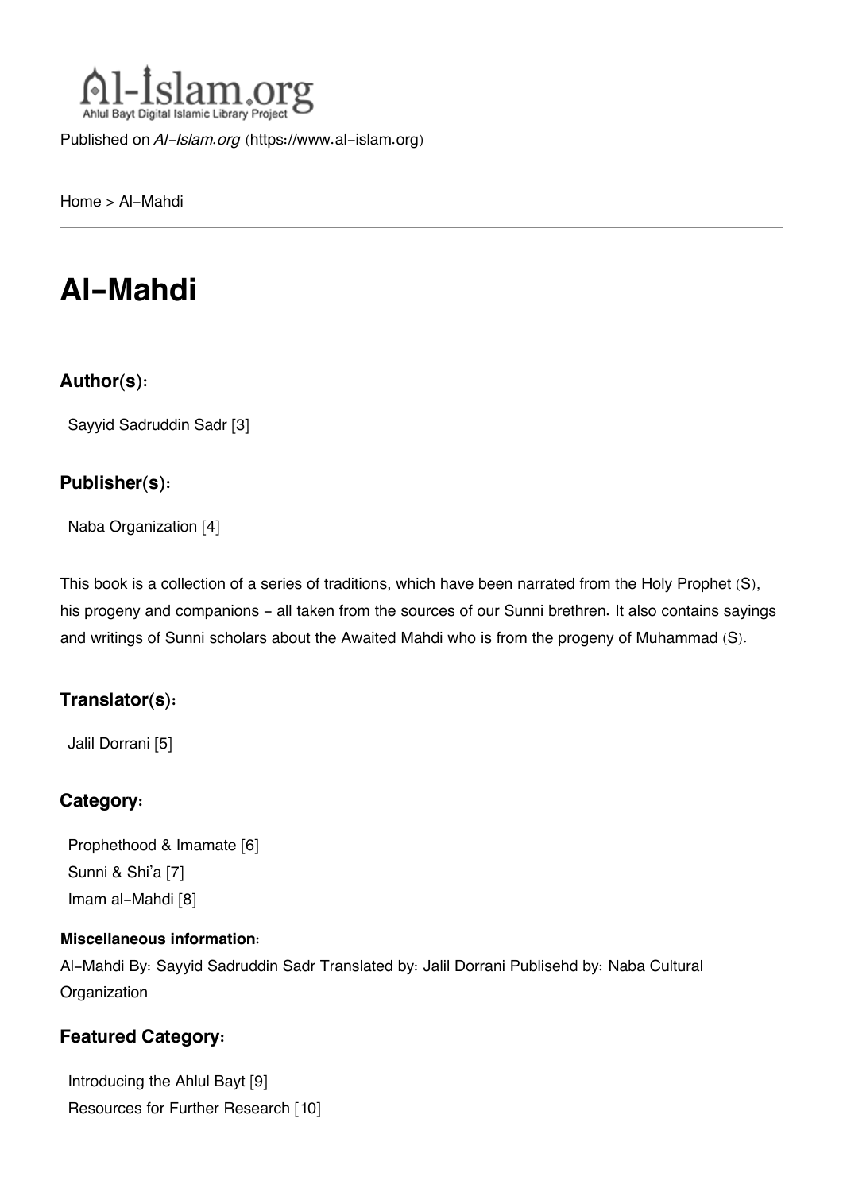Published on *Al-Islam.org* (https://www.al-islam.org)

Home > Al-Mahdi

# Al-Mahdi

### Author(s):

Sayyid Sadruddin Sadr [3]

### Publisher(s):

Naba Organization [4]

This book is a collection of a series of traditions, which have been narrated from the Holy Prophet (S), his progeny and companions - all taken from the sources of our Sunni brethren. It also contains sayings and writings of Sunni scholars about the Awaited Mahdi who is from the progeny of Muhammad (S).

### Translator(s):

Jalil Dorrani [5]

### Category:

Prophethood & Imamate [6]
Sunni & Shi'a [7]
Imam al-Mahdi [8]

#### Miscellaneous information:

Al-Mahdi By: Sayyid Sadruddin Sadr Translated by: Jalil Dorrani Publisehd by: Naba Cultural Organization

### Featured Category:

Introducing the Ahlul Bayt [9]
Resources for Further Research [10]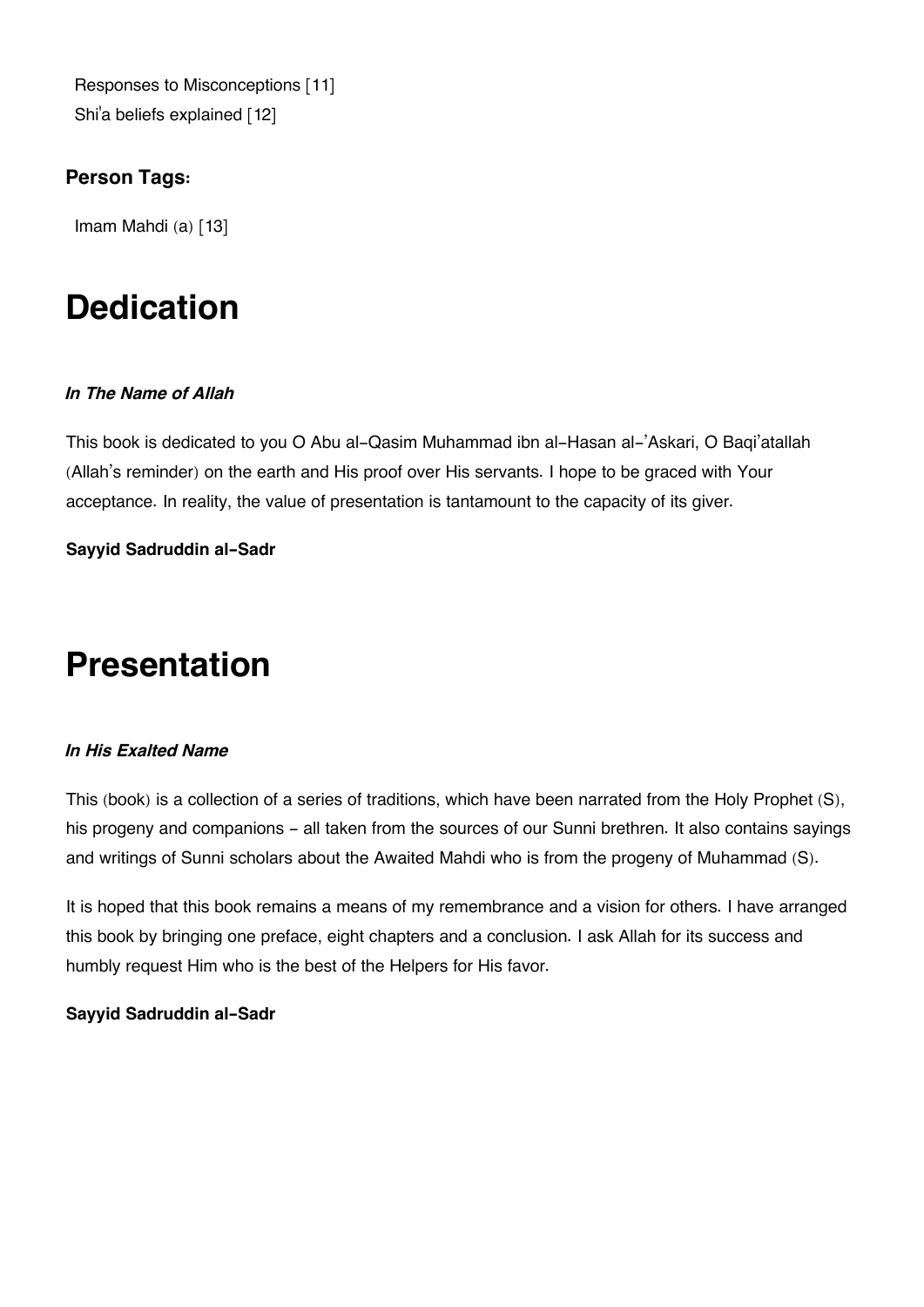Responses to Misconceptions [11]
Shi'a beliefs explained [12]

### Person Tags:

Imam Mahdi (a) [13]

# Dedication

***In The Name of Allah***

This book is dedicated to you O Abu al-Qasim Muhammad ibn al-Hasan al-'Askari, O Baqi'atallah (Allah's reminder) on the earth and His proof over His servants. I hope to be graced with Your acceptance. In reality, the value of presentation is tantamount to the capacity of its giver.

**Sayyid Sadruddin al-Sadr**

# Presentation

***In His Exalted Name***

This (book) is a collection of a series of traditions, which have been narrated from the Holy Prophet (S), his progeny and companions - all taken from the sources of our Sunni brethren. It also contains sayings and writings of Sunni scholars about the Awaited Mahdi who is from the progeny of Muhammad (S).

It is hoped that this book remains a means of my remembrance and a vision for others. I have arranged this book by bringing one preface, eight chapters and a conclusion. I ask Allah for its success and humbly request Him who is the best of the Helpers for His favor.

**Sayyid Sadruddin al-Sadr**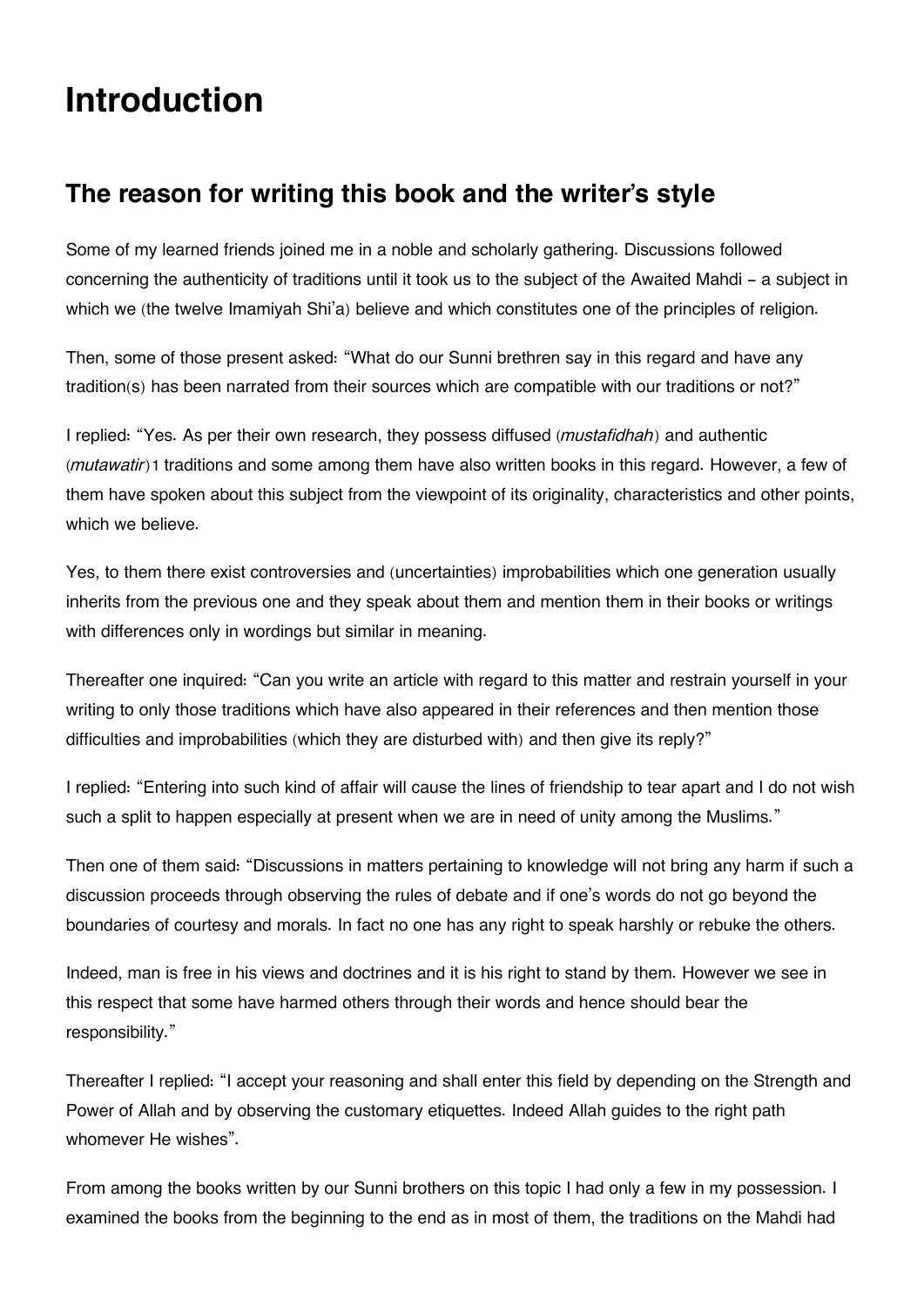# Introduction

## The reason for writing this book and the writer's style

Some of my learned friends joined me in a noble and scholarly gathering. Discussions followed concerning the authenticity of traditions until it took us to the subject of the Awaited Mahdi – a subject in which we (the twelve Imamiyah Shi'a) believe and which constitutes one of the principles of religion.

Then, some of those present asked: "What do our Sunni brethren say in this regard and have any tradition(s) has been narrated from their sources which are compatible with our traditions or not?"

I replied: "Yes. As per their own research, they possess diffused (*mustafidhah*) and authentic (*mutawatir*)[1] traditions and some among them have also written books in this regard. However, a few of them have spoken about this subject from the viewpoint of its originality, characteristics and other points, which we believe.

Yes, to them there exist controversies and (uncertainties) improbabilities which one generation usually inherits from the previous one and they speak about them and mention them in their books or writings with differences only in wordings but similar in meaning.

Thereafter one inquired: "Can you write an article with regard to this matter and restrain yourself in your writing to only those traditions which have also appeared in their references and then mention those difficulties and improbabilities (which they are disturbed with) and then give its reply?"

I replied: "Entering into such kind of affair will cause the lines of friendship to tear apart and I do not wish such a split to happen especially at present when we are in need of unity among the Muslims."

Then one of them said: "Discussions in matters pertaining to knowledge will not bring any harm if such a discussion proceeds through observing the rules of debate and if one's words do not go beyond the boundaries of courtesy and morals. In fact no one has any right to speak harshly or rebuke the others.

Indeed, man is free in his views and doctrines and it is his right to stand by them. However we see in this respect that some have harmed others through their words and hence should bear the responsibility."

Thereafter I replied: "I accept your reasoning and shall enter this field by depending on the Strength and Power of Allah and by observing the customary etiquettes. Indeed Allah guides to the right path whomever He wishes".

From among the books written by our Sunni brothers on this topic I had only a few in my possession. I examined the books from the beginning to the end as in most of them, the traditions on the Mahdi had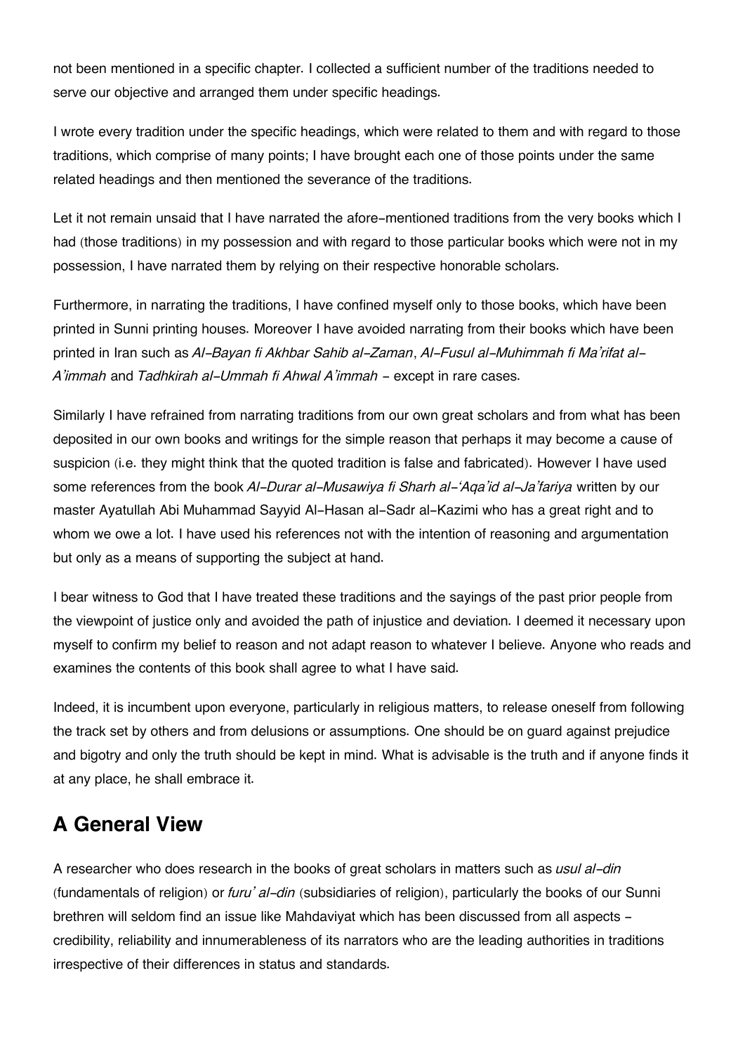not been mentioned in a specific chapter. I collected a sufficient number of the traditions needed to serve our objective and arranged them under specific headings.

I wrote every tradition under the specific headings, which were related to them and with regard to those traditions, which comprise of many points; I have brought each one of those points under the same related headings and then mentioned the severance of the traditions.

Let it not remain unsaid that I have narrated the afore-mentioned traditions from the very books which I had (those traditions) in my possession and with regard to those particular books which were not in my possession, I have narrated them by relying on their respective honorable scholars.

Furthermore, in narrating the traditions, I have confined myself only to those books, which have been printed in Sunni printing houses. Moreover I have avoided narrating from their books which have been printed in Iran such as *Al-Bayan fi Akhbar Sahib al-Zaman*, *Al-Fusul al-Muhimmah fi Ma'rifat al-A'immah* and *Tadhkirah al-Ummah fi Ahwal A'immah* - except in rare cases.

Similarly I have refrained from narrating traditions from our own great scholars and from what has been deposited in our own books and writings for the simple reason that perhaps it may become a cause of suspicion (i.e. they might think that the quoted tradition is false and fabricated). However I have used some references from the book *Al-Durar al-Musawiya fi Sharh al-'Aqa'id al-Ja'fariya* written by our master Ayatullah Abi Muhammad Sayyid Al-Hasan al-Sadr al-Kazimi who has a great right and to whom we owe a lot. I have used his references not with the intention of reasoning and argumentation but only as a means of supporting the subject at hand.

I bear witness to God that I have treated these traditions and the sayings of the past prior people from the viewpoint of justice only and avoided the path of injustice and deviation. I deemed it necessary upon myself to confirm my belief to reason and not adapt reason to whatever I believe. Anyone who reads and examines the contents of this book shall agree to what I have said.

Indeed, it is incumbent upon everyone, particularly in religious matters, to release oneself from following the track set by others and from delusions or assumptions. One should be on guard against prejudice and bigotry and only the truth should be kept in mind. What is advisable is the truth and if anyone finds it at any place, he shall embrace it.

## A General View

A researcher who does research in the books of great scholars in matters such as *usul al-din* (fundamentals of religion) or *furu' al-din* (subsidiaries of religion), particularly the books of our Sunni brethren will seldom find an issue like Mahdaviyat which has been discussed from all aspects - credibility, reliability and innumerableness of its narrators who are the leading authorities in traditions irrespective of their differences in status and standards.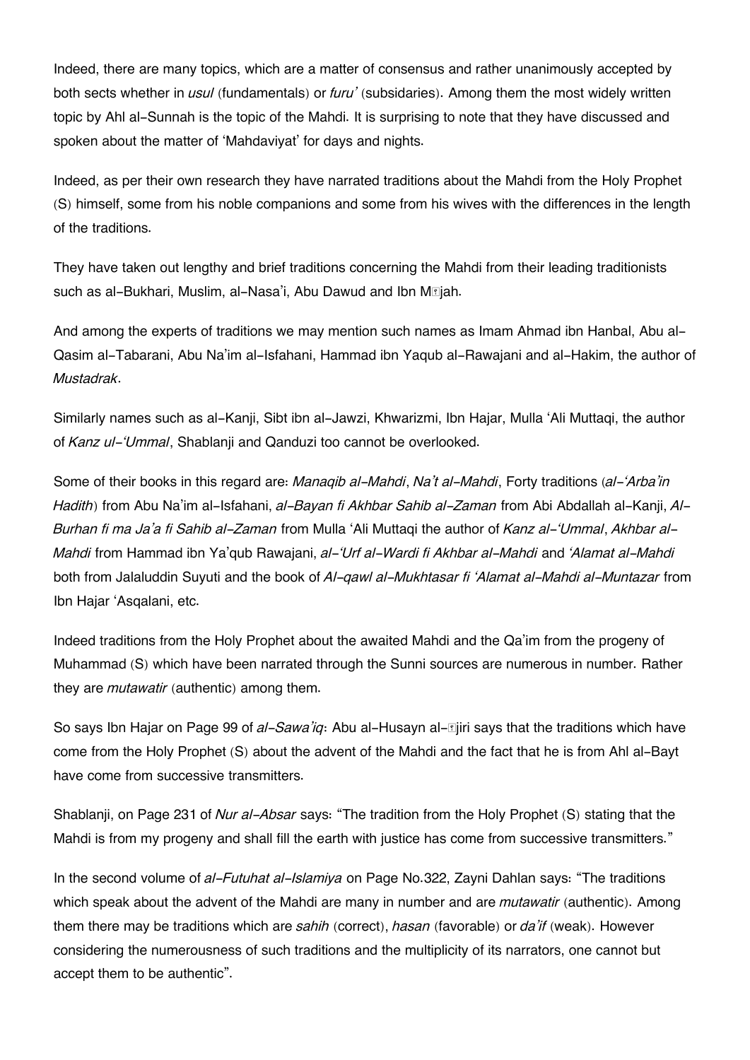Indeed, there are many topics, which are a matter of consensus and rather unanimously accepted by both sects whether in *usul* (fundamentals) or *furu'* (subsidaries). Among them the most widely written topic by Ahl al-Sunnah is the topic of the Mahdi. It is surprising to note that they have discussed and spoken about the matter of 'Mahdaviyat' for days and nights.

Indeed, as per their own research they have narrated traditions about the Mahdi from the Holy Prophet (S) himself, some from his noble companions and some from his wives with the differences in the length of the traditions.

They have taken out lengthy and brief traditions concerning the Mahdi from their leading traditionists such as al-Bukhari, Muslim, al-Nasa'i, Abu Dawud and Ibn Mājah.

And among the experts of traditions we may mention such names as Imam Ahmad ibn Hanbal, Abu al-Qasim al-Tabarani, Abu Na'im al-Isfahani, Hammad ibn Yaqub al-Rawajani and al-Hakim, the author of *Mustadrak*.

Similarly names such as al-Kanji, Sibt ibn al-Jawzi, Khwarizmi, Ibn Hajar, Mulla 'Ali Muttaqi, the author of *Kanz ul-'Ummal*, Shablanji and Qanduzi too cannot be overlooked.

Some of their books in this regard are: *Manaqib al-Mahdi*, *Na't al-Mahdi*, Forty traditions (*al-'Arba'in Hadith*) from Abu Na'im al-Isfahani, *al-Bayan fi Akhbar Sahib al-Zaman* from Abi Abdallah al-Kanji, *Al-Burhan fi ma Ja'a fi Sahib al-Zaman* from Mulla 'Ali Muttaqi the author of *Kanz al-'Ummal*, *Akhbar al-Mahdi* from Hammad ibn Ya'qub Rawajani, *al-'Urf al-Wardi fi Akhbar al-Mahdi* and *'Alamat al-Mahdi* both from Jalaluddin Suyuti and the book of *Al-qawl al-Mukhtasar fi 'Alamat al-Mahdi al-Muntazar* from Ibn Hajar 'Asqalani, etc.

Indeed traditions from the Holy Prophet about the awaited Mahdi and the Qa'im from the progeny of Muhammad (S) which have been narrated through the Sunni sources are numerous in number. Rather they are *mutawatir* (authentic) among them.

So says Ibn Hajar on Page 99 of *al-Sawa'iq*: Abu al-Husayn al-Ājiri says that the traditions which have come from the Holy Prophet (S) about the advent of the Mahdi and the fact that he is from Ahl al-Bayt have come from successive transmitters.

Shablanji, on Page 231 of *Nur al-Absar* says: "The tradition from the Holy Prophet (S) stating that the Mahdi is from my progeny and shall fill the earth with justice has come from successive transmitters."

In the second volume of *al-Futuhat al-Islamiya* on Page No.322, Zayni Dahlan says: "The traditions which speak about the advent of the Mahdi are many in number and are *mutawatir* (authentic). Among them there may be traditions which are *sahih* (correct), *hasan* (favorable) or *da'if* (weak). However considering the numerousness of such traditions and the multiplicity of its narrators, one cannot but accept them to be authentic".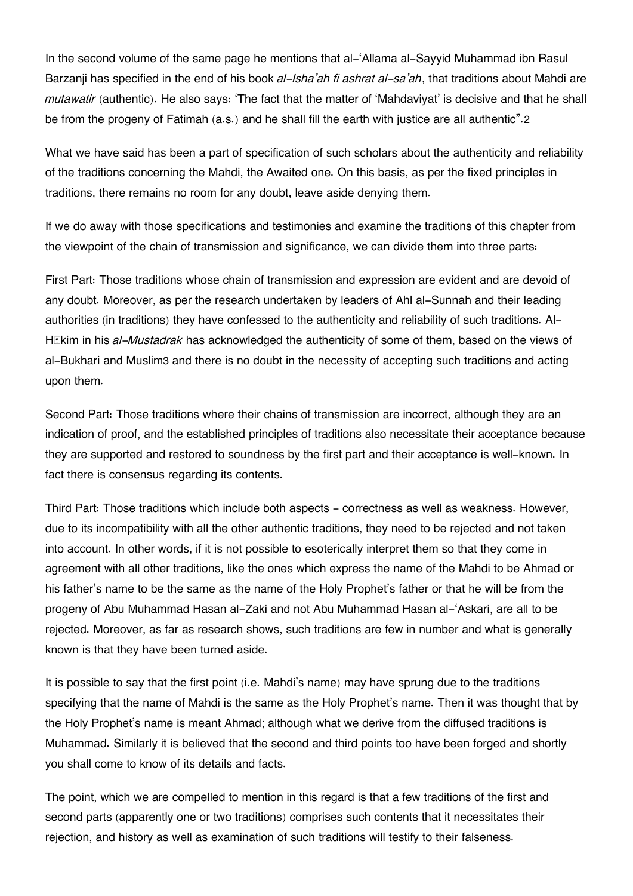In the second volume of the same page he mentions that al-'Allama al-Sayyid Muhammad ibn Rasul Barzanji has specified in the end of his book *al-Isha'ah fi ashrat al-sa'ah*, that traditions about Mahdi are *mutawatir* (authentic). He also says: 'The fact that the matter of 'Mahdaviyat' is decisive and that he shall be from the progeny of Fatimah (a.s.) and he shall fill the earth with justice are all authentic".[2]

What we have said has been a part of specification of such scholars about the authenticity and reliability of the traditions concerning the Mahdi, the Awaited one. On this basis, as per the fixed principles in traditions, there remains no room for any doubt, leave aside denying them.

If we do away with those specifications and testimonies and examine the traditions of this chapter from the viewpoint of the chain of transmission and significance, we can divide them into three parts:

First Part: Those traditions whose chain of transmission and expression are evident and are devoid of any doubt. Moreover, as per the research undertaken by leaders of Ahl al-Sunnah and their leading authorities (in traditions) they have confessed to the authenticity and reliability of such traditions. Al-Hākim in his *al-Mustadrak* has acknowledged the authenticity of some of them, based on the views of al-Bukhari and Muslim[3] and there is no doubt in the necessity of accepting such traditions and acting upon them.

Second Part: Those traditions where their chains of transmission are incorrect, although they are an indication of proof, and the established principles of traditions also necessitate their acceptance because they are supported and restored to soundness by the first part and their acceptance is well-known. In fact there is consensus regarding its contents.

Third Part: Those traditions which include both aspects - correctness as well as weakness. However, due to its incompatibility with all the other authentic traditions, they need to be rejected and not taken into account. In other words, if it is not possible to esoterically interpret them so that they come in agreement with all other traditions, like the ones which express the name of the Mahdi to be Ahmad or his father's name to be the same as the name of the Holy Prophet's father or that he will be from the progeny of Abu Muhammad Hasan al-Zaki and not Abu Muhammad Hasan al-'Askari, are all to be rejected. Moreover, as far as research shows, such traditions are few in number and what is generally known is that they have been turned aside.

It is possible to say that the first point (i.e. Mahdi's name) may have sprung due to the traditions specifying that the name of Mahdi is the same as the Holy Prophet's name. Then it was thought that by the Holy Prophet's name is meant Ahmad; although what we derive from the diffused traditions is Muhammad. Similarly it is believed that the second and third points too have been forged and shortly you shall come to know of its details and facts.

The point, which we are compelled to mention in this regard is that a few traditions of the first and second parts (apparently one or two traditions) comprises such contents that it necessitates their rejection, and history as well as examination of such traditions will testify to their falseness.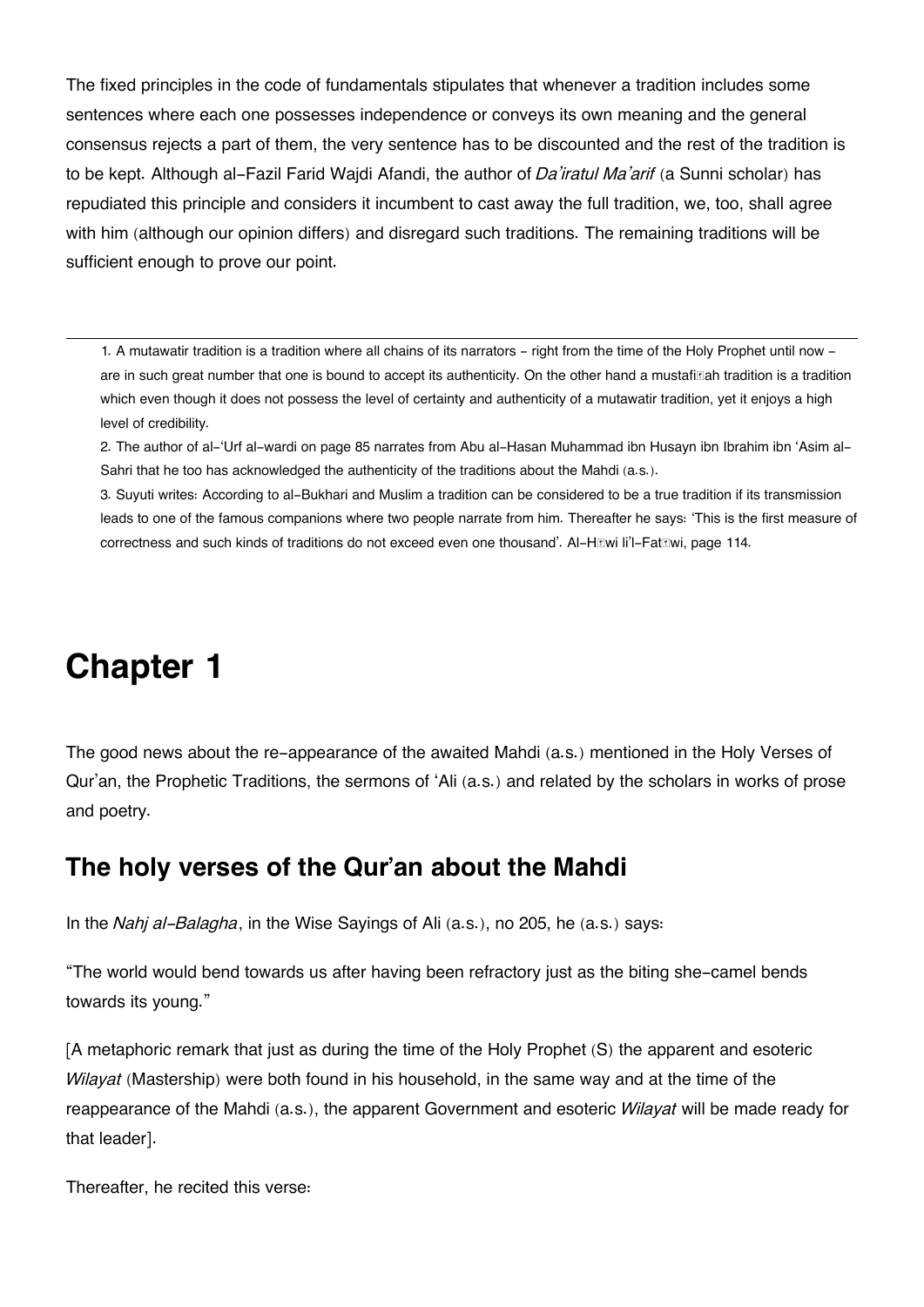The fixed principles in the code of fundamentals stipulates that whenever a tradition includes some sentences where each one possesses independence or conveys its own meaning and the general consensus rejects a part of them, the very sentence has to be discounted and the rest of the tradition is to be kept. Although al-Fazil Farid Wajdi Afandi, the author of *Da'iratul Ma'arif* (a Sunni scholar) has repudiated this principle and considers it incumbent to cast away the full tradition, we, too, shall agree with him (although our opinion differs) and disregard such traditions. The remaining traditions will be sufficient enough to prove our point.

---

1. A mutawatir tradition is a tradition where all chains of its narrators - right from the time of the Holy Prophet until now - are in such great number that one is bound to accept its authenticity. On the other hand a mustafiḍah tradition is a tradition which even though it does not possess the level of certainty and authenticity of a mutawatir tradition, yet it enjoys a high level of credibility.
2. The author of al-'Urf al-wardi on page 85 narrates from Abu al-Hasan Muhammad ibn Husayn ibn Ibrahim ibn 'Asim al-Sahri that he too has acknowledged the authenticity of the traditions about the Mahdi (a.s.).
3. Suyuti writes: According to al-Bukhari and Muslim a tradition can be considered to be a true tradition if its transmission leads to one of the famous companions where two people narrate from him. Thereafter he says: 'This is the first measure of correctness and such kinds of traditions do not exceed even one thousand'. Al-Ḥāwi li'l-Fatāwi, page 114.

# Chapter 1

The good news about the re-appearance of the awaited Mahdi (a.s.) mentioned in the Holy Verses of Qur'an, the Prophetic Traditions, the sermons of 'Ali (a.s.) and related by the scholars in works of prose and poetry.

## The holy verses of the Qur'an about the Mahdi

In the *Nahj al-Balagha*, in the Wise Sayings of Ali (a.s.), no 205, he (a.s.) says:

"The world would bend towards us after having been refractory just as the biting she-camel bends towards its young."

[A metaphoric remark that just as during the time of the Holy Prophet (S) the apparent and esoteric *Wilayat* (Mastership) were both found in his household, in the same way and at the time of the reappearance of the Mahdi (a.s.), the apparent Government and esoteric *Wilayat* will be made ready for that leader].

Thereafter, he recited this verse: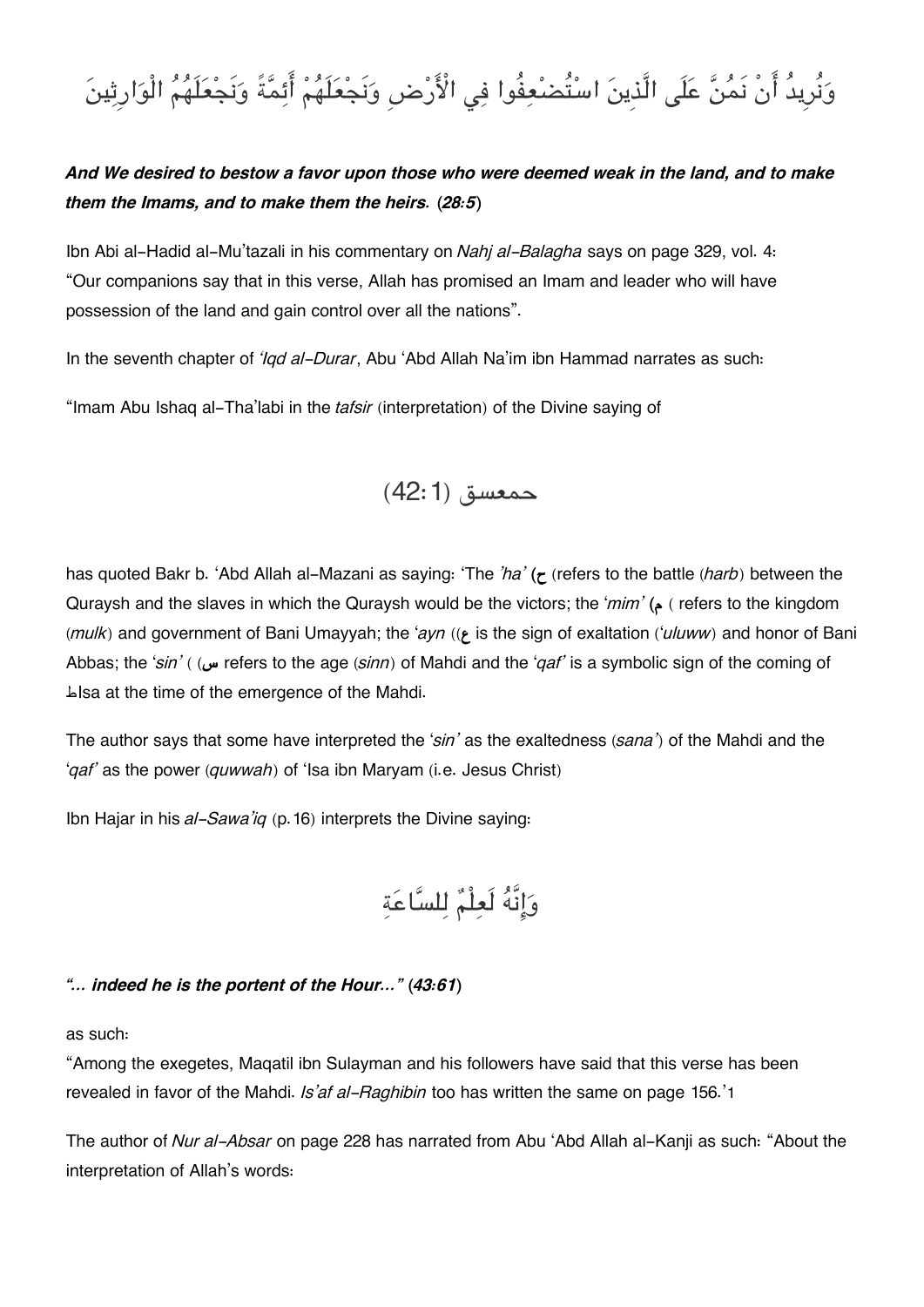وَنُرِيدُ أَنْ نَمُنَّ عَلَى الَّذِينَ اسْتُضْعِفُوا فِي الْأَرْضِ وَنَجْعَلَهُمْ أَئِمَّةً وَنَجْعَلَهُمُ الْوَارِثِينَ

***And We desired to bestow a favor upon those who were deemed weak in the land, and to make them the Imams, and to make them the heirs.* (*28:5*)**

Ibn Abi al-Hadid al-Mu'tazali in his commentary on *Nahj al-Balagha* says on page 329, vol. 4: "Our companions say that in this verse, Allah has promised an Imam and leader who will have possession of the land and gain control over all the nations".

In the seventh chapter of *'Iqd al-Durar*, Abu 'Abd Allah Na'im ibn Hammad narrates as such:

"Imam Abu Ishaq al-Tha'labi in the *tafsir* (interpretation) of the Divine saying of

حمعسق (42:1)

has quoted Bakr b. 'Abd Allah al-Mazani as saying: 'The *'ha'* (ح (refers to the battle (*harb*) between the Quraysh and the slaves in which the Quraysh would be the victors; the '*mim'* (م ( refers to the kingdom (*mulk*) and government of Bani Umayyah; the '*ayn* ((ع is the sign of exaltation ('*uluww*) and honor of Bani Abbas; the '*sin'* ( (س refers to the age (*sinn*) of Mahdi and the '*qaf'* is a symbolic sign of the coming of طIsa at the time of the emergence of the Mahdi.

The author says that some have interpreted the '*sin'* as the exaltedness (*sana'*) of the Mahdi and the '*qaf'* as the power (*quwwah*) of 'Isa ibn Maryam (i.e. Jesus Christ)

Ibn Hajar in his *al-Sawa'iq* (p.16) interprets the Divine saying:

وَإِنَّهُ لَعِلْمٌ لِلسَّاعَةِ

***"... indeed he is the portent of the Hour..."* (*43:61*)**

as such:
"Among the exegetes, Maqatil ibn Sulayman and his followers have said that this verse has been revealed in favor of the Mahdi. *Is'af al-Raghibin* too has written the same on page 156.'[1]

The author of *Nur al-Absar* on page 228 has narrated from Abu 'Abd Allah al-Kanji as such: "About the interpretation of Allah's words: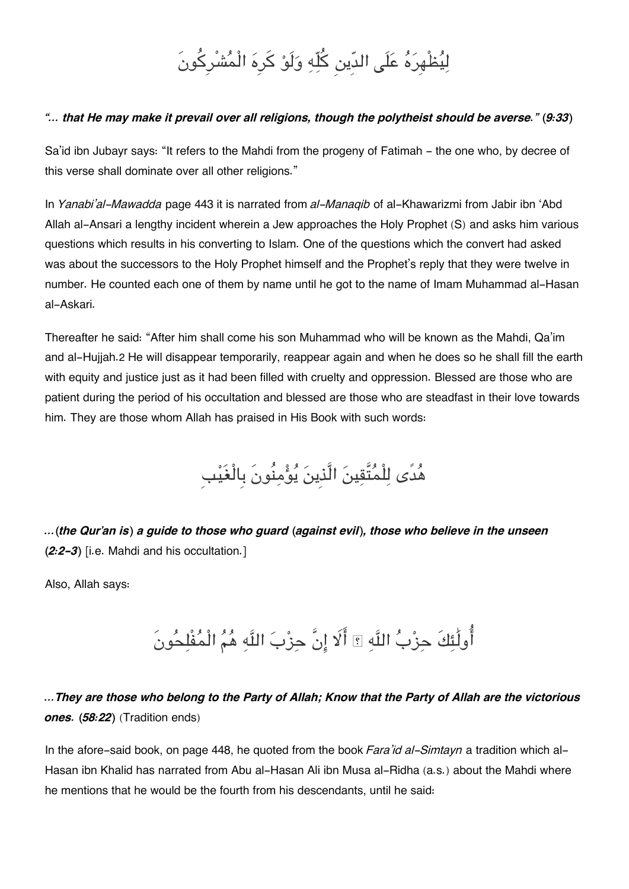لِيُظْهِرَهُ عَلَى الدِّينِ كُلِّهِ وَلَوْ كَرِهَ الْمُشْرِكُونَ

***"... that He may make it prevail over all religions, though the polytheist should be averse." (9:33)***

Sa'id ibn Jubayr says: "It refers to the Mahdi from the progeny of Fatimah - the one who, by decree of this verse shall dominate over all other religions."

In *Yanabi'al-Mawadda* page 443 it is narrated from *al-Manaqib* of al-Khawarizmi from Jabir ibn 'Abd Allah al-Ansari a lengthy incident wherein a Jew approaches the Holy Prophet (S) and asks him various questions which results in his converting to Islam. One of the questions which the convert had asked was about the successors to the Holy Prophet himself and the Prophet's reply that they were twelve in number. He counted each one of them by name until he got to the name of Imam Muhammad al-Hasan al-Askari.

Thereafter he said: "After him shall come his son Muhammad who will be known as the Mahdi, Qa'im and al-Hujjah.2 He will disappear temporarily, reappear again and when he does so he shall fill the earth with equity and justice just as it had been filled with cruelty and oppression. Blessed are those who are patient during the period of his occultation and blessed are those who are steadfast in their love towards him. They are those whom Allah has praised in His Book with such words:

هُدًى لِلْمُتَّقِينَ الَّذِينَ يُؤْمِنُونَ بِالْغَيْبِ

***...(the Qur'an is) a guide to those who guard (against evil), those who believe in the unseen (2:2-3)*** [i.e. Mahdi and his occultation.]

Also, Allah says:

أُولَٰئِكَ حِزْبُ اللَّهِ ۚ أَلَا إِنَّ حِزْبَ اللَّهِ هُمُ الْمُفْلِحُونَ

***...They are those who belong to the Party of Allah; Know that the Party of Allah are the victorious ones. (58:22)*** (Tradition ends)

In the afore-said book, on page 448, he quoted from the book *Fara'id al-Simtayn* a tradition which al-Hasan ibn Khalid has narrated from Abu al-Hasan Ali ibn Musa al-Ridha (a.s.) about the Mahdi where he mentions that he would be the fourth from his descendants, until he said: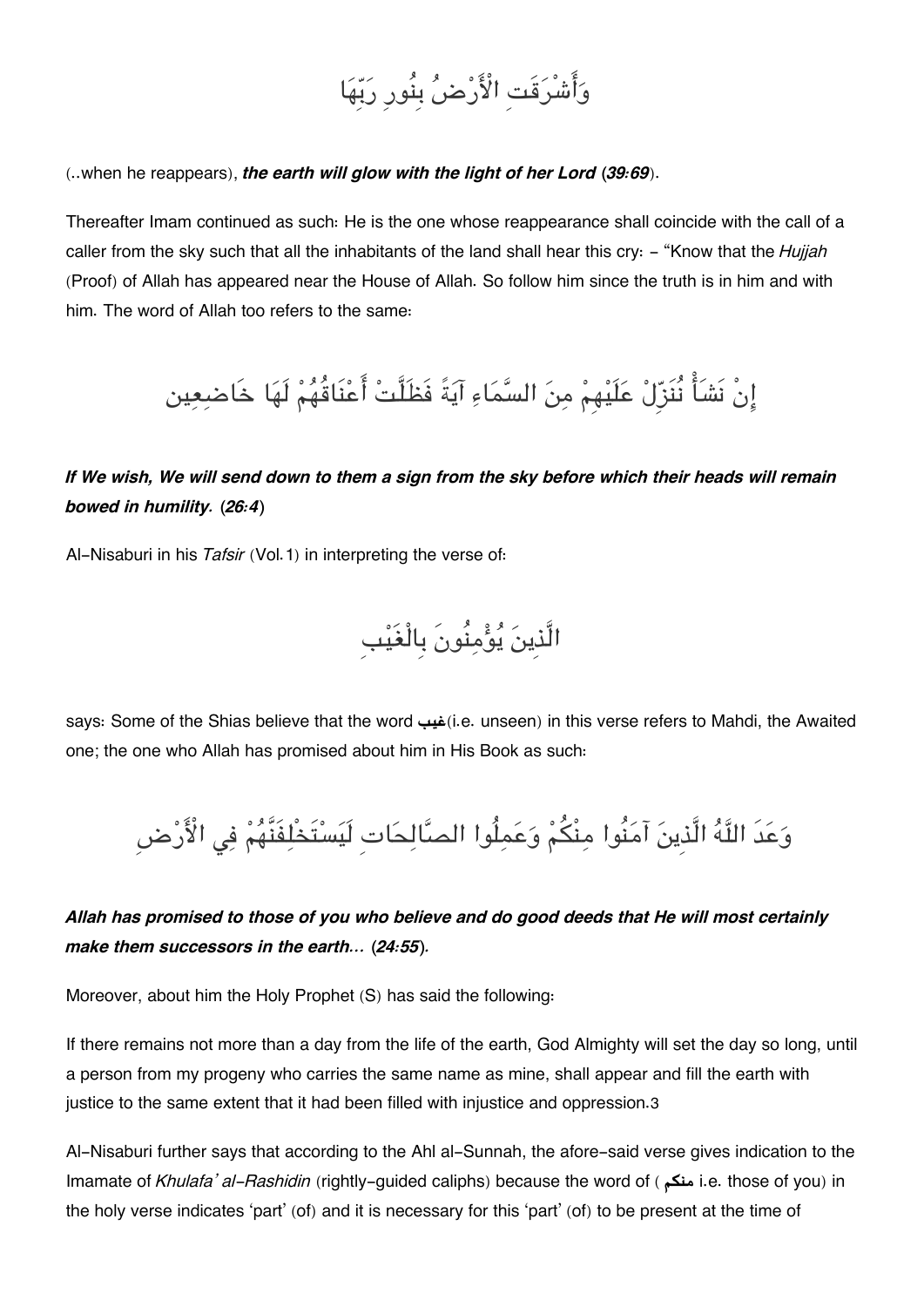وَأَشْرَقَتِ الْأَرْضُ بِنُورِ رَبِّهَا

(..when he reappears), ***the earth will glow with the light of her Lord* (*39:69*)**.

Thereafter Imam continued as such: He is the one whose reappearance shall coincide with the call of a caller from the sky such that all the inhabitants of the land shall hear this cry: - "Know that the *Hujjah* (Proof) of Allah has appeared near the House of Allah. So follow him since the truth is in him and with him. The word of Allah too refers to the same:

إِنْ نَشَأْ نُنَزِّلْ عَلَيْهِمْ مِنَ السَّمَاءِ آيَةً فَظَلَّتْ أَعْنَاقُهُمْ لَهَا خَاضِعِين

***If We wish, We will send down to them a sign from the sky before which their heads will remain bowed in humility.* (*26:4*)**

Al-Nisaburi in his *Tafsir* (Vol.1) in interpreting the verse of:

الَّذِينَ يُؤْمِنُونَ بِالْغَيْبِ

says: Some of the Shias believe that the word **غيب**(i.e. unseen) in this verse refers to Mahdi, the Awaited one; the one who Allah has promised about him in His Book as such:

وَعَدَ اللَّهُ الَّذِينَ آمَنُوا مِنْكُمْ وَعَمِلُوا الصَّالِحَاتِ لَيَسْتَخْلِفَنَّهُمْ فِي الْأَرْضِ

***Allah has promised to those of you who believe and do good deeds that He will most certainly make them successors in the earth...* (*24:55*).**

Moreover, about him the Holy Prophet (S) has said the following:

If there remains not more than a day from the life of the earth, God Almighty will set the day so long, until a person from my progeny who carries the same name as mine, shall appear and fill the earth with justice to the same extent that it had been filled with injustice and oppression.[3]

Al-Nisaburi further says that according to the Ahl al-Sunnah, the afore-said verse gives indication to the Imamate of *Khulafa' al-Rashidin* (rightly-guided caliphs) because the word of ( **منكم** i.e. those of you) in the holy verse indicates 'part' (of) and it is necessary for this 'part' (of) to be present at the time of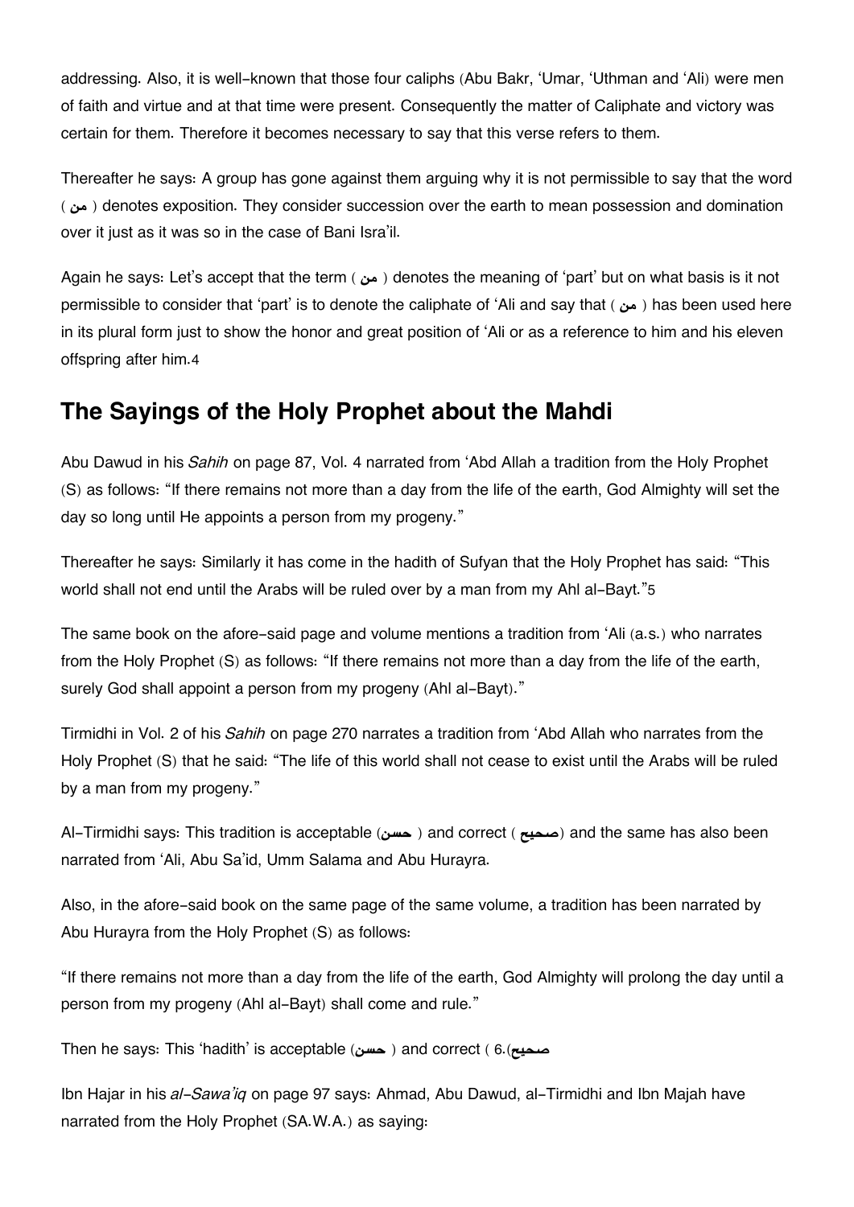addressing. Also, it is well-known that those four caliphs (Abu Bakr, 'Umar, 'Uthman and 'Ali) were men of faith and virtue and at that time were present. Consequently the matter of Caliphate and victory was certain for them. Therefore it becomes necessary to say that this verse refers to them.

Thereafter he says: A group has gone against them arguing why it is not permissible to say that the word ( من ) denotes exposition. They consider succession over the earth to mean possession and domination over it just as it was so in the case of Bani Isra'il.

Again he says: Let's accept that the term ( من ) denotes the meaning of 'part' but on what basis is it not permissible to consider that 'part' is to denote the caliphate of 'Ali and say that ( من ) has been used here in its plural form just to show the honor and great position of 'Ali or as a reference to him and his eleven offspring after him.[4]

## The Sayings of the Holy Prophet about the Mahdi

Abu Dawud in his *Sahih* on page 87, Vol. 4 narrated from 'Abd Allah a tradition from the Holy Prophet (S) as follows: "If there remains not more than a day from the life of the earth, God Almighty will set the day so long until He appoints a person from my progeny."

Thereafter he says: Similarly it has come in the hadith of Sufyan that the Holy Prophet has said: "This world shall not end until the Arabs will be ruled over by a man from my Ahl al-Bayt."[5]

The same book on the afore-said page and volume mentions a tradition from 'Ali (a.s.) who narrates from the Holy Prophet (S) as follows: "If there remains not more than a day from the life of the earth, surely God shall appoint a person from my progeny (Ahl al-Bayt)."

Tirmidhi in Vol. 2 of his *Sahih* on page 270 narrates a tradition from 'Abd Allah who narrates from the Holy Prophet (S) that he said: "The life of this world shall not cease to exist until the Arabs will be ruled by a man from my progeny."

Al-Tirmidhi says: This tradition is acceptable (حسن ) and correct ( صحيح) and the same has also been narrated from 'Ali, Abu Sa'id, Umm Salama and Abu Hurayra.

Also, in the afore-said book on the same page of the same volume, a tradition has been narrated by Abu Hurayra from the Holy Prophet (S) as follows:

"If there remains not more than a day from the life of the earth, God Almighty will prolong the day until a person from my progeny (Ahl al-Bayt) shall come and rule."

Then he says: This 'hadith' is acceptable (حسن ) and correct ( صحيح).[6]

Ibn Hajar in his *al-Sawa'iq* on page 97 says: Ahmad, Abu Dawud, al-Tirmidhi and Ibn Majah have narrated from the Holy Prophet (SA.W.A.) as saying: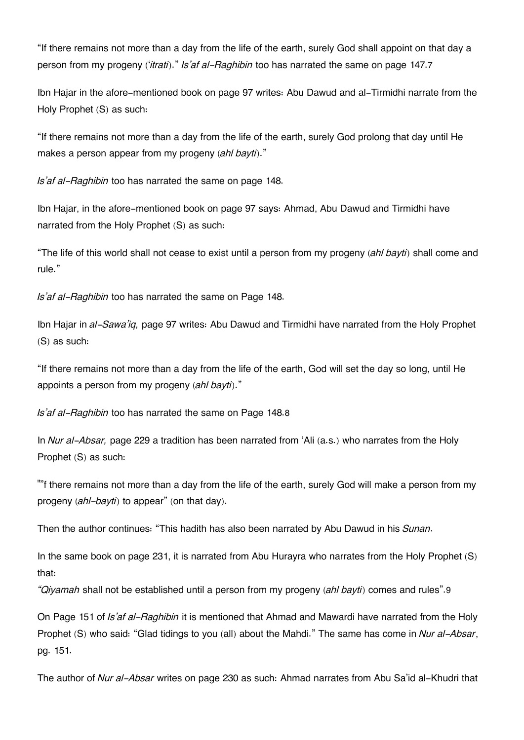"If there remains not more than a day from the life of the earth, surely God shall appoint on that day a person from my progeny (*'itrati*)." *Is'af al-Raghibin* too has narrated the same on page 147.[7]

Ibn Hajar in the afore-mentioned book on page 97 writes: Abu Dawud and al-Tirmidhi narrate from the Holy Prophet (S) as such:

"If there remains not more than a day from the life of the earth, surely God prolong that day until He makes a person appear from my progeny (*ahl bayti*)."

*Is'af al-Raghibin* too has narrated the same on page 148.

Ibn Hajar, in the afore-mentioned book on page 97 says: Ahmad, Abu Dawud and Tirmidhi have narrated from the Holy Prophet (S) as such:

"The life of this world shall not cease to exist until a person from my progeny (*ahl bayti*) shall come and rule."

*Is'af al-Raghibin* too has narrated the same on Page 148.

Ibn Hajar in *al-Sawa'iq,* page 97 writes: Abu Dawud and Tirmidhi have narrated from the Holy Prophet (S) as such:

"If there remains not more than a day from the life of the earth, God will set the day so long, until He appoints a person from my progeny (*ahl bayti*)."

*Is'af al-Raghibin* too has narrated the same on Page 148.[8]

In *Nur al-Absar,* page 229 a tradition has been narrated from 'Ali (a.s.) who narrates from the Holy Prophet (S) as such:

""f there remains not more than a day from the life of the earth, surely God will make a person from my progeny (*ahl-bayti*) to appear" (on that day).

Then the author continues: "This hadith has also been narrated by Abu Dawud in his *Sunan*.

In the same book on page 231, it is narrated from Abu Hurayra who narrates from the Holy Prophet (S) that:
*"Qiyamah* shall not be established until a person from my progeny (*ahl bayti*) comes and rules".[9]

On Page 151 of *Is'af al-Raghibin* it is mentioned that Ahmad and Mawardi have narrated from the Holy Prophet (S) who said: "Glad tidings to you (all) about the Mahdi." The same has come in *Nur al-Absar*, pg. 151.

The author of *Nur al-Absar* writes on page 230 as such: Ahmad narrates from Abu Sa'id al-Khudri that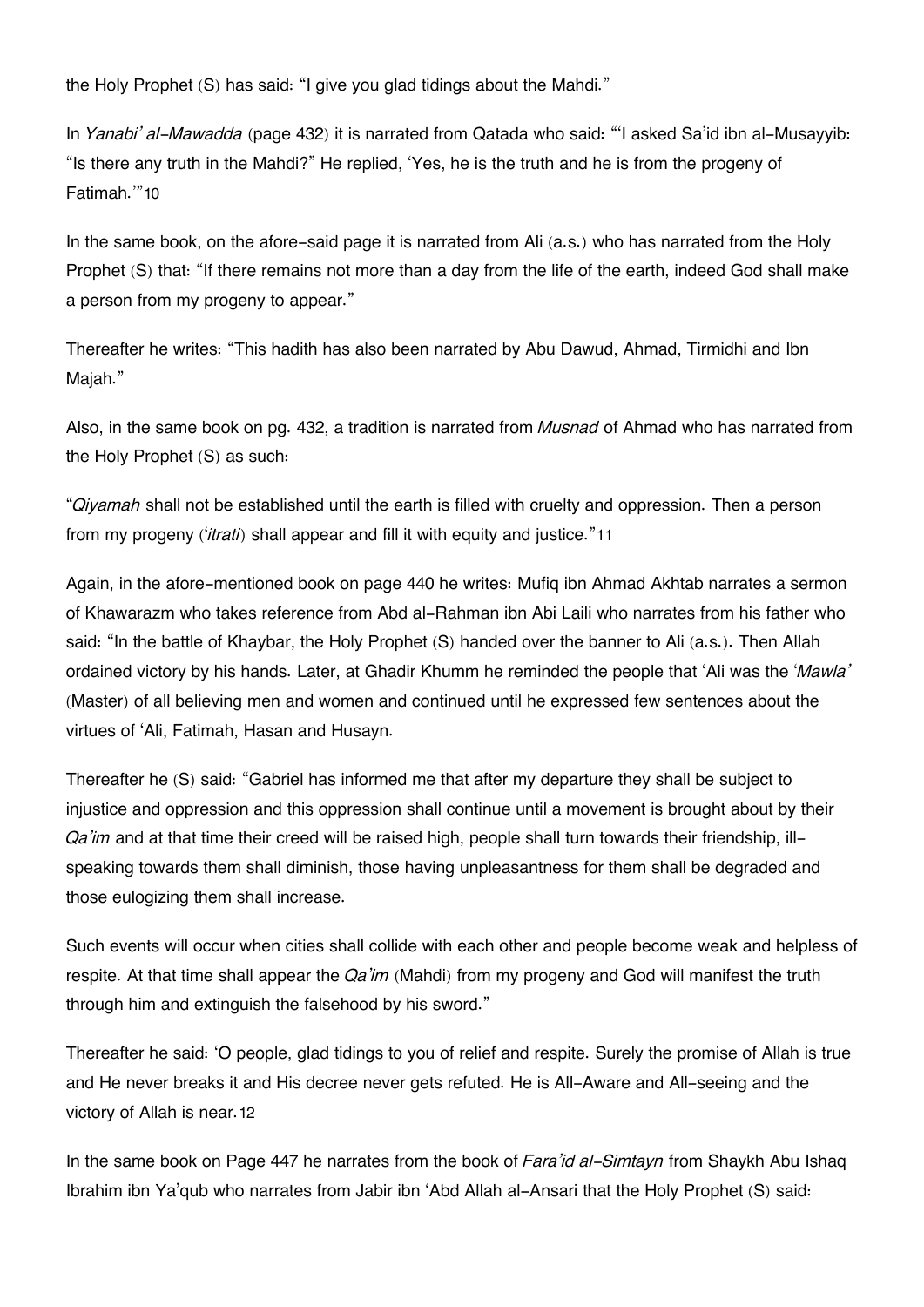the Holy Prophet (S) has said: "I give you glad tidings about the Mahdi."

In *Yanabi' al-Mawadda* (page 432) it is narrated from Qatada who said: "'I asked Sa'id ibn al-Musayyib: "Is there any truth in the Mahdi?" He replied, 'Yes, he is the truth and he is from the progeny of Fatimah.'"[10]

In the same book, on the afore-said page it is narrated from Ali (a.s.) who has narrated from the Holy Prophet (S) that: "If there remains not more than a day from the life of the earth, indeed God shall make a person from my progeny to appear."

Thereafter he writes: "This hadith has also been narrated by Abu Dawud, Ahmad, Tirmidhi and Ibn Majah."

Also, in the same book on pg. 432, a tradition is narrated from *Musnad* of Ahmad who has narrated from the Holy Prophet (S) as such:

"*Qiyamah* shall not be established until the earth is filled with cruelty and oppression. Then a person from my progeny (*'itrati*) shall appear and fill it with equity and justice."[11]

Again, in the afore-mentioned book on page 440 he writes: Mufiq ibn Ahmad Akhtab narrates a sermon of Khawarazm who takes reference from Abd al-Rahman ibn Abi Laili who narrates from his father who said: "In the battle of Khaybar, the Holy Prophet (S) handed over the banner to Ali (a.s.). Then Allah ordained victory by his hands. Later, at Ghadir Khumm he reminded the people that 'Ali was the '*Mawla*' (Master) of all believing men and women and continued until he expressed few sentences about the virtues of 'Ali, Fatimah, Hasan and Husayn.

Thereafter he (S) said: "Gabriel has informed me that after my departure they shall be subject to injustice and oppression and this oppression shall continue until a movement is brought about by their *Qa'im* and at that time their creed will be raised high, people shall turn towards their friendship, ill-speaking towards them shall diminish, those having unpleasantness for them shall be degraded and those eulogizing them shall increase.

Such events will occur when cities shall collide with each other and people become weak and helpless of respite. At that time shall appear the *Qa'im* (Mahdi) from my progeny and God will manifest the truth through him and extinguish the falsehood by his sword."

Thereafter he said: 'O people, glad tidings to you of relief and respite. Surely the promise of Allah is true and He never breaks it and His decree never gets refuted. He is All-Aware and All-seeing and the victory of Allah is near.[12]

In the same book on Page 447 he narrates from the book of *Fara'id al-Simtayn* from Shaykh Abu Ishaq Ibrahim ibn Ya'qub who narrates from Jabir ibn 'Abd Allah al-Ansari that the Holy Prophet (S) said: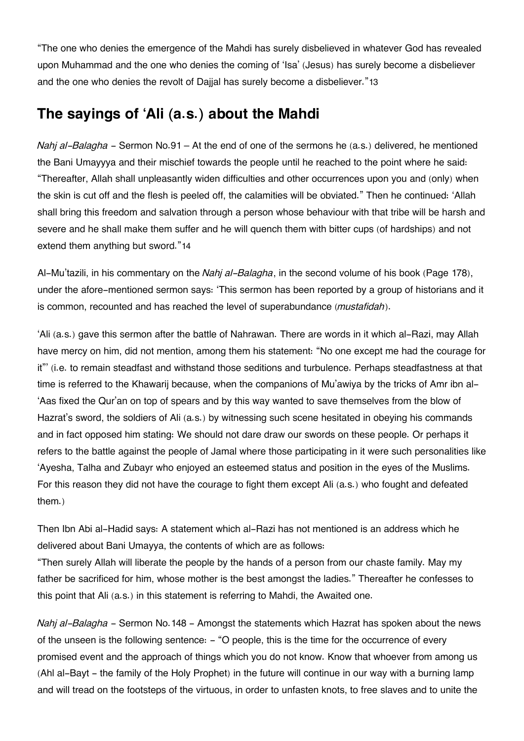"The one who denies the emergence of the Mahdi has surely disbelieved in whatever God has revealed upon Muhammad and the one who denies the coming of 'Isa' (Jesus) has surely become a disbeliever and the one who denies the revolt of Dajjal has surely become a disbeliever."[13]

## The sayings of 'Ali (a.s.) about the Mahdi

*Nahj al-Balagha* - Sermon No.91 – At the end of one of the sermons he (a.s.) delivered, he mentioned the Bani Umayyya and their mischief towards the people until he reached to the point where he said: "Thereafter, Allah shall unpleasantly widen difficulties and other occurrences upon you and (only) when the skin is cut off and the flesh is peeled off, the calamities will be obviated." Then he continued: 'Allah shall bring this freedom and salvation through a person whose behaviour with that tribe will be harsh and severe and he shall make them suffer and he will quench them with bitter cups (of hardships) and not extend them anything but sword."[14]

Al-Mu'tazili, in his commentary on the *Nahj al-Balagha*, in the second volume of his book (Page 178), under the afore-mentioned sermon says: 'This sermon has been reported by a group of historians and it is common, recounted and has reached the level of superabundance (*mustafidah*).

'Ali (a.s.) gave this sermon after the battle of Nahrawan. There are words in it which al-Razi, may Allah have mercy on him, did not mention, among them his statement: "No one except me had the courage for it"' (i.e. to remain steadfast and withstand those seditions and turbulence. Perhaps steadfastness at that time is referred to the Khawarij because, when the companions of Mu'awiya by the tricks of Amr ibn al-'Aas fixed the Qur'an on top of spears and by this way wanted to save themselves from the blow of Hazrat's sword, the soldiers of Ali (a.s.) by witnessing such scene hesitated in obeying his commands and in fact opposed him stating: We should not dare draw our swords on these people. Or perhaps it refers to the battle against the people of Jamal where those participating in it were such personalities like 'Ayesha, Talha and Zubayr who enjoyed an esteemed status and position in the eyes of the Muslims. For this reason they did not have the courage to fight them except Ali (a.s.) who fought and defeated them.)

Then Ibn Abi al-Hadid says: A statement which al-Razi has not mentioned is an address which he delivered about Bani Umayya, the contents of which are as follows:
"Then surely Allah will liberate the people by the hands of a person from our chaste family. May my father be sacrificed for him, whose mother is the best amongst the ladies." Thereafter he confesses to this point that Ali (a.s.) in this statement is referring to Mahdi, the Awaited one.

*Nahj al-Balagha* - Sermon No.148 - Amongst the statements which Hazrat has spoken about the news of the unseen is the following sentence: - "O people, this is the time for the occurrence of every promised event and the approach of things which you do not know. Know that whoever from among us (Ahl al-Bayt - the family of the Holy Prophet) in the future will continue in our way with a burning lamp and will tread on the footsteps of the virtuous, in order to unfasten knots, to free slaves and to unite the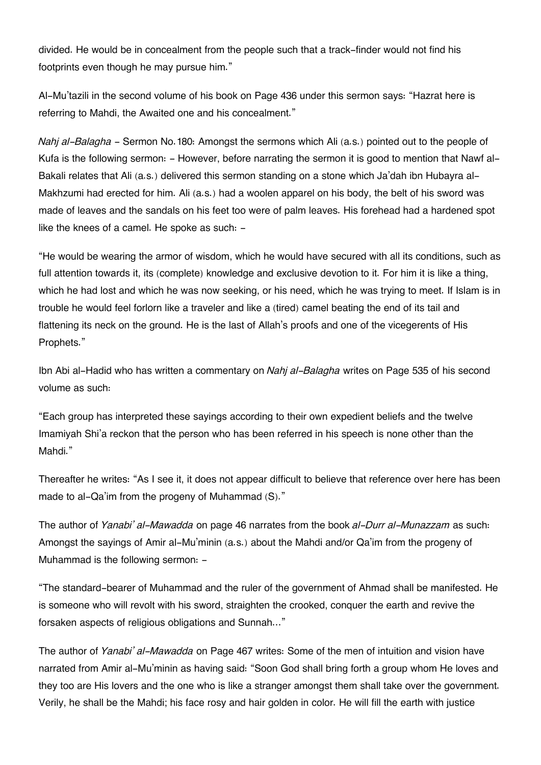divided. He would be in concealment from the people such that a track-finder would not find his footprints even though he may pursue him."

Al-Mu'tazili in the second volume of his book on Page 436 under this sermon says: "Hazrat here is referring to Mahdi, the Awaited one and his concealment."

*Nahj al-Balagha* - Sermon No.180: Amongst the sermons which Ali (a.s.) pointed out to the people of Kufa is the following sermon: - However, before narrating the sermon it is good to mention that Nawf al-Bakali relates that Ali (a.s.) delivered this sermon standing on a stone which Ja'dah ibn Hubayra al-Makhzumi had erected for him. Ali (a.s.) had a woolen apparel on his body, the belt of his sword was made of leaves and the sandals on his feet too were of palm leaves. His forehead had a hardened spot like the knees of a camel. He spoke as such: -

"He would be wearing the armor of wisdom, which he would have secured with all its conditions, such as full attention towards it, its (complete) knowledge and exclusive devotion to it. For him it is like a thing, which he had lost and which he was now seeking, or his need, which he was trying to meet. If Islam is in trouble he would feel forlorn like a traveler and like a (tired) camel beating the end of its tail and flattening its neck on the ground. He is the last of Allah's proofs and one of the vicegerents of His Prophets."

Ibn Abi al-Hadid who has written a commentary on *Nahj al-Balagha* writes on Page 535 of his second volume as such:

"Each group has interpreted these sayings according to their own expedient beliefs and the twelve Imamiyah Shi'a reckon that the person who has been referred in his speech is none other than the Mahdi."

Thereafter he writes: "As I see it, it does not appear difficult to believe that reference over here has been made to al-Qa'im from the progeny of Muhammad (S)."

The author of *Yanabi' al-Mawadda* on page 46 narrates from the book *al-Durr al-Munazzam* as such: Amongst the sayings of Amir al-Mu'minin (a.s.) about the Mahdi and/or Qa'im from the progeny of Muhammad is the following sermon: -

"The standard-bearer of Muhammad and the ruler of the government of Ahmad shall be manifested. He is someone who will revolt with his sword, straighten the crooked, conquer the earth and revive the forsaken aspects of religious obligations and Sunnah…"

The author of *Yanabi' al-Mawadda* on Page 467 writes: Some of the men of intuition and vision have narrated from Amir al-Mu'minin as having said: "Soon God shall bring forth a group whom He loves and they too are His lovers and the one who is like a stranger amongst them shall take over the government. Verily, he shall be the Mahdi; his face rosy and hair golden in color. He will fill the earth with justice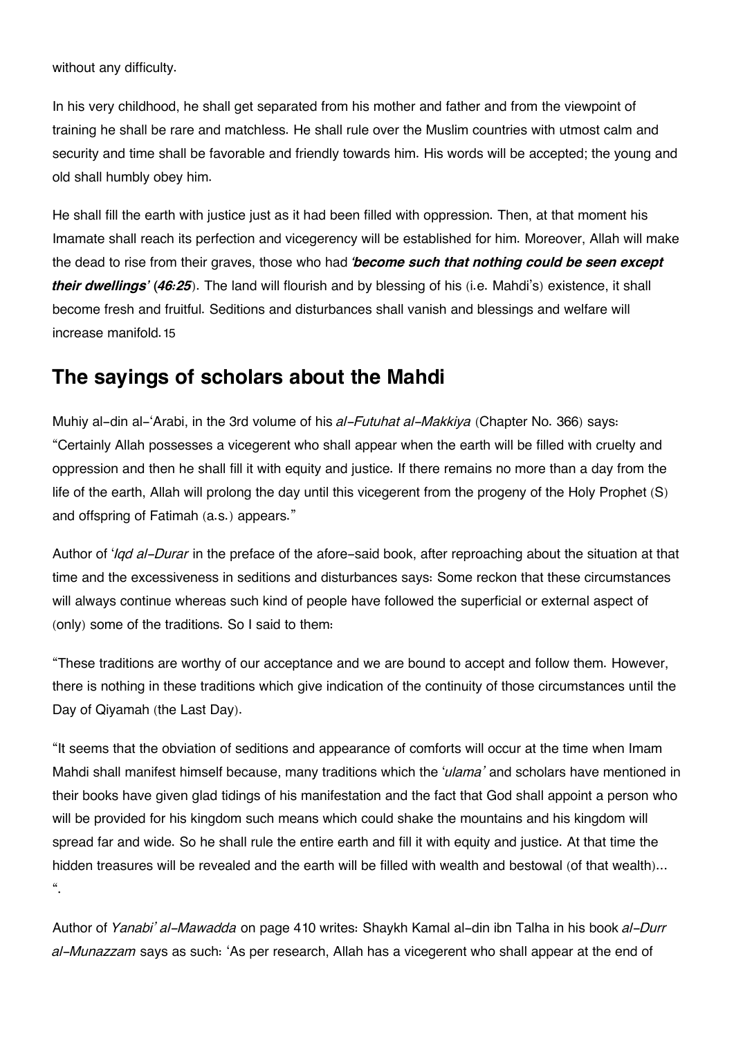without any difficulty.

In his very childhood, he shall get separated from his mother and father and from the viewpoint of training he shall be rare and matchless. He shall rule over the Muslim countries with utmost calm and security and time shall be favorable and friendly towards him. His words will be accepted; the young and old shall humbly obey him.

He shall fill the earth with justice just as it had been filled with oppression. Then, at that moment his Imamate shall reach its perfection and vicegerency will be established for him. Moreover, Allah will make the dead to rise from their graves, those who had ***'become such that nothing could be seen except their dwellings'*** **(*46:25*)**. The land will flourish and by blessing of his (i.e. Mahdi's) existence, it shall become fresh and fruitful. Seditions and disturbances shall vanish and blessings and welfare will increase manifold.[15]

## The sayings of scholars about the Mahdi

Muhiy al-din al-'Arabi, in the 3rd volume of his *al-Futuhat al-Makkiya* (Chapter No. 366) says: "Certainly Allah possesses a vicegerent who shall appear when the earth will be filled with cruelty and oppression and then he shall fill it with equity and justice. If there remains no more than a day from the life of the earth, Allah will prolong the day until this vicegerent from the progeny of the Holy Prophet (S) and offspring of Fatimah (a.s.) appears."

Author of '*Iqd al-Durar* in the preface of the afore-said book, after reproaching about the situation at that time and the excessiveness in seditions and disturbances says: Some reckon that these circumstances will always continue whereas such kind of people have followed the superficial or external aspect of (only) some of the traditions. So I said to them:

"These traditions are worthy of our acceptance and we are bound to accept and follow them. However, there is nothing in these traditions which give indication of the continuity of those circumstances until the Day of Qiyamah (the Last Day).

"It seems that the obviation of seditions and appearance of comforts will occur at the time when Imam Mahdi shall manifest himself because, many traditions which the '*ulama'* and scholars have mentioned in their books have given glad tidings of his manifestation and the fact that God shall appoint a person who will be provided for his kingdom such means which could shake the mountains and his kingdom will spread far and wide. So he shall rule the entire earth and fill it with equity and justice. At that time the hidden treasures will be revealed and the earth will be filled with wealth and bestowal (of that wealth)... ".

Author of *Yanabi' al-Mawadda* on page 410 writes: Shaykh Kamal al-din ibn Talha in his book *al-Durr al-Munazzam* says as such: 'As per research, Allah has a vicegerent who shall appear at the end of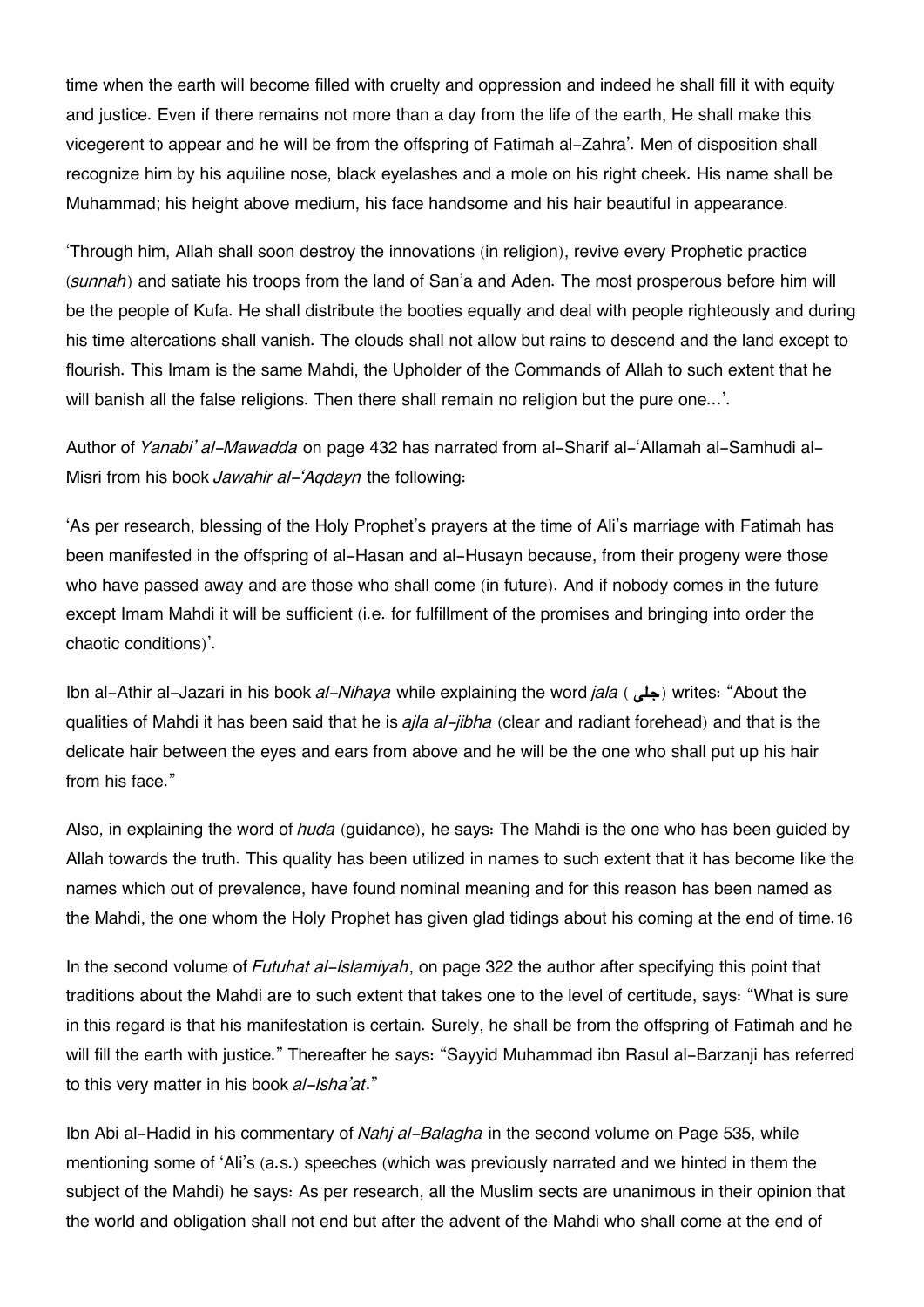time when the earth will become filled with cruelty and oppression and indeed he shall fill it with equity and justice. Even if there remains not more than a day from the life of the earth, He shall make this vicegerent to appear and he will be from the offspring of Fatimah al-Zahra'. Men of disposition shall recognize him by his aquiline nose, black eyelashes and a mole on his right cheek. His name shall be Muhammad; his height above medium, his face handsome and his hair beautiful in appearance.

'Through him, Allah shall soon destroy the innovations (in religion), revive every Prophetic practice (*sunnah*) and satiate his troops from the land of San'a and Aden. The most prosperous before him will be the people of Kufa. He shall distribute the booties equally and deal with people righteously and during his time altercations shall vanish. The clouds shall not allow but rains to descend and the land except to flourish. This Imam is the same Mahdi, the Upholder of the Commands of Allah to such extent that he will banish all the false religions. Then there shall remain no religion but the pure one...'.

Author of *Yanabi' al-Mawadda* on page 432 has narrated from al-Sharif al-'Allamah al-Samhudi al-Misri from his book *Jawahir al-'Aqdayn* the following:

'As per research, blessing of the Holy Prophet's prayers at the time of Ali's marriage with Fatimah has been manifested in the offspring of al-Hasan and al-Husayn because, from their progeny were those who have passed away and are those who shall come (in future). And if nobody comes in the future except Imam Mahdi it will be sufficient (i.e. for fulfillment of the promises and bringing into order the chaotic conditions)'.

Ibn al-Athir al-Jazari in his book *al-Nihaya* while explaining the word *jala* ( **جلى**) writes: "About the qualities of Mahdi it has been said that he is *ajla al-jibha* (clear and radiant forehead) and that is the delicate hair between the eyes and ears from above and he will be the one who shall put up his hair from his face."

Also, in explaining the word of *huda* (guidance), he says: The Mahdi is the one who has been guided by Allah towards the truth. This quality has been utilized in names to such extent that it has become like the names which out of prevalence, have found nominal meaning and for this reason has been named as the Mahdi, the one whom the Holy Prophet has given glad tidings about his coming at the end of time.[16]

In the second volume of *Futuhat al-Islamiyah*, on page 322 the author after specifying this point that traditions about the Mahdi are to such extent that takes one to the level of certitude, says: "What is sure in this regard is that his manifestation is certain. Surely, he shall be from the offspring of Fatimah and he will fill the earth with justice." Thereafter he says: "Sayyid Muhammad ibn Rasul al-Barzanji has referred to this very matter in his book *al-Isha'at*."

Ibn Abi al-Hadid in his commentary of *Nahj al-Balagha* in the second volume on Page 535, while mentioning some of 'Ali's (a.s.) speeches (which was previously narrated and we hinted in them the subject of the Mahdi) he says: As per research, all the Muslim sects are unanimous in their opinion that the world and obligation shall not end but after the advent of the Mahdi who shall come at the end of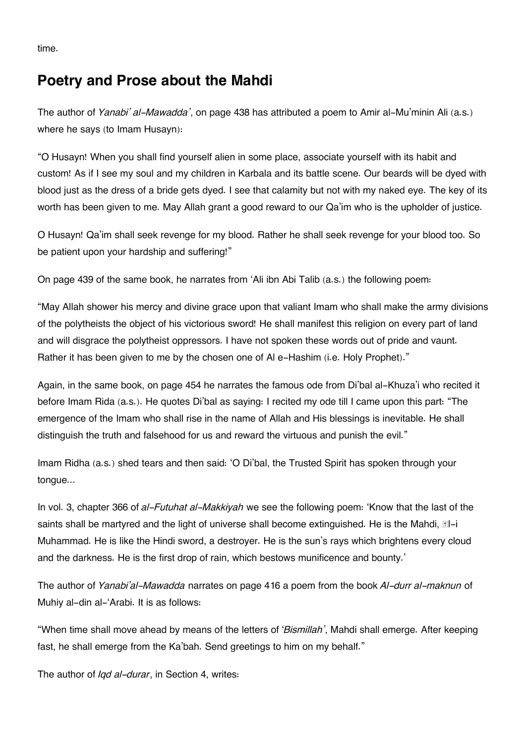time.

## Poetry and Prose about the Mahdi

The author of *Yanabi' al-Mawadda'*, on page 438 has attributed a poem to Amir al-Mu'minin Ali (a.s.) where he says (to Imam Husayn):

"O Husayn! When you shall find yourself alien in some place, associate yourself with its habit and custom! As if I see my soul and my children in Karbala and its battle scene. Our beards will be dyed with blood just as the dress of a bride gets dyed. I see that calamity but not with my naked eye. The key of its worth has been given to me. May Allah grant a good reward to our Qa'im who is the upholder of justice.

O Husayn! Qa'im shall seek revenge for my blood. Rather he shall seek revenge for your blood too. So be patient upon your hardship and suffering!"

On page 439 of the same book, he narrates from 'Ali ibn Abi Talib (a.s.) the following poem:

"May Allah shower his mercy and divine grace upon that valiant Imam who shall make the army divisions of the polytheists the object of his victorious sword! He shall manifest this religion on every part of land and will disgrace the polytheist oppressors. I have not spoken these words out of pride and vaunt. Rather it has been given to me by the chosen one of Al e-Hashim (i.e. Holy Prophet)."

Again, in the same book, on page 454 he narrates the famous ode from Di'bal al-Khuza'i who recited it before Imam Rida (a.s.). He quotes Di'bal as saying: I recited my ode till I came upon this part: "The emergence of the Imam who shall rise in the name of Allah and His blessings is inevitable. He shall distinguish the truth and falsehood for us and reward the virtuous and punish the evil."

Imam Ridha (a.s.) shed tears and then said: 'O Di'bal, the Trusted Spirit has spoken through your tongue...

In vol. 3, chapter 366 of *al-Futuhat al-Makkiyah* we see the following poem: 'Know that the last of the saints shall be martyred and the light of universe shall become extinguished. He is the Mahdi, Āl-i Muhammad. He is like the Hindi sword, a destroyer. He is the sun's rays which brightens every cloud and the darkness. He is the first drop of rain, which bestows munificence and bounty.'

The author of *Yanabi'al-Mawadda* narrates on page 416 a poem from the book *Al-durr al-maknun* of Muhiy al-din al-'Arabi. It is as follows:

"When time shall move ahead by means of the letters of '*Bismillah*', Mahdi shall emerge. After keeping fast, he shall emerge from the Ka'bah. Send greetings to him on my behalf."

The author of *Iqd al-durar*, in Section 4, writes: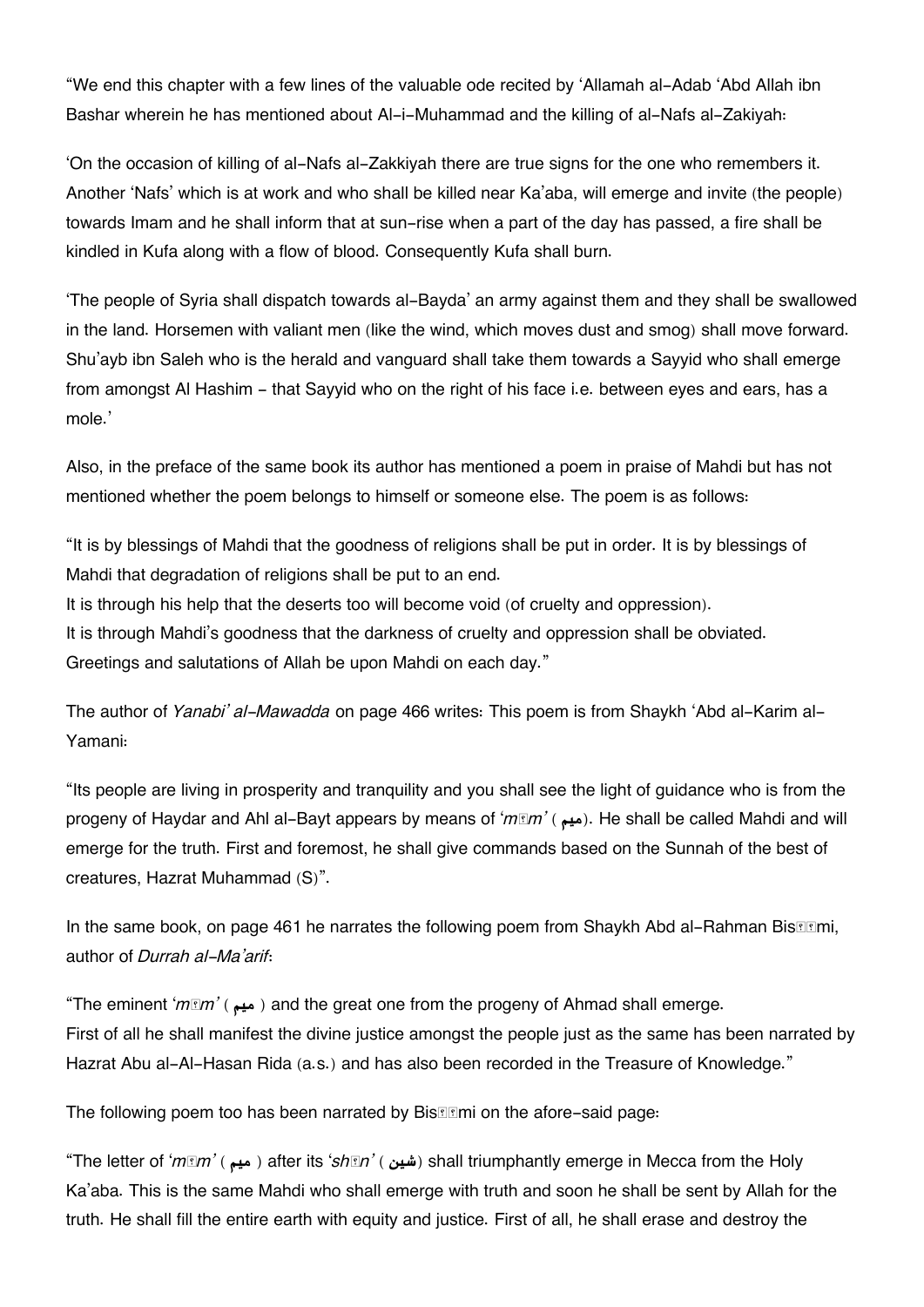"We end this chapter with a few lines of the valuable ode recited by 'Allamah al-Adab 'Abd Allah ibn Bashar wherein he has mentioned about Al-i-Muhammad and the killing of al-Nafs al-Zakiyah:

'On the occasion of killing of al-Nafs al-Zakkiyah there are true signs for the one who remembers it. Another 'Nafs' which is at work and who shall be killed near Ka'aba, will emerge and invite (the people) towards Imam and he shall inform that at sun-rise when a part of the day has passed, a fire shall be kindled in Kufa along with a flow of blood. Consequently Kufa shall burn.

'The people of Syria shall dispatch towards al-Bayda' an army against them and they shall be swallowed in the land. Horsemen with valiant men (like the wind, which moves dust and smog) shall move forward. Shu'ayb ibn Saleh who is the herald and vanguard shall take them towards a Sayyid who shall emerge from amongst Al Hashim - that Sayyid who on the right of his face i.e. between eyes and ears, has a mole.'

Also, in the preface of the same book its author has mentioned a poem in praise of Mahdi but has not mentioned whether the poem belongs to himself or someone else. The poem is as follows:

"It is by blessings of Mahdi that the goodness of religions shall be put in order. It is by blessings of Mahdi that degradation of religions shall be put to an end.
It is through his help that the deserts too will become void (of cruelty and oppression).
It is through Mahdi's goodness that the darkness of cruelty and oppression shall be obviated.
Greetings and salutations of Allah be upon Mahdi on each day."

The author of *Yanabi' al-Mawadda* on page 466 writes: This poem is from Shaykh 'Abd al-Karim al-Yamani:

"Its people are living in prosperity and tranquility and you shall see the light of guidance who is from the progeny of Haydar and Ahl al-Bayt appears by means of '*mīm*' ( ميم). He shall be called Mahdi and will emerge for the truth. First and foremost, he shall give commands based on the Sunnah of the best of creatures, Hazrat Muhammad (S)".

In the same book, on page 461 he narrates the following poem from Shaykh Abd al-Rahman Bisṭāmi, author of *Durrah al-Ma'arif*:

"The eminent '*mīm*' ( ميم ) and the great one from the progeny of Ahmad shall emerge.
First of all he shall manifest the divine justice amongst the people just as the same has been narrated by Hazrat Abu al-Al-Hasan Rida (a.s.) and has also been recorded in the Treasure of Knowledge."

The following poem too has been narrated by Bisṭāmi on the afore-said page:

"The letter of '*mīm*' ( ميم ) after its '*shīn*' ( شين) shall triumphantly emerge in Mecca from the Holy Ka'aba. This is the same Mahdi who shall emerge with truth and soon he shall be sent by Allah for the truth. He shall fill the entire earth with equity and justice. First of all, he shall erase and destroy the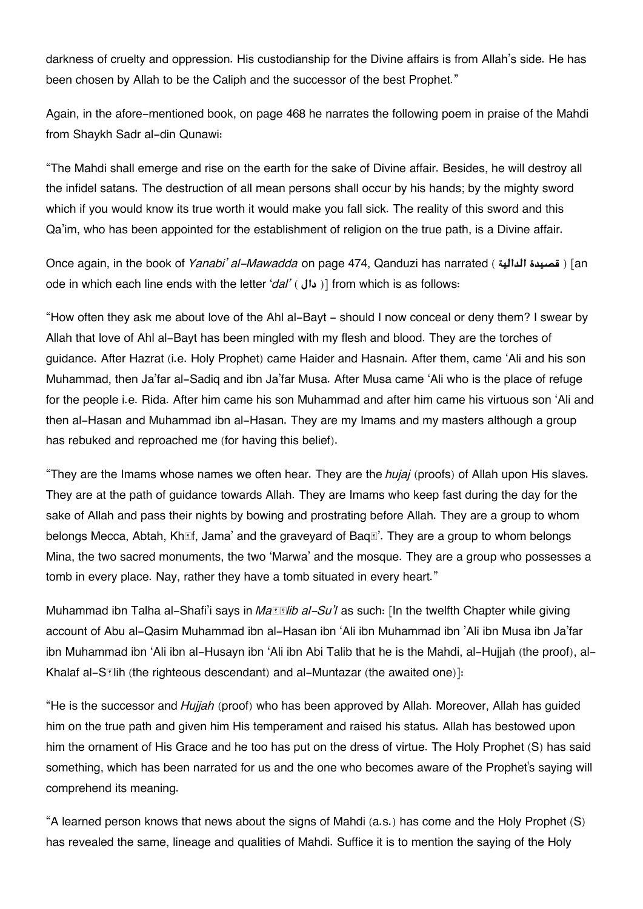darkness of cruelty and oppression. His custodianship for the Divine affairs is from Allah's side. He has been chosen by Allah to be the Caliph and the successor of the best Prophet."

Again, in the afore-mentioned book, on page 468 he narrates the following poem in praise of the Mahdi from Shaykh Sadr al-din Qunawi:

"The Mahdi shall emerge and rise on the earth for the sake of Divine affair. Besides, he will destroy all the infidel satans. The destruction of all mean persons shall occur by his hands; by the mighty sword which if you would know its true worth it would make you fall sick. The reality of this sword and this Qa'im, who has been appointed for the establishment of religion on the true path, is a Divine affair.

Once again, in the book of *Yanabi' al-Mawadda* on page 474, Qanduzi has narrated ( **قصيدة الدالية** ) [an ode in which each line ends with the letter *'dal'* ( **دال** )] from which is as follows:

"How often they ask me about love of the Ahl al-Bayt - should I now conceal or deny them? I swear by Allah that love of Ahl al-Bayt has been mingled with my flesh and blood. They are the torches of guidance. After Hazrat (i.e. Holy Prophet) came Haider and Hasnain. After them, came 'Ali and his son Muhammad, then Ja'far al-Sadiq and ibn Ja'far Musa. After Musa came 'Ali who is the place of refuge for the people i.e. Rida. After him came his son Muhammad and after him came his virtuous son 'Ali and then al-Hasan and Muhammad ibn al-Hasan. They are my Imams and my masters although a group has rebuked and reproached me (for having this belief).

"They are the Imams whose names we often hear. They are the *hujaj* (proofs) of Allah upon His slaves. They are at the path of guidance towards Allah. They are Imams who keep fast during the day for the sake of Allah and pass their nights by bowing and prostrating before Allah. They are a group to whom belongs Mecca, Abtah, Khīf, Jama' and the graveyard of Baqī'. They are a group to whom belongs Mina, the two sacred monuments, the two 'Marwa' and the mosque. They are a group who possesses a tomb in every place. Nay, rather they have a tomb situated in every heart."

Muhammad ibn Talha al-Shafi'i says in *Maṭālib al-Su'l* as such: [In the twelfth Chapter while giving account of Abu al-Qasim Muhammad ibn al-Hasan ibn 'Ali ibn Muhammad ibn 'Ali ibn Musa ibn Ja'far ibn Muhammad ibn 'Ali ibn al-Husayn ibn 'Ali ibn Abi Talib that he is the Mahdi, al-Hujjah (the proof), al-Khalaf al-Sālih (the righteous descendant) and al-Muntazar (the awaited one)]:

"He is the successor and *Hujjah* (proof) who has been approved by Allah. Moreover, Allah has guided him on the true path and given him His temperament and raised his status. Allah has bestowed upon him the ornament of His Grace and he too has put on the dress of virtue. The Holy Prophet (S) has said something, which has been narrated for us and the one who becomes aware of the Prophet's saying will comprehend its meaning.

"A learned person knows that news about the signs of Mahdi (a.s.) has come and the Holy Prophet (S) has revealed the same, lineage and qualities of Mahdi. Suffice it is to mention the saying of the Holy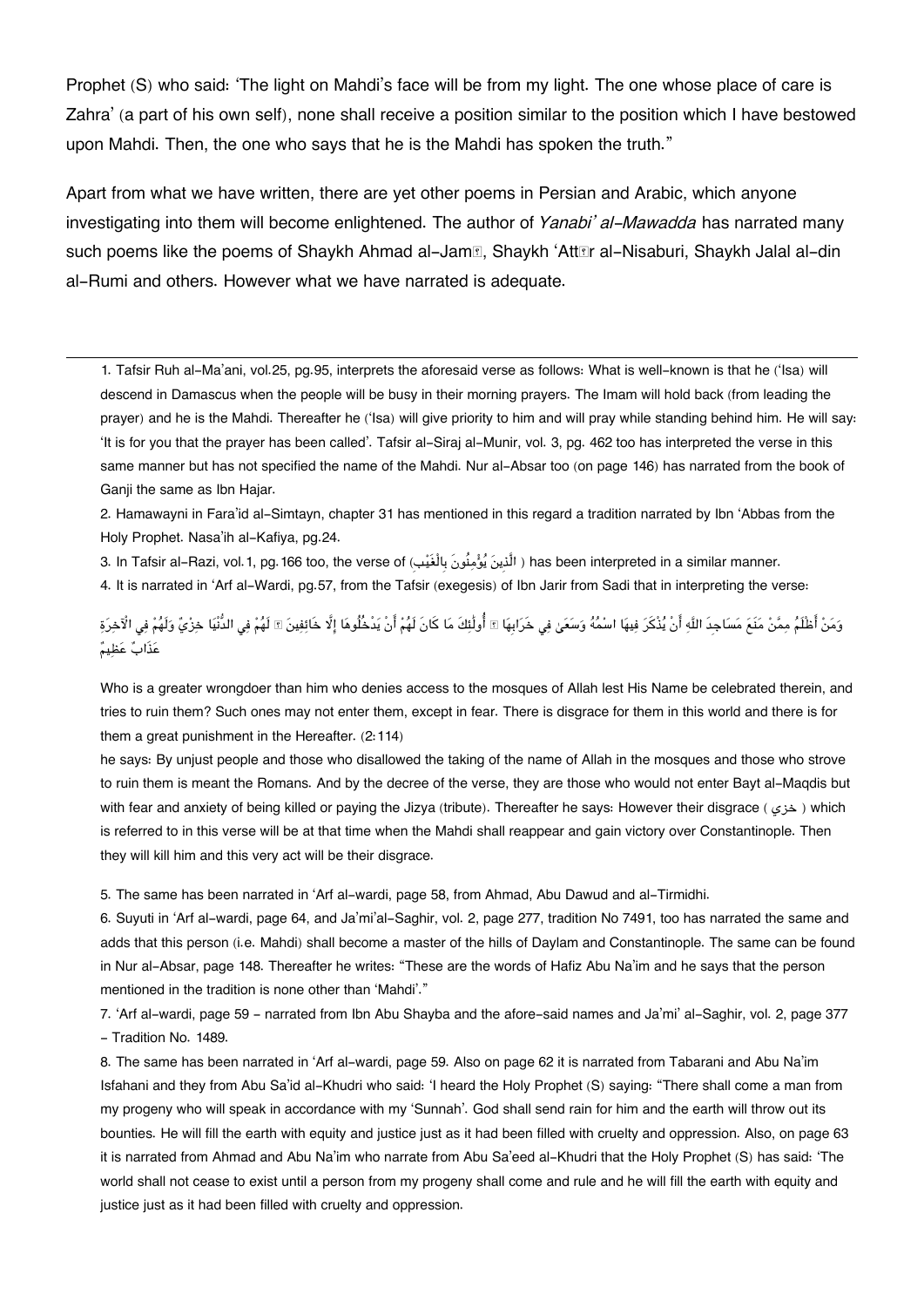Prophet (S) who said: 'The light on Mahdi's face will be from my light. The one whose place of care is Zahra' (a part of his own self), none shall receive a position similar to the position which I have bestowed upon Mahdi. Then, the one who says that he is the Mahdi has spoken the truth."

Apart from what we have written, there are yet other poems in Persian and Arabic, which anyone investigating into them will become enlightened. The author of *Yanabi' al-Mawadda* has narrated many such poems like the poems of Shaykh Ahmad al-Jamī, Shaykh 'Attār al-Nisaburi, Shaykh Jalal al-din al-Rumi and others. However what we have narrated is adequate.

---

1. Tafsir Ruh al-Ma'ani, vol.25, pg.95, interprets the aforesaid verse as follows: What is well-known is that he ('Isa) will descend in Damascus when the people will be busy in their morning prayers. The Imam will hold back (from leading the prayer) and he is the Mahdi. Thereafter he ('Isa) will give priority to him and will pray while standing behind him. He will say: 'It is for you that the prayer has been called'. Tafsir al-Siraj al-Munir, vol. 3, pg. 462 too has interpreted the verse in this same manner but has not specified the name of the Mahdi. Nur al-Absar too (on page 146) has narrated from the book of Ganji the same as Ibn Hajar.

2. Hamawayni in Fara'id al-Simtayn, chapter 31 has mentioned in this regard a tradition narrated by Ibn 'Abbas from the Holy Prophet. Nasa'ih al-Kafiya, pg.24.

3. In Tafsir al-Razi, vol.1, pg.166 too, the verse of (الَّذِينَ يُؤْمِنُونَ بِالْغَيْبِ) has been interpreted in a similar manner.

4. It is narrated in 'Arf al-Wardi, pg.57, from the Tafsir (exegesis) of Ibn Jarir from Sadi that in interpreting the verse:

وَمَنْ أَظْلَمُ مِمَّنْ مَنَعَ مَسَاجِدَ اللَّهِ أَنْ يُذْكَرَ فِيهَا اسْمُهُ وَسَعَىٰ فِي خَرَابِهَا ۚ أُولَٰئِكَ مَا كَانَ لَهُمْ أَنْ يَدْخُلُوهَا إِلَّا خَائِفِينَ ۚ لَهُمْ فِي الدُّنْيَا خِزْيٌ وَلَهُمْ فِي الْآخِرَةِ عَذَابٌ عَظِيمٌ

Who is a greater wrongdoer than him who denies access to the mosques of Allah lest His Name be celebrated therein, and tries to ruin them? Such ones may not enter them, except in fear. There is disgrace for them in this world and there is for them a great punishment in the Hereafter. (2:114)

he says: By unjust people and those who disallowed the taking of the name of Allah in the mosques and those who strove to ruin them is meant the Romans. And by the decree of the verse, they are those who would not enter Bayt al-Maqdis but with fear and anxiety of being killed or paying the Jizya (tribute). Thereafter he says: However their disgrace ( خزي ) which is referred to in this verse will be at that time when the Mahdi shall reappear and gain victory over Constantinople. Then they will kill him and this very act will be their disgrace.

5. The same has been narrated in 'Arf al-wardi, page 58, from Ahmad, Abu Dawud and al-Tirmidhi.

6. Suyuti in 'Arf al-wardi, page 64, and Ja'mi'al-Saghir, vol. 2, page 277, tradition No 7491, too has narrated the same and adds that this person (i.e. Mahdi) shall become a master of the hills of Daylam and Constantinople. The same can be found in Nur al-Absar, page 148. Thereafter he writes: "These are the words of Hafiz Abu Na'im and he says that the person mentioned in the tradition is none other than 'Mahdi'."

7. 'Arf al-wardi, page 59 - narrated from Ibn Abu Shayba and the afore-said names and Ja'mi' al-Saghir, vol. 2, page 377 - Tradition No. 1489.

8. The same has been narrated in 'Arf al-wardi, page 59. Also on page 62 it is narrated from Tabarani and Abu Na'im Isfahani and they from Abu Sa'id al-Khudri who said: 'I heard the Holy Prophet (S) saying: "There shall come a man from my progeny who will speak in accordance with my 'Sunnah'. God shall send rain for him and the earth will throw out its bounties. He will fill the earth with equity and justice just as it had been filled with cruelty and oppression. Also, on page 63 it is narrated from Ahmad and Abu Na'im who narrate from Abu Sa'eed al-Khudri that the Holy Prophet (S) has said: 'The world shall not cease to exist until a person from my progeny shall come and rule and he will fill the earth with equity and justice just as it had been filled with cruelty and oppression.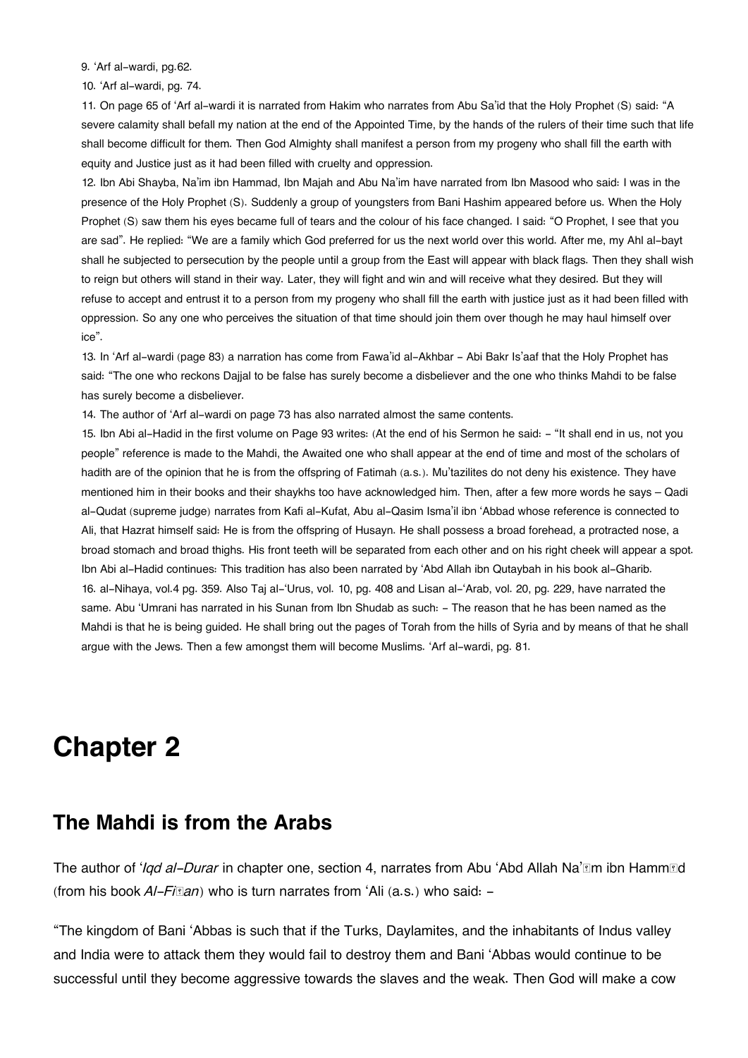9. ‘Arf al-wardi, pg.62.

10. ‘Arf al-wardi, pg. 74.

11. On page 65 of ‘Arf al-wardi it is narrated from Hakim who narrates from Abu Sa’id that the Holy Prophet (S) said: “A severe calamity shall befall my nation at the end of the Appointed Time, by the hands of the rulers of their time such that life shall become difficult for them. Then God Almighty shall manifest a person from my progeny who shall fill the earth with equity and Justice just as it had been filled with cruelty and oppression.

12. Ibn Abi Shayba, Na’im ibn Hammad, Ibn Majah and Abu Na’im have narrated from Ibn Masood who said: I was in the presence of the Holy Prophet (S). Suddenly a group of youngsters from Bani Hashim appeared before us. When the Holy Prophet (S) saw them his eyes became full of tears and the colour of his face changed. I said: “O Prophet, I see that you are sad”. He replied: “We are a family which God preferred for us the next world over this world. After me, my Ahl al-bayt shall he subjected to persecution by the people until a group from the East will appear with black flags. Then they shall wish to reign but others will stand in their way. Later, they will fight and win and will receive what they desired. But they will refuse to accept and entrust it to a person from my progeny who shall fill the earth with justice just as it had been filled with oppression. So any one who perceives the situation of that time should join them over though he may haul himself over ice”.

13. In ‘Arf al-wardi (page 83) a narration has come from Fawa’id al-Akhbar - Abi Bakr Is’aaf that the Holy Prophet has said: “The one who reckons Dajjal to be false has surely become a disbeliever and the one who thinks Mahdi to be false has surely become a disbeliever.

14. The author of ‘Arf al-wardi on page 73 has also narrated almost the same contents.

15. Ibn Abi al-Hadid in the first volume on Page 93 writes: (At the end of his Sermon he said: - “It shall end in us, not you people” reference is made to the Mahdi, the Awaited one who shall appear at the end of time and most of the scholars of hadith are of the opinion that he is from the offspring of Fatimah (a.s.). Mu’tazilites do not deny his existence. They have mentioned him in their books and their shaykhs too have acknowledged him. Then, after a few more words he says – Qadi al-Qudat (supreme judge) narrates from Kafi al-Kufat, Abu al-Qasim Isma’il ibn ‘Abbad whose reference is connected to Ali, that Hazrat himself said: He is from the offspring of Husayn. He shall possess a broad forehead, a protracted nose, a broad stomach and broad thighs. His front teeth will be separated from each other and on his right cheek will appear a spot. Ibn Abi al-Hadid continues: This tradition has also been narrated by ‘Abd Allah ibn Qutaybah in his book al-Gharib.

16. al-Nihaya, vol.4 pg. 359. Also Taj al-‘Urus, vol. 10, pg. 408 and Lisan al-‘Arab, vol. 20, pg. 229, have narrated the same. Abu ‘Umrani has narrated in his Sunan from Ibn Shudab as such: - The reason that he has been named as the Mahdi is that he is being guided. He shall bring out the pages of Torah from the hills of Syria and by means of that he shall argue with the Jews. Then a few amongst them will become Muslims. ‘Arf al-wardi, pg. 81.

# Chapter 2

## The Mahdi is from the Arabs

The author of *‘Iqd al-Durar* in chapter one, section 4, narrates from Abu ‘Abd Allah Na’īm ibn Hammād (from his book *Al-Fitan*) who is turn narrates from ‘Ali (a.s.) who said: -

“The kingdom of Bani ‘Abbas is such that if the Turks, Daylamites, and the inhabitants of Indus valley and India were to attack them they would fail to destroy them and Bani ‘Abbas would continue to be successful until they become aggressive towards the slaves and the weak. Then God will make a cow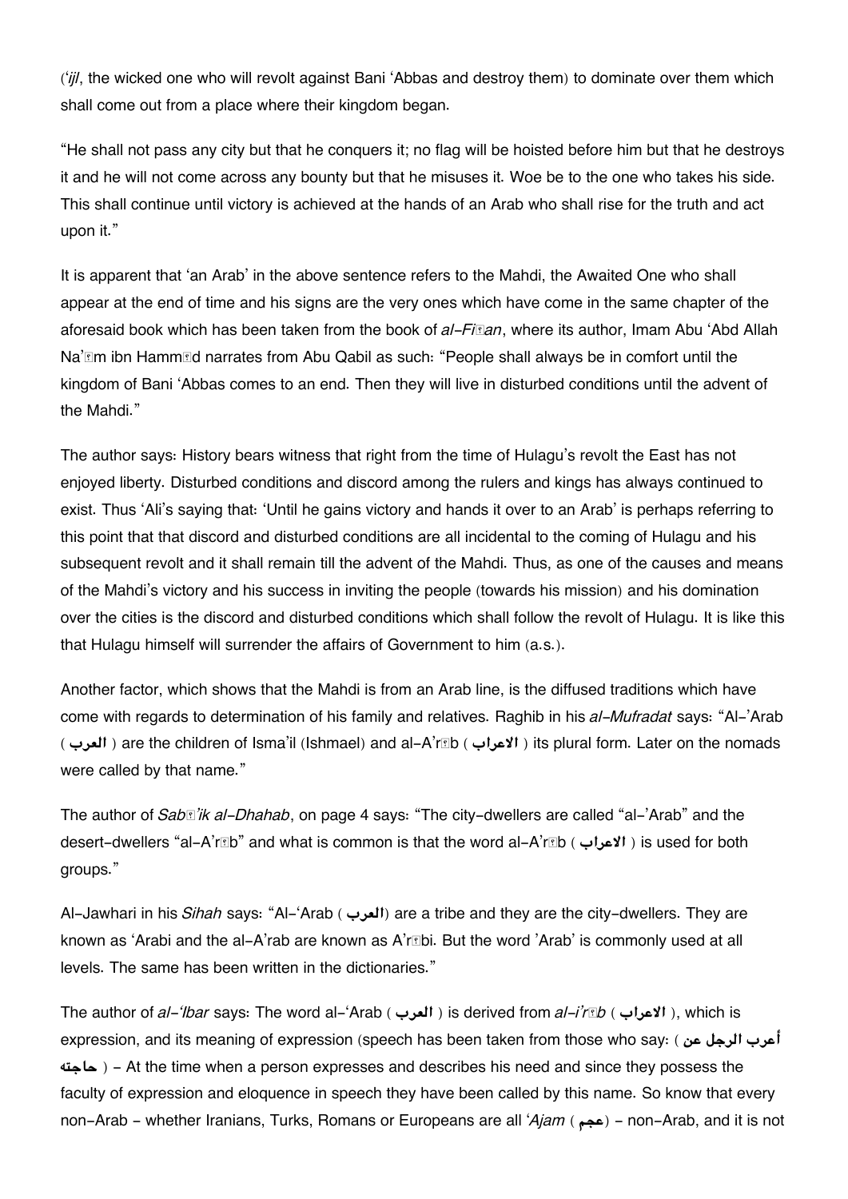(*'ijl*, the wicked one who will revolt against Bani 'Abbas and destroy them) to dominate over them which shall come out from a place where their kingdom began.

"He shall not pass any city but that he conquers it; no flag will be hoisted before him but that he destroys it and he will not come across any bounty but that he misuses it. Woe be to the one who takes his side. This shall continue until victory is achieved at the hands of an Arab who shall rise for the truth and act upon it."

It is apparent that 'an Arab' in the above sentence refers to the Mahdi, the Awaited One who shall appear at the end of time and his signs are the very ones which have come in the same chapter of the aforesaid book which has been taken from the book of *al-Fitan*, where its author, Imam Abu 'Abd Allah Na'im ibn Hammad narrates from Abu Qabil as such: "People shall always be in comfort until the kingdom of Bani 'Abbas comes to an end. Then they will live in disturbed conditions until the advent of the Mahdi."

The author says: History bears witness that right from the time of Hulagu's revolt the East has not enjoyed liberty. Disturbed conditions and discord among the rulers and kings has always continued to exist. Thus 'Ali's saying that: 'Until he gains victory and hands it over to an Arab' is perhaps referring to this point that that discord and disturbed conditions are all incidental to the coming of Hulagu and his subsequent revolt and it shall remain till the advent of the Mahdi. Thus, as one of the causes and means of the Mahdi's victory and his success in inviting the people (towards his mission) and his domination over the cities is the discord and disturbed conditions which shall follow the revolt of Hulagu. It is like this that Hulagu himself will surrender the affairs of Government to him (a.s.).

Another factor, which shows that the Mahdi is from an Arab line, is the diffused traditions which have come with regards to determination of his family and relatives. Raghib in his *al-Mufradat* says: "Al-'Arab ( العرب ) are the children of Isma'il (Ishmael) and al-A'rab ( الاعراب ) its plural form. Later on the nomads were called by that name."

The author of *Saba'ik al-Dhahab*, on page 4 says: "The city-dwellers are called "al-'Arab" and the desert-dwellers "al-A'rab" and what is common is that the word al-A'rab ( الاعراب ) is used for both groups."

Al-Jawhari in his *Sihah* says: "Al-'Arab ( العرب) are a tribe and they are the city-dwellers. They are known as 'Arabi and the al-A'rab are known as A'rabi. But the word 'Arab' is commonly used at all levels. The same has been written in the dictionaries."

The author of *al-'Ibar* says: The word al-'Arab ( العرب ) is derived from *al-i'rab* ( الاعراب ), which is expression, and its meaning of expression (speech has been taken from those who say: ( أعرب الرجل عن حاجته ) - At the time when a person expresses and describes his need and since they possess the faculty of expression and eloquence in speech they have been called by this name. So know that every non-Arab - whether Iranians, Turks, Romans or Europeans are all '*Ajam* ( عجم) - non-Arab, and it is not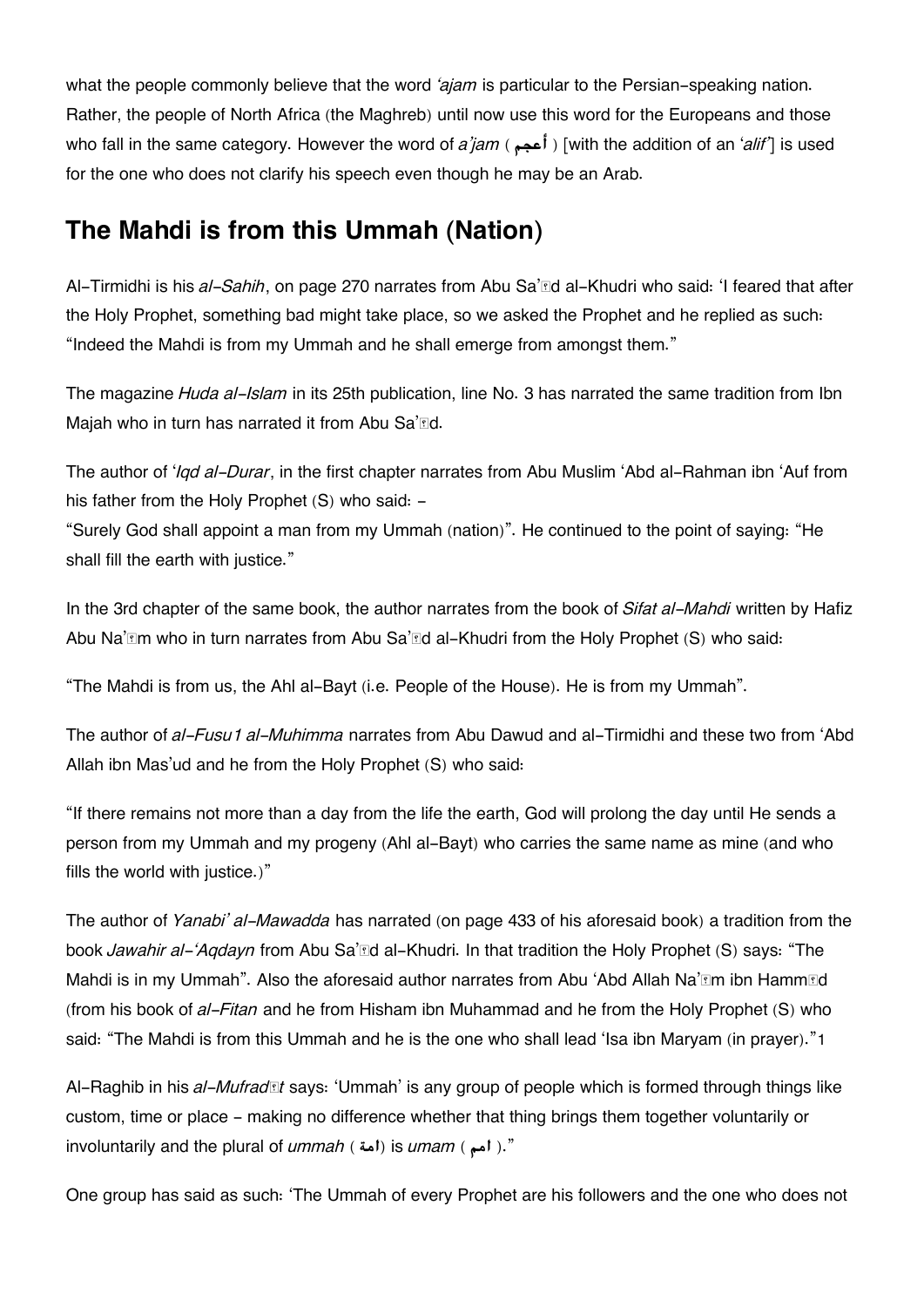what the people commonly believe that the word *'ajam* is particular to the Persian-speaking nation. Rather, the people of North Africa (the Maghreb) until now use this word for the Europeans and those who fall in the same category. However the word of *a'jam* ( أعجم ) [with the addition of an '*alif*'] is used for the one who does not clarify his speech even though he may be an Arab.

## The Mahdi is from this Ummah (Nation)

Al-Tirmidhi is his *al-Sahih*, on page 270 narrates from Abu Sa'īd al-Khudri who said: 'I feared that after the Holy Prophet, something bad might take place, so we asked the Prophet and he replied as such: "Indeed the Mahdi is from my Ummah and he shall emerge from amongst them."

The magazine *Huda al-Islam* in its 25th publication, line No. 3 has narrated the same tradition from Ibn Majah who in turn has narrated it from Abu Sa'īd.

The author of '*Iqd al-Durar*, in the first chapter narrates from Abu Muslim 'Abd al-Rahman ibn 'Auf from his father from the Holy Prophet (S) who said: -
"Surely God shall appoint a man from my Ummah (nation)". He continued to the point of saying: "He shall fill the earth with justice."

In the 3rd chapter of the same book, the author narrates from the book of *Sifat al-Mahdi* written by Hafiz Abu Na'īm who in turn narrates from Abu Sa'īd al-Khudri from the Holy Prophet (S) who said:

"The Mahdi is from us, the Ahl al-Bayt (i.e. People of the House). He is from my Ummah".

The author of *al-Fusu1 al-Muhimma* narrates from Abu Dawud and al-Tirmidhi and these two from 'Abd Allah ibn Mas'ud and he from the Holy Prophet (S) who said:

"If there remains not more than a day from the life the earth, God will prolong the day until He sends a person from my Ummah and my progeny (Ahl al-Bayt) who carries the same name as mine (and who fills the world with justice.)"

The author of *Yanabi' al-Mawadda* has narrated (on page 433 of his aforesaid book) a tradition from the book *Jawahir al-'Aqdayn* from Abu Sa'īd al-Khudri. In that tradition the Holy Prophet (S) says: "The Mahdi is in my Ummah". Also the aforesaid author narrates from Abu 'Abd Allah Na'īm ibn Hammād (from his book of *al-Fitan* and he from Hisham ibn Muhammad and he from the Holy Prophet (S) who said: "The Mahdi is from this Ummah and he is the one who shall lead 'Isa ibn Maryam (in prayer)."[1]

Al-Raghib in his *al-Mufradāt* says: 'Ummah' is any group of people which is formed through things like custom, time or place - making no difference whether that thing brings them together voluntarily or involuntarily and the plural of *ummah* ( امة) is *umam* ( امم )."

One group has said as such: 'The Ummah of every Prophet are his followers and the one who does not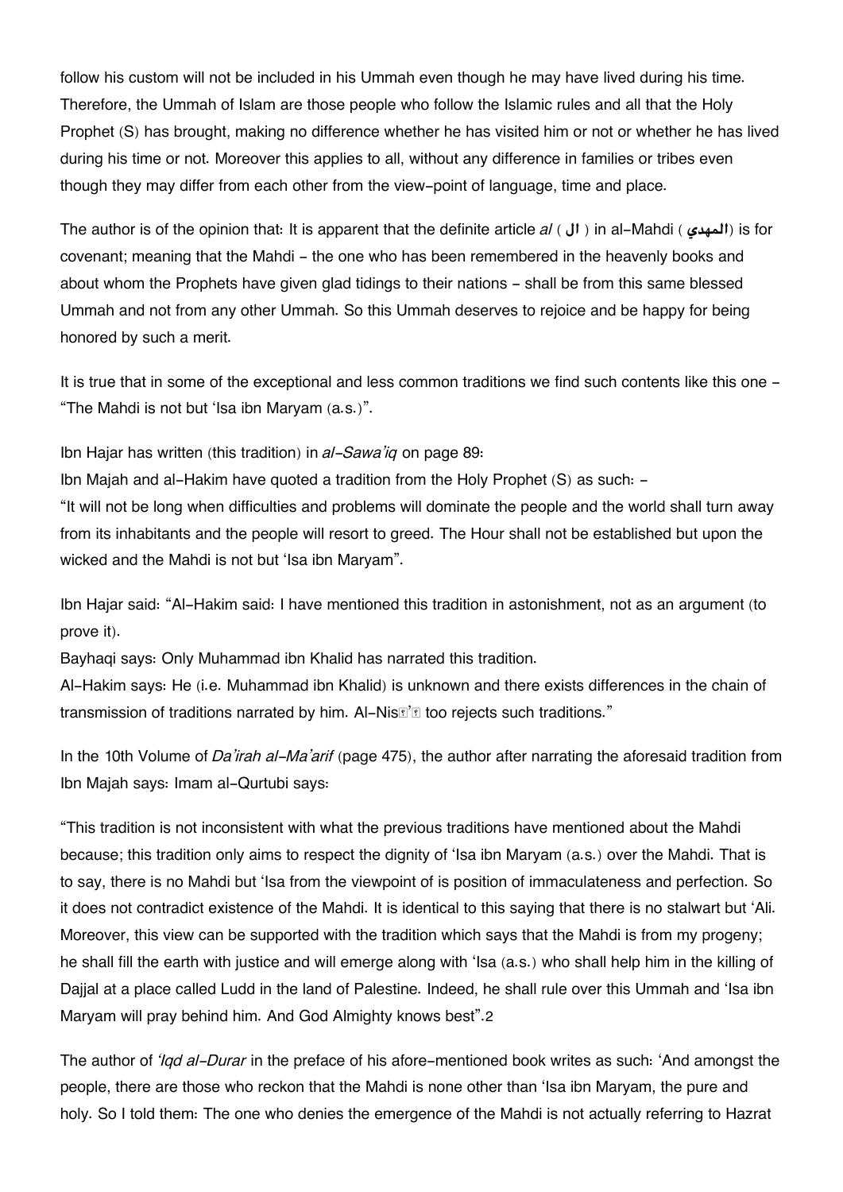follow his custom will not be included in his Ummah even though he may have lived during his time. Therefore, the Ummah of Islam are those people who follow the Islamic rules and all that the Holy Prophet (S) has brought, making no difference whether he has visited him or not or whether he has lived during his time or not. Moreover this applies to all, without any difference in families or tribes even though they may differ from each other from the view-point of language, time and place.

The author is of the opinion that: It is apparent that the definite article *al* ( ال ) in al-Mahdi ( المهدي) is for covenant; meaning that the Mahdi - the one who has been remembered in the heavenly books and about whom the Prophets have given glad tidings to their nations - shall be from this same blessed Ummah and not from any other Ummah. So this Ummah deserves to rejoice and be happy for being honored by such a merit.

It is true that in some of the exceptional and less common traditions we find such contents like this one - "The Mahdi is not but 'Isa ibn Maryam (a.s.)".

Ibn Hajar has written (this tradition) in *al-Sawa'iq* on page 89:

Ibn Majah and al-Hakim have quoted a tradition from the Holy Prophet (S) as such: -

"It will not be long when difficulties and problems will dominate the people and the world shall turn away from its inhabitants and the people will resort to greed. The Hour shall not be established but upon the wicked and the Mahdi is not but 'Isa ibn Maryam".

Ibn Hajar said: "Al-Hakim said: I have mentioned this tradition in astonishment, not as an argument (to prove it).

Bayhaqi says: Only Muhammad ibn Khalid has narrated this tradition.

Al-Hakim says: He (i.e. Muhammad ibn Khalid) is unknown and there exists differences in the chain of transmission of traditions narrated by him. Al-Nisa'i too rejects such traditions."

In the 10th Volume of *Da'irah al-Ma'arif* (page 475), the author after narrating the aforesaid tradition from Ibn Majah says: Imam al-Qurtubi says:

"This tradition is not inconsistent with what the previous traditions have mentioned about the Mahdi because; this tradition only aims to respect the dignity of 'Isa ibn Maryam (a.s.) over the Mahdi. That is to say, there is no Mahdi but 'Isa from the viewpoint of is position of immaculateness and perfection. So it does not contradict existence of the Mahdi. It is identical to this saying that there is no stalwart but 'Ali. Moreover, this view can be supported with the tradition which says that the Mahdi is from my progeny; he shall fill the earth with justice and will emerge along with 'Isa (a.s.) who shall help him in the killing of Dajjal at a place called Ludd in the land of Palestine. Indeed, he shall rule over this Ummah and 'Isa ibn Maryam will pray behind him. And God Almighty knows best".[2]

The author of *'Iqd al-Durar* in the preface of his afore-mentioned book writes as such: 'And amongst the people, there are those who reckon that the Mahdi is none other than 'Isa ibn Maryam, the pure and holy. So I told them: The one who denies the emergence of the Mahdi is not actually referring to Hazrat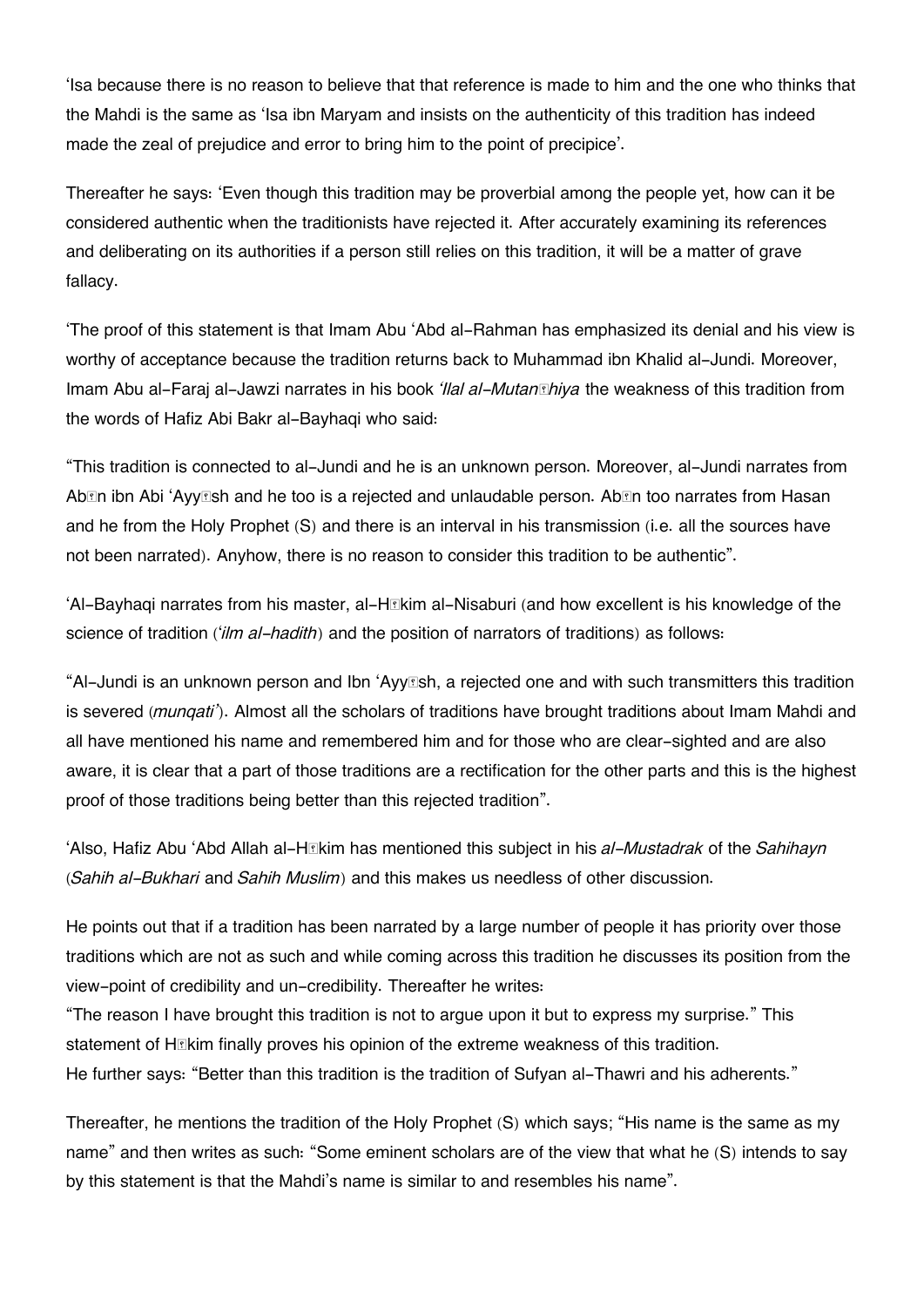'Isa because there is no reason to believe that that reference is made to him and the one who thinks that the Mahdi is the same as 'Isa ibn Maryam and insists on the authenticity of this tradition has indeed made the zeal of prejudice and error to bring him to the point of precipice'.

Thereafter he says: 'Even though this tradition may be proverbial among the people yet, how can it be considered authentic when the traditionists have rejected it. After accurately examining its references and deliberating on its authorities if a person still relies on this tradition, it will be a matter of grave fallacy.

'The proof of this statement is that Imam Abu 'Abd al-Rahman has emphasized its denial and his view is worthy of acceptance because the tradition returns back to Muhammad ibn Khalid al-Jundi. Moreover, Imam Abu al-Faraj al-Jawzi narrates in his book *'Ilal al-Mutanāhiya* the weakness of this tradition from the words of Hafiz Abi Bakr al-Bayhaqi who said:

"This tradition is connected to al-Jundi and he is an unknown person. Moreover, al-Jundi narrates from Abān ibn Abi 'Ayyāsh and he too is a rejected and unlaudable person. Abān too narrates from Hasan and he from the Holy Prophet (S) and there is an interval in his transmission (i.e. all the sources have not been narrated). Anyhow, there is no reason to consider this tradition to be authentic".

'Al-Bayhaqi narrates from his master, al-Hākim al-Nisaburi (and how excellent is his knowledge of the science of tradition (*'ilm al-hadith*) and the position of narrators of traditions) as follows:

"Al-Jundi is an unknown person and Ibn 'Ayyāsh, a rejected one and with such transmitters this tradition is severed (*munqati'*). Almost all the scholars of traditions have brought traditions about Imam Mahdi and all have mentioned his name and remembered him and for those who are clear-sighted and are also aware, it is clear that a part of those traditions are a rectification for the other parts and this is the highest proof of those traditions being better than this rejected tradition".

'Also, Hafiz Abu 'Abd Allah al-Hākim has mentioned this subject in his *al-Mustadrak* of the *Sahihayn* (*Sahih al-Bukhari* and *Sahih Muslim*) and this makes us needless of other discussion.

He points out that if a tradition has been narrated by a large number of people it has priority over those traditions which are not as such and while coming across this tradition he discusses its position from the view-point of credibility and un-credibility. Thereafter he writes:
"The reason I have brought this tradition is not to argue upon it but to express my surprise." This statement of Hākim finally proves his opinion of the extreme weakness of this tradition.
He further says: "Better than this tradition is the tradition of Sufyan al-Thawri and his adherents."

Thereafter, he mentions the tradition of the Holy Prophet (S) which says; "His name is the same as my name" and then writes as such: "Some eminent scholars are of the view that what he (S) intends to say by this statement is that the Mahdi's name is similar to and resembles his name".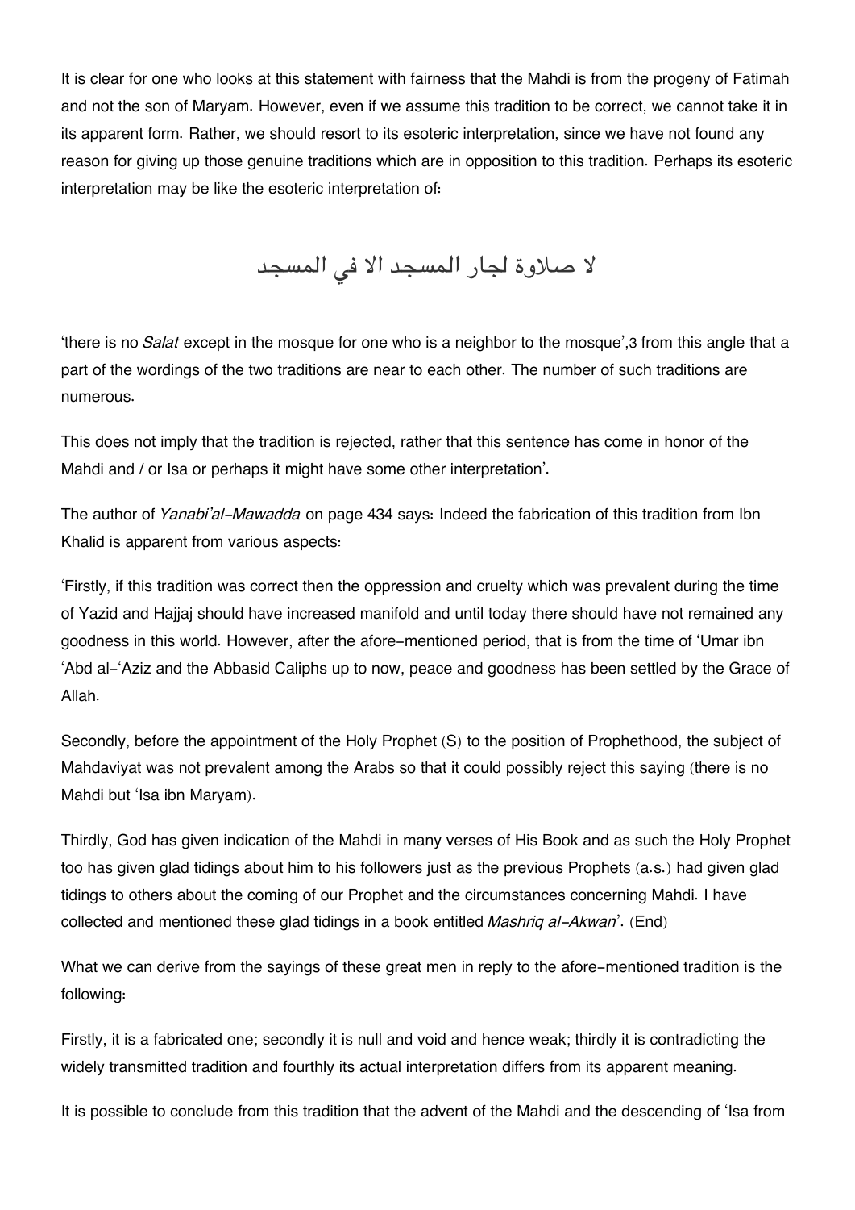It is clear for one who looks at this statement with fairness that the Mahdi is from the progeny of Fatimah and not the son of Maryam. However, even if we assume this tradition to be correct, we cannot take it in its apparent form. Rather, we should resort to its esoteric interpretation, since we have not found any reason for giving up those genuine traditions which are in opposition to this tradition. Perhaps its esoteric interpretation may be like the esoteric interpretation of:

لا صلاوة لجار المسجد الا في المسجد

'there is no *Salat* except in the mosque for one who is a neighbor to the mosque',3 from this angle that a part of the wordings of the two traditions are near to each other. The number of such traditions are numerous.

This does not imply that the tradition is rejected, rather that this sentence has come in honor of the Mahdi and / or Isa or perhaps it might have some other interpretation'.

The author of *Yanabi'al-Mawadda* on page 434 says: Indeed the fabrication of this tradition from Ibn Khalid is apparent from various aspects:

'Firstly, if this tradition was correct then the oppression and cruelty which was prevalent during the time of Yazid and Hajjaj should have increased manifold and until today there should have not remained any goodness in this world. However, after the afore-mentioned period, that is from the time of 'Umar ibn 'Abd al-'Aziz and the Abbasid Caliphs up to now, peace and goodness has been settled by the Grace of Allah.

Secondly, before the appointment of the Holy Prophet (S) to the position of Prophethood, the subject of Mahdaviyat was not prevalent among the Arabs so that it could possibly reject this saying (there is no Mahdi but 'Isa ibn Maryam).

Thirdly, God has given indication of the Mahdi in many verses of His Book and as such the Holy Prophet too has given glad tidings about him to his followers just as the previous Prophets (a.s.) had given glad tidings to others about the coming of our Prophet and the circumstances concerning Mahdi. I have collected and mentioned these glad tidings in a book entitled *Mashriq al-Akwan*'. (End)

What we can derive from the sayings of these great men in reply to the afore-mentioned tradition is the following:

Firstly, it is a fabricated one; secondly it is null and void and hence weak; thirdly it is contradicting the widely transmitted tradition and fourthly its actual interpretation differs from its apparent meaning.

It is possible to conclude from this tradition that the advent of the Mahdi and the descending of 'Isa from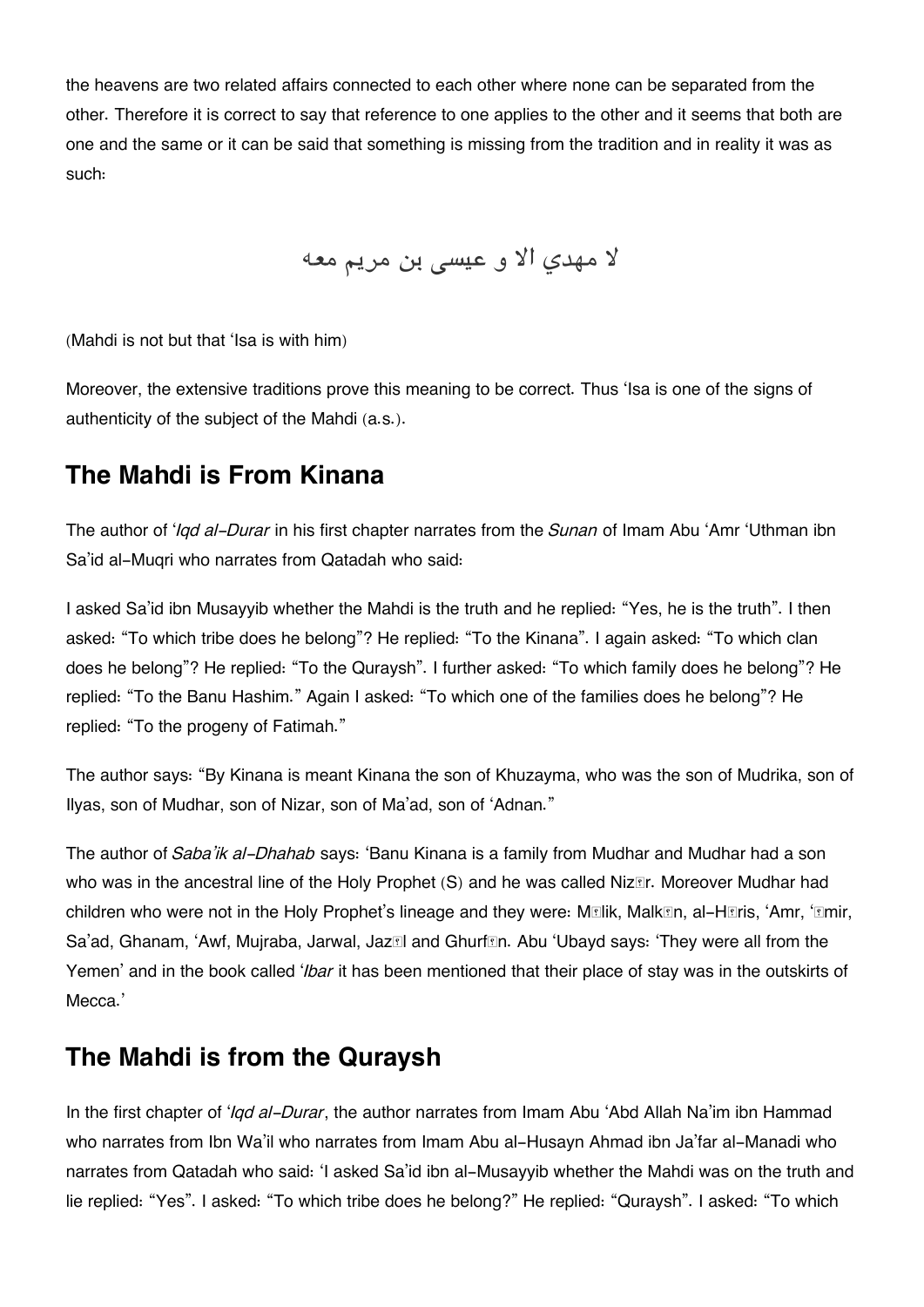the heavens are two related affairs connected to each other where none can be separated from the other. Therefore it is correct to say that reference to one applies to the other and it seems that both are one and the same or it can be said that something is missing from the tradition and in reality it was as such:

لا مهدي الا و عيسى بن مريم معه

(Mahdi is not but that 'Isa is with him)

Moreover, the extensive traditions prove this meaning to be correct. Thus 'Isa is one of the signs of authenticity of the subject of the Mahdi (a.s.).

## The Mahdi is From Kinana

The author of '*Iqd al-Durar* in his first chapter narrates from the *Sunan* of Imam Abu 'Amr 'Uthman ibn Sa'id al-Muqri who narrates from Qatadah who said:

I asked Sa'id ibn Musayyib whether the Mahdi is the truth and he replied: "Yes, he is the truth". I then asked: "To which tribe does he belong"? He replied: "To the Kinana". I again asked: "To which clan does he belong"? He replied: "To the Quraysh". I further asked: "To which family does he belong"? He replied: "To the Banu Hashim." Again I asked: "To which one of the families does he belong"? He replied: "To the progeny of Fatimah."

The author says: "By Kinana is meant Kinana the son of Khuzayma, who was the son of Mudrika, son of Ilyas, son of Mudhar, son of Nizar, son of Ma'ad, son of 'Adnan."

The author of *Saba'ik al-Dhahab* says: 'Banu Kinana is a family from Mudhar and Mudhar had a son who was in the ancestral line of the Holy Prophet (S) and he was called Nizār. Moreover Mudhar had children who were not in the Holy Prophet's lineage and they were: Mālik, Malkān, al-Hāris, 'Amr, 'Āmir, Sa'ad, Ghanam, 'Awf, Mujraba, Jarwal, Jazāl and Ghurfān. Abu 'Ubayd says: 'They were all from the Yemen' and in the book called '*Ibar* it has been mentioned that their place of stay was in the outskirts of Mecca.'

## The Mahdi is from the Quraysh

In the first chapter of '*Iqd al-Durar*, the author narrates from Imam Abu 'Abd Allah Na'im ibn Hammad who narrates from Ibn Wa'il who narrates from Imam Abu al-Husayn Ahmad ibn Ja'far al-Manadi who narrates from Qatadah who said: 'I asked Sa'id ibn al-Musayyib whether the Mahdi was on the truth and lie replied: "Yes". I asked: "To which tribe does he belong?" He replied: "Quraysh". I asked: "To which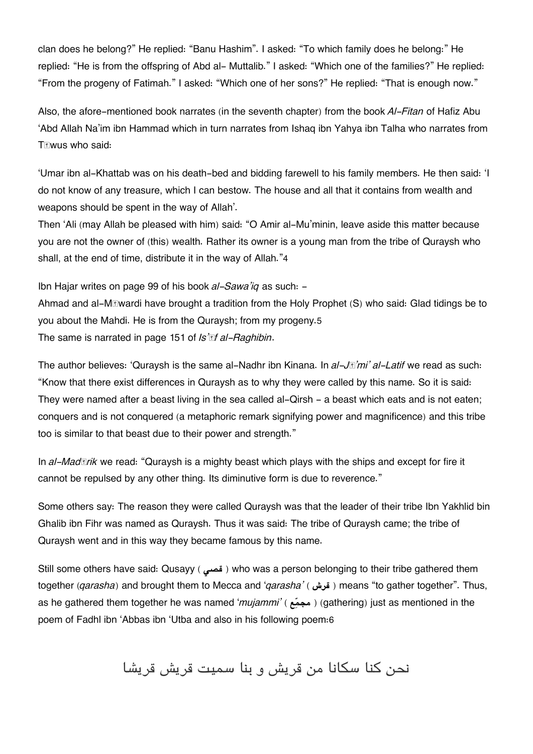clan does he belong?" He replied: "Banu Hashim". I asked: "To which family does he belong:" He replied: "He is from the offspring of Abd al- Muttalib." I asked: "Which one of the families?" He replied: "From the progeny of Fatimah." I asked: "Which one of her sons?" He replied: "That is enough now."

Also, the afore-mentioned book narrates (in the seventh chapter) from the book *Al-Fitan* of Hafiz Abu 'Abd Allah Na'im ibn Hammad which in turn narrates from Ishaq ibn Yahya ibn Talha who narrates from Tāwus who said:

'Umar ibn al-Khattab was on his death-bed and bidding farewell to his family members. He then said: 'I do not know of any treasure, which I can bestow. The house and all that it contains from wealth and weapons should be spent in the way of Allah'.
Then 'Ali (may Allah be pleased with him) said: "O Amir al-Mu'minin, leave aside this matter because you are not the owner of (this) wealth. Rather its owner is a young man from the tribe of Quraysh who shall, at the end of time, distribute it in the way of Allah."4

Ibn Hajar writes on page 99 of his book *al-Sawa'iq* as such: -
Ahmad and al-Māwardi have brought a tradition from the Holy Prophet (S) who said: Glad tidings be to you about the Mahdi. He is from the Quraysh; from my progeny.5
The same is narrated in page 151 of *Is'āf al-Raghibin*.

The author believes: 'Quraysh is the same al-Nadhr ibn Kinana. In *al-Jāmi' al-Latif* we read as such: "Know that there exist differences in Quraysh as to why they were called by this name. So it is said: They were named after a beast living in the sea called al-Qirsh - a beast which eats and is not eaten; conquers and is not conquered (a metaphoric remark signifying power and magnificence) and this tribe too is similar to that beast due to their power and strength."

In *al-Madārik* we read: "Quraysh is a mighty beast which plays with the ships and except for fire it cannot be repulsed by any other thing. Its diminutive form is due to reverence."

Some others say: The reason they were called Quraysh was that the leader of their tribe Ibn Yakhlid bin Ghalib ibn Fihr was named as Quraysh. Thus it was said: The tribe of Quraysh came; the tribe of Quraysh went and in this way they became famous by this name.

Still some others have said: Qusayy ( قصي ) who was a person belonging to their tribe gathered them together (*qarasha*) and brought them to Mecca and '*qarasha'* ( قرش ) means "to gather together". Thus, as he gathered them together he was named '*mujammi'* ( مجمِّع ) (gathering) just as mentioned in the poem of Fadhl ibn 'Abbas ibn 'Utba and also in his following poem:6

نحن كنا سكانا من قريش و بنا سميت قريش قريشا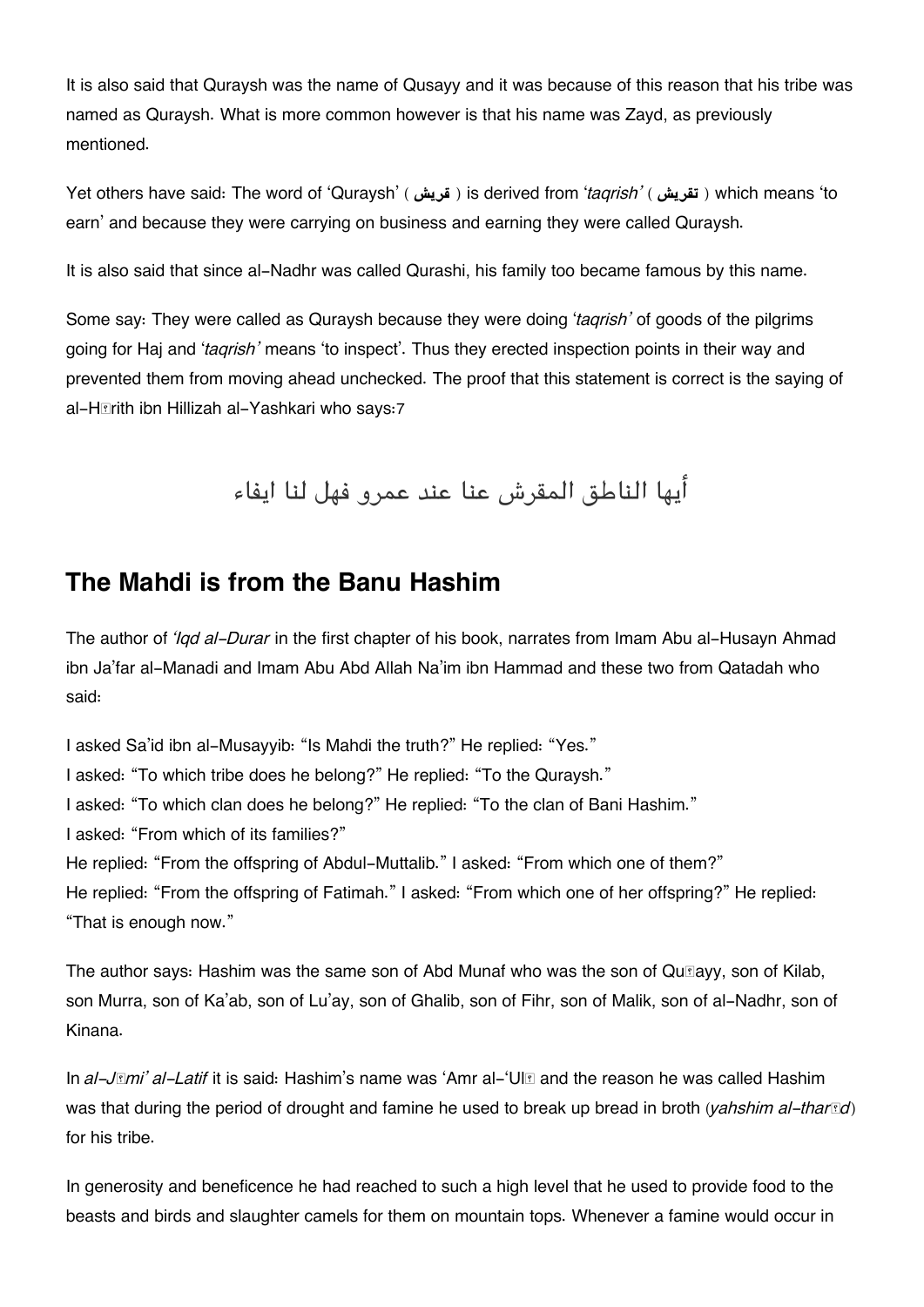It is also said that Quraysh was the name of Qusayy and it was because of this reason that his tribe was named as Quraysh. What is more common however is that his name was Zayd, as previously mentioned.

Yet others have said: The word of 'Quraysh' ( قريش ) is derived from '*taqrish*' ( تقريش ) which means 'to earn' and because they were carrying on business and earning they were called Quraysh.

It is also said that since al-Nadhr was called Qurashi, his family too became famous by this name.

Some say: They were called as Quraysh because they were doing '*taqrish*' of goods of the pilgrims going for Haj and '*taqrish*' means 'to inspect'. Thus they erected inspection points in their way and prevented them from moving ahead unchecked. The proof that this statement is correct is the saying of al-Hārith ibn Hillizah al-Yashkari who says:7

أيها الناطق المقرش عنا عند عمرو فهل لنا ايفاء

## The Mahdi is from the Banu Hashim

The author of *'Iqd al-Durar* in the first chapter of his book, narrates from Imam Abu al-Husayn Ahmad ibn Ja'far al-Manadi and Imam Abu Abd Allah Na'im ibn Hammad and these two from Qatadah who said:

I asked Sa'id ibn al-Musayyib: "Is Mahdi the truth?" He replied: "Yes."
I asked: "To which tribe does he belong?" He replied: "To the Quraysh."
I asked: "To which clan does he belong?" He replied: "To the clan of Bani Hashim."
I asked: "From which of its families?"
He replied: "From the offspring of Abdul-Muttalib." I asked: "From which one of them?"
He replied: "From the offspring of Fatimah." I asked: "From which one of her offspring?" He replied: "That is enough now."

The author says: Hashim was the same son of Abd Munaf who was the son of Quṣayy, son of Kilab, son Murra, son of Ka'ab, son of Lu'ay, son of Ghalib, son of Fihr, son of Malik, son of al-Nadhr, son of Kinana.

In *al-Jāmi' al-Latif* it is said: Hashim's name was 'Amr al-'Ulā and the reason he was called Hashim was that during the period of drought and famine he used to break up bread in broth (*yahshim al-tharīd*) for his tribe.

In generosity and beneficence he had reached to such a high level that he used to provide food to the beasts and birds and slaughter camels for them on mountain tops. Whenever a famine would occur in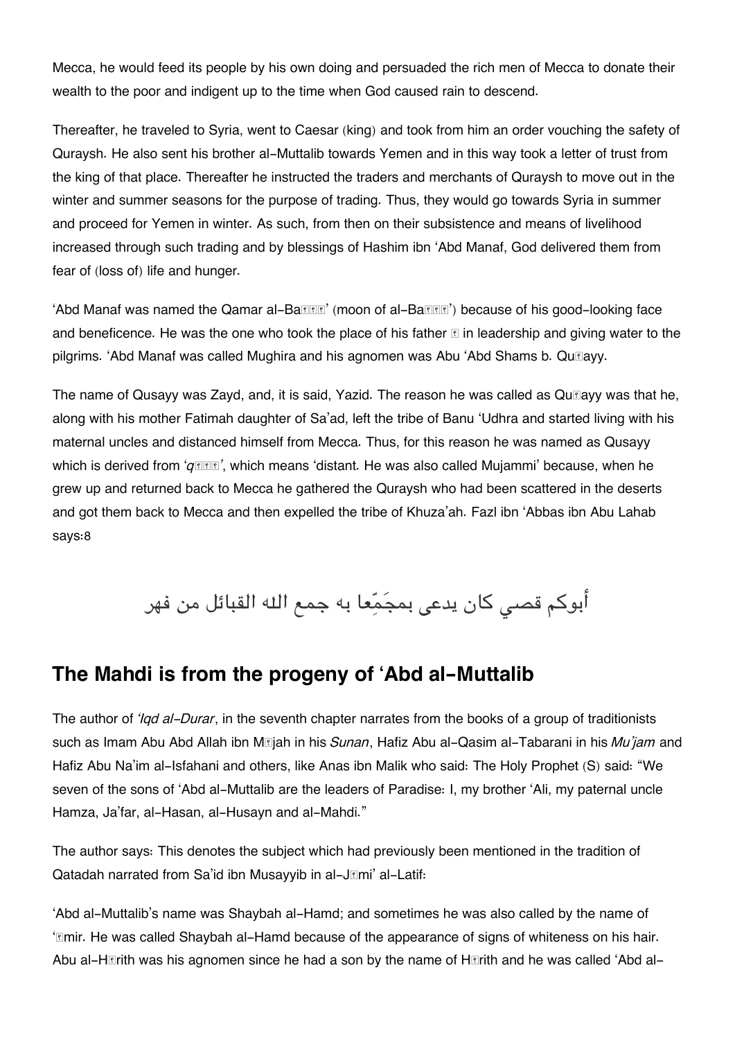Mecca, he would feed its people by his own doing and persuaded the rich men of Mecca to donate their wealth to the poor and indigent up to the time when God caused rain to descend.

Thereafter, he traveled to Syria, went to Caesar (king) and took from him an order vouching the safety of Quraysh. He also sent his brother al-Muttalib towards Yemen and in this way took a letter of trust from the king of that place. Thereafter he instructed the traders and merchants of Quraysh to move out in the winter and summer seasons for the purpose of trading. Thus, they would go towards Syria in summer and proceed for Yemen in winter. As such, from then on their subsistence and means of livelihood increased through such trading and by blessings of Hashim ibn 'Abd Manaf, God delivered them from fear of (loss of) life and hunger.

'Abd Manaf was named the Qamar al-Ba��' (moon of al-Ba��') because of his good-looking face and beneficence. He was the one who took the place of his father � in leadership and giving water to the pilgrims. 'Abd Manaf was called Mughira and his agnomen was Abu 'Abd Shams b. Qu�ayy.

The name of Qusayy was Zayd, and, it is said, Yazid. The reason he was called as Qu�ayy was that he, along with his mother Fatimah daughter of Sa'ad, left the tribe of Banu 'Udhra and started living with his maternal uncles and distanced himself from Mecca. Thus, for this reason he was named as Qusayy which is derived from '*q���*', which means 'distant. He was also called Mujammi' because, when he grew up and returned back to Mecca he gathered the Quraysh who had been scattered in the deserts and got them back to Mecca and then expelled the tribe of Khuza'ah. Fazl ibn 'Abbas ibn Abu Lahab says:8

أبوكم قصي كان يدعى بمجَمِّعا به جمع الله القبائل من فهر

## The Mahdi is from the progeny of 'Abd al-Muttalib

The author of *'Iqd al-Durar*, in the seventh chapter narrates from the books of a group of traditionists such as Imam Abu Abd Allah ibn M�jah in his *Sunan*, Hafiz Abu al-Qasim al-Tabarani in his *Mu'jam* and Hafiz Abu Na'im al-Isfahani and others, like Anas ibn Malik who said: The Holy Prophet (S) said: "We seven of the sons of 'Abd al-Muttalib are the leaders of Paradise: I, my brother 'Ali, my paternal uncle Hamza, Ja'far, al-Hasan, al-Husayn and al-Mahdi."

The author says: This denotes the subject which had previously been mentioned in the tradition of Qatadah narrated from Sa'id ibn Musayyib in al-J�mi' al-Latif:

'Abd al-Muttalib's name was Shaybah al-Hamd; and sometimes he was also called by the name of '�mir. He was called Shaybah al-Hamd because of the appearance of signs of whiteness on his hair. Abu al-H�rith was his agnomen since he had a son by the name of H�rith and he was called 'Abd al-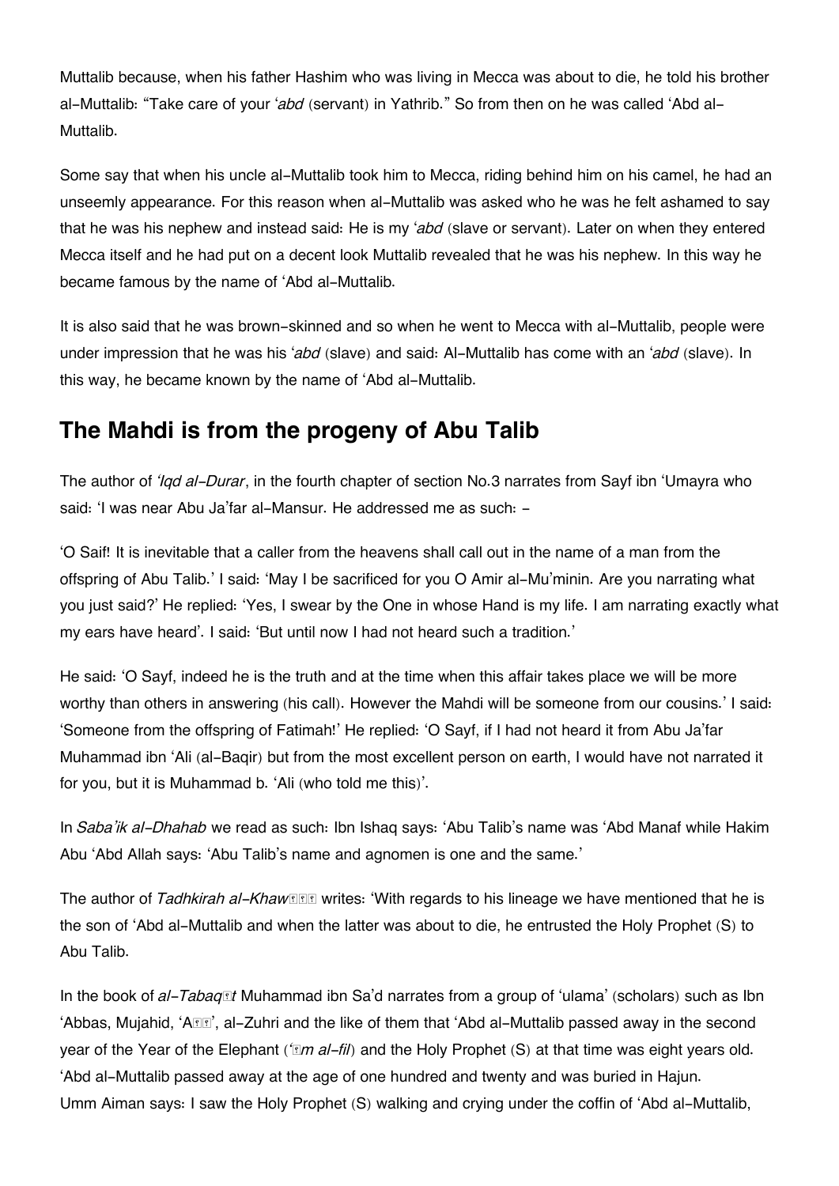Muttalib because, when his father Hashim who was living in Mecca was about to die, he told his brother al-Muttalib: "Take care of your '*abd* (servant) in Yathrib." So from then on he was called 'Abd al-Muttalib.

Some say that when his uncle al-Muttalib took him to Mecca, riding behind him on his camel, he had an unseemly appearance. For this reason when al-Muttalib was asked who he was he felt ashamed to say that he was his nephew and instead said: He is my '*abd* (slave or servant). Later on when they entered Mecca itself and he had put on a decent look Muttalib revealed that he was his nephew. In this way he became famous by the name of 'Abd al-Muttalib.

It is also said that he was brown-skinned and so when he went to Mecca with al-Muttalib, people were under impression that he was his '*abd* (slave) and said: Al-Muttalib has come with an '*abd* (slave). In this way, he became known by the name of 'Abd al-Muttalib.

## The Mahdi is from the progeny of Abu Talib

The author of *'Iqd al-Durar*, in the fourth chapter of section No.3 narrates from Sayf ibn 'Umayra who said: 'I was near Abu Ja'far al-Mansur. He addressed me as such: -

'O Saif! It is inevitable that a caller from the heavens shall call out in the name of a man from the offspring of Abu Talib.' I said: 'May I be sacrificed for you O Amir al-Mu'minin. Are you narrating what you just said?' He replied: 'Yes, I swear by the One in whose Hand is my life. I am narrating exactly what my ears have heard'. I said: 'But until now I had not heard such a tradition.'

He said: 'O Sayf, indeed he is the truth and at the time when this affair takes place we will be more worthy than others in answering (his call). However the Mahdi will be someone from our cousins.' I said: 'Someone from the offspring of Fatimah!' He replied: 'O Sayf, if I had not heard it from Abu Ja'far Muhammad ibn 'Ali (al-Baqir) but from the most excellent person on earth, I would have not narrated it for you, but it is Muhammad b. 'Ali (who told me this)'.

In *Saba'ik al-Dhahab* we read as such: Ibn Ishaq says: 'Abu Talib's name was 'Abd Manaf while Hakim Abu 'Abd Allah says: 'Abu Talib's name and agnomen is one and the same.'

The author of *Tadhkirah al-Khaw...* writes: 'With regards to his lineage we have mentioned that he is the son of 'Abd al-Muttalib and when the latter was about to die, he entrusted the Holy Prophet (S) to Abu Talib.

In the book of *al-Tabaq...t* Muhammad ibn Sa'd narrates from a group of 'ulama' (scholars) such as Ibn 'Abbas, Mujahid, 'A...', al-Zuhri and the like of them that 'Abd al-Muttalib passed away in the second year of the Year of the Elephant (*'...m al-fil*) and the Holy Prophet (S) at that time was eight years old. 'Abd al-Muttalib passed away at the age of one hundred and twenty and was buried in Hajun. Umm Aiman says: I saw the Holy Prophet (S) walking and crying under the coffin of 'Abd al-Muttalib,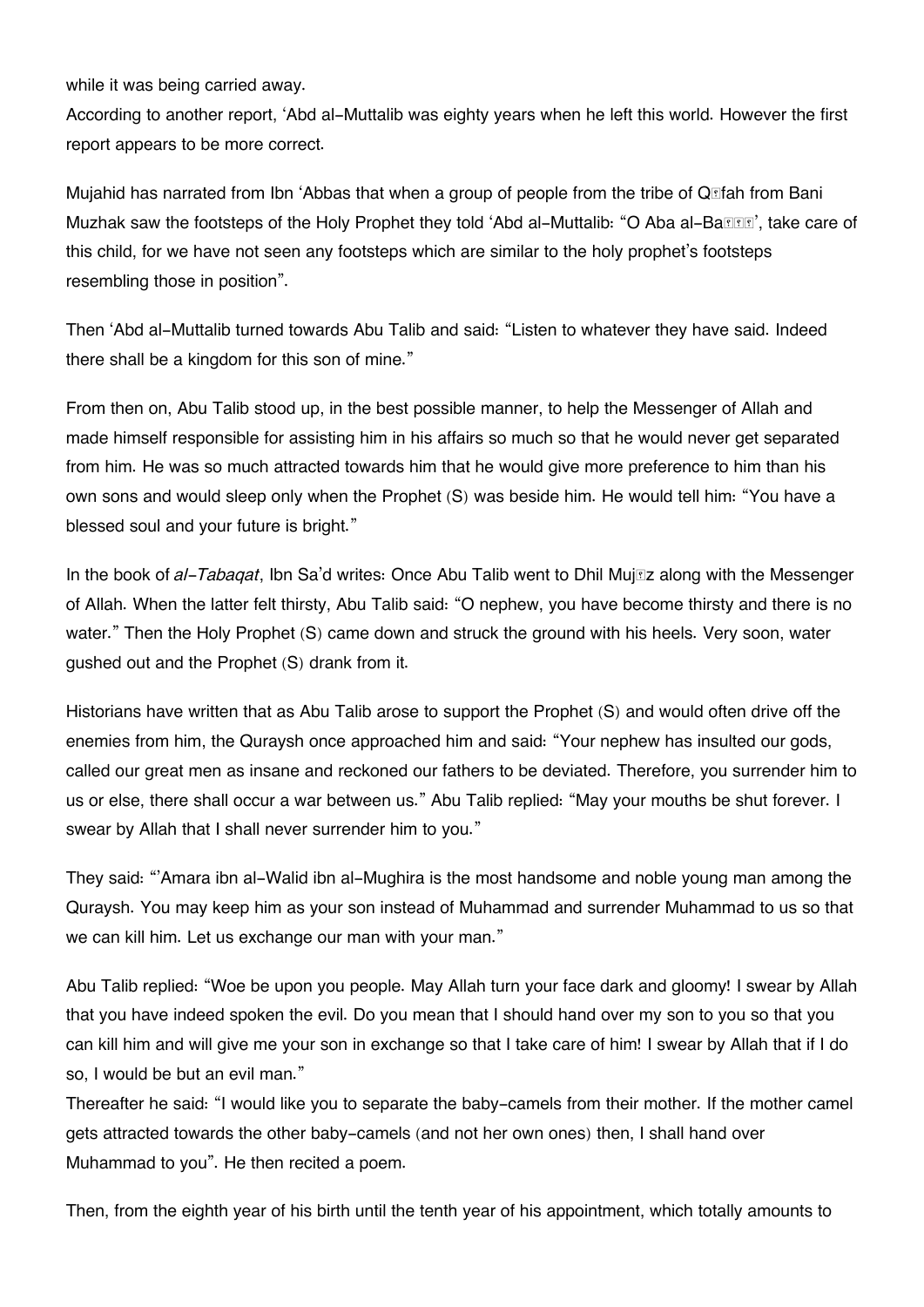while it was being carried away.

According to another report, 'Abd al-Muttalib was eighty years when he left this world. However the first report appears to be more correct.

Mujahid has narrated from Ibn 'Abbas that when a group of people from the tribe of Qifah from Bani Muzhak saw the footsteps of the Holy Prophet they told 'Abd al-Muttalib: "O Aba al-Ba', take care of this child, for we have not seen any footsteps which are similar to the holy prophet's footsteps resembling those in position".

Then 'Abd al-Muttalib turned towards Abu Talib and said: "Listen to whatever they have said. Indeed there shall be a kingdom for this son of mine."

From then on, Abu Talib stood up, in the best possible manner, to help the Messenger of Allah and made himself responsible for assisting him in his affairs so much so that he would never get separated from him. He was so much attracted towards him that he would give more preference to him than his own sons and would sleep only when the Prophet (S) was beside him. He would tell him: "You have a blessed soul and your future is bright."

In the book of *al-Tabaqat*, Ibn Sa'd writes: Once Abu Talib went to Dhil Mujz along with the Messenger of Allah. When the latter felt thirsty, Abu Talib said: "O nephew, you have become thirsty and there is no water." Then the Holy Prophet (S) came down and struck the ground with his heels. Very soon, water gushed out and the Prophet (S) drank from it.

Historians have written that as Abu Talib arose to support the Prophet (S) and would often drive off the enemies from him, the Quraysh once approached him and said: "Your nephew has insulted our gods, called our great men as insane and reckoned our fathers to be deviated. Therefore, you surrender him to us or else, there shall occur a war between us." Abu Talib replied: "May your mouths be shut forever. I swear by Allah that I shall never surrender him to you."

They said: "'Amara ibn al-Walid ibn al-Mughira is the most handsome and noble young man among the Quraysh. You may keep him as your son instead of Muhammad and surrender Muhammad to us so that we can kill him. Let us exchange our man with your man."

Abu Talib replied: "Woe be upon you people. May Allah turn your face dark and gloomy! I swear by Allah that you have indeed spoken the evil. Do you mean that I should hand over my son to you so that you can kill him and will give me your son in exchange so that I take care of him! I swear by Allah that if I do so, I would be but an evil man."

Thereafter he said: "I would like you to separate the baby-camels from their mother. If the mother camel gets attracted towards the other baby-camels (and not her own ones) then, I shall hand over Muhammad to you". He then recited a poem.

Then, from the eighth year of his birth until the tenth year of his appointment, which totally amounts to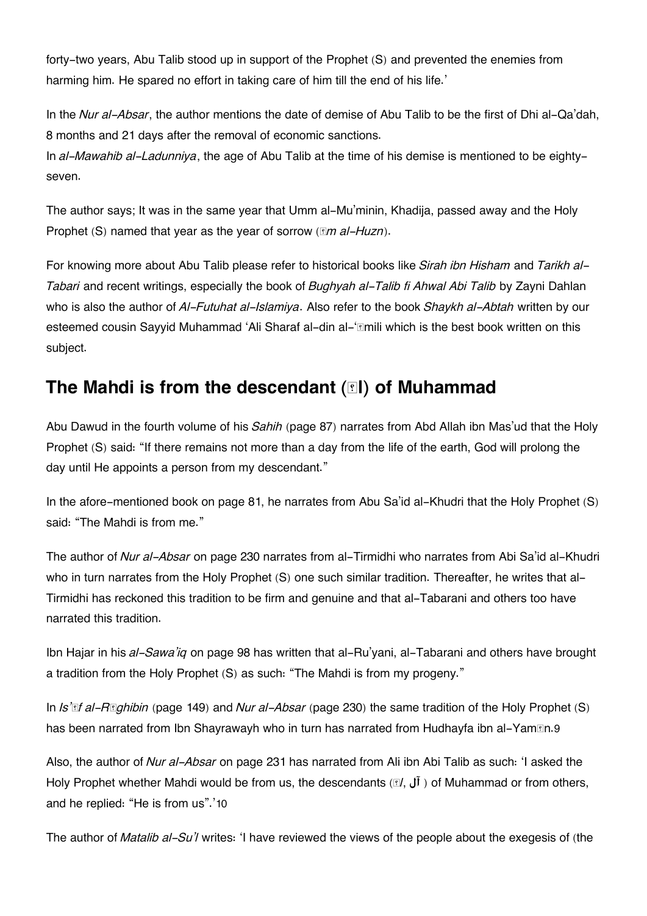forty-two years, Abu Talib stood up in support of the Prophet (S) and prevented the enemies from harming him. He spared no effort in taking care of him till the end of his life.'

In the *Nur al-Absar*, the author mentions the date of demise of Abu Talib to be the first of Dhi al-Qa'dah, 8 months and 21 days after the removal of economic sanctions.
In *al-Mawahib al-Ladunniya*, the age of Abu Talib at the time of his demise is mentioned to be eighty-seven.

The author says; It was in the same year that Umm al-Mu'minin, Khadija, passed away and the Holy Prophet (S) named that year as the year of sorrow (*ʿĀm al-Huzn*).

For knowing more about Abu Talib please refer to historical books like *Sirah ibn Hisham* and *Tarikh al-Tabari* and recent writings, especially the book of *Bughyah al-Talib fi Ahwal Abi Talib* by Zayni Dahlan who is also the author of *Al-Futuhat al-Islamiya*. Also refer to the book *Shaykh al-Abtah* written by our esteemed cousin Sayyid Muhammad 'Ali Sharaf al-din al-'Āmili which is the best book written on this subject.

## The Mahdi is from the descendant (Āl) of Muhammad

Abu Dawud in the fourth volume of his *Sahih* (page 87) narrates from Abd Allah ibn Mas'ud that the Holy Prophet (S) said: "If there remains not more than a day from the life of the earth, God will prolong the day until He appoints a person from my descendant."

In the afore-mentioned book on page 81, he narrates from Abu Sa'id al-Khudri that the Holy Prophet (S) said: "The Mahdi is from me."

The author of *Nur al-Absar* on page 230 narrates from al-Tirmidhi who narrates from Abi Sa'id al-Khudri who in turn narrates from the Holy Prophet (S) one such similar tradition. Thereafter, he writes that al-Tirmidhi has reckoned this tradition to be firm and genuine and that al-Tabarani and others too have narrated this tradition.

Ibn Hajar in his *al-Sawa'iq* on page 98 has written that al-Ru'yani, al-Tabarani and others have brought a tradition from the Holy Prophet (S) as such: "The Mahdi is from my progeny."

In *Is'āf al-Rāghibin* (page 149) and *Nur al-Absar* (page 230) the same tradition of the Holy Prophet (S) has been narrated from Ibn Shayrawayh who in turn has narrated from Hudhayfa ibn al-Yamān.[9]

Also, the author of *Nur al-Absar* on page 231 has narrated from Ali ibn Abi Talib as such: 'I asked the Holy Prophet whether Mahdi would be from us, the descendants (*Āl*, آل ) of Muhammad or from others, and he replied: "He is from us".'[10]

The author of *Matalib al-Su'l* writes: 'I have reviewed the views of the people about the exegesis of (the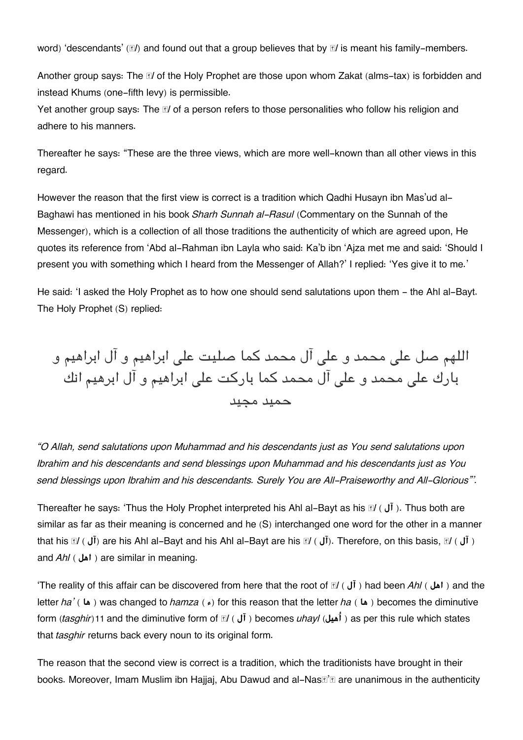word) 'descendants' (Āl) and found out that a group believes that by Āl is meant his family-members.

Another group says: The Āl of the Holy Prophet are those upon whom Zakat (alms-tax) is forbidden and instead Khums (one-fifth levy) is permissible.
Yet another group says: The Āl of a person refers to those personalities who follow his religion and adhere to his manners.

Thereafter he says: "These are the three views, which are more well-known than all other views in this regard.

However the reason that the first view is correct is a tradition which Qadhi Husayn ibn Mas'ud al-Baghawi has mentioned in his book *Sharh Sunnah al-Rasul* (Commentary on the Sunnah of the Messenger), which is a collection of all those traditions the authenticity of which are agreed upon, He quotes its reference from 'Abd al-Rahman ibn Layla who said: Ka'b ibn 'Ajza met me and said: 'Should I present you with something which I heard from the Messenger of Allah?' I replied: 'Yes give it to me.'

He said: 'I asked the Holy Prophet as to how one should send salutations upon them - the Ahl al-Bayt. The Holy Prophet (S) replied:

اللهم صل على محمد و على آل محمد كما صليت على ابراهيم و آل ابراهيم و بارك على محمد و على آل محمد كما باركت على ابراهيم و آل ابرهيم انك حميد مجيد

*"O Allah, send salutations upon Muhammad and his descendants just as You send salutations upon Ibrahim and his descendants and send blessings upon Muhammad and his descendants just as You send blessings upon Ibrahim and his descendants. Surely You are All-Praiseworthy and All-Glorious"'.*

Thereafter he says: 'Thus the Holy Prophet interpreted his Ahl al-Bayt as his Āl ( آل ). Thus both are similar as far as their meaning is concerned and he (S) interchanged one word for the other in a manner that his Āl ( آل) are his Ahl al-Bayt and his Ahl al-Bayt are his Āl ( آل). Therefore, on this basis, Āl ( آل ) and *Ahl* ( اهل ) are similar in meaning.

'The reality of this affair can be discovered from here that the root of Āl ( آل ) had been *Ahl* ( اهل ) and the letter *ha'* ( ها ) was changed to *hamza* ( ء ) for this reason that the letter *ha* ( ها ) becomes the diminutive form (*tasghir*)11 and the diminutive form of Āl ( آل ) becomes *uhayl* (أهيل ) as per this rule which states that *tasghir* returns back every noun to its original form.

The reason that the second view is correct is a tradition, which the traditionists have brought in their books. Moreover, Imam Muslim ibn Hajjaj, Abu Dawud and al-Nasā'ī are unanimous in the authenticity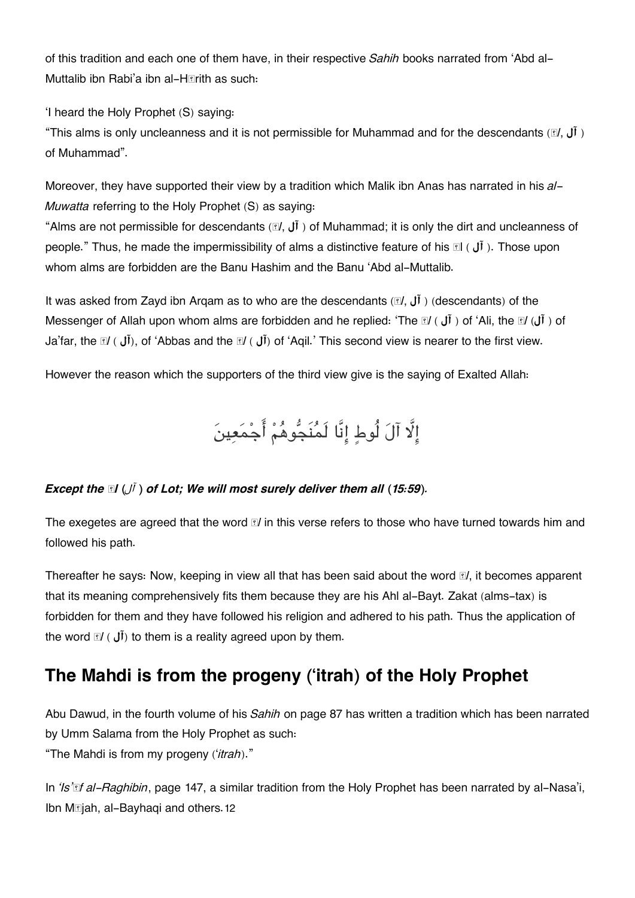of this tradition and each one of them have, in their respective *Sahih* books narrated from 'Abd al-Muttalib ibn Rabi'a ibn al-H᾽rith as such:

'I heard the Holy Prophet (S) saying:
"This alms is only uncleanness and it is not permissible for Muhammad and for the descendants (᾽l, آل ) of Muhammad".

Moreover, they have supported their view by a tradition which Malik ibn Anas has narrated in his *al-Muwatta* referring to the Holy Prophet (S) as saying:
"Alms are not permissible for descendants (᾽l, آل ) of Muhammad; it is only the dirt and uncleanness of people." Thus, he made the impermissibility of alms a distinctive feature of his ᾽l ( آل ). Those upon whom alms are forbidden are the Banu Hashim and the Banu 'Abd al-Muttalib.

It was asked from Zayd ibn Arqam as to who are the descendants (᾽l, آل ) (descendants) of the Messenger of Allah upon whom alms are forbidden and he replied: 'The ᾽l ( آل ) of 'Ali, the ᾽l (آل ) of Ja'far, the ᾽l ( آل), of 'Abbas and the ᾽l ( آل) of 'Aqil.' This second view is nearer to the first view.

However the reason which the supporters of the third view give is the saying of Exalted Allah:

إِلَّا آلَ لُوطٍ إِنَّا لَمُنَجُّوهُمْ أَجْمَعِينَ

***Except the ᾽l (آل ) of Lot; We will most surely deliver them all (15:59).***

The exegetes are agreed that the word ᾽l in this verse refers to those who have turned towards him and followed his path.

Thereafter he says: Now, keeping in view all that has been said about the word ᾽l, it becomes apparent that its meaning comprehensively fits them because they are his Ahl al-Bayt. Zakat (alms-tax) is forbidden for them and they have followed his religion and adhered to his path. Thus the application of the word ᾽l ( آل) to them is a reality agreed upon by them.

## The Mahdi is from the progeny ('itrah) of the Holy Prophet

Abu Dawud, in the fourth volume of his *Sahih* on page 87 has written a tradition which has been narrated by Umm Salama from the Holy Prophet as such:
"The Mahdi is from my progeny (*'itrah*)."

In *'Is'᾽f al-Raghibin*, page 147, a similar tradition from the Holy Prophet has been narrated by al-Nasa'i, Ibn M᾽jah, al-Bayhaqi and others.[12]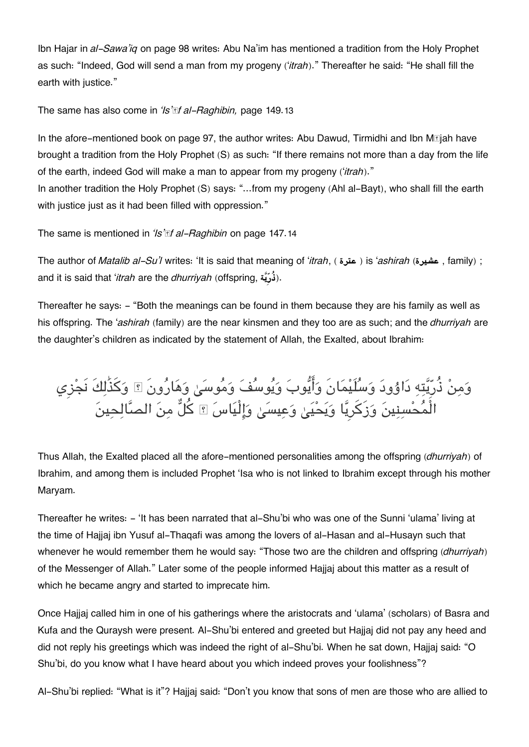Ibn Hajar in *al-Sawa'iq* on page 98 writes: Abu Na'im has mentioned a tradition from the Holy Prophet as such: "Indeed, God will send a man from my progeny (*'itrah*)." Thereafter he said: "He shall fill the earth with justice."

The same has also come in *'Is'āf al-Raghibin,* page 149.[13]

In the afore-mentioned book on page 97, the author writes: Abu Dawud, Tirmidhi and Ibn Mājah have brought a tradition from the Holy Prophet (S) as such: "If there remains not more than a day from the life of the earth, indeed God will make a man to appear from my progeny (*'itrah*)."
In another tradition the Holy Prophet (S) says: "...from my progeny (Ahl al-Bayt), who shall fill the earth with justice just as it had been filled with oppression."

The same is mentioned in *'Is'āf al-Raghibin* on page 147.[14]

The author of *Matalib al-Su'l* writes: 'It is said that meaning of *'itrah*, ( **عترة** ) is *'ashirah* (**عشيرة** , family) ; and it is said that *'itrah* are the *dhurriyah* (offspring, **ذُرِّيَّة**).

Thereafter he says: - "Both the meanings can be found in them because they are his family as well as his offspring. The *'ashirah* (family) are the near kinsmen and they too are as such; and the *dhurriyah* are the daughter's children as indicated by the statement of Allah, the Exalted, about Ibrahim:

وَمِنْ ذُرِّيَّتِهِ دَاوُودَ وَسُلَيْمَانَ وَأَيُّوبَ وَيُوسُفَ وَمُوسَىٰ وَهَارُونَ ۚ وَكَذَٰلِكَ نَجْزِي الْمُحْسِنِينَ وَزَكَرِيَّا وَيَحْيَىٰ وَعِيسَىٰ وَإِلْيَاسَ ۖ كُلٌّ مِنَ الصَّالِحِينَ

Thus Allah, the Exalted placed all the afore-mentioned personalities among the offspring (*dhurriyah*) of Ibrahim, and among them is included Prophet 'Isa who is not linked to Ibrahim except through his mother Maryam.

Thereafter he writes: - 'It has been narrated that al-Shu'bi who was one of the Sunni 'ulama' living at the time of Hajjaj ibn Yusuf al-Thaqafi was among the lovers of al-Hasan and al-Husayn such that whenever he would remember them he would say: "Those two are the children and offspring (*dhurriyah*) of the Messenger of Allah." Later some of the people informed Hajjaj about this matter as a result of which he became angry and started to imprecate him.

Once Hajjaj called him in one of his gatherings where the aristocrats and 'ulama' (scholars) of Basra and Kufa and the Quraysh were present. Al-Shu'bi entered and greeted but Hajjaj did not pay any heed and did not reply his greetings which was indeed the right of al-Shu'bi. When he sat down, Hajjaj said: "O Shu'bi, do you know what I have heard about you which indeed proves your foolishness"?

Al-Shu'bi replied: "What is it"? Hajjaj said: "Don't you know that sons of men are those who are allied to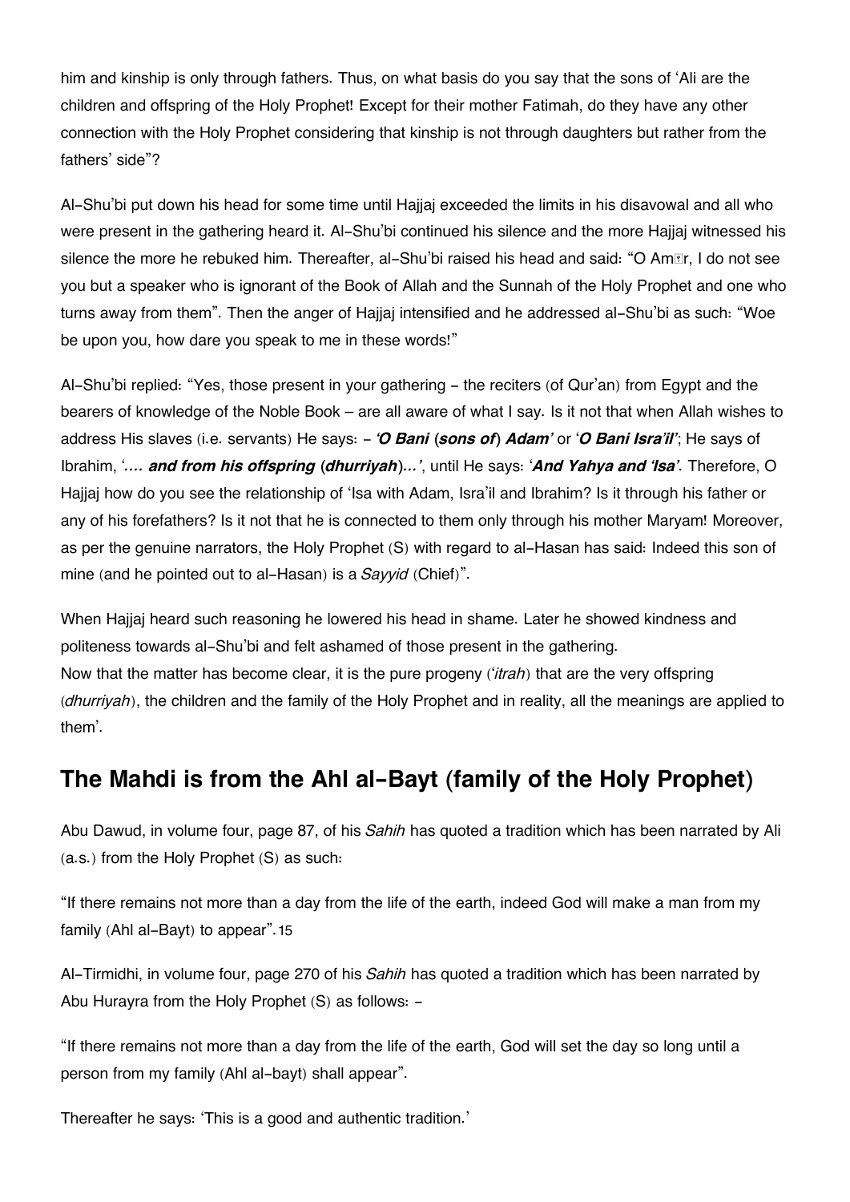him and kinship is only through fathers. Thus, on what basis do you say that the sons of 'Ali are the children and offspring of the Holy Prophet! Except for their mother Fatimah, do they have any other connection with the Holy Prophet considering that kinship is not through daughters but rather from the fathers' side"?

Al-Shu'bi put down his head for some time until Hajjaj exceeded the limits in his disavowal and all who were present in the gathering heard it. Al-Shu'bi continued his silence and the more Hajjaj witnessed his silence the more he rebuked him. Thereafter, al-Shu'bi raised his head and said: "O Amīr, I do not see you but a speaker who is ignorant of the Book of Allah and the Sunnah of the Holy Prophet and one who turns away from them". Then the anger of Hajjaj intensified and he addressed al-Shu'bi as such: "Woe be upon you, how dare you speak to me in these words!"

Al-Shu'bi replied: "Yes, those present in your gathering - the reciters (of Qur'an) from Egypt and the bearers of knowledge of the Noble Book – are all aware of what I say. Is it not that when Allah wishes to address His slaves (i.e. servants) He says: - ***'O Bani (sons of) Adam'*** or ***'O Bani Isra'il'***; He says of Ibrahim, ***'.... and from his offspring (dhurriyah)...'***, until He says: ***'And Yahya and 'Isa'***. Therefore, O Hajjaj how do you see the relationship of 'Isa with Adam, Isra'il and Ibrahim? Is it through his father or any of his forefathers? Is it not that he is connected to them only through his mother Maryam! Moreover, as per the genuine narrators, the Holy Prophet (S) with regard to al-Hasan has said: Indeed this son of mine (and he pointed out to al-Hasan) is a *Sayyid* (Chief)".

When Hajjaj heard such reasoning he lowered his head in shame. Later he showed kindness and politeness towards al-Shu'bi and felt ashamed of those present in the gathering.
Now that the matter has become clear, it is the pure progeny (*'itrah*) that are the very offspring (*dhurriyah*), the children and the family of the Holy Prophet and in reality, all the meanings are applied to them'.

## The Mahdi is from the Ahl al-Bayt (family of the Holy Prophet)

Abu Dawud, in volume four, page 87, of his *Sahih* has quoted a tradition which has been narrated by Ali (a.s.) from the Holy Prophet (S) as such:

"If there remains not more than a day from the life of the earth, indeed God will make a man from my family (Ahl al-Bayt) to appear".[15]

Al-Tirmidhi, in volume four, page 270 of his *Sahih* has quoted a tradition which has been narrated by Abu Hurayra from the Holy Prophet (S) as follows: -

"If there remains not more than a day from the life of the earth, God will set the day so long until a person from my family (Ahl al-bayt) shall appear".

Thereafter he says: 'This is a good and authentic tradition.'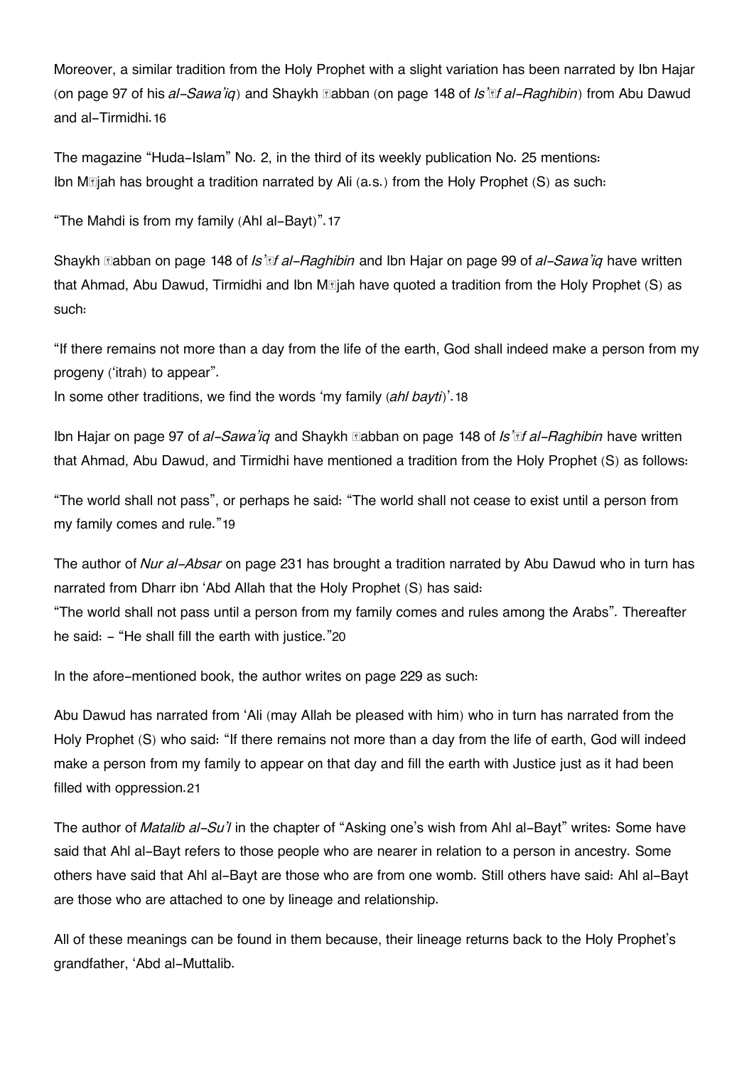Moreover, a similar tradition from the Holy Prophet with a slight variation has been narrated by Ibn Hajar (on page 97 of his *al-Sawa'iq*) and Shaykh ␣abban (on page 148 of *Is'␣f al-Raghibin*) from Abu Dawud and al-Tirmidhi.[16]

The magazine "Huda-Islam" No. 2, in the third of its weekly publication No. 25 mentions:
Ibn M␣jah has brought a tradition narrated by Ali (a.s.) from the Holy Prophet (S) as such:

"The Mahdi is from my family (Ahl al-Bayt)".[17]

Shaykh ␣abban on page 148 of *Is'␣f al-Raghibin* and Ibn Hajar on page 99 of *al-Sawa'iq* have written that Ahmad, Abu Dawud, Tirmidhi and Ibn M␣jah have quoted a tradition from the Holy Prophet (S) as such:

"If there remains not more than a day from the life of the earth, God shall indeed make a person from my progeny ('itrah) to appear".
In some other traditions, we find the words 'my family (*ahl bayti*)'.[18]

Ibn Hajar on page 97 of *al-Sawa'iq* and Shaykh ␣abban on page 148 of *Is'␣f al-Raghibin* have written that Ahmad, Abu Dawud, and Tirmidhi have mentioned a tradition from the Holy Prophet (S) as follows:

"The world shall not pass", or perhaps he said: "The world shall not cease to exist until a person from my family comes and rule."[19]

The author of *Nur al-Absar* on page 231 has brought a tradition narrated by Abu Dawud who in turn has narrated from Dharr ibn 'Abd Allah that the Holy Prophet (S) has said:
"The world shall not pass until a person from my family comes and rules among the Arabs". Thereafter he said: - "He shall fill the earth with justice."[20]

In the afore-mentioned book, the author writes on page 229 as such:

Abu Dawud has narrated from 'Ali (may Allah be pleased with him) who in turn has narrated from the Holy Prophet (S) who said: "If there remains not more than a day from the life of earth, God will indeed make a person from my family to appear on that day and fill the earth with Justice just as it had been filled with oppression.[21]

The author of *Matalib al-Su'l* in the chapter of "Asking one's wish from Ahl al-Bayt" writes: Some have said that Ahl al-Bayt refers to those people who are nearer in relation to a person in ancestry. Some others have said that Ahl al-Bayt are those who are from one womb. Still others have said: Ahl al-Bayt are those who are attached to one by lineage and relationship.

All of these meanings can be found in them because, their lineage returns back to the Holy Prophet's grandfather, 'Abd al-Muttalib.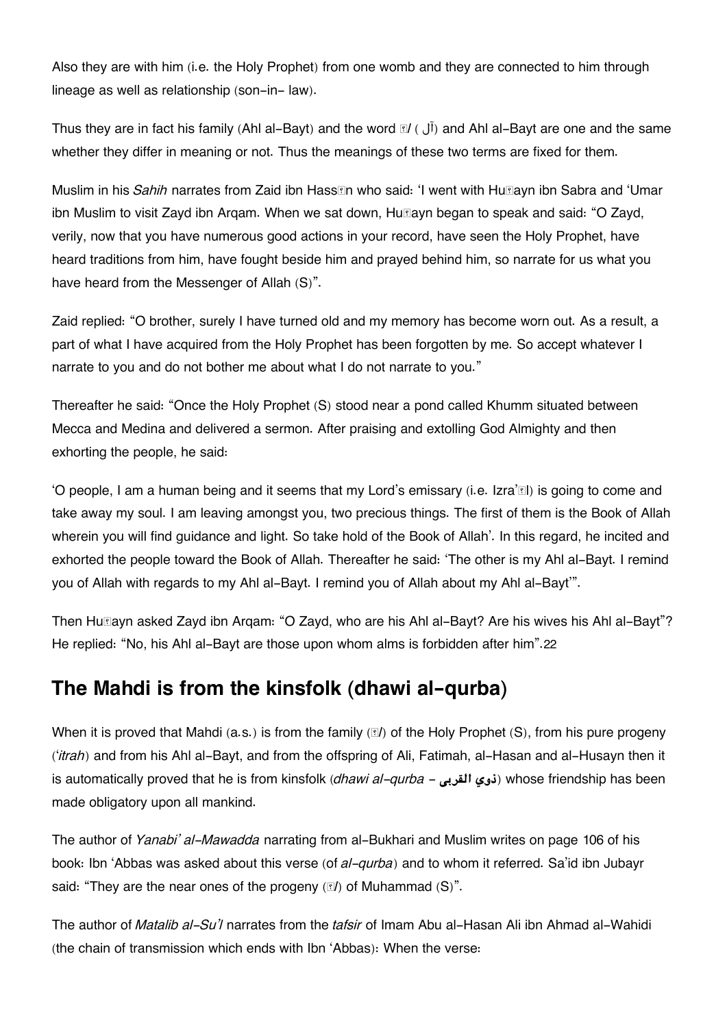Also they are with him (i.e. the Holy Prophet) from one womb and they are connected to him through lineage as well as relationship (son-in- law).

Thus they are in fact his family (Ahl al-Bayt) and the word ﾄl ( آل) and Ahl al-Bayt are one and the same whether they differ in meaning or not. Thus the meanings of these two terms are fixed for them.

Muslim in his *Sahih* narrates from Zaid ibn Hassﾄn who said: 'I went with Huﾄayn ibn Sabra and 'Umar ibn Muslim to visit Zayd ibn Arqam. When we sat down, Huﾄayn began to speak and said: "O Zayd, verily, now that you have numerous good actions in your record, have seen the Holy Prophet, have heard traditions from him, have fought beside him and prayed behind him, so narrate for us what you have heard from the Messenger of Allah (S)".

Zaid replied: "O brother, surely I have turned old and my memory has become worn out. As a result, a part of what I have acquired from the Holy Prophet has been forgotten by me. So accept whatever I narrate to you and do not bother me about what I do not narrate to you."

Thereafter he said: "Once the Holy Prophet (S) stood near a pond called Khumm situated between Mecca and Medina and delivered a sermon. After praising and extolling God Almighty and then exhorting the people, he said:

'O people, I am a human being and it seems that my Lord's emissary (i.e. Izra'ﾄl) is going to come and take away my soul. I am leaving amongst you, two precious things. The first of them is the Book of Allah wherein you will find guidance and light. So take hold of the Book of Allah'. In this regard, he incited and exhorted the people toward the Book of Allah. Thereafter he said: 'The other is my Ahl al-Bayt. I remind you of Allah with regards to my Ahl al-Bayt. I remind you of Allah about my Ahl al-Bayt'".

Then Huﾄayn asked Zayd ibn Arqam: "O Zayd, who are his Ahl al-Bayt? Are his wives his Ahl al-Bayt"? He replied: "No, his Ahl al-Bayt are those upon whom alms is forbidden after him".[22]

## The Mahdi is from the kinsfolk (dhawi al-qurba)

When it is proved that Mahdi (a.s.) is from the family (ﾄl) of the Holy Prophet (S), from his pure progeny (*'itrah*) and from his Ahl al-Bayt, and from the offspring of Ali, Fatimah, al-Hasan and al-Husayn then it is automatically proved that he is from kinsfolk (*dhawi al-qurba* – **ذوي القربى**) whose friendship has been made obligatory upon all mankind.

The author of *Yanabi' al-Mawadda* narrating from al-Bukhari and Muslim writes on page 106 of his book: Ibn 'Abbas was asked about this verse (of *al-qurba*) and to whom it referred. Sa'id ibn Jubayr said: "They are the near ones of the progeny (ﾄl) of Muhammad (S)".

The author of *Matalib al-Su'l* narrates from the *tafsir* of Imam Abu al-Hasan Ali ibn Ahmad al-Wahidi (the chain of transmission which ends with Ibn 'Abbas): When the verse: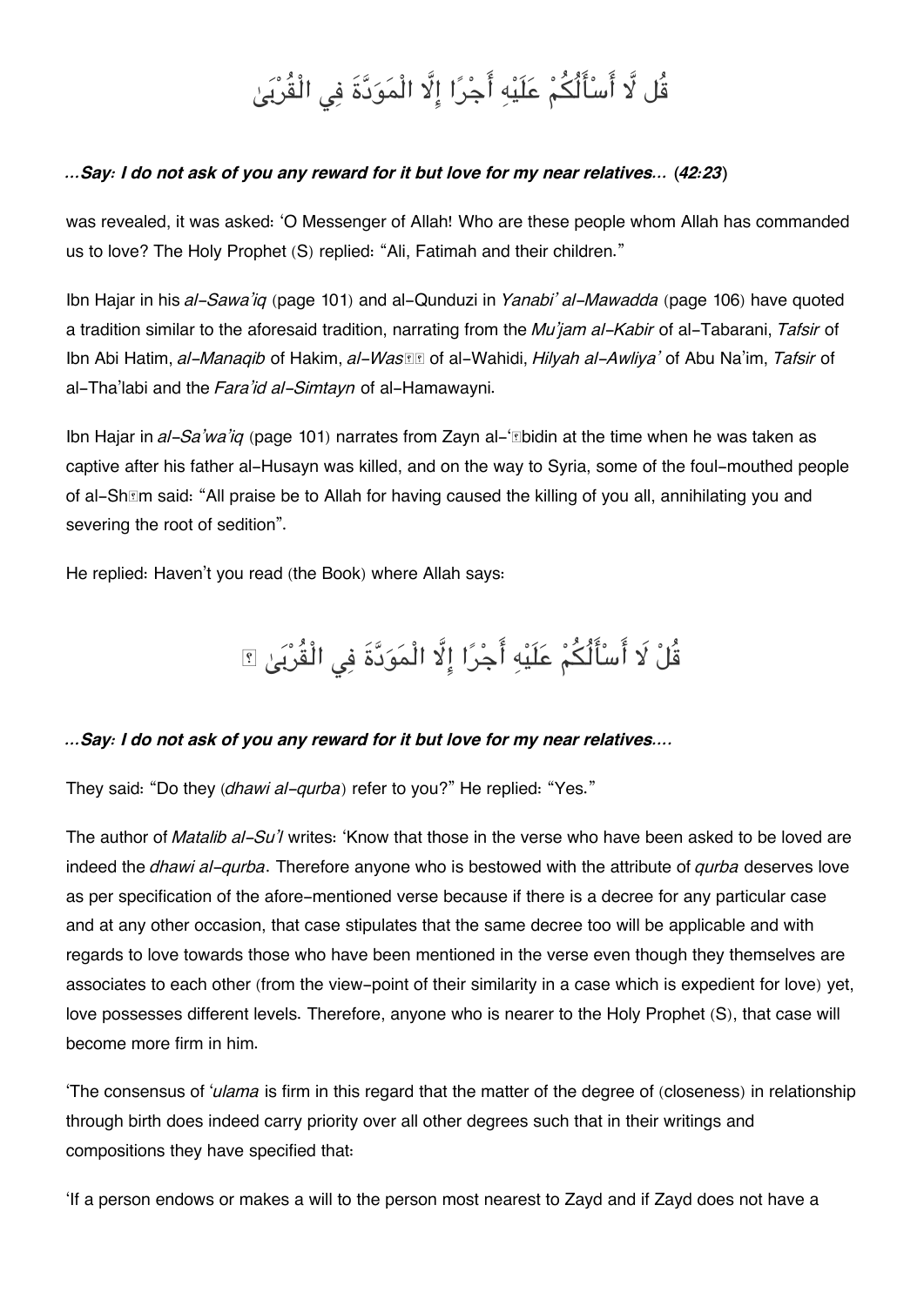قُل لَّا أَسْأَلُكُمْ عَلَيْهِ أَجْرًا إِلَّا الْمَوَدَّةَ فِي الْقُرْبَىٰ

***...Say: I do not ask of you any reward for it but love for my near relatives...* (*42:23*)**

was revealed, it was asked: 'O Messenger of Allah! Who are these people whom Allah has commanded us to love? The Holy Prophet (S) replied: "Ali, Fatimah and their children."

Ibn Hajar in his *al-Sawa'iq* (page 101) and al-Qunduzi in *Yanabi' al-Mawadda* (page 106) have quoted a tradition similar to the aforesaid tradition, narrating from the *Mu'jam al-Kabir* of al-Tabarani, *Tafsir* of Ibn Abi Hatim, *al-Manaqib* of Hakim, *al-Wasīṭ* of al-Wahidi, *Hilyah al-Awliya'* of Abu Na'im, *Tafsir* of al-Tha'labi and the *Fara'id al-Simtayn* of al-Hamawayni.

Ibn Hajar in *al-Sa'wa'iq* (page 101) narrates from Zayn al-'Ābidin at the time when he was taken as captive after his father al-Husayn was killed, and on the way to Syria, some of the foul-mouthed people of al-Shām said: "All praise be to Allah for having caused the killing of you all, annihilating you and severing the root of sedition".

He replied: Haven't you read (the Book) where Allah says:

قُلْ لَا أَسْأَلُكُمْ عَلَيْهِ أَجْرًا إِلَّا الْمَوَدَّةَ فِي الْقُرْبَىٰ ۗ

***...Say: I do not ask of you any reward for it but love for my near relatives....***

They said: "Do they (*dhawi al-qurba*) refer to you?" He replied: "Yes."

The author of *Matalib al-Su'l* writes: 'Know that those in the verse who have been asked to be loved are indeed the *dhawi al-qurba*. Therefore anyone who is bestowed with the attribute of *qurba* deserves love as per specification of the afore-mentioned verse because if there is a decree for any particular case and at any other occasion, that case stipulates that the same decree too will be applicable and with regards to love towards those who have been mentioned in the verse even though they themselves are associates to each other (from the view-point of their similarity in a case which is expedient for love) yet, love possesses different levels. Therefore, anyone who is nearer to the Holy Prophet (S), that case will become more firm in him.

'The consensus of *'ulama* is firm in this regard that the matter of the degree of (closeness) in relationship through birth does indeed carry priority over all other degrees such that in their writings and compositions they have specified that:

'If a person endows or makes a will to the person most nearest to Zayd and if Zayd does not have a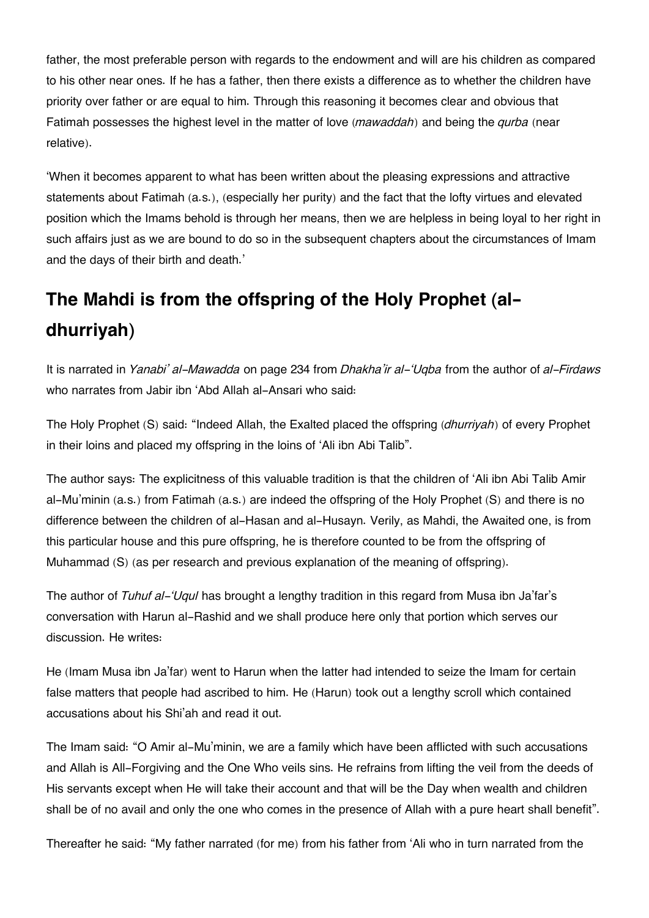father, the most preferable person with regards to the endowment and will are his children as compared to his other near ones. If he has a father, then there exists a difference as to whether the children have priority over father or are equal to him. Through this reasoning it becomes clear and obvious that Fatimah possesses the highest level in the matter of love (*mawaddah*) and being the *qurba* (near relative).

'When it becomes apparent to what has been written about the pleasing expressions and attractive statements about Fatimah (a.s.), (especially her purity) and the fact that the lofty virtues and elevated position which the Imams behold is through her means, then we are helpless in being loyal to her right in such affairs just as we are bound to do so in the subsequent chapters about the circumstances of Imam and the days of their birth and death.'

## The Mahdi is from the offspring of the Holy Prophet (al-dhurriyah)

It is narrated in *Yanabi' al-Mawadda* on page 234 from *Dhakha'ir al-'Uqba* from the author of *al-Firdaws* who narrates from Jabir ibn 'Abd Allah al-Ansari who said:

The Holy Prophet (S) said: "Indeed Allah, the Exalted placed the offspring (*dhurriyah*) of every Prophet in their loins and placed my offspring in the loins of 'Ali ibn Abi Talib".

The author says: The explicitness of this valuable tradition is that the children of 'Ali ibn Abi Talib Amir al-Mu'minin (a.s.) from Fatimah (a.s.) are indeed the offspring of the Holy Prophet (S) and there is no difference between the children of al-Hasan and al-Husayn. Verily, as Mahdi, the Awaited one, is from this particular house and this pure offspring, he is therefore counted to be from the offspring of Muhammad (S) (as per research and previous explanation of the meaning of offspring).

The author of *Tuhuf al-'Uqul* has brought a lengthy tradition in this regard from Musa ibn Ja'far's conversation with Harun al-Rashid and we shall produce here only that portion which serves our discussion. He writes:

He (Imam Musa ibn Ja'far) went to Harun when the latter had intended to seize the Imam for certain false matters that people had ascribed to him. He (Harun) took out a lengthy scroll which contained accusations about his Shi'ah and read it out.

The Imam said: "O Amir al-Mu'minin, we are a family which have been afflicted with such accusations and Allah is All-Forgiving and the One Who veils sins. He refrains from lifting the veil from the deeds of His servants except when He will take their account and that will be the Day when wealth and children shall be of no avail and only the one who comes in the presence of Allah with a pure heart shall benefit".

Thereafter he said: "My father narrated (for me) from his father from 'Ali who in turn narrated from the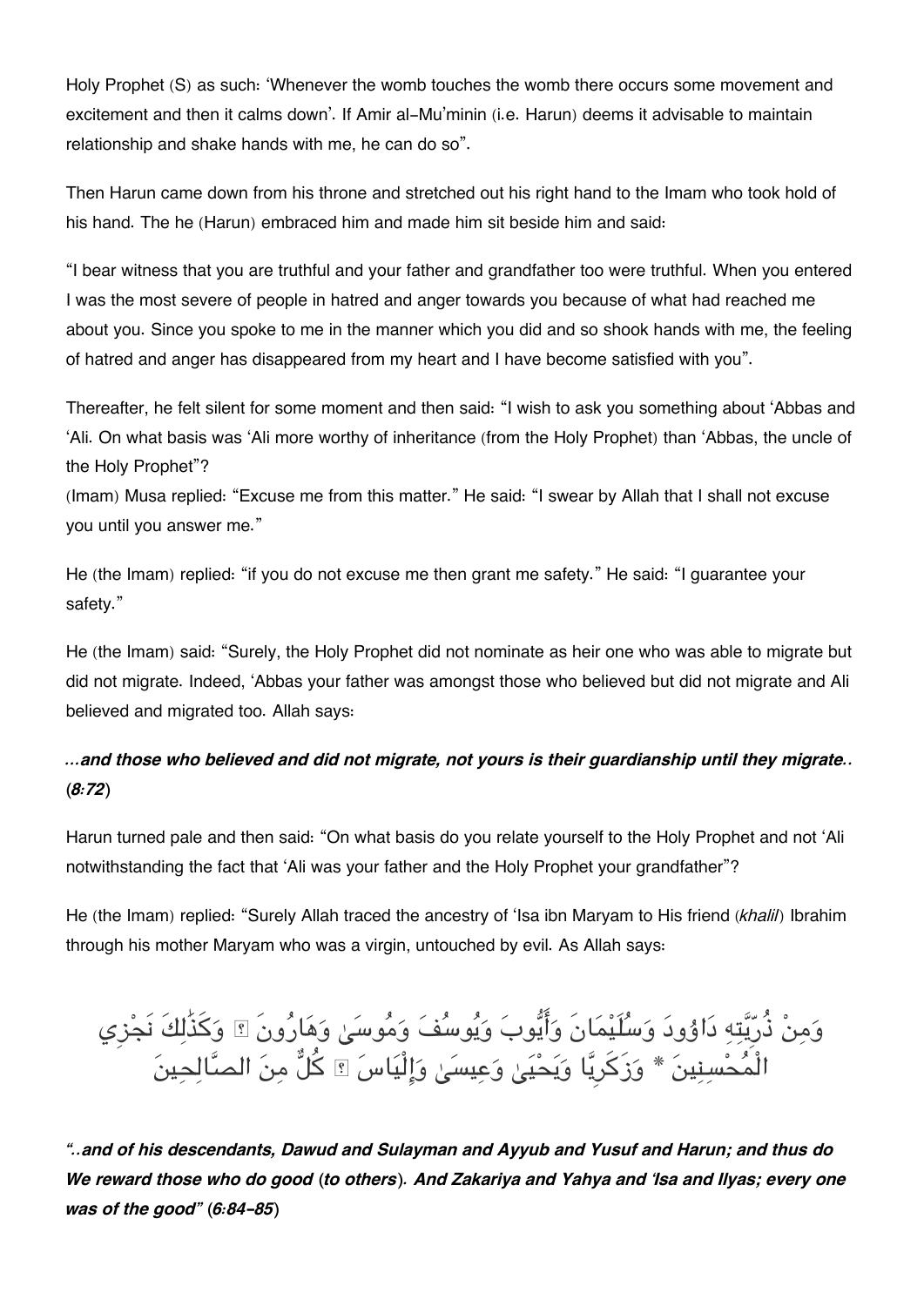Holy Prophet (S) as such: ‘Whenever the womb touches the womb there occurs some movement and excitement and then it calms down’. If Amir al-Mu’minin (i.e. Harun) deems it advisable to maintain relationship and shake hands with me, he can do so”.

Then Harun came down from his throne and stretched out his right hand to the Imam who took hold of his hand. The he (Harun) embraced him and made him sit beside him and said:

“I bear witness that you are truthful and your father and grandfather too were truthful. When you entered I was the most severe of people in hatred and anger towards you because of what had reached me about you. Since you spoke to me in the manner which you did and so shook hands with me, the feeling of hatred and anger has disappeared from my heart and I have become satisfied with you”.

Thereafter, he felt silent for some moment and then said: “I wish to ask you something about ‘Abbas and ‘Ali. On what basis was ‘Ali more worthy of inheritance (from the Holy Prophet) than ‘Abbas, the uncle of the Holy Prophet”?
(Imam) Musa replied: “Excuse me from this matter.” He said: “I swear by Allah that I shall not excuse you until you answer me.”

He (the Imam) replied: “if you do not excuse me then grant me safety.” He said: “I guarantee your safety.”

He (the Imam) said: “Surely, the Holy Prophet did not nominate as heir one who was able to migrate but did not migrate. Indeed, ‘Abbas your father was amongst those who believed but did not migrate and Ali believed and migrated too. Allah says:

### *...and those who believed and did not migrate, not yours is their guardianship until they migrate..* (*8:72*)

Harun turned pale and then said: “On what basis do you relate yourself to the Holy Prophet and not ‘Ali notwithstanding the fact that ‘Ali was your father and the Holy Prophet your grandfather”?

He (the Imam) replied: “Surely Allah traced the ancestry of ‘Isa ibn Maryam to His friend (*khalil*) Ibrahim through his mother Maryam who was a virgin, untouched by evil. As Allah says:

وَمِنْ ذُرِّيَّتِهِ دَاوُودَ وَسُلَيْمَانَ وَأَيُّوبَ وَيُوسُفَ وَمُوسَىٰ وَهَارُونَ ۚ وَكَذَٰلِكَ نَجْزِي الْمُحْسِنِينَ * وَزَكَرِيَّا وَيَحْيَىٰ وَعِيسَىٰ وَإِلْيَاسَ ۖ كُلٌّ مِنَ الصَّالِحِينَ

***“..and of his descendants, Dawud and Sulayman and Ayyub and Yusuf and Harun; and thus do We reward those who do good (to others). And Zakariya and Yahya and ‘Isa and Ilyas; every one was of the good” (6:84-85)***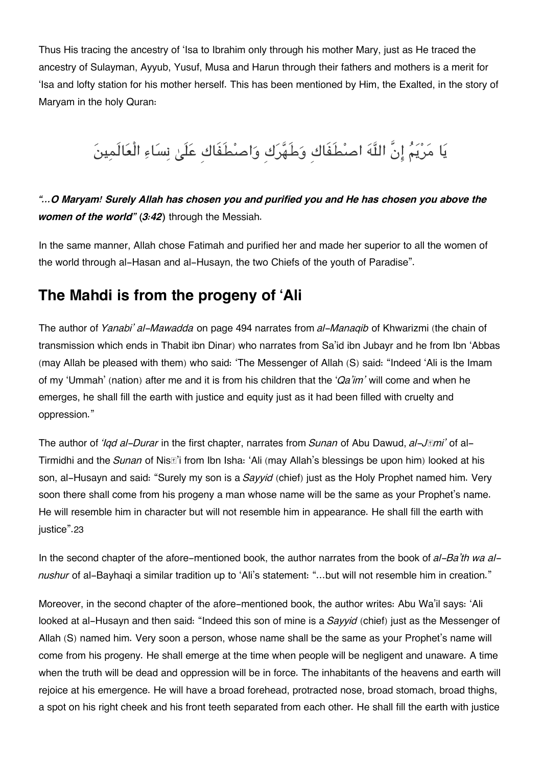Thus His tracing the ancestry of 'Isa to Ibrahim only through his mother Mary, just as He traced the ancestry of Sulayman, Ayyub, Yusuf, Musa and Harun through their fathers and mothers is a merit for 'Isa and lofty station for his mother herself. This has been mentioned by Him, the Exalted, in the story of Maryam in the holy Quran:

يَا مَرْيَمُ إِنَّ اللَّهَ اصْطَفَاكِ وَطَهَّرَكِ وَاصْطَفَاكِ عَلَىٰ نِسَاءِ الْعَالَمِينَ

***"...O Maryam! Surely Allah has chosen you and purified you and He has chosen you above the women of the world"* (*3:42*)** through the Messiah.

In the same manner, Allah chose Fatimah and purified her and made her superior to all the women of the world through al-Hasan and al-Husayn, the two Chiefs of the youth of Paradise".

## The Mahdi is from the progeny of 'Ali

The author of *Yanabi' al-Mawadda* on page 494 narrates from *al-Manaqib* of Khwarizmi (the chain of transmission which ends in Thabit ibn Dinar) who narrates from Sa'id ibn Jubayr and he from Ibn 'Abbas (may Allah be pleased with them) who said: 'The Messenger of Allah (S) said: "Indeed 'Ali is the Imam of my 'Ummah' (nation) after me and it is from his children that the *'Qa'im'* will come and when he emerges, he shall fill the earth with justice and equity just as it had been filled with cruelty and oppression."

The author of *'Iqd al-Durar* in the first chapter, narrates from *Sunan* of Abu Dawud, *al-Jāmi'* of al-Tirmidhi and the *Sunan* of Nisā'i from Ibn Isha: 'Ali (may Allah's blessings be upon him) looked at his son, al-Husayn and said: "Surely my son is a *Sayyid* (chief) just as the Holy Prophet named him. Very soon there shall come from his progeny a man whose name will be the same as your Prophet's name. He will resemble him in character but will not resemble him in appearance. He shall fill the earth with justice".23

In the second chapter of the afore-mentioned book, the author narrates from the book of *al-Ba'th wa al-nushur* of al-Bayhaqi a similar tradition up to 'Ali's statement: "...but will not resemble him in creation."

Moreover, in the second chapter of the afore-mentioned book, the author writes: Abu Wa'il says: 'Ali looked at al-Husayn and then said: "Indeed this son of mine is a *Sayyid* (chief) just as the Messenger of Allah (S) named him. Very soon a person, whose name shall be the same as your Prophet's name will come from his progeny. He shall emerge at the time when people will be negligent and unaware. A time when the truth will be dead and oppression will be in force. The inhabitants of the heavens and earth will rejoice at his emergence. He will have a broad forehead, protracted nose, broad stomach, broad thighs, a spot on his right cheek and his front teeth separated from each other. He shall fill the earth with justice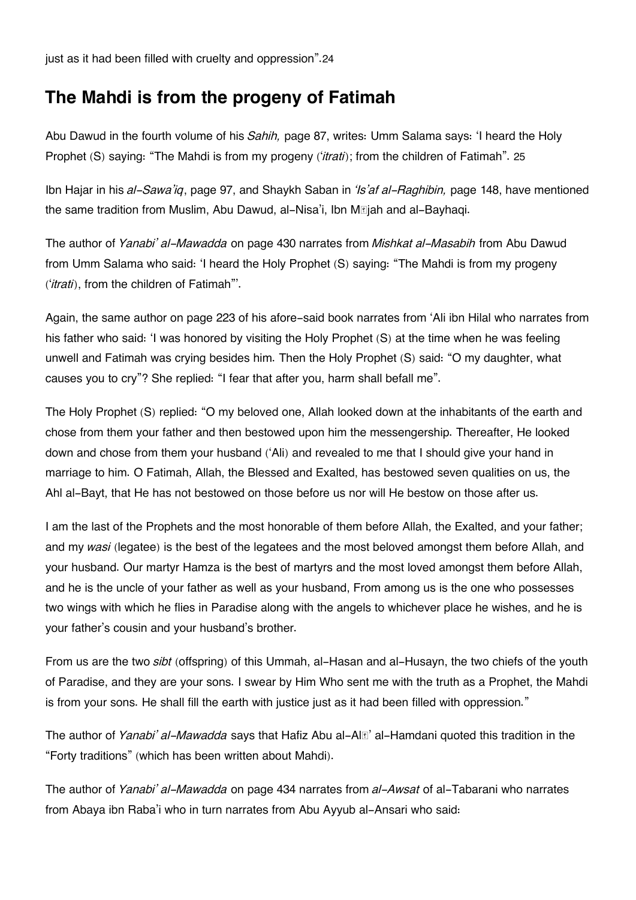just as it had been filled with cruelty and oppression".[24]

## The Mahdi is from the progeny of Fatimah

Abu Dawud in the fourth volume of his *Sahih,* page 87, writes: Umm Salama says: 'I heard the Holy Prophet (S) saying: "The Mahdi is from my progeny (*'itrati*); from the children of Fatimah". [25]

Ibn Hajar in his *al-Sawa'iq*, page 97, and Shaykh Saban in *'Is'af al-Raghibin,* page 148, have mentioned the same tradition from Muslim, Abu Dawud, al-Nisa'i, Ibn Mājah and al-Bayhaqi.

The author of *Yanabi' al-Mawadda* on page 430 narrates from *Mishkat al-Masabih* from Abu Dawud from Umm Salama who said: 'I heard the Holy Prophet (S) saying: "The Mahdi is from my progeny (*'itrati*), from the children of Fatimah"'.

Again, the same author on page 223 of his afore-said book narrates from 'Ali ibn Hilal who narrates from his father who said: 'I was honored by visiting the Holy Prophet (S) at the time when he was feeling unwell and Fatimah was crying besides him. Then the Holy Prophet (S) said: "O my daughter, what causes you to cry"? She replied: "I fear that after you, harm shall befall me".

The Holy Prophet (S) replied: "O my beloved one, Allah looked down at the inhabitants of the earth and chose from them your father and then bestowed upon him the messengership. Thereafter, He looked down and chose from them your husband ('Ali) and revealed to me that I should give your hand in marriage to him. O Fatimah, Allah, the Blessed and Exalted, has bestowed seven qualities on us, the Ahl al-Bayt, that He has not bestowed on those before us nor will He bestow on those after us.

I am the last of the Prophets and the most honorable of them before Allah, the Exalted, and your father; and my *wasi* (legatee) is the best of the legatees and the most beloved amongst them before Allah, and your husband. Our martyr Hamza is the best of martyrs and the most loved amongst them before Allah, and he is the uncle of your father as well as your husband, From among us is the one who possesses two wings with which he flies in Paradise along with the angels to whichever place he wishes, and he is your father's cousin and your husband's brother.

From us are the two *sibt* (offspring) of this Ummah, al-Hasan and al-Husayn, the two chiefs of the youth of Paradise, and they are your sons. I swear by Him Who sent me with the truth as a Prophet, the Mahdi is from your sons. He shall fill the earth with justice just as it had been filled with oppression."

The author of *Yanabi' al-Mawadda* says that Hafiz Abu al-Alā' al-Hamdani quoted this tradition in the "Forty traditions" (which has been written about Mahdi).

The author of *Yanabi' al-Mawadda* on page 434 narrates from *al-Awsat* of al-Tabarani who narrates from Abaya ibn Raba'i who in turn narrates from Abu Ayyub al-Ansari who said: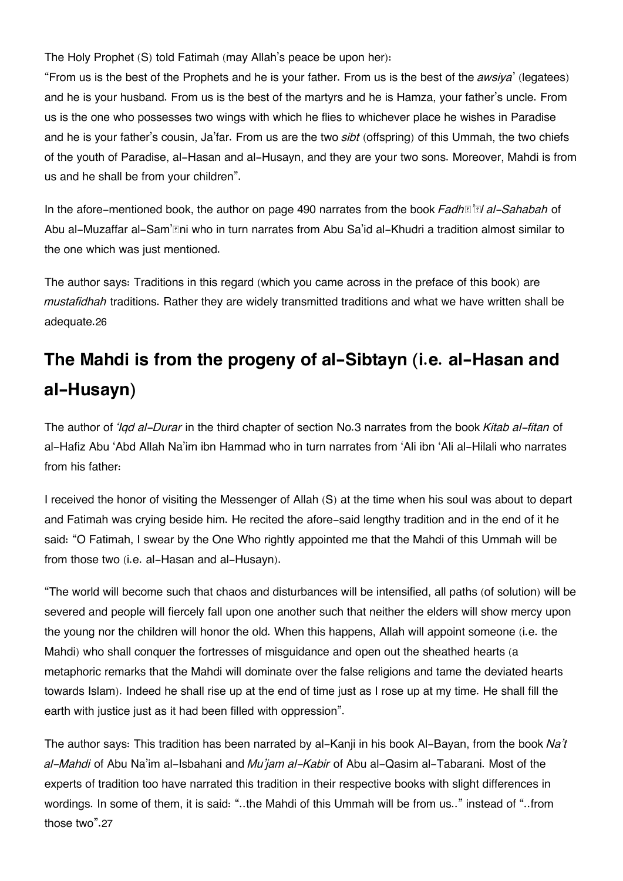The Holy Prophet (S) told Fatimah (may Allah's peace be upon her):

"From us is the best of the Prophets and he is your father. From us is the best of the *awsiya*' (legatees) and he is your husband. From us is the best of the martyrs and he is Hamza, your father's uncle. From us is the one who possesses two wings with which he flies to whichever place he wishes in Paradise and he is your father's cousin, Ja'far. From us are the two *sibt* (offspring) of this Ummah, the two chiefs of the youth of Paradise, al-Hasan and al-Husayn, and they are your two sons. Moreover, Mahdi is from us and he shall be from your children".

In the afore-mentioned book, the author on page 490 narrates from the book *Fadh��'�l al-Sahabah* of Abu al-Muzaffar al-Sam'�ni who in turn narrates from Abu Sa'id al-Khudri a tradition almost similar to the one which was just mentioned.

The author says: Traditions in this regard (which you came across in the preface of this book) are *mustafidhah* traditions. Rather they are widely transmitted traditions and what we have written shall be adequate.26

## The Mahdi is from the progeny of al-Sibtayn (i.e. al-Hasan and al-Husayn)

The author of *'Iqd al-Durar* in the third chapter of section No.3 narrates from the book *Kitab al-fitan* of al-Hafiz Abu 'Abd Allah Na'im ibn Hammad who in turn narrates from 'Ali ibn 'Ali al-Hilali who narrates from his father:

I received the honor of visiting the Messenger of Allah (S) at the time when his soul was about to depart and Fatimah was crying beside him. He recited the afore-said lengthy tradition and in the end of it he said: "O Fatimah, I swear by the One Who rightly appointed me that the Mahdi of this Ummah will be from those two (i.e. al-Hasan and al-Husayn).

"The world will become such that chaos and disturbances will be intensified, all paths (of solution) will be severed and people will fiercely fall upon one another such that neither the elders will show mercy upon the young nor the children will honor the old. When this happens, Allah will appoint someone (i.e. the Mahdi) who shall conquer the fortresses of misguidance and open out the sheathed hearts (a metaphoric remarks that the Mahdi will dominate over the false religions and tame the deviated hearts towards Islam). Indeed he shall rise up at the end of time just as I rose up at my time. He shall fill the earth with justice just as it had been filled with oppression".

The author says: This tradition has been narrated by al-Kanji in his book Al-Bayan, from the book *Na't al-Mahdi* of Abu Na'im al-Isbahani and *Mu'jam al-Kabir* of Abu al-Qasim al-Tabarani. Most of the experts of tradition too have narrated this tradition in their respective books with slight differences in wordings. In some of them, it is said: "..the Mahdi of this Ummah will be from us.." instead of "..from those two".27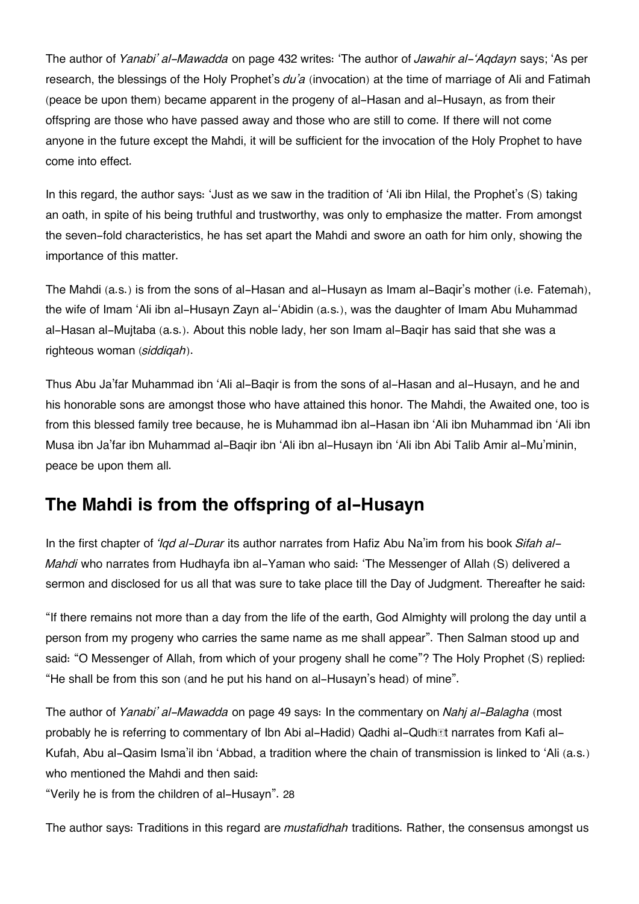The author of *Yanabi' al-Mawadda* on page 432 writes: 'The author of *Jawahir al-'Aqdayn* says; 'As per research, the blessings of the Holy Prophet's *du'a* (invocation) at the time of marriage of Ali and Fatimah (peace be upon them) became apparent in the progeny of al-Hasan and al-Husayn, as from their offspring are those who have passed away and those who are still to come. If there will not come anyone in the future except the Mahdi, it will be sufficient for the invocation of the Holy Prophet to have come into effect.

In this regard, the author says: 'Just as we saw in the tradition of 'Ali ibn Hilal, the Prophet's (S) taking an oath, in spite of his being truthful and trustworthy, was only to emphasize the matter. From amongst the seven-fold characteristics, he has set apart the Mahdi and swore an oath for him only, showing the importance of this matter.

The Mahdi (a.s.) is from the sons of al-Hasan and al-Husayn as Imam al-Baqir's mother (i.e. Fatemah), the wife of Imam 'Ali ibn al-Husayn Zayn al-'Abidin (a.s.), was the daughter of Imam Abu Muhammad al-Hasan al-Mujtaba (a.s.). About this noble lady, her son Imam al-Baqir has said that she was a righteous woman (*siddiqah*).

Thus Abu Ja'far Muhammad ibn 'Ali al-Baqir is from the sons of al-Hasan and al-Husayn, and he and his honorable sons are amongst those who have attained this honor. The Mahdi, the Awaited one, too is from this blessed family tree because, he is Muhammad ibn al-Hasan ibn 'Ali ibn Muhammad ibn 'Ali ibn Musa ibn Ja'far ibn Muhammad al-Baqir ibn 'Ali ibn al-Husayn ibn 'Ali ibn Abi Talib Amir al-Mu'minin, peace be upon them all.

## The Mahdi is from the offspring of al-Husayn

In the first chapter of *'Iqd al-Durar* its author narrates from Hafiz Abu Na'im from his book *Sifah al-Mahdi* who narrates from Hudhayfa ibn al-Yaman who said: 'The Messenger of Allah (S) delivered a sermon and disclosed for us all that was sure to take place till the Day of Judgment. Thereafter he said:

"If there remains not more than a day from the life of the earth, God Almighty will prolong the day until a person from my progeny who carries the same name as me shall appear". Then Salman stood up and said: "O Messenger of Allah, from which of your progeny shall he come"? The Holy Prophet (S) replied: "He shall be from this son (and he put his hand on al-Husayn's head) of mine".

The author of *Yanabi' al-Mawadda* on page 49 says: In the commentary on *Nahj al-Balagha* (most probably he is referring to commentary of Ibn Abi al-Hadid) Qadhi al-Qudhāt narrates from Kafi al-Kufah, Abu al-Qasim Isma'il ibn 'Abbad, a tradition where the chain of transmission is linked to 'Ali (a.s.) who mentioned the Mahdi and then said:
"Verily he is from the children of al-Husayn". 28

The author says: Traditions in this regard are *mustafidhah* traditions. Rather, the consensus amongst us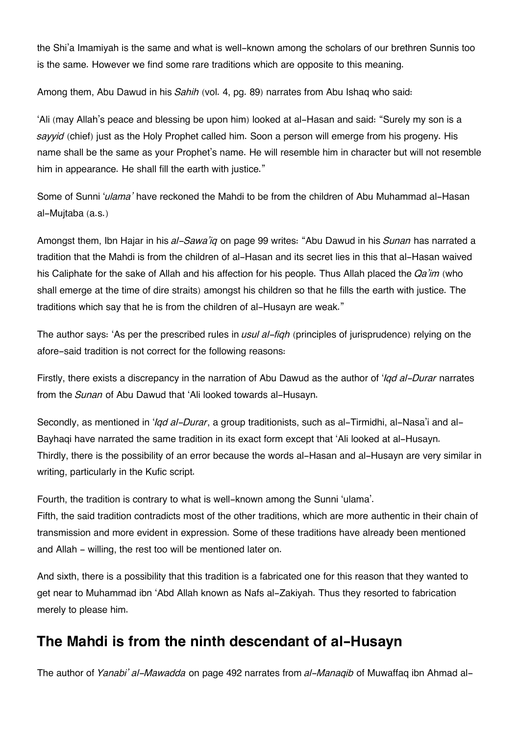the Shi'a Imamiyah is the same and what is well-known among the scholars of our brethren Sunnis too is the same. However we find some rare traditions which are opposite to this meaning.

Among them, Abu Dawud in his *Sahih* (vol. 4, pg. 89) narrates from Abu Ishaq who said:

'Ali (may Allah's peace and blessing be upon him) looked at al-Hasan and said: "Surely my son is a *sayyid* (chief) just as the Holy Prophet called him. Soon a person will emerge from his progeny. His name shall be the same as your Prophet's name. He will resemble him in character but will not resemble him in appearance. He shall fill the earth with justice."

Some of Sunni *'ulama'* have reckoned the Mahdi to be from the children of Abu Muhammad al-Hasan al-Mujtaba (a.s.)

Amongst them, Ibn Hajar in his *al-Sawa'iq* on page 99 writes: "Abu Dawud in his *Sunan* has narrated a tradition that the Mahdi is from the children of al-Hasan and its secret lies in this that al-Hasan waived his Caliphate for the sake of Allah and his affection for his people. Thus Allah placed the *Qa'im* (who shall emerge at the time of dire straits) amongst his children so that he fills the earth with justice. The traditions which say that he is from the children of al-Husayn are weak."

The author says: 'As per the prescribed rules in *usul al-fiqh* (principles of jurisprudence) relying on the afore-said tradition is not correct for the following reasons:

Firstly, there exists a discrepancy in the narration of Abu Dawud as the author of *'Iqd al-Durar* narrates from the *Sunan* of Abu Dawud that 'Ali looked towards al-Husayn.

Secondly, as mentioned in *'Iqd al-Durar*, a group traditionists, such as al-Tirmidhi, al-Nasa'i and al-Bayhaqi have narrated the same tradition in its exact form except that 'Ali looked at al-Husayn.
Thirdly, there is the possibility of an error because the words al-Hasan and al-Husayn are very similar in writing, particularly in the Kufic script.

Fourth, the tradition is contrary to what is well-known among the Sunni 'ulama'.
Fifth, the said tradition contradicts most of the other traditions, which are more authentic in their chain of transmission and more evident in expression. Some of these traditions have already been mentioned and Allah - willing, the rest too will be mentioned later on.

And sixth, there is a possibility that this tradition is a fabricated one for this reason that they wanted to get near to Muhammad ibn 'Abd Allah known as Nafs al-Zakiyah. Thus they resorted to fabrication merely to please him.

## The Mahdi is from the ninth descendant of al-Husayn

The author of *Yanabi' al-Mawadda* on page 492 narrates from *al-Manaqib* of Muwaffaq ibn Ahmad al-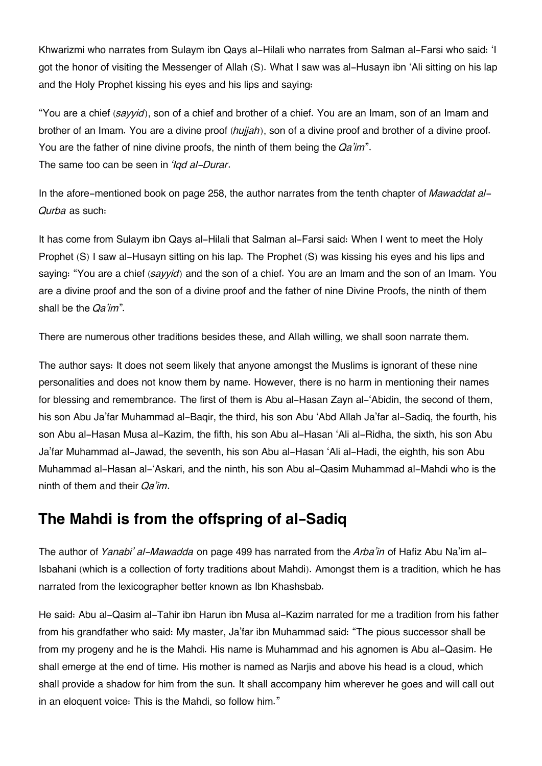Khwarizmi who narrates from Sulaym ibn Qays al-Hilali who narrates from Salman al-Farsi who said: 'I got the honor of visiting the Messenger of Allah (S). What I saw was al-Husayn ibn 'Ali sitting on his lap and the Holy Prophet kissing his eyes and his lips and saying:

"You are a chief (*sayyid*), son of a chief and brother of a chief. You are an Imam, son of an Imam and brother of an Imam. You are a divine proof (*hujjah*), son of a divine proof and brother of a divine proof. You are the father of nine divine proofs, the ninth of them being the *Qa'im*".
The same too can be seen in *'Iqd al-Durar*.

In the afore-mentioned book on page 258, the author narrates from the tenth chapter of *Mawaddat al-Qurba* as such:

It has come from Sulaym ibn Qays al-Hilali that Salman al-Farsi said: When I went to meet the Holy Prophet (S) I saw al-Husayn sitting on his lap. The Prophet (S) was kissing his eyes and his lips and saying: "You are a chief (*sayyid*) and the son of a chief. You are an Imam and the son of an Imam. You are a divine proof and the son of a divine proof and the father of nine Divine Proofs, the ninth of them shall be the *Qa'im*".

There are numerous other traditions besides these, and Allah willing, we shall soon narrate them.

The author says: It does not seem likely that anyone amongst the Muslims is ignorant of these nine personalities and does not know them by name. However, there is no harm in mentioning their names for blessing and remembrance. The first of them is Abu al-Hasan Zayn al-'Abidin, the second of them, his son Abu Ja'far Muhammad al-Baqir, the third, his son Abu 'Abd Allah Ja'far al-Sadiq, the fourth, his son Abu al-Hasan Musa al-Kazim, the fifth, his son Abu al-Hasan 'Ali al-Ridha, the sixth, his son Abu Ja'far Muhammad al-Jawad, the seventh, his son Abu al-Hasan 'Ali al-Hadi, the eighth, his son Abu Muhammad al-Hasan al-'Askari, and the ninth, his son Abu al-Qasim Muhammad al-Mahdi who is the ninth of them and their *Qa'im*.

## The Mahdi is from the offspring of al-Sadiq

The author of *Yanabi' al-Mawadda* on page 499 has narrated from the *Arba'in* of Hafiz Abu Na'im al-Isbahani (which is a collection of forty traditions about Mahdi). Amongst them is a tradition, which he has narrated from the lexicographer better known as Ibn Khashsbab.

He said: Abu al-Qasim al-Tahir ibn Harun ibn Musa al-Kazim narrated for me a tradition from his father from his grandfather who said: My master, Ja'far ibn Muhammad said: "The pious successor shall be from my progeny and he is the Mahdi. His name is Muhammad and his agnomen is Abu al-Qasim. He shall emerge at the end of time. His mother is named as Narjis and above his head is a cloud, which shall provide a shadow for him from the sun. It shall accompany him wherever he goes and will call out in an eloquent voice: This is the Mahdi, so follow him."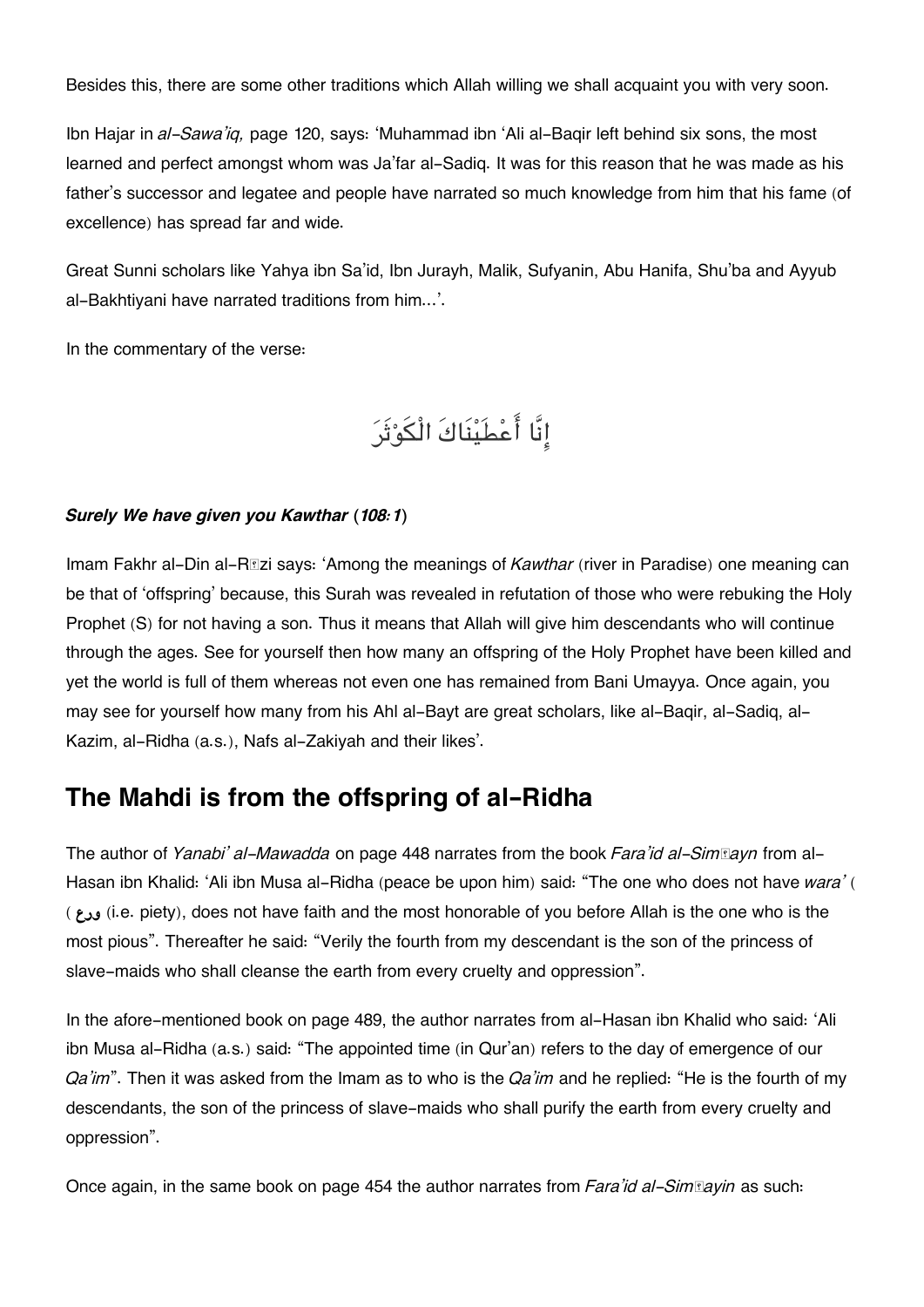Besides this, there are some other traditions which Allah willing we shall acquaint you with very soon.

Ibn Hajar in *al-Sawa'iq,* page 120, says: 'Muhammad ibn 'Ali al-Baqir left behind six sons, the most learned and perfect amongst whom was Ja'far al-Sadiq. It was for this reason that he was made as his father's successor and legatee and people have narrated so much knowledge from him that his fame (of excellence) has spread far and wide.

Great Sunni scholars like Yahya ibn Sa'id, Ibn Jurayh, Malik, Sufyanin, Abu Hanifa, Shu'ba and Ayyub al-Bakhtiyani have narrated traditions from him...'.

In the commentary of the verse:

إِنَّا أَعْطَيْنَاكَ الْكَوْثَرَ

***Surely We have given you Kawthar (108:1)***

Imam Fakhr al-Din al-Rāzi says: 'Among the meanings of *Kawthar* (river in Paradise) one meaning can be that of 'offspring' because, this Surah was revealed in refutation of those who were rebuking the Holy Prophet (S) for not having a son. Thus it means that Allah will give him descendants who will continue through the ages. See for yourself then how many an offspring of the Holy Prophet have been killed and yet the world is full of them whereas not even one has remained from Bani Umayya. Once again, you may see for yourself how many from his Ahl al-Bayt are great scholars, like al-Baqir, al-Sadiq, al-Kazim, al-Ridha (a.s.), Nafs al-Zakiyah and their likes'.

## The Mahdi is from the offspring of al-Ridha

The author of *Yanabi' al-Mawadda* on page 448 narrates from the book *Fara'id al-Simṭayn* from al-Hasan ibn Khalid: 'Ali ibn Musa al-Ridha (peace be upon him) said: "The one who does not have *wara'* ( ورع ) (i.e. piety), does not have faith and the most honorable of you before Allah is the one who is the most pious". Thereafter he said: "Verily the fourth from my descendant is the son of the princess of slave-maids who shall cleanse the earth from every cruelty and oppression".

In the afore-mentioned book on page 489, the author narrates from al-Hasan ibn Khalid who said: 'Ali ibn Musa al-Ridha (a.s.) said: "The appointed time (in Qur'an) refers to the day of emergence of our *Qa'im*". Then it was asked from the Imam as to who is the *Qa'im* and he replied: "He is the fourth of my descendants, the son of the princess of slave-maids who shall purify the earth from every cruelty and oppression".

Once again, in the same book on page 454 the author narrates from *Fara'id al-Simṭayin* as such: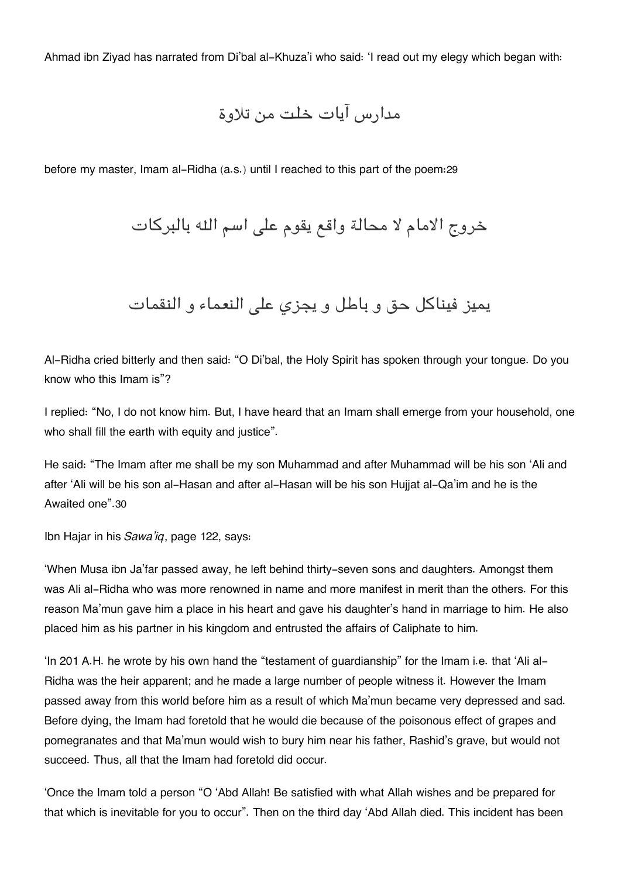Ahmad ibn Ziyad has narrated from Di'bal al-Khuza'i who said: 'I read out my elegy which began with:

مدارس آيات خلت من تلاوة

before my master, Imam al-Ridha (a.s.) until I reached to this part of the poem:[29]

خروج الامام لا محالة واقع يقوم على اسم الله بالبركات

يميز فيناكل حق و باطل و يجزي على النعماء و النقمات

Al-Ridha cried bitterly and then said: "O Di'bal, the Holy Spirit has spoken through your tongue. Do you know who this Imam is"?

I replied: "No, I do not know him. But, I have heard that an Imam shall emerge from your household, one who shall fill the earth with equity and justice".

He said: "The Imam after me shall be my son Muhammad and after Muhammad will be his son 'Ali and after 'Ali will be his son al-Hasan and after al-Hasan will be his son Hujjat al-Qa'im and he is the Awaited one".[30]

Ibn Hajar in his *Sawa'iq*, page 122, says:

'When Musa ibn Ja'far passed away, he left behind thirty-seven sons and daughters. Amongst them was Ali al-Ridha who was more renowned in name and more manifest in merit than the others. For this reason Ma'mun gave him a place in his heart and gave his daughter's hand in marriage to him. He also placed him as his partner in his kingdom and entrusted the affairs of Caliphate to him.

'In 201 A.H. he wrote by his own hand the "testament of guardianship" for the Imam i.e. that 'Ali al-Ridha was the heir apparent; and he made a large number of people witness it. However the Imam passed away from this world before him as a result of which Ma'mun became very depressed and sad. Before dying, the Imam had foretold that he would die because of the poisonous effect of grapes and pomegranates and that Ma'mun would wish to bury him near his father, Rashid's grave, but would not succeed. Thus, all that the Imam had foretold did occur.

'Once the Imam told a person "O 'Abd Allah! Be satisfied with what Allah wishes and be prepared for that which is inevitable for you to occur". Then on the third day 'Abd Allah died. This incident has been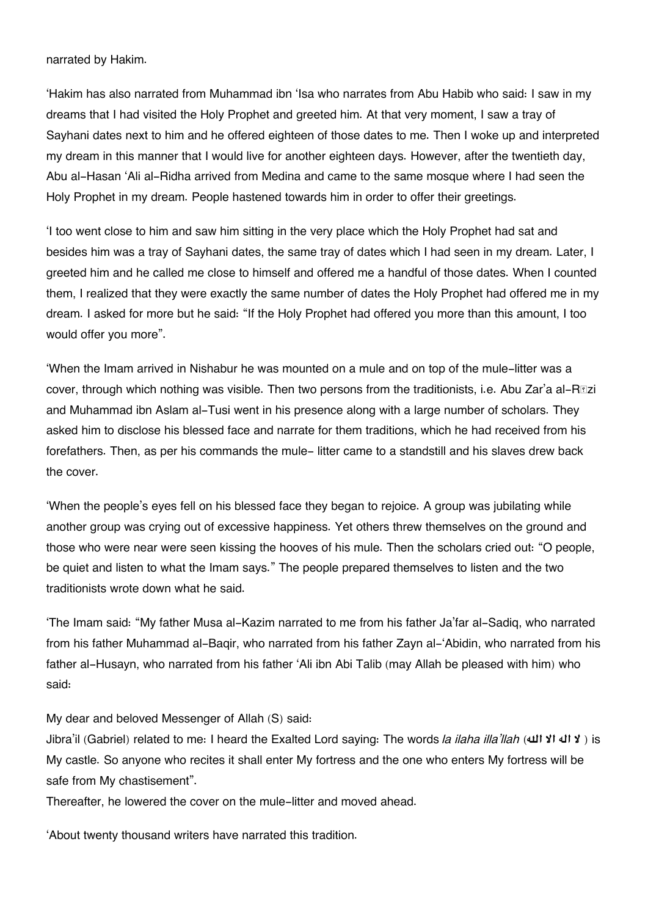narrated by Hakim.

'Hakim has also narrated from Muhammad ibn 'Isa who narrates from Abu Habib who said: I saw in my dreams that I had visited the Holy Prophet and greeted him. At that very moment, I saw a tray of Sayhani dates next to him and he offered eighteen of those dates to me. Then I woke up and interpreted my dream in this manner that I would live for another eighteen days. However, after the twentieth day, Abu al-Hasan 'Ali al-Ridha arrived from Medina and came to the same mosque where I had seen the Holy Prophet in my dream. People hastened towards him in order to offer their greetings.

'I too went close to him and saw him sitting in the very place which the Holy Prophet had sat and besides him was a tray of Sayhani dates, the same tray of dates which I had seen in my dream. Later, I greeted him and he called me close to himself and offered me a handful of those dates. When I counted them, I realized that they were exactly the same number of dates the Holy Prophet had offered me in my dream. I asked for more but he said: "If the Holy Prophet had offered you more than this amount, I too would offer you more".

'When the Imam arrived in Nishabur he was mounted on a mule and on top of the mule-litter was a cover, through which nothing was visible. Then two persons from the traditionists, i.e. Abu Zar'a al-Rāzi and Muhammad ibn Aslam al-Tusi went in his presence along with a large number of scholars. They asked him to disclose his blessed face and narrate for them traditions, which he had received from his forefathers. Then, as per his commands the mule- litter came to a standstill and his slaves drew back the cover.

'When the people's eyes fell on his blessed face they began to rejoice. A group was jubilating while another group was crying out of excessive happiness. Yet others threw themselves on the ground and those who were near were seen kissing the hooves of his mule. Then the scholars cried out: "O people, be quiet and listen to what the Imam says." The people prepared themselves to listen and the two traditionists wrote down what he said.

'The Imam said: "My father Musa al-Kazim narrated to me from his father Ja'far al-Sadiq, who narrated from his father Muhammad al-Baqir, who narrated from his father Zayn al-'Abidin, who narrated from his father al-Husayn, who narrated from his father 'Ali ibn Abi Talib (may Allah be pleased with him) who said:

My dear and beloved Messenger of Allah (S) said:
Jibra'il (Gabriel) related to me: I heard the Exalted Lord saying: The words *la ilaha illa'llah* (لا اله الا الله) is My castle. So anyone who recites it shall enter My fortress and the one who enters My fortress will be safe from My chastisement".
Thereafter, he lowered the cover on the mule-litter and moved ahead.

'About twenty thousand writers have narrated this tradition.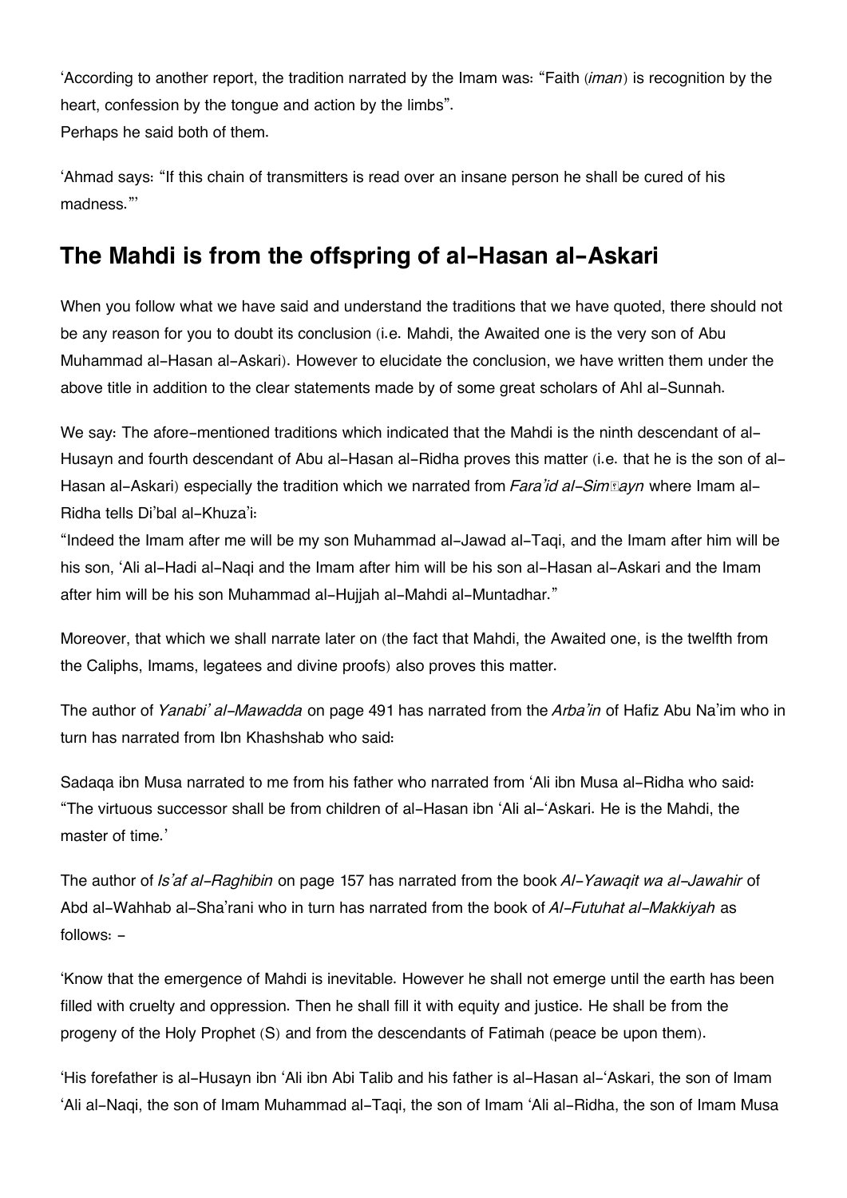‘According to another report, the tradition narrated by the Imam was: “Faith (*iman*) is recognition by the heart, confession by the tongue and action by the limbs”.
Perhaps he said both of them.

‘Ahmad says: “If this chain of transmitters is read over an insane person he shall be cured of his madness.”’

## The Mahdi is from the offspring of al-Hasan al-Askari

When you follow what we have said and understand the traditions that we have quoted, there should not be any reason for you to doubt its conclusion (i.e. Mahdi, the Awaited one is the very son of Abu Muhammad al-Hasan al-Askari). However to elucidate the conclusion, we have written them under the above title in addition to the clear statements made by of some great scholars of Ahl al-Sunnah.

We say: The afore-mentioned traditions which indicated that the Mahdi is the ninth descendant of al-Husayn and fourth descendant of Abu al-Hasan al-Ridha proves this matter (i.e. that he is the son of al-Hasan al-Askari) especially the tradition which we narrated from *Fara’id al-Simṭayn* where Imam al-Ridha tells Di’bal al-Khuza’i:

“Indeed the Imam after me will be my son Muhammad al-Jawad al-Taqi, and the Imam after him will be his son, ‘Ali al-Hadi al-Naqi and the Imam after him will be his son al-Hasan al-Askari and the Imam after him will be his son Muhammad al-Hujjah al-Mahdi al-Muntadhar.”

Moreover, that which we shall narrate later on (the fact that Mahdi, the Awaited one, is the twelfth from the Caliphs, Imams, legatees and divine proofs) also proves this matter.

The author of *Yanabi’ al-Mawadda* on page 491 has narrated from the *Arba’in* of Hafiz Abu Na’im who in turn has narrated from Ibn Khashshab who said:

Sadaqa ibn Musa narrated to me from his father who narrated from ‘Ali ibn Musa al-Ridha who said: “The virtuous successor shall be from children of al-Hasan ibn ‘Ali al-‘Askari. He is the Mahdi, the master of time.’

The author of *Is’af al-Raghibin* on page 157 has narrated from the book *Al-Yawaqit wa al-Jawahir* of Abd al-Wahhab al-Sha’rani who in turn has narrated from the book of *Al-Futuhat al-Makkiyah* as follows: -

‘Know that the emergence of Mahdi is inevitable. However he shall not emerge until the earth has been filled with cruelty and oppression. Then he shall fill it with equity and justice. He shall be from the progeny of the Holy Prophet (S) and from the descendants of Fatimah (peace be upon them).

‘His forefather is al-Husayn ibn ‘Ali ibn Abi Talib and his father is al-Hasan al-‘Askari, the son of Imam ‘Ali al-Naqi, the son of Imam Muhammad al-Taqi, the son of Imam ‘Ali al-Ridha, the son of Imam Musa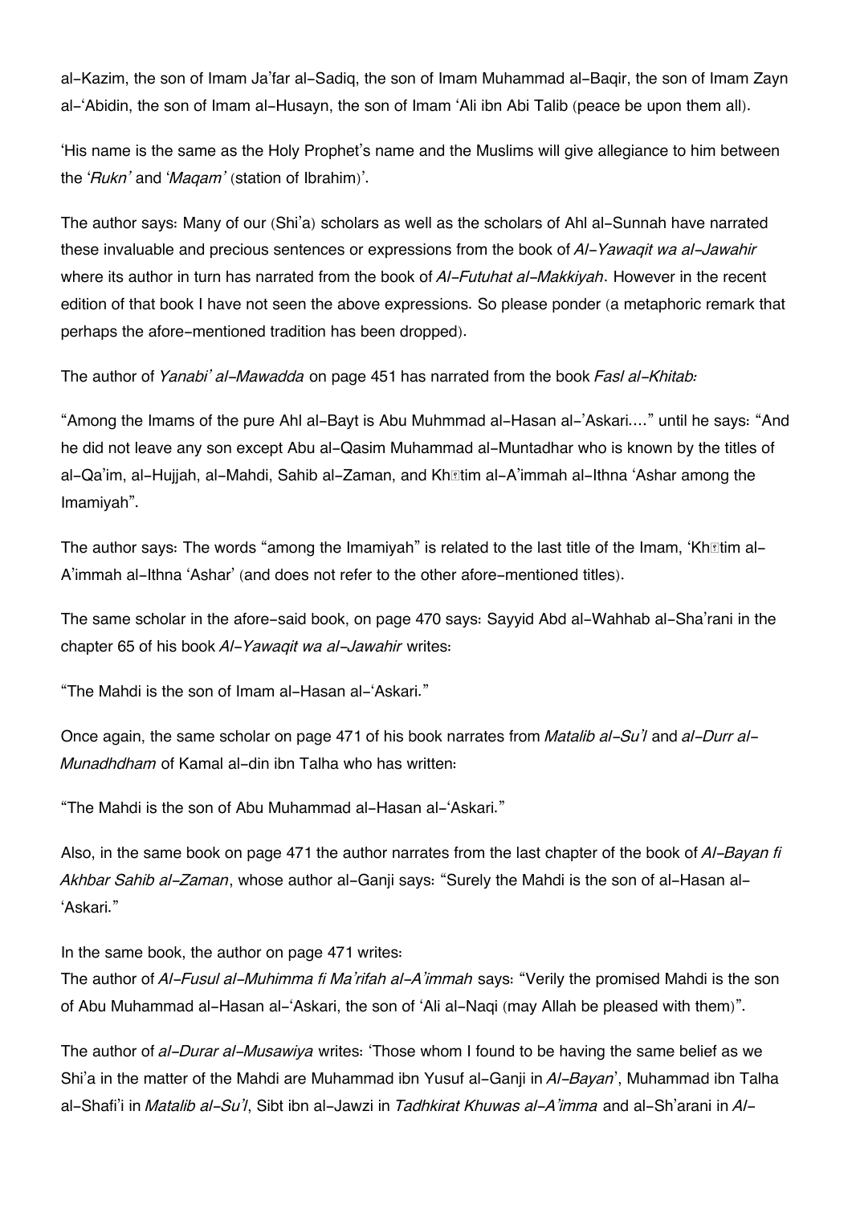al-Kazim, the son of Imam Ja'far al-Sadiq, the son of Imam Muhammad al-Baqir, the son of Imam Zayn al-'Abidin, the son of Imam al-Husayn, the son of Imam 'Ali ibn Abi Talib (peace be upon them all).

'His name is the same as the Holy Prophet's name and the Muslims will give allegiance to him between the '*Rukn*' and '*Maqam*' (station of Ibrahim)'.

The author says: Many of our (Shi'a) scholars as well as the scholars of Ahl al-Sunnah have narrated these invaluable and precious sentences or expressions from the book of *Al-Yawaqit wa al-Jawahir* where its author in turn has narrated from the book of *Al-Futuhat al-Makkiyah*. However in the recent edition of that book I have not seen the above expressions. So please ponder (a metaphoric remark that perhaps the afore-mentioned tradition has been dropped).

The author of *Yanabi' al-Mawadda* on page 451 has narrated from the book *Fasl al-Khitab:*

"Among the Imams of the pure Ahl al-Bayt is Abu Muhmmad al-Hasan al-'Askari…." until he says: "And he did not leave any son except Abu al-Qasim Muhammad al-Muntadhar who is known by the titles of al-Qa'im, al-Hujjah, al-Mahdi, Sahib al-Zaman, and Khātim al-A'immah al-Ithna 'Ashar among the Imamiyah".

The author says: The words "among the Imamiyah" is related to the last title of the Imam, 'Khātim al-A'immah al-Ithna 'Ashar' (and does not refer to the other afore-mentioned titles).

The same scholar in the afore-said book, on page 470 says: Sayyid Abd al-Wahhab al-Sha'rani in the chapter 65 of his book *Al-Yawaqit wa al-Jawahir* writes:

"The Mahdi is the son of Imam al-Hasan al-'Askari."

Once again, the same scholar on page 471 of his book narrates from *Matalib al-Su'l* and *al-Durr al-Munadhdham* of Kamal al-din ibn Talha who has written:

"The Mahdi is the son of Abu Muhammad al-Hasan al-'Askari."

Also, in the same book on page 471 the author narrates from the last chapter of the book of *Al-Bayan fi Akhbar Sahib al-Zaman*, whose author al-Ganji says: "Surely the Mahdi is the son of al-Hasan al-'Askari."

In the same book, the author on page 471 writes:
The author of *Al-Fusul al-Muhimma fi Ma'rifah al-A'immah* says: "Verily the promised Mahdi is the son of Abu Muhammad al-Hasan al-'Askari, the son of 'Ali al-Naqi (may Allah be pleased with them)".

The author of *al-Durar al-Musawiya* writes: 'Those whom I found to be having the same belief as we Shi'a in the matter of the Mahdi are Muhammad ibn Yusuf al-Ganji in *Al-Bayan*', Muhammad ibn Talha al-Shafi'i in *Matalib al-Su'l*, Sibt ibn al-Jawzi in *Tadhkirat Khuwas al-A'imma* and al-Sh'arani in *Al-*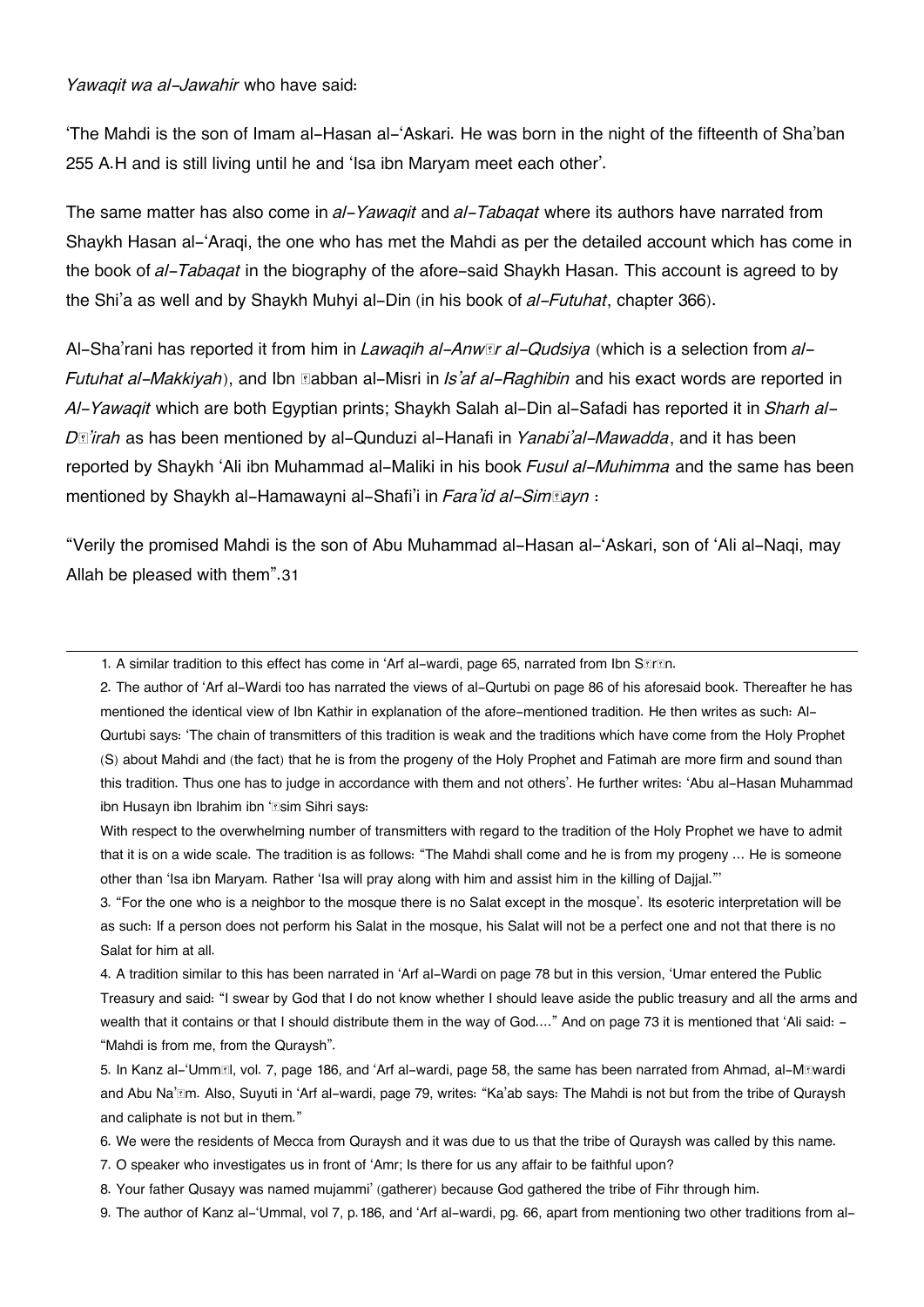*Yawaqit wa al-Jawahir* who have said:

'The Mahdi is the son of Imam al-Hasan al-'Askari. He was born in the night of the fifteenth of Sha'ban 255 A.H and is still living until he and 'Isa ibn Maryam meet each other'.

The same matter has also come in *al-Yawaqit* and *al-Tabaqat* where its authors have narrated from Shaykh Hasan al-'Araqi, the one who has met the Mahdi as per the detailed account which has come in the book of *al-Tabaqat* in the biography of the afore-said Shaykh Hasan. This account is agreed to by the Shi'a as well and by Shaykh Muhyi al-Din (in his book of *al-Futuhat*, chapter 366).

Al-Sha'rani has reported it from him in *Lawaqih al-Anwār al-Qudsiya* (which is a selection from *al-Futuhat al-Makkiyah*), and Ibn Ṣabban al-Misri in *Is'af al-Raghibin* and his exact words are reported in *Al-Yawaqit* which are both Egyptian prints; Shaykh Salah al-Din al-Safadi has reported it in *Sharh al-Dā'irah* as has been mentioned by al-Qunduzi al-Hanafi in *Yanabi'al-Mawadda*, and it has been reported by Shaykh 'Ali ibn Muhammad al-Maliki in his book *Fusul al-Muhimma* and the same has been mentioned by Shaykh al-Hamawayni al-Shafi'i in *Fara'id al-Simṭayn* :

"Verily the promised Mahdi is the son of Abu Muhammad al-Hasan al-'Askari, son of 'Ali al-Naqi, may Allah be pleased with them".31

---

1. A similar tradition to this effect has come in 'Arf al-wardi, page 65, narrated from Ibn Sīrīn.

2. The author of 'Arf al-Wardi too has narrated the views of al-Qurtubi on page 86 of his aforesaid book. Thereafter he has mentioned the identical view of Ibn Kathir in explanation of the afore-mentioned tradition. He then writes as such: Al-Qurtubi says: 'The chain of transmitters of this tradition is weak and the traditions which have come from the Holy Prophet (S) about Mahdi and (the fact) that he is from the progeny of the Holy Prophet and Fatimah are more firm and sound than this tradition. Thus one has to judge in accordance with them and not others'. He further writes: 'Abu al-Hasan Muhammad ibn Husayn ibn Ibrahim ibn 'Āsim Sihri says:

With respect to the overwhelming number of transmitters with regard to the tradition of the Holy Prophet we have to admit that it is on a wide scale. The tradition is as follows: "The Mahdi shall come and he is from my progeny … He is someone other than 'Isa ibn Maryam. Rather 'Isa will pray along with him and assist him in the killing of Dajjal."'

3. "For the one who is a neighbor to the mosque there is no Salat except in the mosque'. Its esoteric interpretation will be as such: If a person does not perform his Salat in the mosque, his Salat will not be a perfect one and not that there is no Salat for him at all.

4. A tradition similar to this has been narrated in 'Arf al-Wardi on page 78 but in this version, 'Umar entered the Public Treasury and said: "I swear by God that I do not know whether I should leave aside the public treasury and all the arms and wealth that it contains or that I should distribute them in the way of God…." And on page 73 it is mentioned that 'Ali said: - "Mahdi is from me, from the Quraysh".

5. In Kanz al-'Ummāl, vol. 7, page 186, and 'Arf al-wardi, page 58, the same has been narrated from Ahmad, al-Māwardi and Abu Na'īm. Also, Suyuti in 'Arf al-wardi, page 79, writes: "Ka'ab says: The Mahdi is not but from the tribe of Quraysh and caliphate is not but in them."

6. We were the residents of Mecca from Quraysh and it was due to us that the tribe of Quraysh was called by this name.

7. O speaker who investigates us in front of 'Amr; Is there for us any affair to be faithful upon?

8. Your father Qusayy was named mujammi' (gatherer) because God gathered the tribe of Fihr through him.

9. The author of Kanz al-'Ummal, vol 7, p.186, and 'Arf al-wardi, pg. 66, apart from mentioning two other traditions from al-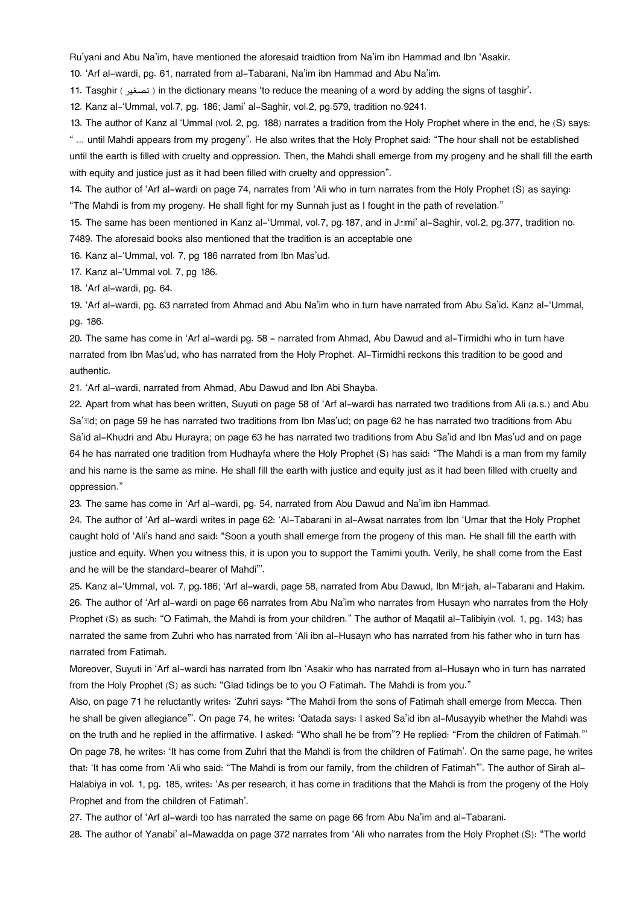Ru'yani and Abu Na'im, have mentioned the aforesaid traidtion from Na'im ibn Hammad and Ibn 'Asakir.

10. 'Arf al-wardi, pg. 61, narrated from al-Tabarani, Na'im ibn Hammad and Abu Na'im.

11. Tasghir ( تصغير ) in the dictionary means 'to reduce the meaning of a word by adding the signs of tasghir'.

12. Kanz al-'Ummal, vol.7, pg. 186; Jami' al-Saghir, vol.2, pg.579, tradition no.9241.

13. The author of Kanz al 'Ummal (vol. 2, pg. 188) narrates a tradition from the Holy Prophet where in the end, he (S) says: " ... until Mahdi appears from my progeny". He also writes that the Holy Prophet said: "The hour shall not be established until the earth is filled with cruelty and oppression. Then, the Mahdi shall emerge from my progeny and he shall fill the earth with equity and justice just as it had been filled with cruelty and oppression".

14. The author of 'Arf al-wardi on page 74, narrates from 'Ali who in turn narrates from the Holy Prophet (S) as saying: "The Mahdi is from my progeny. He shall fight for my Sunnah just as I fought in the path of revelation."

15. The same has been mentioned in Kanz al-'Ummal, vol.7, pg.187, and in Jāmi' al-Saghir, vol.2, pg.377, tradition no. 7489. The aforesaid books also mentioned that the tradition is an acceptable one

16. Kanz al-'Ummal, vol. 7, pg 186 narrated from Ibn Mas'ud.

17. Kanz al-'Ummal vol. 7, pg 186.

18. 'Arf al-wardi, pg. 64.

19. 'Arf al-wardi, pg. 63 narrated from Ahmad and Abu Na'im who in turn have narrated from Abu Sa'id. Kanz al-'Ummal, pg. 186.

20. The same has come in 'Arf al-wardi pg. 58 - narrated from Ahmad, Abu Dawud and al-Tirmidhi who in turn have narrated from Ibn Mas'ud, who has narrated from the Holy Prophet. Al-Tirmidhi reckons this tradition to be good and authentic.

21. 'Arf al-wardi, narrated from Ahmad, Abu Dawud and Ibn Abi Shayba.

22. Apart from what has been written, Suyuti on page 58 of 'Arf al-wardi has narrated two traditions from Ali (a.s.) and Abu Sa'īd; on page 59 he has narrated two traditions from Ibn Mas'ud; on page 62 he has narrated two traditions from Abu Sa'id al-Khudri and Abu Hurayra; on page 63 he has narrated two traditions from Abu Sa'id and Ibn Mas'ud and on page 64 he has narrated one tradition from Hudhayfa where the Holy Prophet (S) has said: "The Mahdi is a man from my family and his name is the same as mine. He shall fill the earth with justice and equity just as it had been filled with cruelty and oppression."

23. The same has come in 'Arf al-wardi, pg. 54, narrated from Abu Dawud and Na'im ibn Hammad.

24. The author of 'Arf al-wardi writes in page 62: 'Al-Tabarani in al-Awsat narrates from Ibn 'Umar that the Holy Prophet caught hold of 'Ali's hand and said: "Soon a youth shall emerge from the progeny of this man. He shall fill the earth with justice and equity. When you witness this, it is upon you to support the Tamimi youth. Verily, he shall come from the East and he will be the standard-bearer of Mahdi"'.

25. Kanz al-'Ummal, vol. 7, pg.186; 'Arf al-wardi, page 58, narrated from Abu Dawud, Ibn Mājah, al-Tabarani and Hakim.

26. The author of 'Arf al-wardi on page 66 narrates from Abu Na'im who narrates from Husayn who narrates from the Holy Prophet (S) as such: "O Fatimah, the Mahdi is from your children." The author of Maqatil al-Talibiyin (vol. 1, pg. 143) has narrated the same from Zuhri who has narrated from 'Ali ibn al-Husayn who has narrated from his father who in turn has narrated from Fatimah.

Moreover, Suyuti in 'Arf al-wardi has narrated from Ibn 'Asakir who has narrated from al-Husayn who in turn has narrated from the Holy Prophet (S) as such: "Glad tidings be to you O Fatimah. The Mahdi is from you."

Also, on page 71 he reluctantly writes: 'Zuhri says: "The Mahdi from the sons of Fatimah shall emerge from Mecca. Then he shall be given allegiance"'. On page 74, he writes: 'Qatada says: I asked Sa'id ibn al-Musayyib whether the Mahdi was on the truth and he replied in the affirmative. I asked: "Who shall he be from"? He replied: "From the children of Fatimah."' On page 78, he writes: 'It has come from Zuhri that the Mahdi is from the children of Fatimah'. On the same page, he writes that: 'It has come from 'Ali who said: "The Mahdi is from our family, from the children of Fatimah"'. The author of Sirah al-Halabiya in vol. 1, pg. 185, writes: 'As per research, it has come in traditions that the Mahdi is from the progeny of the Holy Prophet and from the children of Fatimah'.

27. The author of 'Arf al-wardi too has narrated the same on page 66 from Abu Na'im and al-Tabarani.

28. The author of Yanabi' al-Mawadda on page 372 narrates from 'Ali who narrates from the Holy Prophet (S): "The world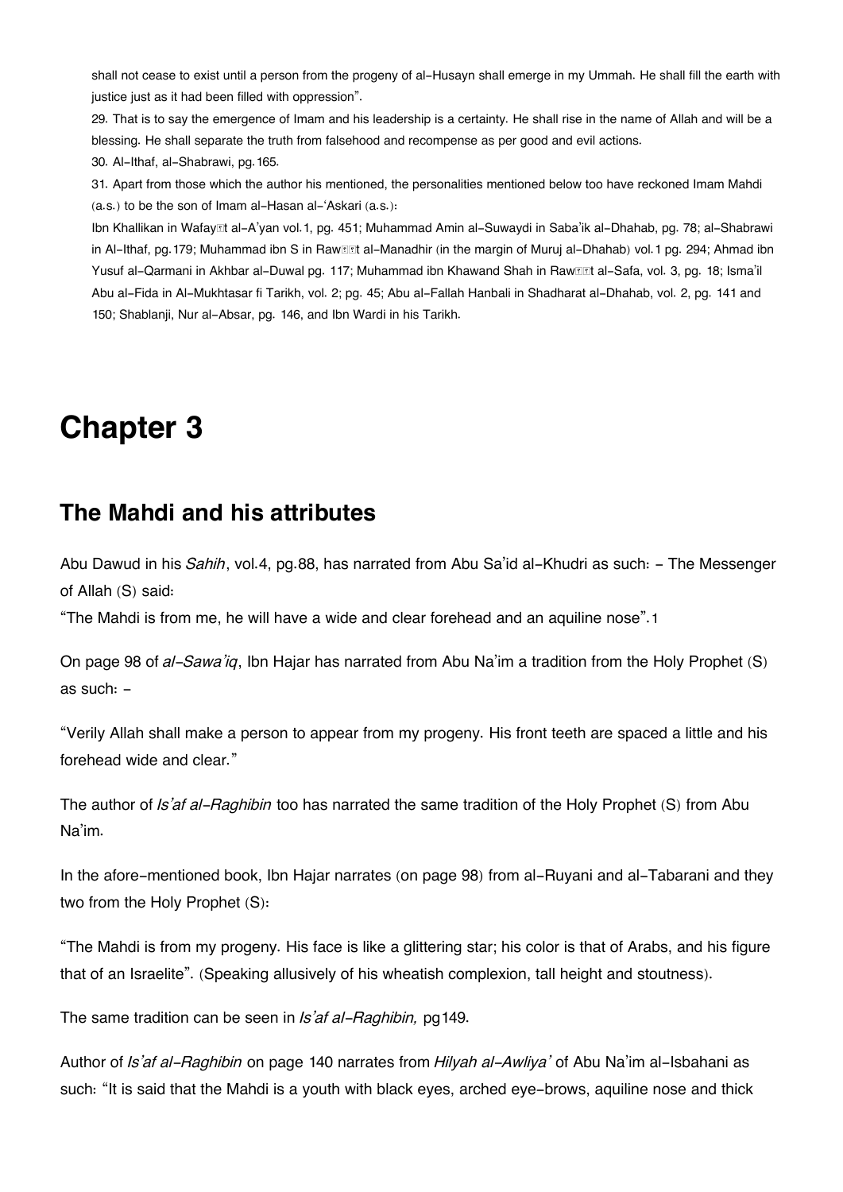shall not cease to exist until a person from the progeny of al-Husayn shall emerge in my Ummah. He shall fill the earth with justice just as it had been filled with oppression".

29. That is to say the emergence of Imam and his leadership is a certainty. He shall rise in the name of Allah and will be a blessing. He shall separate the truth from falsehood and recompense as per good and evil actions.

30. Al-Ithaf, al-Shabrawi, pg.165.

31. Apart from those which the author his mentioned, the personalities mentioned below too have reckoned Imam Mahdi (a.s.) to be the son of Imam al-Hasan al-'Askari (a.s.):

Ibn Khallikan in Wafayāt al-A'yan vol.1, pg. 451; Muhammad Amin al-Suwaydi in Saba'ik al-Dhahab, pg. 78; al-Shabrawi in Al-Ithaf, pg.179; Muhammad ibn S in Rawḍāt al-Manadhir (in the margin of Muruj al-Dhahab) vol.1 pg. 294; Ahmad ibn Yusuf al-Qarmani in Akhbar al-Duwal pg. 117; Muhammad ibn Khawand Shah in Rawḍāt al-Safa, vol. 3, pg. 18; Isma'il Abu al-Fida in Al-Mukhtasar fi Tarikh, vol. 2; pg. 45; Abu al-Fallah Hanbali in Shadharat al-Dhahab, vol. 2, pg. 141 and 150; Shablanji, Nur al-Absar, pg. 146, and Ibn Wardi in his Tarikh.

# Chapter 3

## The Mahdi and his attributes

Abu Dawud in his *Sahih*, vol.4, pg.88, has narrated from Abu Sa'id al-Khudri as such: - The Messenger of Allah (S) said:

"The Mahdi is from me, he will have a wide and clear forehead and an aquiline nose".1

On page 98 of *al-Sawa'iq*, Ibn Hajar has narrated from Abu Na'im a tradition from the Holy Prophet (S) as such: -

"Verily Allah shall make a person to appear from my progeny. His front teeth are spaced a little and his forehead wide and clear."

The author of *Is'af al-Raghibin* too has narrated the same tradition of the Holy Prophet (S) from Abu Na'im.

In the afore-mentioned book, Ibn Hajar narrates (on page 98) from al-Ruyani and al-Tabarani and they two from the Holy Prophet (S):

"The Mahdi is from my progeny. His face is like a glittering star; his color is that of Arabs, and his figure that of an Israelite". (Speaking allusively of his wheatish complexion, tall height and stoutness).

The same tradition can be seen in *Is'af al-Raghibin,* pg149.

Author of *Is'af al-Raghibin* on page 140 narrates from *Hilyah al-Awliya'* of Abu Na'im al-Isbahani as such: "It is said that the Mahdi is a youth with black eyes, arched eye-brows, aquiline nose and thick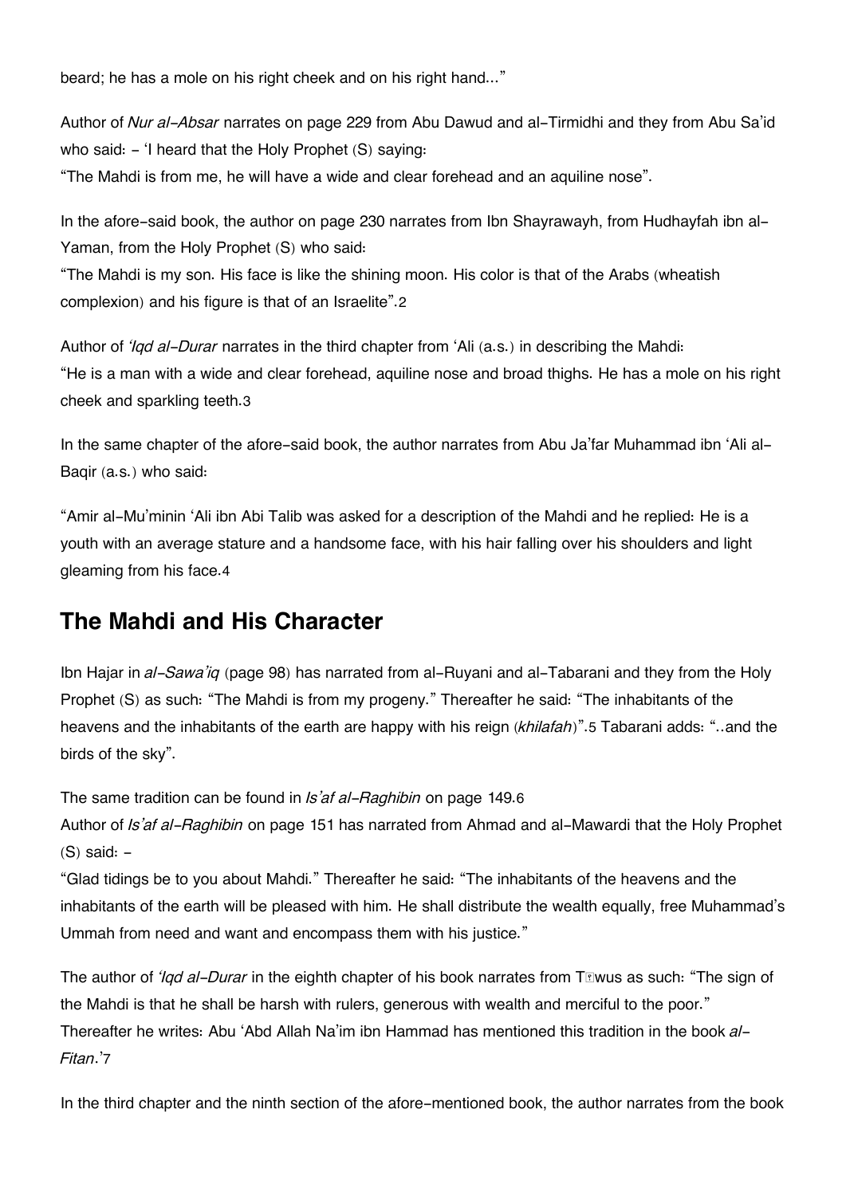beard; he has a mole on his right cheek and on his right hand..."

Author of *Nur al-Absar* narrates on page 229 from Abu Dawud and al-Tirmidhi and they from Abu Sa'id who said: - 'I heard that the Holy Prophet (S) saying:
"The Mahdi is from me, he will have a wide and clear forehead and an aquiline nose".

In the afore-said book, the author on page 230 narrates from Ibn Shayrawayh, from Hudhayfah ibn al-Yaman, from the Holy Prophet (S) who said:
"The Mahdi is my son. His face is like the shining moon. His color is that of the Arabs (wheatish complexion) and his figure is that of an Israelite".2

Author of *'Iqd al-Durar* narrates in the third chapter from 'Ali (a.s.) in describing the Mahdi:
"He is a man with a wide and clear forehead, aquiline nose and broad thighs. He has a mole on his right cheek and sparkling teeth.3

In the same chapter of the afore-said book, the author narrates from Abu Ja'far Muhammad ibn 'Ali al-Baqir (a.s.) who said:

"Amir al-Mu'minin 'Ali ibn Abi Talib was asked for a description of the Mahdi and he replied: He is a youth with an average stature and a handsome face, with his hair falling over his shoulders and light gleaming from his face.4

## The Mahdi and His Character

Ibn Hajar in *al-Sawa'iq* (page 98) has narrated from al-Ruyani and al-Tabarani and they from the Holy Prophet (S) as such: "The Mahdi is from my progeny." Thereafter he said: "The inhabitants of the heavens and the inhabitants of the earth are happy with his reign (*khilafah*)".5 Tabarani adds: "..and the birds of the sky".

The same tradition can be found in *Is'af al-Raghibin* on page 149.6
Author of *Is'af al-Raghibin* on page 151 has narrated from Ahmad and al-Mawardi that the Holy Prophet (S) said: -
"Glad tidings be to you about Mahdi." Thereafter he said: "The inhabitants of the heavens and the inhabitants of the earth will be pleased with him. He shall distribute the wealth equally, free Muhammad's Ummah from need and want and encompass them with his justice."

The author of *'Iqd al-Durar* in the eighth chapter of his book narrates from Tāwus as such: "The sign of the Mahdi is that he shall be harsh with rulers, generous with wealth and merciful to the poor." Thereafter he writes: Abu 'Abd Allah Na'im ibn Hammad has mentioned this tradition in the book *al-Fitan*.'7

In the third chapter and the ninth section of the afore-mentioned book, the author narrates from the book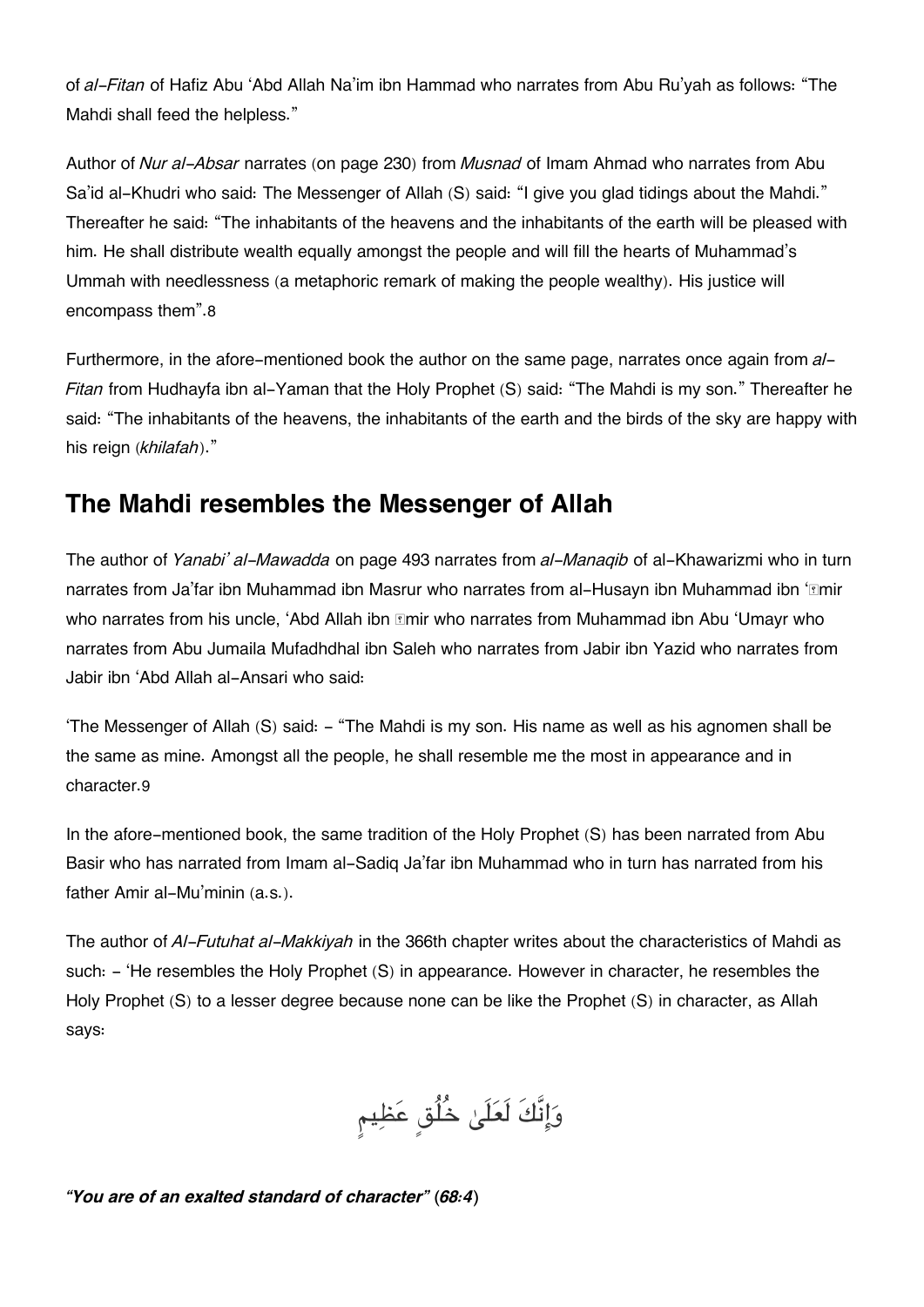of *al-Fitan* of Hafiz Abu 'Abd Allah Na'im ibn Hammad who narrates from Abu Ru'yah as follows: "The Mahdi shall feed the helpless."

Author of *Nur al-Absar* narrates (on page 230) from *Musnad* of Imam Ahmad who narrates from Abu Sa'id al-Khudri who said: The Messenger of Allah (S) said: "I give you glad tidings about the Mahdi." Thereafter he said: "The inhabitants of the heavens and the inhabitants of the earth will be pleased with him. He shall distribute wealth equally amongst the people and will fill the hearts of Muhammad's Ummah with needlessness (a metaphoric remark of making the people wealthy). His justice will encompass them".8

Furthermore, in the afore-mentioned book the author on the same page, narrates once again from *al-Fitan* from Hudhayfa ibn al-Yaman that the Holy Prophet (S) said: "The Mahdi is my son." Thereafter he said: "The inhabitants of the heavens, the inhabitants of the earth and the birds of the sky are happy with his reign (*khilafah*)."

## The Mahdi resembles the Messenger of Allah

The author of *Yanabi' al-Mawadda* on page 493 narrates from *al-Manaqib* of al-Khawarizmi who in turn narrates from Ja'far ibn Muhammad ibn Masrur who narrates from al-Husayn ibn Muhammad ibn 'Āmir who narrates from his uncle, 'Abd Allah ibn Āmir who narrates from Muhammad ibn Abu 'Umayr who narrates from Abu Jumaila Mufadhdhal ibn Saleh who narrates from Jabir ibn Yazid who narrates from Jabir ibn 'Abd Allah al-Ansari who said:

'The Messenger of Allah (S) said: - "The Mahdi is my son. His name as well as his agnomen shall be the same as mine. Amongst all the people, he shall resemble me the most in appearance and in character.9

In the afore-mentioned book, the same tradition of the Holy Prophet (S) has been narrated from Abu Basir who has narrated from Imam al-Sadiq Ja'far ibn Muhammad who in turn has narrated from his father Amir al-Mu'minin (a.s.).

The author of *Al-Futuhat al-Makkiyah* in the 366th chapter writes about the characteristics of Mahdi as such: - 'He resembles the Holy Prophet (S) in appearance. However in character, he resembles the Holy Prophet (S) to a lesser degree because none can be like the Prophet (S) in character, as Allah says:

وَإِنَّكَ لَعَلَىٰ خُلُقٍ عَظِيمٍ

***"You are of an exalted standard of character" (68:4)***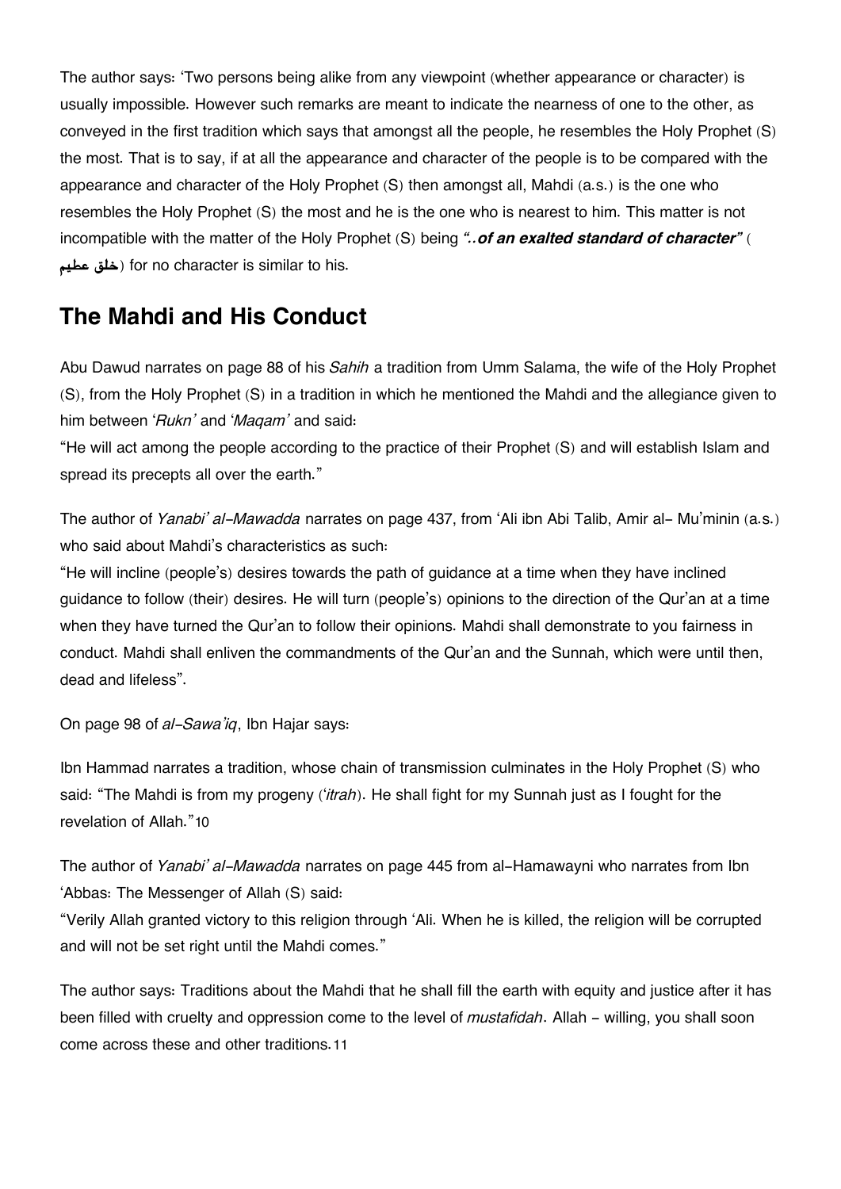The author says: 'Two persons being alike from any viewpoint (whether appearance or character) is usually impossible. However such remarks are meant to indicate the nearness of one to the other, as conveyed in the first tradition which says that amongst all the people, he resembles the Holy Prophet (S) the most. That is to say, if at all the appearance and character of the people is to be compared with the appearance and character of the Holy Prophet (S) then amongst all, Mahdi (a.s.) is the one who resembles the Holy Prophet (S) the most and he is the one who is nearest to him. This matter is not incompatible with the matter of the Holy Prophet (S) being ***"..of an exalted standard of character"*** (**خلق عظيم**) for no character is similar to his.

## The Mahdi and His Conduct

Abu Dawud narrates on page 88 of his *Sahih* a tradition from Umm Salama, the wife of the Holy Prophet (S), from the Holy Prophet (S) in a tradition in which he mentioned the Mahdi and the allegiance given to him between '*Rukn*' and '*Maqam*' and said:
"He will act among the people according to the practice of their Prophet (S) and will establish Islam and spread its precepts all over the earth."

The author of *Yanabi' al-Mawadda* narrates on page 437, from 'Ali ibn Abi Talib, Amir al- Mu'minin (a.s.) who said about Mahdi's characteristics as such:
"He will incline (people's) desires towards the path of guidance at a time when they have inclined guidance to follow (their) desires. He will turn (people's) opinions to the direction of the Qur'an at a time when they have turned the Qur'an to follow their opinions. Mahdi shall demonstrate to you fairness in conduct. Mahdi shall enliven the commandments of the Qur'an and the Sunnah, which were until then, dead and lifeless".

On page 98 of *al-Sawa'iq*, Ibn Hajar says:

Ibn Hammad narrates a tradition, whose chain of transmission culminates in the Holy Prophet (S) who said: "The Mahdi is from my progeny ('*itrah*). He shall fight for my Sunnah just as I fought for the revelation of Allah."[10]

The author of *Yanabi' al-Mawadda* narrates on page 445 from al-Hamawayni who narrates from Ibn 'Abbas: The Messenger of Allah (S) said:
"Verily Allah granted victory to this religion through 'Ali. When he is killed, the religion will be corrupted and will not be set right until the Mahdi comes."

The author says: Traditions about the Mahdi that he shall fill the earth with equity and justice after it has been filled with cruelty and oppression come to the level of *mustafidah*. Allah - willing, you shall soon come across these and other traditions.[11]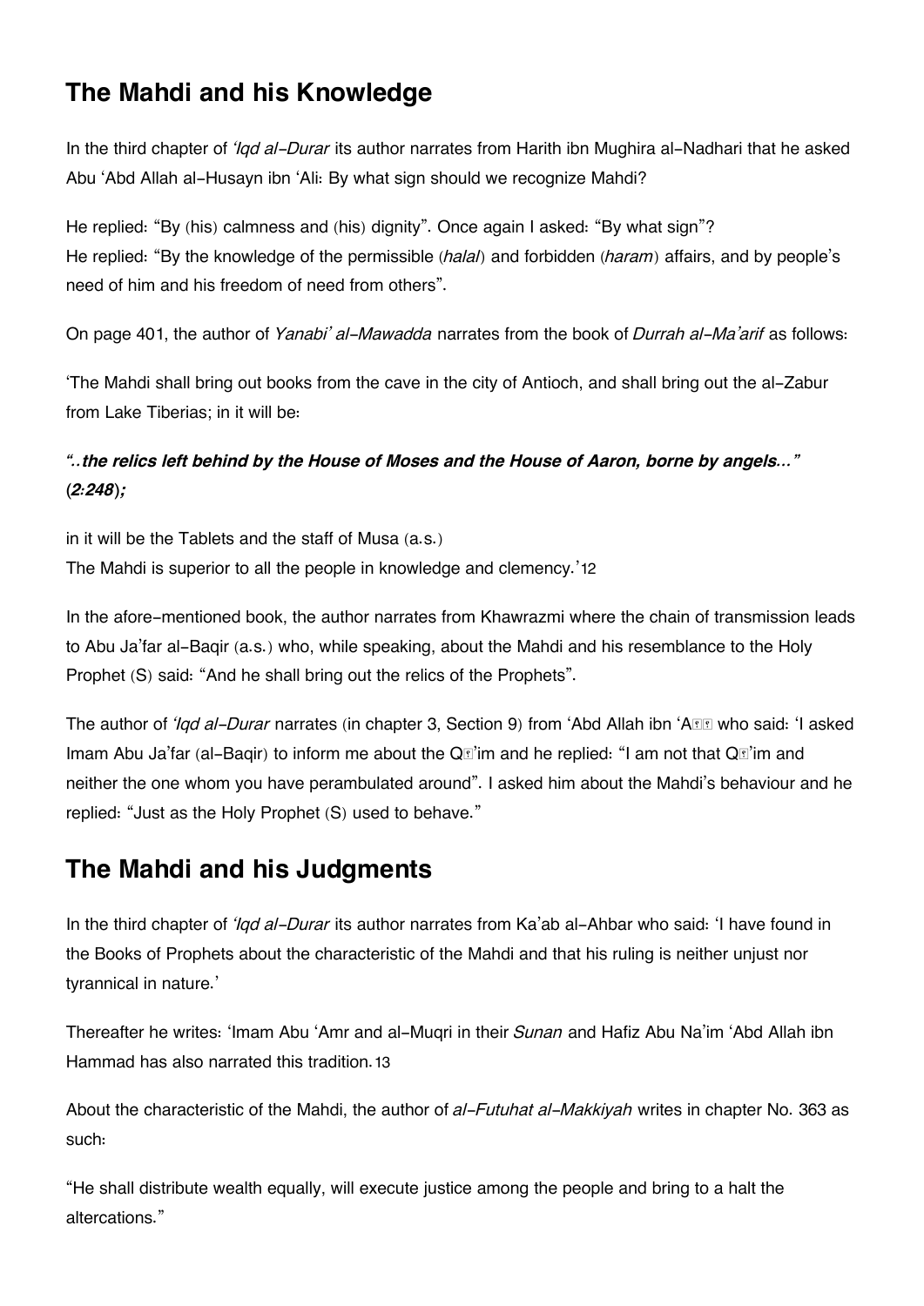## The Mahdi and his Knowledge

In the third chapter of *'Iqd al-Durar* its author narrates from Harith ibn Mughira al-Nadhari that he asked Abu 'Abd Allah al-Husayn ibn 'Ali: By what sign should we recognize Mahdi?

He replied: "By (his) calmness and (his) dignity". Once again I asked: "By what sign"?
He replied: "By the knowledge of the permissible (*halal*) and forbidden (*haram*) affairs, and by people's need of him and his freedom of need from others".

On page 401, the author of *Yanabi' al-Mawadda* narrates from the book of *Durrah al-Ma'arif* as follows:

'The Mahdi shall bring out books from the cave in the city of Antioch, and shall bring out the al-Zabur from Lake Tiberias; in it will be:

***"..the relics left behind by the House of Moses and the House of Aaron, borne by angels..." (2:248);***

in it will be the Tablets and the staff of Musa (a.s.)
The Mahdi is superior to all the people in knowledge and clemency.'12

In the afore-mentioned book, the author narrates from Khawrazmi where the chain of transmission leads to Abu Ja'far al-Baqir (a.s.) who, while speaking, about the Mahdi and his resemblance to the Holy Prophet (S) said: "And he shall bring out the relics of the Prophets".

The author of *'Iqd al-Durar* narrates (in chapter 3, Section 9) from 'Abd Allah ibn 'A�� who said: 'I asked Imam Abu Ja'far (al-Baqir) to inform me about the Q�'im and he replied: "I am not that Q�'im and neither the one whom you have perambulated around". I asked him about the Mahdi's behaviour and he replied: "Just as the Holy Prophet (S) used to behave."

## The Mahdi and his Judgments

In the third chapter of *'Iqd al-Durar* its author narrates from Ka'ab al-Ahbar who said: 'I have found in the Books of Prophets about the characteristic of the Mahdi and that his ruling is neither unjust nor tyrannical in nature.'

Thereafter he writes: 'Imam Abu 'Amr and al-Muqri in their *Sunan* and Hafiz Abu Na'im 'Abd Allah ibn Hammad has also narrated this tradition.13

About the characteristic of the Mahdi, the author of *al-Futuhat al-Makkiyah* writes in chapter No. 363 as such:

"He shall distribute wealth equally, will execute justice among the people and bring to a halt the altercations."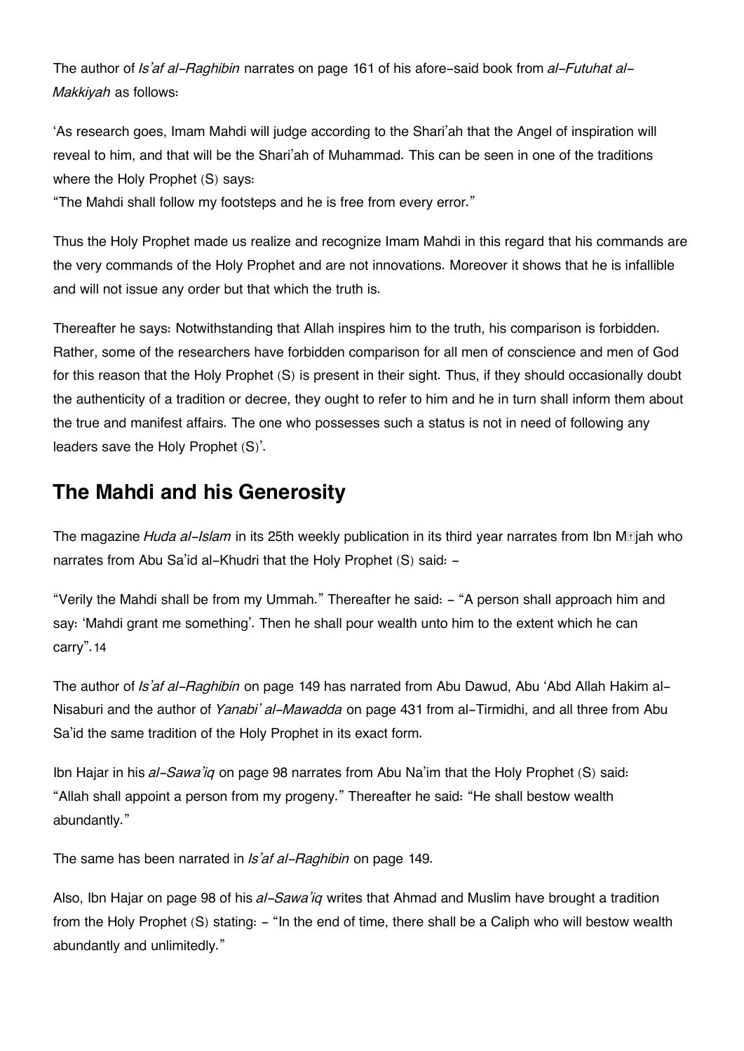The author of *Is'af al-Raghibin* narrates on page 161 of his afore-said book from *al-Futuhat al-Makkiyah* as follows:

'As research goes, Imam Mahdi will judge according to the Shari'ah that the Angel of inspiration will reveal to him, and that will be the Shari'ah of Muhammad. This can be seen in one of the traditions where the Holy Prophet (S) says:
"The Mahdi shall follow my footsteps and he is free from every error."

Thus the Holy Prophet made us realize and recognize Imam Mahdi in this regard that his commands are the very commands of the Holy Prophet and are not innovations. Moreover it shows that he is infallible and will not issue any order but that which the truth is.

Thereafter he says: Notwithstanding that Allah inspires him to the truth, his comparison is forbidden. Rather, some of the researchers have forbidden comparison for all men of conscience and men of God for this reason that the Holy Prophet (S) is present in their sight. Thus, if they should occasionally doubt the authenticity of a tradition or decree, they ought to refer to him and he in turn shall inform them about the true and manifest affairs. The one who possesses such a status is not in need of following any leaders save the Holy Prophet (S)'.

## The Mahdi and his Generosity

The magazine *Huda al-Islam* in its 25th weekly publication in its third year narrates from Ibn Mājah who narrates from Abu Sa'id al-Khudri that the Holy Prophet (S) said: -

"Verily the Mahdi shall be from my Ummah." Thereafter he said: - "A person shall approach him and say: 'Mahdi grant me something'. Then he shall pour wealth unto him to the extent which he can carry".14

The author of *Is'af al-Raghibin* on page 149 has narrated from Abu Dawud, Abu 'Abd Allah Hakim al-Nisaburi and the author of *Yanabi' al-Mawadda* on page 431 from al-Tirmidhi, and all three from Abu Sa'id the same tradition of the Holy Prophet in its exact form.

Ibn Hajar in his *al-Sawa'iq* on page 98 narrates from Abu Na'im that the Holy Prophet (S) said: "Allah shall appoint a person from my progeny." Thereafter he said: "He shall bestow wealth abundantly."

The same has been narrated in *Is'af al-Raghibin* on page 149.

Also, Ibn Hajar on page 98 of his *al-Sawa'iq* writes that Ahmad and Muslim have brought a tradition from the Holy Prophet (S) stating: - "In the end of time, there shall be a Caliph who will bestow wealth abundantly and unlimitedly."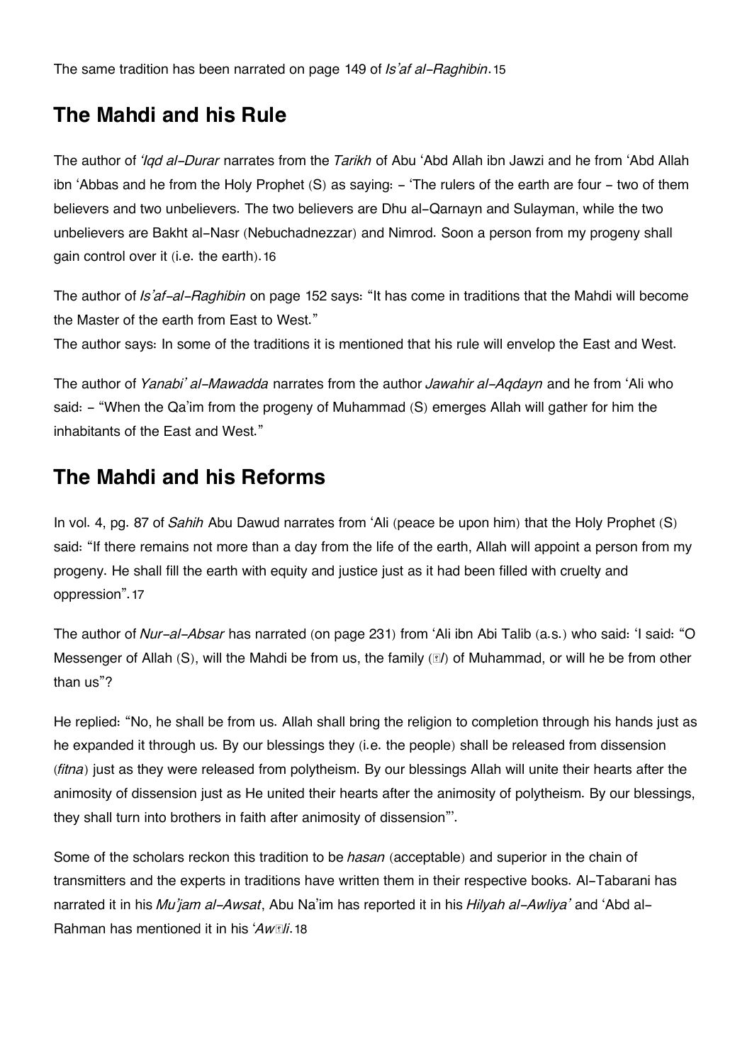The same tradition has been narrated on page 149 of *Is'af al-Raghibin*.[15]

## The Mahdi and his Rule

The author of *'Iqd al-Durar* narrates from the *Tarikh* of Abu 'Abd Allah ibn Jawzi and he from 'Abd Allah ibn 'Abbas and he from the Holy Prophet (S) as saying: - 'The rulers of the earth are four - two of them believers and two unbelievers. The two believers are Dhu al-Qarnayn and Sulayman, while the two unbelievers are Bakht al-Nasr (Nebuchadnezzar) and Nimrod. Soon a person from my progeny shall gain control over it (i.e. the earth).[16]

The author of *Is'af-al-Raghibin* on page 152 says: "It has come in traditions that the Mahdi will become the Master of the earth from East to West."
The author says: In some of the traditions it is mentioned that his rule will envelop the East and West.

The author of *Yanabi' al-Mawadda* narrates from the author *Jawahir al-Aqdayn* and he from 'Ali who said: - "When the Qa'im from the progeny of Muhammad (S) emerges Allah will gather for him the inhabitants of the East and West."

## The Mahdi and his Reforms

In vol. 4, pg. 87 of *Sahih* Abu Dawud narrates from 'Ali (peace be upon him) that the Holy Prophet (S) said: "If there remains not more than a day from the life of the earth, Allah will appoint a person from my progeny. He shall fill the earth with equity and justice just as it had been filled with cruelty and oppression".[17]

The author of *Nur-al-Absar* has narrated (on page 231) from 'Ali ibn Abi Talib (a.s.) who said: 'I said: "O Messenger of Allah (S), will the Mahdi be from us, the family (*Āl*) of Muhammad, or will he be from other than us"?

He replied: "No, he shall be from us. Allah shall bring the religion to completion through his hands just as he expanded it through us. By our blessings they (i.e. the people) shall be released from dissension (*fitna*) just as they were released from polytheism. By our blessings Allah will unite their hearts after the animosity of dissension just as He united their hearts after the animosity of polytheism. By our blessings, they shall turn into brothers in faith after animosity of dissension"'.

Some of the scholars reckon this tradition to be *hasan* (acceptable) and superior in the chain of transmitters and the experts in traditions have written them in their respective books. Al-Tabarani has narrated it in his *Mu'jam al-Awsat*, Abu Na'im has reported it in his *Hilyah al-Awliya'* and 'Abd al-Rahman has mentioned it in his *'Awāli*.[18]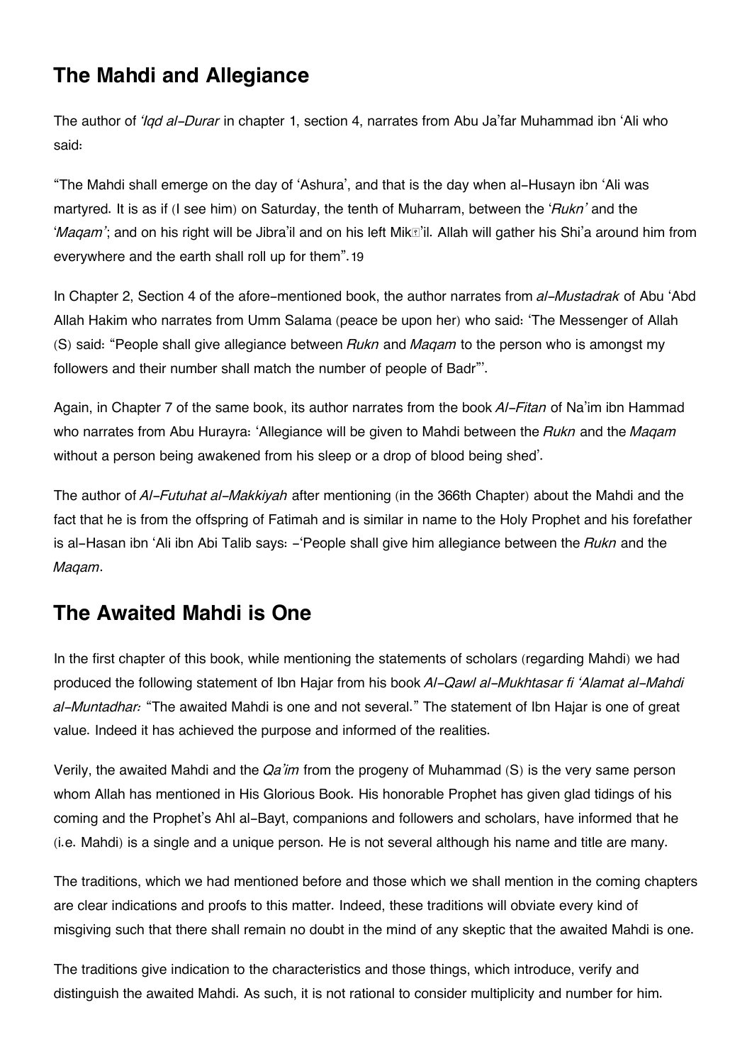## The Mahdi and Allegiance

The author of *'Iqd al-Durar* in chapter 1, section 4, narrates from Abu Ja'far Muhammad ibn 'Ali who said:

"The Mahdi shall emerge on the day of 'Ashura', and that is the day when al-Husayn ibn 'Ali was martyred. It is as if (I see him) on Saturday, the tenth of Muharram, between the '*Rukn'* and the '*Maqam'*; and on his right will be Jibra'il and on his left Mikā'il. Allah will gather his Shi'a around him from everywhere and the earth shall roll up for them".19

In Chapter 2, Section 4 of the afore-mentioned book, the author narrates from *al-Mustadrak* of Abu 'Abd Allah Hakim who narrates from Umm Salama (peace be upon her) who said: 'The Messenger of Allah (S) said: "People shall give allegiance between *Rukn* and *Maqam* to the person who is amongst my followers and their number shall match the number of people of Badr"'.

Again, in Chapter 7 of the same book, its author narrates from the book *Al-Fitan* of Na'im ibn Hammad who narrates from Abu Hurayra: 'Allegiance will be given to Mahdi between the *Rukn* and the *Maqam* without a person being awakened from his sleep or a drop of blood being shed'.

The author of *Al-Futuhat al-Makkiyah* after mentioning (in the 366th Chapter) about the Mahdi and the fact that he is from the offspring of Fatimah and is similar in name to the Holy Prophet and his forefather is al-Hasan ibn 'Ali ibn Abi Talib says: -'People shall give him allegiance between the *Rukn* and the *Maqam*.

## The Awaited Mahdi is One

In the first chapter of this book, while mentioning the statements of scholars (regarding Mahdi) we had produced the following statement of Ibn Hajar from his book *Al-Qawl al-Mukhtasar fi 'Alamat al-Mahdi al-Muntadhar:* "The awaited Mahdi is one and not several." The statement of Ibn Hajar is one of great value. Indeed it has achieved the purpose and informed of the realities.

Verily, the awaited Mahdi and the *Qa'im* from the progeny of Muhammad (S) is the very same person whom Allah has mentioned in His Glorious Book. His honorable Prophet has given glad tidings of his coming and the Prophet's Ahl al-Bayt, companions and followers and scholars, have informed that he (i.e. Mahdi) is a single and a unique person. He is not several although his name and title are many.

The traditions, which we had mentioned before and those which we shall mention in the coming chapters are clear indications and proofs to this matter. Indeed, these traditions will obviate every kind of misgiving such that there shall remain no doubt in the mind of any skeptic that the awaited Mahdi is one.

The traditions give indication to the characteristics and those things, which introduce, verify and distinguish the awaited Mahdi. As such, it is not rational to consider multiplicity and number for him.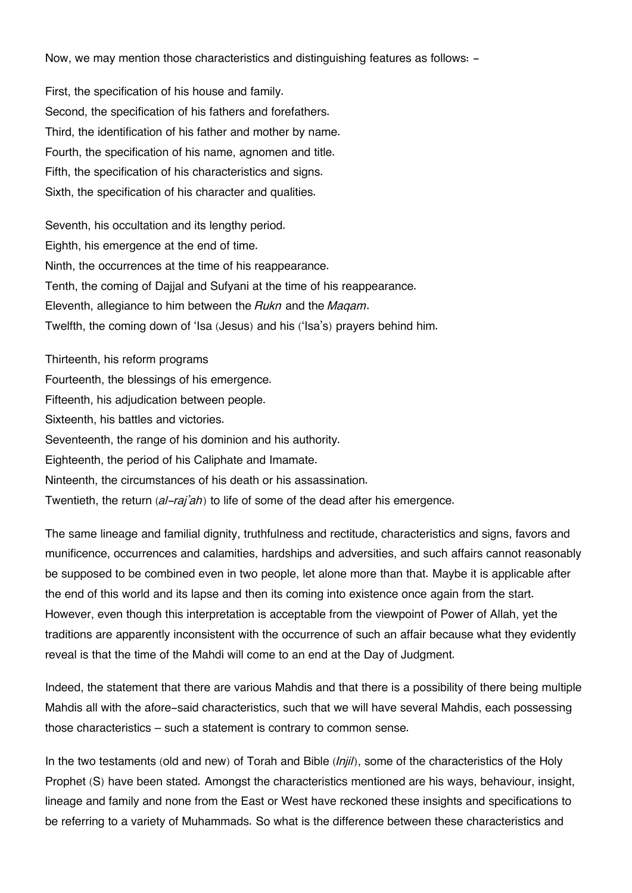Now, we may mention those characteristics and distinguishing features as follows: -

First, the specification of his house and family.
Second, the specification of his fathers and forefathers.
Third, the identification of his father and mother by name.
Fourth, the specification of his name, agnomen and title.
Fifth, the specification of his characteristics and signs.
Sixth, the specification of his character and qualities.

Seventh, his occultation and its lengthy period.
Eighth, his emergence at the end of time.
Ninth, the occurrences at the time of his reappearance.
Tenth, the coming of Dajjal and Sufyani at the time of his reappearance.
Eleventh, allegiance to him between the *Rukn* and the *Maqam*.
Twelfth, the coming down of 'Isa (Jesus) and his ('Isa's) prayers behind him.

Thirteenth, his reform programs
Fourteenth, the blessings of his emergence.
Fifteenth, his adjudication between people.
Sixteenth, his battles and victories.
Seventeenth, the range of his dominion and his authority.
Eighteenth, the period of his Caliphate and Imamate.
Ninteenth, the circumstances of his death or his assassination.
Twentieth, the return (*al-raj'ah*) to life of some of the dead after his emergence.

The same lineage and familial dignity, truthfulness and rectitude, characteristics and signs, favors and munificence, occurrences and calamities, hardships and adversities, and such affairs cannot reasonably be supposed to be combined even in two people, let alone more than that. Maybe it is applicable after the end of this world and its lapse and then its coming into existence once again from the start. However, even though this interpretation is acceptable from the viewpoint of Power of Allah, yet the traditions are apparently inconsistent with the occurrence of such an affair because what they evidently reveal is that the time of the Mahdi will come to an end at the Day of Judgment.

Indeed, the statement that there are various Mahdis and that there is a possibility of there being multiple Mahdis all with the afore-said characteristics, such that we will have several Mahdis, each possessing those characteristics – such a statement is contrary to common sense.

In the two testaments (old and new) of Torah and Bible (*Injil*), some of the characteristics of the Holy Prophet (S) have been stated. Amongst the characteristics mentioned are his ways, behaviour, insight, lineage and family and none from the East or West have reckoned these insights and specifications to be referring to a variety of Muhammads. So what is the difference between these characteristics and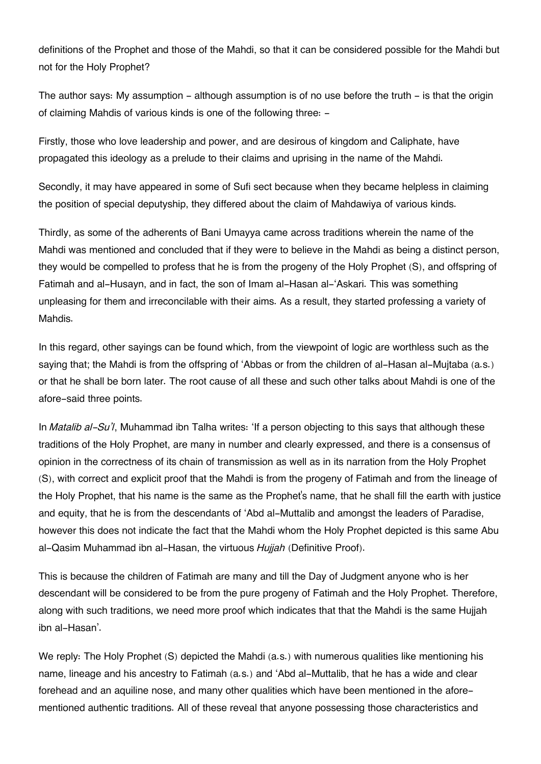definitions of the Prophet and those of the Mahdi, so that it can be considered possible for the Mahdi but not for the Holy Prophet?

The author says: My assumption - although assumption is of no use before the truth - is that the origin of claiming Mahdis of various kinds is one of the following three: -

Firstly, those who love leadership and power, and are desirous of kingdom and Caliphate, have propagated this ideology as a prelude to their claims and uprising in the name of the Mahdi.

Secondly, it may have appeared in some of Sufi sect because when they became helpless in claiming the position of special deputyship, they differed about the claim of Mahdawiya of various kinds.

Thirdly, as some of the adherents of Bani Umayya came across traditions wherein the name of the Mahdi was mentioned and concluded that if they were to believe in the Mahdi as being a distinct person, they would be compelled to profess that he is from the progeny of the Holy Prophet (S), and offspring of Fatimah and al-Husayn, and in fact, the son of Imam al-Hasan al-'Askari. This was something unpleasing for them and irreconcilable with their aims. As a result, they started professing a variety of Mahdis.

In this regard, other sayings can be found which, from the viewpoint of logic are worthless such as the saying that; the Mahdi is from the offspring of 'Abbas or from the children of al-Hasan al-Mujtaba (a.s.) or that he shall be born later. The root cause of all these and such other talks about Mahdi is one of the afore-said three points.

In *Matalib al-Su'l*, Muhammad ibn Talha writes: 'If a person objecting to this says that although these traditions of the Holy Prophet, are many in number and clearly expressed, and there is a consensus of opinion in the correctness of its chain of transmission as well as in its narration from the Holy Prophet (S), with correct and explicit proof that the Mahdi is from the progeny of Fatimah and from the lineage of the Holy Prophet, that his name is the same as the Prophet's name, that he shall fill the earth with justice and equity, that he is from the descendants of 'Abd al-Muttalib and amongst the leaders of Paradise, however this does not indicate the fact that the Mahdi whom the Holy Prophet depicted is this same Abu al-Qasim Muhammad ibn al-Hasan, the virtuous *Hujjah* (Definitive Proof).

This is because the children of Fatimah are many and till the Day of Judgment anyone who is her descendant will be considered to be from the pure progeny of Fatimah and the Holy Prophet. Therefore, along with such traditions, we need more proof which indicates that that the Mahdi is the same Hujjah ibn al-Hasan'.

We reply: The Holy Prophet (S) depicted the Mahdi (a.s.) with numerous qualities like mentioning his name, lineage and his ancestry to Fatimah (a.s.) and 'Abd al-Muttalib, that he has a wide and clear forehead and an aquiline nose, and many other qualities which have been mentioned in the afore-mentioned authentic traditions. All of these reveal that anyone possessing those characteristics and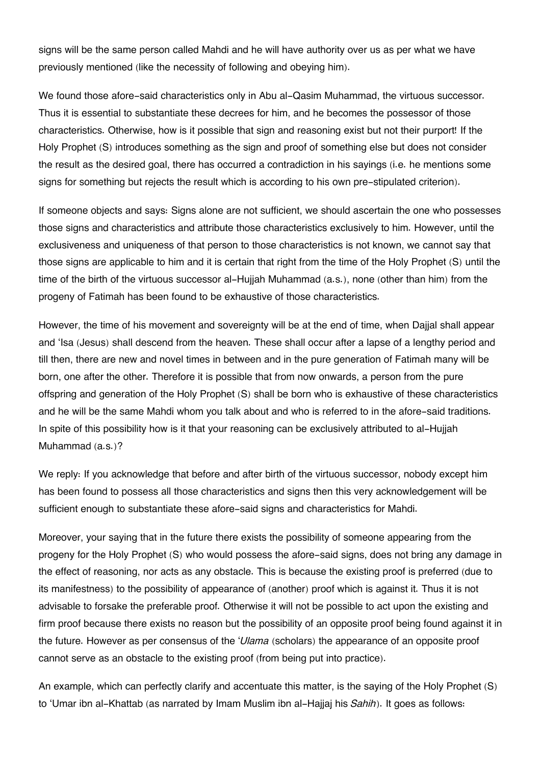signs will be the same person called Mahdi and he will have authority over us as per what we have previously mentioned (like the necessity of following and obeying him).

We found those afore-said characteristics only in Abu al-Qasim Muhammad, the virtuous successor. Thus it is essential to substantiate these decrees for him, and he becomes the possessor of those characteristics. Otherwise, how is it possible that sign and reasoning exist but not their purport! If the Holy Prophet (S) introduces something as the sign and proof of something else but does not consider the result as the desired goal, there has occurred a contradiction in his sayings (i.e. he mentions some signs for something but rejects the result which is according to his own pre-stipulated criterion).

If someone objects and says: Signs alone are not sufficient, we should ascertain the one who possesses those signs and characteristics and attribute those characteristics exclusively to him. However, until the exclusiveness and uniqueness of that person to those characteristics is not known, we cannot say that those signs are applicable to him and it is certain that right from the time of the Holy Prophet (S) until the time of the birth of the virtuous successor al-Hujjah Muhammad (a.s.), none (other than him) from the progeny of Fatimah has been found to be exhaustive of those characteristics.

However, the time of his movement and sovereignty will be at the end of time, when Dajjal shall appear and 'Isa (Jesus) shall descend from the heaven. These shall occur after a lapse of a lengthy period and till then, there are new and novel times in between and in the pure generation of Fatimah many will be born, one after the other. Therefore it is possible that from now onwards, a person from the pure offspring and generation of the Holy Prophet (S) shall be born who is exhaustive of these characteristics and he will be the same Mahdi whom you talk about and who is referred to in the afore-said traditions. In spite of this possibility how is it that your reasoning can be exclusively attributed to al-Hujjah Muhammad (a.s.)?

We reply: If you acknowledge that before and after birth of the virtuous successor, nobody except him has been found to possess all those characteristics and signs then this very acknowledgement will be sufficient enough to substantiate these afore-said signs and characteristics for Mahdi.

Moreover, your saying that in the future there exists the possibility of someone appearing from the progeny for the Holy Prophet (S) who would possess the afore-said signs, does not bring any damage in the effect of reasoning, nor acts as any obstacle. This is because the existing proof is preferred (due to its manifestness) to the possibility of appearance of (another) proof which is against it. Thus it is not advisable to forsake the preferable proof. Otherwise it will not be possible to act upon the existing and firm proof because there exists no reason but the possibility of an opposite proof being found against it in the future. However as per consensus of the '*Ulama* (scholars) the appearance of an opposite proof cannot serve as an obstacle to the existing proof (from being put into practice).

An example, which can perfectly clarify and accentuate this matter, is the saying of the Holy Prophet (S) to 'Umar ibn al-Khattab (as narrated by Imam Muslim ibn al-Hajjaj his *Sahih*). It goes as follows: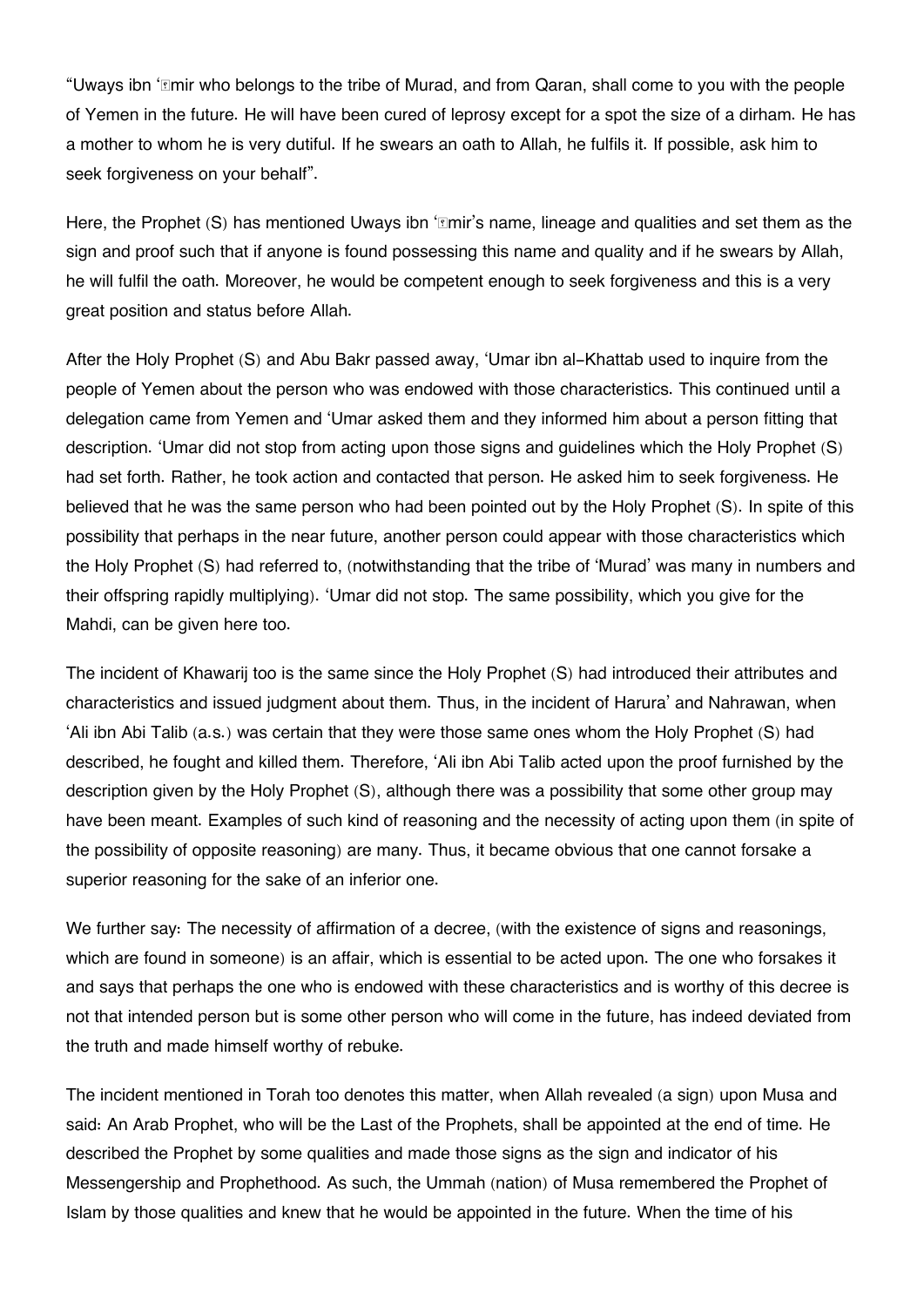"Uways ibn 'Āmir who belongs to the tribe of Murad, and from Qaran, shall come to you with the people of Yemen in the future. He will have been cured of leprosy except for a spot the size of a dirham. He has a mother to whom he is very dutiful. If he swears an oath to Allah, he fulfils it. If possible, ask him to seek forgiveness on your behalf".

Here, the Prophet (S) has mentioned Uways ibn 'Āmir's name, lineage and qualities and set them as the sign and proof such that if anyone is found possessing this name and quality and if he swears by Allah, he will fulfil the oath. Moreover, he would be competent enough to seek forgiveness and this is a very great position and status before Allah.

After the Holy Prophet (S) and Abu Bakr passed away, 'Umar ibn al-Khattab used to inquire from the people of Yemen about the person who was endowed with those characteristics. This continued until a delegation came from Yemen and 'Umar asked them and they informed him about a person fitting that description. 'Umar did not stop from acting upon those signs and guidelines which the Holy Prophet (S) had set forth. Rather, he took action and contacted that person. He asked him to seek forgiveness. He believed that he was the same person who had been pointed out by the Holy Prophet (S). In spite of this possibility that perhaps in the near future, another person could appear with those characteristics which the Holy Prophet (S) had referred to, (notwithstanding that the tribe of 'Murad' was many in numbers and their offspring rapidly multiplying). 'Umar did not stop. The same possibility, which you give for the Mahdi, can be given here too.

The incident of Khawarij too is the same since the Holy Prophet (S) had introduced their attributes and characteristics and issued judgment about them. Thus, in the incident of Harura' and Nahrawan, when 'Ali ibn Abi Talib (a.s.) was certain that they were those same ones whom the Holy Prophet (S) had described, he fought and killed them. Therefore, 'Ali ibn Abi Talib acted upon the proof furnished by the description given by the Holy Prophet (S), although there was a possibility that some other group may have been meant. Examples of such kind of reasoning and the necessity of acting upon them (in spite of the possibility of opposite reasoning) are many. Thus, it became obvious that one cannot forsake a superior reasoning for the sake of an inferior one.

We further say: The necessity of affirmation of a decree, (with the existence of signs and reasonings, which are found in someone) is an affair, which is essential to be acted upon. The one who forsakes it and says that perhaps the one who is endowed with these characteristics and is worthy of this decree is not that intended person but is some other person who will come in the future, has indeed deviated from the truth and made himself worthy of rebuke.

The incident mentioned in Torah too denotes this matter, when Allah revealed (a sign) upon Musa and said: An Arab Prophet, who will be the Last of the Prophets, shall be appointed at the end of time. He described the Prophet by some qualities and made those signs as the sign and indicator of his Messengership and Prophethood. As such, the Ummah (nation) of Musa remembered the Prophet of Islam by those qualities and knew that he would be appointed in the future. When the time of his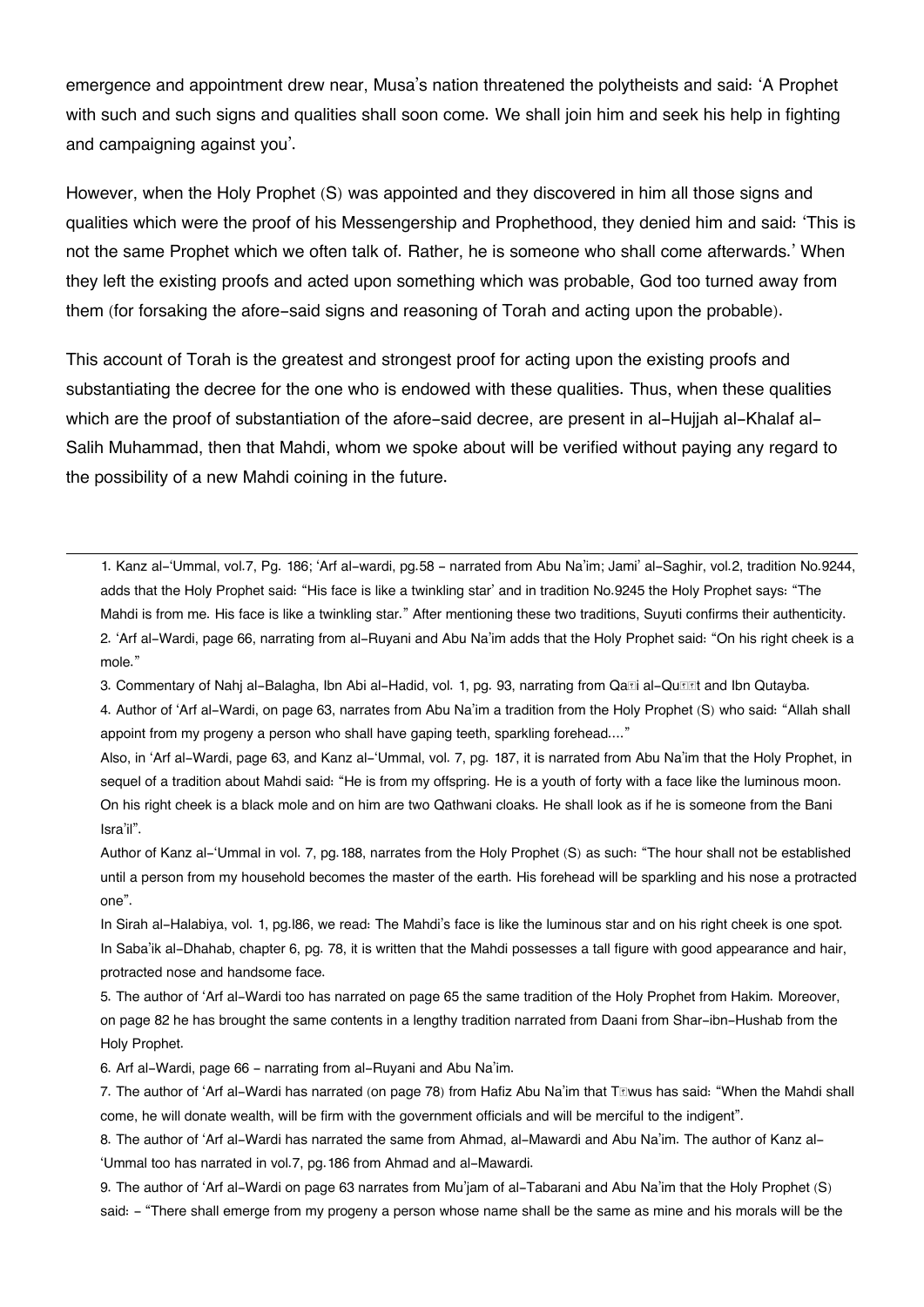emergence and appointment drew near, Musa's nation threatened the polytheists and said: 'A Prophet with such and such signs and qualities shall soon come. We shall join him and seek his help in fighting and campaigning against you'.

However, when the Holy Prophet (S) was appointed and they discovered in him all those signs and qualities which were the proof of his Messengership and Prophethood, they denied him and said: 'This is not the same Prophet which we often talk of. Rather, he is someone who shall come afterwards.' When they left the existing proofs and acted upon something which was probable, God too turned away from them (for forsaking the afore-said signs and reasoning of Torah and acting upon the probable).

This account of Torah is the greatest and strongest proof for acting upon the existing proofs and substantiating the decree for the one who is endowed with these qualities. Thus, when these qualities which are the proof of substantiation of the afore-said decree, are present in al-Hujjah al-Khalaf al-Salih Muhammad, then that Mahdi, whom we spoke about will be verified without paying any regard to the possibility of a new Mahdi coining in the future.

---

1. Kanz al-'Ummal, vol.7, Pg. 186; 'Arf al-wardi, pg.58 - narrated from Abu Na'im; Jami' al-Saghir, vol.2, tradition No.9244, adds that the Holy Prophet said: "His face is like a twinkling star' and in tradition No.9245 the Holy Prophet says: "The Mahdi is from me. His face is like a twinkling star." After mentioning these two traditions, Suyuti confirms their authenticity.
2. 'Arf al-Wardi, page 66, narrating from al-Ruyani and Abu Na'im adds that the Holy Prophet said: "On his right cheek is a mole."
3. Commentary of Nahj al-Balagha, Ibn Abi al-Hadid, vol. 1, pg. 93, narrating from Qaḍi al-Quḍḍat and Ibn Qutayba.
4. Author of 'Arf al-Wardi, on page 63, narrates from Abu Na'im a tradition from the Holy Prophet (S) who said: "Allah shall appoint from my progeny a person who shall have gaping teeth, sparkling forehead...."

   Also, in 'Arf al-Wardi, page 63, and Kanz al-'Ummal, vol. 7, pg. 187, it is narrated from Abu Na'im that the Holy Prophet, in sequel of a tradition about Mahdi said: "He is from my offspring. He is a youth of forty with a face like the luminous moon. On his right cheek is a black mole and on him are two Qathwani cloaks. He shall look as if he is someone from the Bani Isra'il".

   Author of Kanz al-'Ummal in vol. 7, pg.188, narrates from the Holy Prophet (S) as such: "The hour shall not be established until a person from my household becomes the master of the earth. His forehead will be sparkling and his nose a protracted one".

   In Sirah al-Halabiya, vol. 1, pg.l86, we read: The Mahdi's face is like the luminous star and on his right cheek is one spot. In Saba'ik al-Dhahab, chapter 6, pg. 78, it is written that the Mahdi possesses a tall figure with good appearance and hair, protracted nose and handsome face.
5. The author of 'Arf al-Wardi too has narrated on page 65 the same tradition of the Holy Prophet from Hakim. Moreover, on page 82 he has brought the same contents in a lengthy tradition narrated from Daani from Shar-ibn-Hushab from the Holy Prophet.
6. Arf al-Wardi, page 66 - narrating from al-Ruyani and Abu Na'im.
7. The author of 'Arf al-Wardi has narrated (on page 78) from Hafiz Abu Na'im that Ṭawus has said: "When the Mahdi shall come, he will donate wealth, will be firm with the government officials and will be merciful to the indigent".
8. The author of 'Arf al-Wardi has narrated the same from Ahmad, al-Mawardi and Abu Na'im. The author of Kanz al-'Ummal too has narrated in vol.7, pg.186 from Ahmad and al-Mawardi.
9. The author of 'Arf al-Wardi on page 63 narrates from Mu'jam of al-Tabarani and Abu Na'im that the Holy Prophet (S) said: - "There shall emerge from my progeny a person whose name shall be the same as mine and his morals will be the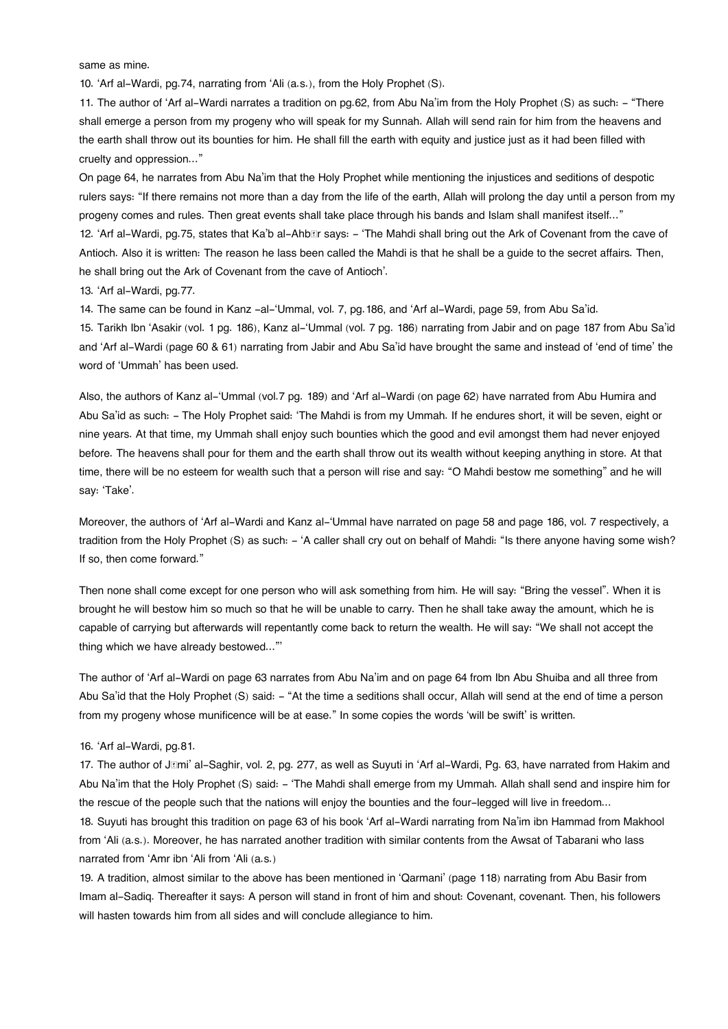same as mine.

10. 'Arf al-Wardi, pg.74, narrating from 'Ali (a.s.), from the Holy Prophet (S).

11. The author of 'Arf al-Wardi narrates a tradition on pg.62, from Abu Na'im from the Holy Prophet (S) as such: - "There shall emerge a person from my progeny who will speak for my Sunnah. Allah will send rain for him from the heavens and the earth shall throw out its bounties for him. He shall fill the earth with equity and justice just as it had been filled with cruelty and oppression..."

On page 64, he narrates from Abu Na'im that the Holy Prophet while mentioning the injustices and seditions of despotic rulers says: "If there remains not more than a day from the life of the earth, Allah will prolong the day until a person from my progeny comes and rules. Then great events shall take place through his bands and Islam shall manifest itself..."

12. 'Arf al-Wardi, pg.75, states that Ka'b al-Ahbār says: - 'The Mahdi shall bring out the Ark of Covenant from the cave of Antioch. Also it is written: The reason he lass been called the Mahdi is that he shall be a guide to the secret affairs. Then, he shall bring out the Ark of Covenant from the cave of Antioch'.

13. 'Arf al-Wardi, pg.77.

14. The same can be found in Kanz -al-'Ummal, vol. 7, pg.186, and 'Arf al-Wardi, page 59, from Abu Sa'id.

15. Tarikh Ibn 'Asakir (vol. 1 pg. 186), Kanz al-'Ummal (vol. 7 pg. 186) narrating from Jabir and on page 187 from Abu Sa'id and 'Arf al-Wardi (page 60 & 61) narrating from Jabir and Abu Sa'id have brought the same and instead of 'end of time' the word of 'Ummah' has been used.

Also, the authors of Kanz al-'Ummal (vol.7 pg. 189) and 'Arf al-Wardi (on page 62) have narrated from Abu Humira and Abu Sa'id as such: - The Holy Prophet said: 'The Mahdi is from my Ummah. If he endures short, it will be seven, eight or nine years. At that time, my Ummah shall enjoy such bounties which the good and evil amongst them had never enjoyed before. The heavens shall pour for them and the earth shall throw out its wealth without keeping anything in store. At that time, there will be no esteem for wealth such that a person will rise and say: "O Mahdi bestow me something" and he will say: 'Take'.

Moreover, the authors of 'Arf al-Wardi and Kanz al-'Ummal have narrated on page 58 and page 186, vol. 7 respectively, a tradition from the Holy Prophet (S) as such: - 'A caller shall cry out on behalf of Mahdi: "Is there anyone having some wish? If so, then come forward."

Then none shall come except for one person who will ask something from him. He will say: "Bring the vessel". When it is brought he will bestow him so much so that he will be unable to carry. Then he shall take away the amount, which he is capable of carrying but afterwards will repentantly come back to return the wealth. He will say: "We shall not accept the thing which we have already bestowed..."'

The author of 'Arf al-Wardi on page 63 narrates from Abu Na'im and on page 64 from Ibn Abu Shuiba and all three from Abu Sa'id that the Holy Prophet (S) said: - "At the time a seditions shall occur, Allah will send at the end of time a person from my progeny whose munificence will be at ease." In some copies the words 'will be swift' is written.

16. 'Arf al-Wardi, pg.81.

17. The author of Jāmi' al-Saghir, vol. 2, pg. 277, as well as Suyuti in 'Arf al-Wardi, Pg. 63, have narrated from Hakim and Abu Na'im that the Holy Prophet (S) said: - 'The Mahdi shall emerge from my Ummah. Allah shall send and inspire him for the rescue of the people such that the nations will enjoy the bounties and the four-legged will live in freedom...

18. Suyuti has brought this tradition on page 63 of his book 'Arf al-Wardi narrating from Na'im ibn Hammad from Makhool from 'Ali (a.s.). Moreover, he has narrated another tradition with similar contents from the Awsat of Tabarani who lass narrated from 'Amr ibn 'Ali from 'Ali (a.s.)

19. A tradition, almost similar to the above has been mentioned in 'Qarmani' (page 118) narrating from Abu Basir from Imam al-Sadiq. Thereafter it says: A person will stand in front of him and shout: Covenant, covenant. Then, his followers will hasten towards him from all sides and will conclude allegiance to him.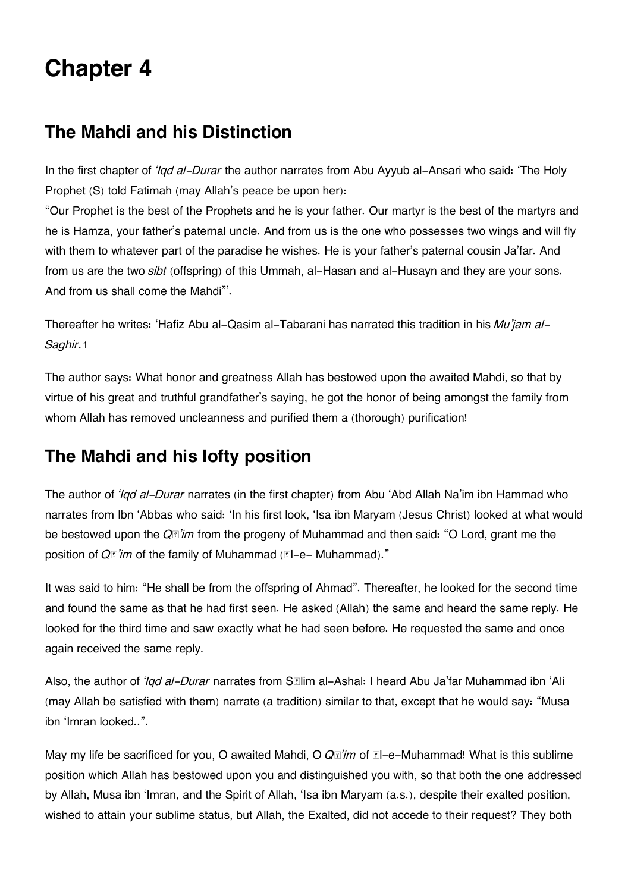# Chapter 4

## The Mahdi and his Distinction

In the first chapter of *'Iqd al-Durar* the author narrates from Abu Ayyub al-Ansari who said: 'The Holy Prophet (S) told Fatimah (may Allah's peace be upon her):

"Our Prophet is the best of the Prophets and he is your father. Our martyr is the best of the martyrs and he is Hamza, your father's paternal uncle. And from us is the one who possesses two wings and will fly with them to whatever part of the paradise he wishes. He is your father's paternal cousin Ja'far. And from us are the two *sibt* (offspring) of this Ummah, al-Hasan and al-Husayn and they are your sons. And from us shall come the Mahdi"'.

Thereafter he writes: 'Hafiz Abu al-Qasim al-Tabarani has narrated this tradition in his *Mu'jam al-Saghir*.[1]

The author says: What honor and greatness Allah has bestowed upon the awaited Mahdi, so that by virtue of his great and truthful grandfather's saying, he got the honor of being amongst the family from whom Allah has removed uncleanness and purified them a (thorough) purification!

## The Mahdi and his lofty position

The author of *'Iqd al-Durar* narrates (in the first chapter) from Abu 'Abd Allah Na'im ibn Hammad who narrates from Ibn 'Abbas who said: 'In his first look, 'Isa ibn Maryam (Jesus Christ) looked at what would be bestowed upon the *Qā'im* from the progeny of Muhammad and then said: "O Lord, grant me the position of *Qā'im* of the family of Muhammad (Āl-e- Muhammad)."

It was said to him: "He shall be from the offspring of Ahmad". Thereafter, he looked for the second time and found the same as that he had first seen. He asked (Allah) the same and heard the same reply. He looked for the third time and saw exactly what he had seen before. He requested the same and once again received the same reply.

Also, the author of *'Iqd al-Durar* narrates from Sālim al-Ashal: I heard Abu Ja'far Muhammad ibn 'Ali (may Allah be satisfied with them) narrate (a tradition) similar to that, except that he would say: "Musa ibn 'Imran looked..".

May my life be sacrificed for you, O awaited Mahdi, O *Qā'im* of Āl-e-Muhammad! What is this sublime position which Allah has bestowed upon you and distinguished you with, so that both the one addressed by Allah, Musa ibn 'Imran, and the Spirit of Allah, 'Isa ibn Maryam (a.s.), despite their exalted position, wished to attain your sublime status, but Allah, the Exalted, did not accede to their request? They both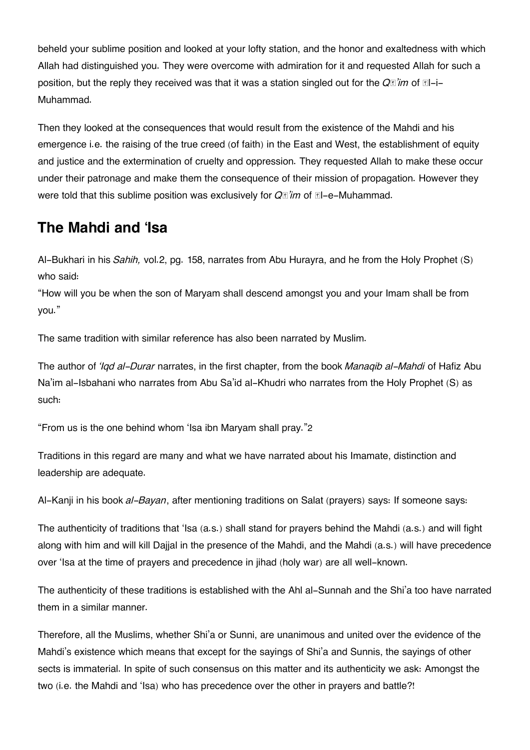beheld your sublime position and looked at your lofty station, and the honor and exaltedness with which Allah had distinguished you. They were overcome with admiration for it and requested Allah for such a position, but the reply they received was that it was a station singled out for the *Qā'im* of Āl-i-Muhammad.

Then they looked at the consequences that would result from the existence of the Mahdi and his emergence i.e. the raising of the true creed (of faith) in the East and West, the establishment of equity and justice and the extermination of cruelty and oppression. They requested Allah to make these occur under their patronage and make them the consequence of their mission of propagation. However they were told that this sublime position was exclusively for *Qā'im* of Āl-e-Muhammad.

## The Mahdi and 'Isa

Al-Bukhari in his *Sahih,* vol.2, pg. 158, narrates from Abu Hurayra, and he from the Holy Prophet (S) who said:
"How will you be when the son of Maryam shall descend amongst you and your Imam shall be from you."

The same tradition with similar reference has also been narrated by Muslim.

The author of *'Iqd al-Durar* narrates, in the first chapter, from the book *Manaqib al-Mahdi* of Hafiz Abu Na'im al-Isbahani who narrates from Abu Sa'id al-Khudri who narrates from the Holy Prophet (S) as such:

"From us is the one behind whom 'Isa ibn Maryam shall pray."2

Traditions in this regard are many and what we have narrated about his Imamate, distinction and leadership are adequate.

Al-Kanji in his book *al-Bayan*, after mentioning traditions on Salat (prayers) says: If someone says:

The authenticity of traditions that 'Isa (a.s.) shall stand for prayers behind the Mahdi (a.s.) and will fight along with him and will kill Dajjal in the presence of the Mahdi, and the Mahdi (a.s.) will have precedence over 'Isa at the time of prayers and precedence in jihad (holy war) are all well-known.

The authenticity of these traditions is established with the Ahl al-Sunnah and the Shi'a too have narrated them in a similar manner.

Therefore, all the Muslims, whether Shi'a or Sunni, are unanimous and united over the evidence of the Mahdi's existence which means that except for the sayings of Shi'a and Sunnis, the sayings of other sects is immaterial. In spite of such consensus on this matter and its authenticity we ask: Amongst the two (i.e. the Mahdi and 'Isa) who has precedence over the other in prayers and battle?!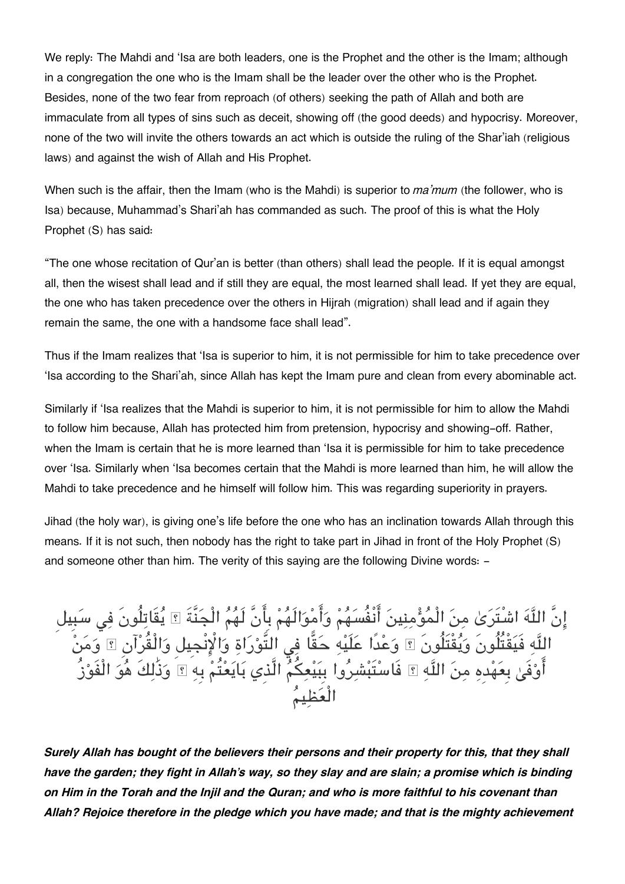We reply: The Mahdi and 'Isa are both leaders, one is the Prophet and the other is the Imam; although in a congregation the one who is the Imam shall be the leader over the other who is the Prophet. Besides, none of the two fear from reproach (of others) seeking the path of Allah and both are immaculate from all types of sins such as deceit, showing off (the good deeds) and hypocrisy. Moreover, none of the two will invite the others towards an act which is outside the ruling of the Shar'iah (religious laws) and against the wish of Allah and His Prophet.

When such is the affair, then the Imam (who is the Mahdi) is superior to *ma'mum* (the follower, who is Isa) because, Muhammad's Shari'ah has commanded as such. The proof of this is what the Holy Prophet (S) has said:

"The one whose recitation of Qur'an is better (than others) shall lead the people. If it is equal amongst all, then the wisest shall lead and if still they are equal, the most learned shall lead. If yet they are equal, the one who has taken precedence over the others in Hijrah (migration) shall lead and if again they remain the same, the one with a handsome face shall lead".

Thus if the Imam realizes that 'Isa is superior to him, it is not permissible for him to take precedence over 'Isa according to the Shari'ah, since Allah has kept the Imam pure and clean from every abominable act.

Similarly if 'Isa realizes that the Mahdi is superior to him, it is not permissible for him to allow the Mahdi to follow him because, Allah has protected him from pretension, hypocrisy and showing-off. Rather, when the Imam is certain that he is more learned than 'Isa it is permissible for him to take precedence over 'Isa. Similarly when 'Isa becomes certain that the Mahdi is more learned than him, he will allow the Mahdi to take precedence and he himself will follow him. This was regarding superiority in prayers.

Jihad (the holy war), is giving one's life before the one who has an inclination towards Allah through this means. If it is not such, then nobody has the right to take part in Jihad in front of the Holy Prophet (S) and someone other than him. The verity of this saying are the following Divine words: -

إِنَّ اللَّهَ اشْتَرَىٰ مِنَ الْمُؤْمِنِينَ أَنْفُسَهُمْ وَأَمْوَالَهُمْ بِأَنَّ لَهُمُ الْجَنَّةَ ۚ يُقَاتِلُونَ فِي سَبِيلِ اللَّهِ فَيَقْتُلُونَ وَيُقْتَلُونَ ۖ وَعْدًا عَلَيْهِ حَقًّا فِي التَّوْرَاةِ وَالْإِنْجِيلِ وَالْقُرْآنِ ۚ وَمَنْ أَوْفَىٰ بِعَهْدِهِ مِنَ اللَّهِ ۚ فَاسْتَبْشِرُوا بِبَيْعِكُمُ الَّذِي بَايَعْتُمْ بِهِ ۚ وَذَٰلِكَ هُوَ الْفَوْزُ الْعَظِيمُ

***Surely Allah has bought of the believers their persons and their property for this, that they shall have the garden; they fight in Allah's way, so they slay and are slain; a promise which is binding on Him in the Torah and the Injil and the Quran; and who is more faithful to his covenant than Allah? Rejoice therefore in the pledge which you have made; and that is the mighty achievement***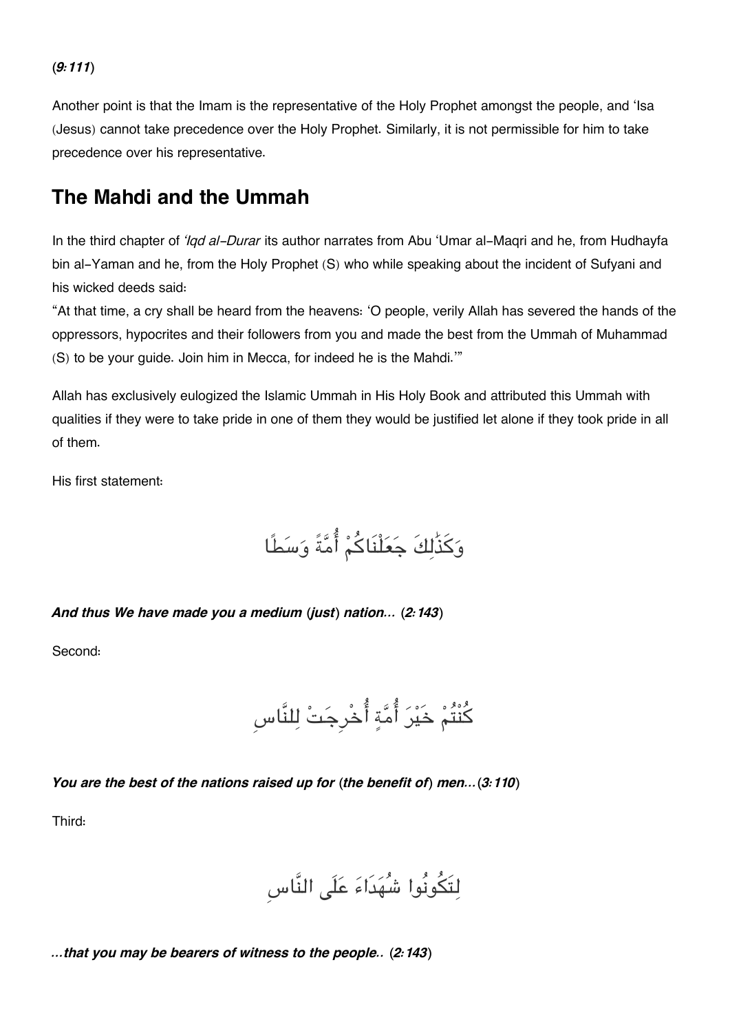**(*9:111*)**

Another point is that the Imam is the representative of the Holy Prophet amongst the people, and 'Isa (Jesus) cannot take precedence over the Holy Prophet. Similarly, it is not permissible for him to take precedence over his representative.

## The Mahdi and the Ummah

In the third chapter of *'Iqd al-Durar* its author narrates from Abu 'Umar al-Maqri and he, from Hudhayfa bin al-Yaman and he, from the Holy Prophet (S) who while speaking about the incident of Sufyani and his wicked deeds said:

"At that time, a cry shall be heard from the heavens: 'O people, verily Allah has severed the hands of the oppressors, hypocrites and their followers from you and made the best from the Ummah of Muhammad (S) to be your guide. Join him in Mecca, for indeed he is the Mahdi.'"

Allah has exclusively eulogized the Islamic Ummah in His Holy Book and attributed this Ummah with qualities if they were to take pride in one of them they would be justified let alone if they took pride in all of them.

His first statement:

وَكَذَٰلِكَ جَعَلْنَاكُمْ أُمَّةً وَسَطًا

***And thus We have made you a medium (just) nation...* (*2:143*)**

Second:

كُنْتُمْ خَيْرَ أُمَّةٍ أُخْرِجَتْ لِلنَّاسِ

***You are the best of the nations raised up for (the benefit of) men...*(*3:110*)**

Third:

لِتَكُونُوا شُهَدَاءَ عَلَى النَّاسِ

***...that you may be bearers of witness to the people..* (*2:143*)**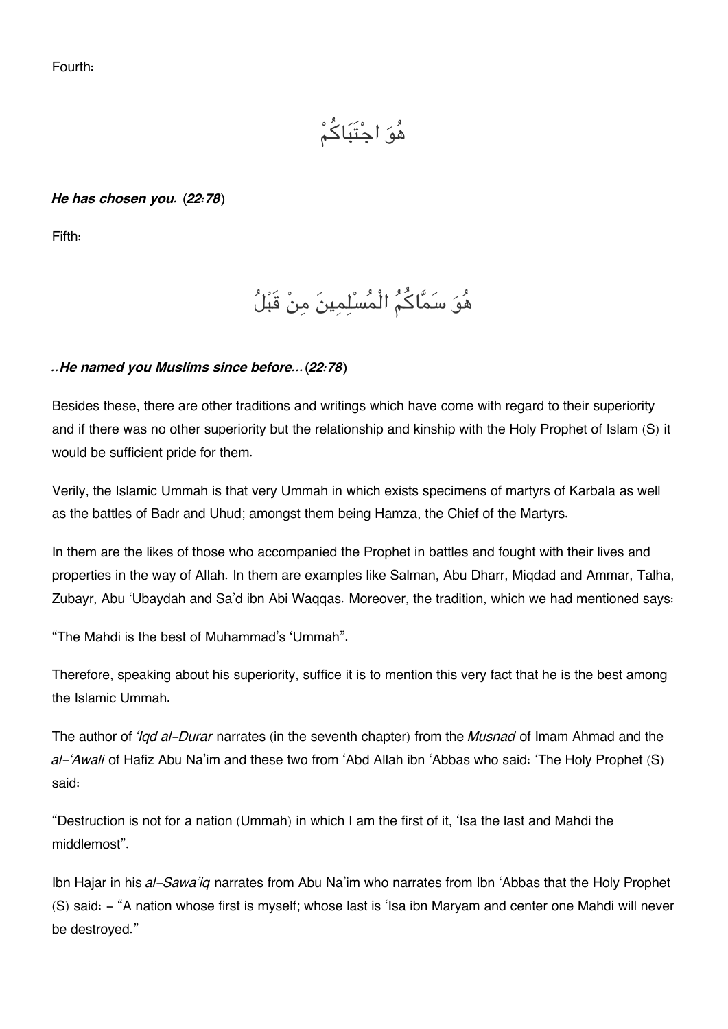Fourth:

هُوَ اجْتَبَاكُمْ

***He has chosen you.* (*22:78*)**

Fifth:

هُوَ سَمَّاكُمُ الْمُسْلِمِينَ مِنْ قَبْلُ

***..He named you Muslims since before...* (*22:78*)**

Besides these, there are other traditions and writings which have come with regard to their superiority and if there was no other superiority but the relationship and kinship with the Holy Prophet of Islam (S) it would be sufficient pride for them.

Verily, the Islamic Ummah is that very Ummah in which exists specimens of martyrs of Karbala as well as the battles of Badr and Uhud; amongst them being Hamza, the Chief of the Martyrs.

In them are the likes of those who accompanied the Prophet in battles and fought with their lives and properties in the way of Allah. In them are examples like Salman, Abu Dharr, Miqdad and Ammar, Talha, Zubayr, Abu 'Ubaydah and Sa'd ibn Abi Waqqas. Moreover, the tradition, which we had mentioned says:

"The Mahdi is the best of Muhammad's 'Ummah".

Therefore, speaking about his superiority, suffice it is to mention this very fact that he is the best among the Islamic Ummah.

The author of *'Iqd al-Durar* narrates (in the seventh chapter) from the *Musnad* of Imam Ahmad and the *al-'Awali* of Hafiz Abu Na'im and these two from 'Abd Allah ibn 'Abbas who said: 'The Holy Prophet (S) said:

"Destruction is not for a nation (Ummah) in which I am the first of it, 'Isa the last and Mahdi the middlemost".

Ibn Hajar in his *al-Sawa'iq* narrates from Abu Na'im who narrates from Ibn 'Abbas that the Holy Prophet (S) said: - "A nation whose first is myself; whose last is 'Isa ibn Maryam and center one Mahdi will never be destroyed."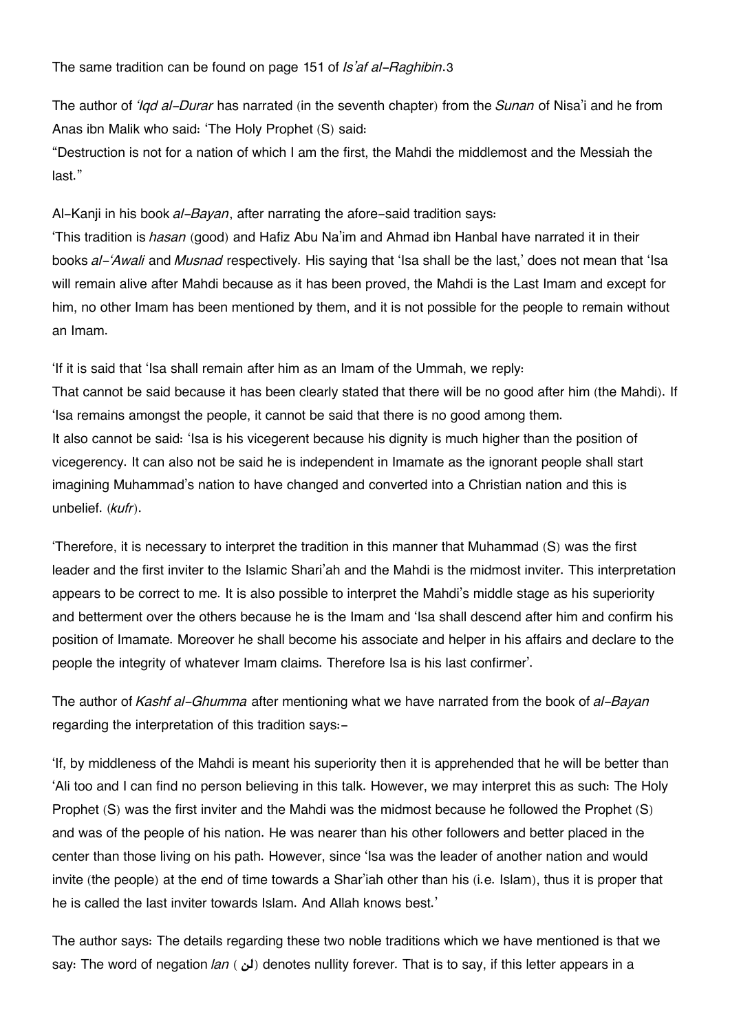The same tradition can be found on page 151 of *Is'af al-Raghibin*.[3]

The author of *'Iqd al-Durar* has narrated (in the seventh chapter) from the *Sunan* of Nisa'i and he from Anas ibn Malik who said: 'The Holy Prophet (S) said:
"Destruction is not for a nation of which I am the first, the Mahdi the middlemost and the Messiah the last."

Al-Kanji in his book *al-Bayan*, after narrating the afore-said tradition says:
'This tradition is *hasan* (good) and Hafiz Abu Na'im and Ahmad ibn Hanbal have narrated it in their books *al-'Awali* and *Musnad* respectively. His saying that 'Isa shall be the last,' does not mean that 'Isa will remain alive after Mahdi because as it has been proved, the Mahdi is the Last Imam and except for him, no other Imam has been mentioned by them, and it is not possible for the people to remain without an Imam.

'If it is said that 'Isa shall remain after him as an Imam of the Ummah, we reply:
That cannot be said because it has been clearly stated that there will be no good after him (the Mahdi). If 'Isa remains amongst the people, it cannot be said that there is no good among them.
It also cannot be said: 'Isa is his vicegerent because his dignity is much higher than the position of vicegerency. It can also not be said he is independent in Imamate as the ignorant people shall start imagining Muhammad's nation to have changed and converted into a Christian nation and this is unbelief. (*kufr*).

'Therefore, it is necessary to interpret the tradition in this manner that Muhammad (S) was the first leader and the first inviter to the Islamic Shari'ah and the Mahdi is the midmost inviter. This interpretation appears to be correct to me. It is also possible to interpret the Mahdi's middle stage as his superiority and betterment over the others because he is the Imam and 'Isa shall descend after him and confirm his position of Imamate. Moreover he shall become his associate and helper in his affairs and declare to the people the integrity of whatever Imam claims. Therefore Isa is his last confirmer'.

The author of *Kashf al-Ghumma* after mentioning what we have narrated from the book of *al-Bayan* regarding the interpretation of this tradition says:-

'If, by middleness of the Mahdi is meant his superiority then it is apprehended that he will be better than 'Ali too and I can find no person believing in this talk. However, we may interpret this as such: The Holy Prophet (S) was the first inviter and the Mahdi was the midmost because he followed the Prophet (S) and was of the people of his nation. He was nearer than his other followers and better placed in the center than those living on his path. However, since 'Isa was the leader of another nation and would invite (the people) at the end of time towards a Shar'iah other than his (i.e. Islam), thus it is proper that he is called the last inviter towards Islam. And Allah knows best.'

The author says: The details regarding these two noble traditions which we have mentioned is that we say: The word of negation *lan* ( لن) denotes nullity forever. That is to say, if this letter appears in a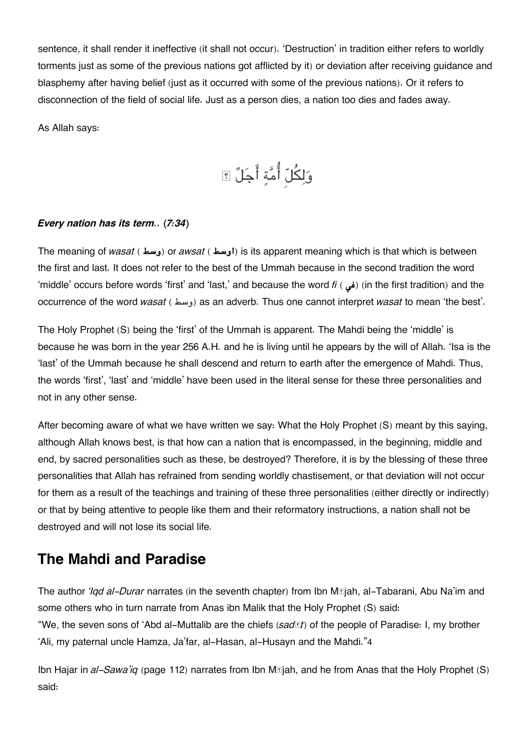sentence, it shall render it ineffective (it shall not occur). 'Destruction' in tradition either refers to worldly torments just as some of the previous nations got afflicted by it) or deviation after receiving guidance and blasphemy after having belief (just as it occurred with some of the previous nations). Or it refers to disconnection of the field of social life. Just as a person dies, a nation too dies and fades away.

As Allah says:

وَلِكُلِّ أُمَّةٍ أَجَلٌ ۞

***Every nation has its term..* (*7:34*)**

The meaning of *wasat* ( **وسط**) or *awsat* ( **اوسط**) is its apparent meaning which is that which is between the first and last. It does not refer to the best of the Ummah because in the second tradition the word 'middle' occurs before words 'first' and 'last,' and because the word *fi* ( **في**) (in the first tradition) and the occurrence of the word *wasat* ( وسط) as an adverb. Thus one cannot interpret *wasat* to mean 'the best'.

The Holy Prophet (S) being the 'first' of the Ummah is apparent. The Mahdi being the 'middle' is because he was born in the year 256 A.H. and he is living until he appears by the will of Allah. 'Isa is the 'last' of the Ummah because he shall descend and return to earth after the emergence of Mahdi. Thus, the words 'first', 'last' and 'middle' have been used in the literal sense for these three personalities and not in any other sense.

After becoming aware of what we have written we say: What the Holy Prophet (S) meant by this saying, although Allah knows best, is that how can a nation that is encompassed, in the beginning, middle and end, by sacred personalities such as these, be destroyed? Therefore, it is by the blessing of these three personalities that Allah has refrained from sending worldly chastisement, or that deviation will not occur for them as a result of the teachings and training of these three personalities (either directly or indirectly) or that by being attentive to people like them and their reformatory instructions, a nation shall not be destroyed and will not lose its social life.

## The Mahdi and Paradise

The author *'Iqd al-Durar* narrates (in the seventh chapter) from Ibn Mājah, al-Tabarani, Abu Na'im and some others who in turn narrate from Anas ibn Malik that the Holy Prophet (S) said:
"We, the seven sons of 'Abd al-Muttalib are the chiefs (*sadāt*) of the people of Paradise: I, my brother 'Ali, my paternal uncle Hamza, Ja'far, al-Hasan, al-Husayn and the Mahdi."4

Ibn Hajar in *al-Sawa'iq* (page 112) narrates from Ibn Mājah, and he from Anas that the Holy Prophet (S) said: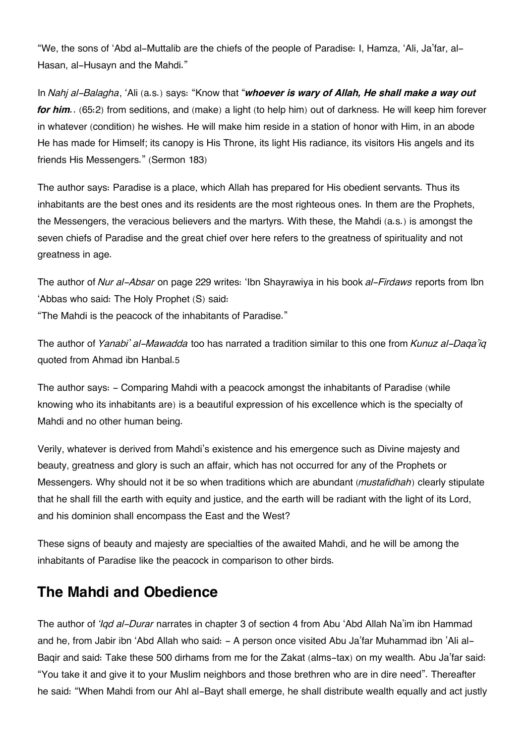"We, the sons of 'Abd al-Muttalib are the chiefs of the people of Paradise: I, Hamza, 'Ali, Ja'far, al-Hasan, al-Husayn and the Mahdi."

In *Nahj al-Balagha*, 'Ali (a.s.) says: "Know that "***whoever is wary of Allah, He shall make a way out for him.*** . (65:2) from seditions, and (make) a light (to help him) out of darkness. He will keep him forever in whatever (condition) he wishes. He will make him reside in a station of honor with Him, in an abode He has made for Himself; its canopy is His Throne, its light His radiance, its visitors His angels and its friends His Messengers." (Sermon 183)

The author says: Paradise is a place, which Allah has prepared for His obedient servants. Thus its inhabitants are the best ones and its residents are the most righteous ones. In them are the Prophets, the Messengers, the veracious believers and the martyrs. With these, the Mahdi (a.s.) is amongst the seven chiefs of Paradise and the great chief over here refers to the greatness of spirituality and not greatness in age.

The author of *Nur al-Absar* on page 229 writes: 'Ibn Shayrawiya in his book *al-Firdaws* reports from Ibn 'Abbas who said: The Holy Prophet (S) said:
"The Mahdi is the peacock of the inhabitants of Paradise."

The author of *Yanabi' al-Mawadda* too has narrated a tradition similar to this one from *Kunuz al-Daqa'iq* quoted from Ahmad ibn Hanbal.[5]

The author says: - Comparing Mahdi with a peacock amongst the inhabitants of Paradise (while knowing who its inhabitants are) is a beautiful expression of his excellence which is the specialty of Mahdi and no other human being.

Verily, whatever is derived from Mahdi's existence and his emergence such as Divine majesty and beauty, greatness and glory is such an affair, which has not occurred for any of the Prophets or Messengers. Why should not it be so when traditions which are abundant (*mustafidhah*) clearly stipulate that he shall fill the earth with equity and justice, and the earth will be radiant with the light of its Lord, and his dominion shall encompass the East and the West?

These signs of beauty and majesty are specialties of the awaited Mahdi, and he will be among the inhabitants of Paradise like the peacock in comparison to other birds.

## The Mahdi and Obedience

The author of *'Iqd al-Durar* narrates in chapter 3 of section 4 from Abu 'Abd Allah Na'im ibn Hammad and he, from Jabir ibn 'Abd Allah who said: - A person once visited Abu Ja'far Muhammad ibn 'Ali al-Baqir and said: Take these 500 dirhams from me for the Zakat (alms-tax) on my wealth. Abu Ja'far said: "You take it and give it to your Muslim neighbors and those brethren who are in dire need". Thereafter he said: "When Mahdi from our Ahl al-Bayt shall emerge, he shall distribute wealth equally and act justly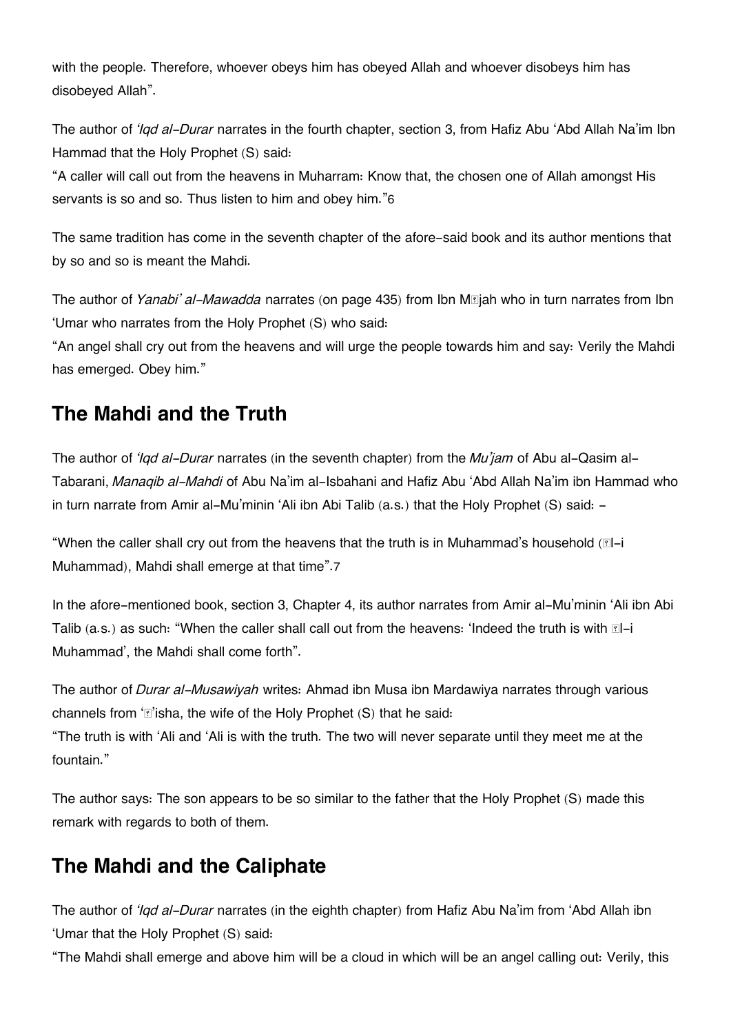with the people. Therefore, whoever obeys him has obeyed Allah and whoever disobeys him has disobeyed Allah".

The author of *'Iqd al-Durar* narrates in the fourth chapter, section 3, from Hafiz Abu 'Abd Allah Na'im Ibn Hammad that the Holy Prophet (S) said:
"A caller will call out from the heavens in Muharram: Know that, the chosen one of Allah amongst His servants is so and so. Thus listen to him and obey him."6

The same tradition has come in the seventh chapter of the afore-said book and its author mentions that by so and so is meant the Mahdi.

The author of *Yanabi' al-Mawadda* narrates (on page 435) from Ibn Mājah who in turn narrates from Ibn 'Umar who narrates from the Holy Prophet (S) who said:
"An angel shall cry out from the heavens and will urge the people towards him and say: Verily the Mahdi has emerged. Obey him."

## The Mahdi and the Truth

The author of *'Iqd al-Durar* narrates (in the seventh chapter) from the *Mu'jam* of Abu al-Qasim al-Tabarani, *Manaqib al-Mahdi* of Abu Na'im al-Isbahani and Hafiz Abu 'Abd Allah Na'im ibn Hammad who in turn narrate from Amir al-Mu'minin 'Ali ibn Abi Talib (a.s.) that the Holy Prophet (S) said: -

"When the caller shall cry out from the heavens that the truth is in Muhammad's household (Āl-i Muhammad), Mahdi shall emerge at that time".7

In the afore-mentioned book, section 3, Chapter 4, its author narrates from Amir al-Mu'minin 'Ali ibn Abi Talib (a.s.) as such: "When the caller shall call out from the heavens: 'Indeed the truth is with Āl-i Muhammad', the Mahdi shall come forth".

The author of *Durar al-Musawiyah* writes: Ahmad ibn Musa ibn Mardawiya narrates through various channels from 'Ā'isha, the wife of the Holy Prophet (S) that he said:
"The truth is with 'Ali and 'Ali is with the truth. The two will never separate until they meet me at the fountain."

The author says: The son appears to be so similar to the father that the Holy Prophet (S) made this remark with regards to both of them.

## The Mahdi and the Caliphate

The author of *'Iqd al-Durar* narrates (in the eighth chapter) from Hafiz Abu Na'im from 'Abd Allah ibn 'Umar that the Holy Prophet (S) said:
"The Mahdi shall emerge and above him will be a cloud in which will be an angel calling out: Verily, this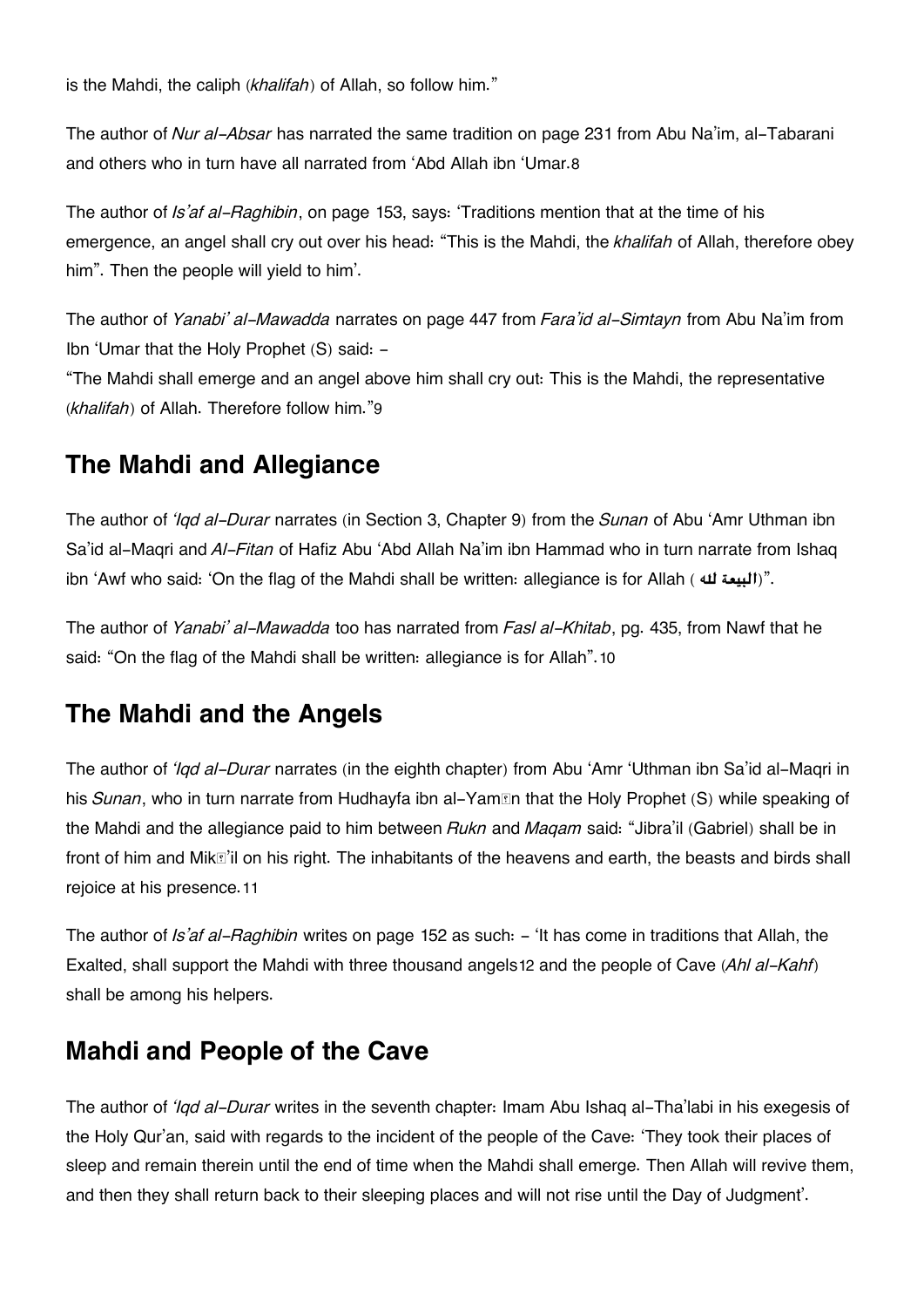is the Mahdi, the caliph (*khalifah*) of Allah, so follow him."

The author of *Nur al-Absar* has narrated the same tradition on page 231 from Abu Na'im, al-Tabarani and others who in turn have all narrated from 'Abd Allah ibn 'Umar.[8]

The author of *Is'af al-Raghibin*, on page 153, says: 'Traditions mention that at the time of his emergence, an angel shall cry out over his head: "This is the Mahdi, the *khalifah* of Allah, therefore obey him". Then the people will yield to him'.

The author of *Yanabi' al-Mawadda* narrates on page 447 from *Fara'id al-Simtayn* from Abu Na'im from Ibn 'Umar that the Holy Prophet (S) said: -
"The Mahdi shall emerge and an angel above him shall cry out: This is the Mahdi, the representative (*khalifah*) of Allah. Therefore follow him."[9]

## The Mahdi and Allegiance

The author of *'Iqd al-Durar* narrates (in Section 3, Chapter 9) from the *Sunan* of Abu 'Amr Uthman ibn Sa'id al-Maqri and *Al-Fitan* of Hafiz Abu 'Abd Allah Na'im ibn Hammad who in turn narrate from Ishaq ibn 'Awf who said: 'On the flag of the Mahdi shall be written: allegiance is for Allah (البيعة لله)".

The author of *Yanabi' al-Mawadda* too has narrated from *Fasl al-Khitab*, pg. 435, from Nawf that he said: "On the flag of the Mahdi shall be written: allegiance is for Allah".[10]

## The Mahdi and the Angels

The author of *'Iqd al-Durar* narrates (in the eighth chapter) from Abu 'Amr 'Uthman ibn Sa'id al-Maqri in his *Sunan*, who in turn narrate from Hudhayfa ibn al-Yamān that the Holy Prophet (S) while speaking of the Mahdi and the allegiance paid to him between *Rukn* and *Maqam* said: "Jibra'il (Gabriel) shall be in front of him and Mikā'il on his right. The inhabitants of the heavens and earth, the beasts and birds shall rejoice at his presence.[11]

The author of *Is'af al-Raghibin* writes on page 152 as such: - 'It has come in traditions that Allah, the Exalted, shall support the Mahdi with three thousand angels[12] and the people of Cave (*Ahl al-Kahf*) shall be among his helpers.

## Mahdi and People of the Cave

The author of *'Iqd al-Durar* writes in the seventh chapter: Imam Abu Ishaq al-Tha'labi in his exegesis of the Holy Qur'an, said with regards to the incident of the people of the Cave: 'They took their places of sleep and remain therein until the end of time when the Mahdi shall emerge. Then Allah will revive them, and then they shall return back to their sleeping places and will not rise until the Day of Judgment'.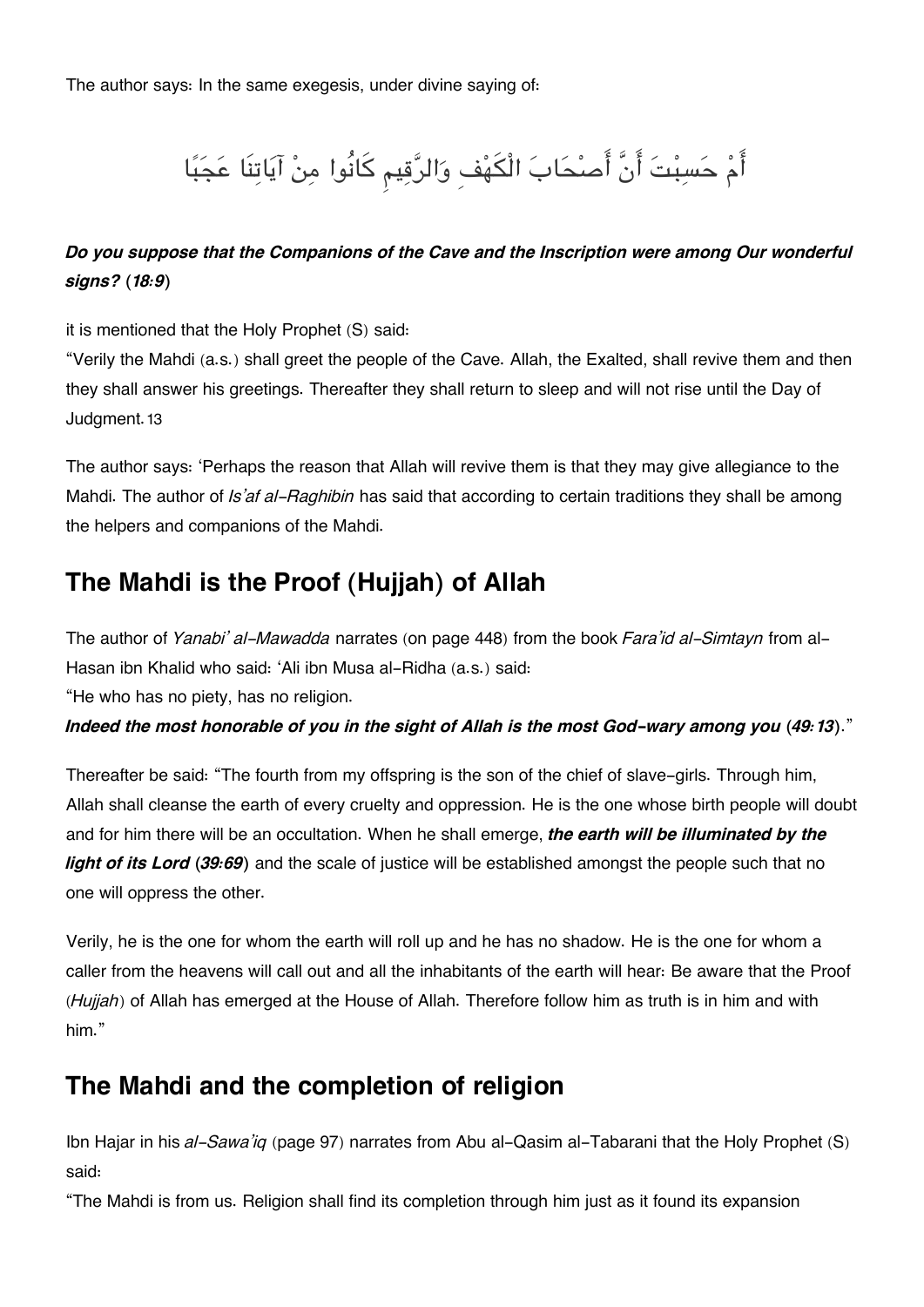The author says: In the same exegesis, under divine saying of:

أَمْ حَسِبْتَ أَنَّ أَصْحَابَ الْكَهْفِ وَالرَّقِيمِ كَانُوا مِنْ آيَاتِنَا عَجَبًا

***Do you suppose that the Companions of the Cave and the Inscription were among Our wonderful signs? (18:9)***

it is mentioned that the Holy Prophet (S) said:
"Verily the Mahdi (a.s.) shall greet the people of the Cave. Allah, the Exalted, shall revive them and then they shall answer his greetings. Thereafter they shall return to sleep and will not rise until the Day of Judgment.[13]

The author says: 'Perhaps the reason that Allah will revive them is that they may give allegiance to the Mahdi. The author of *Is'af al-Raghibin* has said that according to certain traditions they shall be among the helpers and companions of the Mahdi.

## The Mahdi is the Proof (Hujjah) of Allah

The author of *Yanabi' al-Mawadda* narrates (on page 448) from the book *Fara'id al-Simtayn* from al-Hasan ibn Khalid who said: 'Ali ibn Musa al-Ridha (a.s.) said:
"He who has no piety, has no religion.
***Indeed the most honorable of you in the sight of Allah is the most God-wary among you (49:13).***"

Thereafter be said: "The fourth from my offspring is the son of the chief of slave-girls. Through him, Allah shall cleanse the earth of every cruelty and oppression. He is the one whose birth people will doubt and for him there will be an occultation. When he shall emerge, ***the earth will be illuminated by the light of its Lord (39:69)*** and the scale of justice will be established amongst the people such that no one will oppress the other.

Verily, he is the one for whom the earth will roll up and he has no shadow. He is the one for whom a caller from the heavens will call out and all the inhabitants of the earth will hear: Be aware that the Proof (*Hujjah*) of Allah has emerged at the House of Allah. Therefore follow him as truth is in him and with him."

## The Mahdi and the completion of religion

Ibn Hajar in his *al-Sawa'iq* (page 97) narrates from Abu al-Qasim al-Tabarani that the Holy Prophet (S) said:
"The Mahdi is from us. Religion shall find its completion through him just as it found its expansion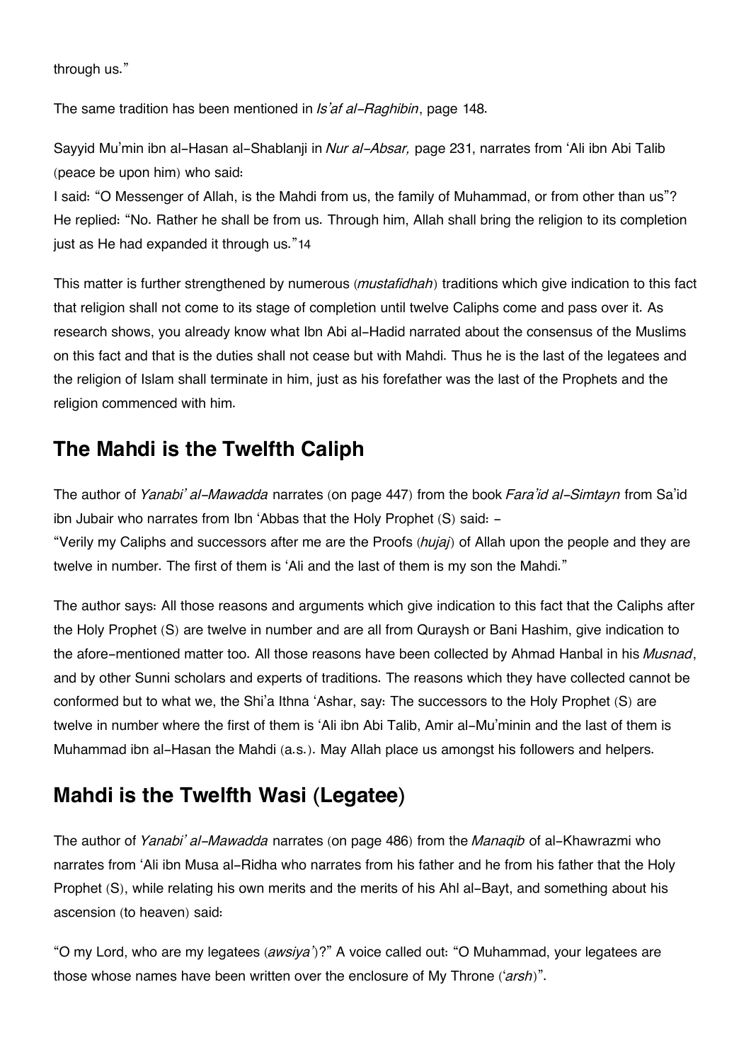through us."

The same tradition has been mentioned in *Is'af al-Raghibin*, page 148.

Sayyid Mu'min ibn al-Hasan al-Shablanji in *Nur al-Absar,* page 231, narrates from 'Ali ibn Abi Talib (peace be upon him) who said:
I said: "O Messenger of Allah, is the Mahdi from us, the family of Muhammad, or from other than us"? He replied: "No. Rather he shall be from us. Through him, Allah shall bring the religion to its completion just as He had expanded it through us."[14]

This matter is further strengthened by numerous (*mustafidhah*) traditions which give indication to this fact that religion shall not come to its stage of completion until twelve Caliphs come and pass over it. As research shows, you already know what Ibn Abi al-Hadid narrated about the consensus of the Muslims on this fact and that is the duties shall not cease but with Mahdi. Thus he is the last of the legatees and the religion of Islam shall terminate in him, just as his forefather was the last of the Prophets and the religion commenced with him.

## The Mahdi is the Twelfth Caliph

The author of *Yanabi' al-Mawadda* narrates (on page 447) from the book *Fara'id al-Simtayn* from Sa'id ibn Jubair who narrates from Ibn 'Abbas that the Holy Prophet (S) said: -
"Verily my Caliphs and successors after me are the Proofs (*hujaj*) of Allah upon the people and they are twelve in number. The first of them is 'Ali and the last of them is my son the Mahdi."

The author says: All those reasons and arguments which give indication to this fact that the Caliphs after the Holy Prophet (S) are twelve in number and are all from Quraysh or Bani Hashim, give indication to the afore-mentioned matter too. All those reasons have been collected by Ahmad Hanbal in his *Musnad*, and by other Sunni scholars and experts of traditions. The reasons which they have collected cannot be conformed but to what we, the Shi'a Ithna 'Ashar, say: The successors to the Holy Prophet (S) are twelve in number where the first of them is 'Ali ibn Abi Talib, Amir al-Mu'minin and the last of them is Muhammad ibn al-Hasan the Mahdi (a.s.). May Allah place us amongst his followers and helpers.

## Mahdi is the Twelfth Wasi (Legatee)

The author of *Yanabi' al-Mawadda* narrates (on page 486) from the *Manaqib* of al-Khawrazmi who narrates from 'Ali ibn Musa al-Ridha who narrates from his father and he from his father that the Holy Prophet (S), while relating his own merits and the merits of his Ahl al-Bayt, and something about his ascension (to heaven) said:

"O my Lord, who are my legatees (*awsiya'*)?" A voice called out: "O Muhammad, your legatees are those whose names have been written over the enclosure of My Throne (*'arsh*)".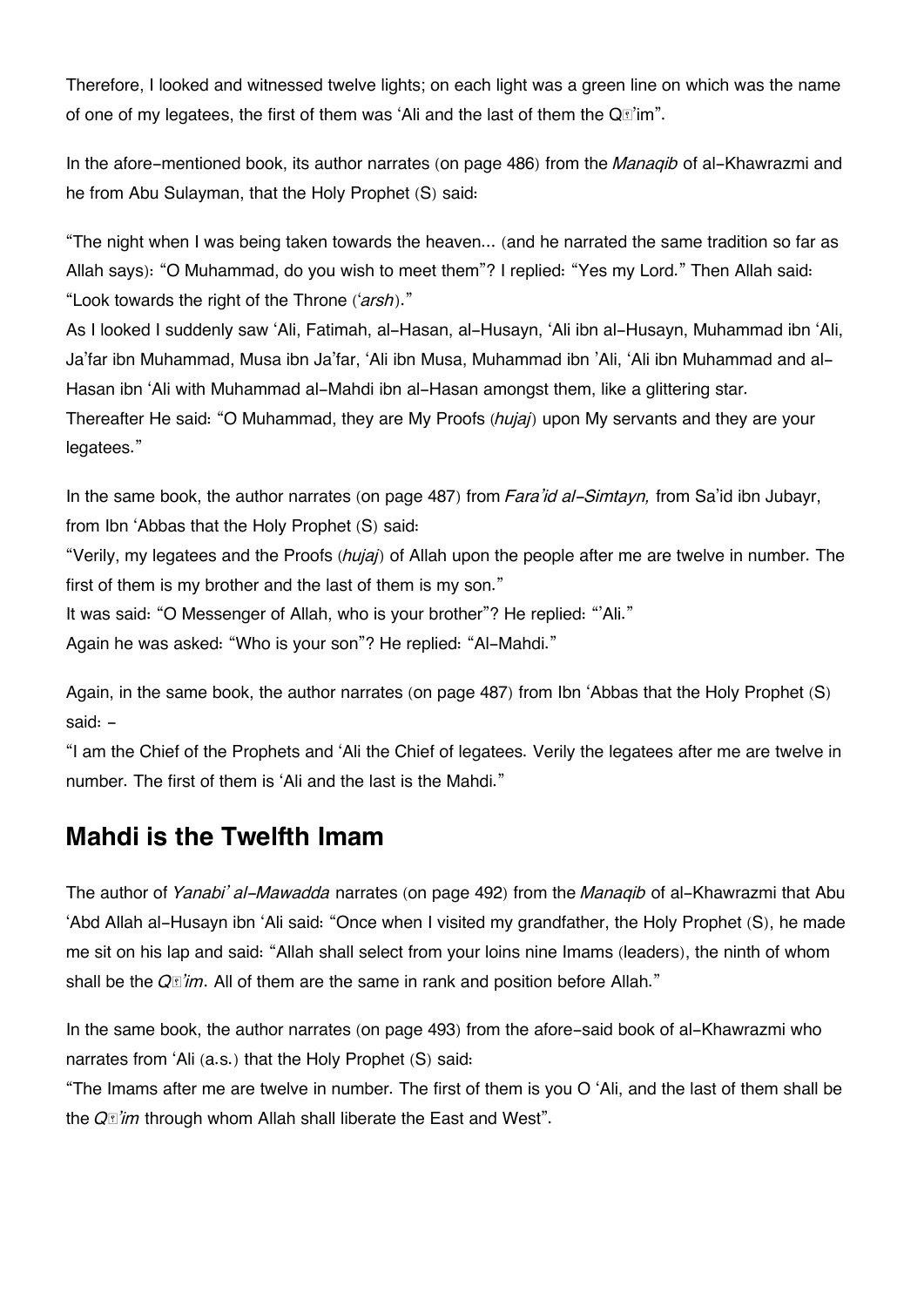Therefore, I looked and witnessed twelve lights; on each light was a green line on which was the name of one of my legatees, the first of them was 'Ali and the last of them the Qā'im".

In the afore-mentioned book, its author narrates (on page 486) from the *Manaqib* of al-Khawrazmi and he from Abu Sulayman, that the Holy Prophet (S) said:

"The night when I was being taken towards the heaven... (and he narrated the same tradition so far as Allah says): "O Muhammad, do you wish to meet them"? I replied: "Yes my Lord." Then Allah said: "Look towards the right of the Throne (*'arsh*)."
As I looked I suddenly saw 'Ali, Fatimah, al-Hasan, al-Husayn, 'Ali ibn al-Husayn, Muhammad ibn 'Ali, Ja'far ibn Muhammad, Musa ibn Ja'far, 'Ali ibn Musa, Muhammad ibn 'Ali, 'Ali ibn Muhammad and al-Hasan ibn 'Ali with Muhammad al-Mahdi ibn al-Hasan amongst them, like a glittering star.
Thereafter He said: "O Muhammad, they are My Proofs (*hujaj*) upon My servants and they are your legatees."

In the same book, the author narrates (on page 487) from *Fara'id al-Simtayn,* from Sa'id ibn Jubayr, from Ibn 'Abbas that the Holy Prophet (S) said:
"Verily, my legatees and the Proofs (*hujaj*) of Allah upon the people after me are twelve in number. The first of them is my brother and the last of them is my son."
It was said: "O Messenger of Allah, who is your brother"? He replied: "'Ali."
Again he was asked: "Who is your son"? He replied: "Al-Mahdi."

Again, in the same book, the author narrates (on page 487) from Ibn 'Abbas that the Holy Prophet (S) said: -
"I am the Chief of the Prophets and 'Ali the Chief of legatees. Verily the legatees after me are twelve in number. The first of them is 'Ali and the last is the Mahdi."

## Mahdi is the Twelfth Imam

The author of *Yanabi' al-Mawadda* narrates (on page 492) from the *Manaqib* of al-Khawrazmi that Abu 'Abd Allah al-Husayn ibn 'Ali said: "Once when I visited my grandfather, the Holy Prophet (S), he made me sit on his lap and said: "Allah shall select from your loins nine Imams (leaders), the ninth of whom shall be the *Qā'im*. All of them are the same in rank and position before Allah."

In the same book, the author narrates (on page 493) from the afore-said book of al-Khawrazmi who narrates from 'Ali (a.s.) that the Holy Prophet (S) said:
"The Imams after me are twelve in number. The first of them is you O 'Ali, and the last of them shall be the *Qā'im* through whom Allah shall liberate the East and West".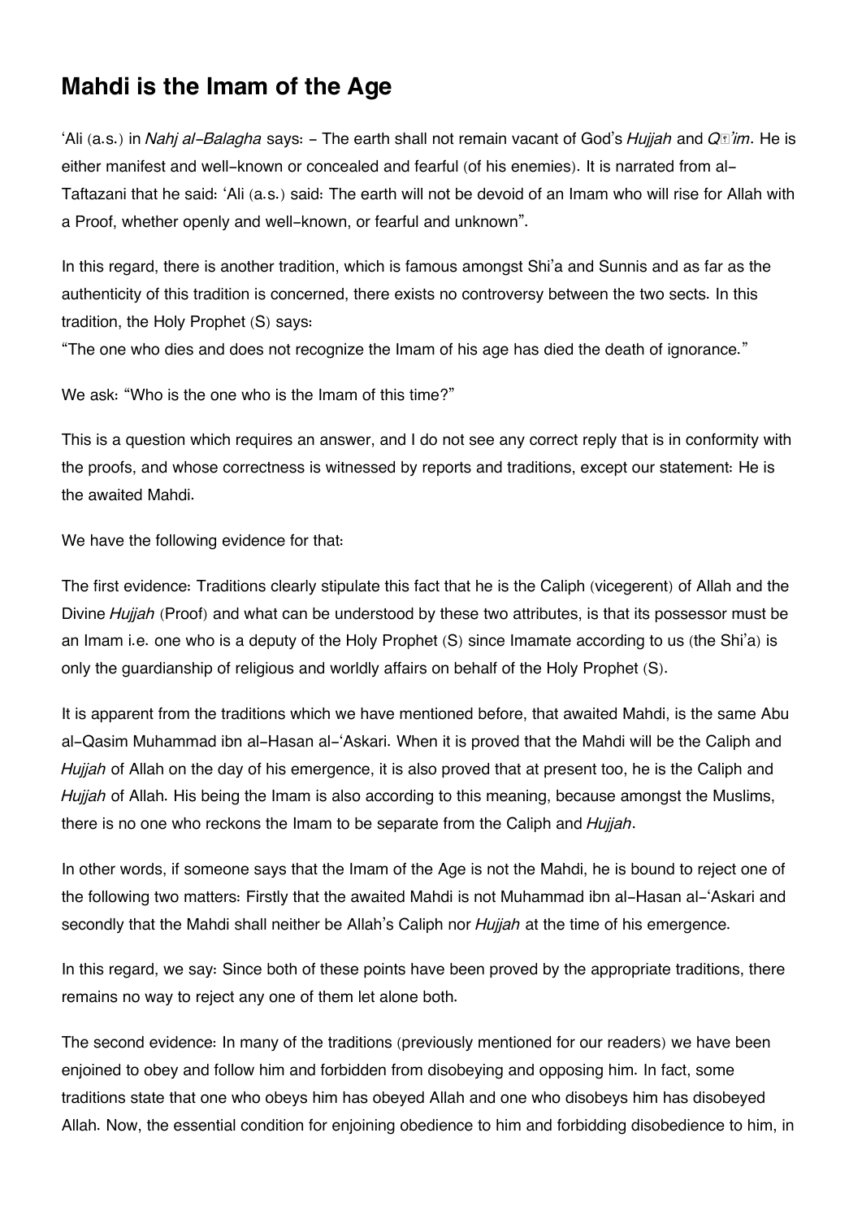## Mahdi is the Imam of the Age

'Ali (a.s.) in *Nahj al-Balagha* says: - The earth shall not remain vacant of God's *Hujjah* and *Qā'im*. He is either manifest and well-known or concealed and fearful (of his enemies). It is narrated from al-Taftazani that he said: 'Ali (a.s.) said: The earth will not be devoid of an Imam who will rise for Allah with a Proof, whether openly and well-known, or fearful and unknown".

In this regard, there is another tradition, which is famous amongst Shi'a and Sunnis and as far as the authenticity of this tradition is concerned, there exists no controversy between the two sects. In this tradition, the Holy Prophet (S) says:
"The one who dies and does not recognize the Imam of his age has died the death of ignorance."

We ask: "Who is the one who is the Imam of this time?"

This is a question which requires an answer, and I do not see any correct reply that is in conformity with the proofs, and whose correctness is witnessed by reports and traditions, except our statement: He is the awaited Mahdi.

We have the following evidence for that:

The first evidence: Traditions clearly stipulate this fact that he is the Caliph (vicegerent) of Allah and the Divine *Hujjah* (Proof) and what can be understood by these two attributes, is that its possessor must be an Imam i.e. one who is a deputy of the Holy Prophet (S) since Imamate according to us (the Shi'a) is only the guardianship of religious and worldly affairs on behalf of the Holy Prophet (S).

It is apparent from the traditions which we have mentioned before, that awaited Mahdi, is the same Abu al-Qasim Muhammad ibn al-Hasan al-'Askari. When it is proved that the Mahdi will be the Caliph and *Hujjah* of Allah on the day of his emergence, it is also proved that at present too, he is the Caliph and *Hujjah* of Allah. His being the Imam is also according to this meaning, because amongst the Muslims, there is no one who reckons the Imam to be separate from the Caliph and *Hujjah*.

In other words, if someone says that the Imam of the Age is not the Mahdi, he is bound to reject one of the following two matters: Firstly that the awaited Mahdi is not Muhammad ibn al-Hasan al-'Askari and secondly that the Mahdi shall neither be Allah's Caliph nor *Hujjah* at the time of his emergence.

In this regard, we say: Since both of these points have been proved by the appropriate traditions, there remains no way to reject any one of them let alone both.

The second evidence: In many of the traditions (previously mentioned for our readers) we have been enjoined to obey and follow him and forbidden from disobeying and opposing him. In fact, some traditions state that one who obeys him has obeyed Allah and one who disobeys him has disobeyed Allah. Now, the essential condition for enjoining obedience to him and forbidding disobedience to him, in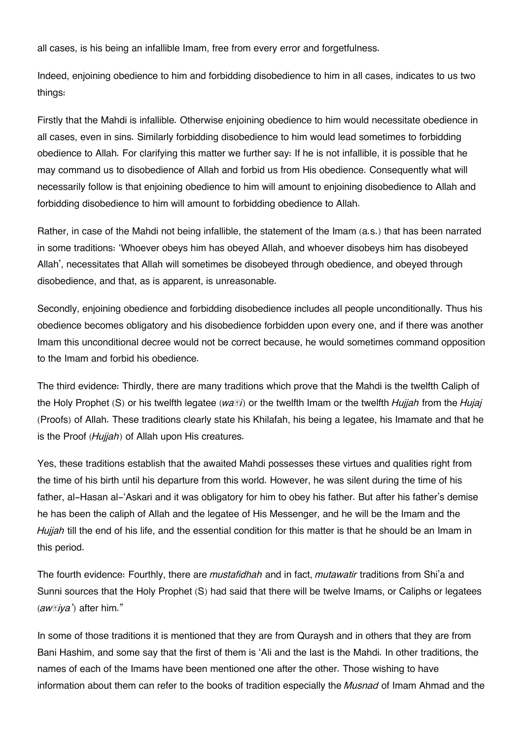all cases, is his being an infallible Imam, free from every error and forgetfulness.

Indeed, enjoining obedience to him and forbidding disobedience to him in all cases, indicates to us two things:

Firstly that the Mahdi is infallible. Otherwise enjoining obedience to him would necessitate obedience in all cases, even in sins. Similarly forbidding disobedience to him would lead sometimes to forbidding obedience to Allah. For clarifying this matter we further say: If he is not infallible, it is possible that he may command us to disobedience of Allah and forbid us from His obedience. Consequently what will necessarily follow is that enjoining obedience to him will amount to enjoining disobedience to Allah and forbidding disobedience to him will amount to forbidding obedience to Allah.

Rather, in case of the Mahdi not being infallible, the statement of the Imam (a.s.) that has been narrated in some traditions: 'Whoever obeys him has obeyed Allah, and whoever disobeys him has disobeyed Allah', necessitates that Allah will sometimes be disobeyed through obedience, and obeyed through disobedience, and that, as is apparent, is unreasonable.

Secondly, enjoining obedience and forbidding disobedience includes all people unconditionally. Thus his obedience becomes obligatory and his disobedience forbidden upon every one, and if there was another Imam this unconditional decree would not be correct because, he would sometimes command opposition to the Imam and forbid his obedience.

The third evidence: Thirdly, there are many traditions which prove that the Mahdi is the twelfth Caliph of the Holy Prophet (S) or his twelfth legatee (*waṣi*) or the twelfth Imam or the twelfth *Hujjah* from the *Hujaj* (Proofs) of Allah. These traditions clearly state his Khilafah, his being a legatee, his Imamate and that he is the Proof (*Hujjah*) of Allah upon His creatures.

Yes, these traditions establish that the awaited Mahdi possesses these virtues and qualities right from the time of his birth until his departure from this world. However, he was silent during the time of his father, al-Hasan al-'Askari and it was obligatory for him to obey his father. But after his father's demise he has been the caliph of Allah and the legatee of His Messenger, and he will be the Imam and the *Hujjah* till the end of his life, and the essential condition for this matter is that he should be an Imam in this period.

The fourth evidence: Fourthly, there are *mustafidhah* and in fact, *mutawatir* traditions from Shi'a and Sunni sources that the Holy Prophet (S) had said that there will be twelve Imams, or Caliphs or legatees (*awṣiya'*) after him."

In some of those traditions it is mentioned that they are from Quraysh and in others that they are from Bani Hashim, and some say that the first of them is 'Ali and the last is the Mahdi. In other traditions, the names of each of the Imams have been mentioned one after the other. Those wishing to have information about them can refer to the books of tradition especially the *Musnad* of Imam Ahmad and the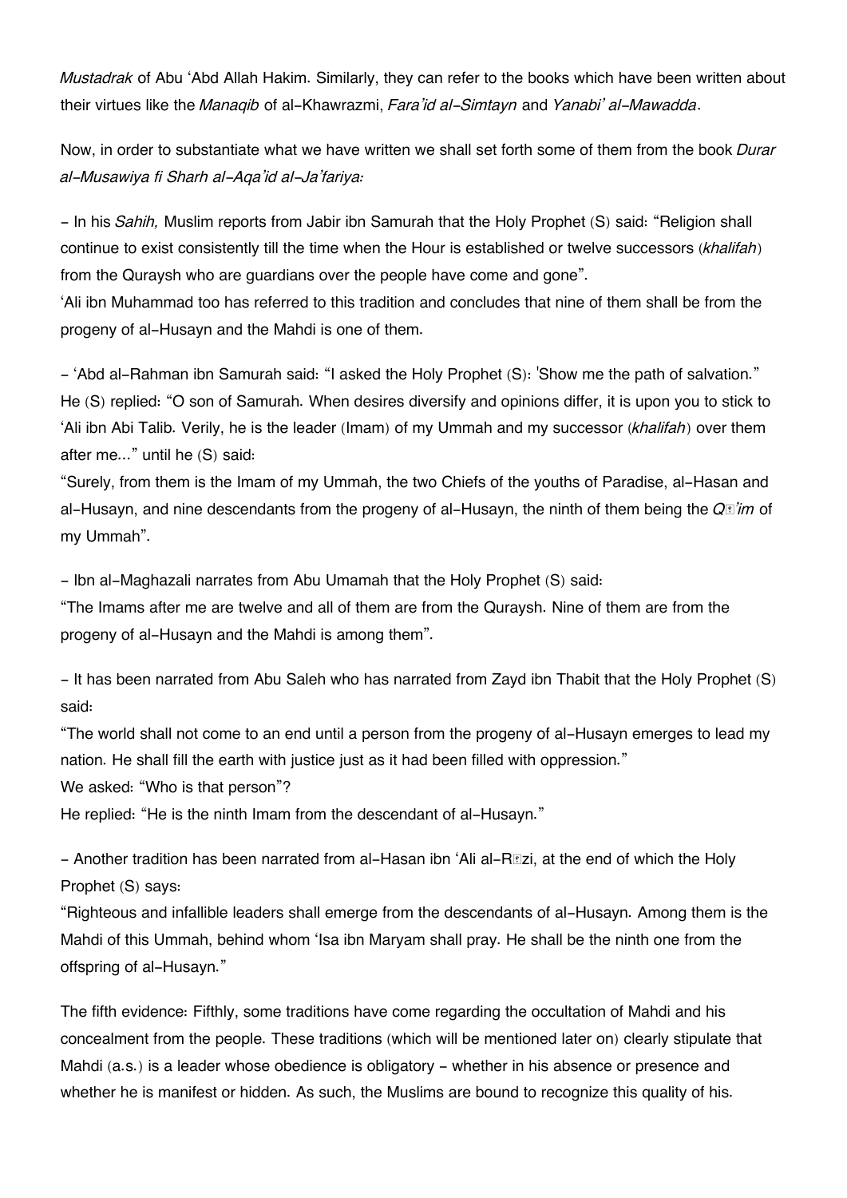*Mustadrak* of Abu 'Abd Allah Hakim. Similarly, they can refer to the books which have been written about their virtues like the *Manaqib* of al-Khawrazmi, *Fara'id al-Simtayn* and *Yanabi' al-Mawadda*.

Now, in order to substantiate what we have written we shall set forth some of them from the book *Durar al-Musawiya fi Sharh al-Aqa'id al-Ja'fariya:*

- In his *Sahih,* Muslim reports from Jabir ibn Samurah that the Holy Prophet (S) said: "Religion shall continue to exist consistently till the time when the Hour is established or twelve successors (*khalifah*) from the Quraysh who are guardians over the people have come and gone".
'Ali ibn Muhammad too has referred to this tradition and concludes that nine of them shall be from the progeny of al-Husayn and the Mahdi is one of them.

- 'Abd al-Rahman ibn Samurah said: "I asked the Holy Prophet (S): 'Show me the path of salvation." He (S) replied: "O son of Samurah. When desires diversify and opinions differ, it is upon you to stick to 'Ali ibn Abi Talib. Verily, he is the leader (Imam) of my Ummah and my successor (*khalifah*) over them after me..." until he (S) said:
"Surely, from them is the Imam of my Ummah, the two Chiefs of the youths of Paradise, al-Hasan and al-Husayn, and nine descendants from the progeny of al-Husayn, the ninth of them being the *Qā'im* of my Ummah".

- Ibn al-Maghazali narrates from Abu Umamah that the Holy Prophet (S) said:
"The Imams after me are twelve and all of them are from the Quraysh. Nine of them are from the progeny of al-Husayn and the Mahdi is among them".

- It has been narrated from Abu Saleh who has narrated from Zayd ibn Thabit that the Holy Prophet (S) said:
"The world shall not come to an end until a person from the progeny of al-Husayn emerges to lead my nation. He shall fill the earth with justice just as it had been filled with oppression."
We asked: "Who is that person"?
He replied: "He is the ninth Imam from the descendant of al-Husayn."

- Another tradition has been narrated from al-Hasan ibn 'Ali al-Rāzi, at the end of which the Holy Prophet (S) says:
"Righteous and infallible leaders shall emerge from the descendants of al-Husayn. Among them is the Mahdi of this Ummah, behind whom 'Isa ibn Maryam shall pray. He shall be the ninth one from the offspring of al-Husayn."

The fifth evidence: Fifthly, some traditions have come regarding the occultation of Mahdi and his concealment from the people. These traditions (which will be mentioned later on) clearly stipulate that Mahdi (a.s.) is a leader whose obedience is obligatory - whether in his absence or presence and whether he is manifest or hidden. As such, the Muslims are bound to recognize this quality of his.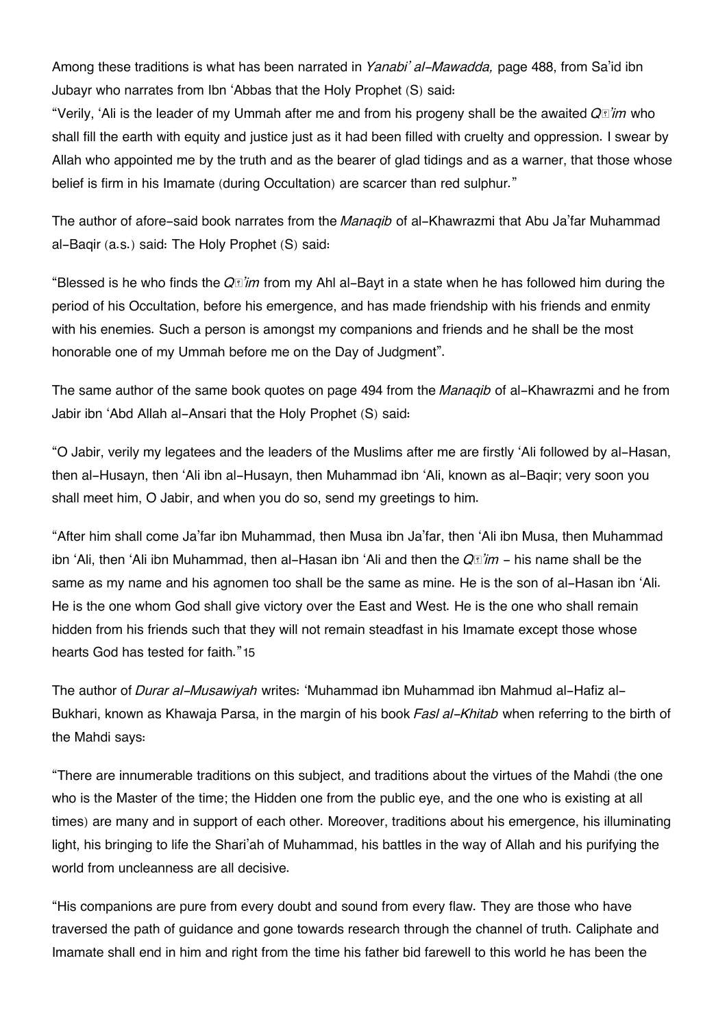Among these traditions is what has been narrated in *Yanabi' al-Mawadda,* page 488, from Sa'id ibn Jubayr who narrates from Ibn 'Abbas that the Holy Prophet (S) said:

"Verily, 'Ali is the leader of my Ummah after me and from his progeny shall be the awaited *Qā'im* who shall fill the earth with equity and justice just as it had been filled with cruelty and oppression. I swear by Allah who appointed me by the truth and as the bearer of glad tidings and as a warner, that those whose belief is firm in his Imamate (during Occultation) are scarcer than red sulphur."

The author of afore-said book narrates from the *Manaqib* of al-Khawrazmi that Abu Ja'far Muhammad al-Baqir (a.s.) said: The Holy Prophet (S) said:

"Blessed is he who finds the *Qā'im* from my Ahl al-Bayt in a state when he has followed him during the period of his Occultation, before his emergence, and has made friendship with his friends and enmity with his enemies. Such a person is amongst my companions and friends and he shall be the most honorable one of my Ummah before me on the Day of Judgment".

The same author of the same book quotes on page 494 from the *Manaqib* of al-Khawrazmi and he from Jabir ibn 'Abd Allah al-Ansari that the Holy Prophet (S) said:

"O Jabir, verily my legatees and the leaders of the Muslims after me are firstly 'Ali followed by al-Hasan, then al-Husayn, then 'Ali ibn al-Husayn, then Muhammad ibn 'Ali, known as al-Baqir; very soon you shall meet him, O Jabir, and when you do so, send my greetings to him.

"After him shall come Ja'far ibn Muhammad, then Musa ibn Ja'far, then 'Ali ibn Musa, then Muhammad ibn 'Ali, then 'Ali ibn Muhammad, then al-Hasan ibn 'Ali and then the *Qā'im* - his name shall be the same as my name and his agnomen too shall be the same as mine. He is the son of al-Hasan ibn 'Ali. He is the one whom God shall give victory over the East and West. He is the one who shall remain hidden from his friends such that they will not remain steadfast in his Imamate except those whose hearts God has tested for faith."[15]

The author of *Durar al-Musawiyah* writes: 'Muhammad ibn Muhammad ibn Mahmud al-Hafiz al-Bukhari, known as Khawaja Parsa, in the margin of his book *Fasl al-Khitab* when referring to the birth of the Mahdi says:

"There are innumerable traditions on this subject, and traditions about the virtues of the Mahdi (the one who is the Master of the time; the Hidden one from the public eye, and the one who is existing at all times) are many and in support of each other. Moreover, traditions about his emergence, his illuminating light, his bringing to life the Shari'ah of Muhammad, his battles in the way of Allah and his purifying the world from uncleanness are all decisive.

"His companions are pure from every doubt and sound from every flaw. They are those who have traversed the path of guidance and gone towards research through the channel of truth. Caliphate and Imamate shall end in him and right from the time his father bid farewell to this world he has been the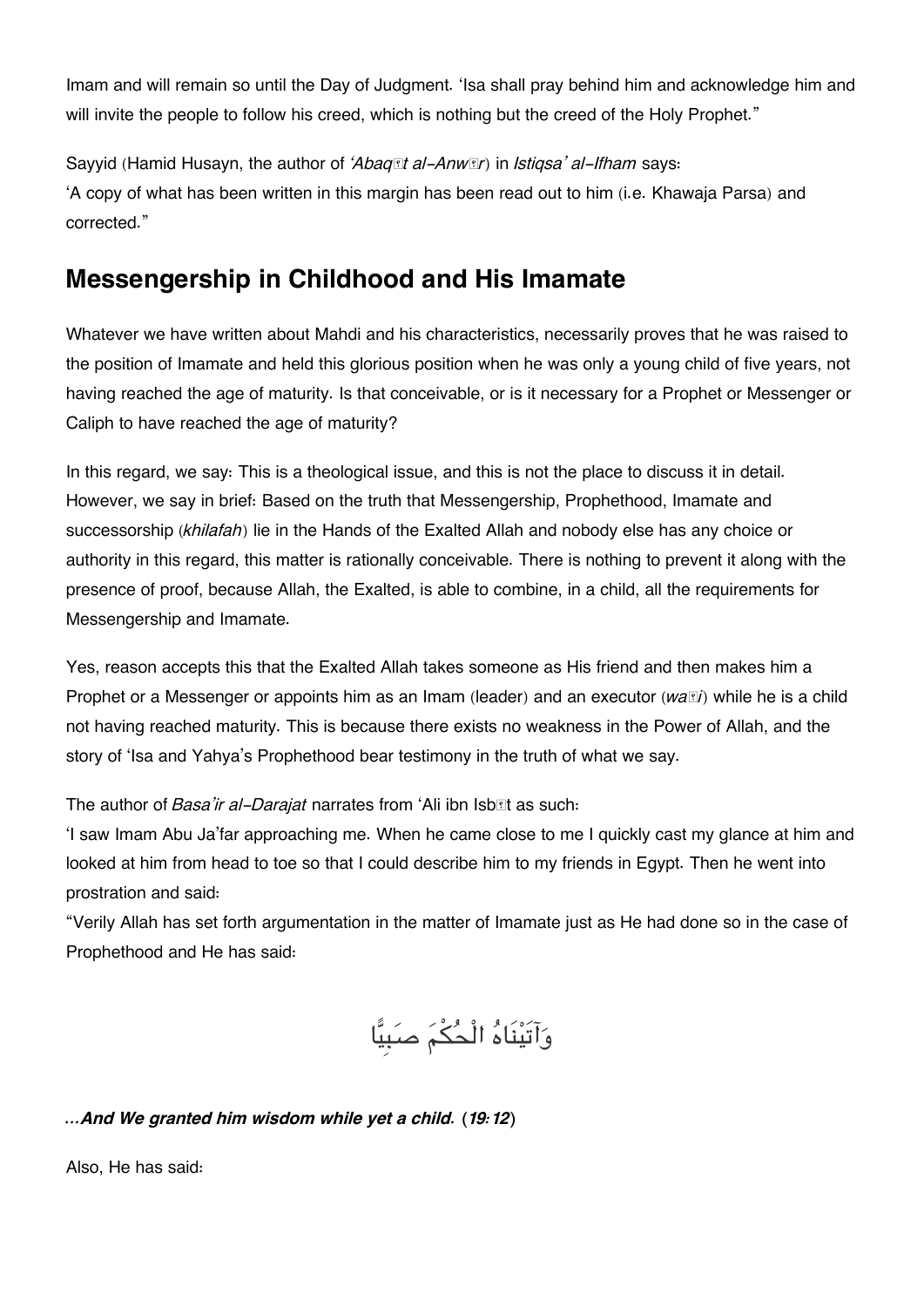Imam and will remain so until the Day of Judgment. 'Isa shall pray behind him and acknowledge him and will invite the people to follow his creed, which is nothing but the creed of the Holy Prophet."

Sayyid (Hamid Husayn, the author of *'Abaqāt al-Anwār*) in *Istiqsa' al-Ifham* says:
'A copy of what has been written in this margin has been read out to him (i.e. Khawaja Parsa) and corrected."

## Messengership in Childhood and His Imamate

Whatever we have written about Mahdi and his characteristics, necessarily proves that he was raised to the position of Imamate and held this glorious position when he was only a young child of five years, not having reached the age of maturity. Is that conceivable, or is it necessary for a Prophet or Messenger or Caliph to have reached the age of maturity?

In this regard, we say: This is a theological issue, and this is not the place to discuss it in detail. However, we say in brief: Based on the truth that Messengership, Prophethood, Imamate and successorship (*khilafah*) lie in the Hands of the Exalted Allah and nobody else has any choice or authority in this regard, this matter is rationally conceivable. There is nothing to prevent it along with the presence of proof, because Allah, the Exalted, is able to combine, in a child, all the requirements for Messengership and Imamate.

Yes, reason accepts this that the Exalted Allah takes someone as His friend and then makes him a Prophet or a Messenger or appoints him as an Imam (leader) and an executor (*waṣī*) while he is a child not having reached maturity. This is because there exists no weakness in the Power of Allah, and the story of 'Isa and Yahya's Prophethood bear testimony in the truth of what we say.

The author of *Basa'ir al-Darajat* narrates from 'Ali ibn Isbāt as such:
'I saw Imam Abu Ja'far approaching me. When he came close to me I quickly cast my glance at him and looked at him from head to toe so that I could describe him to my friends in Egypt. Then he went into prostration and said:
"Verily Allah has set forth argumentation in the matter of Imamate just as He had done so in the case of Prophethood and He has said:

وَآتَيْنَاهُ الْحُكْمَ صَبِيًّا

***...And We granted him wisdom while yet a child.* (*19:12*)**

Also, He has said: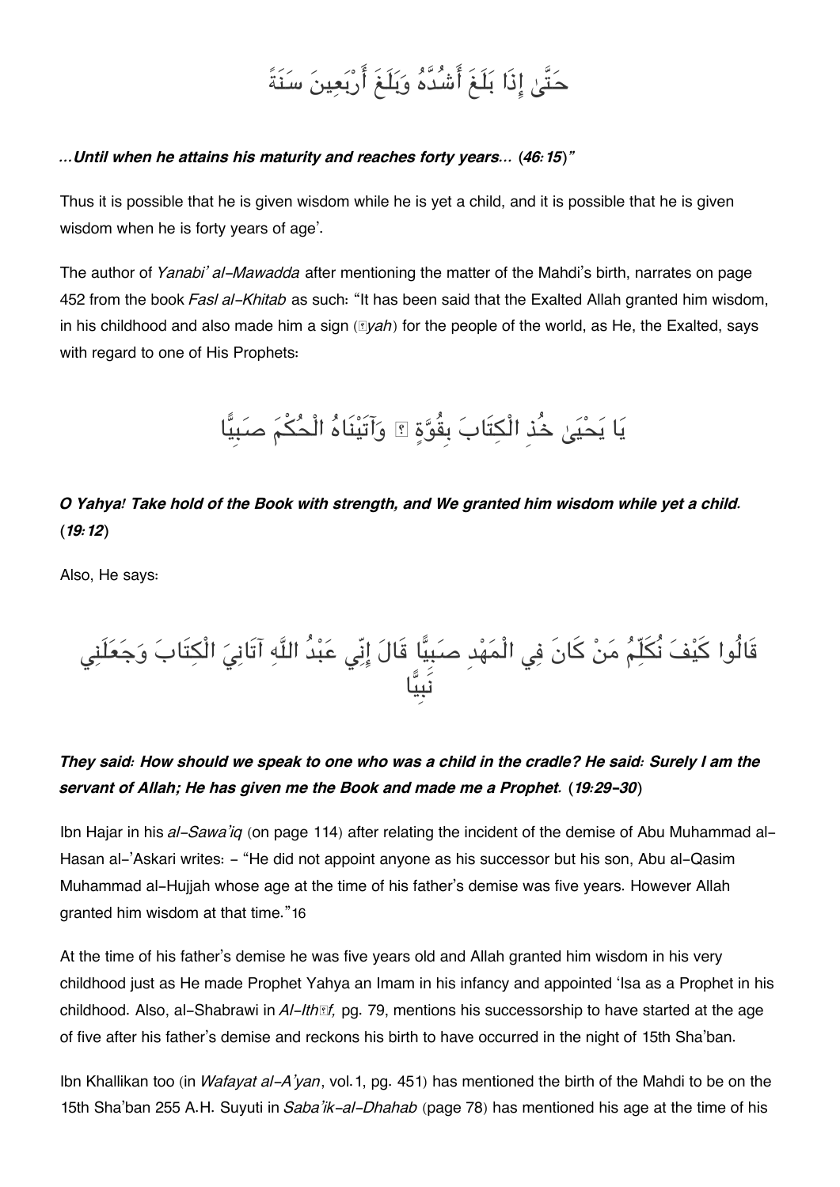حَتَّىٰ إِذَا بَلَغَ أَشُدَّهُ وَبَلَغَ أَرْبَعِينَ سَنَةً

***...Until when he attains his maturity and reaches forty years...* (*46:15*)"**

Thus it is possible that he is given wisdom while he is yet a child, and it is possible that he is given wisdom when he is forty years of age'.

The author of *Yanabi' al-Mawadda* after mentioning the matter of the Mahdi's birth, narrates on page 452 from the book *Fasl al-Khitab* as such: "It has been said that the Exalted Allah granted him wisdom, in his childhood and also made him a sign (*āyah*) for the people of the world, as He, the Exalted, says with regard to one of His Prophets:

يَا يَحْيَىٰ خُذِ الْكِتَابَ بِقُوَّةٍ ۖ وَآتَيْنَاهُ الْحُكْمَ صَبِيًّا

***O Yahya! Take hold of the Book with strength, and We granted him wisdom while yet a child.* (*19:12*)**

Also, He says:

قَالُوا كَيْفَ نُكَلِّمُ مَنْ كَانَ فِي الْمَهْدِ صَبِيًّا قَالَ إِنِّي عَبْدُ اللَّهِ آتَانِيَ الْكِتَابَ وَجَعَلَنِي نَبِيًّا

***They said: How should we speak to one who was a child in the cradle? He said: Surely I am the servant of Allah; He has given me the Book and made me a Prophet.* (*19:29-30*)**

Ibn Hajar in his *al-Sawa'iq* (on page 114) after relating the incident of the demise of Abu Muhammad al-Hasan al-'Askari writes: - "He did not appoint anyone as his successor but his son, Abu al-Qasim Muhammad al-Hujjah whose age at the time of his father's demise was five years. However Allah granted him wisdom at that time."[16]

At the time of his father's demise he was five years old and Allah granted him wisdom in his very childhood just as He made Prophet Yahya an Imam in his infancy and appointed 'Isa as a Prophet in his childhood. Also, al-Shabrawi in *Al-Ithāf,* pg. 79, mentions his successorship to have started at the age of five after his father's demise and reckons his birth to have occurred in the night of 15th Sha'ban.

Ibn Khallikan too (in *Wafayat al-A'yan*, vol.1, pg. 451) has mentioned the birth of the Mahdi to be on the 15th Sha'ban 255 A.H. Suyuti in *Saba'ik-al-Dhahab* (page 78) has mentioned his age at the time of his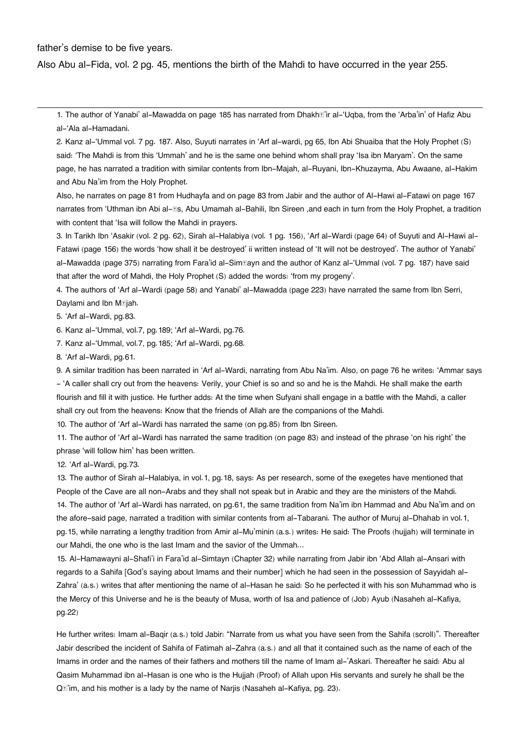father's demise to be five years.

Also Abu al-Fida, vol. 2 pg. 45, mentions the birth of the Mahdi to have occurred in the year 255.

---

1. The author of Yanabi' al-Mawadda on page 185 has narrated from Dhakhā'ir al-'Uqba, from the 'Arba'in' of Hafiz Abu al-'Ala al-Hamadani.

2. Kanz al-'Ummal vol. 7 pg. 187. Also, Suyuti narrates in 'Arf al-wardi, pg 65, Ibn Abi Shuaiba that the Holy Prophet (S) said: 'The Mahdi is from this 'Ummah' and he is the same one behind whom shall pray 'Isa ibn Maryam'. On the same page, he has narrated a tradition with similar contents from Ibn-Majah, al-Ruyani, Ibn-Khuzayma, Abu Awaane, al-Hakim and Abu Na'im from the Holy Prophet.

Also, he narrates on page 81 from Hudhayfa and on page 83 from Jabir and the author of Al-Hawi al-Fatawi on page 167 narrates from 'Uthman ibn Abi al-'Ās, Abu Umamah al-Bahili, Ibn Sireen ,and each in turn from the Holy Prophet, a tradition with content that 'Isa will follow the Mahdi in prayers.

3. In Tarikh Ibn 'Asakir (vol. 2 pg. 62), Sirah al-Halabiya (vol. 1 pg. 156), 'Arf al-Wardi (page 64) of Suyuti and Al-Hawi al-Fatawi (page 156) the words 'how shall it be destroyed' ii written instead of 'It will not be destroyed'. The author of Yanabi' al-Mawadda (page 375) narrating from Fara'id al-Simṭayn and the author of Kanz al-'Ummal (vol. 7 pg. 187) have said that after the word of Mahdi, the Holy Prophet (S) added the words: 'from my progeny'.

4. The authors of 'Arf al-Wardi (page 58) and Yanabi' al-Mawadda (page 223) have narrated the same from Ibn Serri, Daylami and Ibn Mājah.

5. 'Arf al-Wardi, pg.83.

6. Kanz al-'Ummal, vol.7, pg.189; 'Arf al-Wardi, pg.76.

7. Kanz al-'Ummal, vol.7, pg.185; 'Arf al-Wardi, pg.68.

8. 'Arf al-Wardi, pg.61.

9. A similar tradition has been narrated in 'Arf al-Wardi, narrating from Abu Na'im. Also, on page 76 he writes: 'Ammar says - 'A caller shall cry out from the heavens: Verily, your Chief is so and so and he is the Mahdi. He shall make the earth flourish and fill it with justice. He further adds: At the time when Sufyani shall engage in a battle with the Mahdi, a caller shall cry out from the heavens: Know that the friends of Allah are the companions of the Mahdi.

10. The author of 'Arf al-Wardi has narrated the same (on pg.85) from Ibn Sireen.

11. The author of 'Arf al-Wardi has narrated the same tradition (on page 83) and instead of the phrase 'on his right' the phrase 'will follow him' has been written.

12. 'Arf al-Wardi, pg.73.

13. The author of Sirah al-Halabiya, in vol.1, pg.18, says: As per research, some of the exegetes have mentioned that People of the Cave are all non-Arabs and they shall not speak but in Arabic and they are the ministers of the Mahdi.

14. The author of 'Arf al-Wardi has narrated, on pg.61, the same tradition from Na'im ibn Hammad and Abu Na'im and on the afore-said page, narrated a tradition with similar contents from al-Tabarani. The author of Muruj al-Dhahab in vol.1, pg.15, while narrating a lengthy tradition from Amir al-Mu'minin (a.s.) writes: He said: The Proofs (hujjah) will terminate in our Mahdi, the one who is the last Imam and the savior of the Ummah...

15. Al-Hamawayni al-Shafi'i in Fara'id al-Simtayn (Chapter 32) while narrating from Jabir ibn 'Abd Allah al-Ansari with regards to a Sahifa [God's saying about Imams and their number] which he had seen in the possession of Sayyidah al-Zahra' (a.s.) writes that after mentioning the name of al-Hasan he said: So he perfected it with his son Muhammad who is the Mercy of this Universe and he is the beauty of Musa, worth of Isa and patience of (Job) Ayub (Nasaheh al-Kafiya, pg.22)

He further writes: Imam al-Baqir (a.s.) told Jabir: "Narrate from us what you have seen from the Sahifa (scroll)". Thereafter Jabir described the incident of Sahifa of Fatimah al-Zahra (a.s.) and all that it contained such as the name of each of the Imams in order and the names of their fathers and mothers till the name of Imam al-'Askari. Thereafter he said: Abu al Qasim Muhammad ibn al-Hasan is one who is the Hujjah (Proof) of Allah upon His servants and surely he shall be the Qā'im, and his mother is a lady by the name of Narjis (Nasaheh al-Kafiya, pg. 23).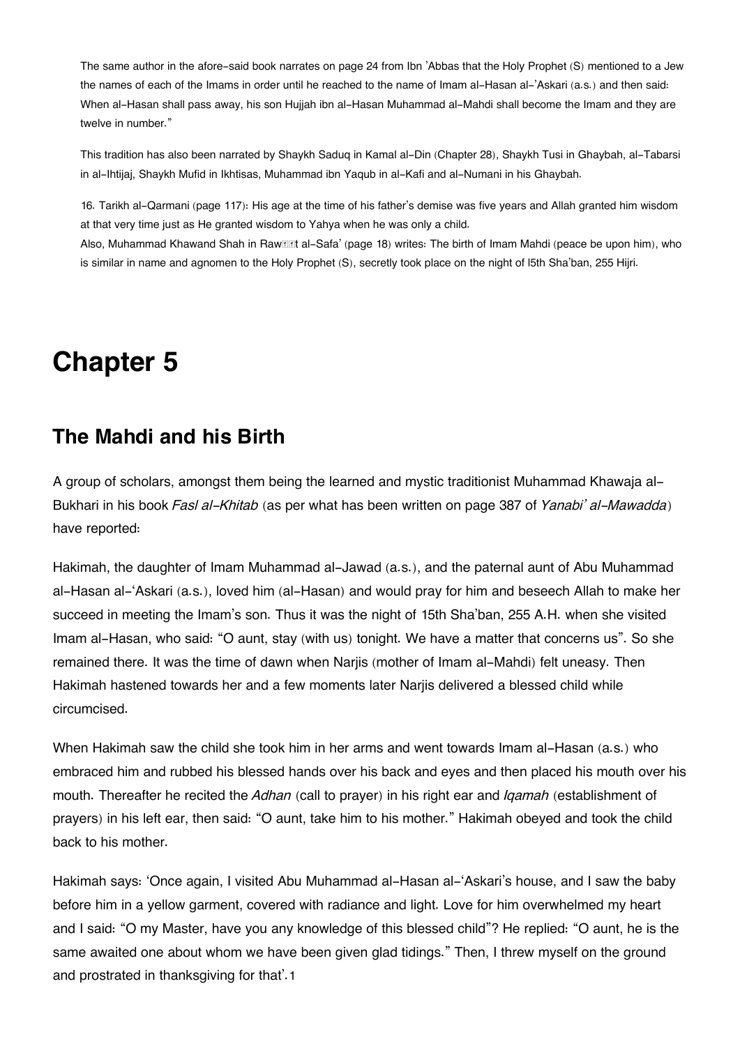The same author in the afore-said book narrates on page 24 from Ibn 'Abbas that the Holy Prophet (S) mentioned to a Jew the names of each of the Imams in order until he reached to the name of Imam al-Hasan al-'Askari (a.s.) and then said: When al-Hasan shall pass away, his son Hujjah ibn al-Hasan Muhammad al-Mahdi shall become the Imam and they are twelve in number."

This tradition has also been narrated by Shaykh Saduq in Kamal al-Din (Chapter 28), Shaykh Tusi in Ghaybah, al-Tabarsi in al-Ihtijaj, Shaykh Mufid in Ikhtisas, Muhammad ibn Yaqub in al-Kafi and al-Numani in his Ghaybah.

16. Tarikh al-Qarmani (page 117): His age at the time of his father's demise was five years and Allah granted him wisdom at that very time just as He granted wisdom to Yahya when he was only a child.
Also, Muhammad Khawand Shah in Rawḍat al-Safa' (page 18) writes: The birth of Imam Mahdi (peace be upon him), who is similar in name and agnomen to the Holy Prophet (S), secretly took place on the night of l5th Sha'ban, 255 Hijri.

# Chapter 5

## The Mahdi and his Birth

A group of scholars, amongst them being the learned and mystic traditionist Muhammad Khawaja al-Bukhari in his book *Fasl al-Khitab* (as per what has been written on page 387 of *Yanabi' al-Mawadda*) have reported:

Hakimah, the daughter of Imam Muhammad al-Jawad (a.s.), and the paternal aunt of Abu Muhammad al-Hasan al-'Askari (a.s.), loved him (al-Hasan) and would pray for him and beseech Allah to make her succeed in meeting the Imam's son. Thus it was the night of 15th Sha'ban, 255 A.H. when she visited Imam al-Hasan, who said: "O aunt, stay (with us) tonight. We have a matter that concerns us". So she remained there. It was the time of dawn when Narjis (mother of Imam al-Mahdi) felt uneasy. Then Hakimah hastened towards her and a few moments later Narjis delivered a blessed child while circumcised.

When Hakimah saw the child she took him in her arms and went towards Imam al-Hasan (a.s.) who embraced him and rubbed his blessed hands over his back and eyes and then placed his mouth over his mouth. Thereafter he recited the *Adhan* (call to prayer) in his right ear and *Iqamah* (establishment of prayers) in his left ear, then said: "O aunt, take him to his mother." Hakimah obeyed and took the child back to his mother.

Hakimah says: 'Once again, I visited Abu Muhammad al-Hasan al-'Askari's house, and I saw the baby before him in a yellow garment, covered with radiance and light. Love for him overwhelmed my heart and I said: "O my Master, have you any knowledge of this blessed child"? He replied: "O aunt, he is the same awaited one about whom we have been given glad tidings." Then, I threw myself on the ground and prostrated in thanksgiving for that'.[1]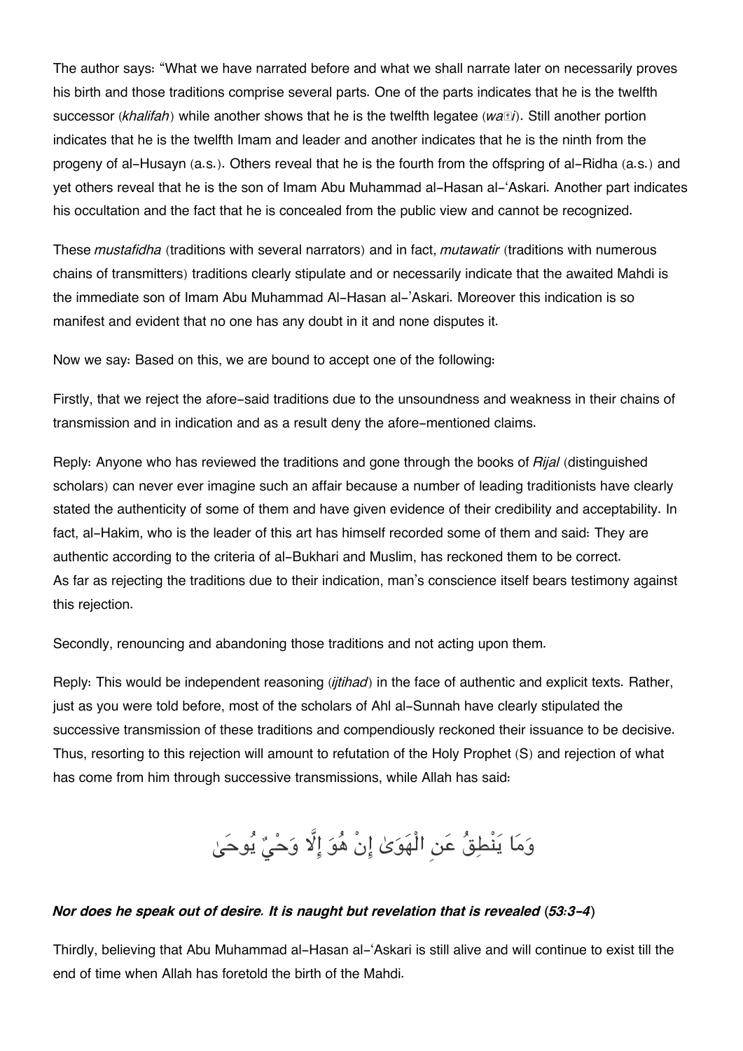The author says: "What we have narrated before and what we shall narrate later on necessarily proves his birth and those traditions comprise several parts. One of the parts indicates that he is the twelfth successor (*khalifah*) while another shows that he is the twelfth legatee (*waṣi*). Still another portion indicates that he is the twelfth Imam and leader and another indicates that he is the ninth from the progeny of al-Husayn (a.s.). Others reveal that he is the fourth from the offspring of al-Ridha (a.s.) and yet others reveal that he is the son of Imam Abu Muhammad al-Hasan al-'Askari. Another part indicates his occultation and the fact that he is concealed from the public view and cannot be recognized.

These *mustafidha* (traditions with several narrators) and in fact, *mutawatir* (traditions with numerous chains of transmitters) traditions clearly stipulate and or necessarily indicate that the awaited Mahdi is the immediate son of Imam Abu Muhammad Al-Hasan al-'Askari. Moreover this indication is so manifest and evident that no one has any doubt in it and none disputes it.

Now we say: Based on this, we are bound to accept one of the following:

Firstly, that we reject the afore-said traditions due to the unsoundness and weakness in their chains of transmission and in indication and as a result deny the afore-mentioned claims.

Reply: Anyone who has reviewed the traditions and gone through the books of *Rijal* (distinguished scholars) can never ever imagine such an affair because a number of leading traditionists have clearly stated the authenticity of some of them and have given evidence of their credibility and acceptability. In fact, al-Hakim, who is the leader of this art has himself recorded some of them and said: They are authentic according to the criteria of al-Bukhari and Muslim, has reckoned them to be correct. As far as rejecting the traditions due to their indication, man's conscience itself bears testimony against this rejection.

Secondly, renouncing and abandoning those traditions and not acting upon them.

Reply: This would be independent reasoning (*ijtihad*) in the face of authentic and explicit texts. Rather, just as you were told before, most of the scholars of Ahl al-Sunnah have clearly stipulated the successive transmission of these traditions and compendiously reckoned their issuance to be decisive. Thus, resorting to this rejection will amount to refutation of the Holy Prophet (S) and rejection of what has come from him through successive transmissions, while Allah has said:

وَمَا يَنْطِقُ عَنِ الْهَوَىٰ إِنْ هُوَ إِلَّا وَحْيٌ يُوحَىٰ

***Nor does he speak out of desire. It is naught but revelation that is revealed* (*53:3-4*)**

Thirdly, believing that Abu Muhammad al-Hasan al-'Askari is still alive and will continue to exist till the end of time when Allah has foretold the birth of the Mahdi.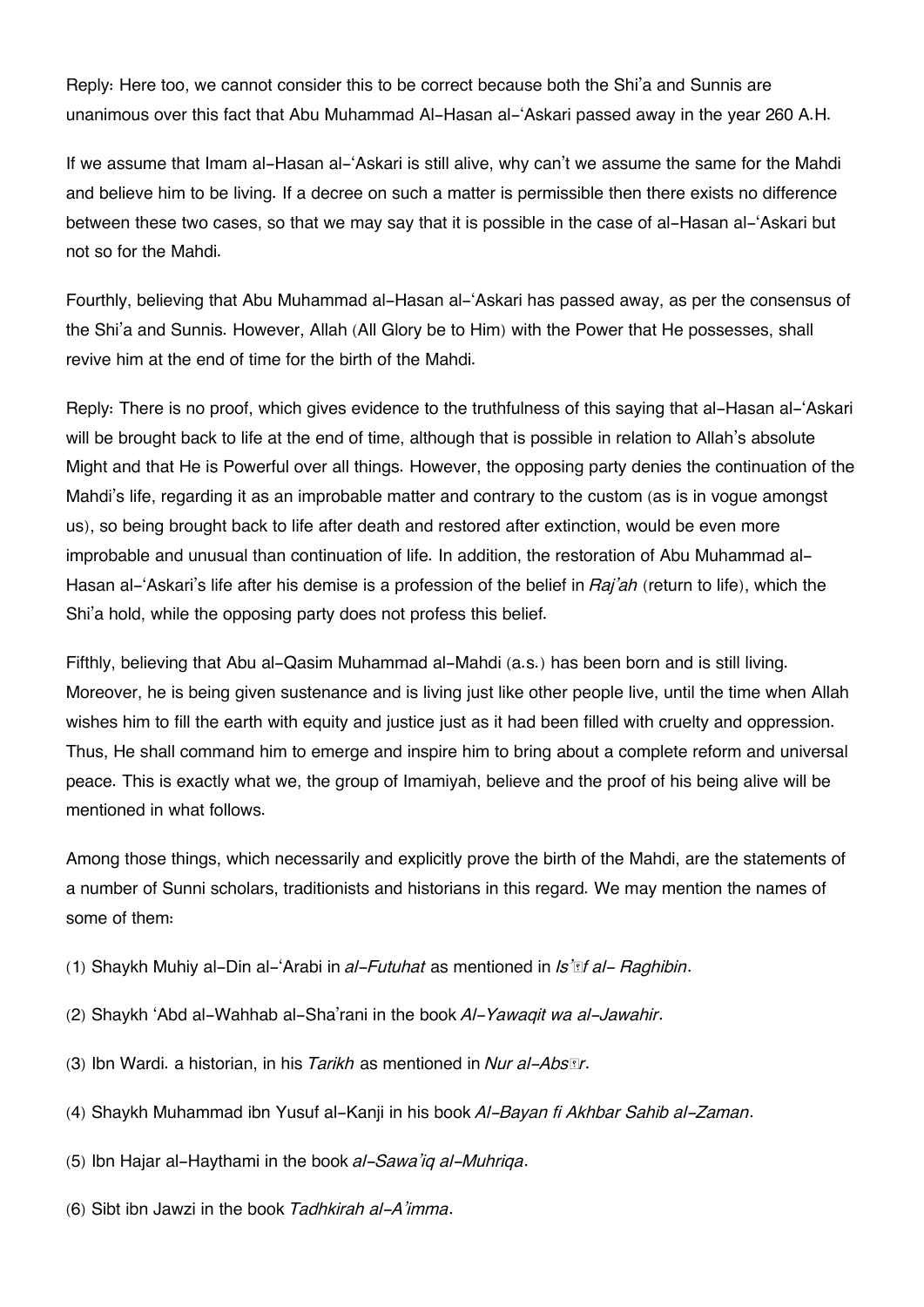Reply: Here too, we cannot consider this to be correct because both the Shi'a and Sunnis are unanimous over this fact that Abu Muhammad Al-Hasan al-'Askari passed away in the year 260 A.H.

If we assume that Imam al-Hasan al-'Askari is still alive, why can't we assume the same for the Mahdi and believe him to be living. If a decree on such a matter is permissible then there exists no difference between these two cases, so that we may say that it is possible in the case of al-Hasan al-'Askari but not so for the Mahdi.

Fourthly, believing that Abu Muhammad al-Hasan al-'Askari has passed away, as per the consensus of the Shi'a and Sunnis. However, Allah (All Glory be to Him) with the Power that He possesses, shall revive him at the end of time for the birth of the Mahdi.

Reply: There is no proof, which gives evidence to the truthfulness of this saying that al-Hasan al-'Askari will be brought back to life at the end of time, although that is possible in relation to Allah's absolute Might and that He is Powerful over all things. However, the opposing party denies the continuation of the Mahdi's life, regarding it as an improbable matter and contrary to the custom (as is in vogue amongst us), so being brought back to life after death and restored after extinction, would be even more improbable and unusual than continuation of life. In addition, the restoration of Abu Muhammad al-Hasan al-'Askari's life after his demise is a profession of the belief in *Raj'ah* (return to life), which the Shi'a hold, while the opposing party does not profess this belief.

Fifthly, believing that Abu al-Qasim Muhammad al-Mahdi (a.s.) has been born and is still living. Moreover, he is being given sustenance and is living just like other people live, until the time when Allah wishes him to fill the earth with equity and justice just as it had been filled with cruelty and oppression. Thus, He shall command him to emerge and inspire him to bring about a complete reform and universal peace. This is exactly what we, the group of Imamiyah, believe and the proof of his being alive will be mentioned in what follows.

Among those things, which necessarily and explicitly prove the birth of the Mahdi, are the statements of a number of Sunni scholars, traditionists and historians in this regard. We may mention the names of some of them:

(1) Shaykh Muhiy al-Din al-'Arabi in *al-Futuhat* as mentioned in *Is'āf al- Raghibin*.

(2) Shaykh 'Abd al-Wahhab al-Sha'rani in the book *Al-Yawaqit wa al-Jawahir*.

(3) Ibn Wardi. a historian, in his *Tarikh* as mentioned in *Nur al-Absār*.

(4) Shaykh Muhammad ibn Yusuf al-Kanji in his book *Al-Bayan fi Akhbar Sahib al-Zaman*.

(5) Ibn Hajar al-Haythami in the book *al-Sawa'iq al-Muhriqa*.

(6) Sibt ibn Jawzi in the book *Tadhkirah al-A'imma*.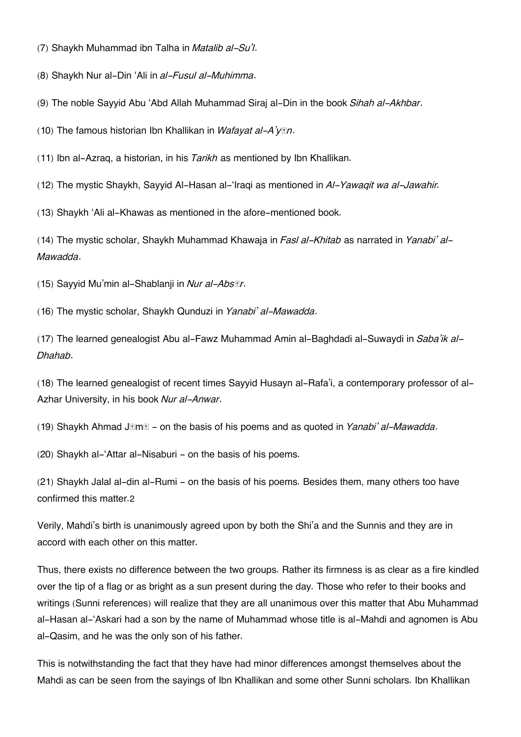(7) Shaykh Muhammad ibn Talha in *Matalib al-Su'l*.

(8) Shaykh Nur al-Din 'Ali in *al-Fusul al-Muhimma*.

(9) The noble Sayyid Abu 'Abd Allah Muhammad Siraj al-Din in the book *Sihah al-Akhbar*.

(10) The famous historian Ibn Khallikan in *Wafayat al-A'yān*.

(11) Ibn al-Azraq, a historian, in his *Tarikh* as mentioned by Ibn Khallikan.

(12) The mystic Shaykh, Sayyid Al-Hasan al-'Iraqi as mentioned in *Al-Yawaqit wa al-Jawahir.*

(13) Shaykh 'Ali al-Khawas as mentioned in the afore-mentioned book.

(14) The mystic scholar, Shaykh Muhammad Khawaja in *Fasl al-Khitab* as narrated in *Yanabi' al-Mawadda*.

(15) Sayyid Mu'min al-Shablanji in *Nur al-Absār*.

(16) The mystic scholar, Shaykh Qunduzi in *Yanabi' al-Mawadda*.

(17) The learned genealogist Abu al-Fawz Muhammad Amin al-Baghdadi al-Suwaydi in *Saba'ik al-Dhahab*.

(18) The learned genealogist of recent times Sayyid Husayn al-Rafa'i, a contemporary professor of al-Azhar University, in his book *Nur al-Anwar*.

(19) Shaykh Ahmad Jāmī - on the basis of his poems and as quoted in *Yanabi' al-Mawadda*.

(20) Shaykh al-'Attar al-Nisaburi - on the basis of his poems.

(21) Shaykh Jalal al-din al-Rumi - on the basis of his poems. Besides them, many others too have confirmed this matter.2

Verily, Mahdi's birth is unanimously agreed upon by both the Shi'a and the Sunnis and they are in accord with each other on this matter.

Thus, there exists no difference between the two groups. Rather its firmness is as clear as a fire kindled over the tip of a flag or as bright as a sun present during the day. Those who refer to their books and writings (Sunni references) will realize that they are all unanimous over this matter that Abu Muhammad al-Hasan al-'Askari had a son by the name of Muhammad whose title is al-Mahdi and agnomen is Abu al-Qasim, and he was the only son of his father.

This is notwithstanding the fact that they have had minor differences amongst themselves about the Mahdi as can be seen from the sayings of Ibn Khallikan and some other Sunni scholars. Ibn Khallikan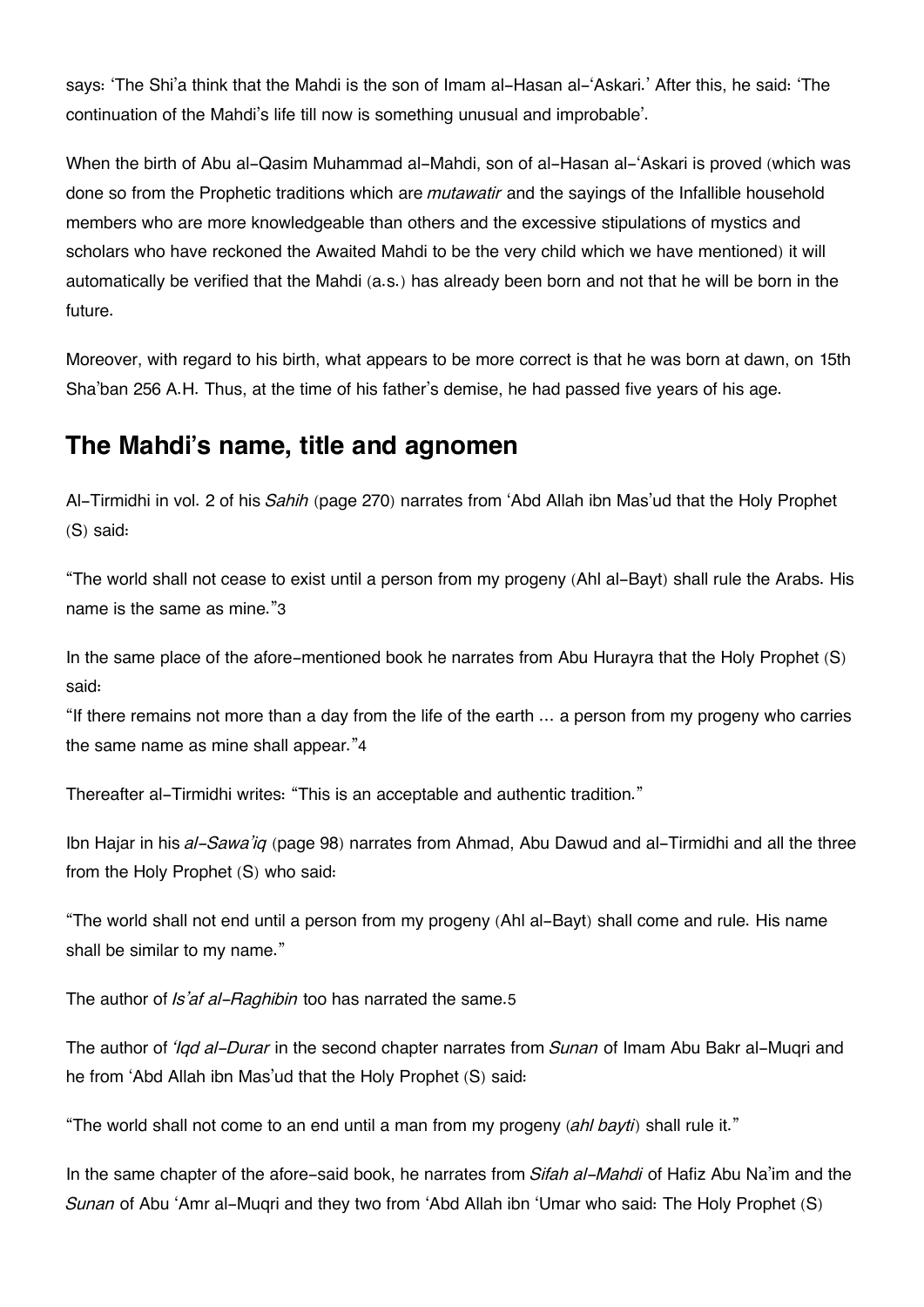says: 'The Shi'a think that the Mahdi is the son of Imam al-Hasan al-'Askari.' After this, he said: 'The continuation of the Mahdi's life till now is something unusual and improbable'.

When the birth of Abu al-Qasim Muhammad al-Mahdi, son of al-Hasan al-'Askari is proved (which was done so from the Prophetic traditions which are *mutawatir* and the sayings of the Infallible household members who are more knowledgeable than others and the excessive stipulations of mystics and scholars who have reckoned the Awaited Mahdi to be the very child which we have mentioned) it will automatically be verified that the Mahdi (a.s.) has already been born and not that he will be born in the future.

Moreover, with regard to his birth, what appears to be more correct is that he was born at dawn, on 15th Sha'ban 256 A.H. Thus, at the time of his father's demise, he had passed five years of his age.

## The Mahdi's name, title and agnomen

Al-Tirmidhi in vol. 2 of his *Sahih* (page 270) narrates from 'Abd Allah ibn Mas'ud that the Holy Prophet (S) said:

"The world shall not cease to exist until a person from my progeny (Ahl al-Bayt) shall rule the Arabs. His name is the same as mine."[3]

In the same place of the afore-mentioned book he narrates from Abu Hurayra that the Holy Prophet (S) said:
"If there remains not more than a day from the life of the earth ... a person from my progeny who carries the same name as mine shall appear."[4]

Thereafter al-Tirmidhi writes: "This is an acceptable and authentic tradition."

Ibn Hajar in his *al-Sawa'iq* (page 98) narrates from Ahmad, Abu Dawud and al-Tirmidhi and all the three from the Holy Prophet (S) who said:

"The world shall not end until a person from my progeny (Ahl al-Bayt) shall come and rule. His name shall be similar to my name."

The author of *Is'af al-Raghibin* too has narrated the same.[5]

The author of *'Iqd al-Durar* in the second chapter narrates from *Sunan* of Imam Abu Bakr al-Muqri and he from 'Abd Allah ibn Mas'ud that the Holy Prophet (S) said:

"The world shall not come to an end until a man from my progeny (*ahl bayti*) shall rule it."

In the same chapter of the afore-said book, he narrates from *Sifah al-Mahdi* of Hafiz Abu Na'im and the *Sunan* of Abu 'Amr al-Muqri and they two from 'Abd Allah ibn 'Umar who said: The Holy Prophet (S)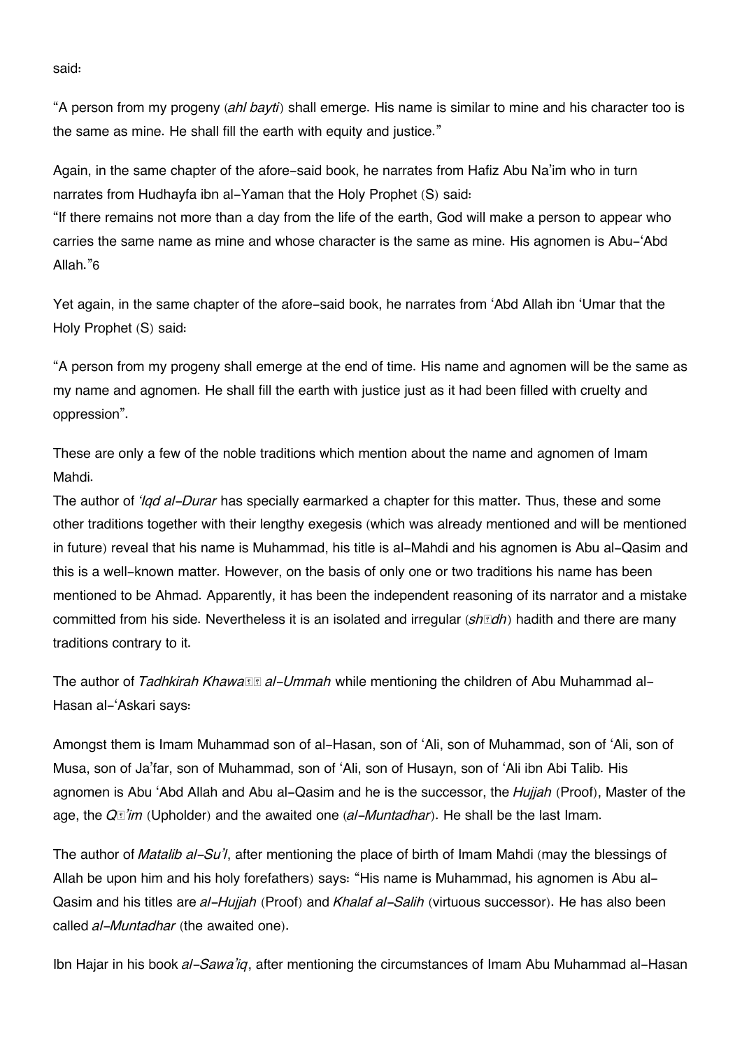said:

“A person from my progeny (*ahl bayti*) shall emerge. His name is similar to mine and his character too is the same as mine. He shall fill the earth with equity and justice.”

Again, in the same chapter of the afore-said book, he narrates from Hafiz Abu Na’im who in turn narrates from Hudhayfa ibn al-Yaman that the Holy Prophet (S) said:
“If there remains not more than a day from the life of the earth, God will make a person to appear who carries the same name as mine and whose character is the same as mine. His agnomen is Abu-‘Abd Allah.”6

Yet again, in the same chapter of the afore-said book, he narrates from ‘Abd Allah ibn ‘Umar that the Holy Prophet (S) said:

“A person from my progeny shall emerge at the end of time. His name and agnomen will be the same as my name and agnomen. He shall fill the earth with justice just as it had been filled with cruelty and oppression”.

These are only a few of the noble traditions which mention about the name and agnomen of Imam Mahdi.
The author of *‘Iqd al-Durar* has specially earmarked a chapter for this matter. Thus, these and some other traditions together with their lengthy exegesis (which was already mentioned and will be mentioned in future) reveal that his name is Muhammad, his title is al-Mahdi and his agnomen is Abu al-Qasim and this is a well-known matter. However, on the basis of only one or two traditions his name has been mentioned to be Ahmad. Apparently, it has been the independent reasoning of its narrator and a mistake committed from his side. Nevertheless it is an isolated and irregular (*shādh*) hadith and there are many traditions contrary to it.

The author of *Tadhkirah Khawaṣṣ al-Ummah* while mentioning the children of Abu Muhammad al-Hasan al-‘Askari says:

Amongst them is Imam Muhammad son of al-Hasan, son of ‘Ali, son of Muhammad, son of ‘Ali, son of Musa, son of Ja’far, son of Muhammad, son of ‘Ali, son of Husayn, son of ‘Ali ibn Abi Talib. His agnomen is Abu ‘Abd Allah and Abu al-Qasim and he is the successor, the *Hujjah* (Proof), Master of the age, the *Qā’im* (Upholder) and the awaited one (*al-Muntadhar*). He shall be the last Imam.

The author of *Matalib al-Su’l*, after mentioning the place of birth of Imam Mahdi (may the blessings of Allah be upon him and his holy forefathers) says: “His name is Muhammad, his agnomen is Abu al-Qasim and his titles are *al-Hujjah* (Proof) and *Khalaf al-Salih* (virtuous successor). He has also been called *al-Muntadhar* (the awaited one).

Ibn Hajar in his book *al-Sawa’iq*, after mentioning the circumstances of Imam Abu Muhammad al-Hasan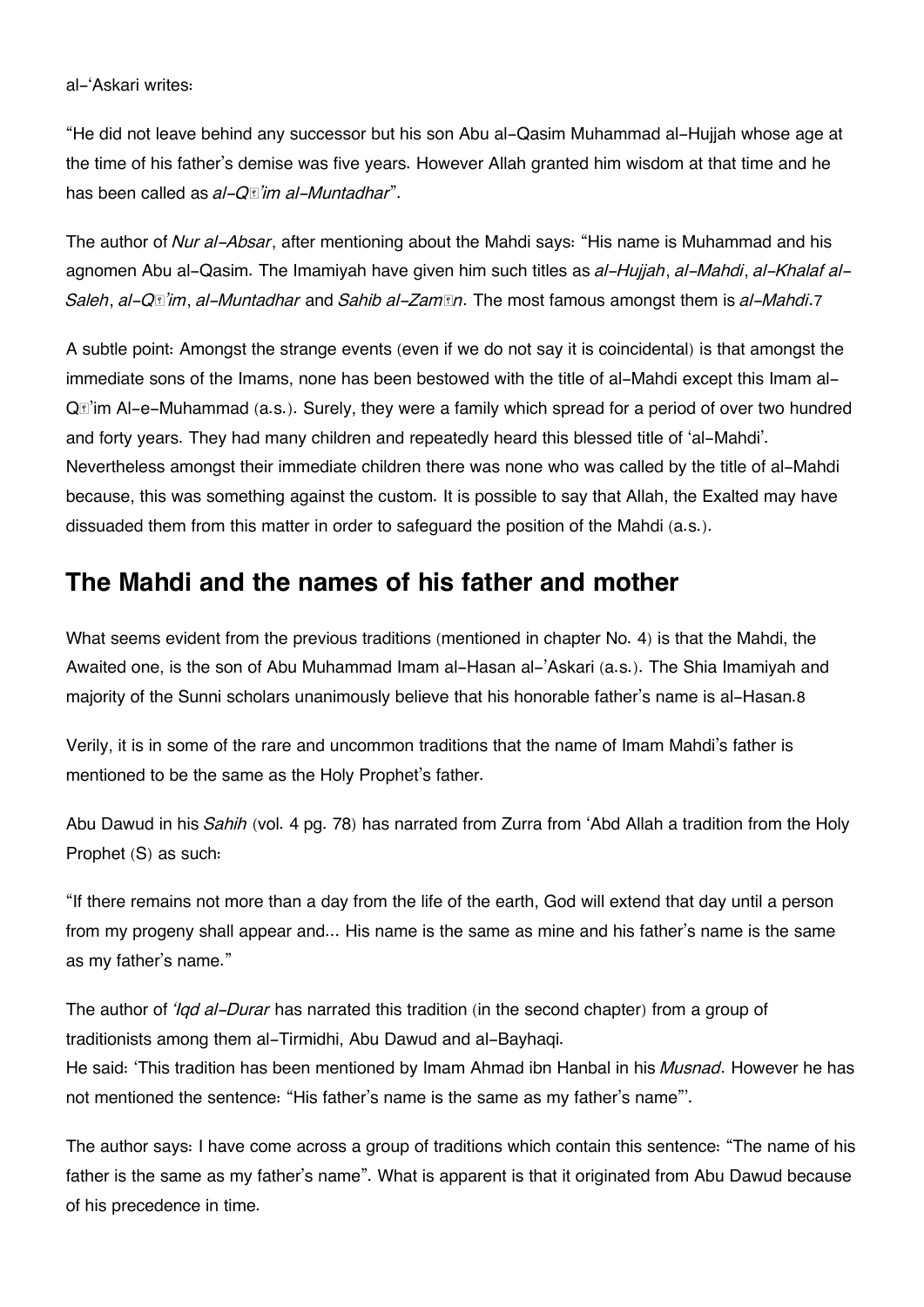al-'Askari writes:

"He did not leave behind any successor but his son Abu al-Qasim Muhammad al-Hujjah whose age at the time of his father's demise was five years. However Allah granted him wisdom at that time and he has been called as *al-Qā'im al-Muntadhar*".

The author of *Nur al-Absar*, after mentioning about the Mahdi says: "His name is Muhammad and his agnomen Abu al-Qasim. The Imamiyah have given him such titles as *al-Hujjah*, *al-Mahdi*, *al-Khalaf al-Saleh*, *al-Qā'im*, *al-Muntadhar* and *Sahib al-Zamān*. The most famous amongst them is *al-Mahdi*.7

A subtle point: Amongst the strange events (even if we do not say it is coincidental) is that amongst the immediate sons of the Imams, none has been bestowed with the title of al-Mahdi except this Imam al-Qā'im Al-e-Muhammad (a.s.). Surely, they were a family which spread for a period of over two hundred and forty years. They had many children and repeatedly heard this blessed title of 'al-Mahdi'. Nevertheless amongst their immediate children there was none who was called by the title of al-Mahdi because, this was something against the custom. It is possible to say that Allah, the Exalted may have dissuaded them from this matter in order to safeguard the position of the Mahdi (a.s.).

## The Mahdi and the names of his father and mother

What seems evident from the previous traditions (mentioned in chapter No. 4) is that the Mahdi, the Awaited one, is the son of Abu Muhammad Imam al-Hasan al-'Askari (a.s.). The Shia Imamiyah and majority of the Sunni scholars unanimously believe that his honorable father's name is al-Hasan.8

Verily, it is in some of the rare and uncommon traditions that the name of Imam Mahdi's father is mentioned to be the same as the Holy Prophet's father.

Abu Dawud in his *Sahih* (vol. 4 pg. 78) has narrated from Zurra from 'Abd Allah a tradition from the Holy Prophet (S) as such:

"If there remains not more than a day from the life of the earth, God will extend that day until a person from my progeny shall appear and... His name is the same as mine and his father's name is the same as my father's name."

The author of *'Iqd al-Durar* has narrated this tradition (in the second chapter) from a group of traditionists among them al-Tirmidhi, Abu Dawud and al-Bayhaqi.
He said: 'This tradition has been mentioned by Imam Ahmad ibn Hanbal in his *Musnad*. However he has not mentioned the sentence: "His father's name is the same as my father's name"'.

The author says: I have come across a group of traditions which contain this sentence: "The name of his father is the same as my father's name". What is apparent is that it originated from Abu Dawud because of his precedence in time.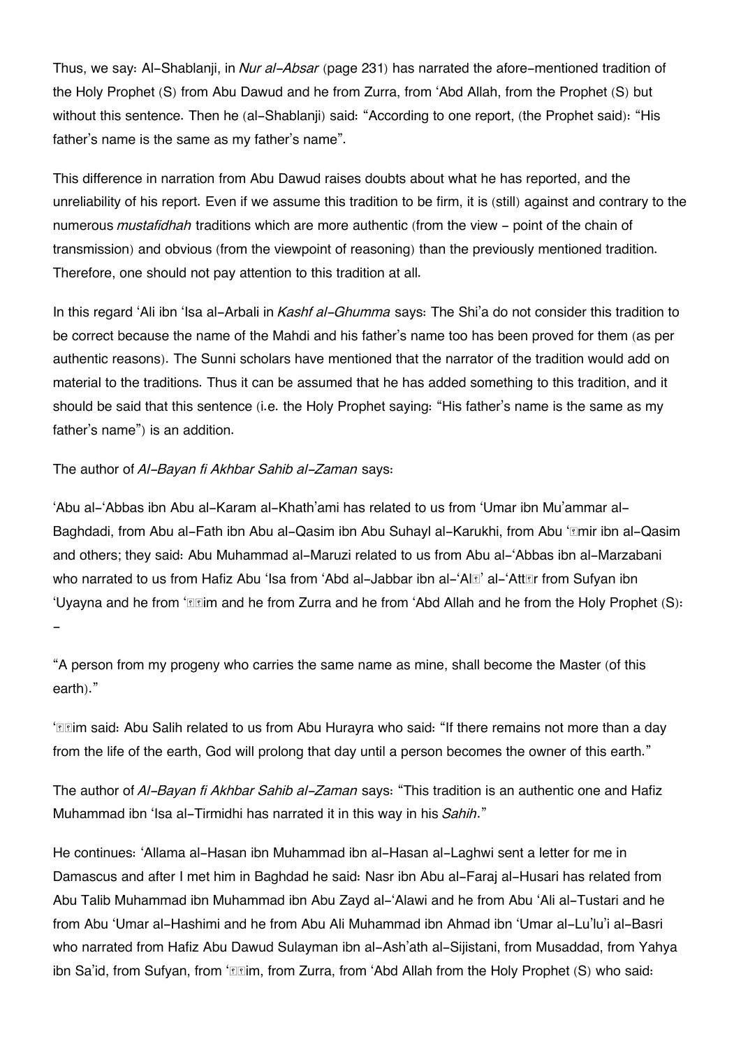Thus, we say: Al-Shablanji, in *Nur al-Absar* (page 231) has narrated the afore-mentioned tradition of the Holy Prophet (S) from Abu Dawud and he from Zurra, from 'Abd Allah, from the Prophet (S) but without this sentence. Then he (al-Shablanji) said: "According to one report, (the Prophet said): "His father's name is the same as my father's name".

This difference in narration from Abu Dawud raises doubts about what he has reported, and the unreliability of his report. Even if we assume this tradition to be firm, it is (still) against and contrary to the numerous *mustafidhah* traditions which are more authentic (from the view - point of the chain of transmission) and obvious (from the viewpoint of reasoning) than the previously mentioned tradition. Therefore, one should not pay attention to this tradition at all.

In this regard 'Ali ibn 'Isa al-Arbali in *Kashf al-Ghumma* says: The Shi'a do not consider this tradition to be correct because the name of the Mahdi and his father's name too has been proved for them (as per authentic reasons). The Sunni scholars have mentioned that the narrator of the tradition would add on material to the traditions. Thus it can be assumed that he has added something to this tradition, and it should be said that this sentence (i.e. the Holy Prophet saying: "His father's name is the same as my father's name") is an addition.

The author of *Al-Bayan fi Akhbar Sahib al-Zaman* says:

'Abu al-'Abbas ibn Abu al-Karam al-Khath'ami has related to us from 'Umar ibn Mu'ammar al-Baghdadi, from Abu al-Fath ibn Abu al-Qasim ibn Abu Suhayl al-Karukhi, from Abu 'Āmir ibn al-Qasim and others; they said: Abu Muhammad al-Maruzi related to us from Abu al-'Abbas ibn al-Marzabani who narrated to us from Hafiz Abu 'Isa from 'Abd al-Jabbar ibn al-'Alā' al-'Attār from Sufyan ibn 'Uyayna and he from 'Āṣim and he from Zurra and he from 'Abd Allah and he from the Holy Prophet (S): -

"A person from my progeny who carries the same name as mine, shall become the Master (of this earth)."

'Āṣim said: Abu Salih related to us from Abu Hurayra who said: "If there remains not more than a day from the life of the earth, God will prolong that day until a person becomes the owner of this earth."

The author of *Al-Bayan fi Akhbar Sahib al-Zaman* says: "This tradition is an authentic one and Hafiz Muhammad ibn 'Isa al-Tirmidhi has narrated it in this way in his *Sahih*."

He continues: 'Allama al-Hasan ibn Muhammad ibn al-Hasan al-Laghwi sent a letter for me in Damascus and after I met him in Baghdad he said: Nasr ibn Abu al-Faraj al-Husari has related from Abu Talib Muhammad ibn Muhammad ibn Abu Zayd al-'Alawi and he from Abu 'Ali al-Tustari and he from Abu 'Umar al-Hashimi and he from Abu Ali Muhammad ibn Ahmad ibn 'Umar al-Lu'lu'i al-Basri who narrated from Hafiz Abu Dawud Sulayman ibn al-Ash'ath al-Sijistani, from Musaddad, from Yahya ibn Sa'id, from Sufyan, from 'Āṣim, from Zurra, from 'Abd Allah from the Holy Prophet (S) who said: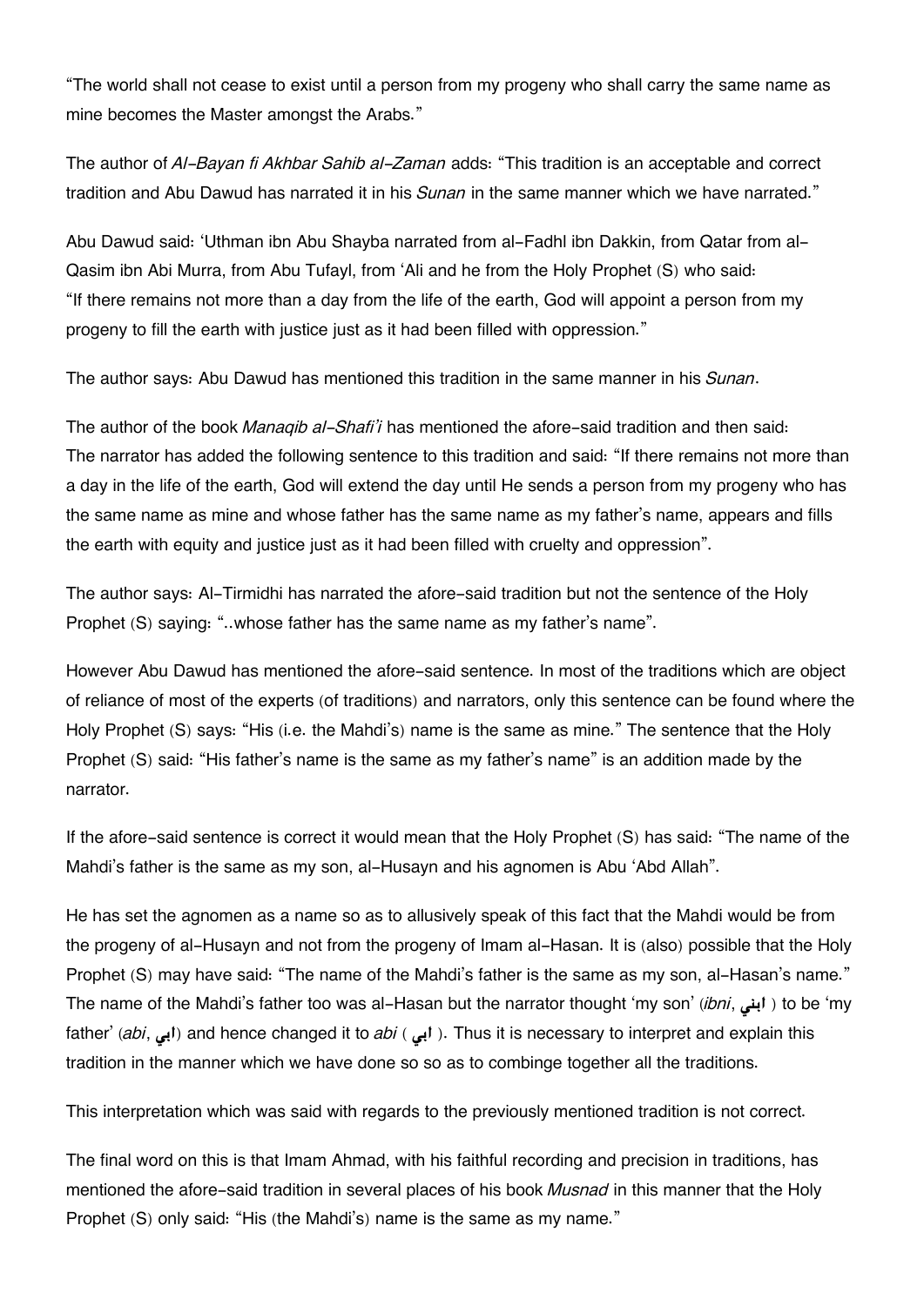"The world shall not cease to exist until a person from my progeny who shall carry the same name as mine becomes the Master amongst the Arabs."

The author of *Al-Bayan fi Akhbar Sahib al-Zaman* adds: "This tradition is an acceptable and correct tradition and Abu Dawud has narrated it in his *Sunan* in the same manner which we have narrated."

Abu Dawud said: 'Uthman ibn Abu Shayba narrated from al-Fadhl ibn Dakkin, from Qatar from al-Qasim ibn Abi Murra, from Abu Tufayl, from 'Ali and he from the Holy Prophet (S) who said: "If there remains not more than a day from the life of the earth, God will appoint a person from my progeny to fill the earth with justice just as it had been filled with oppression."

The author says: Abu Dawud has mentioned this tradition in the same manner in his *Sunan*.

The author of the book *Manaqib al-Shafi'i* has mentioned the afore-said tradition and then said: The narrator has added the following sentence to this tradition and said: "If there remains not more than a day in the life of the earth, God will extend the day until He sends a person from my progeny who has the same name as mine and whose father has the same name as my father's name, appears and fills the earth with equity and justice just as it had been filled with cruelty and oppression".

The author says: Al-Tirmidhi has narrated the afore-said tradition but not the sentence of the Holy Prophet (S) saying: "..whose father has the same name as my father's name".

However Abu Dawud has mentioned the afore-said sentence. In most of the traditions which are object of reliance of most of the experts (of traditions) and narrators, only this sentence can be found where the Holy Prophet (S) says: "His (i.e. the Mahdi's) name is the same as mine." The sentence that the Holy Prophet (S) said: "His father's name is the same as my father's name" is an addition made by the narrator.

If the afore-said sentence is correct it would mean that the Holy Prophet (S) has said: "The name of the Mahdi's father is the same as my son, al-Husayn and his agnomen is Abu 'Abd Allah".

He has set the agnomen as a name so as to allusively speak of this fact that the Mahdi would be from the progeny of al-Husayn and not from the progeny of Imam al-Hasan. It is (also) possible that the Holy Prophet (S) may have said: "The name of the Mahdi's father is the same as my son, al-Hasan's name." The name of the Mahdi's father too was al-Hasan but the narrator thought 'my son' (*ibni*, ابني ) to be 'my father' (*abi*, ابي) and hence changed it to *abi* ( ابي ). Thus it is necessary to interpret and explain this tradition in the manner which we have done so so as to combinge together all the traditions.

This interpretation which was said with regards to the previously mentioned tradition is not correct.

The final word on this is that Imam Ahmad, with his faithful recording and precision in traditions, has mentioned the afore-said tradition in several places of his book *Musnad* in this manner that the Holy Prophet (S) only said: "His (the Mahdi's) name is the same as my name."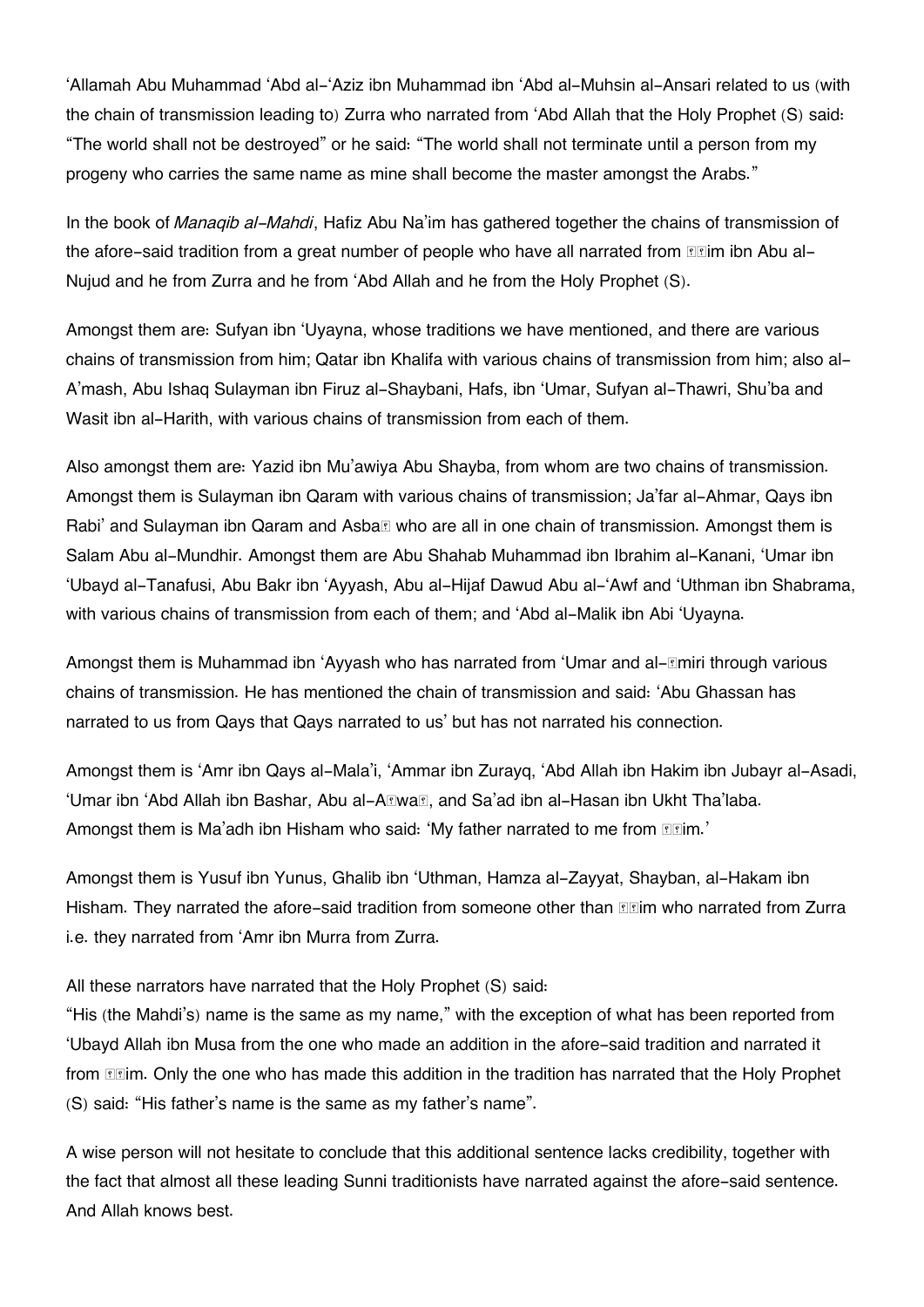'Allamah Abu Muhammad 'Abd al-'Aziz ibn Muhammad ibn 'Abd al-Muhsin al-Ansari related to us (with the chain of transmission leading to) Zurra who narrated from 'Abd Allah that the Holy Prophet (S) said: "The world shall not be destroyed" or he said: "The world shall not terminate until a person from my progeny who carries the same name as mine shall become the master amongst the Arabs."

In the book of *Manaqib al-Mahdi*, Hafiz Abu Na'im has gathered together the chains of transmission of the afore-said tradition from a great number of people who have all narrated from ��im ibn Abu al-Nujud and he from Zurra and he from 'Abd Allah and he from the Holy Prophet (S).

Amongst them are: Sufyan ibn 'Uyayna, whose traditions we have mentioned, and there are various chains of transmission from him; Qatar ibn Khalifa with various chains of transmission from him; also al-A'mash, Abu Ishaq Sulayman ibn Firuz al-Shaybani, Hafs, ibn 'Umar, Sufyan al-Thawri, Shu'ba and Wasit ibn al-Harith, with various chains of transmission from each of them.

Also amongst them are: Yazid ibn Mu'awiya Abu Shayba, from whom are two chains of transmission. Amongst them is Sulayman ibn Qaram with various chains of transmission; Ja'far al-Ahmar, Qays ibn Rabi' and Sulayman ibn Qaram and Asba� who are all in one chain of transmission. Amongst them is Salam Abu al-Mundhir. Amongst them are Abu Shahab Muhammad ibn Ibrahim al-Kanani, 'Umar ibn 'Ubayd al-Tanafusi, Abu Bakr ibn 'Ayyash, Abu al-Hijaf Dawud Abu al-'Awf and 'Uthman ibn Shabrama, with various chains of transmission from each of them; and 'Abd al-Malik ibn Abi 'Uyayna.

Amongst them is Muhammad ibn 'Ayyash who has narrated from 'Umar and al-�miri through various chains of transmission. He has mentioned the chain of transmission and said: 'Abu Ghassan has narrated to us from Qays that Qays narrated to us' but has not narrated his connection.

Amongst them is 'Amr ibn Qays al-Mala'i, 'Ammar ibn Zurayq, 'Abd Allah ibn Hakim ibn Jubayr al-Asadi, 'Umar ibn 'Abd Allah ibn Bashar, Abu al-A�wa�, and Sa'ad ibn al-Hasan ibn Ukht Tha'laba. Amongst them is Ma'adh ibn Hisham who said: 'My father narrated to me from ��im.'

Amongst them is Yusuf ibn Yunus, Ghalib ibn 'Uthman, Hamza al-Zayyat, Shayban, al-Hakam ibn Hisham. They narrated the afore-said tradition from someone other than ��im who narrated from Zurra i.e. they narrated from 'Amr ibn Murra from Zurra.

All these narrators have narrated that the Holy Prophet (S) said:
"His (the Mahdi's) name is the same as my name," with the exception of what has been reported from 'Ubayd Allah ibn Musa from the one who made an addition in the afore-said tradition and narrated it from ��im. Only the one who has made this addition in the tradition has narrated that the Holy Prophet (S) said: "His father's name is the same as my father's name".

A wise person will not hesitate to conclude that this additional sentence lacks credibility, together with the fact that almost all these leading Sunni traditionists have narrated against the afore-said sentence. And Allah knows best.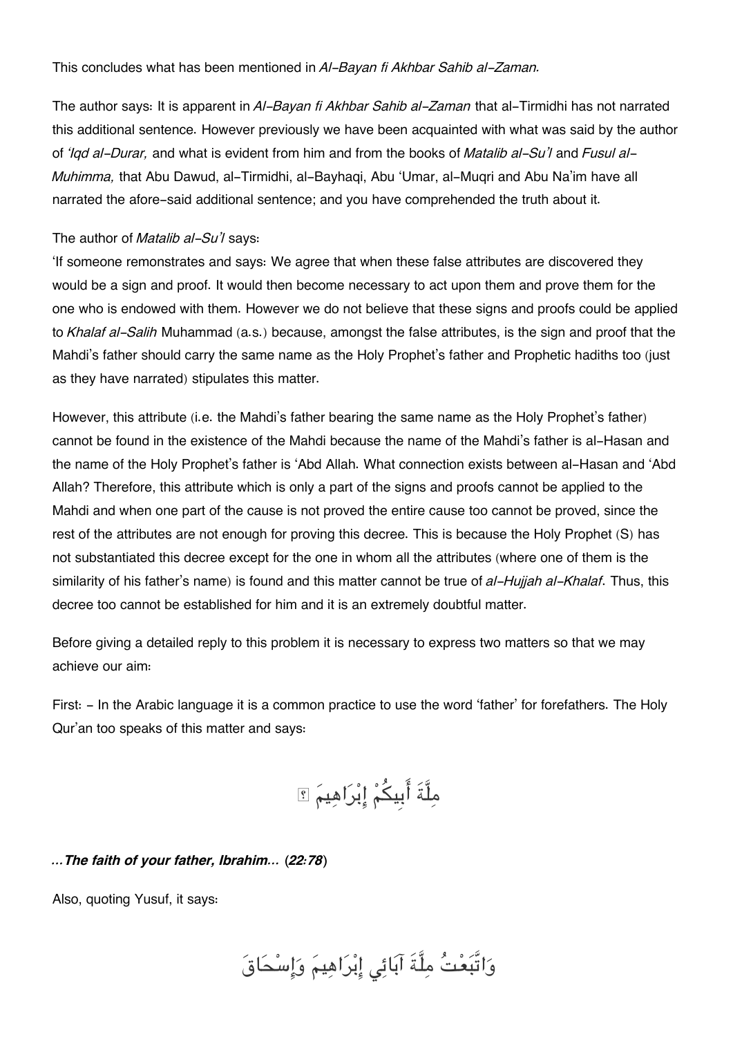This concludes what has been mentioned in *Al-Bayan fi Akhbar Sahib al-Zaman*.

The author says: It is apparent in *Al-Bayan fi Akhbar Sahib al-Zaman* that al-Tirmidhi has not narrated this additional sentence. However previously we have been acquainted with what was said by the author of *'Iqd al-Durar,* and what is evident from him and from the books of *Matalib al-Su'l* and *Fusul al-Muhimma,* that Abu Dawud, al-Tirmidhi, al-Bayhaqi, Abu 'Umar, al-Muqri and Abu Na'im have all narrated the afore-said additional sentence; and you have comprehended the truth about it.

The author of *Matalib al-Su'l* says:
'If someone remonstrates and says: We agree that when these false attributes are discovered they would be a sign and proof. It would then become necessary to act upon them and prove them for the one who is endowed with them. However we do not believe that these signs and proofs could be applied to *Khalaf al-Salih* Muhammad (a.s.) because, amongst the false attributes, is the sign and proof that the Mahdi's father should carry the same name as the Holy Prophet's father and Prophetic hadiths too (just as they have narrated) stipulates this matter.

However, this attribute (i.e. the Mahdi's father bearing the same name as the Holy Prophet's father) cannot be found in the existence of the Mahdi because the name of the Mahdi's father is al-Hasan and the name of the Holy Prophet's father is 'Abd Allah. What connection exists between al-Hasan and 'Abd Allah? Therefore, this attribute which is only a part of the signs and proofs cannot be applied to the Mahdi and when one part of the cause is not proved the entire cause too cannot be proved, since the rest of the attributes are not enough for proving this decree. This is because the Holy Prophet (S) has not substantiated this decree except for the one in whom all the attributes (where one of them is the similarity of his father's name) is found and this matter cannot be true of *al-Hujjah al-Khalaf*. Thus, this decree too cannot be established for him and it is an extremely doubtful matter.

Before giving a detailed reply to this problem it is necessary to express two matters so that we may achieve our aim:

First: - In the Arabic language it is a common practice to use the word 'father' for forefathers. The Holy Qur'an too speaks of this matter and says:

مِلَّةَ أَبِيكُمْ إِبْرَاهِيمَ ۚ

***...The faith of your father, Ibrahim...* (*22:78*)**

Also, quoting Yusuf, it says:

وَاتَّبَعْتُ مِلَّةَ آبَائِي إِبْرَاهِيمَ وَإِسْحَاقَ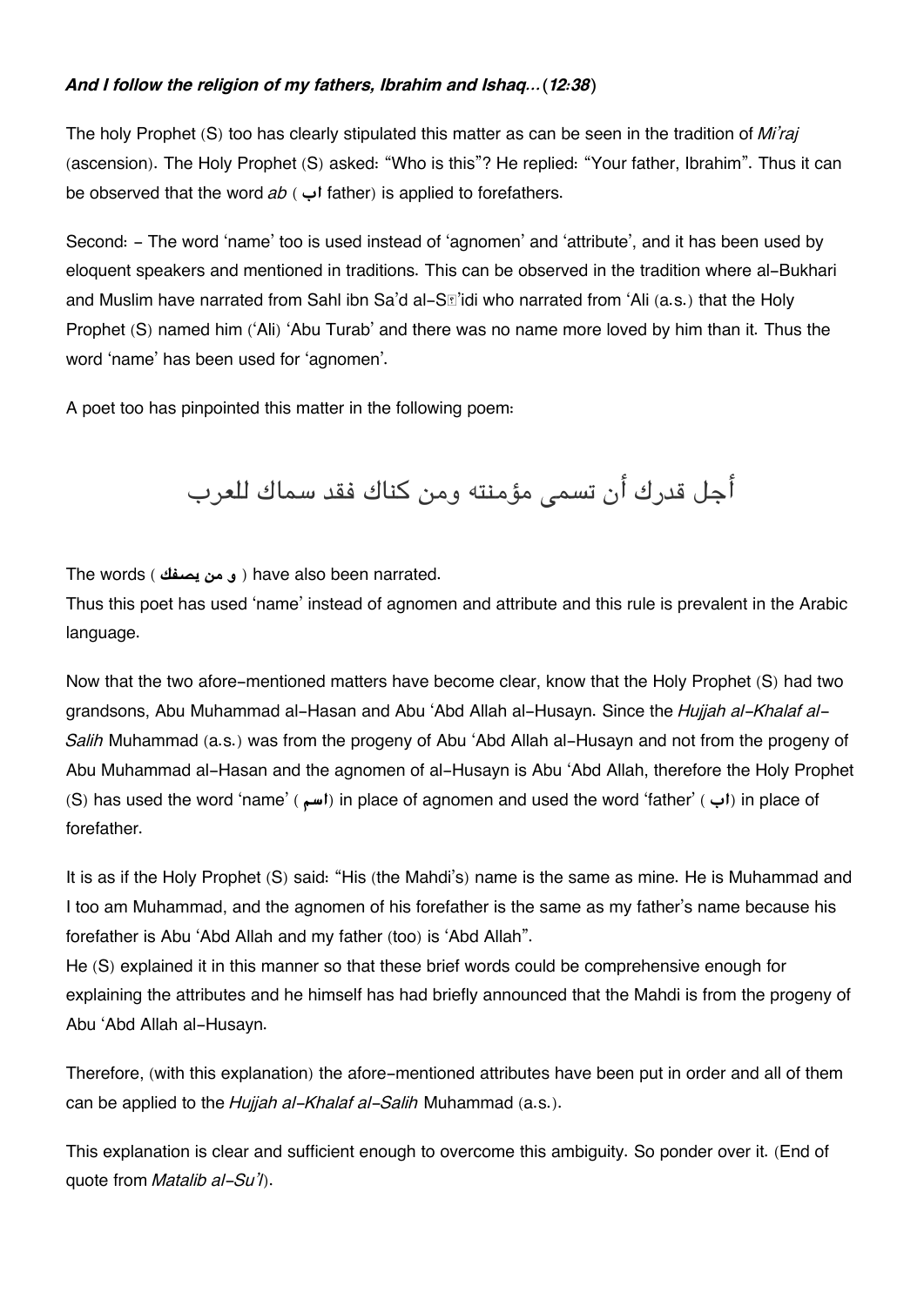***And I follow the religion of my fathers, Ibrahim and Ishaq...*** **(*12:38*)**

The holy Prophet (S) too has clearly stipulated this matter as can be seen in the tradition of *Mi'raj* (ascension). The Holy Prophet (S) asked: "Who is this"? He replied: "Your father, Ibrahim". Thus it can be observed that the word *ab* ( **اب** father) is applied to forefathers.

Second: - The word 'name' too is used instead of 'agnomen' and 'attribute', and it has been used by eloquent speakers and mentioned in traditions. This can be observed in the tradition where al-Bukhari and Muslim have narrated from Sahl ibn Sa'd al-S'idi who narrated from 'Ali (a.s.) that the Holy Prophet (S) named him ('Ali) 'Abu Turab' and there was no name more loved by him than it. Thus the word 'name' has been used for 'agnomen'.

A poet too has pinpointed this matter in the following poem:

أجل قدرك أن تسمى مؤمنته ومن كناك فقد سماك للعرب

The words ( **و من يصفك** ) have also been narrated.
Thus this poet has used 'name' instead of agnomen and attribute and this rule is prevalent in the Arabic language.

Now that the two afore-mentioned matters have become clear, know that the Holy Prophet (S) had two grandsons, Abu Muhammad al-Hasan and Abu 'Abd Allah al-Husayn. Since the *Hujjah al-Khalaf al-Salih* Muhammad (a.s.) was from the progeny of Abu 'Abd Allah al-Husayn and not from the progeny of Abu Muhammad al-Hasan and the agnomen of al-Husayn is Abu 'Abd Allah, therefore the Holy Prophet (S) has used the word 'name' ( **اسم**) in place of agnomen and used the word 'father' ( **اب**) in place of forefather.

It is as if the Holy Prophet (S) said: "His (the Mahdi's) name is the same as mine. He is Muhammad and I too am Muhammad, and the agnomen of his forefather is the same as my father's name because his forefather is Abu 'Abd Allah and my father (too) is 'Abd Allah".
He (S) explained it in this manner so that these brief words could be comprehensive enough for explaining the attributes and he himself has had briefly announced that the Mahdi is from the progeny of Abu 'Abd Allah al-Husayn.

Therefore, (with this explanation) the afore-mentioned attributes have been put in order and all of them can be applied to the *Hujjah al-Khalaf al-Salih* Muhammad (a.s.).

This explanation is clear and sufficient enough to overcome this ambiguity. So ponder over it. (End of quote from *Matalib al-Su'l*).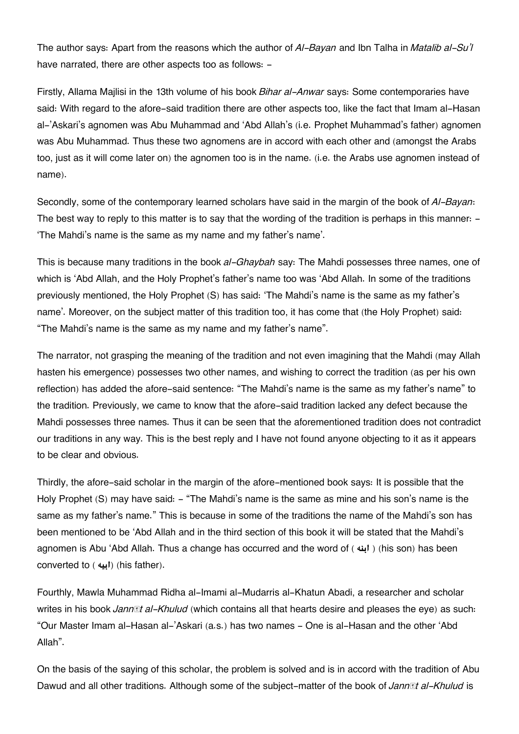The author says: Apart from the reasons which the author of *Al-Bayan* and Ibn Talha in *Matalib al-Su'l* have narrated, there are other aspects too as follows: -

Firstly, Allama Majlisi in the 13th volume of his book *Bihar al-Anwar* says: Some contemporaries have said: With regard to the afore-said tradition there are other aspects too, like the fact that Imam al-Hasan al-'Askari's agnomen was Abu Muhammad and 'Abd Allah's (i.e. Prophet Muhammad's father) agnomen was Abu Muhammad. Thus these two agnomens are in accord with each other and (amongst the Arabs too, just as it will come later on) the agnomen too is in the name. (i.e. the Arabs use agnomen instead of name).

Secondly, some of the contemporary learned scholars have said in the margin of the book of *Al-Bayan*: The best way to reply to this matter is to say that the wording of the tradition is perhaps in this manner: - 'The Mahdi's name is the same as my name and my father's name'.

This is because many traditions in the book *al-Ghaybah* say: The Mahdi possesses three names, one of which is 'Abd Allah, and the Holy Prophet's father's name too was 'Abd Allah. In some of the traditions previously mentioned, the Holy Prophet (S) has said: 'The Mahdi's name is the same as my father's name'. Moreover, on the subject matter of this tradition too, it has come that (the Holy Prophet) said: "The Mahdi's name is the same as my name and my father's name".

The narrator, not grasping the meaning of the tradition and not even imagining that the Mahdi (may Allah hasten his emergence) possesses two other names, and wishing to correct the tradition (as per his own reflection) has added the afore-said sentence: "The Mahdi's name is the same as my father's name" to the tradition. Previously, we came to know that the afore-said tradition lacked any defect because the Mahdi possesses three names. Thus it can be seen that the aforementioned tradition does not contradict our traditions in any way. This is the best reply and I have not found anyone objecting to it as it appears to be clear and obvious.

Thirdly, the afore-said scholar in the margin of the afore-mentioned book says: It is possible that the Holy Prophet (S) may have said: - "The Mahdi's name is the same as mine and his son's name is the same as my father's name." This is because in some of the traditions the name of the Mahdi's son has been mentioned to be 'Abd Allah and in the third section of this book it will be stated that the Mahdi's agnomen is Abu 'Abd Allah. Thus a change has occurred and the word of ( ابنه ) (his son) has been converted to ( ابيه) (his father).

Fourthly, Mawla Muhammad Ridha al-Imami al-Mudarris al-Khatun Abadi, a researcher and scholar writes in his book *Jannāt al-Khulud* (which contains all that hearts desire and pleases the eye) as such: "Our Master Imam al-Hasan al-'Askari (a.s.) has two names - One is al-Hasan and the other 'Abd Allah".

On the basis of the saying of this scholar, the problem is solved and is in accord with the tradition of Abu Dawud and all other traditions. Although some of the subject-matter of the book of *Jannāt al-Khulud* is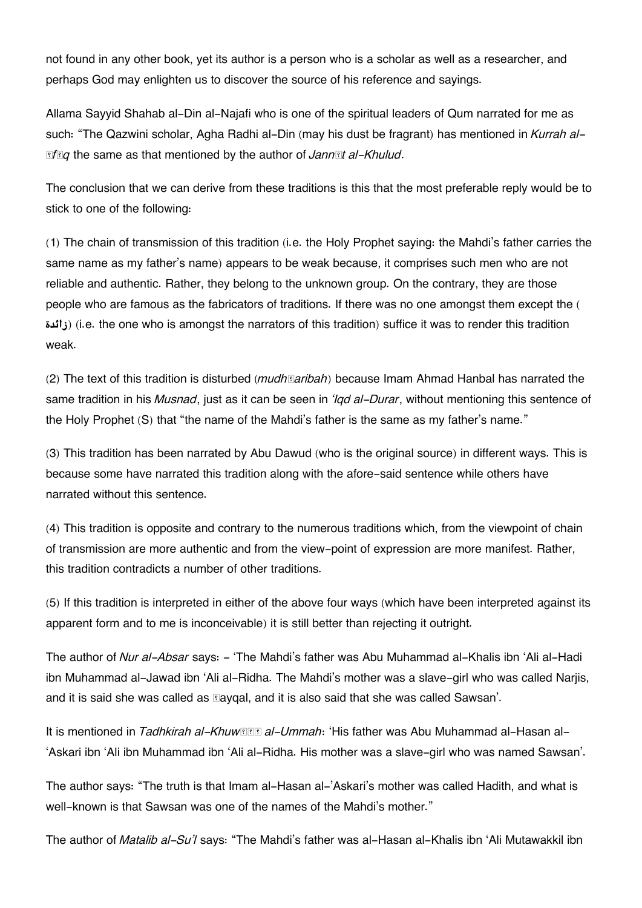not found in any other book, yet its author is a person who is a scholar as well as a researcher, and perhaps God may enlighten us to discover the source of his reference and sayings.

Allama Sayyid Shahab al-Din al-Najafi who is one of the spiritual leaders of Qum narrated for me as such: "The Qazwini scholar, Agha Radhi al-Din (may his dust be fragrant) has mentioned in *Kurrah al-*�*f*�*q* the same as that mentioned by the author of *Jann*�*t al-Khulud*.

The conclusion that we can derive from these traditions is this that the most preferable reply would be to stick to one of the following:

(1) The chain of transmission of this tradition (i.e. the Holy Prophet saying: the Mahdi's father carries the same name as my father's name) appears to be weak because, it comprises such men who are not reliable and authentic. Rather, they belong to the unknown group. On the contrary, they are those people who are famous as the fabricators of traditions. If there was no one amongst them except the (زائدة) (i.e. the one who is amongst the narrators of this tradition) suffice it was to render this tradition weak.

(2) The text of this tradition is disturbed (*mudh*�*aribah*) because Imam Ahmad Hanbal has narrated the same tradition in his *Musnad*, just as it can be seen in *'Iqd al-Durar*, without mentioning this sentence of the Holy Prophet (S) that "the name of the Mahdi's father is the same as my father's name."

(3) This tradition has been narrated by Abu Dawud (who is the original source) in different ways. This is because some have narrated this tradition along with the afore-said sentence while others have narrated without this sentence.

(4) This tradition is opposite and contrary to the numerous traditions which, from the viewpoint of chain of transmission are more authentic and from the view-point of expression are more manifest. Rather, this tradition contradicts a number of other traditions.

(5) If this tradition is interpreted in either of the above four ways (which have been interpreted against its apparent form and to me is inconceivable) it is still better than rejecting it outright.

The author of *Nur al-Absar* says: - 'The Mahdi's father was Abu Muhammad al-Khalis ibn 'Ali al-Hadi ibn Muhammad al-Jawad ibn 'Ali al-Ridha. The Mahdi's mother was a slave-girl who was called Narjis, and it is said she was called as �ayqal, and it is also said that she was called Sawsan'.

It is mentioned in *Tadhkirah al-Khuw*��� *al-Ummah*: 'His father was Abu Muhammad al-Hasan al-'Askari ibn 'Ali ibn Muhammad ibn 'Ali al-Ridha. His mother was a slave-girl who was named Sawsan'.

The author says: "The truth is that Imam al-Hasan al-'Askari's mother was called Hadith, and what is well-known is that Sawsan was one of the names of the Mahdi's mother."

The author of *Matalib al-Su'l* says: "The Mahdi's father was al-Hasan al-Khalis ibn 'Ali Mutawakkil ibn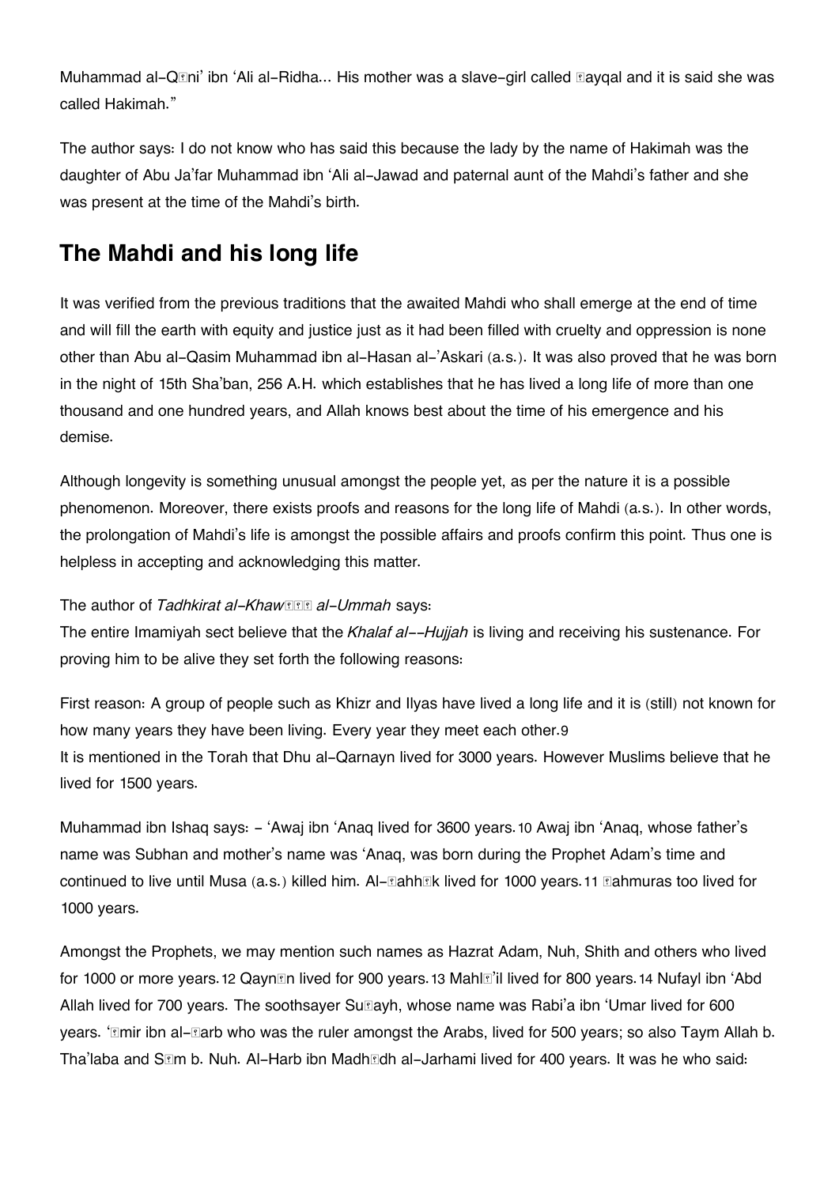Muhammad al-Q⁠ni' ibn 'Ali al-Ridha... His mother was a slave-girl called ⁠ayqal and it is said she was called Hakimah."

The author says: I do not know who has said this because the lady by the name of Hakimah was the daughter of Abu Ja'far Muhammad ibn 'Ali al-Jawad and paternal aunt of the Mahdi's father and she was present at the time of the Mahdi's birth.

## The Mahdi and his long life

It was verified from the previous traditions that the awaited Mahdi who shall emerge at the end of time and will fill the earth with equity and justice just as it had been filled with cruelty and oppression is none other than Abu al-Qasim Muhammad ibn al-Hasan al-'Askari (a.s.). It was also proved that he was born in the night of 15th Sha'ban, 256 A.H. which establishes that he has lived a long life of more than one thousand and one hundred years, and Allah knows best about the time of his emergence and his demise.

Although longevity is something unusual amongst the people yet, as per the nature it is a possible phenomenon. Moreover, there exists proofs and reasons for the long life of Mahdi (a.s.). In other words, the prolongation of Mahdi's life is amongst the possible affairs and proofs confirm this point. Thus one is helpless in accepting and acknowledging this matter.

The author of *Tadhkirat al-Khaw⁠⁠⁠ al-Ummah* says:
The entire Imamiyah sect believe that the *Khalaf al--Hujjah* is living and receiving his sustenance. For proving him to be alive they set forth the following reasons:

First reason: A group of people such as Khizr and Ilyas have lived a long life and it is (still) not known for how many years they have been living. Every year they meet each other.[9]
It is mentioned in the Torah that Dhu al-Qarnayn lived for 3000 years. However Muslims believe that he lived for 1500 years.

Muhammad ibn Ishaq says: - 'Awaj ibn 'Anaq lived for 3600 years.[10] Awaj ibn 'Anaq, whose father's name was Subhan and mother's name was 'Anaq, was born during the Prophet Adam's time and continued to live until Musa (a.s.) killed him. Al-⁠ahh⁠k lived for 1000 years.[11] ⁠ahmuras too lived for 1000 years.

Amongst the Prophets, we may mention such names as Hazrat Adam, Nuh, Shith and others who lived for 1000 or more years.[12] Qayn⁠n lived for 900 years.[13] Mahl⁠'il lived for 800 years.[14] Nufayl ibn 'Abd Allah lived for 700 years. The soothsayer Su⁠ayh, whose name was Rabi'a ibn 'Umar lived for 600 years. '⁠mir ibn al-⁠arb who was the ruler amongst the Arabs, lived for 500 years; so also Taym Allah b. Tha'laba and S⁠m b. Nuh. Al-Harb ibn Madh⁠dh al-Jarhami lived for 400 years. It was he who said: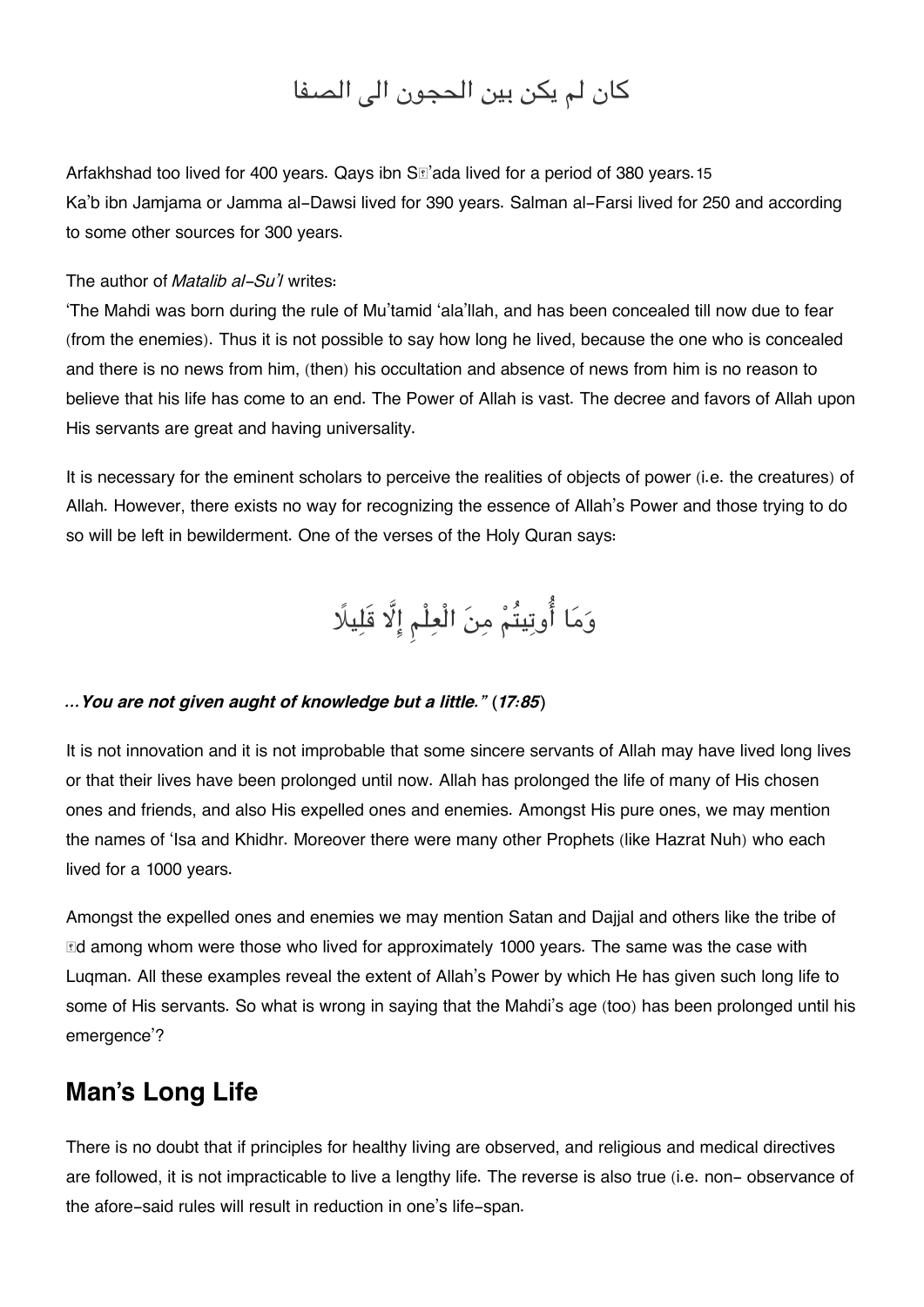كان لم يكن بين الحجون الى الصفا

Arfakhshad too lived for 400 years. Qays ibn S'ada lived for a period of 380 years.15
Ka'b ibn Jamjama or Jamma al-Dawsi lived for 390 years. Salman al-Farsi lived for 250 and according to some other sources for 300 years.

The author of *Matalib al-Su'l* writes:
'The Mahdi was born during the rule of Mu'tamid 'ala'llah, and has been concealed till now due to fear (from the enemies). Thus it is not possible to say how long he lived, because the one who is concealed and there is no news from him, (then) his occultation and absence of news from him is no reason to believe that his life has come to an end. The Power of Allah is vast. The decree and favors of Allah upon His servants are great and having universality.

It is necessary for the eminent scholars to perceive the realities of objects of power (i.e. the creatures) of Allah. However, there exists no way for recognizing the essence of Allah's Power and those trying to do so will be left in bewilderment. One of the verses of the Holy Quran says:

وَمَا أُوتِيتُمْ مِنَ الْعِلْمِ إِلَّا قَلِيلًا

***...You are not given aught of knowledge but a little." (17:85)***

It is not innovation and it is not improbable that some sincere servants of Allah may have lived long lives or that their lives have been prolonged until now. Allah has prolonged the life of many of His chosen ones and friends, and also His expelled ones and enemies. Amongst His pure ones, we may mention the names of 'Isa and Khidhr. Moreover there were many other Prophets (like Hazrat Nuh) who each lived for a 1000 years.

Amongst the expelled ones and enemies we may mention Satan and Dajjal and others like the tribe of 'd among whom were those who lived for approximately 1000 years. The same was the case with Luqman. All these examples reveal the extent of Allah's Power by which He has given such long life to some of His servants. So what is wrong in saying that the Mahdi's age (too) has been prolonged until his emergence'?

## Man's Long Life

There is no doubt that if principles for healthy living are observed, and religious and medical directives are followed, it is not impracticable to live a lengthy life. The reverse is also true (i.e. non- observance of the afore-said rules will result in reduction in one's life-span.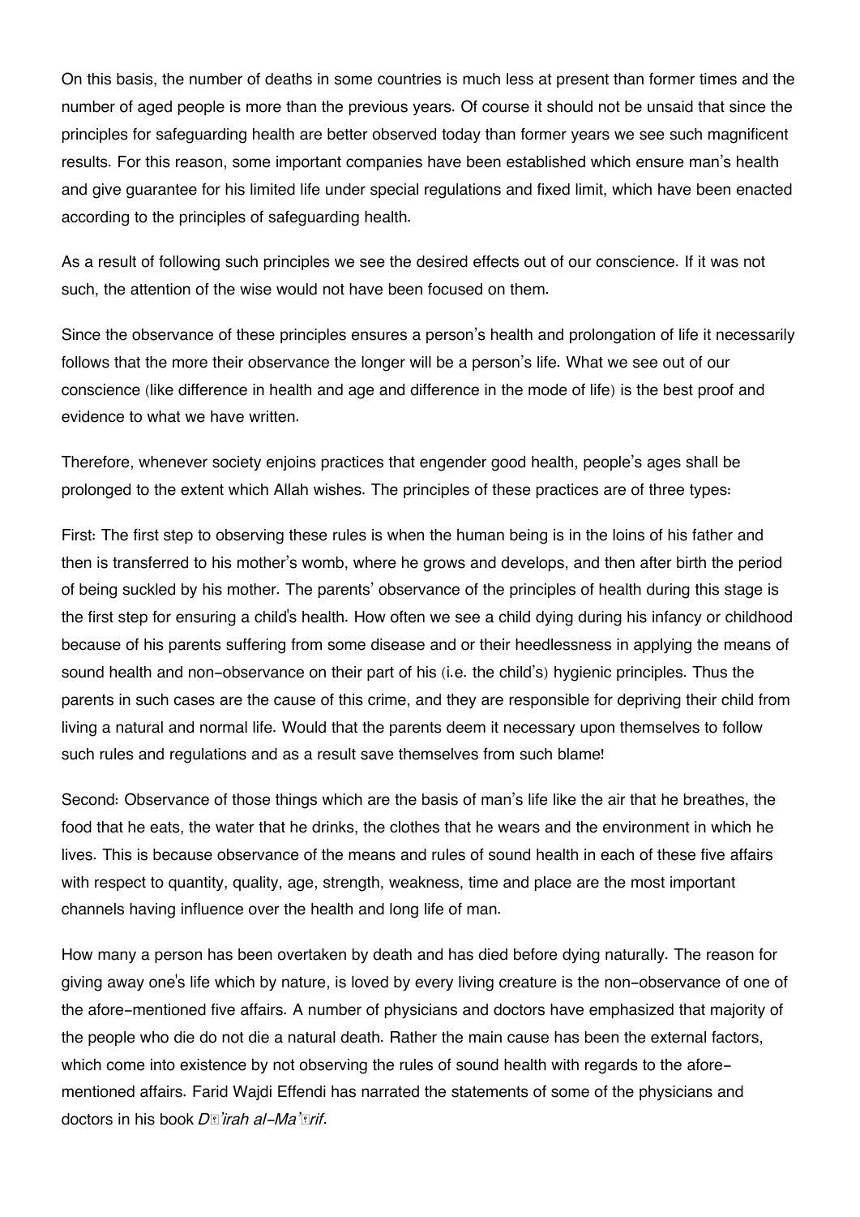On this basis, the number of deaths in some countries is much less at present than former times and the number of aged people is more than the previous years. Of course it should not be unsaid that since the principles for safeguarding health are better observed today than former years we see such magnificent results. For this reason, some important companies have been established which ensure man's health and give guarantee for his limited life under special regulations and fixed limit, which have been enacted according to the principles of safeguarding health.

As a result of following such principles we see the desired effects out of our conscience. If it was not such, the attention of the wise would not have been focused on them.

Since the observance of these principles ensures a person's health and prolongation of life it necessarily follows that the more their observance the longer will be a person's life. What we see out of our conscience (like difference in health and age and difference in the mode of life) is the best proof and evidence to what we have written.

Therefore, whenever society enjoins practices that engender good health, people's ages shall be prolonged to the extent which Allah wishes. The principles of these practices are of three types:

First: The first step to observing these rules is when the human being is in the loins of his father and then is transferred to his mother's womb, where he grows and develops, and then after birth the period of being suckled by his mother. The parents' observance of the principles of health during this stage is the first step for ensuring a child's health. How often we see a child dying during his infancy or childhood because of his parents suffering from some disease and or their heedlessness in applying the means of sound health and non-observance on their part of his (i.e. the child's) hygienic principles. Thus the parents in such cases are the cause of this crime, and they are responsible for depriving their child from living a natural and normal life. Would that the parents deem it necessary upon themselves to follow such rules and regulations and as a result save themselves from such blame!

Second: Observance of those things which are the basis of man's life like the air that he breathes, the food that he eats, the water that he drinks, the clothes that he wears and the environment in which he lives. This is because observance of the means and rules of sound health in each of these five affairs with respect to quantity, quality, age, strength, weakness, time and place are the most important channels having influence over the health and long life of man.

How many a person has been overtaken by death and has died before dying naturally. The reason for giving away one's life which by nature, is loved by every living creature is the non-observance of one of the afore-mentioned five affairs. A number of physicians and doctors have emphasized that majority of the people who die do not die a natural death. Rather the main cause has been the external factors, which come into existence by not observing the rules of sound health with regards to the afore-mentioned affairs. Farid Wajdi Effendi has narrated the statements of some of the physicians and doctors in his book *Dā'irah al-Ma'ārif*.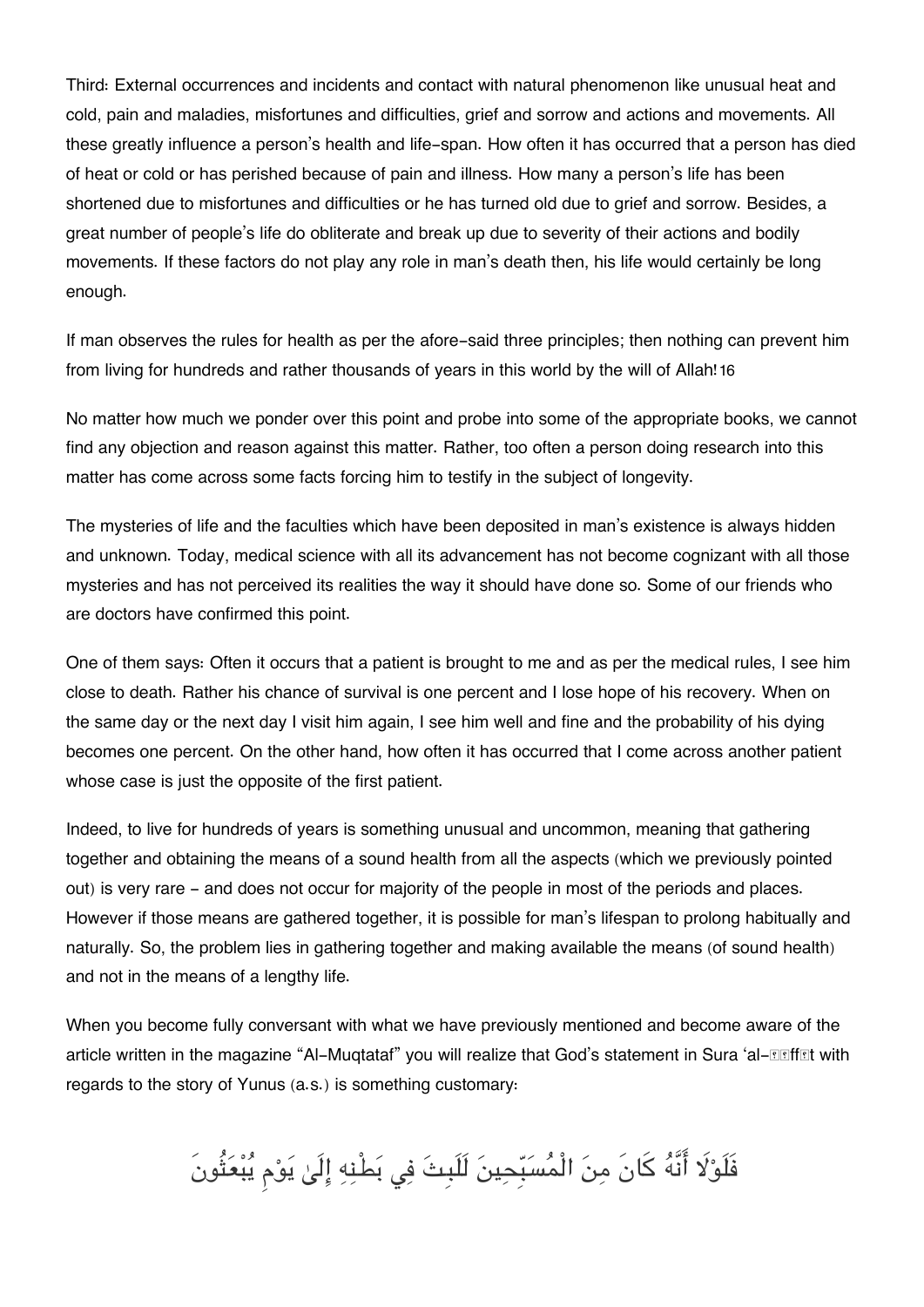Third: External occurrences and incidents and contact with natural phenomenon like unusual heat and cold, pain and maladies, misfortunes and difficulties, grief and sorrow and actions and movements. All these greatly influence a person's health and life-span. How often it has occurred that a person has died of heat or cold or has perished because of pain and illness. How many a person's life has been shortened due to misfortunes and difficulties or he has turned old due to grief and sorrow. Besides, a great number of people's life do obliterate and break up due to severity of their actions and bodily movements. If these factors do not play any role in man's death then, his life would certainly be long enough.

If man observes the rules for health as per the afore-said three principles; then nothing can prevent him from living for hundreds and rather thousands of years in this world by the will of Allah![16]

No matter how much we ponder over this point and probe into some of the appropriate books, we cannot find any objection and reason against this matter. Rather, too often a person doing research into this matter has come across some facts forcing him to testify in the subject of longevity.

The mysteries of life and the faculties which have been deposited in man's existence is always hidden and unknown. Today, medical science with all its advancement has not become cognizant with all those mysteries and has not perceived its realities the way it should have done so. Some of our friends who are doctors have confirmed this point.

One of them says: Often it occurs that a patient is brought to me and as per the medical rules, I see him close to death. Rather his chance of survival is one percent and I lose hope of his recovery. When on the same day or the next day I visit him again, I see him well and fine and the probability of his dying becomes one percent. On the other hand, how often it has occurred that I come across another patient whose case is just the opposite of the first patient.

Indeed, to live for hundreds of years is something unusual and uncommon, meaning that gathering together and obtaining the means of a sound health from all the aspects (which we previously pointed out) is very rare - and does not occur for majority of the people in most of the periods and places. However if those means are gathered together, it is possible for man's lifespan to prolong habitually and naturally. So, the problem lies in gathering together and making available the means (of sound health) and not in the means of a lengthy life.

When you become fully conversant with what we have previously mentioned and become aware of the article written in the magazine "Al-Muqtataf" you will realize that God's statement in Sura 'al-Ṣāffāt with regards to the story of Yunus (a.s.) is something customary:

فَلَوْلَا أَنَّهُ كَانَ مِنَ الْمُسَبِّحِينَ لَلَبِثَ فِي بَطْنِهِ إِلَىٰ يَوْمِ يُبْعَثُونَ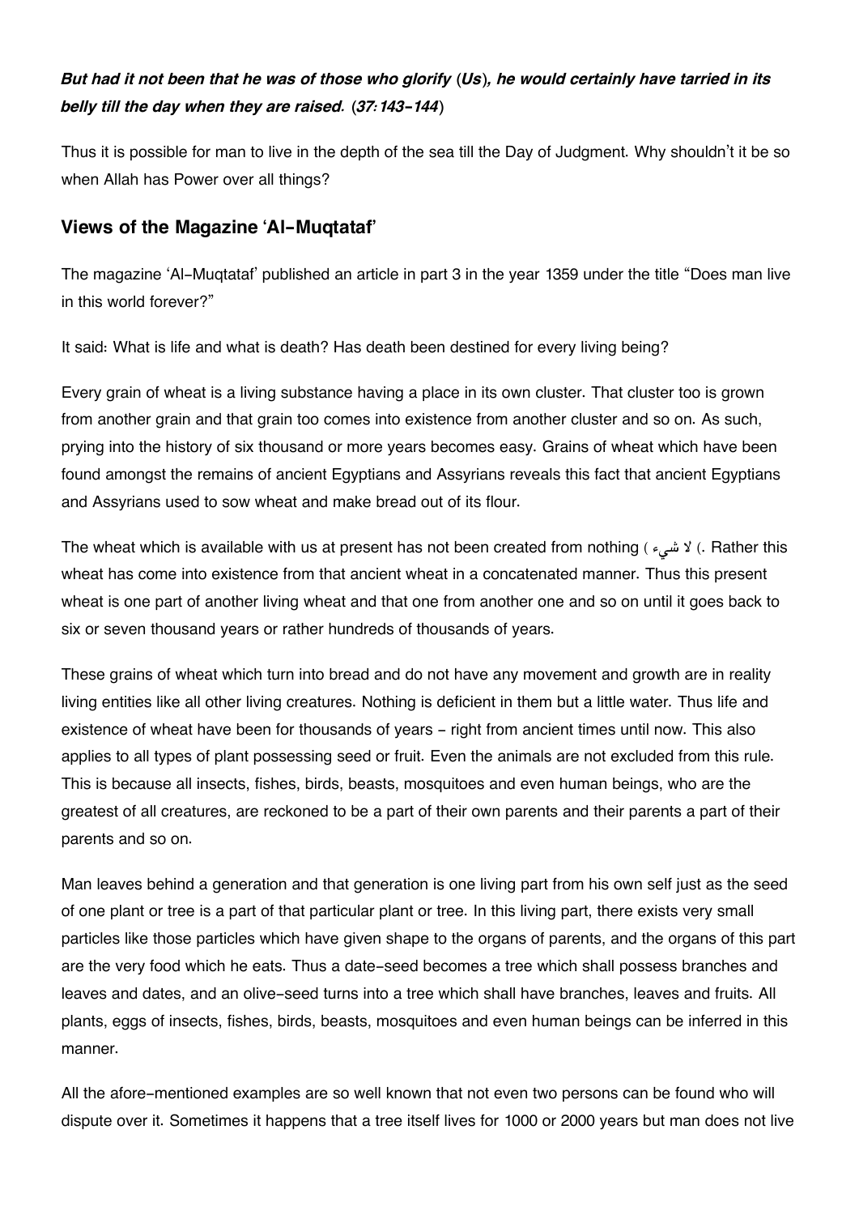***But had it not been that he was of those who glorify (Us), he would certainly have tarried in its belly till the day when they are raised. (37:143-144)***

Thus it is possible for man to live in the depth of the sea till the Day of Judgment. Why shouldn't it be so when Allah has Power over all things?

## Views of the Magazine 'Al-Muqtataf'

The magazine 'Al-Muqtataf' published an article in part 3 in the year 1359 under the title "Does man live in this world forever?"

It said: What is life and what is death? Has death been destined for every living being?

Every grain of wheat is a living substance having a place in its own cluster. That cluster too is grown from another grain and that grain too comes into existence from another cluster and so on. As such, prying into the history of six thousand or more years becomes easy. Grains of wheat which have been found amongst the remains of ancient Egyptians and Assyrians reveals this fact that ancient Egyptians and Assyrians used to sow wheat and make bread out of its flour.

The wheat which is available with us at present has not been created from nothing ( لا شيء ). Rather this wheat has come into existence from that ancient wheat in a concatenated manner. Thus this present wheat is one part of another living wheat and that one from another one and so on until it goes back to six or seven thousand years or rather hundreds of thousands of years.

These grains of wheat which turn into bread and do not have any movement and growth are in reality living entities like all other living creatures. Nothing is deficient in them but a little water. Thus life and existence of wheat have been for thousands of years - right from ancient times until now. This also applies to all types of plant possessing seed or fruit. Even the animals are not excluded from this rule. This is because all insects, fishes, birds, beasts, mosquitoes and even human beings, who are the greatest of all creatures, are reckoned to be a part of their own parents and their parents a part of their parents and so on.

Man leaves behind a generation and that generation is one living part from his own self just as the seed of one plant or tree is a part of that particular plant or tree. In this living part, there exists very small particles like those particles which have given shape to the organs of parents, and the organs of this part are the very food which he eats. Thus a date-seed becomes a tree which shall possess branches and leaves and dates, and an olive-seed turns into a tree which shall have branches, leaves and fruits. All plants, eggs of insects, fishes, birds, beasts, mosquitoes and even human beings can be inferred in this manner.

All the afore-mentioned examples are so well known that not even two persons can be found who will dispute over it. Sometimes it happens that a tree itself lives for 1000 or 2000 years but man does not live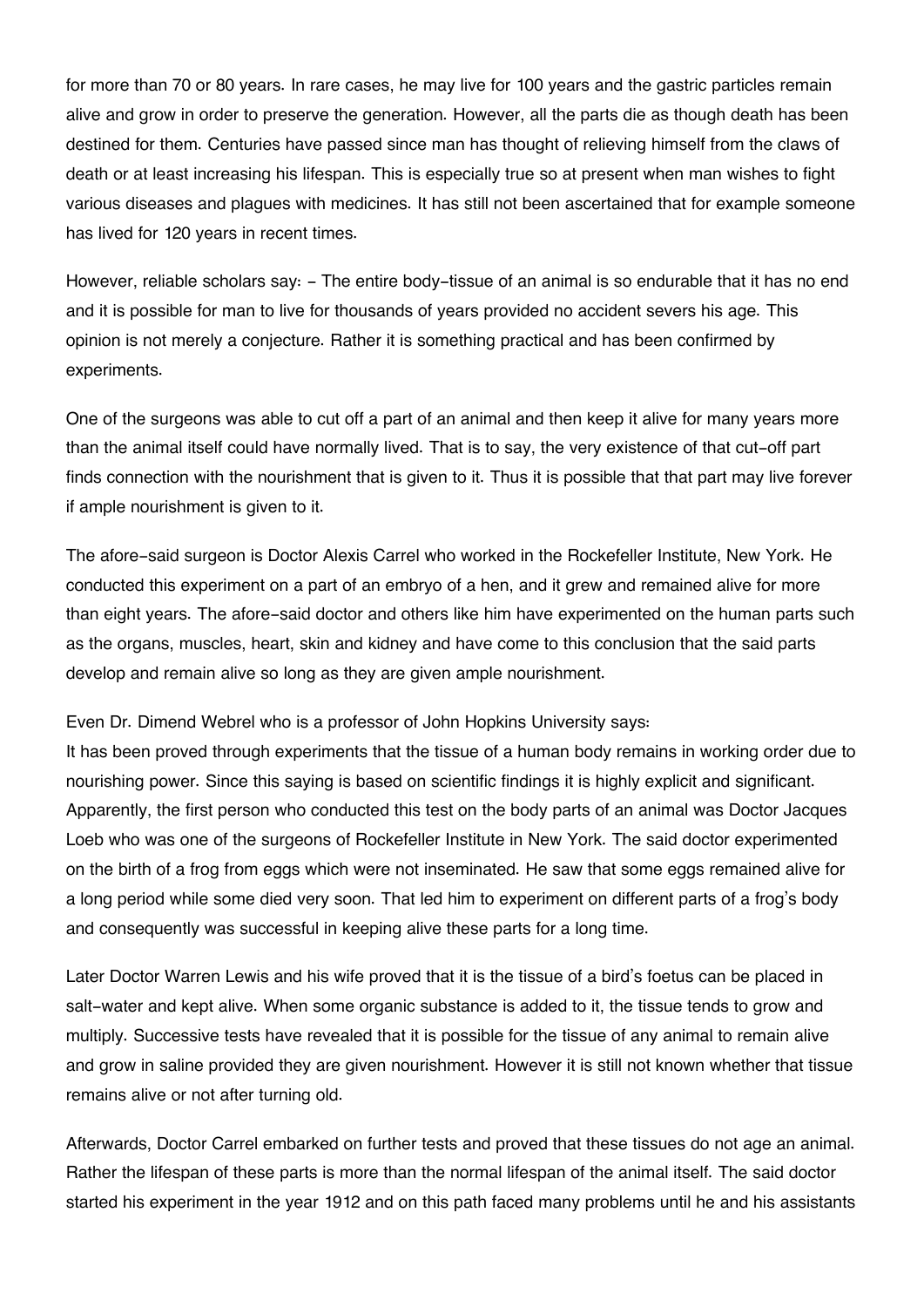for more than 70 or 80 years. In rare cases, he may live for 100 years and the gastric particles remain alive and grow in order to preserve the generation. However, all the parts die as though death has been destined for them. Centuries have passed since man has thought of relieving himself from the claws of death or at least increasing his lifespan. This is especially true so at present when man wishes to fight various diseases and plagues with medicines. It has still not been ascertained that for example someone has lived for 120 years in recent times.

However, reliable scholars say: - The entire body-tissue of an animal is so endurable that it has no end and it is possible for man to live for thousands of years provided no accident severs his age. This opinion is not merely a conjecture. Rather it is something practical and has been confirmed by experiments.

One of the surgeons was able to cut off a part of an animal and then keep it alive for many years more than the animal itself could have normally lived. That is to say, the very existence of that cut-off part finds connection with the nourishment that is given to it. Thus it is possible that that part may live forever if ample nourishment is given to it.

The afore-said surgeon is Doctor Alexis Carrel who worked in the Rockefeller Institute, New York. He conducted this experiment on a part of an embryo of a hen, and it grew and remained alive for more than eight years. The afore-said doctor and others like him have experimented on the human parts such as the organs, muscles, heart, skin and kidney and have come to this conclusion that the said parts develop and remain alive so long as they are given ample nourishment.

Even Dr. Dimend Webrel who is a professor of John Hopkins University says:
It has been proved through experiments that the tissue of a human body remains in working order due to nourishing power. Since this saying is based on scientific findings it is highly explicit and significant. Apparently, the first person who conducted this test on the body parts of an animal was Doctor Jacques Loeb who was one of the surgeons of Rockefeller Institute in New York. The said doctor experimented on the birth of a frog from eggs which were not inseminated. He saw that some eggs remained alive for a long period while some died very soon. That led him to experiment on different parts of a frog's body and consequently was successful in keeping alive these parts for a long time.

Later Doctor Warren Lewis and his wife proved that it is the tissue of a bird's foetus can be placed in salt-water and kept alive. When some organic substance is added to it, the tissue tends to grow and multiply. Successive tests have revealed that it is possible for the tissue of any animal to remain alive and grow in saline provided they are given nourishment. However it is still not known whether that tissue remains alive or not after turning old.

Afterwards, Doctor Carrel embarked on further tests and proved that these tissues do not age an animal. Rather the lifespan of these parts is more than the normal lifespan of the animal itself. The said doctor started his experiment in the year 1912 and on this path faced many problems until he and his assistants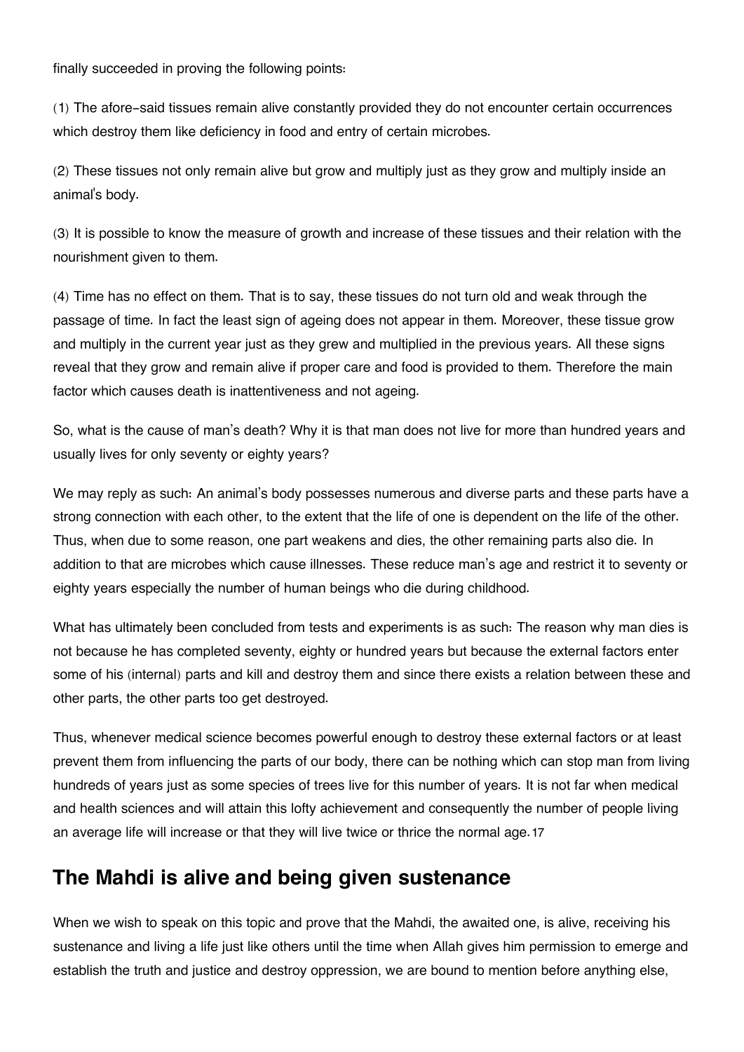finally succeeded in proving the following points:

(1) The afore-said tissues remain alive constantly provided they do not encounter certain occurrences which destroy them like deficiency in food and entry of certain microbes.

(2) These tissues not only remain alive but grow and multiply just as they grow and multiply inside an animal's body.

(3) It is possible to know the measure of growth and increase of these tissues and their relation with the nourishment given to them.

(4) Time has no effect on them. That is to say, these tissues do not turn old and weak through the passage of time. In fact the least sign of ageing does not appear in them. Moreover, these tissue grow and multiply in the current year just as they grew and multiplied in the previous years. All these signs reveal that they grow and remain alive if proper care and food is provided to them. Therefore the main factor which causes death is inattentiveness and not ageing.

So, what is the cause of man's death? Why it is that man does not live for more than hundred years and usually lives for only seventy or eighty years?

We may reply as such: An animal's body possesses numerous and diverse parts and these parts have a strong connection with each other, to the extent that the life of one is dependent on the life of the other. Thus, when due to some reason, one part weakens and dies, the other remaining parts also die. In addition to that are microbes which cause illnesses. These reduce man's age and restrict it to seventy or eighty years especially the number of human beings who die during childhood.

What has ultimately been concluded from tests and experiments is as such: The reason why man dies is not because he has completed seventy, eighty or hundred years but because the external factors enter some of his (internal) parts and kill and destroy them and since there exists a relation between these and other parts, the other parts too get destroyed.

Thus, whenever medical science becomes powerful enough to destroy these external factors or at least prevent them from influencing the parts of our body, there can be nothing which can stop man from living hundreds of years just as some species of trees live for this number of years. It is not far when medical and health sciences and will attain this lofty achievement and consequently the number of people living an average life will increase or that they will live twice or thrice the normal age.[17]

## The Mahdi is alive and being given sustenance

When we wish to speak on this topic and prove that the Mahdi, the awaited one, is alive, receiving his sustenance and living a life just like others until the time when Allah gives him permission to emerge and establish the truth and justice and destroy oppression, we are bound to mention before anything else,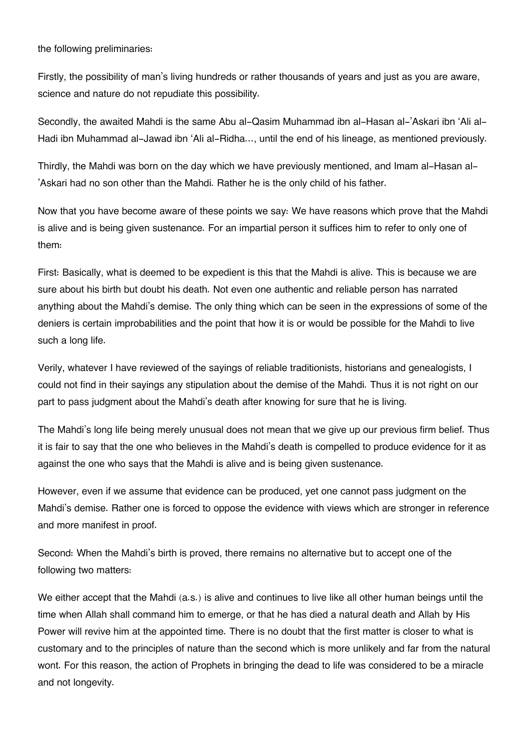the following preliminaries:

Firstly, the possibility of man's living hundreds or rather thousands of years and just as you are aware, science and nature do not repudiate this possibility.

Secondly, the awaited Mahdi is the same Abu al-Qasim Muhammad ibn al-Hasan al-'Askari ibn 'Ali al-Hadi ibn Muhammad al-Jawad ibn 'Ali al-Ridha..., until the end of his lineage, as mentioned previously.

Thirdly, the Mahdi was born on the day which we have previously mentioned, and Imam al-Hasan al-'Askari had no son other than the Mahdi. Rather he is the only child of his father.

Now that you have become aware of these points we say: We have reasons which prove that the Mahdi is alive and is being given sustenance. For an impartial person it suffices him to refer to only one of them:

First: Basically, what is deemed to be expedient is this that the Mahdi is alive. This is because we are sure about his birth but doubt his death. Not even one authentic and reliable person has narrated anything about the Mahdi's demise. The only thing which can be seen in the expressions of some of the deniers is certain improbabilities and the point that how it is or would be possible for the Mahdi to live such a long life.

Verily, whatever I have reviewed of the sayings of reliable traditionists, historians and genealogists, I could not find in their sayings any stipulation about the demise of the Mahdi. Thus it is not right on our part to pass judgment about the Mahdi's death after knowing for sure that he is living.

The Mahdi's long life being merely unusual does not mean that we give up our previous firm belief. Thus it is fair to say that the one who believes in the Mahdi's death is compelled to produce evidence for it as against the one who says that the Mahdi is alive and is being given sustenance.

However, even if we assume that evidence can be produced, yet one cannot pass judgment on the Mahdi's demise. Rather one is forced to oppose the evidence with views which are stronger in reference and more manifest in proof.

Second: When the Mahdi's birth is proved, there remains no alternative but to accept one of the following two matters:

We either accept that the Mahdi (a.s.) is alive and continues to live like all other human beings until the time when Allah shall command him to emerge, or that he has died a natural death and Allah by His Power will revive him at the appointed time. There is no doubt that the first matter is closer to what is customary and to the principles of nature than the second which is more unlikely and far from the natural wont. For this reason, the action of Prophets in bringing the dead to life was considered to be a miracle and not longevity.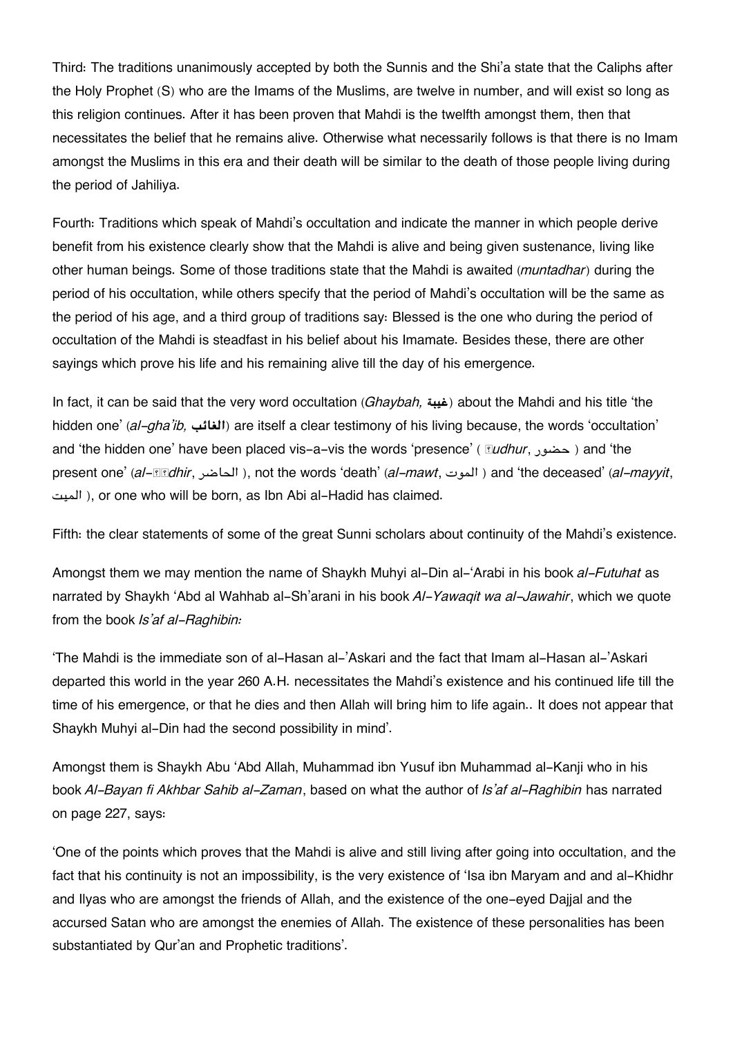Third: The traditions unanimously accepted by both the Sunnis and the Shi'a state that the Caliphs after the Holy Prophet (S) who are the Imams of the Muslims, are twelve in number, and will exist so long as this religion continues. After it has been proven that Mahdi is the twelfth amongst them, then that necessitates the belief that he remains alive. Otherwise what necessarily follows is that there is no Imam amongst the Muslims in this era and their death will be similar to the death of those people living during the period of Jahiliya.

Fourth: Traditions which speak of Mahdi's occultation and indicate the manner in which people derive benefit from his existence clearly show that the Mahdi is alive and being given sustenance, living like other human beings. Some of those traditions state that the Mahdi is awaited (*muntadhar*) during the period of his occultation, while others specify that the period of Mahdi's occultation will be the same as the period of his age, and a third group of traditions say: Blessed is the one who during the period of occultation of the Mahdi is steadfast in his belief about his Imamate. Besides these, there are other sayings which prove his life and his remaining alive till the day of his emergence.

In fact, it can be said that the very word occultation (*Ghaybah,* **غيبة**) about the Mahdi and his title 'the hidden one' (*al-gha'ib,* **الغائب**) are itself a clear testimony of his living because, the words 'occultation' and 'the hidden one' have been placed vis-a-vis the words 'presence' ( *ḥudhur*, حضور ) and 'the present one' (*al-ḥadhir*, الحاضر ), not the words 'death' (*al-mawt*, الموت ) and 'the deceased' (*al-mayyit*, الميت ), or one who will be born, as Ibn Abi al-Hadid has claimed.

Fifth: the clear statements of some of the great Sunni scholars about continuity of the Mahdi's existence.

Amongst them we may mention the name of Shaykh Muhyi al-Din al-'Arabi in his book *al-Futuhat* as narrated by Shaykh 'Abd al Wahhab al-Sh'arani in his book *Al-Yawaqit wa al-Jawahir*, which we quote from the book *Is'af al-Raghibin:*

'The Mahdi is the immediate son of al-Hasan al-'Askari and the fact that Imam al-Hasan al-'Askari departed this world in the year 260 A.H. necessitates the Mahdi's existence and his continued life till the time of his emergence, or that he dies and then Allah will bring him to life again.. It does not appear that Shaykh Muhyi al-Din had the second possibility in mind'.

Amongst them is Shaykh Abu 'Abd Allah, Muhammad ibn Yusuf ibn Muhammad al-Kanji who in his book *Al-Bayan fi Akhbar Sahib al-Zaman*, based on what the author of *Is'af al-Raghibin* has narrated on page 227, says:

'One of the points which proves that the Mahdi is alive and still living after going into occultation, and the fact that his continuity is not an impossibility, is the very existence of 'Isa ibn Maryam and and al-Khidhr and Ilyas who are amongst the friends of Allah, and the existence of the one-eyed Dajjal and the accursed Satan who are amongst the enemies of Allah. The existence of these personalities has been substantiated by Qur'an and Prophetic traditions'.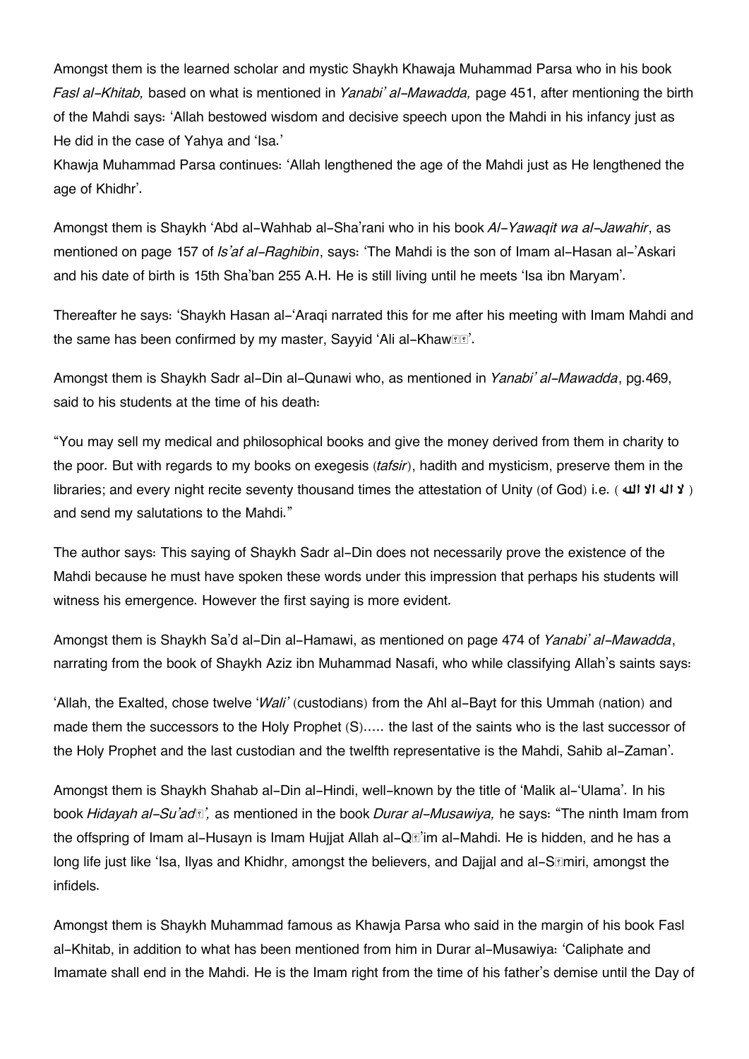Amongst them is the learned scholar and mystic Shaykh Khawaja Muhammad Parsa who in his book *Fasl al-Khitab,* based on what is mentioned in *Yanabi' al-Mawadda,* page 451, after mentioning the birth of the Mahdi says: 'Allah bestowed wisdom and decisive speech upon the Mahdi in his infancy just as He did in the case of Yahya and 'Isa.'

Khawja Muhammad Parsa continues: 'Allah lengthened the age of the Mahdi just as He lengthened the age of Khidhr'.

Amongst them is Shaykh 'Abd al-Wahhab al-Sha'rani who in his book *Al-Yawaqit wa al-Jawahir*, as mentioned on page 157 of *Is'af al-Raghibin*, says: 'The Mahdi is the son of Imam al-Hasan al-'Askari and his date of birth is 15th Sha'ban 255 A.H. He is still living until he meets 'Isa ibn Maryam'.

Thereafter he says: 'Shaykh Hasan al-'Araqi narrated this for me after his meeting with Imam Mahdi and the same has been confirmed by my master, Sayyid 'Ali al-Khawāṣ'.

Amongst them is Shaykh Sadr al-Din al-Qunawi who, as mentioned in *Yanabi' al-Mawadda*, pg.469, said to his students at the time of his death:

"You may sell my medical and philosophical books and give the money derived from them in charity to the poor. But with regards to my books on exegesis (*tafsir*), hadith and mysticism, preserve them in the libraries; and every night recite seventy thousand times the attestation of Unity (of God) i.e. ( لا اله الا الله ) and send my salutations to the Mahdi."

The author says: This saying of Shaykh Sadr al-Din does not necessarily prove the existence of the Mahdi because he must have spoken these words under this impression that perhaps his students will witness his emergence. However the first saying is more evident.

Amongst them is Shaykh Sa'd al-Din al-Hamawi, as mentioned on page 474 of *Yanabi' al-Mawadda*, narrating from the book of Shaykh Aziz ibn Muhammad Nasafi, who while classifying Allah's saints says:

'Allah, the Exalted, chose twelve '*Wali'* (custodians) from the Ahl al-Bayt for this Ummah (nation) and made them the successors to the Holy Prophet (S)..... the last of the saints who is the last successor of the Holy Prophet and the last custodian and the twelfth representative is the Mahdi, Sahib al-Zaman'.

Amongst them is Shaykh Shahab al-Din al-Hindi, well-known by the title of 'Malik al-'Ulama'. In his book *Hidayah al-Su'adā',* as mentioned in the book *Durar al-Musawiya,* he says: "The ninth Imam from the offspring of Imam al-Husayn is Imam Hujjat Allah al-Qā'im al-Mahdi. He is hidden, and he has a long life just like 'Isa, Ilyas and Khidhr, amongst the believers, and Dajjal and al-Sāmiri, amongst the infidels.

Amongst them is Shaykh Muhammad famous as Khawja Parsa who said in the margin of his book Fasl al-Khitab, in addition to what has been mentioned from him in Durar al-Musawiya: 'Caliphate and Imamate shall end in the Mahdi. He is the Imam right from the time of his father's demise until the Day of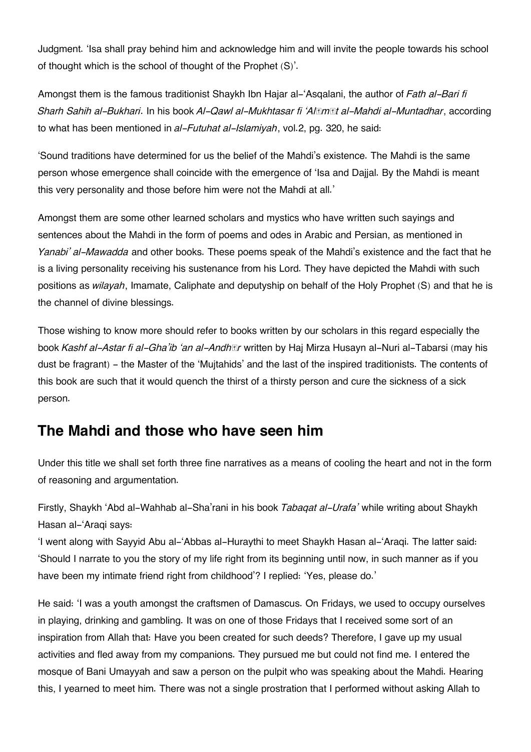Judgment. 'Isa shall pray behind him and acknowledge him and will invite the people towards his school of thought which is the school of thought of the Prophet (S)'.

Amongst them is the famous traditionist Shaykh Ibn Hajar al-'Asqalani, the author of *Fath al-Bari fi Sharh Sahih al-Bukhari*. In his book *Al-Qawl al-Mukhtasar fi 'Alāmāt al-Mahdi al-Muntadhar*, according to what has been mentioned in *al-Futuhat al-Islamiyah*, vol.2, pg. 320, he said:

'Sound traditions have determined for us the belief of the Mahdi's existence. The Mahdi is the same person whose emergence shall coincide with the emergence of 'Isa and Dajjal. By the Mahdi is meant this very personality and those before him were not the Mahdi at all.'

Amongst them are some other learned scholars and mystics who have written such sayings and sentences about the Mahdi in the form of poems and odes in Arabic and Persian, as mentioned in *Yanabi' al-Mawadda* and other books. These poems speak of the Mahdi's existence and the fact that he is a living personality receiving his sustenance from his Lord. They have depicted the Mahdi with such positions as *wilayah*, Imamate, Caliphate and deputyship on behalf of the Holy Prophet (S) and that he is the channel of divine blessings.

Those wishing to know more should refer to books written by our scholars in this regard especially the book *Kashf al-Astar fi al-Gha'ib 'an al-Andhār* written by Haj Mirza Husayn al-Nuri al-Tabarsi (may his dust be fragrant) - the Master of the 'Mujtahids' and the last of the inspired traditionists. The contents of this book are such that it would quench the thirst of a thirsty person and cure the sickness of a sick person.

## The Mahdi and those who have seen him

Under this title we shall set forth three fine narratives as a means of cooling the heart and not in the form of reasoning and argumentation.

Firstly, Shaykh 'Abd al-Wahhab al-Sha'rani in his book *Tabaqat al-Urafa'* while writing about Shaykh Hasan al-'Araqi says:
'I went along with Sayyid Abu al-'Abbas al-Huraythi to meet Shaykh Hasan al-'Araqi. The latter said: 'Should I narrate to you the story of my life right from its beginning until now, in such manner as if you have been my intimate friend right from childhood'? I replied: 'Yes, please do.'

He said: 'I was a youth amongst the craftsmen of Damascus. On Fridays, we used to occupy ourselves in playing, drinking and gambling. It was on one of those Fridays that I received some sort of an inspiration from Allah that: Have you been created for such deeds? Therefore, I gave up my usual activities and fled away from my companions. They pursued me but could not find me. I entered the mosque of Bani Umayyah and saw a person on the pulpit who was speaking about the Mahdi. Hearing this, I yearned to meet him. There was not a single prostration that I performed without asking Allah to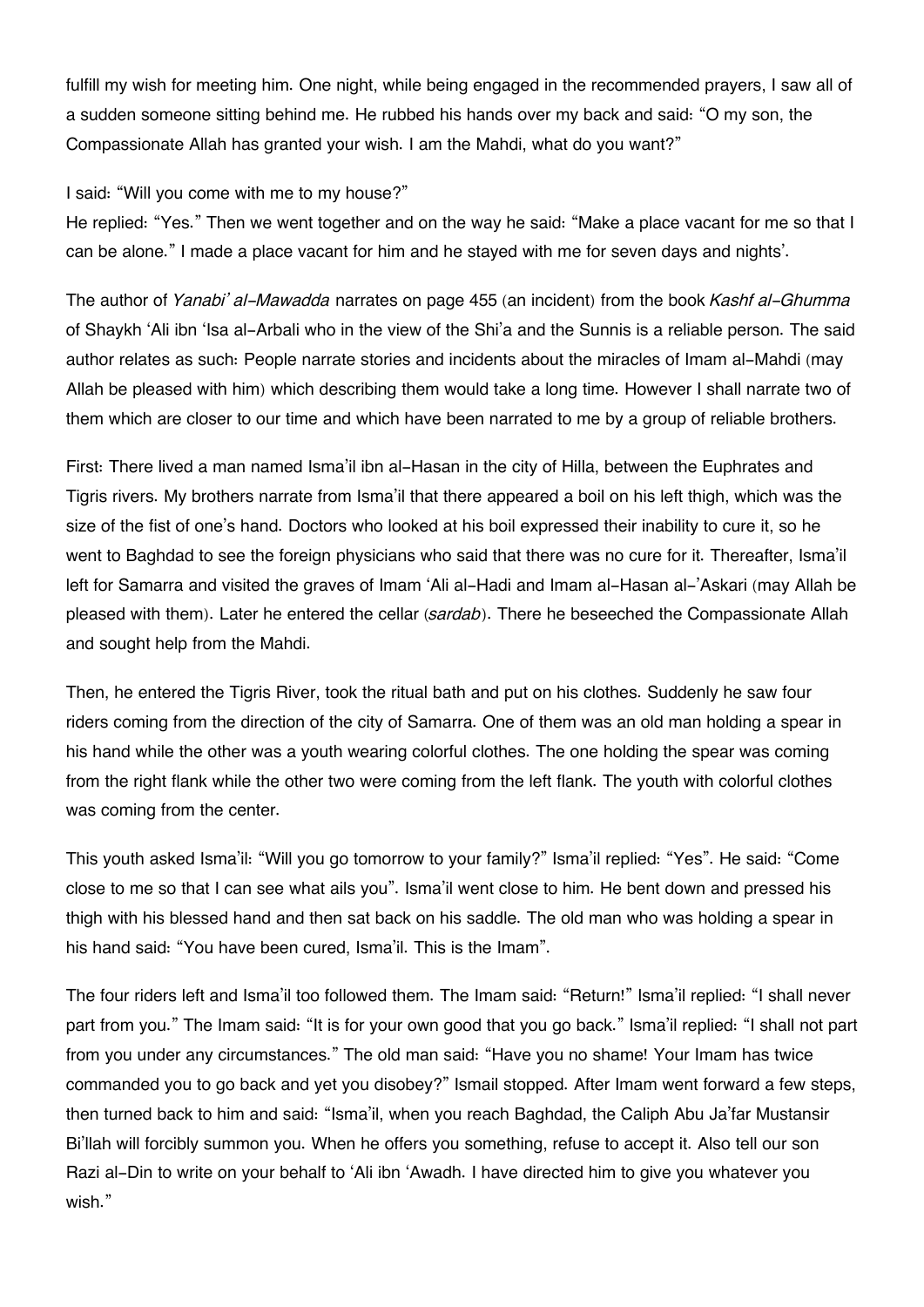fulfill my wish for meeting him. One night, while being engaged in the recommended prayers, I saw all of a sudden someone sitting behind me. He rubbed his hands over my back and said: "O my son, the Compassionate Allah has granted your wish. I am the Mahdi, what do you want?"

I said: "Will you come with me to my house?"
He replied: "Yes." Then we went together and on the way he said: "Make a place vacant for me so that I can be alone." I made a place vacant for him and he stayed with me for seven days and nights'.

The author of *Yanabi' al-Mawadda* narrates on page 455 (an incident) from the book *Kashf al-Ghumma* of Shaykh 'Ali ibn 'Isa al-Arbali who in the view of the Shi'a and the Sunnis is a reliable person. The said author relates as such: People narrate stories and incidents about the miracles of Imam al-Mahdi (may Allah be pleased with him) which describing them would take a long time. However I shall narrate two of them which are closer to our time and which have been narrated to me by a group of reliable brothers.

First: There lived a man named Isma'il ibn al-Hasan in the city of Hilla, between the Euphrates and Tigris rivers. My brothers narrate from Isma'il that there appeared a boil on his left thigh, which was the size of the fist of one's hand. Doctors who looked at his boil expressed their inability to cure it, so he went to Baghdad to see the foreign physicians who said that there was no cure for it. Thereafter, Isma'il left for Samarra and visited the graves of Imam 'Ali al-Hadi and Imam al-Hasan al-'Askari (may Allah be pleased with them). Later he entered the cellar (*sardab*). There he beseeched the Compassionate Allah and sought help from the Mahdi.

Then, he entered the Tigris River, took the ritual bath and put on his clothes. Suddenly he saw four riders coming from the direction of the city of Samarra. One of them was an old man holding a spear in his hand while the other was a youth wearing colorful clothes. The one holding the spear was coming from the right flank while the other two were coming from the left flank. The youth with colorful clothes was coming from the center.

This youth asked Isma'il: "Will you go tomorrow to your family?" Isma'il replied: "Yes". He said: "Come close to me so that I can see what ails you". Isma'il went close to him. He bent down and pressed his thigh with his blessed hand and then sat back on his saddle. The old man who was holding a spear in his hand said: "You have been cured, Isma'il. This is the Imam".

The four riders left and Isma'il too followed them. The Imam said: "Return!" Isma'il replied: "I shall never part from you." The Imam said: "It is for your own good that you go back." Isma'il replied: "I shall not part from you under any circumstances." The old man said: "Have you no shame! Your Imam has twice commanded you to go back and yet you disobey?" Ismail stopped. After Imam went forward a few steps, then turned back to him and said: "Isma'il, when you reach Baghdad, the Caliph Abu Ja'far Mustansir Bi'llah will forcibly summon you. When he offers you something, refuse to accept it. Also tell our son Razi al-Din to write on your behalf to 'Ali ibn 'Awadh. I have directed him to give you whatever you wish."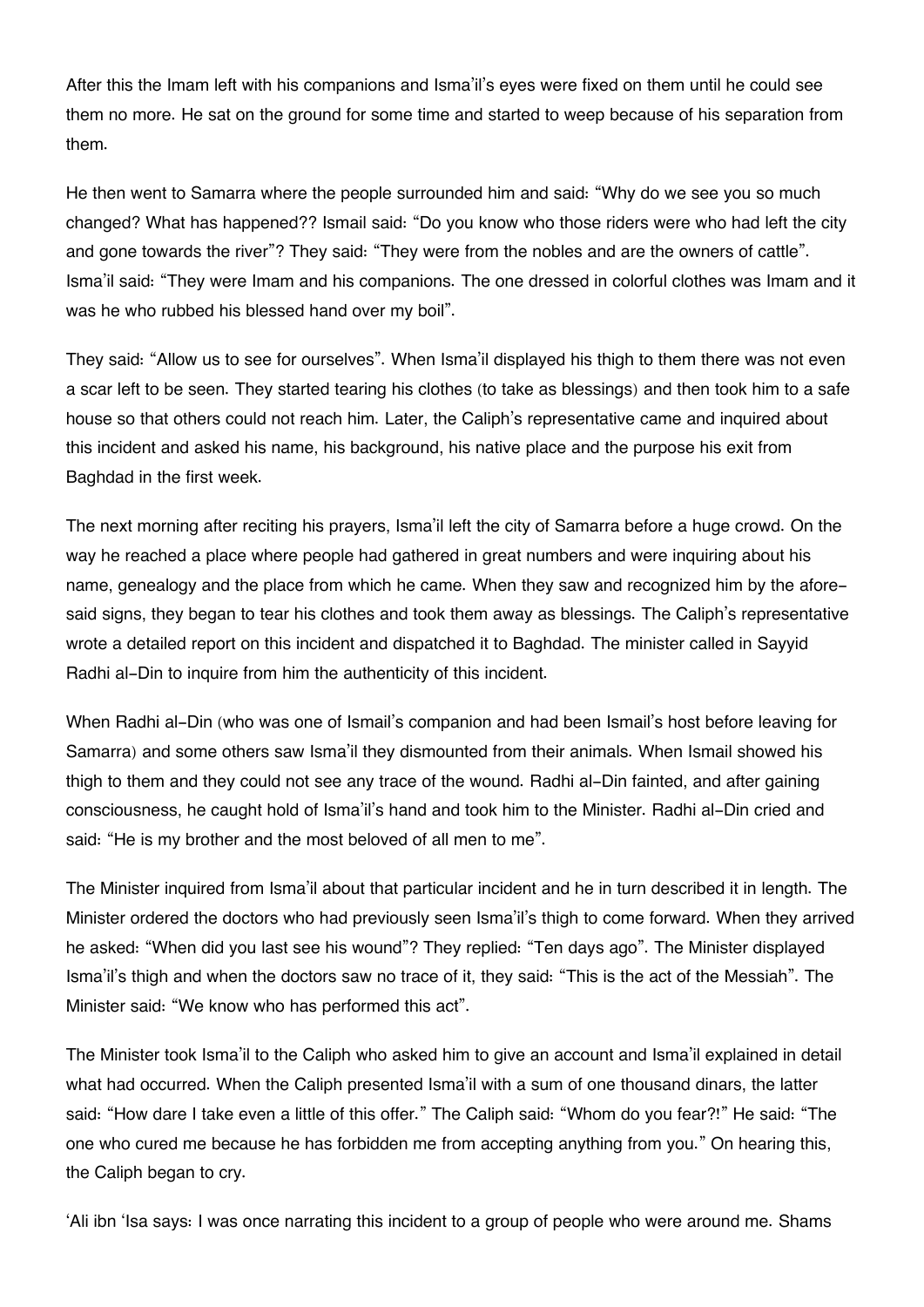After this the Imam left with his companions and Isma'il's eyes were fixed on them until he could see them no more. He sat on the ground for some time and started to weep because of his separation from them.

He then went to Samarra where the people surrounded him and said: "Why do we see you so much changed? What has happened?? Ismail said: "Do you know who those riders were who had left the city and gone towards the river"? They said: "They were from the nobles and are the owners of cattle". Isma'il said: "They were Imam and his companions. The one dressed in colorful clothes was Imam and it was he who rubbed his blessed hand over my boil".

They said: "Allow us to see for ourselves". When Isma'il displayed his thigh to them there was not even a scar left to be seen. They started tearing his clothes (to take as blessings) and then took him to a safe house so that others could not reach him. Later, the Caliph's representative came and inquired about this incident and asked his name, his background, his native place and the purpose his exit from Baghdad in the first week.

The next morning after reciting his prayers, Isma'il left the city of Samarra before a huge crowd. On the way he reached a place where people had gathered in great numbers and were inquiring about his name, genealogy and the place from which he came. When they saw and recognized him by the afore-said signs, they began to tear his clothes and took them away as blessings. The Caliph's representative wrote a detailed report on this incident and dispatched it to Baghdad. The minister called in Sayyid Radhi al-Din to inquire from him the authenticity of this incident.

When Radhi al-Din (who was one of Ismail's companion and had been Ismail's host before leaving for Samarra) and some others saw Isma'il they dismounted from their animals. When Ismail showed his thigh to them and they could not see any trace of the wound. Radhi al-Din fainted, and after gaining consciousness, he caught hold of Isma'il's hand and took him to the Minister. Radhi al-Din cried and said: "He is my brother and the most beloved of all men to me".

The Minister inquired from Isma'il about that particular incident and he in turn described it in length. The Minister ordered the doctors who had previously seen Isma'il's thigh to come forward. When they arrived he asked: "When did you last see his wound"? They replied: "Ten days ago". The Minister displayed Isma'il's thigh and when the doctors saw no trace of it, they said: "This is the act of the Messiah". The Minister said: "We know who has performed this act".

The Minister took Isma'il to the Caliph who asked him to give an account and Isma'il explained in detail what had occurred. When the Caliph presented Isma'il with a sum of one thousand dinars, the latter said: "How dare I take even a little of this offer." The Caliph said: "Whom do you fear?!" He said: "The one who cured me because he has forbidden me from accepting anything from you." On hearing this, the Caliph began to cry.

'Ali ibn 'Isa says: I was once narrating this incident to a group of people who were around me. Shams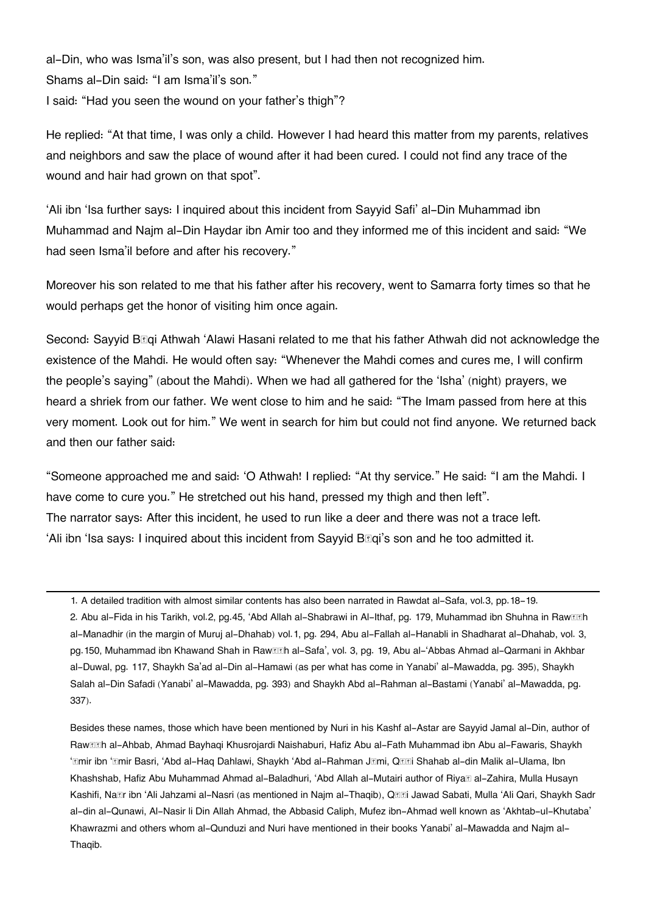al-Din, who was Isma'il's son, was also present, but I had then not recognized him.
Shams al-Din said: "I am Isma'il's son."
I said: "Had you seen the wound on your father's thigh"?

He replied: "At that time, I was only a child. However I had heard this matter from my parents, relatives and neighbors and saw the place of wound after it had been cured. I could not find any trace of the wound and hair had grown on that spot".

'Ali ibn 'Isa further says: I inquired about this incident from Sayyid Safi' al-Din Muhammad ibn Muhammad and Najm al-Din Haydar ibn Amir too and they informed me of this incident and said: "We had seen Isma'il before and after his recovery."

Moreover his son related to me that his father after his recovery, went to Samarra forty times so that he would perhaps get the honor of visiting him once again.

Second: Sayyid Bāqi Athwah 'Alawi Hasani related to me that his father Athwah did not acknowledge the existence of the Mahdi. He would often say: "Whenever the Mahdi comes and cures me, I will confirm the people's saying" (about the Mahdi). When we had all gathered for the 'Isha' (night) prayers, we heard a shriek from our father. We went close to him and he said: "The Imam passed from here at this very moment. Look out for him." We went in search for him but could not find anyone. We returned back and then our father said:

"Someone approached me and said: 'O Athwah! I replied: "At thy service." He said: "I am the Mahdi. I have come to cure you." He stretched out his hand, pressed my thigh and then left".
The narrator says: After this incident, he used to run like a deer and there was not a trace left.
'Ali ibn 'Isa says: I inquired about this incident from Sayyid Bāqi's son and he too admitted it.

---

1. A detailed tradition with almost similar contents has also been narrated in Rawdat al-Safa, vol.3, pp.18-19.
2. Abu al-Fida in his Tarikh, vol.2, pg.45, 'Abd Allah al-Shabrawi in Al-Ithaf, pg. 179, Muhammad ibn Shuhna in Rawḍah al-Manadhir (in the margin of Muruj al-Dhahab) vol.1, pg. 294, Abu al-Fallah al-Hanabli in Shadharat al-Dhahab, vol. 3, pg.150, Muhammad ibn Khawand Shah in Rawḍah al-Safa', vol. 3, pg. 19, Abu al-'Abbas Ahmad al-Qarmani in Akhbar al-Duwal, pg. 117, Shaykh Sa'ad al-Din al-Hamawi (as per what has come in Yanabi' al-Mawadda, pg. 395), Shaykh Salah al-Din Safadi (Yanabi' al-Mawadda, pg. 393) and Shaykh Abd al-Rahman al-Bastami (Yanabi' al-Mawadda, pg. 337).

Besides these names, those which have been mentioned by Nuri in his Kashf al-Astar are Sayyid Jamal al-Din, author of Rawḍah al-Ahbab, Ahmad Bayhaqi Khusrojardi Naishaburi, Hafiz Abu al-Fath Muhammad ibn Abu al-Fawaris, Shaykh 'Āmir ibn 'Āmir Basri, 'Abd al-Haq Dahlawi, Shaykh 'Abd al-Rahman Jāmi, Qāḍi Shahab al-din Malik al-Ulama, Ibn Khashshab, Hafiz Abu Muhammad Ahmad al-Baladhuri, 'Abd Allah al-Mutairi author of Riyaḍ al-Zahira, Mulla Husayn Kashifi, Naṣr ibn 'Ali Jahzami al-Nasri (as mentioned in Najm al-Thaqib), Qāḍi Jawad Sabati, Mulla 'Ali Qari, Shaykh Sadr al-din al-Qunawi, Al-Nasir li Din Allah Ahmad, the Abbasid Caliph, Mufez ibn-Ahmad well known as 'Akhtab-ul-Khutaba' Khawrazmi and others whom al-Qunduzi and Nuri have mentioned in their books Yanabi' al-Mawadda and Najm al-Thaqib.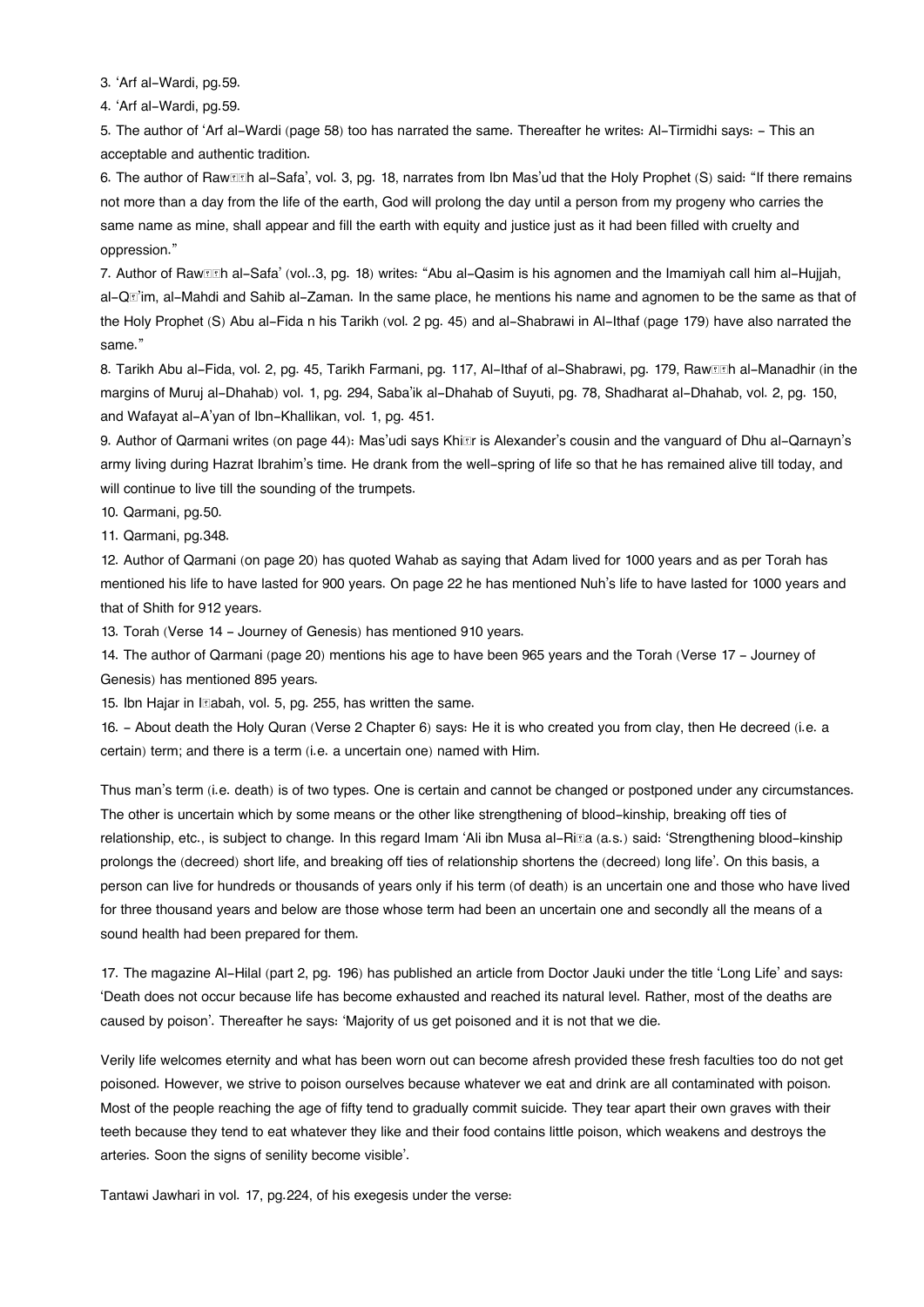3. 'Arf al-Wardi, pg.59.

4. 'Arf al-Wardi, pg.59.

5. The author of 'Arf al-Wardi (page 58) too has narrated the same. Thereafter he writes: Al-Tirmidhi says: - This an acceptable and authentic tradition.

6. The author of Rawḍah al-Safa', vol. 3, pg. 18, narrates from Ibn Mas'ud that the Holy Prophet (S) said: "If there remains not more than a day from the life of the earth, God will prolong the day until a person from my progeny who carries the same name as mine, shall appear and fill the earth with equity and justice just as it had been filled with cruelty and oppression."

7. Author of Rawḍah al-Safa' (vol..3, pg. 18) writes: "Abu al-Qasim is his agnomen and the Imamiyah call him al-Hujjah, al-Qā'im, al-Mahdi and Sahib al-Zaman. In the same place, he mentions his name and agnomen to be the same as that of the Holy Prophet (S) Abu al-Fida n his Tarikh (vol. 2 pg. 45) and al-Shabrawi in Al-Ithaf (page 179) have also narrated the same."

8. Tarikh Abu al-Fida, vol. 2, pg. 45, Tarikh Farmani, pg. 117, Al-Ithaf of al-Shabrawi, pg. 179, Rawḍah al-Manadhir (in the margins of Muruj al-Dhahab) vol. 1, pg. 294, Saba'ik al-Dhahab of Suyuti, pg. 78, Shadharat al-Dhahab, vol. 2, pg. 150, and Wafayat al-A'yan of Ibn-Khallikan, vol. 1, pg. 451.

9. Author of Qarmani writes (on page 44): Mas'udi says Khiḍr is Alexander's cousin and the vanguard of Dhu al-Qarnayn's army living during Hazrat Ibrahim's time. He drank from the well-spring of life so that he has remained alive till today, and will continue to live till the sounding of the trumpets.

10. Qarmani, pg.50.

11. Qarmani, pg.348.

12. Author of Qarmani (on page 20) has quoted Wahab as saying that Adam lived for 1000 years and as per Torah has mentioned his life to have lasted for 900 years. On page 22 he has mentioned Nuh's life to have lasted for 1000 years and that of Shith for 912 years.

13. Torah (Verse 14 - Journey of Genesis) has mentioned 910 years.

14. The author of Qarmani (page 20) mentions his age to have been 965 years and the Torah (Verse 17 - Journey of Genesis) has mentioned 895 years.

15. Ibn Hajar in Iṣabah, vol. 5, pg. 255, has written the same.

16. - About death the Holy Quran (Verse 2 Chapter 6) says: He it is who created you from clay, then He decreed (i.e. a certain) term; and there is a term (i.e. a uncertain one) named with Him.

Thus man's term (i.e. death) is of two types. One is certain and cannot be changed or postponed under any circumstances. The other is uncertain which by some means or the other like strengthening of blood-kinship, breaking off ties of relationship, etc., is subject to change. In this regard Imam 'Ali ibn Musa al-Riḍa (a.s.) said: 'Strengthening blood-kinship prolongs the (decreed) short life, and breaking off ties of relationship shortens the (decreed) long life'. On this basis, a person can live for hundreds or thousands of years only if his term (of death) is an uncertain one and those who have lived for three thousand years and below are those whose term had been an uncertain one and secondly all the means of a sound health had been prepared for them.

17. The magazine Al-Hilal (part 2, pg. 196) has published an article from Doctor Jauki under the title 'Long Life' and says: 'Death does not occur because life has become exhausted and reached its natural level. Rather, most of the deaths are caused by poison'. Thereafter he says: 'Majority of us get poisoned and it is not that we die.

Verily life welcomes eternity and what has been worn out can become afresh provided these fresh faculties too do not get poisoned. However, we strive to poison ourselves because whatever we eat and drink are all contaminated with poison. Most of the people reaching the age of fifty tend to gradually commit suicide. They tear apart their own graves with their teeth because they tend to eat whatever they like and their food contains little poison, which weakens and destroys the arteries. Soon the signs of senility become visible'.

Tantawi Jawhari in vol. 17, pg.224, of his exegesis under the verse: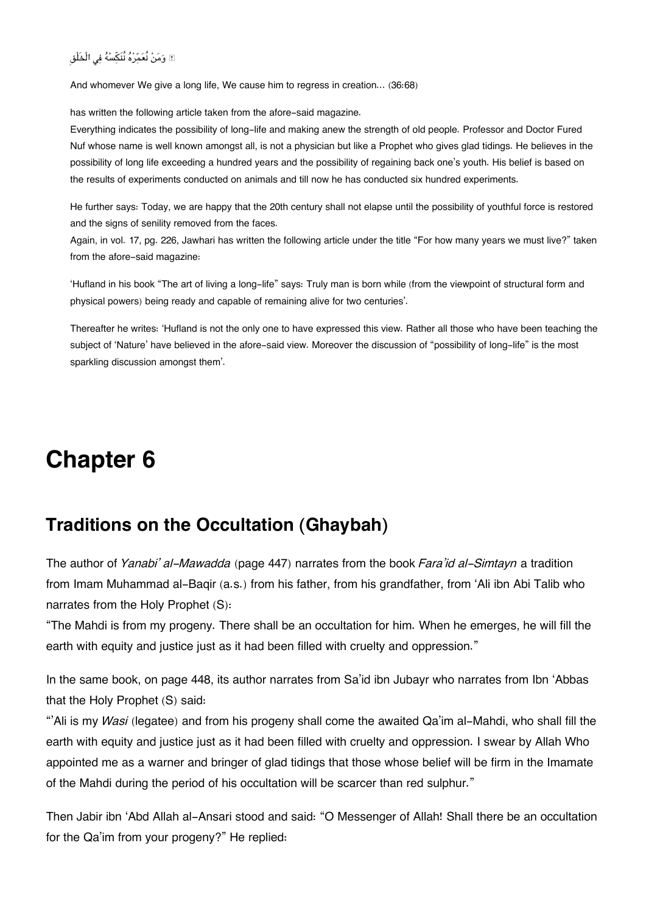﴿ وَمَنْ نُعَمِّرْهُ نُنَكِّسْهُ فِي الْخَلْقِ

And whomever We give a long life, We cause him to regress in creation... (36:68)

has written the following article taken from the afore-said magazine.

Everything indicates the possibility of long-life and making anew the strength of old people. Professor and Doctor Fured Nuf whose name is well known amongst all, is not a physician but like a Prophet who gives glad tidings. He believes in the possibility of long life exceeding a hundred years and the possibility of regaining back one's youth. His belief is based on the results of experiments conducted on animals and till now he has conducted six hundred experiments.

He further says: Today, we are happy that the 20th century shall not elapse until the possibility of youthful force is restored and the signs of senility removed from the faces.

Again, in vol. 17, pg. 226, Jawhari has written the following article under the title "For how many years we must live?" taken from the afore-said magazine:

'Hufland in his book "The art of living a long-life" says: Truly man is born while (from the viewpoint of structural form and physical powers) being ready and capable of remaining alive for two centuries'.

Thereafter he writes: 'Hufland is not the only one to have expressed this view. Rather all those who have been teaching the subject of 'Nature' have believed in the afore-said view. Moreover the discussion of "possibility of long-life" is the most sparkling discussion amongst them'.

# Chapter 6

## Traditions on the Occultation (Ghaybah)

The author of *Yanabi' al-Mawadda* (page 447) narrates from the book *Fara'id al-Simtayn* a tradition from Imam Muhammad al-Baqir (a.s.) from his father, from his grandfather, from 'Ali ibn Abi Talib who narrates from the Holy Prophet (S):

"The Mahdi is from my progeny. There shall be an occultation for him. When he emerges, he will fill the earth with equity and justice just as it had been filled with cruelty and oppression."

In the same book, on page 448, its author narrates from Sa'id ibn Jubayr who narrates from Ibn 'Abbas that the Holy Prophet (S) said:

"'Ali is my *Wasi* (legatee) and from his progeny shall come the awaited Qa'im al-Mahdi, who shall fill the earth with equity and justice just as it had been filled with cruelty and oppression. I swear by Allah Who appointed me as a warner and bringer of glad tidings that those whose belief will be firm in the Imamate of the Mahdi during the period of his occultation will be scarcer than red sulphur."

Then Jabir ibn 'Abd Allah al-Ansari stood and said: "O Messenger of Allah! Shall there be an occultation for the Qa'im from your progeny?" He replied: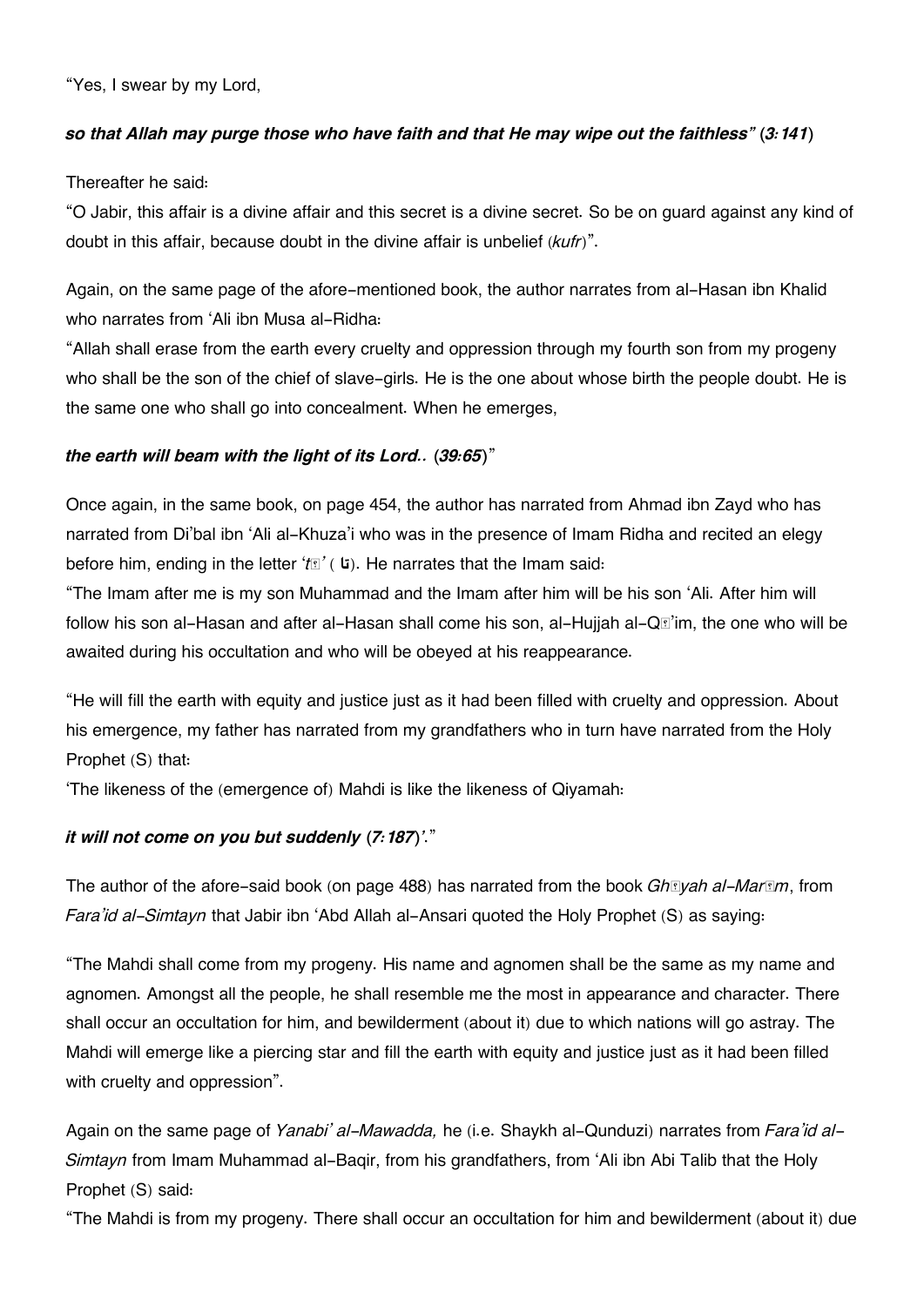"Yes, I swear by my Lord,

***so that Allah may purge those who have faith and that He may wipe out the faithless" (3:141)***

Thereafter he said:
"O Jabir, this affair is a divine affair and this secret is a divine secret. So be on guard against any kind of doubt in this affair, because doubt in the divine affair is unbelief (*kufr*)".

Again, on the same page of the afore-mentioned book, the author narrates from al-Hasan ibn Khalid who narrates from 'Ali ibn Musa al-Ridha:
"Allah shall erase from the earth every cruelty and oppression through my fourth son from my progeny who shall be the son of the chief of slave-girls. He is the one about whose birth the people doubt. He is the same one who shall go into concealment. When he emerges,

***the earth will beam with the light of its Lord.. (39:65)***"

Once again, in the same book, on page 454, the author has narrated from Ahmad ibn Zayd who has narrated from Di'bal ibn 'Ali al-Khuza'i who was in the presence of Imam Ridha and recited an elegy before him, ending in the letter '*tā*' ( تا). He narrates that the Imam said:
"The Imam after me is my son Muhammad and the Imam after him will be his son 'Ali. After him will follow his son al-Hasan and after al-Hasan shall come his son, al-Hujjah al-Qā'im, the one who will be awaited during his occultation and who will be obeyed at his reappearance.

"He will fill the earth with equity and justice just as it had been filled with cruelty and oppression. About his emergence, my father has narrated from my grandfathers who in turn have narrated from the Holy Prophet (S) that:
'The likeness of the (emergence of) Mahdi is like the likeness of Qiyamah:

***it will not come on you but suddenly (7:187)'.***"

The author of the afore-said book (on page 488) has narrated from the book *Ghāyah al-Marām*, from *Fara'id al-Simtayn* that Jabir ibn 'Abd Allah al-Ansari quoted the Holy Prophet (S) as saying:

"The Mahdi shall come from my progeny. His name and agnomen shall be the same as my name and agnomen. Amongst all the people, he shall resemble me the most in appearance and character. There shall occur an occultation for him, and bewilderment (about it) due to which nations will go astray. The Mahdi will emerge like a piercing star and fill the earth with equity and justice just as it had been filled with cruelty and oppression".

Again on the same page of *Yanabi' al-Mawadda,* he (i.e. Shaykh al-Qunduzi) narrates from *Fara'id al-Simtayn* from Imam Muhammad al-Baqir, from his grandfathers, from 'Ali ibn Abi Talib that the Holy Prophet (S) said:
"The Mahdi is from my progeny. There shall occur an occultation for him and bewilderment (about it) due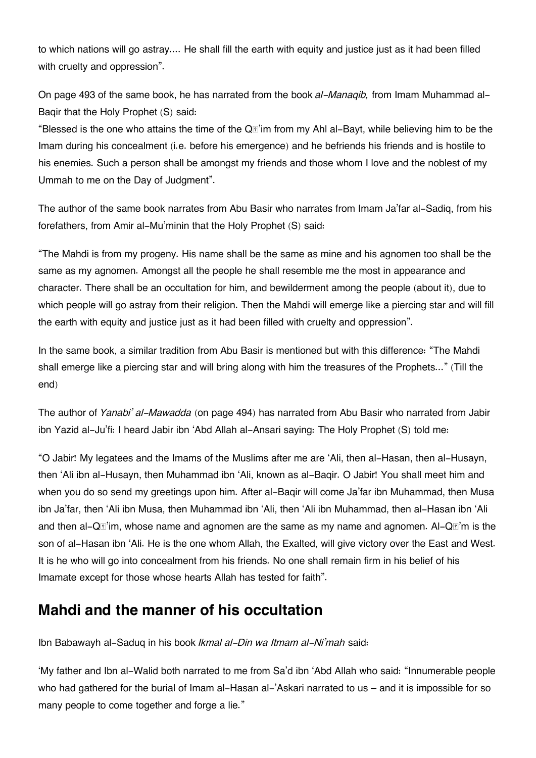to which nations will go astray.... He shall fill the earth with equity and justice just as it had been filled with cruelty and oppression".

On page 493 of the same book, he has narrated from the book *al-Manaqib,* from Imam Muhammad al-Baqir that the Holy Prophet (S) said:
"Blessed is the one who attains the time of the Qā'im from my Ahl al-Bayt, while believing him to be the Imam during his concealment (i.e. before his emergence) and he befriends his friends and is hostile to his enemies. Such a person shall be amongst my friends and those whom I love and the noblest of my Ummah to me on the Day of Judgment".

The author of the same book narrates from Abu Basir who narrates from Imam Ja'far al-Sadiq, from his forefathers, from Amir al-Mu'minin that the Holy Prophet (S) said:

"The Mahdi is from my progeny. His name shall be the same as mine and his agnomen too shall be the same as my agnomen. Amongst all the people he shall resemble me the most in appearance and character. There shall be an occultation for him, and bewilderment among the people (about it), due to which people will go astray from their religion. Then the Mahdi will emerge like a piercing star and will fill the earth with equity and justice just as it had been filled with cruelty and oppression".

In the same book, a similar tradition from Abu Basir is mentioned but with this difference: "The Mahdi shall emerge like a piercing star and will bring along with him the treasures of the Prophets..." (Till the end)

The author of *Yanabi' al-Mawadda* (on page 494) has narrated from Abu Basir who narrated from Jabir ibn Yazid al-Ju'fi: I heard Jabir ibn 'Abd Allah al-Ansari saying: The Holy Prophet (S) told me:

"O Jabir! My legatees and the Imams of the Muslims after me are 'Ali, then al-Hasan, then al-Husayn, then 'Ali ibn al-Husayn, then Muhammad ibn 'Ali, known as al-Baqir. O Jabir! You shall meet him and when you do so send my greetings upon him. After al-Baqir will come Ja'far ibn Muhammad, then Musa ibn Ja'far, then 'Ali ibn Musa, then Muhammad ibn 'Ali, then 'Ali ibn Muhammad, then al-Hasan ibn 'Ali and then al-Qā'im, whose name and agnomen are the same as my name and agnomen. Al-Qā'm is the son of al-Hasan ibn 'Ali. He is the one whom Allah, the Exalted, will give victory over the East and West. It is he who will go into concealment from his friends. No one shall remain firm in his belief of his Imamate except for those whose hearts Allah has tested for faith".

## Mahdi and the manner of his occultation

Ibn Babawayh al-Saduq in his book *Ikmal al-Din wa Itmam al-Ni'mah* said:

'My father and Ibn al-Walid both narrated to me from Sa'd ibn 'Abd Allah who said: "Innumerable people who had gathered for the burial of Imam al-Hasan al-'Askari narrated to us – and it is impossible for so many people to come together and forge a lie."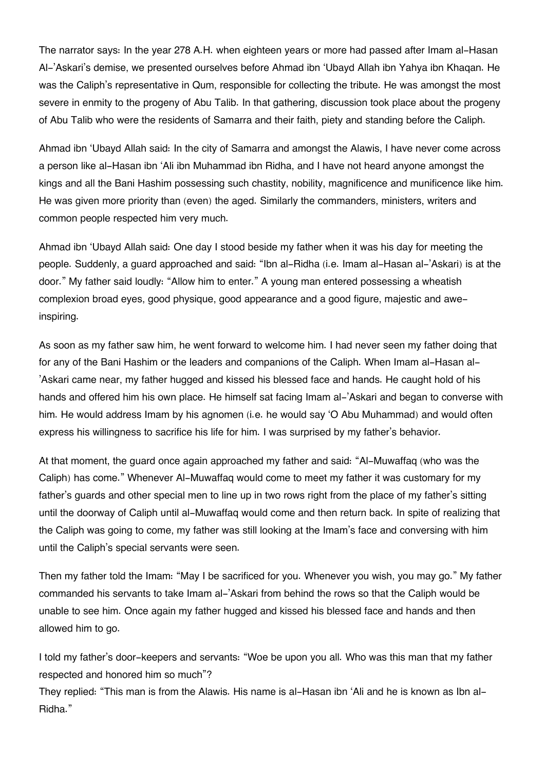The narrator says: In the year 278 A.H. when eighteen years or more had passed after Imam al-Hasan Al-'Askari's demise, we presented ourselves before Ahmad ibn 'Ubayd Allah ibn Yahya ibn Khaqan. He was the Caliph's representative in Qum, responsible for collecting the tribute. He was amongst the most severe in enmity to the progeny of Abu Talib. In that gathering, discussion took place about the progeny of Abu Talib who were the residents of Samarra and their faith, piety and standing before the Caliph.

Ahmad ibn 'Ubayd Allah said: In the city of Samarra and amongst the Alawis, I have never come across a person like al-Hasan ibn 'Ali ibn Muhammad ibn Ridha, and I have not heard anyone amongst the kings and all the Bani Hashim possessing such chastity, nobility, magnificence and munificence like him. He was given more priority than (even) the aged. Similarly the commanders, ministers, writers and common people respected him very much.

Ahmad ibn 'Ubayd Allah said: One day I stood beside my father when it was his day for meeting the people. Suddenly, a guard approached and said: "Ibn al-Ridha (i.e. Imam al-Hasan al-'Askari) is at the door." My father said loudly: "Allow him to enter." A young man entered possessing a wheatish complexion broad eyes, good physique, good appearance and a good figure, majestic and awe-inspiring.

As soon as my father saw him, he went forward to welcome him. I had never seen my father doing that for any of the Bani Hashim or the leaders and companions of the Caliph. When Imam al-Hasan al-'Askari came near, my father hugged and kissed his blessed face and hands. He caught hold of his hands and offered him his own place. He himself sat facing Imam al-'Askari and began to converse with him. He would address Imam by his agnomen (i.e. he would say 'O Abu Muhammad) and would often express his willingness to sacrifice his life for him. I was surprised by my father's behavior.

At that moment, the guard once again approached my father and said: "Al-Muwaffaq (who was the Caliph) has come." Whenever Al-Muwaffaq would come to meet my father it was customary for my father's guards and other special men to line up in two rows right from the place of my father's sitting until the doorway of Caliph until al-Muwaffaq would come and then return back. In spite of realizing that the Caliph was going to come, my father was still looking at the Imam's face and conversing with him until the Caliph's special servants were seen.

Then my father told the Imam: "May I be sacrificed for you. Whenever you wish, you may go." My father commanded his servants to take Imam al-'Askari from behind the rows so that the Caliph would be unable to see him. Once again my father hugged and kissed his blessed face and hands and then allowed him to go.

I told my father's door-keepers and servants: "Woe be upon you all. Who was this man that my father respected and honored him so much"?
They replied: "This man is from the Alawis. His name is al-Hasan ibn 'Ali and he is known as Ibn al-Ridha."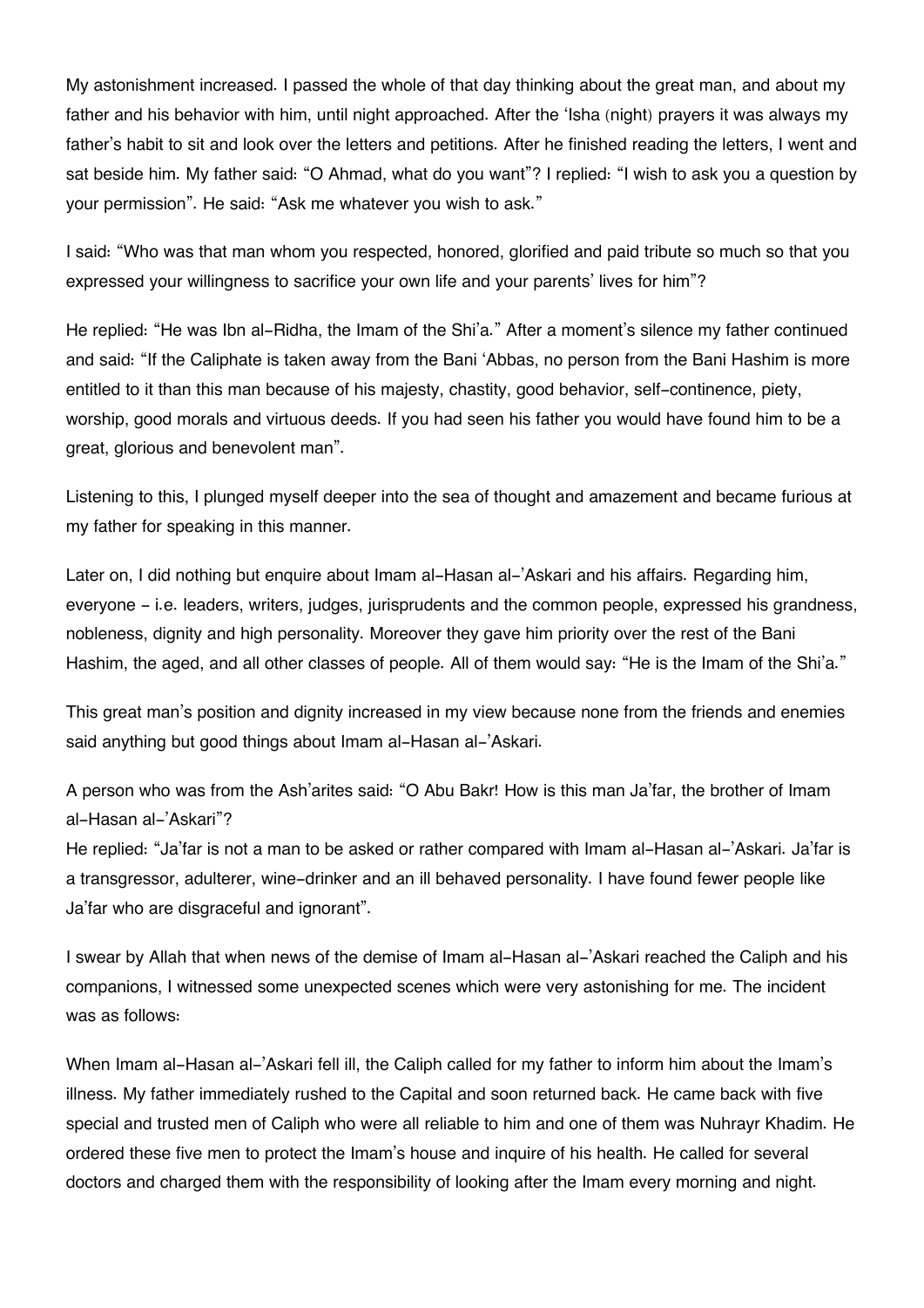My astonishment increased. I passed the whole of that day thinking about the great man, and about my father and his behavior with him, until night approached. After the 'Isha (night) prayers it was always my father's habit to sit and look over the letters and petitions. After he finished reading the letters, I went and sat beside him. My father said: "O Ahmad, what do you want"? I replied: "I wish to ask you a question by your permission". He said: "Ask me whatever you wish to ask."

I said: "Who was that man whom you respected, honored, glorified and paid tribute so much so that you expressed your willingness to sacrifice your own life and your parents' lives for him"?

He replied: "He was Ibn al-Ridha, the Imam of the Shi'a." After a moment's silence my father continued and said: "If the Caliphate is taken away from the Bani 'Abbas, no person from the Bani Hashim is more entitled to it than this man because of his majesty, chastity, good behavior, self-continence, piety, worship, good morals and virtuous deeds. If you had seen his father you would have found him to be a great, glorious and benevolent man".

Listening to this, I plunged myself deeper into the sea of thought and amazement and became furious at my father for speaking in this manner.

Later on, I did nothing but enquire about Imam al-Hasan al-'Askari and his affairs. Regarding him, everyone - i.e. leaders, writers, judges, jurisprudents and the common people, expressed his grandness, nobleness, dignity and high personality. Moreover they gave him priority over the rest of the Bani Hashim, the aged, and all other classes of people. All of them would say: "He is the Imam of the Shi'a."

This great man's position and dignity increased in my view because none from the friends and enemies said anything but good things about Imam al-Hasan al-'Askari.

A person who was from the Ash'arites said: "O Abu Bakr! How is this man Ja'far, the brother of Imam al-Hasan al-'Askari"?
He replied: "Ja'far is not a man to be asked or rather compared with Imam al-Hasan al-'Askari. Ja'far is a transgressor, adulterer, wine-drinker and an ill behaved personality. I have found fewer people like Ja'far who are disgraceful and ignorant".

I swear by Allah that when news of the demise of Imam al-Hasan al-'Askari reached the Caliph and his companions, I witnessed some unexpected scenes which were very astonishing for me. The incident was as follows:

When Imam al-Hasan al-'Askari fell ill, the Caliph called for my father to inform him about the Imam's illness. My father immediately rushed to the Capital and soon returned back. He came back with five special and trusted men of Caliph who were all reliable to him and one of them was Nuhrayr Khadim. He ordered these five men to protect the Imam's house and inquire of his health. He called for several doctors and charged them with the responsibility of looking after the Imam every morning and night.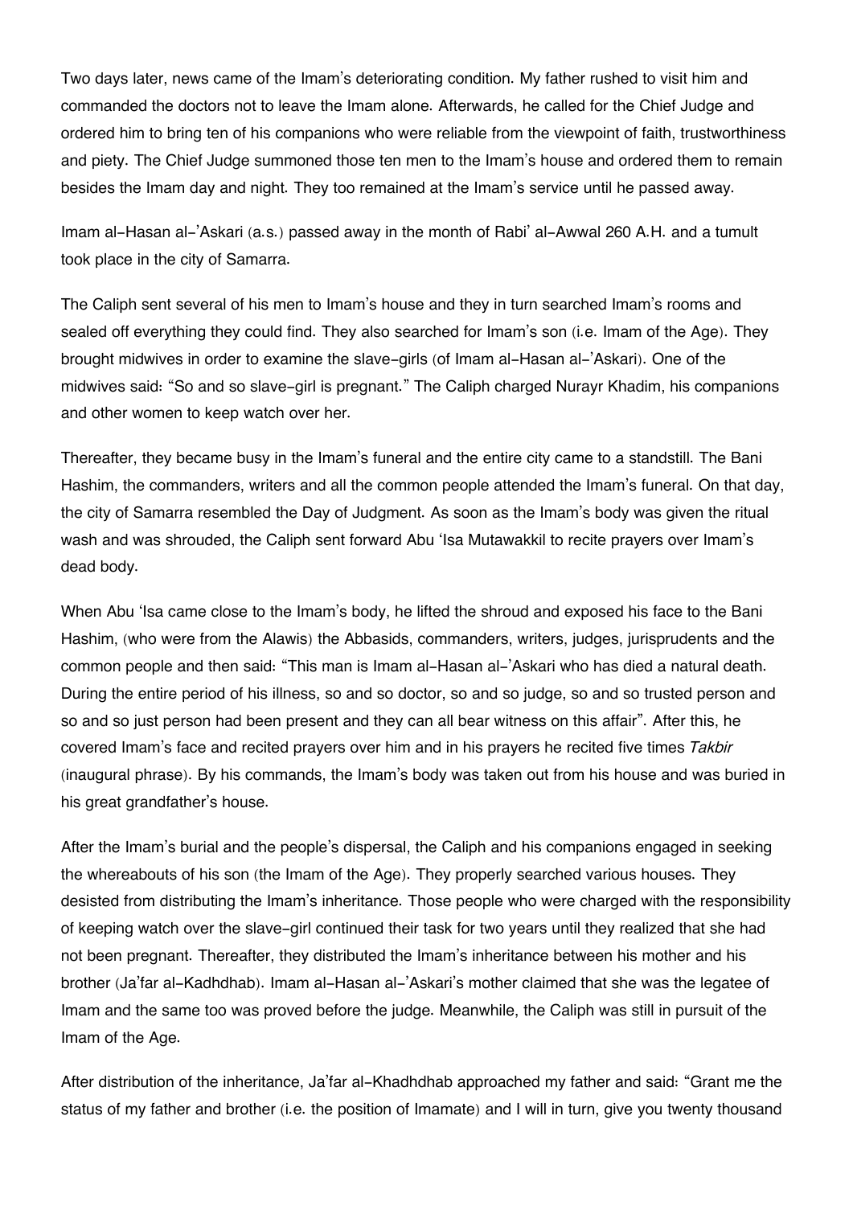Two days later, news came of the Imam's deteriorating condition. My father rushed to visit him and commanded the doctors not to leave the Imam alone. Afterwards, he called for the Chief Judge and ordered him to bring ten of his companions who were reliable from the viewpoint of faith, trustworthiness and piety. The Chief Judge summoned those ten men to the Imam's house and ordered them to remain besides the Imam day and night. They too remained at the Imam's service until he passed away.

Imam al-Hasan al-'Askari (a.s.) passed away in the month of Rabi' al-Awwal 260 A.H. and a tumult took place in the city of Samarra.

The Caliph sent several of his men to Imam's house and they in turn searched Imam's rooms and sealed off everything they could find. They also searched for Imam's son (i.e. Imam of the Age). They brought midwives in order to examine the slave-girls (of Imam al-Hasan al-'Askari). One of the midwives said: "So and so slave-girl is pregnant." The Caliph charged Nurayr Khadim, his companions and other women to keep watch over her.

Thereafter, they became busy in the Imam's funeral and the entire city came to a standstill. The Bani Hashim, the commanders, writers and all the common people attended the Imam's funeral. On that day, the city of Samarra resembled the Day of Judgment. As soon as the Imam's body was given the ritual wash and was shrouded, the Caliph sent forward Abu 'Isa Mutawakkil to recite prayers over Imam's dead body.

When Abu 'Isa came close to the Imam's body, he lifted the shroud and exposed his face to the Bani Hashim, (who were from the Alawis) the Abbasids, commanders, writers, judges, jurisprudents and the common people and then said: "This man is Imam al-Hasan al-'Askari who has died a natural death. During the entire period of his illness, so and so doctor, so and so judge, so and so trusted person and so and so just person had been present and they can all bear witness on this affair". After this, he covered Imam's face and recited prayers over him and in his prayers he recited five times *Takbir* (inaugural phrase). By his commands, the Imam's body was taken out from his house and was buried in his great grandfather's house.

After the Imam's burial and the people's dispersal, the Caliph and his companions engaged in seeking the whereabouts of his son (the Imam of the Age). They properly searched various houses. They desisted from distributing the Imam's inheritance. Those people who were charged with the responsibility of keeping watch over the slave-girl continued their task for two years until they realized that she had not been pregnant. Thereafter, they distributed the Imam's inheritance between his mother and his brother (Ja'far al-Kadhdhab). Imam al-Hasan al-'Askari's mother claimed that she was the legatee of Imam and the same too was proved before the judge. Meanwhile, the Caliph was still in pursuit of the Imam of the Age.

After distribution of the inheritance, Ja'far al-Khadhdhab approached my father and said: "Grant me the status of my father and brother (i.e. the position of Imamate) and I will in turn, give you twenty thousand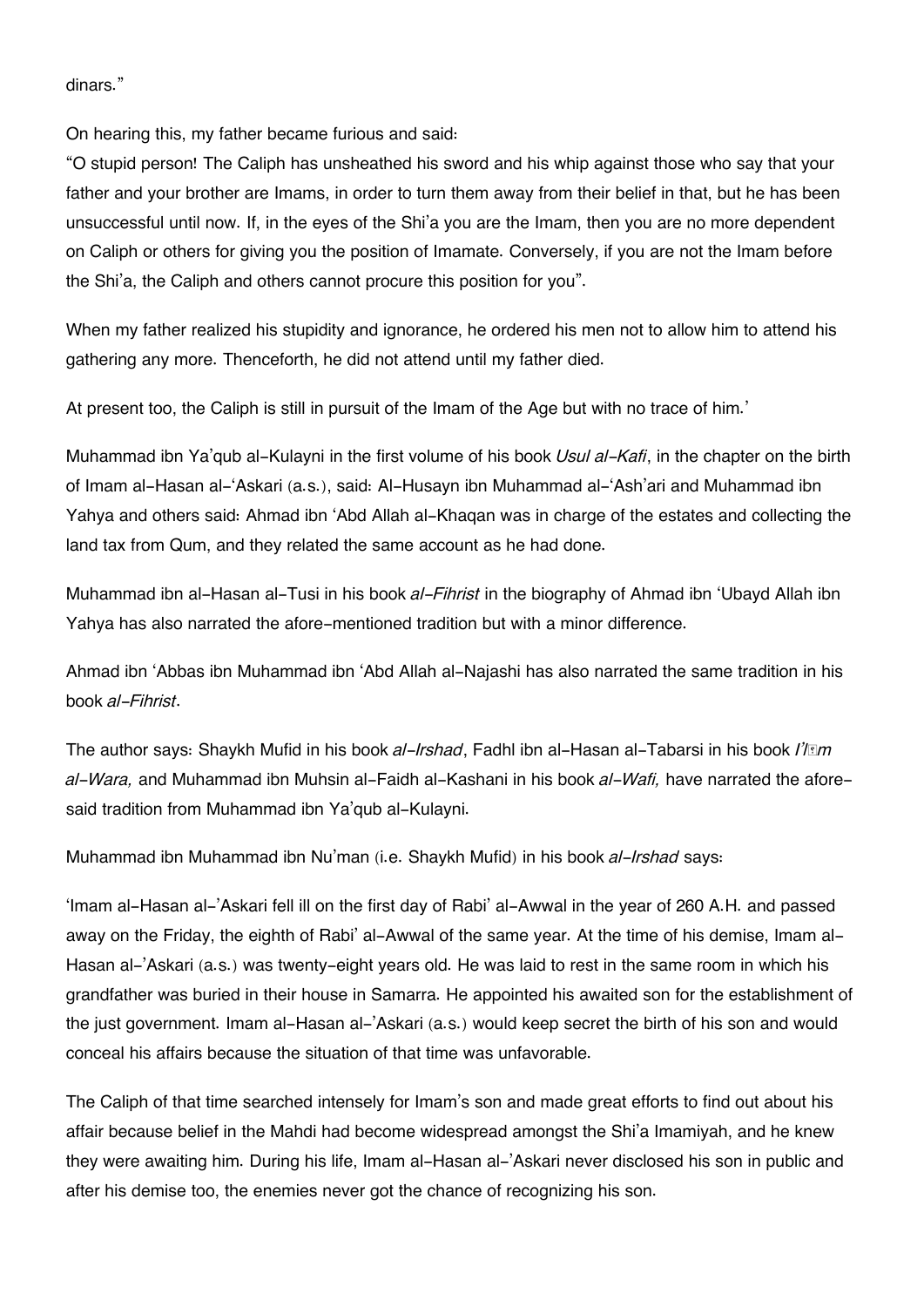dinars."

On hearing this, my father became furious and said:
"O stupid person! The Caliph has unsheathed his sword and his whip against those who say that your father and your brother are Imams, in order to turn them away from their belief in that, but he has been unsuccessful until now. If, in the eyes of the Shi'a you are the Imam, then you are no more dependent on Caliph or others for giving you the position of Imamate. Conversely, if you are not the Imam before the Shi'a, the Caliph and others cannot procure this position for you".

When my father realized his stupidity and ignorance, he ordered his men not to allow him to attend his gathering any more. Thenceforth, he did not attend until my father died.

At present too, the Caliph is still in pursuit of the Imam of the Age but with no trace of him.'

Muhammad ibn Ya'qub al-Kulayni in the first volume of his book *Usul al-Kafi*, in the chapter on the birth of Imam al-Hasan al-'Askari (a.s.), said: Al-Husayn ibn Muhammad al-'Ash'ari and Muhammad ibn Yahya and others said: Ahmad ibn 'Abd Allah al-Khaqan was in charge of the estates and collecting the land tax from Qum, and they related the same account as he had done.

Muhammad ibn al-Hasan al-Tusi in his book *al-Fihrist* in the biography of Ahmad ibn 'Ubayd Allah ibn Yahya has also narrated the afore-mentioned tradition but with a minor difference.

Ahmad ibn 'Abbas ibn Muhammad ibn 'Abd Allah al-Najashi has also narrated the same tradition in his book *al-Fihrist*.

The author says: Shaykh Mufid in his book *al-Irshad*, Fadhl ibn al-Hasan al-Tabarsi in his book *I'lam al-Wara,* and Muhammad ibn Muhsin al-Faidh al-Kashani in his book *al-Wafi,* have narrated the afore-said tradition from Muhammad ibn Ya'qub al-Kulayni.

Muhammad ibn Muhammad ibn Nu'man (i.e. Shaykh Mufid) in his book *al-Irshad* says:

'Imam al-Hasan al-'Askari fell ill on the first day of Rabi' al-Awwal in the year of 260 A.H. and passed away on the Friday, the eighth of Rabi' al-Awwal of the same year. At the time of his demise, Imam al-Hasan al-'Askari (a.s.) was twenty-eight years old. He was laid to rest in the same room in which his grandfather was buried in their house in Samarra. He appointed his awaited son for the establishment of the just government. Imam al-Hasan al-'Askari (a.s.) would keep secret the birth of his son and would conceal his affairs because the situation of that time was unfavorable.

The Caliph of that time searched intensely for Imam's son and made great efforts to find out about his affair because belief in the Mahdi had become widespread amongst the Shi'a Imamiyah, and he knew they were awaiting him. During his life, Imam al-Hasan al-'Askari never disclosed his son in public and after his demise too, the enemies never got the chance of recognizing his son.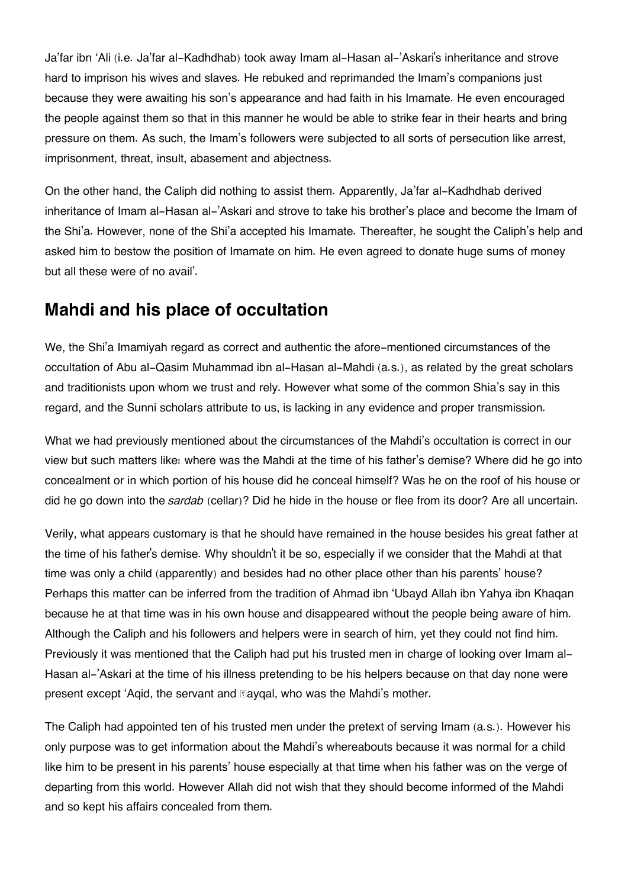Ja'far ibn 'Ali (i.e. Ja'far al-Kadhdhab) took away Imam al-Hasan al-'Askari's inheritance and strove hard to imprison his wives and slaves. He rebuked and reprimanded the Imam's companions just because they were awaiting his son's appearance and had faith in his Imamate. He even encouraged the people against them so that in this manner he would be able to strike fear in their hearts and bring pressure on them. As such, the Imam's followers were subjected to all sorts of persecution like arrest, imprisonment, threat, insult, abasement and abjectness.

On the other hand, the Caliph did nothing to assist them. Apparently, Ja'far al-Kadhdhab derived inheritance of Imam al-Hasan al-'Askari and strove to take his brother's place and become the Imam of the Shi'a. However, none of the Shi'a accepted his Imamate. Thereafter, he sought the Caliph's help and asked him to bestow the position of Imamate on him. He even agreed to donate huge sums of money but all these were of no avail'.

## Mahdi and his place of occultation

We, the Shi'a Imamiyah regard as correct and authentic the afore-mentioned circumstances of the occultation of Abu al-Qasim Muhammad ibn al-Hasan al-Mahdi (a.s.), as related by the great scholars and traditionists upon whom we trust and rely. However what some of the common Shia's say in this regard, and the Sunni scholars attribute to us, is lacking in any evidence and proper transmission.

What we had previously mentioned about the circumstances of the Mahdi's occultation is correct in our view but such matters like: where was the Mahdi at the time of his father's demise? Where did he go into concealment or in which portion of his house did he conceal himself? Was he on the roof of his house or did he go down into the *sardab* (cellar)? Did he hide in the house or flee from its door? Are all uncertain.

Verily, what appears customary is that he should have remained in the house besides his great father at the time of his father's demise. Why shouldn't it be so, especially if we consider that the Mahdi at that time was only a child (apparently) and besides had no other place other than his parents' house? Perhaps this matter can be inferred from the tradition of Ahmad ibn 'Ubayd Allah ibn Yahya ibn Khaqan because he at that time was in his own house and disappeared without the people being aware of him. Although the Caliph and his followers and helpers were in search of him, yet they could not find him. Previously it was mentioned that the Caliph had put his trusted men in charge of looking over Imam al-Hasan al-'Askari at the time of his illness pretending to be his helpers because on that day none were present except 'Aqid, the servant and Ṣayqal, who was the Mahdi's mother.

The Caliph had appointed ten of his trusted men under the pretext of serving Imam (a.s.). However his only purpose was to get information about the Mahdi's whereabouts because it was normal for a child like him to be present in his parents' house especially at that time when his father was on the verge of departing from this world. However Allah did not wish that they should become informed of the Mahdi and so kept his affairs concealed from them.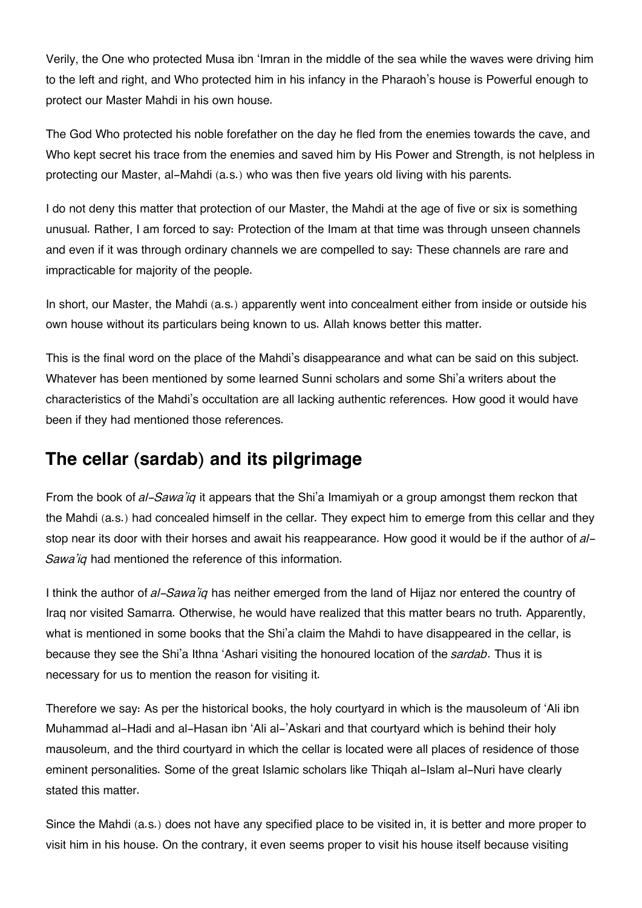Verily, the One who protected Musa ibn 'Imran in the middle of the sea while the waves were driving him to the left and right, and Who protected him in his infancy in the Pharaoh's house is Powerful enough to protect our Master Mahdi in his own house.

The God Who protected his noble forefather on the day he fled from the enemies towards the cave, and Who kept secret his trace from the enemies and saved him by His Power and Strength, is not helpless in protecting our Master, al-Mahdi (a.s.) who was then five years old living with his parents.

I do not deny this matter that protection of our Master, the Mahdi at the age of five or six is something unusual. Rather, I am forced to say: Protection of the Imam at that time was through unseen channels and even if it was through ordinary channels we are compelled to say: These channels are rare and impracticable for majority of the people.

In short, our Master, the Mahdi (a.s.) apparently went into concealment either from inside or outside his own house without its particulars being known to us. Allah knows better this matter.

This is the final word on the place of the Mahdi's disappearance and what can be said on this subject. Whatever has been mentioned by some learned Sunni scholars and some Shi'a writers about the characteristics of the Mahdi's occultation are all lacking authentic references. How good it would have been if they had mentioned those references.

## The cellar (sardab) and its pilgrimage

From the book of *al-Sawa'iq* it appears that the Shi'a Imamiyah or a group amongst them reckon that the Mahdi (a.s.) had concealed himself in the cellar. They expect him to emerge from this cellar and they stop near its door with their horses and await his reappearance. How good it would be if the author of *al-Sawa'iq* had mentioned the reference of this information.

I think the author of *al-Sawa'iq* has neither emerged from the land of Hijaz nor entered the country of Iraq nor visited Samarra. Otherwise, he would have realized that this matter bears no truth. Apparently, what is mentioned in some books that the Shi'a claim the Mahdi to have disappeared in the cellar, is because they see the Shi'a Ithna 'Ashari visiting the honoured location of the *sardab*. Thus it is necessary for us to mention the reason for visiting it.

Therefore we say: As per the historical books, the holy courtyard in which is the mausoleum of 'Ali ibn Muhammad al-Hadi and al-Hasan ibn 'Ali al-'Askari and that courtyard which is behind their holy mausoleum, and the third courtyard in which the cellar is located were all places of residence of those eminent personalities. Some of the great Islamic scholars like Thiqah al-Islam al-Nuri have clearly stated this matter.

Since the Mahdi (a.s.) does not have any specified place to be visited in, it is better and more proper to visit him in his house. On the contrary, it even seems proper to visit his house itself because visiting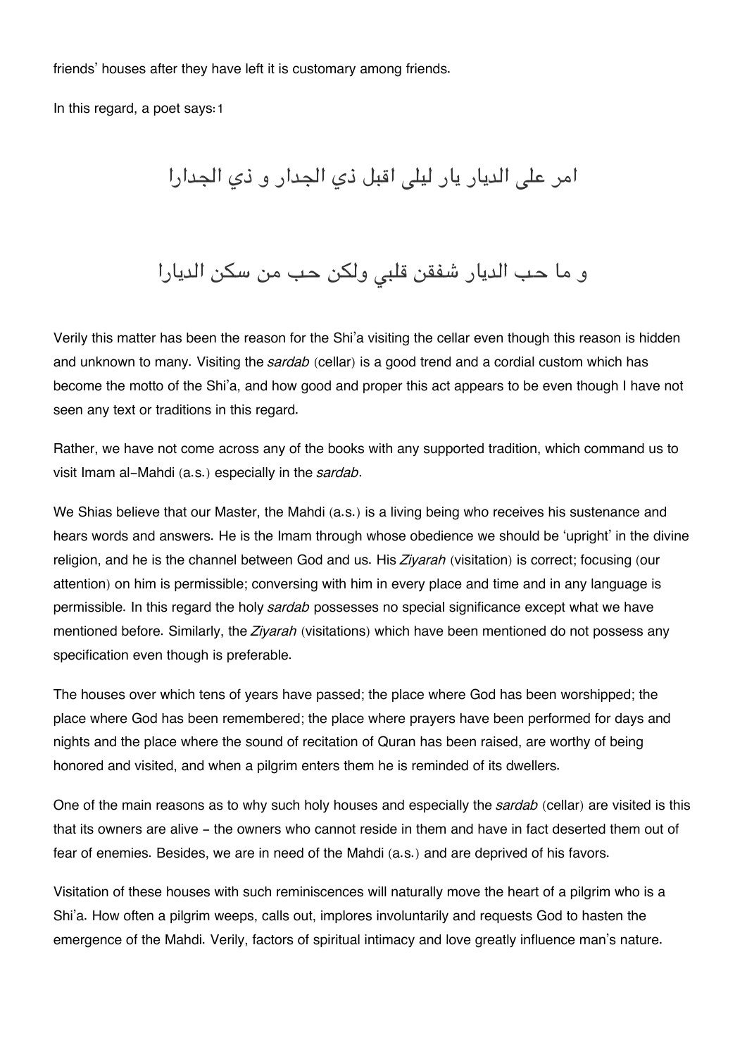friends' houses after they have left it is customary among friends.

In this regard, a poet says:1

امر على الديار يار ليلى اقبل ذي الجدار و ذي الجدارا

و ما حب الديار شغفن قلبي ولكن حب من سكن الديارا

Verily this matter has been the reason for the Shi'a visiting the cellar even though this reason is hidden and unknown to many. Visiting the *sardab* (cellar) is a good trend and a cordial custom which has become the motto of the Shi'a, and how good and proper this act appears to be even though I have not seen any text or traditions in this regard.

Rather, we have not come across any of the books with any supported tradition, which command us to visit Imam al-Mahdi (a.s.) especially in the *sardab*.

We Shias believe that our Master, the Mahdi (a.s.) is a living being who receives his sustenance and hears words and answers. He is the Imam through whose obedience we should be 'upright' in the divine religion, and he is the channel between God and us. His *Ziyarah* (visitation) is correct; focusing (our attention) on him is permissible; conversing with him in every place and time and in any language is permissible. In this regard the holy *sardab* possesses no special significance except what we have mentioned before. Similarly, the *Ziyarah* (visitations) which have been mentioned do not possess any specification even though is preferable.

The houses over which tens of years have passed; the place where God has been worshipped; the place where God has been remembered; the place where prayers have been performed for days and nights and the place where the sound of recitation of Quran has been raised, are worthy of being honored and visited, and when a pilgrim enters them he is reminded of its dwellers.

One of the main reasons as to why such holy houses and especially the *sardab* (cellar) are visited is this that its owners are alive - the owners who cannot reside in them and have in fact deserted them out of fear of enemies. Besides, we are in need of the Mahdi (a.s.) and are deprived of his favors.

Visitation of these houses with such reminiscences will naturally move the heart of a pilgrim who is a Shi'a. How often a pilgrim weeps, calls out, implores involuntarily and requests God to hasten the emergence of the Mahdi. Verily, factors of spiritual intimacy and love greatly influence man's nature.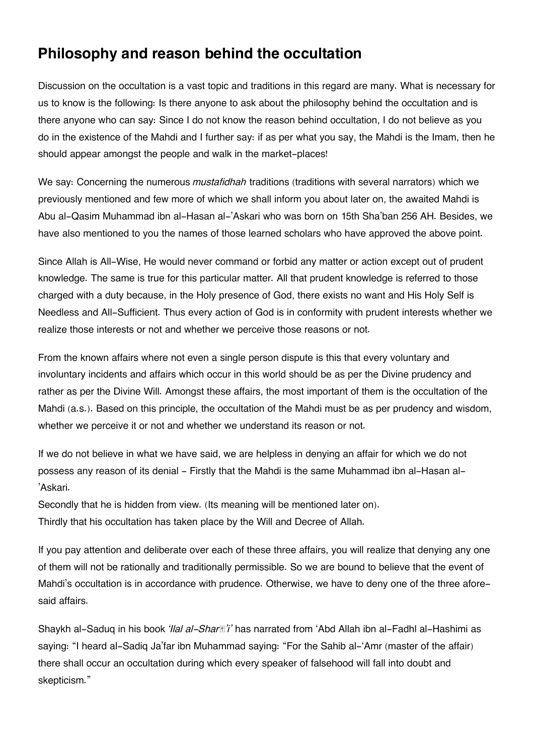## Philosophy and reason behind the occultation

Discussion on the occultation is a vast topic and traditions in this regard are many. What is necessary for us to know is the following: Is there anyone to ask about the philosophy behind the occultation and is there anyone who can say: Since I do not know the reason behind occultation, I do not believe as you do in the existence of the Mahdi and I further say: if as per what you say, the Mahdi is the Imam, then he should appear amongst the people and walk in the market-places!

We say: Concerning the numerous *mustafidhah* traditions (traditions with several narrators) which we previously mentioned and few more of which we shall inform you about later on, the awaited Mahdi is Abu al-Qasim Muhammad ibn al-Hasan al-'Askari who was born on 15th Sha'ban 256 AH. Besides, we have also mentioned to you the names of those learned scholars who have approved the above point.

Since Allah is All-Wise, He would never command or forbid any matter or action except out of prudent knowledge. The same is true for this particular matter. All that prudent knowledge is referred to those charged with a duty because, in the Holy presence of God, there exists no want and His Holy Self is Needless and All-Sufficient. Thus every action of God is in conformity with prudent interests whether we realize those interests or not and whether we perceive those reasons or not.

From the known affairs where not even a single person dispute is this that every voluntary and involuntary incidents and affairs which occur in this world should be as per the Divine prudency and rather as per the Divine Will. Amongst these affairs, the most important of them is the occultation of the Mahdi (a.s.). Based on this principle, the occultation of the Mahdi must be as per prudency and wisdom, whether we perceive it or not and whether we understand its reason or not.

If we do not believe in what we have said, we are helpless in denying an affair for which we do not possess any reason of its denial - Firstly that the Mahdi is the same Muhammad ibn al-Hasan al-'Askari.
Secondly that he is hidden from view. (Its meaning will be mentioned later on).
Thirdly that his occultation has taken place by the Will and Decree of Allah.

If you pay attention and deliberate over each of these three affairs, you will realize that denying any one of them will not be rationally and traditionally permissible. So we are bound to believe that the event of Mahdi's occultation is in accordance with prudence. Otherwise, we have to deny one of the three afore-said affairs.

Shaykh al-Saduq in his book *'Ilal al-Shara'i'* has narrated from 'Abd Allah ibn al-Fadhl al-Hashimi as saying: "I heard al-Sadiq Ja'far ibn Muhammad saying: "For the Sahib al-'Amr (master of the affair) there shall occur an occultation during which every speaker of falsehood will fall into doubt and skepticism."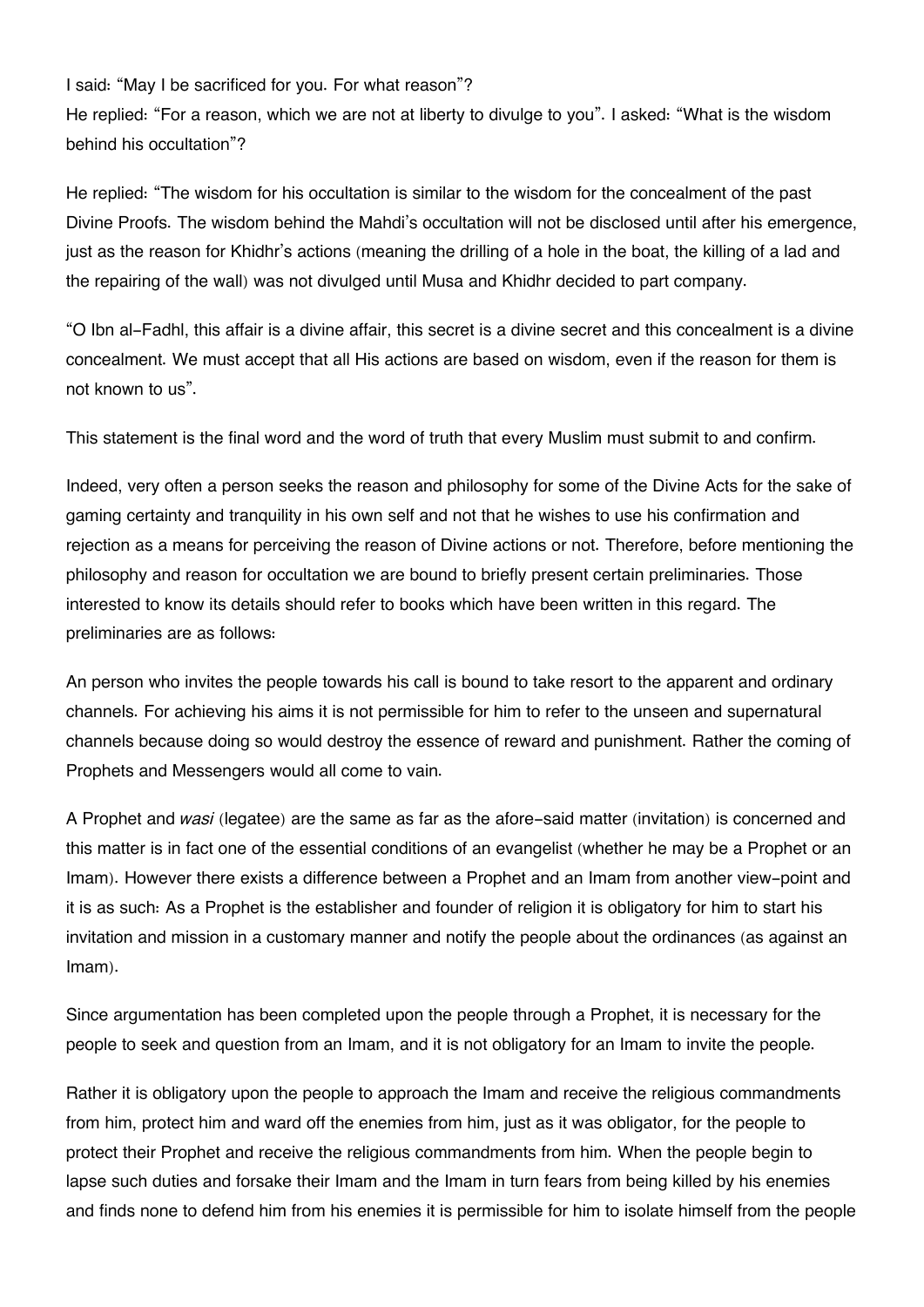I said: "May I be sacrificed for you. For what reason"?

He replied: "For a reason, which we are not at liberty to divulge to you". I asked: "What is the wisdom behind his occultation"?

He replied: "The wisdom for his occultation is similar to the wisdom for the concealment of the past Divine Proofs. The wisdom behind the Mahdi's occultation will not be disclosed until after his emergence, just as the reason for Khidhr's actions (meaning the drilling of a hole in the boat, the killing of a lad and the repairing of the wall) was not divulged until Musa and Khidhr decided to part company.

"O Ibn al-Fadhl, this affair is a divine affair, this secret is a divine secret and this concealment is a divine concealment. We must accept that all His actions are based on wisdom, even if the reason for them is not known to us".

This statement is the final word and the word of truth that every Muslim must submit to and confirm.

Indeed, very often a person seeks the reason and philosophy for some of the Divine Acts for the sake of gaming certainty and tranquility in his own self and not that he wishes to use his confirmation and rejection as a means for perceiving the reason of Divine actions or not. Therefore, before mentioning the philosophy and reason for occultation we are bound to briefly present certain preliminaries. Those interested to know its details should refer to books which have been written in this regard. The preliminaries are as follows:

An person who invites the people towards his call is bound to take resort to the apparent and ordinary channels. For achieving his aims it is not permissible for him to refer to the unseen and supernatural channels because doing so would destroy the essence of reward and punishment. Rather the coming of Prophets and Messengers would all come to vain.

A Prophet and *wasi* (legatee) are the same as far as the afore-said matter (invitation) is concerned and this matter is in fact one of the essential conditions of an evangelist (whether he may be a Prophet or an Imam). However there exists a difference between a Prophet and an Imam from another view-point and it is as such: As a Prophet is the establisher and founder of religion it is obligatory for him to start his invitation and mission in a customary manner and notify the people about the ordinances (as against an Imam).

Since argumentation has been completed upon the people through a Prophet, it is necessary for the people to seek and question from an Imam, and it is not obligatory for an Imam to invite the people.

Rather it is obligatory upon the people to approach the Imam and receive the religious commandments from him, protect him and ward off the enemies from him, just as it was obligator, for the people to protect their Prophet and receive the religious commandments from him. When the people begin to lapse such duties and forsake their Imam and the Imam in turn fears from being killed by his enemies and finds none to defend him from his enemies it is permissible for him to isolate himself from the people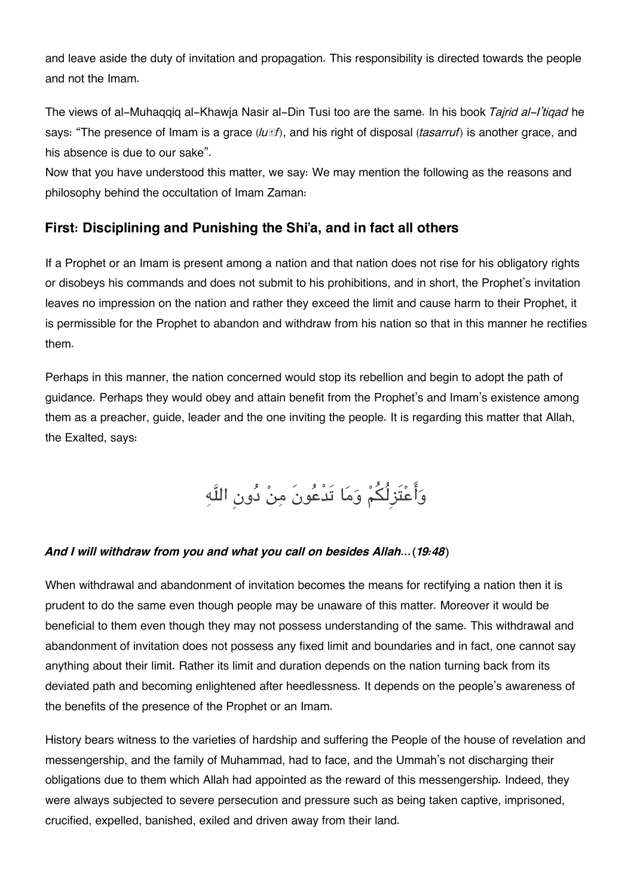and leave aside the duty of invitation and propagation. This responsibility is directed towards the people and not the Imam.

The views of al-Muhaqqiq al-Khawja Nasir al-Din Tusi too are the same. In his book *Tajrid al-I'tiqad* he says: "The presence of Imam is a grace (*lutf*), and his right of disposal (*tasarruf*) is another grace, and his absence is due to our sake".
Now that you have understood this matter, we say: We may mention the following as the reasons and philosophy behind the occultation of Imam Zaman:

## First: Disciplining and Punishing the Shi'a, and in fact all others

If a Prophet or an Imam is present among a nation and that nation does not rise for his obligatory rights or disobeys his commands and does not submit to his prohibitions, and in short, the Prophet's invitation leaves no impression on the nation and rather they exceed the limit and cause harm to their Prophet, it is permissible for the Prophet to abandon and withdraw from his nation so that in this manner he rectifies them.

Perhaps in this manner, the nation concerned would stop its rebellion and begin to adopt the path of guidance. Perhaps they would obey and attain benefit from the Prophet's and Imam's existence among them as a preacher, guide, leader and the one inviting the people. It is regarding this matter that Allah, the Exalted, says:

وَأَعْتَزِلُكُمْ وَمَا تَدْعُونَ مِنْ دُونِ اللَّهِ

***And I will withdraw from you and what you call on besides Allah...*** (***19:48***)

When withdrawal and abandonment of invitation becomes the means for rectifying a nation then it is prudent to do the same even though people may be unaware of this matter. Moreover it would be beneficial to them even though they may not possess understanding of the same. This withdrawal and abandonment of invitation does not possess any fixed limit and boundaries and in fact, one cannot say anything about their limit. Rather its limit and duration depends on the nation turning back from its deviated path and becoming enlightened after heedlessness. It depends on the people's awareness of the benefits of the presence of the Prophet or an Imam.

History bears witness to the varieties of hardship and suffering the People of the house of revelation and messengership, and the family of Muhammad, had to face, and the Ummah's not discharging their obligations due to them which Allah had appointed as the reward of this messengership. Indeed, they were always subjected to severe persecution and pressure such as being taken captive, imprisoned, crucified, expelled, banished, exiled and driven away from their land.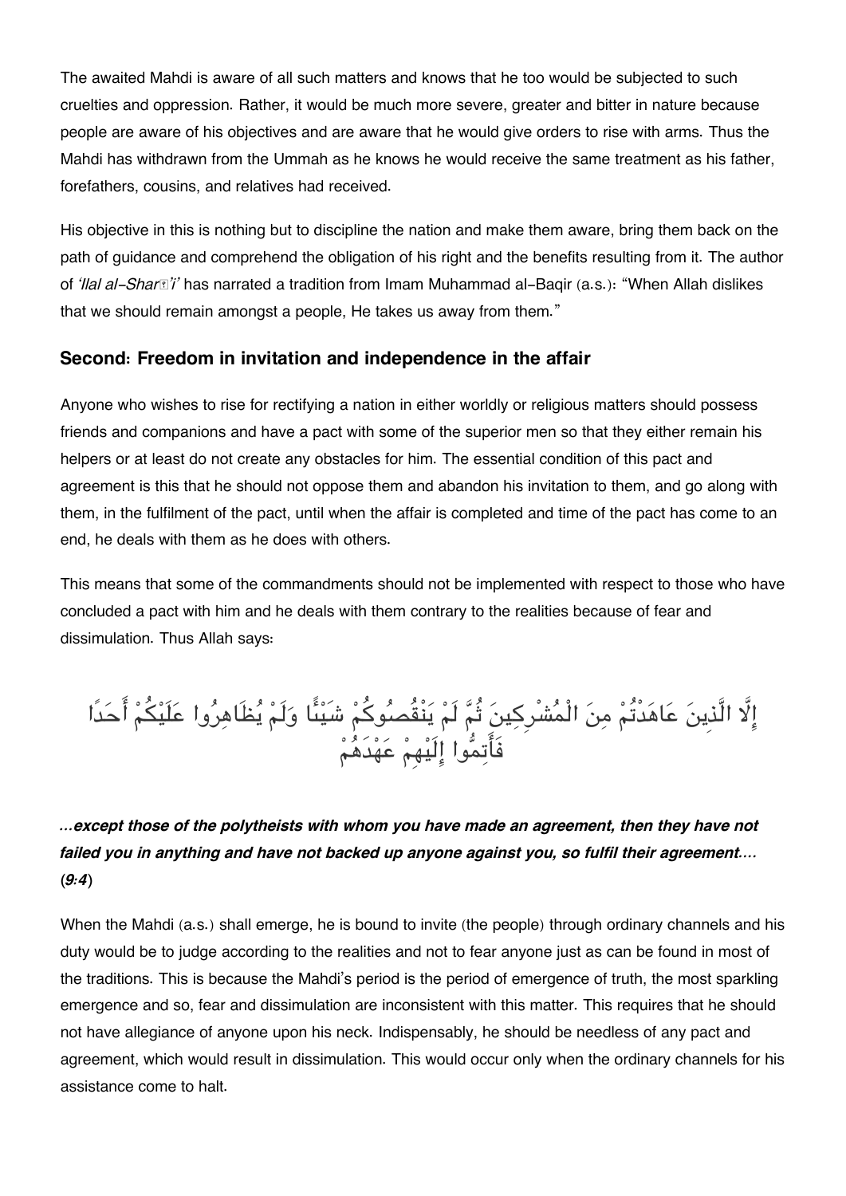The awaited Mahdi is aware of all such matters and knows that he too would be subjected to such cruelties and oppression. Rather, it would be much more severe, greater and bitter in nature because people are aware of his objectives and are aware that he would give orders to rise with arms. Thus the Mahdi has withdrawn from the Ummah as he knows he would receive the same treatment as his father, forefathers, cousins, and relatives had received.

His objective in this is nothing but to discipline the nation and make them aware, bring them back on the path of guidance and comprehend the obligation of his right and the benefits resulting from it. The author of *'Ilal al-Sharā'i'* has narrated a tradition from Imam Muhammad al-Baqir (a.s.): "When Allah dislikes that we should remain amongst a people, He takes us away from them."

### Second: Freedom in invitation and independence in the affair

Anyone who wishes to rise for rectifying a nation in either worldly or religious matters should possess friends and companions and have a pact with some of the superior men so that they either remain his helpers or at least do not create any obstacles for him. The essential condition of this pact and agreement is this that he should not oppose them and abandon his invitation to them, and go along with them, in the fulfilment of the pact, until when the affair is completed and time of the pact has come to an end, he deals with them as he does with others.

This means that some of the commandments should not be implemented with respect to those who have concluded a pact with him and he deals with them contrary to the realities because of fear and dissimulation. Thus Allah says:

إِلَّا الَّذِينَ عَاهَدْتُمْ مِنَ الْمُشْرِكِينَ ثُمَّ لَمْ يَنْقُصُوكُمْ شَيْئًا وَلَمْ يُظَاهِرُوا عَلَيْكُمْ أَحَدًا فَأَتِمُّوا إِلَيْهِمْ عَهْدَهُمْ

***...except those of the polytheists with whom you have made an agreement, then they have not failed you in anything and have not backed up anyone against you, so fulfil their agreement.... (9:4)***

When the Mahdi (a.s.) shall emerge, he is bound to invite (the people) through ordinary channels and his duty would be to judge according to the realities and not to fear anyone just as can be found in most of the traditions. This is because the Mahdi's period is the period of emergence of truth, the most sparkling emergence and so, fear and dissimulation are inconsistent with this matter. This requires that he should not have allegiance of anyone upon his neck. Indispensably, he should be needless of any pact and agreement, which would result in dissimulation. This would occur only when the ordinary channels for his assistance come to halt.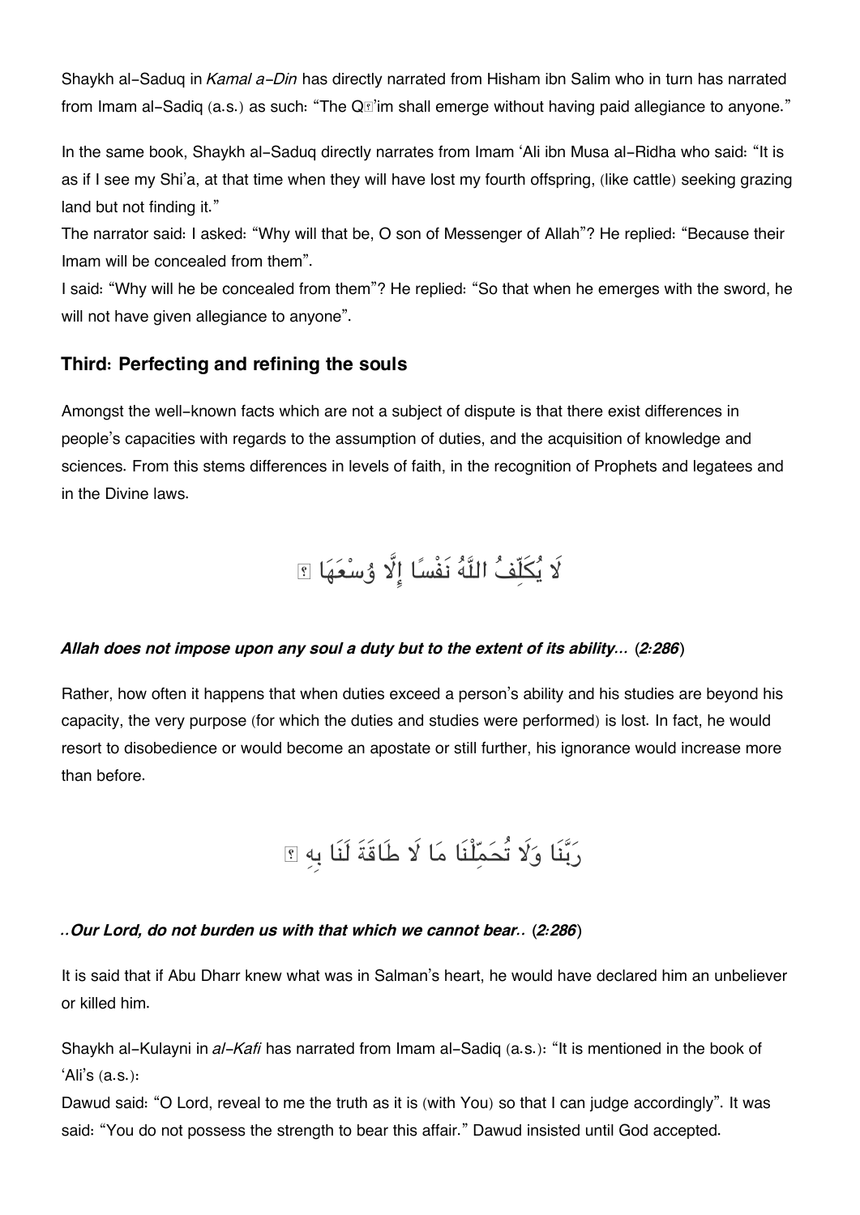Shaykh al-Saduq in *Kamal a-Din* has directly narrated from Hisham ibn Salim who in turn has narrated from Imam al-Sadiq (a.s.) as such: "The Qā'im shall emerge without having paid allegiance to anyone."

In the same book, Shaykh al-Saduq directly narrates from Imam 'Ali ibn Musa al-Ridha who said: "It is as if I see my Shi'a, at that time when they will have lost my fourth offspring, (like cattle) seeking grazing land but not finding it."
The narrator said: I asked: "Why will that be, O son of Messenger of Allah"? He replied: "Because their Imam will be concealed from them".
I said: "Why will he be concealed from them"? He replied: "So that when he emerges with the sword, he will not have given allegiance to anyone".

### Third: Perfecting and refining the souls

Amongst the well-known facts which are not a subject of dispute is that there exist differences in people's capacities with regards to the assumption of duties, and the acquisition of knowledge and sciences. From this stems differences in levels of faith, in the recognition of Prophets and legatees and in the Divine laws.

لَا يُكَلِّفُ اللَّهُ نَفْسًا إِلَّا وُسْعَهَا ۚ

***Allah does not impose upon any soul a duty but to the extent of its ability...* (*2:286*)**

Rather, how often it happens that when duties exceed a person's ability and his studies are beyond his capacity, the very purpose (for which the duties and studies were performed) is lost. In fact, he would resort to disobedience or would become an apostate or still further, his ignorance would increase more than before.

رَبَّنَا وَلَا تُحَمِّلْنَا مَا لَا طَاقَةَ لَنَا بِهِ ۖ

***..Our Lord, do not burden us with that which we cannot bear..* (*2:286*)**

It is said that if Abu Dharr knew what was in Salman's heart, he would have declared him an unbeliever or killed him.

Shaykh al-Kulayni in *al-Kafi* has narrated from Imam al-Sadiq (a.s.): "It is mentioned in the book of 'Ali's (a.s.):
Dawud said: "O Lord, reveal to me the truth as it is (with You) so that I can judge accordingly". It was said: "You do not possess the strength to bear this affair." Dawud insisted until God accepted.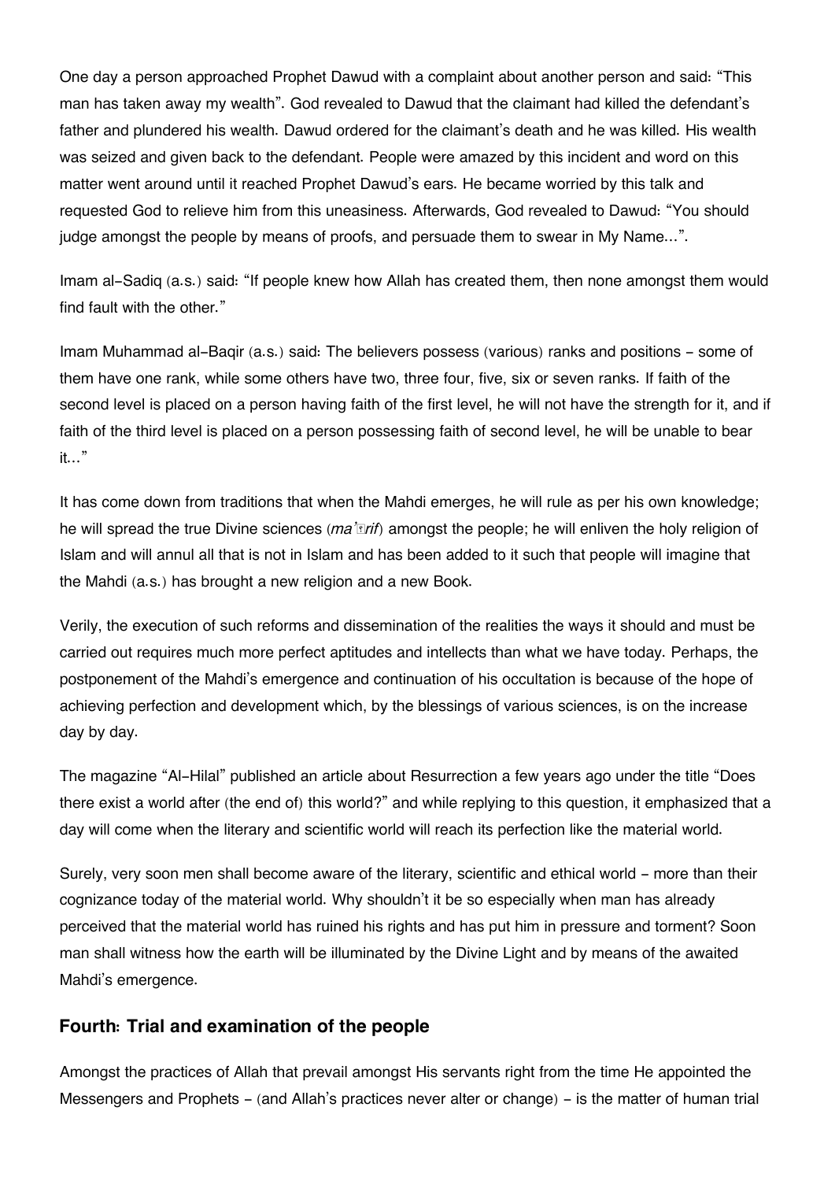One day a person approached Prophet Dawud with a complaint about another person and said: "This man has taken away my wealth". God revealed to Dawud that the claimant had killed the defendant's father and plundered his wealth. Dawud ordered for the claimant's death and he was killed. His wealth was seized and given back to the defendant. People were amazed by this incident and word on this matter went around until it reached Prophet Dawud's ears. He became worried by this talk and requested God to relieve him from this uneasiness. Afterwards, God revealed to Dawud: "You should judge amongst the people by means of proofs, and persuade them to swear in My Name…".

Imam al-Sadiq (a.s.) said: "If people knew how Allah has created them, then none amongst them would find fault with the other."

Imam Muhammad al-Baqir (a.s.) said: The believers possess (various) ranks and positions – some of them have one rank, while some others have two, three four, five, six or seven ranks. If faith of the second level is placed on a person having faith of the first level, he will not have the strength for it, and if faith of the third level is placed on a person possessing faith of second level, he will be unable to bear it…"

It has come down from traditions that when the Mahdi emerges, he will rule as per his own knowledge; he will spread the true Divine sciences (*ma'ārif*) amongst the people; he will enliven the holy religion of Islam and will annul all that is not in Islam and has been added to it such that people will imagine that the Mahdi (a.s.) has brought a new religion and a new Book.

Verily, the execution of such reforms and dissemination of the realities the ways it should and must be carried out requires much more perfect aptitudes and intellects than what we have today. Perhaps, the postponement of the Mahdi's emergence and continuation of his occultation is because of the hope of achieving perfection and development which, by the blessings of various sciences, is on the increase day by day.

The magazine "Al-Hilal" published an article about Resurrection a few years ago under the title "Does there exist a world after (the end of) this world?" and while replying to this question, it emphasized that a day will come when the literary and scientific world will reach its perfection like the material world.

Surely, very soon men shall become aware of the literary, scientific and ethical world – more than their cognizance today of the material world. Why shouldn't it be so especially when man has already perceived that the material world has ruined his rights and has put him in pressure and torment? Soon man shall witness how the earth will be illuminated by the Divine Light and by means of the awaited Mahdi's emergence.

### Fourth: Trial and examination of the people

Amongst the practices of Allah that prevail amongst His servants right from the time He appointed the Messengers and Prophets – (and Allah's practices never alter or change) – is the matter of human trial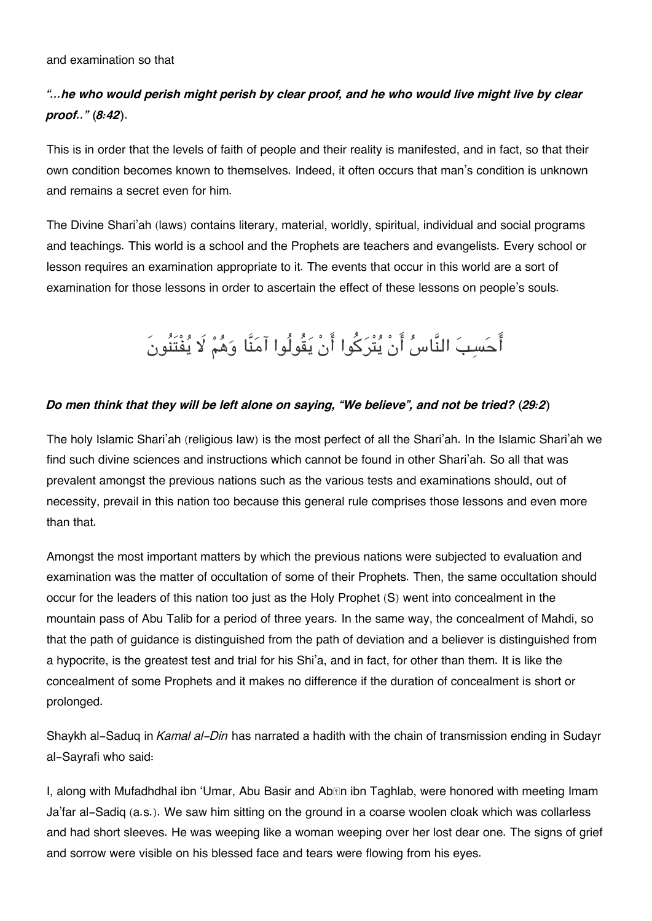and examination so that

***"...he who would perish might perish by clear proof, and he who would live might live by clear proof.." (8:42)***.

This is in order that the levels of faith of people and their reality is manifested, and in fact, so that their own condition becomes known to themselves. Indeed, it often occurs that man's condition is unknown and remains a secret even for him.

The Divine Shari'ah (laws) contains literary, material, worldly, spiritual, individual and social programs and teachings. This world is a school and the Prophets are teachers and evangelists. Every school or lesson requires an examination appropriate to it. The events that occur in this world are a sort of examination for those lessons in order to ascertain the effect of these lessons on people's souls.

أَحَسِبَ النَّاسُ أَنْ يُتْرَكُوا أَنْ يَقُولُوا آمَنَّا وَهُمْ لَا يُفْتَنُونَ

***Do men think that they will be left alone on saying, "We believe", and not be tried? (29:2)***

The holy Islamic Shari'ah (religious law) is the most perfect of all the Shari'ah. In the Islamic Shari'ah we find such divine sciences and instructions which cannot be found in other Shari'ah. So all that was prevalent amongst the previous nations such as the various tests and examinations should, out of necessity, prevail in this nation too because this general rule comprises those lessons and even more than that.

Amongst the most important matters by which the previous nations were subjected to evaluation and examination was the matter of occultation of some of their Prophets. Then, the same occultation should occur for the leaders of this nation too just as the Holy Prophet (S) went into concealment in the mountain pass of Abu Talib for a period of three years. In the same way, the concealment of Mahdi, so that the path of guidance is distinguished from the path of deviation and a believer is distinguished from a hypocrite, is the greatest test and trial for his Shi'a, and in fact, for other than them. It is like the concealment of some Prophets and it makes no difference if the duration of concealment is short or prolonged.

Shaykh al-Saduq in *Kamal al-Din* has narrated a hadith with the chain of transmission ending in Sudayr al-Sayrafi who said:

I, along with Mufadhdhal ibn 'Umar, Abu Basir and Abān ibn Taghlab, were honored with meeting Imam Ja'far al-Sadiq (a.s.). We saw him sitting on the ground in a coarse woolen cloak which was collarless and had short sleeves. He was weeping like a woman weeping over her lost dear one. The signs of grief and sorrow were visible on his blessed face and tears were flowing from his eyes.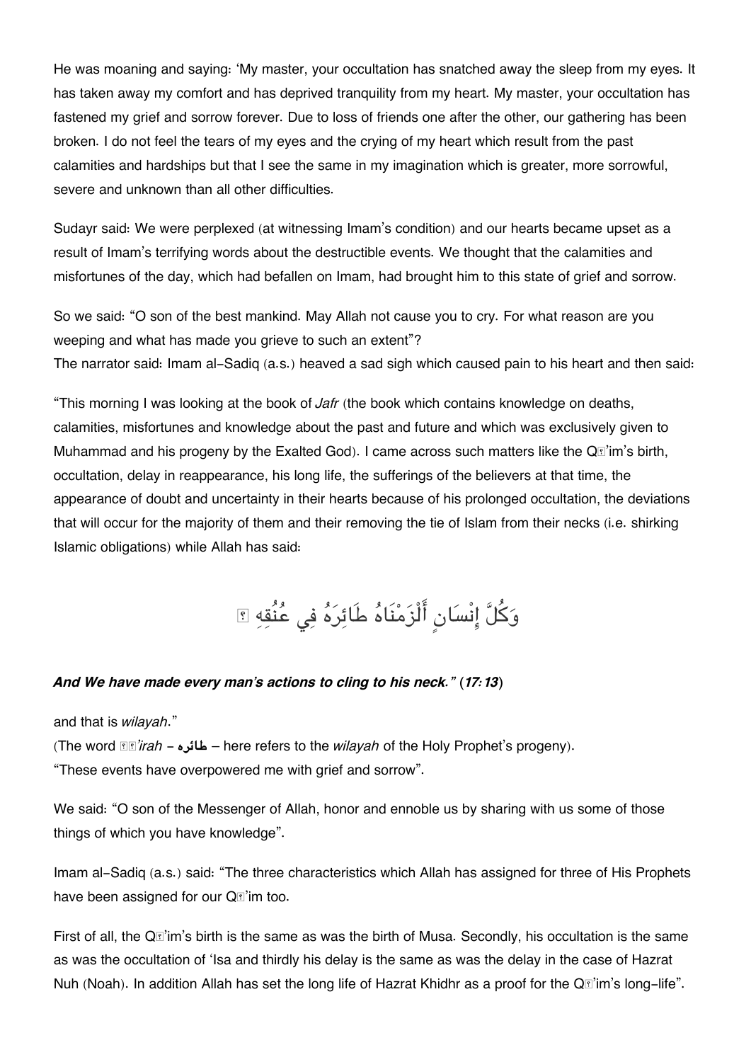He was moaning and saying: 'My master, your occultation has snatched away the sleep from my eyes. It has taken away my comfort and has deprived tranquility from my heart. My master, your occultation has fastened my grief and sorrow forever. Due to loss of friends one after the other, our gathering has been broken. I do not feel the tears of my eyes and the crying of my heart which result from the past calamities and hardships but that I see the same in my imagination which is greater, more sorrowful, severe and unknown than all other difficulties.

Sudayr said: We were perplexed (at witnessing Imam's condition) and our hearts became upset as a result of Imam's terrifying words about the destructible events. We thought that the calamities and misfortunes of the day, which had befallen on Imam, had brought him to this state of grief and sorrow.

So we said: "O son of the best mankind. May Allah not cause you to cry. For what reason are you weeping and what has made you grieve to such an extent"?
The narrator said: Imam al-Sadiq (a.s.) heaved a sad sigh which caused pain to his heart and then said:

"This morning I was looking at the book of *Jafr* (the book which contains knowledge on deaths, calamities, misfortunes and knowledge about the past and future and which was exclusively given to Muhammad and his progeny by the Exalted God). I came across such matters like the Qā'im's birth, occultation, delay in reappearance, his long life, the sufferings of the believers at that time, the appearance of doubt and uncertainty in their hearts because of his prolonged occultation, the deviations that will occur for the majority of them and their removing the tie of Islam from their necks (i.e. shirking Islamic obligations) while Allah has said:

وَكُلَّ إِنْسَانٍ أَلْزَمْنَاهُ طَائِرَهُ فِي عُنُقِهِ ۖ

***And We have made every man's actions to cling to his neck." (17:13)***

and that is *wilayah*."
(The word *Ṭā'irah* – طائره – here refers to the *wilayah* of the Holy Prophet's progeny).
"These events have overpowered me with grief and sorrow".

We said: "O son of the Messenger of Allah, honor and ennoble us by sharing with us some of those things of which you have knowledge".

Imam al-Sadiq (a.s.) said: "The three characteristics which Allah has assigned for three of His Prophets have been assigned for our Qā'im too.

First of all, the Qā'im's birth is the same as was the birth of Musa. Secondly, his occultation is the same as was the occultation of 'Isa and thirdly his delay is the same as was the delay in the case of Hazrat Nuh (Noah). In addition Allah has set the long life of Hazrat Khidhr as a proof for the Qā'im's long-life".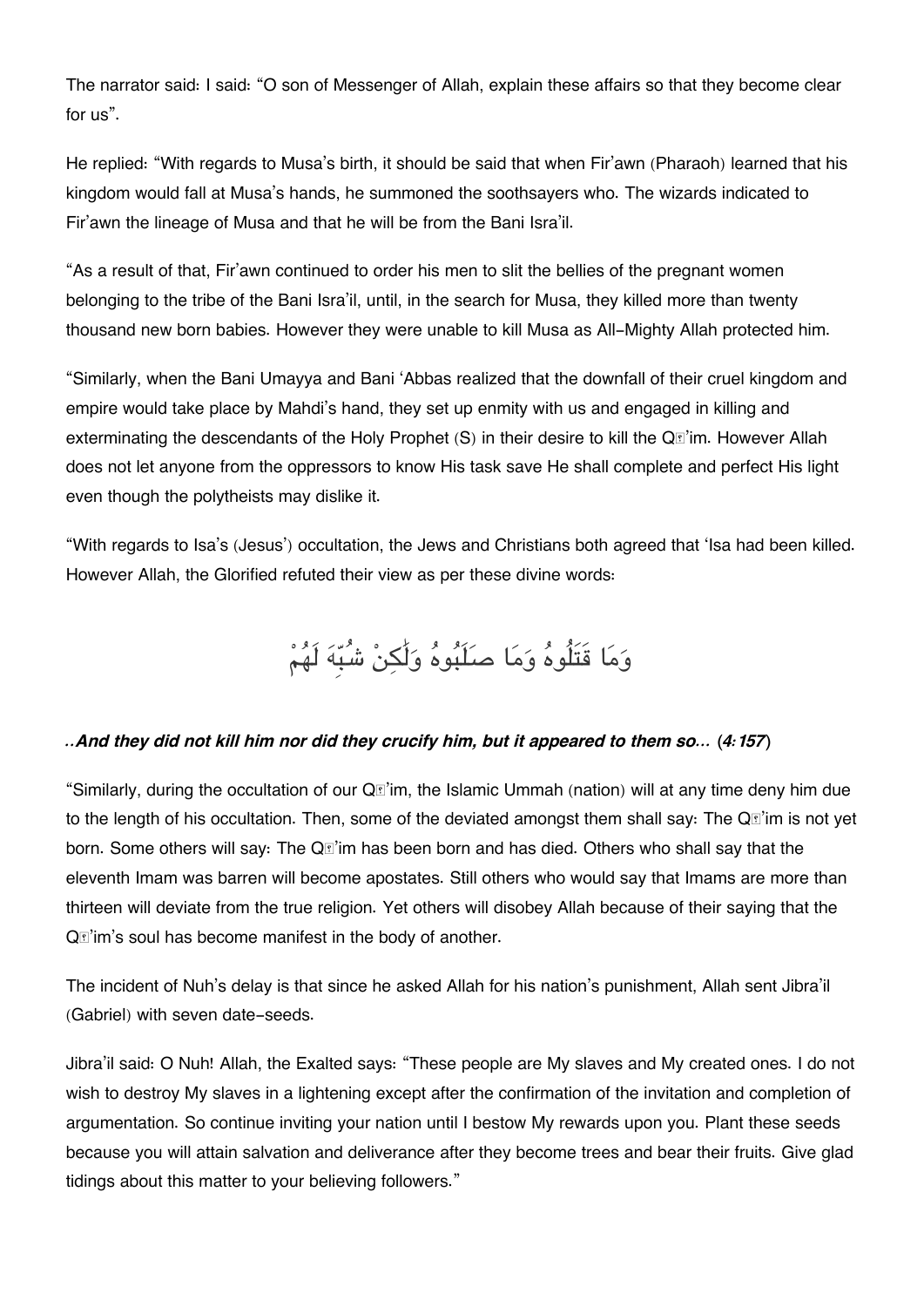The narrator said: I said: "O son of Messenger of Allah, explain these affairs so that they become clear for us".

He replied: "With regards to Musa's birth, it should be said that when Fir'awn (Pharaoh) learned that his kingdom would fall at Musa's hands, he summoned the soothsayers who. The wizards indicated to Fir'awn the lineage of Musa and that he will be from the Bani Isra'il.

"As a result of that, Fir'awn continued to order his men to slit the bellies of the pregnant women belonging to the tribe of the Bani Isra'il, until, in the search for Musa, they killed more than twenty thousand new born babies. However they were unable to kill Musa as All-Mighty Allah protected him.

"Similarly, when the Bani Umayya and Bani 'Abbas realized that the downfall of their cruel kingdom and empire would take place by Mahdi's hand, they set up enmity with us and engaged in killing and exterminating the descendants of the Holy Prophet (S) in their desire to kill the Qā'im. However Allah does not let anyone from the oppressors to know His task save He shall complete and perfect His light even though the polytheists may dislike it.

"With regards to Isa's (Jesus') occultation, the Jews and Christians both agreed that 'Isa had been killed. However Allah, the Glorified refuted their view as per these divine words:

وَمَا قَتَلُوهُ وَمَا صَلَبُوهُ وَلَٰكِنْ شُبِّهَ لَهُمْ

***..And they did not kill him nor did they crucify him, but it appeared to them so... (4:157)***

"Similarly, during the occultation of our Qā'im, the Islamic Ummah (nation) will at any time deny him due to the length of his occultation. Then, some of the deviated amongst them shall say: The Qā'im is not yet born. Some others will say: The Qā'im has been born and has died. Others who shall say that the eleventh Imam was barren will become apostates. Still others who would say that Imams are more than thirteen will deviate from the true religion. Yet others will disobey Allah because of their saying that the Qā'im's soul has become manifest in the body of another.

The incident of Nuh's delay is that since he asked Allah for his nation's punishment, Allah sent Jibra'il (Gabriel) with seven date-seeds.

Jibra'il said: O Nuh! Allah, the Exalted says: "These people are My slaves and My created ones. I do not wish to destroy My slaves in a lightening except after the confirmation of the invitation and completion of argumentation. So continue inviting your nation until I bestow My rewards upon you. Plant these seeds because you will attain salvation and deliverance after they become trees and bear their fruits. Give glad tidings about this matter to your believing followers."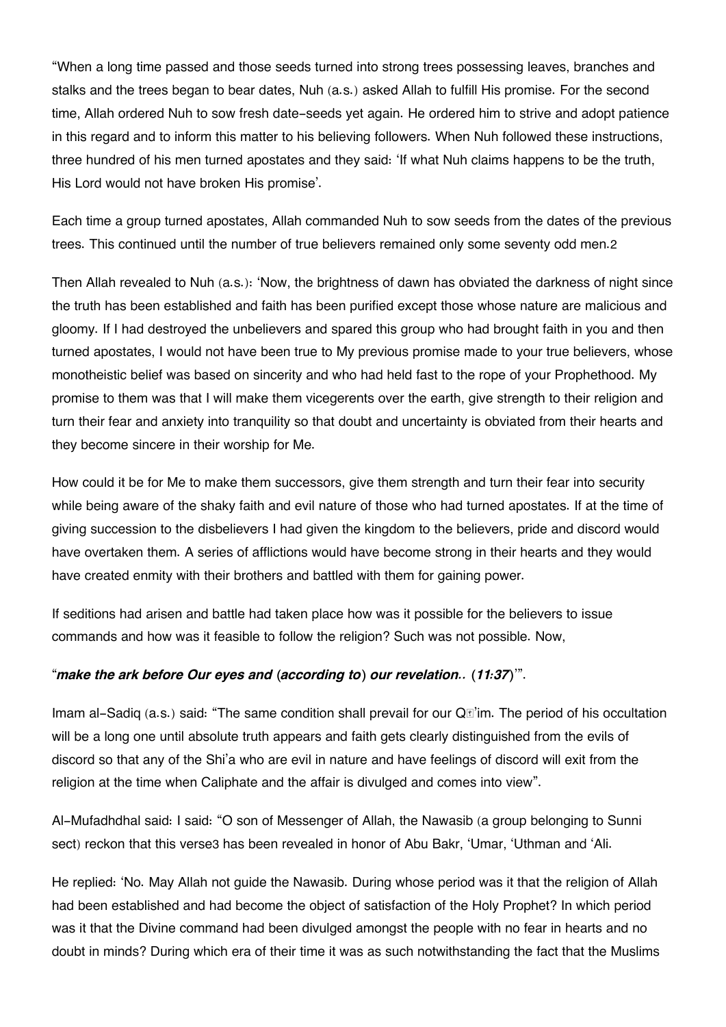"When a long time passed and those seeds turned into strong trees possessing leaves, branches and stalks and the trees began to bear dates, Nuh (a.s.) asked Allah to fulfill His promise. For the second time, Allah ordered Nuh to sow fresh date-seeds yet again. He ordered him to strive and adopt patience in this regard and to inform this matter to his believing followers. When Nuh followed these instructions, three hundred of his men turned apostates and they said: 'If what Nuh claims happens to be the truth, His Lord would not have broken His promise'.

Each time a group turned apostates, Allah commanded Nuh to sow seeds from the dates of the previous trees. This continued until the number of true believers remained only some seventy odd men.2

Then Allah revealed to Nuh (a.s.): 'Now, the brightness of dawn has obviated the darkness of night since the truth has been established and faith has been purified except those whose nature are malicious and gloomy. If I had destroyed the unbelievers and spared this group who had brought faith in you and then turned apostates, I would not have been true to My previous promise made to your true believers, whose monotheistic belief was based on sincerity and who had held fast to the rope of your Prophethood. My promise to them was that I will make them vicegerents over the earth, give strength to their religion and turn their fear and anxiety into tranquility so that doubt and uncertainty is obviated from their hearts and they become sincere in their worship for Me.

How could it be for Me to make them successors, give them strength and turn their fear into security while being aware of the shaky faith and evil nature of those who had turned apostates. If at the time of giving succession to the disbelievers I had given the kingdom to the believers, pride and discord would have overtaken them. A series of afflictions would have become strong in their hearts and they would have created enmity with their brothers and battled with them for gaining power.

If seditions had arisen and battle had taken place how was it possible for the believers to issue commands and how was it feasible to follow the religion? Such was not possible. Now,

"***make the ark before Our eyes and (according to) our revelation.. (11:37)***'".

Imam al-Sadiq (a.s.) said: "The same condition shall prevail for our Qā'im. The period of his occultation will be a long one until absolute truth appears and faith gets clearly distinguished from the evils of discord so that any of the Shi'a who are evil in nature and have feelings of discord will exit from the religion at the time when Caliphate and the affair is divulged and comes into view".

Al-Mufadhdhal said: I said: "O son of Messenger of Allah, the Nawasib (a group belonging to Sunni sect) reckon that this verse3 has been revealed in honor of Abu Bakr, 'Umar, 'Uthman and 'Ali.

He replied: 'No. May Allah not guide the Nawasib. During whose period was it that the religion of Allah had been established and had become the object of satisfaction of the Holy Prophet? In which period was it that the Divine command had been divulged amongst the people with no fear in hearts and no doubt in minds? During which era of their time it was as such notwithstanding the fact that the Muslims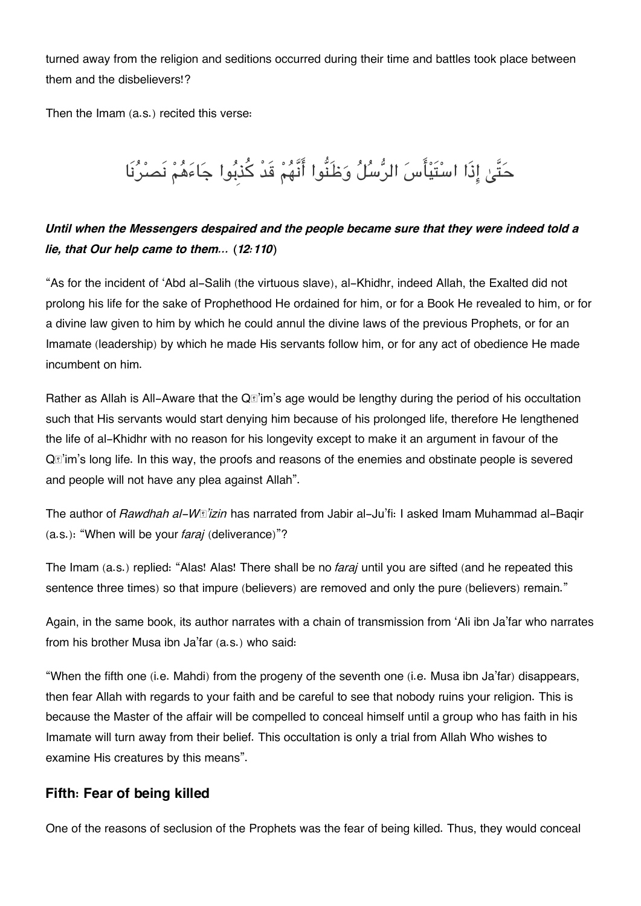turned away from the religion and seditions occurred during their time and battles took place between them and the disbelievers!?

Then the Imam (a.s.) recited this verse:

حَتَّىٰ إِذَا اسْتَيْأَسَ الرُّسُلُ وَظَنُّوا أَنَّهُمْ قَدْ كُذِبُوا جَاءَهُمْ نَصْرُنَا

***Until when the Messengers despaired and the people became sure that they were indeed told a lie, that Our help came to them…* (*12:110*)**

"As for the incident of 'Abd al-Salih (the virtuous slave), al-Khidhr, indeed Allah, the Exalted did not prolong his life for the sake of Prophethood He ordained for him, or for a Book He revealed to him, or for a divine law given to him by which he could annul the divine laws of the previous Prophets, or for an Imamate (leadership) by which he made His servants follow him, or for any act of obedience He made incumbent on him.

Rather as Allah is All-Aware that the Qā'im's age would be lengthy during the period of his occultation such that His servants would start denying him because of his prolonged life, therefore He lengthened the life of al-Khidhr with no reason for his longevity except to make it an argument in favour of the Qā'im's long life. In this way, the proofs and reasons of the enemies and obstinate people is severed and people will not have any plea against Allah".

The author of *Rawdhah al-Wā'izin* has narrated from Jabir al-Ju'fi: I asked Imam Muhammad al-Baqir (a.s.): "When will be your *faraj* (deliverance)"?

The Imam (a.s.) replied: "Alas! Alas! There shall be no *faraj* until you are sifted (and he repeated this sentence three times) so that impure (believers) are removed and only the pure (believers) remain."

Again, in the same book, its author narrates with a chain of transmission from 'Ali ibn Ja'far who narrates from his brother Musa ibn Ja'far (a.s.) who said:

"When the fifth one (i.e. Mahdi) from the progeny of the seventh one (i.e. Musa ibn Ja'far) disappears, then fear Allah with regards to your faith and be careful to see that nobody ruins your religion. This is because the Master of the affair will be compelled to conceal himself until a group who has faith in his Imamate will turn away from their belief. This occultation is only a trial from Allah Who wishes to examine His creatures by this means".

### Fifth: Fear of being killed

One of the reasons of seclusion of the Prophets was the fear of being killed. Thus, they would conceal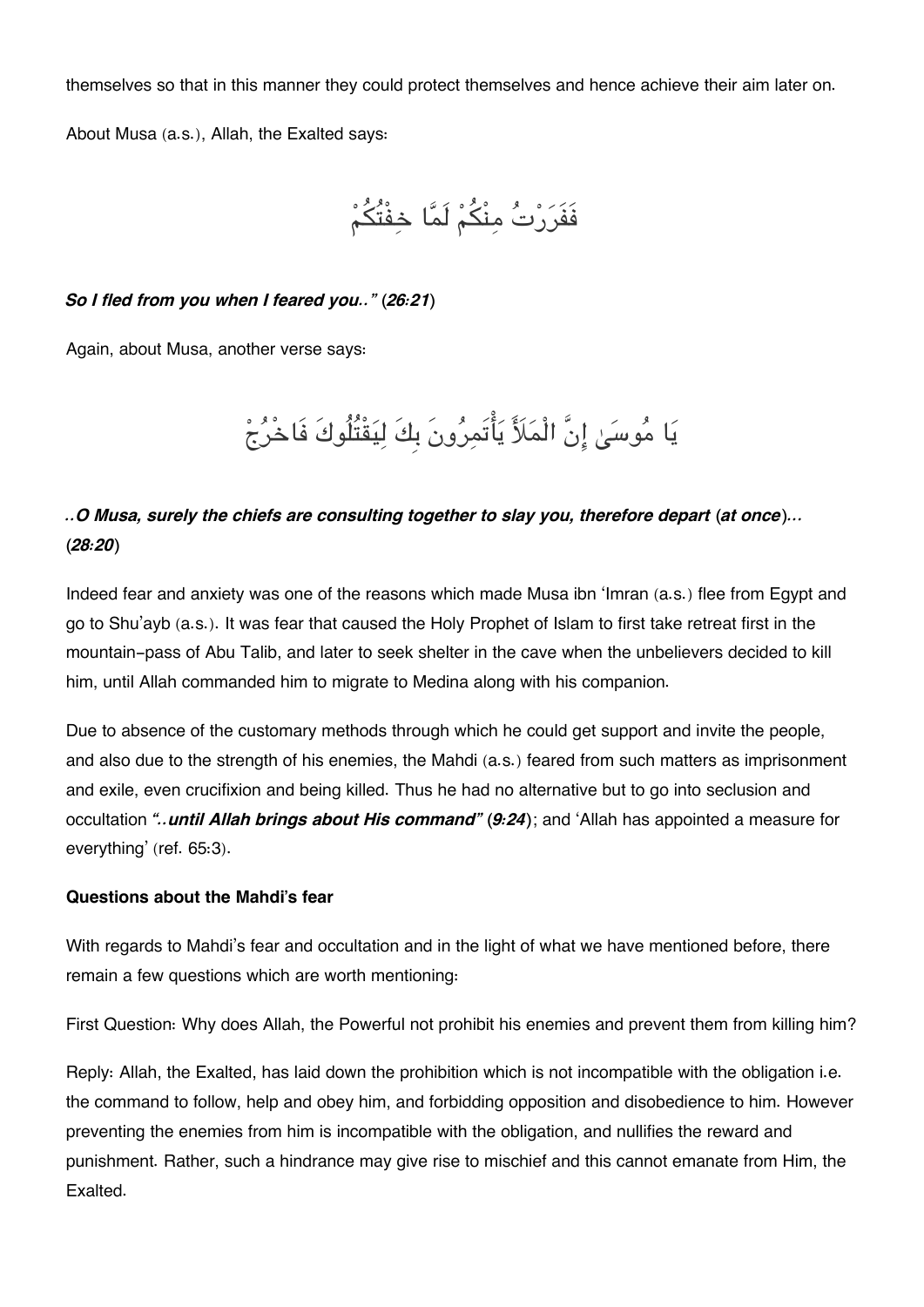themselves so that in this manner they could protect themselves and hence achieve their aim later on.

About Musa (a.s.), Allah, the Exalted says:

فَفَرَرْتُ مِنْكُمْ لَمَّا خِفْتُكُمْ

***So I fled from you when I feared you.."* (*26:21*)**

Again, about Musa, another verse says:

يَا مُوسَىٰ إِنَّ الْمَلَأَ يَأْتَمِرُونَ بِكَ لِيَقْتُلُوكَ فَاخْرُجْ

***..O Musa, surely the chiefs are consulting together to slay you, therefore depart* (*at once*)*...* (*28:20*)**

Indeed fear and anxiety was one of the reasons which made Musa ibn 'Imran (a.s.) flee from Egypt and go to Shu'ayb (a.s.). It was fear that caused the Holy Prophet of Islam to first take retreat first in the mountain-pass of Abu Talib, and later to seek shelter in the cave when the unbelievers decided to kill him, until Allah commanded him to migrate to Medina along with his companion.

Due to absence of the customary methods through which he could get support and invite the people, and also due to the strength of his enemies, the Mahdi (a.s.) feared from such matters as imprisonment and exile, even crucifixion and being killed. Thus he had no alternative but to go into seclusion and occultation ***"..until Allah brings about His command"* (*9:24*)**; and 'Allah has appointed a measure for everything' (ref. 65:3).

**Questions about the Mahdi's fear**

With regards to Mahdi's fear and occultation and in the light of what we have mentioned before, there remain a few questions which are worth mentioning:

First Question: Why does Allah, the Powerful not prohibit his enemies and prevent them from killing him?

Reply: Allah, the Exalted, has laid down the prohibition which is not incompatible with the obligation i.e. the command to follow, help and obey him, and forbidding opposition and disobedience to him. However preventing the enemies from him is incompatible with the obligation, and nullifies the reward and punishment. Rather, such a hindrance may give rise to mischief and this cannot emanate from Him, the Exalted.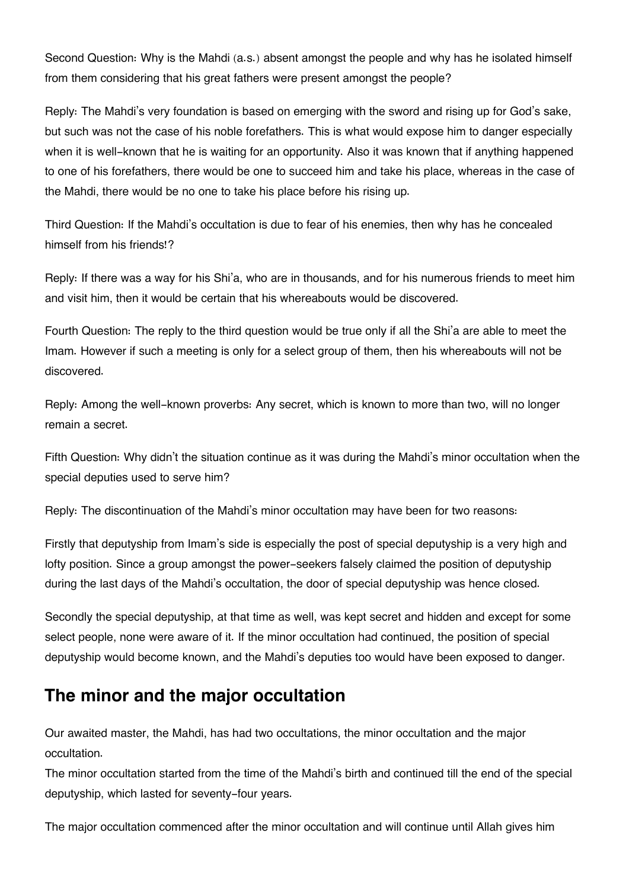Second Question: Why is the Mahdi (a.s.) absent amongst the people and why has he isolated himself from them considering that his great fathers were present amongst the people?

Reply: The Mahdi's very foundation is based on emerging with the sword and rising up for God's sake, but such was not the case of his noble forefathers. This is what would expose him to danger especially when it is well-known that he is waiting for an opportunity. Also it was known that if anything happened to one of his forefathers, there would be one to succeed him and take his place, whereas in the case of the Mahdi, there would be no one to take his place before his rising up.

Third Question: If the Mahdi's occultation is due to fear of his enemies, then why has he concealed himself from his friends!?

Reply: If there was a way for his Shi'a, who are in thousands, and for his numerous friends to meet him and visit him, then it would be certain that his whereabouts would be discovered.

Fourth Question: The reply to the third question would be true only if all the Shi'a are able to meet the Imam. However if such a meeting is only for a select group of them, then his whereabouts will not be discovered.

Reply: Among the well-known proverbs: Any secret, which is known to more than two, will no longer remain a secret.

Fifth Question: Why didn't the situation continue as it was during the Mahdi's minor occultation when the special deputies used to serve him?

Reply: The discontinuation of the Mahdi's minor occultation may have been for two reasons:

Firstly that deputyship from Imam's side is especially the post of special deputyship is a very high and lofty position. Since a group amongst the power-seekers falsely claimed the position of deputyship during the last days of the Mahdi's occultation, the door of special deputyship was hence closed.

Secondly the special deputyship, at that time as well, was kept secret and hidden and except for some select people, none were aware of it. If the minor occultation had continued, the position of special deputyship would become known, and the Mahdi's deputies too would have been exposed to danger.

## The minor and the major occultation

Our awaited master, the Mahdi, has had two occultations, the minor occultation and the major occultation.
The minor occultation started from the time of the Mahdi's birth and continued till the end of the special deputyship, which lasted for seventy-four years.

The major occultation commenced after the minor occultation and will continue until Allah gives him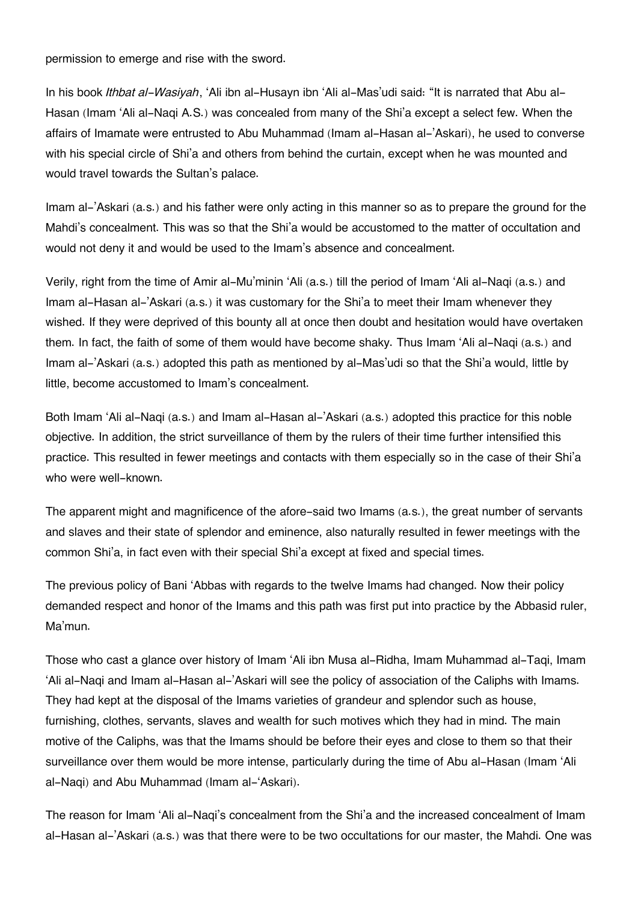permission to emerge and rise with the sword.

In his book *Ithbat al-Wasiyah*, 'Ali ibn al-Husayn ibn 'Ali al-Mas'udi said: "It is narrated that Abu al-Hasan (Imam 'Ali al-Naqi A.S.) was concealed from many of the Shi'a except a select few. When the affairs of Imamate were entrusted to Abu Muhammad (Imam al-Hasan al-'Askari), he used to converse with his special circle of Shi'a and others from behind the curtain, except when he was mounted and would travel towards the Sultan's palace.

Imam al-'Askari (a.s.) and his father were only acting in this manner so as to prepare the ground for the Mahdi's concealment. This was so that the Shi'a would be accustomed to the matter of occultation and would not deny it and would be used to the Imam's absence and concealment.

Verily, right from the time of Amir al-Mu'minin 'Ali (a.s.) till the period of Imam 'Ali al-Naqi (a.s.) and Imam al-Hasan al-'Askari (a.s.) it was customary for the Shi'a to meet their Imam whenever they wished. If they were deprived of this bounty all at once then doubt and hesitation would have overtaken them. In fact, the faith of some of them would have become shaky. Thus Imam 'Ali al-Naqi (a.s.) and Imam al-'Askari (a.s.) adopted this path as mentioned by al-Mas'udi so that the Shi'a would, little by little, become accustomed to Imam's concealment.

Both Imam 'Ali al-Naqi (a.s.) and Imam al-Hasan al-'Askari (a.s.) adopted this practice for this noble objective. In addition, the strict surveillance of them by the rulers of their time further intensified this practice. This resulted in fewer meetings and contacts with them especially so in the case of their Shi'a who were well-known.

The apparent might and magnificence of the afore-said two Imams (a.s.), the great number of servants and slaves and their state of splendor and eminence, also naturally resulted in fewer meetings with the common Shi'a, in fact even with their special Shi'a except at fixed and special times.

The previous policy of Bani 'Abbas with regards to the twelve Imams had changed. Now their policy demanded respect and honor of the Imams and this path was first put into practice by the Abbasid ruler, Ma'mun.

Those who cast a glance over history of Imam 'Ali ibn Musa al-Ridha, Imam Muhammad al-Taqi, Imam 'Ali al-Naqi and Imam al-Hasan al-'Askari will see the policy of association of the Caliphs with Imams. They had kept at the disposal of the Imams varieties of grandeur and splendor such as house, furnishing, clothes, servants, slaves and wealth for such motives which they had in mind. The main motive of the Caliphs, was that the Imams should be before their eyes and close to them so that their surveillance over them would be more intense, particularly during the time of Abu al-Hasan (Imam 'Ali al-Naqi) and Abu Muhammad (Imam al-'Askari).

The reason for Imam 'Ali al-Naqi's concealment from the Shi'a and the increased concealment of Imam al-Hasan al-'Askari (a.s.) was that there were to be two occultations for our master, the Mahdi. One was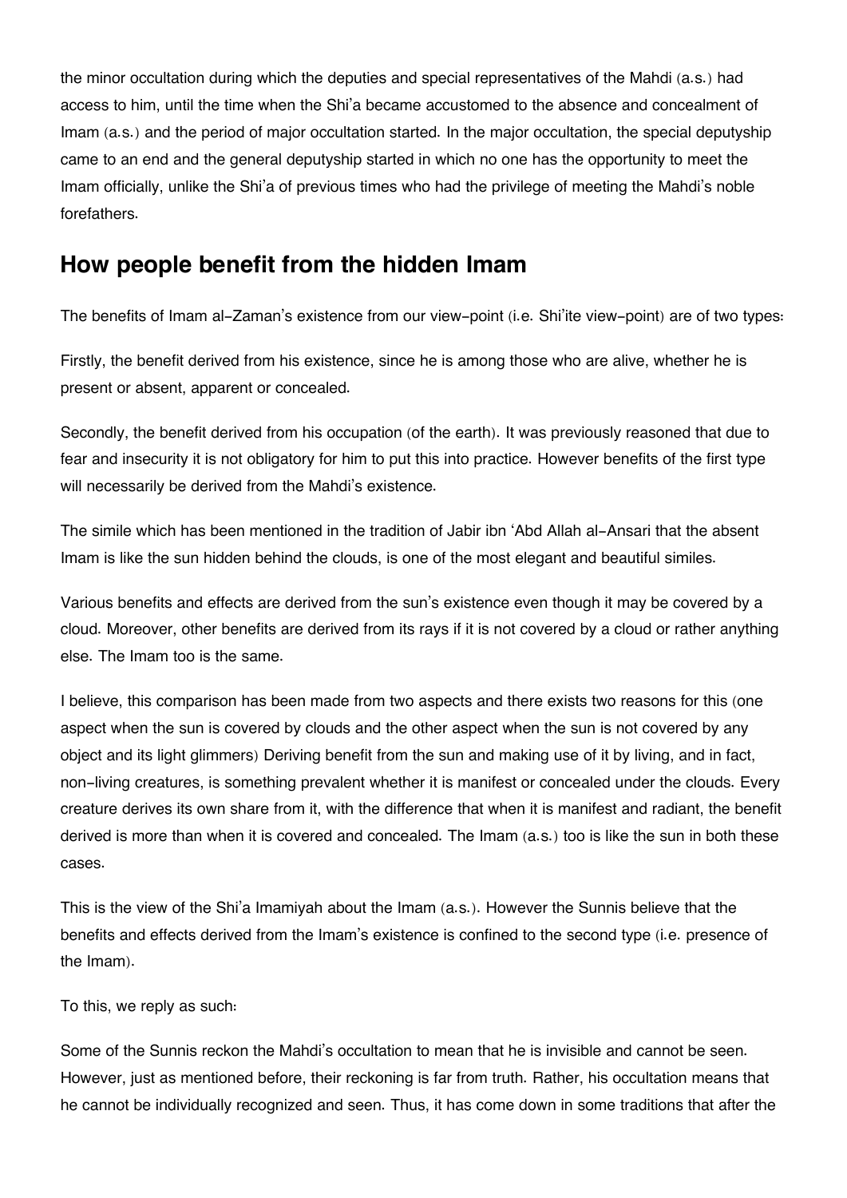the minor occultation during which the deputies and special representatives of the Mahdi (a.s.) had access to him, until the time when the Shi'a became accustomed to the absence and concealment of Imam (a.s.) and the period of major occultation started. In the major occultation, the special deputyship came to an end and the general deputyship started in which no one has the opportunity to meet the Imam officially, unlike the Shi'a of previous times who had the privilege of meeting the Mahdi's noble forefathers.

## How people benefit from the hidden Imam

The benefits of Imam al-Zaman's existence from our view-point (i.e. Shi'ite view-point) are of two types:

Firstly, the benefit derived from his existence, since he is among those who are alive, whether he is present or absent, apparent or concealed.

Secondly, the benefit derived from his occupation (of the earth). It was previously reasoned that due to fear and insecurity it is not obligatory for him to put this into practice. However benefits of the first type will necessarily be derived from the Mahdi's existence.

The simile which has been mentioned in the tradition of Jabir ibn 'Abd Allah al-Ansari that the absent Imam is like the sun hidden behind the clouds, is one of the most elegant and beautiful similes.

Various benefits and effects are derived from the sun's existence even though it may be covered by a cloud. Moreover, other benefits are derived from its rays if it is not covered by a cloud or rather anything else. The Imam too is the same.

I believe, this comparison has been made from two aspects and there exists two reasons for this (one aspect when the sun is covered by clouds and the other aspect when the sun is not covered by any object and its light glimmers) Deriving benefit from the sun and making use of it by living, and in fact, non-living creatures, is something prevalent whether it is manifest or concealed under the clouds. Every creature derives its own share from it, with the difference that when it is manifest and radiant, the benefit derived is more than when it is covered and concealed. The Imam (a.s.) too is like the sun in both these cases.

This is the view of the Shi'a Imamiyah about the Imam (a.s.). However the Sunnis believe that the benefits and effects derived from the Imam's existence is confined to the second type (i.e. presence of the Imam).

To this, we reply as such:

Some of the Sunnis reckon the Mahdi's occultation to mean that he is invisible and cannot be seen. However, just as mentioned before, their reckoning is far from truth. Rather, his occultation means that he cannot be individually recognized and seen. Thus, it has come down in some traditions that after the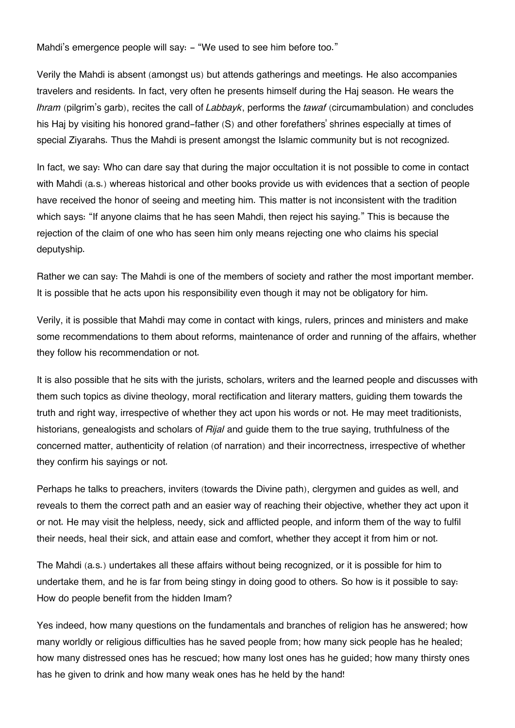Mahdi's emergence people will say: – "We used to see him before too."

Verily the Mahdi is absent (amongst us) but attends gatherings and meetings. He also accompanies travelers and residents. In fact, very often he presents himself during the Haj season. He wears the *Ihram* (pilgrim's garb), recites the call of *Labbayk*, performs the *tawaf* (circumambulation) and concludes his Haj by visiting his honored grand-father (S) and other forefathers' shrines especially at times of special Ziyarahs. Thus the Mahdi is present amongst the Islamic community but is not recognized.

In fact, we say: Who can dare say that during the major occultation it is not possible to come in contact with Mahdi (a.s.) whereas historical and other books provide us with evidences that a section of people have received the honor of seeing and meeting him. This matter is not inconsistent with the tradition which says: "If anyone claims that he has seen Mahdi, then reject his saying." This is because the rejection of the claim of one who has seen him only means rejecting one who claims his special deputyship.

Rather we can say: The Mahdi is one of the members of society and rather the most important member. It is possible that he acts upon his responsibility even though it may not be obligatory for him.

Verily, it is possible that Mahdi may come in contact with kings, rulers, princes and ministers and make some recommendations to them about reforms, maintenance of order and running of the affairs, whether they follow his recommendation or not.

It is also possible that he sits with the jurists, scholars, writers and the learned people and discusses with them such topics as divine theology, moral rectification and literary matters, guiding them towards the truth and right way, irrespective of whether they act upon his words or not. He may meet traditionists, historians, genealogists and scholars of *Rijal* and guide them to the true saying, truthfulness of the concerned matter, authenticity of relation (of narration) and their incorrectness, irrespective of whether they confirm his sayings or not.

Perhaps he talks to preachers, inviters (towards the Divine path), clergymen and guides as well, and reveals to them the correct path and an easier way of reaching their objective, whether they act upon it or not. He may visit the helpless, needy, sick and afflicted people, and inform them of the way to fulfil their needs, heal their sick, and attain ease and comfort, whether they accept it from him or not.

The Mahdi (a.s.) undertakes all these affairs without being recognized, or it is possible for him to undertake them, and he is far from being stingy in doing good to others. So how is it possible to say: How do people benefit from the hidden Imam?

Yes indeed, how many questions on the fundamentals and branches of religion has he answered; how many worldly or religious difficulties has he saved people from; how many sick people has he healed; how many distressed ones has he rescued; how many lost ones has he guided; how many thirsty ones has he given to drink and how many weak ones has he held by the hand!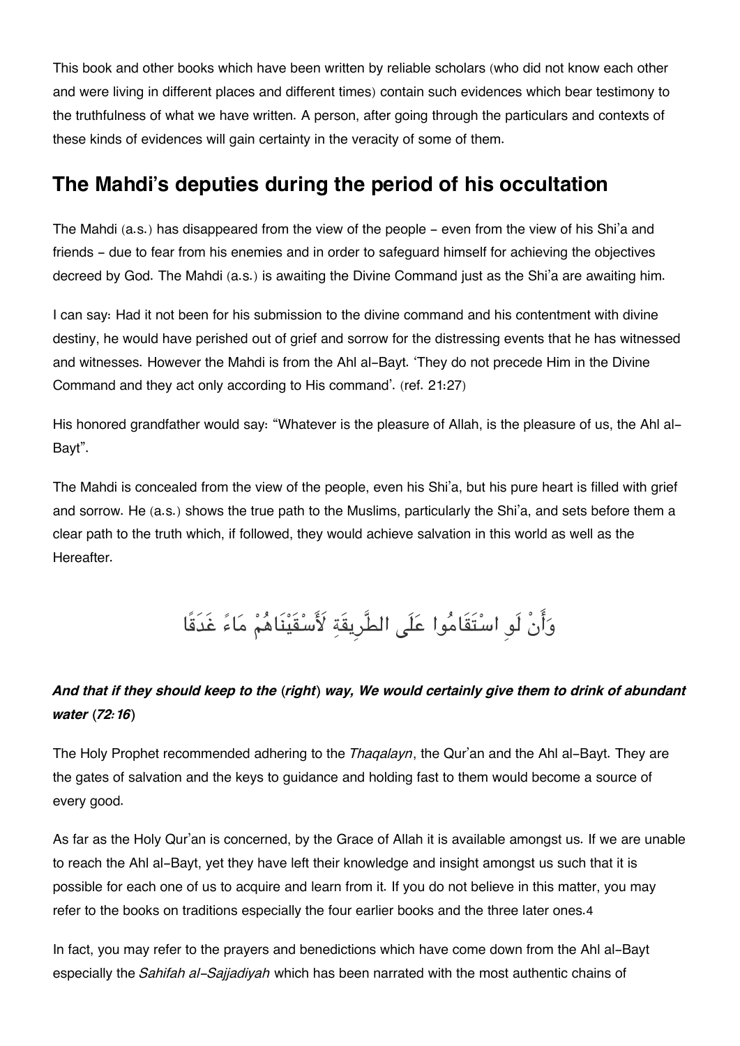This book and other books which have been written by reliable scholars (who did not know each other and were living in different places and different times) contain such evidences which bear testimony to the truthfulness of what we have written. A person, after going through the particulars and contexts of these kinds of evidences will gain certainty in the veracity of some of them.

## The Mahdi's deputies during the period of his occultation

The Mahdi (a.s.) has disappeared from the view of the people - even from the view of his Shi'a and friends - due to fear from his enemies and in order to safeguard himself for achieving the objectives decreed by God. The Mahdi (a.s.) is awaiting the Divine Command just as the Shi'a are awaiting him.

I can say: Had it not been for his submission to the divine command and his contentment with divine destiny, he would have perished out of grief and sorrow for the distressing events that he has witnessed and witnesses. However the Mahdi is from the Ahl al-Bayt. 'They do not precede Him in the Divine Command and they act only according to His command'. (ref. 21:27)

His honored grandfather would say: "Whatever is the pleasure of Allah, is the pleasure of us, the Ahl al-Bayt".

The Mahdi is concealed from the view of the people, even his Shi'a, but his pure heart is filled with grief and sorrow. He (a.s.) shows the true path to the Muslims, particularly the Shi'a, and sets before them a clear path to the truth which, if followed, they would achieve salvation in this world as well as the Hereafter.

وَأَنْ لَوِ اسْتَقَامُوا عَلَى الطَّرِيقَةِ لَأَسْقَيْنَاهُمْ مَاءً غَدَقًا

***And that if they should keep to the (right) way, We would certainly give them to drink of abundant water (72:16)***

The Holy Prophet recommended adhering to the *Thaqalayn*, the Qur'an and the Ahl al-Bayt. They are the gates of salvation and the keys to guidance and holding fast to them would become a source of every good.

As far as the Holy Qur'an is concerned, by the Grace of Allah it is available amongst us. If we are unable to reach the Ahl al-Bayt, yet they have left their knowledge and insight amongst us such that it is possible for each one of us to acquire and learn from it. If you do not believe in this matter, you may refer to the books on traditions especially the four earlier books and the three later ones.4

In fact, you may refer to the prayers and benedictions which have come down from the Ahl al-Bayt especially the *Sahifah al-Sajjadiyah* which has been narrated with the most authentic chains of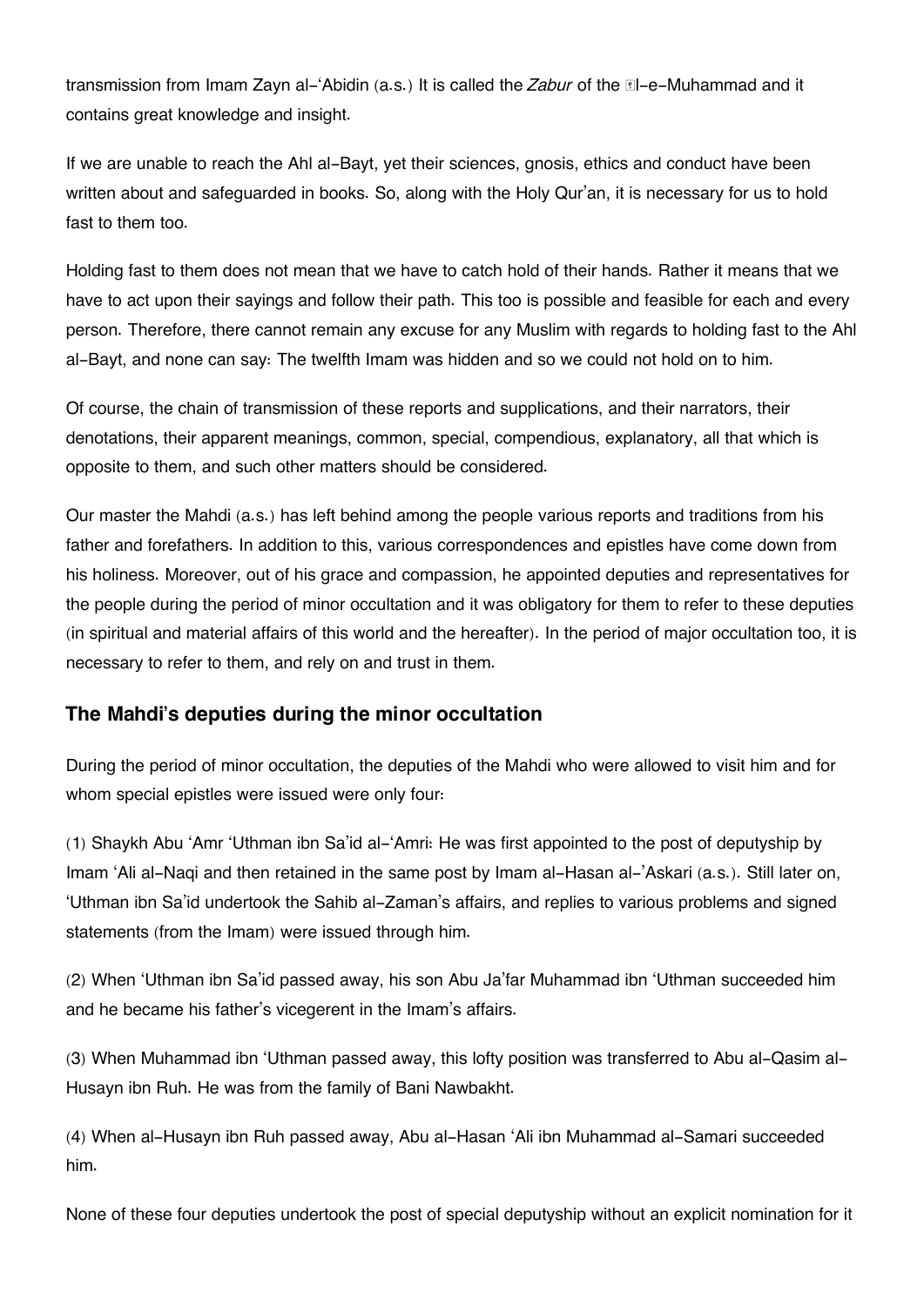transmission from Imam Zayn al-'Abidin (a.s.) It is called the *Zabur* of the Āl-e-Muhammad and it contains great knowledge and insight.

If we are unable to reach the Ahl al-Bayt, yet their sciences, gnosis, ethics and conduct have been written about and safeguarded in books. So, along with the Holy Qur'an, it is necessary for us to hold fast to them too.

Holding fast to them does not mean that we have to catch hold of their hands. Rather it means that we have to act upon their sayings and follow their path. This too is possible and feasible for each and every person. Therefore, there cannot remain any excuse for any Muslim with regards to holding fast to the Ahl al-Bayt, and none can say: The twelfth Imam was hidden and so we could not hold on to him.

Of course, the chain of transmission of these reports and supplications, and their narrators, their denotations, their apparent meanings, common, special, compendious, explanatory, all that which is opposite to them, and such other matters should be considered.

Our master the Mahdi (a.s.) has left behind among the people various reports and traditions from his father and forefathers. In addition to this, various correspondences and epistles have come down from his holiness. Moreover, out of his grace and compassion, he appointed deputies and representatives for the people during the period of minor occultation and it was obligatory for them to refer to these deputies (in spiritual and material affairs of this world and the hereafter). In the period of major occultation too, it is necessary to refer to them, and rely on and trust in them.

### The Mahdi's deputies during the minor occultation

During the period of minor occultation, the deputies of the Mahdi who were allowed to visit him and for whom special epistles were issued were only four:

(1) Shaykh Abu 'Amr 'Uthman ibn Sa'id al-'Amri: He was first appointed to the post of deputyship by Imam 'Ali al-Naqi and then retained in the same post by Imam al-Hasan al-'Askari (a.s.). Still later on, 'Uthman ibn Sa'id undertook the Sahib al-Zaman's affairs, and replies to various problems and signed statements (from the Imam) were issued through him.

(2) When 'Uthman ibn Sa'id passed away, his son Abu Ja'far Muhammad ibn 'Uthman succeeded him and he became his father's vicegerent in the Imam's affairs.

(3) When Muhammad ibn 'Uthman passed away, this lofty position was transferred to Abu al-Qasim al-Husayn ibn Ruh. He was from the family of Bani Nawbakht.

(4) When al-Husayn ibn Ruh passed away, Abu al-Hasan 'Ali ibn Muhammad al-Samari succeeded him.

None of these four deputies undertook the post of special deputyship without an explicit nomination for it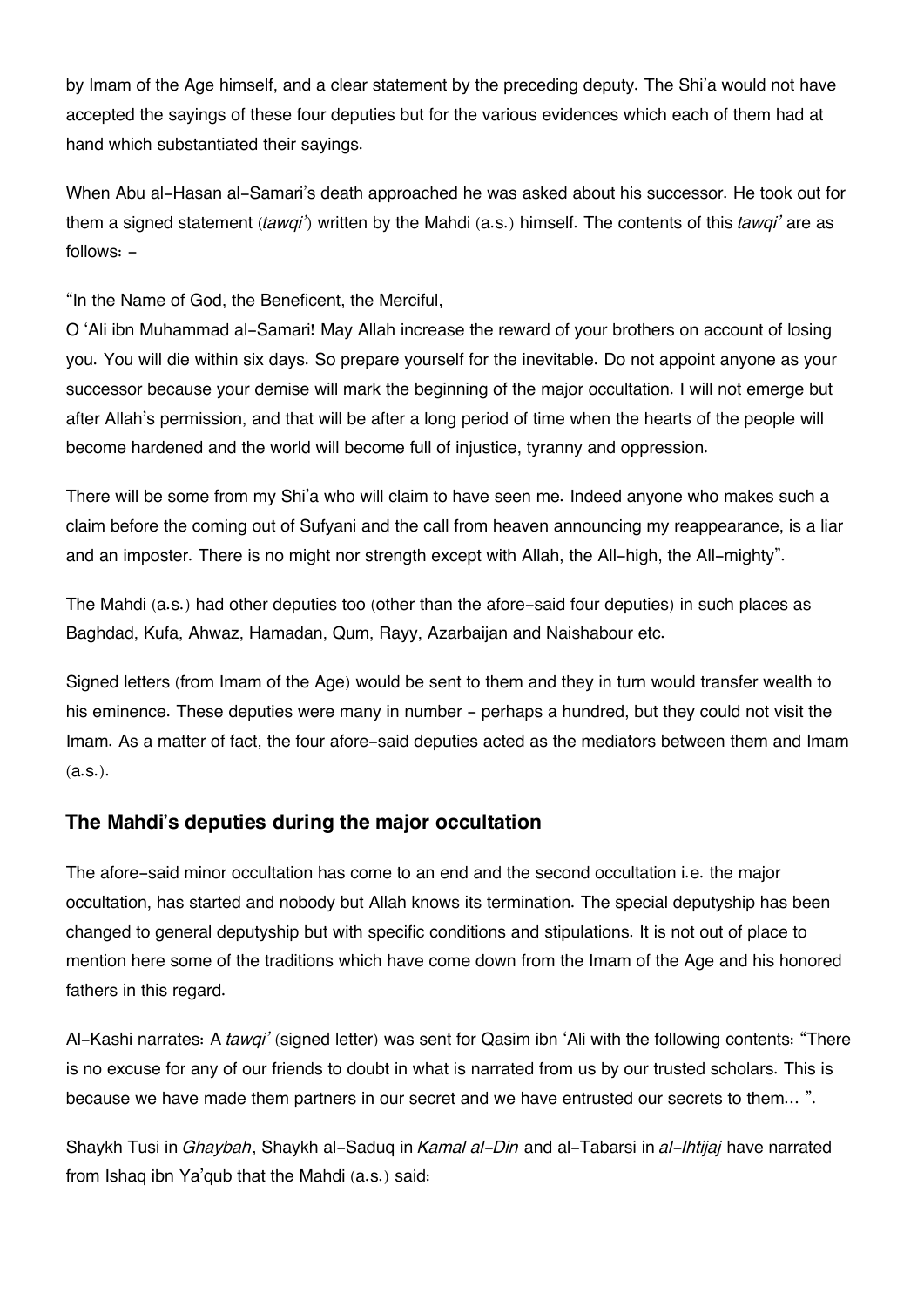by Imam of the Age himself, and a clear statement by the preceding deputy. The Shi'a would not have accepted the sayings of these four deputies but for the various evidences which each of them had at hand which substantiated their sayings.

When Abu al-Hasan al-Samari's death approached he was asked about his successor. He took out for them a signed statement (*tawqi'*) written by the Mahdi (a.s.) himself. The contents of this *tawqi'* are as follows: -

"In the Name of God, the Beneficent, the Merciful,
O 'Ali ibn Muhammad al-Samari! May Allah increase the reward of your brothers on account of losing you. You will die within six days. So prepare yourself for the inevitable. Do not appoint anyone as your successor because your demise will mark the beginning of the major occultation. I will not emerge but after Allah's permission, and that will be after a long period of time when the hearts of the people will become hardened and the world will become full of injustice, tyranny and oppression.

There will be some from my Shi'a who will claim to have seen me. Indeed anyone who makes such a claim before the coming out of Sufyani and the call from heaven announcing my reappearance, is a liar and an imposter. There is no might nor strength except with Allah, the All-high, the All-mighty".

The Mahdi (a.s.) had other deputies too (other than the afore-said four deputies) in such places as Baghdad, Kufa, Ahwaz, Hamadan, Qum, Rayy, Azarbaijan and Naishabour etc.

Signed letters (from Imam of the Age) would be sent to them and they in turn would transfer wealth to his eminence. These deputies were many in number - perhaps a hundred, but they could not visit the Imam. As a matter of fact, the four afore-said deputies acted as the mediators between them and Imam (a.s.).

## The Mahdi's deputies during the major occultation

The afore-said minor occultation has come to an end and the second occultation i.e. the major occultation, has started and nobody but Allah knows its termination. The special deputyship has been changed to general deputyship but with specific conditions and stipulations. It is not out of place to mention here some of the traditions which have come down from the Imam of the Age and his honored fathers in this regard.

Al-Kashi narrates: A *tawqi'* (signed letter) was sent for Qasim ibn 'Ali with the following contents: "There is no excuse for any of our friends to doubt in what is narrated from us by our trusted scholars. This is because we have made them partners in our secret and we have entrusted our secrets to them... ".

Shaykh Tusi in *Ghaybah*, Shaykh al-Saduq in *Kamal al-Din* and al-Tabarsi in *al-Ihtijaj* have narrated from Ishaq ibn Ya'qub that the Mahdi (a.s.) said: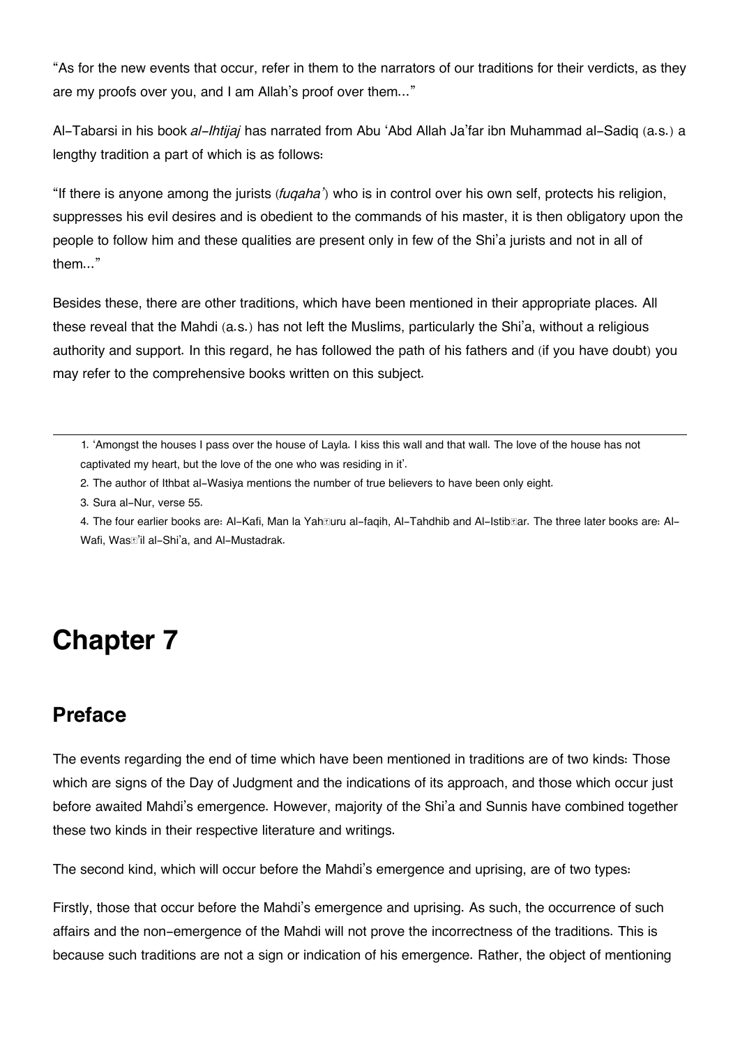"As for the new events that occur, refer in them to the narrators of our traditions for their verdicts, as they are my proofs over you, and I am Allah's proof over them..."

Al-Tabarsi in his book *al-Ihtijaj* has narrated from Abu 'Abd Allah Ja'far ibn Muhammad al-Sadiq (a.s.) a lengthy tradition a part of which is as follows:

"If there is anyone among the jurists (*fuqaha'*) who is in control over his own self, protects his religion, suppresses his evil desires and is obedient to the commands of his master, it is then obligatory upon the people to follow him and these qualities are present only in few of the Shi'a jurists and not in all of them..."

Besides these, there are other traditions, which have been mentioned in their appropriate places. All these reveal that the Mahdi (a.s.) has not left the Muslims, particularly the Shi'a, without a religious authority and support. In this regard, he has followed the path of his fathers and (if you have doubt) you may refer to the comprehensive books written on this subject.

---

1. 'Amongst the houses I pass over the house of Layla. I kiss this wall and that wall. The love of the house has not captivated my heart, but the love of the one who was residing in it'.
2. The author of Ithbat al-Wasiya mentions the number of true believers to have been only eight.
3. Sura al-Nur, verse 55.
4. The four earlier books are: Al-Kafi, Man la Yah�uru al-faqih, Al-Tahdhib and Al-Istib�ar. The three later books are: Al-Wafi, Was�'il al-Shi'a, and Al-Mustadrak.

# Chapter 7

## Preface

The events regarding the end of time which have been mentioned in traditions are of two kinds: Those which are signs of the Day of Judgment and the indications of its approach, and those which occur just before awaited Mahdi's emergence. However, majority of the Shi'a and Sunnis have combined together these two kinds in their respective literature and writings.

The second kind, which will occur before the Mahdi's emergence and uprising, are of two types:

Firstly, those that occur before the Mahdi's emergence and uprising. As such, the occurrence of such affairs and the non-emergence of the Mahdi will not prove the incorrectness of the traditions. This is because such traditions are not a sign or indication of his emergence. Rather, the object of mentioning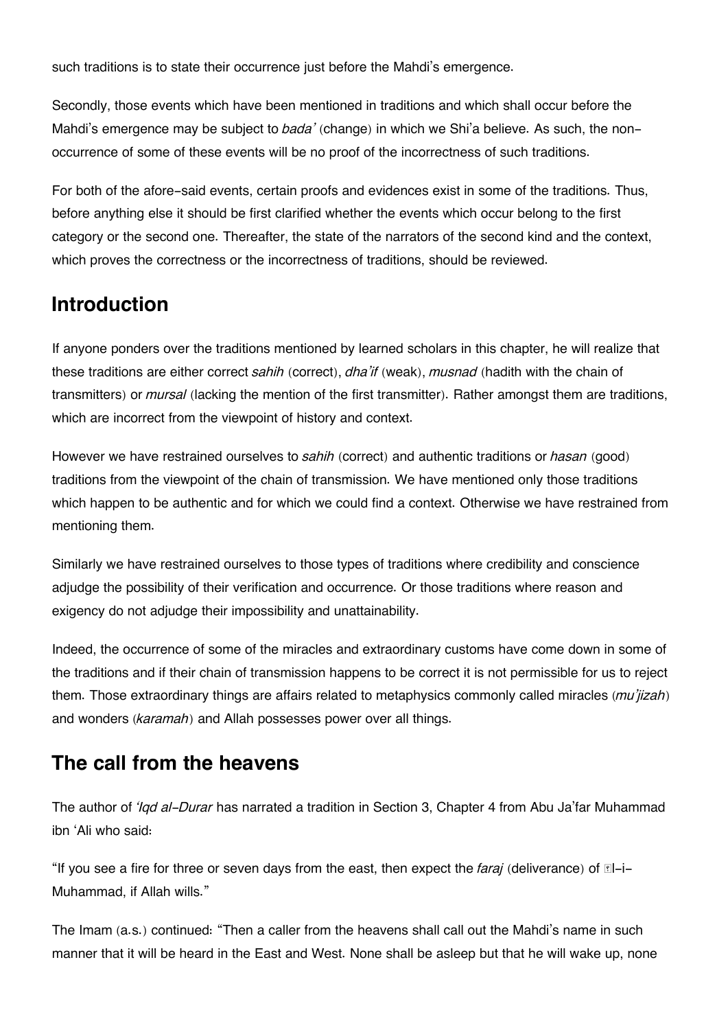such traditions is to state their occurrence just before the Mahdi's emergence.

Secondly, those events which have been mentioned in traditions and which shall occur before the Mahdi's emergence may be subject to *bada'* (change) in which we Shi'a believe. As such, the non-occurrence of some of these events will be no proof of the incorrectness of such traditions.

For both of the afore-said events, certain proofs and evidences exist in some of the traditions. Thus, before anything else it should be first clarified whether the events which occur belong to the first category or the second one. Thereafter, the state of the narrators of the second kind and the context, which proves the correctness or the incorrectness of traditions, should be reviewed.

## Introduction

If anyone ponders over the traditions mentioned by learned scholars in this chapter, he will realize that these traditions are either correct *sahih* (correct), *dha'if* (weak), *musnad* (hadith with the chain of transmitters) or *mursal* (lacking the mention of the first transmitter). Rather amongst them are traditions, which are incorrect from the viewpoint of history and context.

However we have restrained ourselves to *sahih* (correct) and authentic traditions or *hasan* (good) traditions from the viewpoint of the chain of transmission. We have mentioned only those traditions which happen to be authentic and for which we could find a context. Otherwise we have restrained from mentioning them.

Similarly we have restrained ourselves to those types of traditions where credibility and conscience adjudge the possibility of their verification and occurrence. Or those traditions where reason and exigency do not adjudge their impossibility and unattainability.

Indeed, the occurrence of some of the miracles and extraordinary customs have come down in some of the traditions and if their chain of transmission happens to be correct it is not permissible for us to reject them. Those extraordinary things are affairs related to metaphysics commonly called miracles (*mu'jizah*) and wonders (*karamah*) and Allah possesses power over all things.

## The call from the heavens

The author of *'Iqd al-Durar* has narrated a tradition in Section 3, Chapter 4 from Abu Ja'far Muhammad ibn 'Ali who said:

"If you see a fire for three or seven days from the east, then expect the *faraj* (deliverance) of Āl-i-Muhammad, if Allah wills."

The Imam (a.s.) continued: "Then a caller from the heavens shall call out the Mahdi's name in such manner that it will be heard in the East and West. None shall be asleep but that he will wake up, none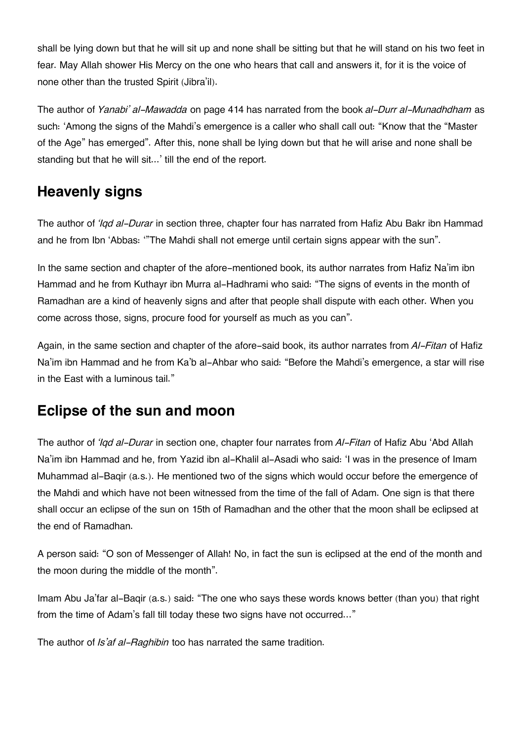shall be lying down but that he will sit up and none shall be sitting but that he will stand on his two feet in fear. May Allah shower His Mercy on the one who hears that call and answers it, for it is the voice of none other than the trusted Spirit (Jibra'il).

The author of *Yanabi' al-Mawadda* on page 414 has narrated from the book *al-Durr al-Munadhdham* as such: 'Among the signs of the Mahdi's emergence is a caller who shall call out: "Know that the "Master of the Age" has emerged". After this, none shall be lying down but that he will arise and none shall be standing but that he will sit...' till the end of the report.

## Heavenly signs

The author of *'Iqd al-Durar* in section three, chapter four has narrated from Hafiz Abu Bakr ibn Hammad and he from Ibn 'Abbas: '"The Mahdi shall not emerge until certain signs appear with the sun".

In the same section and chapter of the afore-mentioned book, its author narrates from Hafiz Na'im ibn Hammad and he from Kuthayr ibn Murra al-Hadhrami who said: "The signs of events in the month of Ramadhan are a kind of heavenly signs and after that people shall dispute with each other. When you come across those, signs, procure food for yourself as much as you can".

Again, in the same section and chapter of the afore-said book, its author narrates from *Al-Fitan* of Hafiz Na'im ibn Hammad and he from Ka'b al-Ahbar who said: "Before the Mahdi's emergence, a star will rise in the East with a luminous tail."

## Eclipse of the sun and moon

The author of *'Iqd al-Durar* in section one, chapter four narrates from *Al-Fitan* of Hafiz Abu 'Abd Allah Na'im ibn Hammad and he, from Yazid ibn al-Khalil al-Asadi who said: 'I was in the presence of Imam Muhammad al-Baqir (a.s.). He mentioned two of the signs which would occur before the emergence of the Mahdi and which have not been witnessed from the time of the fall of Adam. One sign is that there shall occur an eclipse of the sun on 15th of Ramadhan and the other that the moon shall be eclipsed at the end of Ramadhan.

A person said: "O son of Messenger of Allah! No, in fact the sun is eclipsed at the end of the month and the moon during the middle of the month".

Imam Abu Ja'far al-Baqir (a.s.) said: "The one who says these words knows better (than you) that right from the time of Adam's fall till today these two signs have not occurred..."

The author of *Is'af al-Raghibin* too has narrated the same tradition.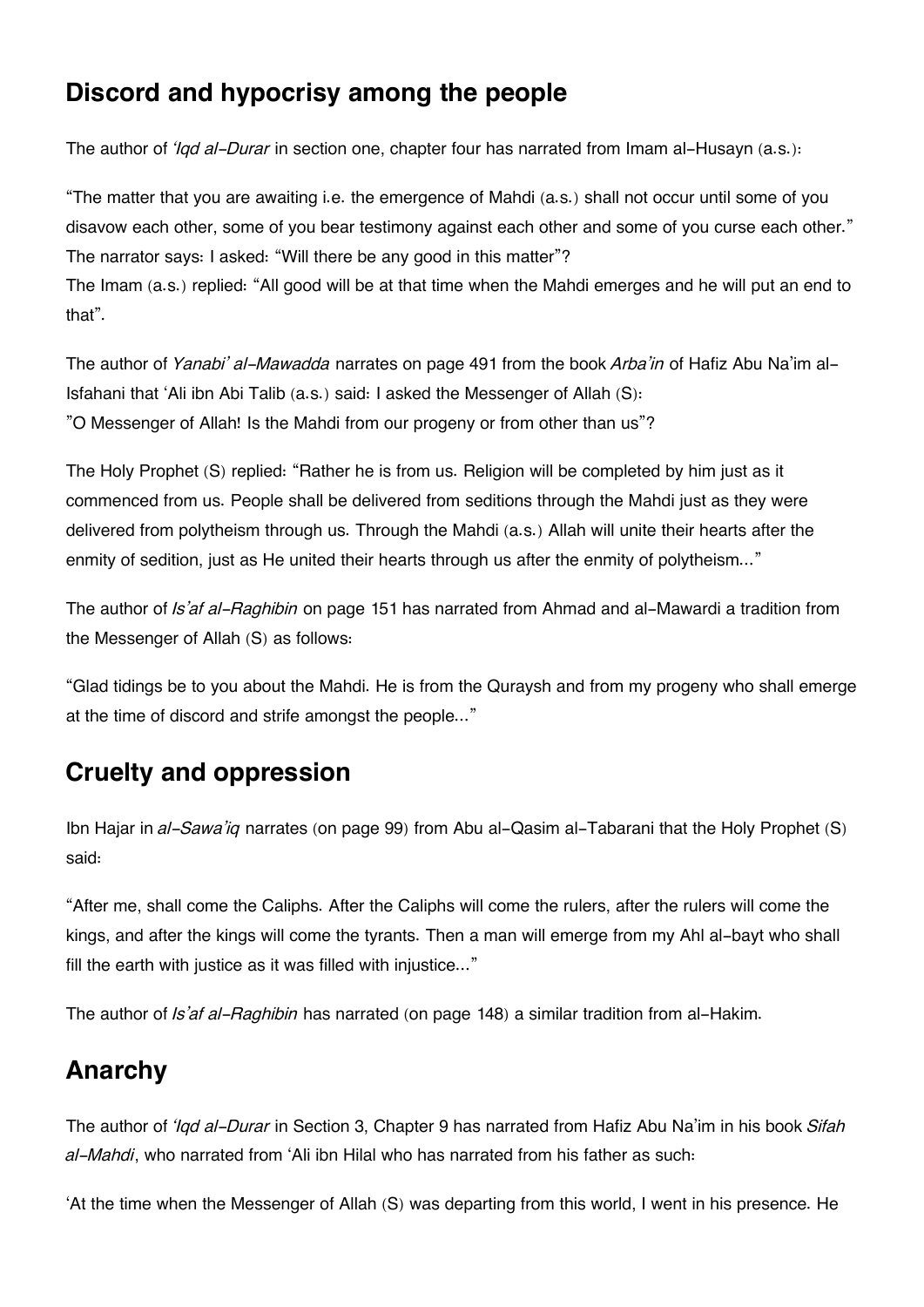## Discord and hypocrisy among the people

The author of *'Iqd al-Durar* in section one, chapter four has narrated from Imam al-Husayn (a.s.):

"The matter that you are awaiting i.e. the emergence of Mahdi (a.s.) shall not occur until some of you disavow each other, some of you bear testimony against each other and some of you curse each other." The narrator says: I asked: "Will there be any good in this matter"?
The Imam (a.s.) replied: "All good will be at that time when the Mahdi emerges and he will put an end to that".

The author of *Yanabi' al-Mawadda* narrates on page 491 from the book *Arba'in* of Hafiz Abu Na'im al-Isfahani that 'Ali ibn Abi Talib (a.s.) said: I asked the Messenger of Allah (S):
"O Messenger of Allah! Is the Mahdi from our progeny or from other than us"?

The Holy Prophet (S) replied: "Rather he is from us. Religion will be completed by him just as it commenced from us. People shall be delivered from seditions through the Mahdi just as they were delivered from polytheism through us. Through the Mahdi (a.s.) Allah will unite their hearts after the enmity of sedition, just as He united their hearts through us after the enmity of polytheism..."

The author of *Is'af al-Raghibin* on page 151 has narrated from Ahmad and al-Mawardi a tradition from the Messenger of Allah (S) as follows:

"Glad tidings be to you about the Mahdi. He is from the Quraysh and from my progeny who shall emerge at the time of discord and strife amongst the people..."

## Cruelty and oppression

Ibn Hajar in *al-Sawa'iq* narrates (on page 99) from Abu al-Qasim al-Tabarani that the Holy Prophet (S) said:

"After me, shall come the Caliphs. After the Caliphs will come the rulers, after the rulers will come the kings, and after the kings will come the tyrants. Then a man will emerge from my Ahl al-bayt who shall fill the earth with justice as it was filled with injustice..."

The author of *Is'af al-Raghibin* has narrated (on page 148) a similar tradition from al-Hakim.

## Anarchy

The author of *'Iqd al-Durar* in Section 3, Chapter 9 has narrated from Hafiz Abu Na'im in his book *Sifah al-Mahdi*, who narrated from 'Ali ibn Hilal who has narrated from his father as such:

'At the time when the Messenger of Allah (S) was departing from this world, I went in his presence. He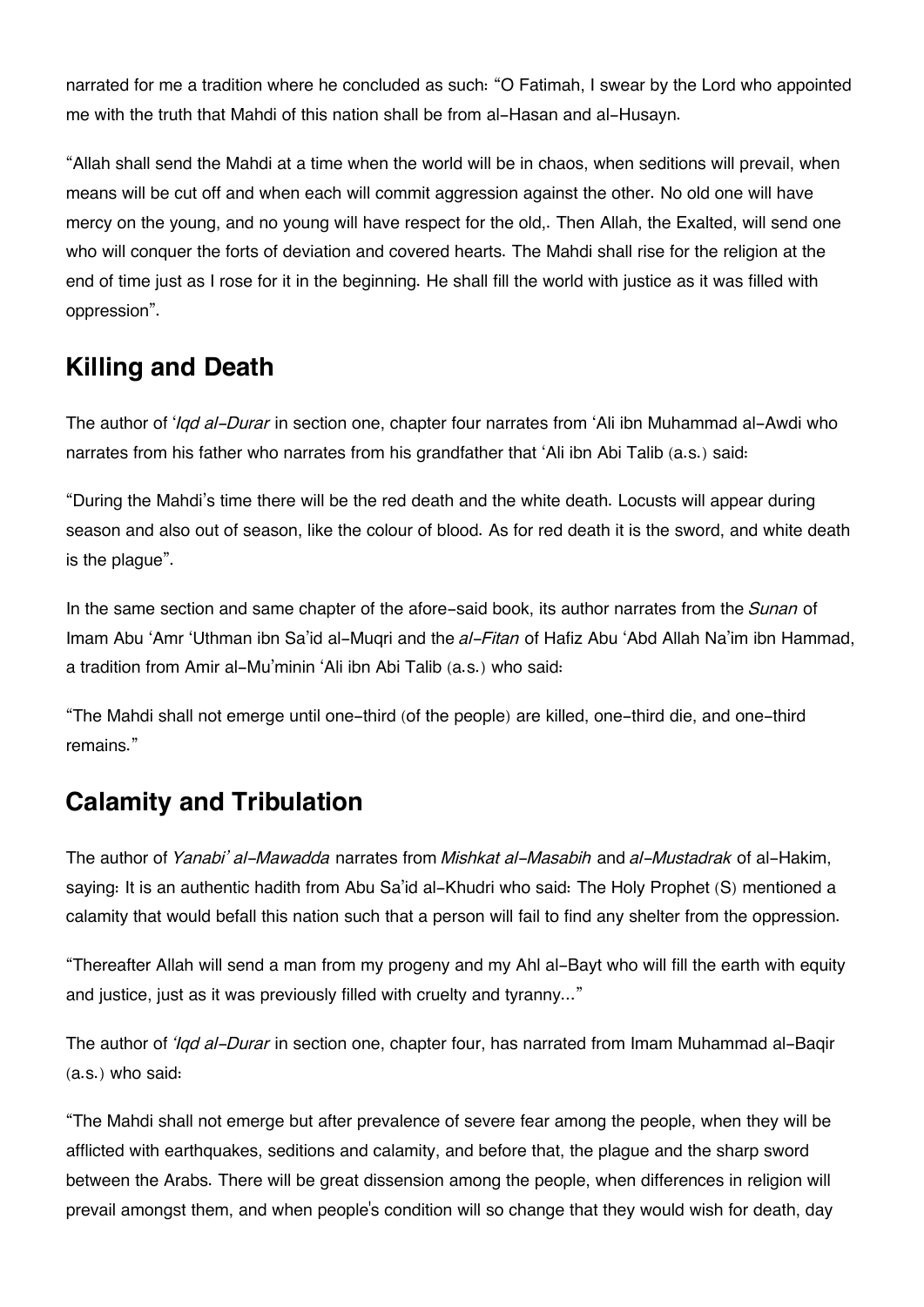narrated for me a tradition where he concluded as such: “O Fatimah, I swear by the Lord who appointed me with the truth that Mahdi of this nation shall be from al-Hasan and al-Husayn.

“Allah shall send the Mahdi at a time when the world will be in chaos, when seditions will prevail, when means will be cut off and when each will commit aggression against the other. No old one will have mercy on the young, and no young will have respect for the old,. Then Allah, the Exalted, will send one who will conquer the forts of deviation and covered hearts. The Mahdi shall rise for the religion at the end of time just as I rose for it in the beginning. He shall fill the world with justice as it was filled with oppression”.

## Killing and Death

The author of *'Iqd al-Durar* in section one, chapter four narrates from 'Ali ibn Muhammad al-Awdi who narrates from his father who narrates from his grandfather that 'Ali ibn Abi Talib (a.s.) said:

“During the Mahdi's time there will be the red death and the white death. Locusts will appear during season and also out of season, like the colour of blood. As for red death it is the sword, and white death is the plague”.

In the same section and same chapter of the afore-said book, its author narrates from the *Sunan* of Imam Abu 'Amr 'Uthman ibn Sa'id al-Muqri and the *al-Fitan* of Hafiz Abu 'Abd Allah Na'im ibn Hammad, a tradition from Amir al-Mu'minin 'Ali ibn Abi Talib (a.s.) who said:

“The Mahdi shall not emerge until one-third (of the people) are killed, one-third die, and one-third remains.”

## Calamity and Tribulation

The author of *Yanabi' al-Mawadda* narrates from *Mishkat al-Masabih* and *al-Mustadrak* of al-Hakim, saying: It is an authentic hadith from Abu Sa'id al-Khudri who said: The Holy Prophet (S) mentioned a calamity that would befall this nation such that a person will fail to find any shelter from the oppression.

“Thereafter Allah will send a man from my progeny and my Ahl al-Bayt who will fill the earth with equity and justice, just as it was previously filled with cruelty and tyranny...”

The author of *'Iqd al-Durar* in section one, chapter four, has narrated from Imam Muhammad al-Baqir (a.s.) who said:

“The Mahdi shall not emerge but after prevalence of severe fear among the people, when they will be afflicted with earthquakes, seditions and calamity, and before that, the plague and the sharp sword between the Arabs. There will be great dissension among the people, when differences in religion will prevail amongst them, and when people's condition will so change that they would wish for death, day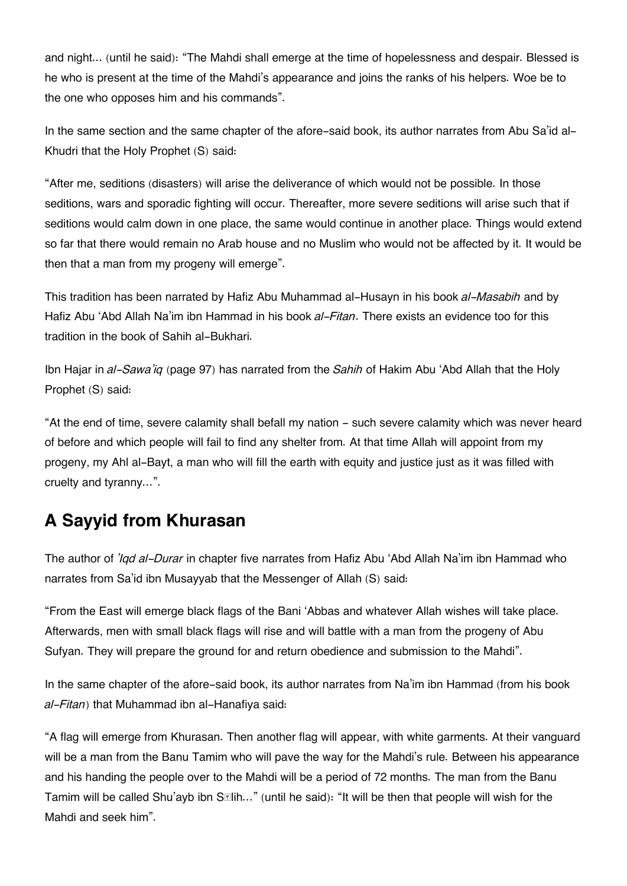and night... (until he said): "The Mahdi shall emerge at the time of hopelessness and despair. Blessed is he who is present at the time of the Mahdi's appearance and joins the ranks of his helpers. Woe be to the one who opposes him and his commands".

In the same section and the same chapter of the afore-said book, its author narrates from Abu Sa'id al-Khudri that the Holy Prophet (S) said:

"After me, seditions (disasters) will arise the deliverance of which would not be possible. In those seditions, wars and sporadic fighting will occur. Thereafter, more severe seditions will arise such that if seditions would calm down in one place, the same would continue in another place. Things would extend so far that there would remain no Arab house and no Muslim who would not be affected by it. It would be then that a man from my progeny will emerge".

This tradition has been narrated by Hafiz Abu Muhammad al-Husayn in his book *al-Masabih* and by Hafiz Abu 'Abd Allah Na'im ibn Hammad in his book *al-Fitan*. There exists an evidence too for this tradition in the book of Sahih al-Bukhari.

Ibn Hajar in *al-Sawa'iq* (page 97) has narrated from the *Sahih* of Hakim Abu 'Abd Allah that the Holy Prophet (S) said:

"At the end of time, severe calamity shall befall my nation - such severe calamity which was never heard of before and which people will fail to find any shelter from. At that time Allah will appoint from my progeny, my Ahl al-Bayt, a man who will fill the earth with equity and justice just as it was filled with cruelty and tyranny...".

## A Sayyid from Khurasan

The author of *'Iqd al-Durar* in chapter five narrates from Hafiz Abu 'Abd Allah Na'im ibn Hammad who narrates from Sa'id ibn Musayyab that the Messenger of Allah (S) said:

"From the East will emerge black flags of the Bani 'Abbas and whatever Allah wishes will take place. Afterwards, men with small black flags will rise and will battle with a man from the progeny of Abu Sufyan. They will prepare the ground for and return obedience and submission to the Mahdi".

In the same chapter of the afore-said book, its author narrates from Na'im ibn Hammad (from his book *al-Fitan*) that Muhammad ibn al-Hanafiya said:

"A flag will emerge from Khurasan. Then another flag will appear, with white garments. At their vanguard will be a man from the Banu Tamim who will pave the way for the Mahdi's rule. Between his appearance and his handing the people over to the Mahdi will be a period of 72 months. The man from the Banu Tamim will be called Shu'ayb ibn Sālih..." (until he said): "It will be then that people will wish for the Mahdi and seek him".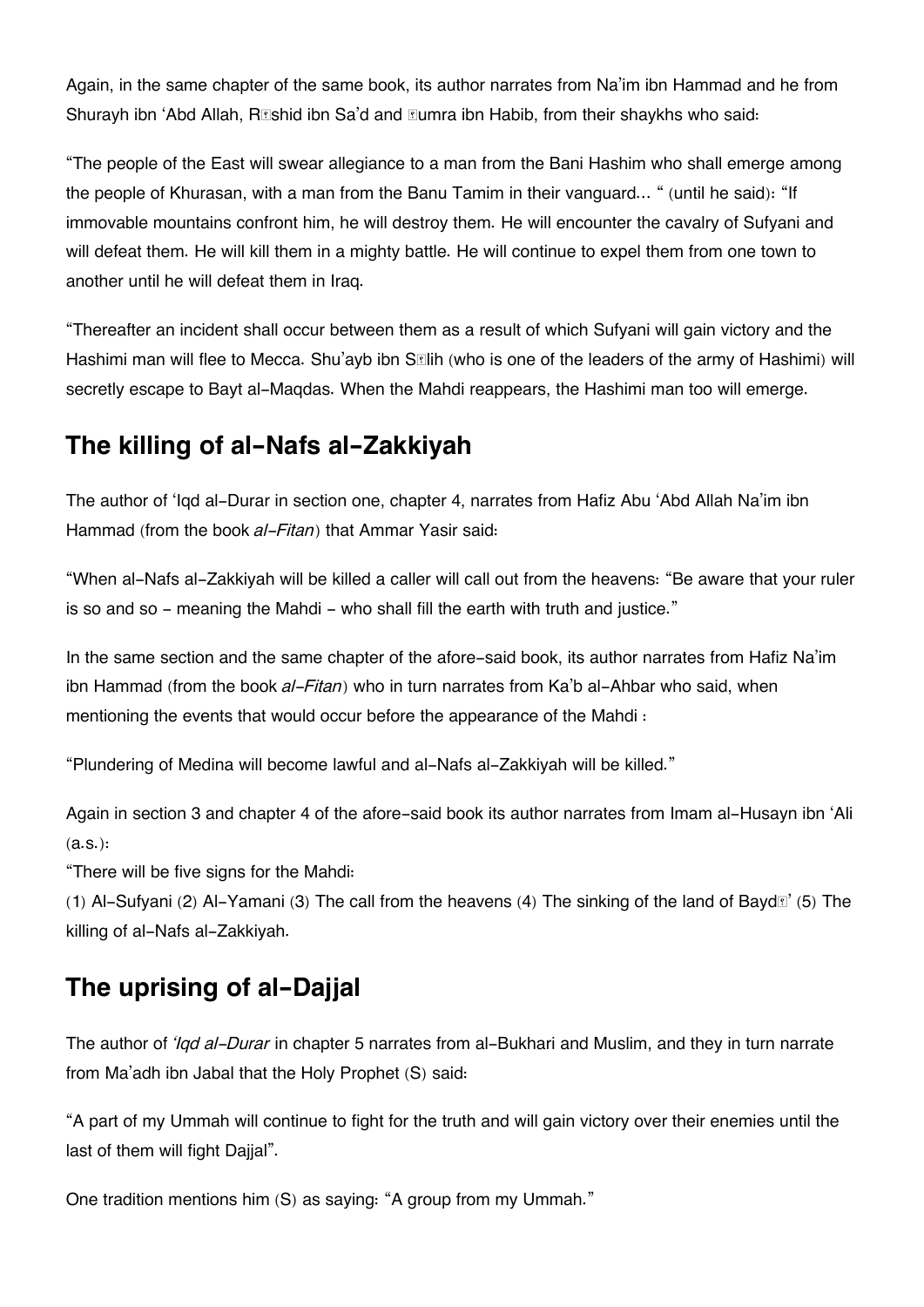Again, in the same chapter of the same book, its author narrates from Na'im ibn Hammad and he from Shurayh ibn 'Abd Allah, R�shid ibn Sa'd and �umra ibn Habib, from their shaykhs who said:

"The people of the East will swear allegiance to a man from the Bani Hashim who shall emerge among the people of Khurasan, with a man from the Banu Tamim in their vanguard… " (until he said): "If immovable mountains confront him, he will destroy them. He will encounter the cavalry of Sufyani and will defeat them. He will kill them in a mighty battle. He will continue to expel them from one town to another until he will defeat them in Iraq.

"Thereafter an incident shall occur between them as a result of which Sufyani will gain victory and the Hashimi man will flee to Mecca. Shu'ayb ibn S�lih (who is one of the leaders of the army of Hashimi) will secretly escape to Bayt al-Maqdas. When the Mahdi reappears, the Hashimi man too will emerge.

## The killing of al-Nafs al-Zakkiyah

The author of 'Iqd al-Durar in section one, chapter 4, narrates from Hafiz Abu 'Abd Allah Na'im ibn Hammad (from the book *al-Fitan*) that Ammar Yasir said:

"When al-Nafs al-Zakkiyah will be killed a caller will call out from the heavens: "Be aware that your ruler is so and so - meaning the Mahdi - who shall fill the earth with truth and justice."

In the same section and the same chapter of the afore-said book, its author narrates from Hafiz Na'im ibn Hammad (from the book *al-Fitan*) who in turn narrates from Ka'b al-Ahbar who said, when mentioning the events that would occur before the appearance of the Mahdi :

"Plundering of Medina will become lawful and al-Nafs al-Zakkiyah will be killed."

Again in section 3 and chapter 4 of the afore-said book its author narrates from Imam al-Husayn ibn 'Ali (a.s.):

"There will be five signs for the Mahdi:
(1) Al-Sufyani (2) Al-Yamani (3) The call from the heavens (4) The sinking of the land of Bayd�' (5) The killing of al-Nafs al-Zakkiyah.

## The uprising of al-Dajjal

The author of *'Iqd al-Durar* in chapter 5 narrates from al-Bukhari and Muslim, and they in turn narrate from Ma'adh ibn Jabal that the Holy Prophet (S) said:

"A part of my Ummah will continue to fight for the truth and will gain victory over their enemies until the last of them will fight Dajjal".

One tradition mentions him (S) as saying: "A group from my Ummah."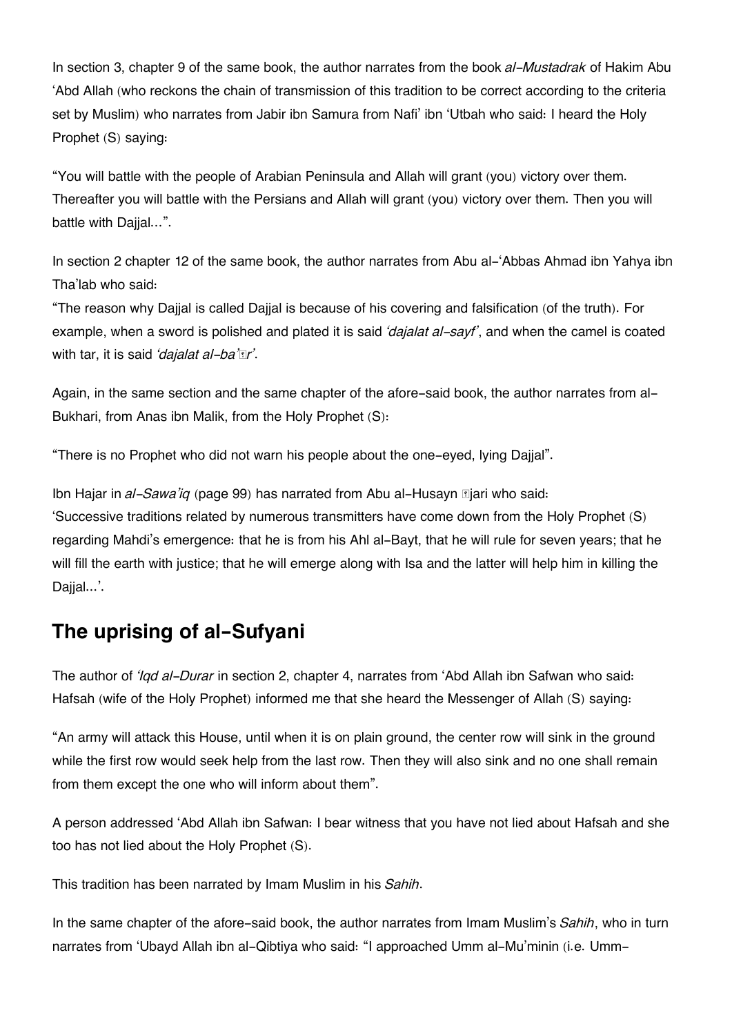In section 3, chapter 9 of the same book, the author narrates from the book *al-Mustadrak* of Hakim Abu 'Abd Allah (who reckons the chain of transmission of this tradition to be correct according to the criteria set by Muslim) who narrates from Jabir ibn Samura from Nafi' ibn 'Utbah who said: I heard the Holy Prophet (S) saying:

"You will battle with the people of Arabian Peninsula and Allah will grant (you) victory over them. Thereafter you will battle with the Persians and Allah will grant (you) victory over them. Then you will battle with Dajjal...".

In section 2 chapter 12 of the same book, the author narrates from Abu al-'Abbas Ahmad ibn Yahya ibn Tha'lab who said:
"The reason why Dajjal is called Dajjal is because of his covering and falsification (of the truth). For example, when a sword is polished and plated it is said *'dajalat al-sayf'*, and when the camel is coated with tar, it is said *'dajalat al-ba'īr'*.

Again, in the same section and the same chapter of the afore-said book, the author narrates from al-Bukhari, from Anas ibn Malik, from the Holy Prophet (S):

"There is no Prophet who did not warn his people about the one-eyed, lying Dajjal".

Ibn Hajar in *al-Sawa'iq* (page 99) has narrated from Abu al-Husayn Ājari who said:
'Successive traditions related by numerous transmitters have come down from the Holy Prophet (S) regarding Mahdi's emergence: that he is from his Ahl al-Bayt, that he will rule for seven years; that he will fill the earth with justice; that he will emerge along with Isa and the latter will help him in killing the Dajjal...'.

## The uprising of al-Sufyani

The author of *'Iqd al-Durar* in section 2, chapter 4, narrates from 'Abd Allah ibn Safwan who said: Hafsah (wife of the Holy Prophet) informed me that she heard the Messenger of Allah (S) saying:

"An army will attack this House, until when it is on plain ground, the center row will sink in the ground while the first row would seek help from the last row. Then they will also sink and no one shall remain from them except the one who will inform about them".

A person addressed 'Abd Allah ibn Safwan: I bear witness that you have not lied about Hafsah and she too has not lied about the Holy Prophet (S).

This tradition has been narrated by Imam Muslim in his *Sahih*.

In the same chapter of the afore-said book, the author narrates from Imam Muslim's *Sahih*, who in turn narrates from 'Ubayd Allah ibn al-Qibtiya who said: "I approached Umm al-Mu'minin (i.e. Umm-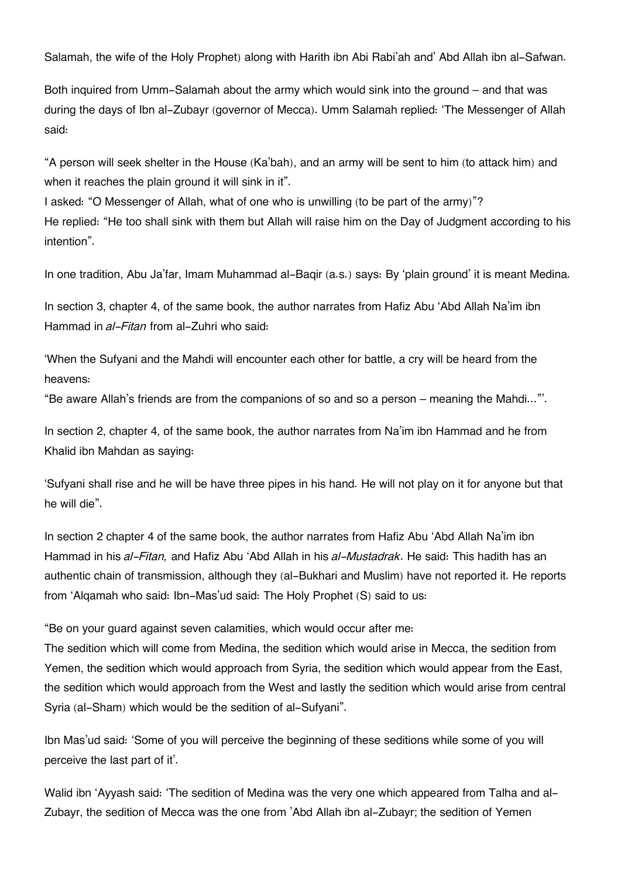Salamah, the wife of the Holy Prophet) along with Harith ibn Abi Rabi'ah and' Abd Allah ibn al-Safwan.

Both inquired from Umm-Salamah about the army which would sink into the ground – and that was during the days of Ibn al-Zubayr (governor of Mecca). Umm Salamah replied: 'The Messenger of Allah said:

"A person will seek shelter in the House (Ka'bah), and an army will be sent to him (to attack him) and when it reaches the plain ground it will sink in it".
I asked: "O Messenger of Allah, what of one who is unwilling (to be part of the army)"?
He replied: "He too shall sink with them but Allah will raise him on the Day of Judgment according to his intention".

In one tradition, Abu Ja'far, Imam Muhammad al-Baqir (a.s.) says: By 'plain ground' it is meant Medina.

In section 3, chapter 4, of the same book, the author narrates from Hafiz Abu 'Abd Allah Na'im ibn Hammad in *al-Fitan* from al-Zuhri who said:

'When the Sufyani and the Mahdi will encounter each other for battle, a cry will be heard from the heavens:
"Be aware Allah's friends are from the companions of so and so a person – meaning the Mahdi..."'.

In section 2, chapter 4, of the same book, the author narrates from Na'im ibn Hammad and he from Khalid ibn Mahdan as saying:

'Sufyani shall rise and he will be have three pipes in his hand. He will not play on it for anyone but that he will die".

In section 2 chapter 4 of the same book, the author narrates from Hafiz Abu 'Abd Allah Na'im ibn Hammad in his *al-Fitan,* and Hafiz Abu 'Abd Allah in his *al-Mustadrak*. He said: This hadith has an authentic chain of transmission, although they (al-Bukhari and Muslim) have not reported it. He reports from 'Alqamah who said: Ibn-Mas'ud said: The Holy Prophet (S) said to us:

"Be on your guard against seven calamities, which would occur after me:
The sedition which will come from Medina, the sedition which would arise in Mecca, the sedition from Yemen, the sedition which would approach from Syria, the sedition which would appear from the East, the sedition which would approach from the West and lastly the sedition which would arise from central Syria (al-Sham) which would be the sedition of al-Sufyani".

Ibn Mas'ud said: 'Some of you will perceive the beginning of these seditions while some of you will perceive the last part of it'.

Walid ibn 'Ayyash said: 'The sedition of Medina was the very one which appeared from Talha and al-Zubayr, the sedition of Mecca was the one from 'Abd Allah ibn al-Zubayr; the sedition of Yemen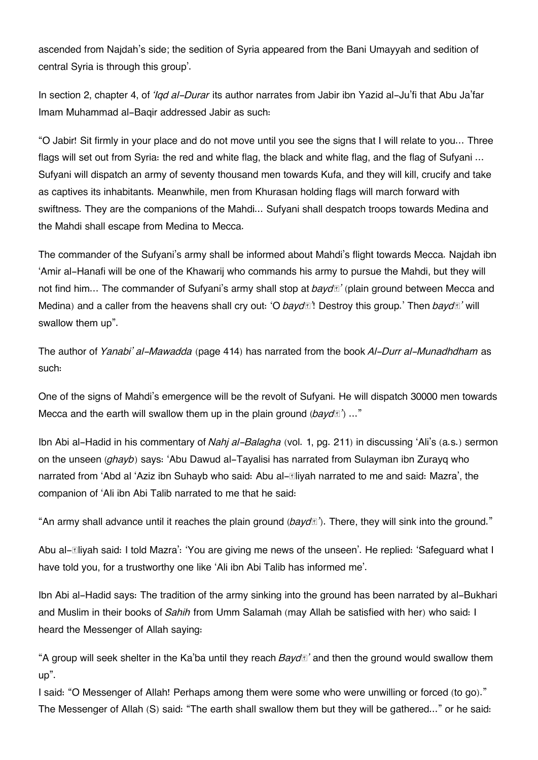ascended from Najdah's side; the sedition of Syria appeared from the Bani Umayyah and sedition of central Syria is through this group'.

In section 2, chapter 4, of *'Iqd al-Durar* its author narrates from Jabir ibn Yazid al-Ju'fi that Abu Ja'far Imam Muhammad al-Baqir addressed Jabir as such:

"O Jabir! Sit firmly in your place and do not move until you see the signs that I will relate to you... Three flags will set out from Syria: the red and white flag, the black and white flag, and the flag of Sufyani ... Sufyani will dispatch an army of seventy thousand men towards Kufa, and they will kill, crucify and take as captives its inhabitants. Meanwhile, men from Khurasan holding flags will march forward with swiftness. They are the companions of the Mahdi... Sufyani shall despatch troops towards Medina and the Mahdi shall escape from Medina to Mecca.

The commander of the Sufyani's army shall be informed about Mahdi's flight towards Mecca. Najdah ibn 'Amir al-Hanafi will be one of the Khawarij who commands his army to pursue the Mahdi, but they will not find him... The commander of Sufyani's army shall stop at *baydā'* (plain ground between Mecca and Medina) and a caller from the heavens shall cry out: 'O *baydā'*! Destroy this group.' Then *baydā'* will swallow them up".

The author of *Yanabi' al-Mawadda* (page 414) has narrated from the book *Al-Durr al-Munadhdham* as such:

One of the signs of Mahdi's emergence will be the revolt of Sufyani. He will dispatch 30000 men towards Mecca and the earth will swallow them up in the plain ground (*baydā'*) ..."

Ibn Abi al-Hadid in his commentary of *Nahj al-Balagha* (vol. 1, pg. 211) in discussing 'Ali's (a.s.) sermon on the unseen (*ghayb*) says: 'Abu Dawud al-Tayalisi has narrated from Sulayman ibn Zurayq who narrated from 'Abd al 'Aziz ibn Suhayb who said: Abu al-Āliyah narrated to me and said: Mazra', the companion of 'Ali ibn Abi Talib narrated to me that he said:

"An army shall advance until it reaches the plain ground (*baydā'*). There, they will sink into the ground."

Abu al-Āliyah said: I told Mazra': 'You are giving me news of the unseen'. He replied: 'Safeguard what I have told you, for a trustworthy one like 'Ali ibn Abi Talib has informed me'.

Ibn Abi al-Hadid says: The tradition of the army sinking into the ground has been narrated by al-Bukhari and Muslim in their books of *Sahih* from Umm Salamah (may Allah be satisfied with her) who said: I heard the Messenger of Allah saying:

"A group will seek shelter in the Ka'ba until they reach *Baydā'* and then the ground would swallow them up".

I said: "O Messenger of Allah! Perhaps among them were some who were unwilling or forced (to go)." The Messenger of Allah (S) said: "The earth shall swallow them but they will be gathered..." or he said: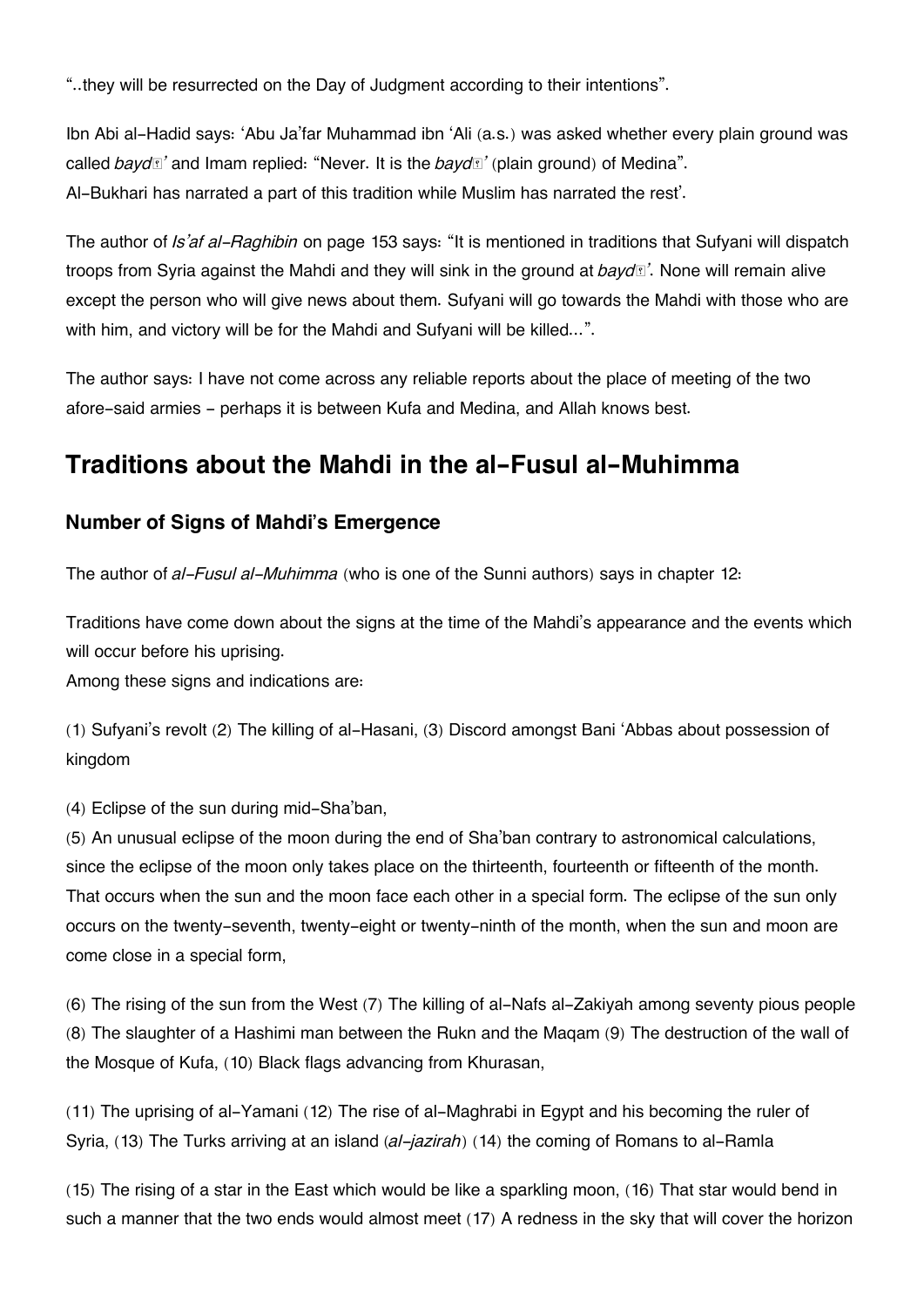"..they will be resurrected on the Day of Judgment according to their intentions".

Ibn Abi al-Hadid says: 'Abu Ja'far Muhammad ibn 'Ali (a.s.) was asked whether every plain ground was called *baydā'* and Imam replied: "Never. It is the *baydā'* (plain ground) of Medina".
Al-Bukhari has narrated a part of this tradition while Muslim has narrated the rest'.

The author of *Is'af al-Raghibin* on page 153 says: "It is mentioned in traditions that Sufyani will dispatch troops from Syria against the Mahdi and they will sink in the ground at *baydā'*. None will remain alive except the person who will give news about them. Sufyani will go towards the Mahdi with those who are with him, and victory will be for the Mahdi and Sufyani will be killed...".

The author says: I have not come across any reliable reports about the place of meeting of the two afore-said armies - perhaps it is between Kufa and Medina, and Allah knows best.

## Traditions about the Mahdi in the al-Fusul al-Muhimma

### Number of Signs of Mahdi's Emergence

The author of *al-Fusul al-Muhimma* (who is one of the Sunni authors) says in chapter 12:

Traditions have come down about the signs at the time of the Mahdi's appearance and the events which will occur before his uprising.
Among these signs and indications are:

(1) Sufyani's revolt (2) The killing of al-Hasani, (3) Discord amongst Bani 'Abbas about possession of kingdom

(4) Eclipse of the sun during mid-Sha'ban,
(5) An unusual eclipse of the moon during the end of Sha'ban contrary to astronomical calculations, since the eclipse of the moon only takes place on the thirteenth, fourteenth or fifteenth of the month. That occurs when the sun and the moon face each other in a special form. The eclipse of the sun only occurs on the twenty-seventh, twenty-eight or twenty-ninth of the month, when the sun and moon are come close in a special form,

(6) The rising of the sun from the West (7) The killing of al-Nafs al-Zakiyah among seventy pious people (8) The slaughter of a Hashimi man between the Rukn and the Maqam (9) The destruction of the wall of the Mosque of Kufa, (10) Black flags advancing from Khurasan,

(11) The uprising of al-Yamani (12) The rise of al-Maghrabi in Egypt and his becoming the ruler of Syria, (13) The Turks arriving at an island (*al-jazirah*) (14) the coming of Romans to al-Ramla

(15) The rising of a star in the East which would be like a sparkling moon, (16) That star would bend in such a manner that the two ends would almost meet (17) A redness in the sky that will cover the horizon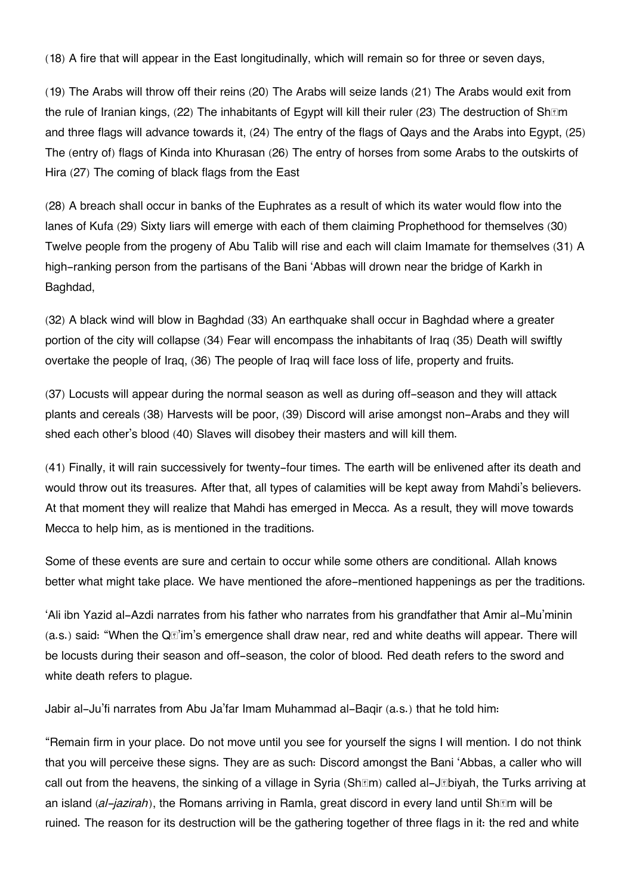(18) A fire that will appear in the East longitudinally, which will remain so for three or seven days,

(19) The Arabs will throw off their reins (20) The Arabs will seize lands (21) The Arabs would exit from the rule of Iranian kings, (22) The inhabitants of Egypt will kill their ruler (23) The destruction of Shām and three flags will advance towards it, (24) The entry of the flags of Qays and the Arabs into Egypt, (25) The (entry of) flags of Kinda into Khurasan (26) The entry of horses from some Arabs to the outskirts of Hira (27) The coming of black flags from the East

(28) A breach shall occur in banks of the Euphrates as a result of which its water would flow into the lanes of Kufa (29) Sixty liars will emerge with each of them claiming Prophethood for themselves (30) Twelve people from the progeny of Abu Talib will rise and each will claim Imamate for themselves (31) A high-ranking person from the partisans of the Bani 'Abbas will drown near the bridge of Karkh in Baghdad,

(32) A black wind will blow in Baghdad (33) An earthquake shall occur in Baghdad where a greater portion of the city will collapse (34) Fear will encompass the inhabitants of Iraq (35) Death will swiftly overtake the people of Iraq, (36) The people of Iraq will face loss of life, property and fruits.

(37) Locusts will appear during the normal season as well as during off-season and they will attack plants and cereals (38) Harvests will be poor, (39) Discord will arise amongst non-Arabs and they will shed each other's blood (40) Slaves will disobey their masters and will kill them.

(41) Finally, it will rain successively for twenty-four times. The earth will be enlivened after its death and would throw out its treasures. After that, all types of calamities will be kept away from Mahdi's believers. At that moment they will realize that Mahdi has emerged in Mecca. As a result, they will move towards Mecca to help him, as is mentioned in the traditions.

Some of these events are sure and certain to occur while some others are conditional. Allah knows better what might take place. We have mentioned the afore-mentioned happenings as per the traditions.

'Ali ibn Yazid al-Azdi narrates from his father who narrates from his grandfather that Amir al-Mu'minin (a.s.) said: "When the Qā'im's emergence shall draw near, red and white deaths will appear. There will be locusts during their season and off-season, the color of blood. Red death refers to the sword and white death refers to plague.

Jabir al-Ju'fi narrates from Abu Ja'far Imam Muhammad al-Baqir (a.s.) that he told him:

"Remain firm in your place. Do not move until you see for yourself the signs I will mention. I do not think that you will perceive these signs. They are as such: Discord amongst the Bani 'Abbas, a caller who will call out from the heavens, the sinking of a village in Syria (Shām) called al-Jābiyah, the Turks arriving at an island (*al-jazirah*), the Romans arriving in Ramla, great discord in every land until Shām will be ruined. The reason for its destruction will be the gathering together of three flags in it: the red and white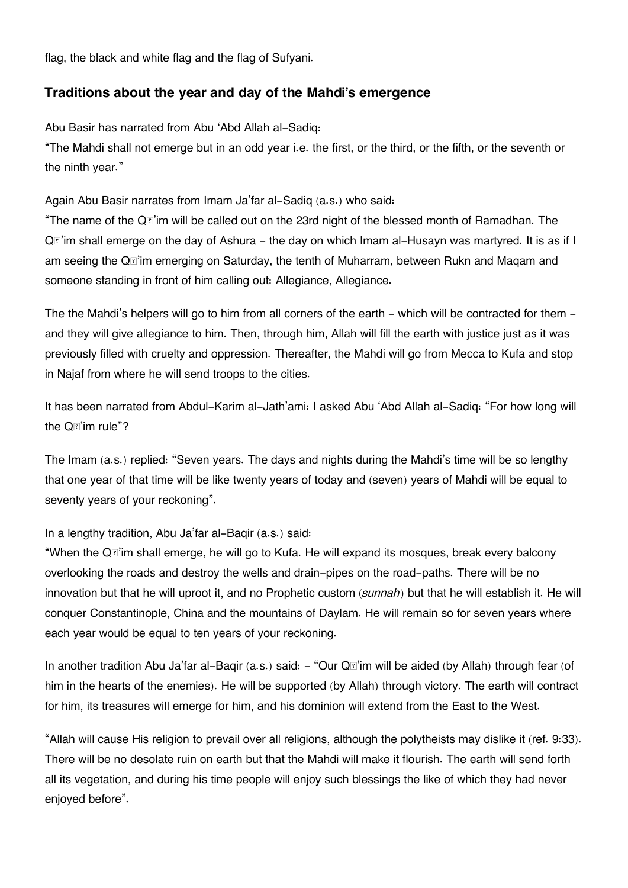flag, the black and white flag and the flag of Sufyani.

## Traditions about the year and day of the Mahdi's emergence

Abu Basir has narrated from Abu 'Abd Allah al-Sadiq:
"The Mahdi shall not emerge but in an odd year i.e. the first, or the third, or the fifth, or the seventh or the ninth year."

Again Abu Basir narrates from Imam Ja'far al-Sadiq (a.s.) who said:
"The name of the Qā'im will be called out on the 23rd night of the blessed month of Ramadhan. The Qā'im shall emerge on the day of Ashura - the day on which Imam al-Husayn was martyred. It is as if I am seeing the Qā'im emerging on Saturday, the tenth of Muharram, between Rukn and Maqam and someone standing in front of him calling out: Allegiance, Allegiance.

The the Mahdi's helpers will go to him from all corners of the earth - which will be contracted for them - and they will give allegiance to him. Then, through him, Allah will fill the earth with justice just as it was previously filled with cruelty and oppression. Thereafter, the Mahdi will go from Mecca to Kufa and stop in Najaf from where he will send troops to the cities.

It has been narrated from Abdul-Karim al-Jath'ami: I asked Abu 'Abd Allah al-Sadiq: "For how long will the Qā'im rule"?

The Imam (a.s.) replied: "Seven years. The days and nights during the Mahdi's time will be so lengthy that one year of that time will be like twenty years of today and (seven) years of Mahdi will be equal to seventy years of your reckoning".

In a lengthy tradition, Abu Ja'far al-Baqir (a.s.) said:
"When the Qā'im shall emerge, he will go to Kufa. He will expand its mosques, break every balcony overlooking the roads and destroy the wells and drain-pipes on the road-paths. There will be no innovation but that he will uproot it, and no Prophetic custom (*sunnah*) but that he will establish it. He will conquer Constantinople, China and the mountains of Daylam. He will remain so for seven years where each year would be equal to ten years of your reckoning.

In another tradition Abu Ja'far al-Baqir (a.s.) said: - "Our Qā'im will be aided (by Allah) through fear (of him in the hearts of the enemies). He will be supported (by Allah) through victory. The earth will contract for him, its treasures will emerge for him, and his dominion will extend from the East to the West.

"Allah will cause His religion to prevail over all religions, although the polytheists may dislike it (ref. 9:33). There will be no desolate ruin on earth but that the Mahdi will make it flourish. The earth will send forth all its vegetation, and during his time people will enjoy such blessings the like of which they had never enjoyed before".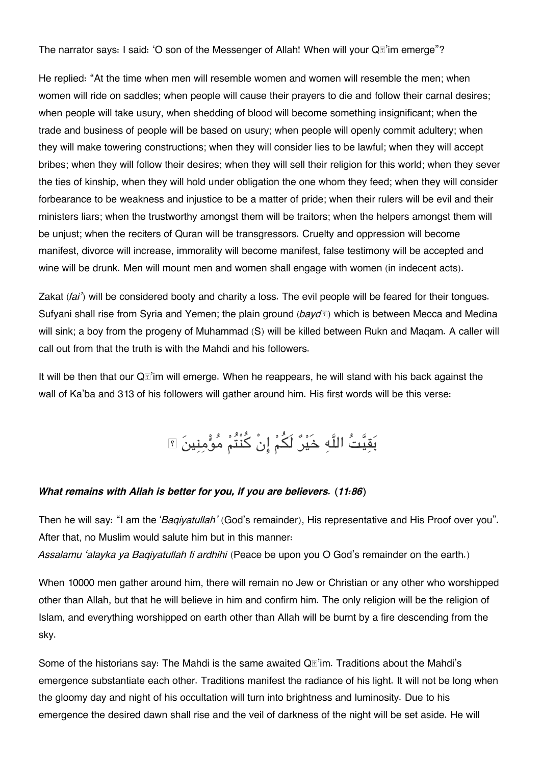The narrator says: I said: 'O son of the Messenger of Allah! When will your Qā'im emerge"?

He replied: "At the time when men will resemble women and women will resemble the men; when women will ride on saddles; when people will cause their prayers to die and follow their carnal desires; when people will take usury, when shedding of blood will become something insignificant; when the trade and business of people will be based on usury; when people will openly commit adultery; when they will make towering constructions; when they will consider lies to be lawful; when they will accept bribes; when they will follow their desires; when they will sell their religion for this world; when they sever the ties of kinship, when they will hold under obligation the one whom they feed; when they will consider forbearance to be weakness and injustice to be a matter of pride; when their rulers will be evil and their ministers liars; when the trustworthy amongst them will be traitors; when the helpers amongst them will be unjust; when the reciters of Quran will be transgressors. Cruelty and oppression will become manifest, divorce will increase, immorality will become manifest, false testimony will be accepted and wine will be drunk. Men will mount men and women shall engage with women (in indecent acts).

Zakat (*fai'*) will be considered booty and charity a loss. The evil people will be feared for their tongues. Sufyani shall rise from Syria and Yemen; the plain ground (*baydā*) which is between Mecca and Medina will sink; a boy from the progeny of Muhammad (S) will be killed between Rukn and Maqam. A caller will call out from that the truth is with the Mahdi and his followers.

It will be then that our Qā'im will emerge. When he reappears, he will stand with his back against the wall of Ka'ba and 313 of his followers will gather around him. His first words will be this verse:

بَقِيَّتُ اللَّهِ خَيْرٌ لَكُمْ إِنْ كُنْتُمْ مُؤْمِنِينَ ۚ

***What remains with Allah is better for you, if you are believers.* (*11:86*)**

Then he will say: "I am the '*Baqiyatullah'* (God's remainder), His representative and His Proof over you". After that, no Muslim would salute him but in this manner:
*Assalamu 'alayka ya Baqiyatullah fi ardhihi* (Peace be upon you O God's remainder on the earth.)

When 10000 men gather around him, there will remain no Jew or Christian or any other who worshipped other than Allah, but that he will believe in him and confirm him. The only religion will be the religion of Islam, and everything worshipped on earth other than Allah will be burnt by a fire descending from the sky.

Some of the historians say: The Mahdi is the same awaited Qā'im. Traditions about the Mahdi's emergence substantiate each other. Traditions manifest the radiance of his light. It will not be long when the gloomy day and night of his occultation will turn into brightness and luminosity. Due to his emergence the desired dawn shall rise and the veil of darkness of the night will be set aside. He will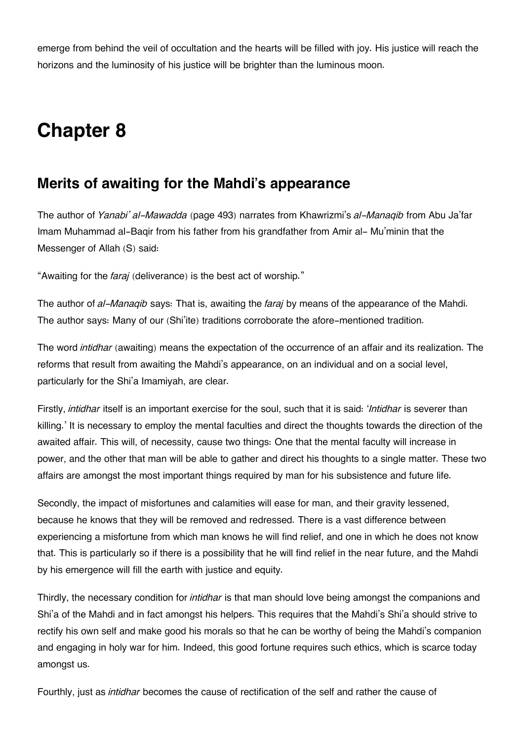emerge from behind the veil of occultation and the hearts will be filled with joy. His justice will reach the horizons and the luminosity of his justice will be brighter than the luminous moon.

# Chapter 8

## Merits of awaiting for the Mahdi's appearance

The author of *Yanabi' al-Mawadda* (page 493) narrates from Khawrizmi's *al-Manaqib* from Abu Ja'far Imam Muhammad al-Baqir from his father from his grandfather from Amir al- Mu'minin that the Messenger of Allah (S) said:

"Awaiting for the *faraj* (deliverance) is the best act of worship."

The author of *al-Manaqib* says: That is, awaiting the *faraj* by means of the appearance of the Mahdi. The author says: Many of our (Shi'ite) traditions corroborate the afore-mentioned tradition.

The word *intidhar* (awaiting) means the expectation of the occurrence of an affair and its realization. The reforms that result from awaiting the Mahdi's appearance, on an individual and on a social level, particularly for the Shi'a Imamiyah, are clear.

Firstly, *intidhar* itself is an important exercise for the soul, such that it is said: '*Intidhar* is severer than killing.' It is necessary to employ the mental faculties and direct the thoughts towards the direction of the awaited affair. This will, of necessity, cause two things: One that the mental faculty will increase in power, and the other that man will be able to gather and direct his thoughts to a single matter. These two affairs are amongst the most important things required by man for his subsistence and future life.

Secondly, the impact of misfortunes and calamities will ease for man, and their gravity lessened, because he knows that they will be removed and redressed. There is a vast difference between experiencing a misfortune from which man knows he will find relief, and one in which he does not know that. This is particularly so if there is a possibility that he will find relief in the near future, and the Mahdi by his emergence will fill the earth with justice and equity.

Thirdly, the necessary condition for *intidhar* is that man should love being amongst the companions and Shi'a of the Mahdi and in fact amongst his helpers. This requires that the Mahdi's Shi'a should strive to rectify his own self and make good his morals so that he can be worthy of being the Mahdi's companion and engaging in holy war for him. Indeed, this good fortune requires such ethics, which is scarce today amongst us.

Fourthly, just as *intidhar* becomes the cause of rectification of the self and rather the cause of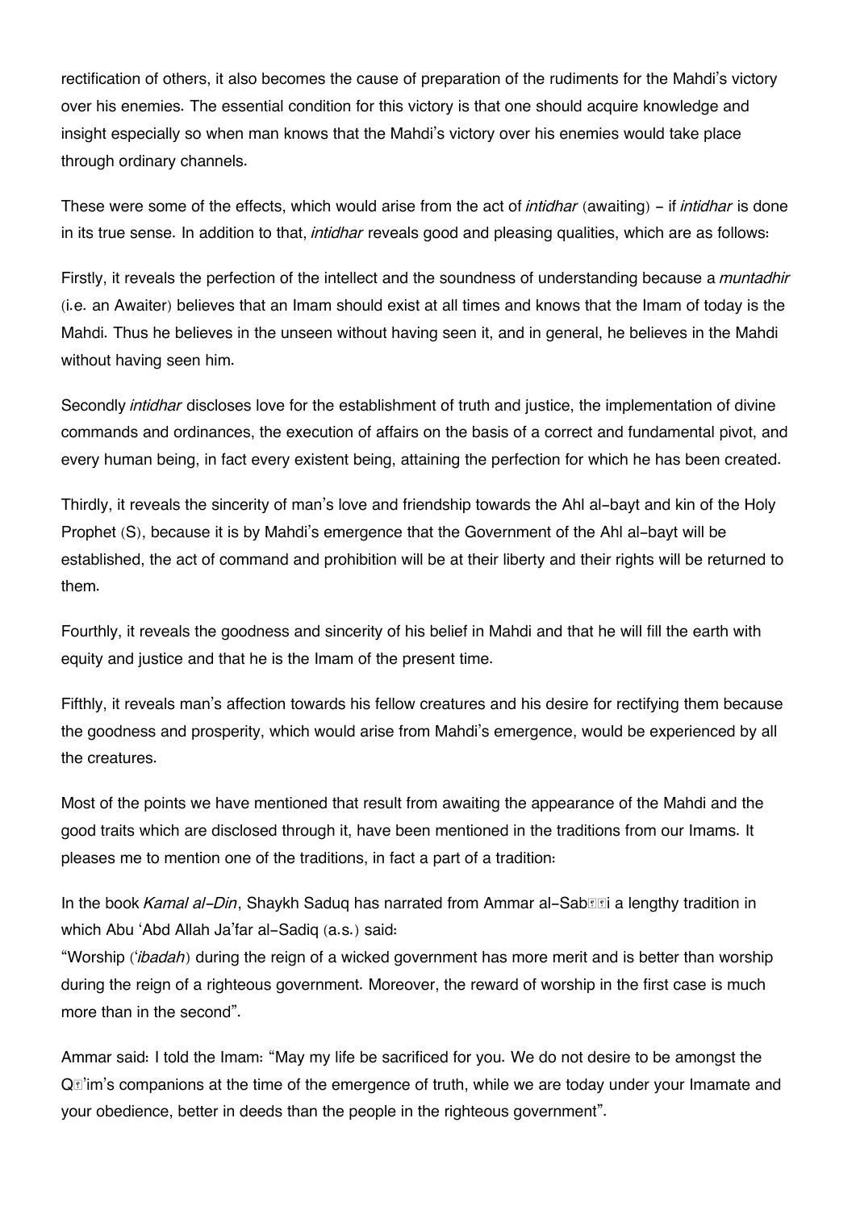rectification of others, it also becomes the cause of preparation of the rudiments for the Mahdi's victory over his enemies. The essential condition for this victory is that one should acquire knowledge and insight especially so when man knows that the Mahdi's victory over his enemies would take place through ordinary channels.

These were some of the effects, which would arise from the act of *intidhar* (awaiting) - if *intidhar* is done in its true sense. In addition to that, *intidhar* reveals good and pleasing qualities, which are as follows:

Firstly, it reveals the perfection of the intellect and the soundness of understanding because a *muntadhir* (i.e. an Awaiter) believes that an Imam should exist at all times and knows that the Imam of today is the Mahdi. Thus he believes in the unseen without having seen it, and in general, he believes in the Mahdi without having seen him.

Secondly *intidhar* discloses love for the establishment of truth and justice, the implementation of divine commands and ordinances, the execution of affairs on the basis of a correct and fundamental pivot, and every human being, in fact every existent being, attaining the perfection for which he has been created.

Thirdly, it reveals the sincerity of man's love and friendship towards the Ahl al-bayt and kin of the Holy Prophet (S), because it is by Mahdi's emergence that the Government of the Ahl al-bayt will be established, the act of command and prohibition will be at their liberty and their rights will be returned to them.

Fourthly, it reveals the goodness and sincerity of his belief in Mahdi and that he will fill the earth with equity and justice and that he is the Imam of the present time.

Fifthly, it reveals man's affection towards his fellow creatures and his desire for rectifying them because the goodness and prosperity, which would arise from Mahdi's emergence, would be experienced by all the creatures.

Most of the points we have mentioned that result from awaiting the appearance of the Mahdi and the good traits which are disclosed through it, have been mentioned in the traditions from our Imams. It pleases me to mention one of the traditions, in fact a part of a tradition:

In the book *Kamal al-Din*, Shaykh Saduq has narrated from Ammar al-Sabāṭi a lengthy tradition in which Abu 'Abd Allah Ja'far al-Sadiq (a.s.) said:
"Worship ('*ibadah*) during the reign of a wicked government has more merit and is better than worship during the reign of a righteous government. Moreover, the reward of worship in the first case is much more than in the second".

Ammar said: I told the Imam: "May my life be sacrificed for you. We do not desire to be amongst the Qā'im's companions at the time of the emergence of truth, while we are today under your Imamate and your obedience, better in deeds than the people in the righteous government".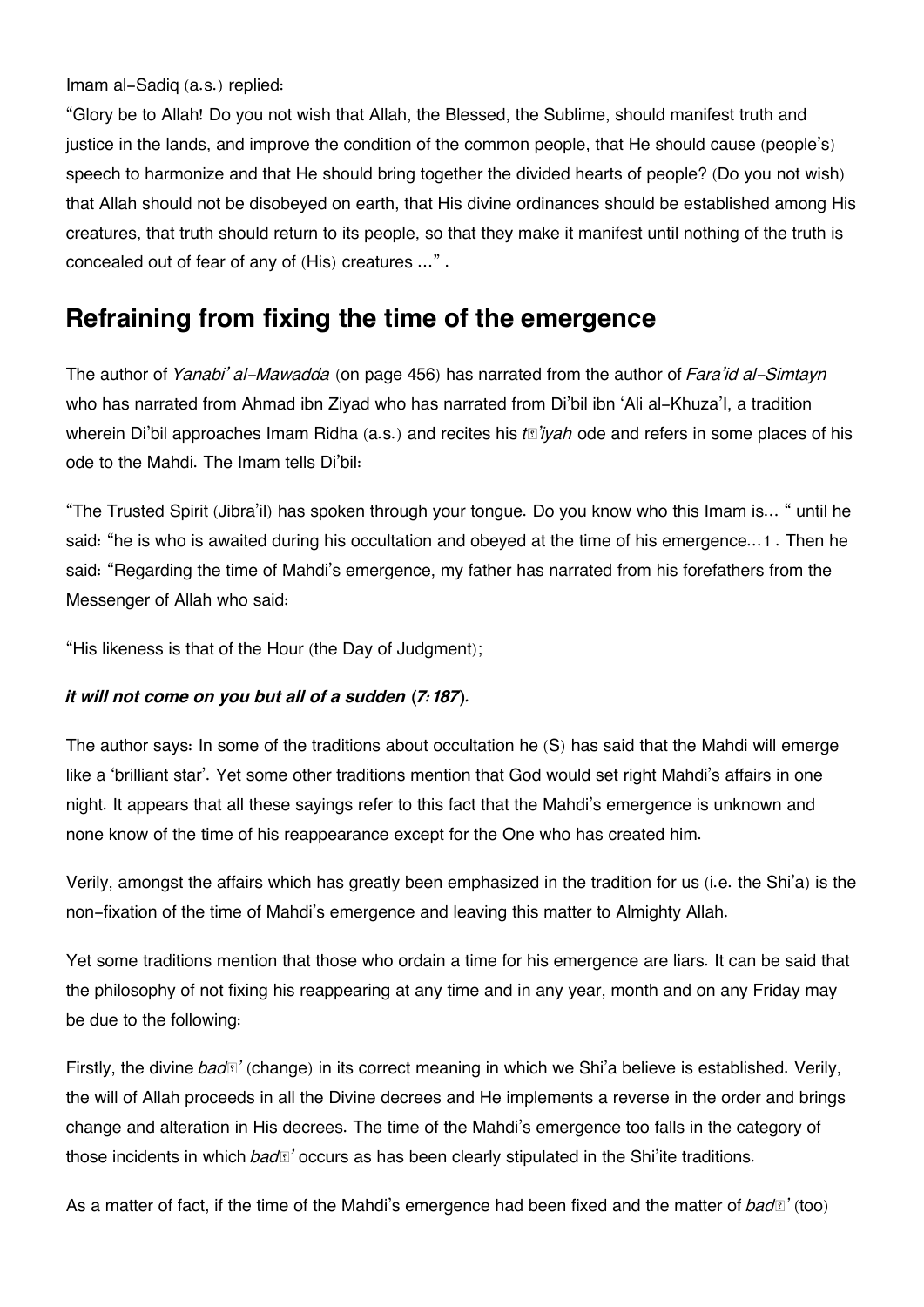Imam al-Sadiq (a.s.) replied:

"Glory be to Allah! Do you not wish that Allah, the Blessed, the Sublime, should manifest truth and justice in the lands, and improve the condition of the common people, that He should cause (people's) speech to harmonize and that He should bring together the divided hearts of people? (Do you not wish) that Allah should not be disobeyed on earth, that His divine ordinances should be established among His creatures, that truth should return to its people, so that they make it manifest until nothing of the truth is concealed out of fear of any of (His) creatures ..." .

## Refraining from fixing the time of the emergence

The author of *Yanabi' al-Mawadda* (on page 456) has narrated from the author of *Fara'id al-Simtayn* who has narrated from Ahmad ibn Ziyad who has narrated from Di'bil ibn 'Ali al-Khuza'I, a tradition wherein Di'bil approaches Imam Ridha (a.s.) and recites his *tā'iyah* ode and refers in some places of his ode to the Mahdi. The Imam tells Di'bil:

"The Trusted Spirit (Jibra'il) has spoken through your tongue. Do you know who this Imam is... " until he said: "he is who is awaited during his occultation and obeyed at the time of his emergence...1 . Then he said: "Regarding the time of Mahdi's emergence, my father has narrated from his forefathers from the Messenger of Allah who said:

"His likeness is that of the Hour (the Day of Judgment);

***it will not come on you but all of a sudden (7:187).***

The author says: In some of the traditions about occultation he (S) has said that the Mahdi will emerge like a 'brilliant star'. Yet some other traditions mention that God would set right Mahdi's affairs in one night. It appears that all these sayings refer to this fact that the Mahdi's emergence is unknown and none know of the time of his reappearance except for the One who has created him.

Verily, amongst the affairs which has greatly been emphasized in the tradition for us (i.e. the Shi'a) is the non-fixation of the time of Mahdi's emergence and leaving this matter to Almighty Allah.

Yet some traditions mention that those who ordain a time for his emergence are liars. It can be said that the philosophy of not fixing his reappearing at any time and in any year, month and on any Friday may be due to the following:

Firstly, the divine *badā'* (change) in its correct meaning in which we Shi'a believe is established. Verily, the will of Allah proceeds in all the Divine decrees and He implements a reverse in the order and brings change and alteration in His decrees. The time of the Mahdi's emergence too falls in the category of those incidents in which *badā'* occurs as has been clearly stipulated in the Shi'ite traditions.

As a matter of fact, if the time of the Mahdi's emergence had been fixed and the matter of *badā'* (too)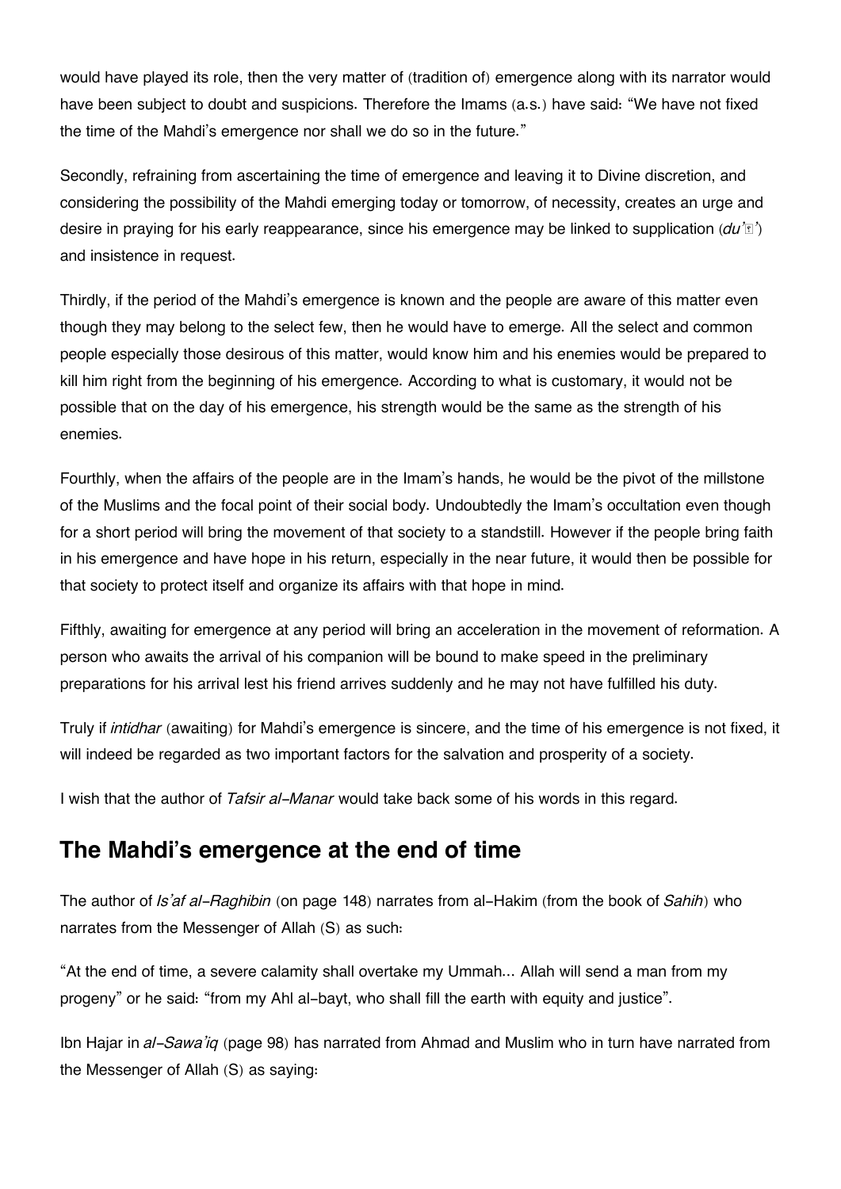would have played its role, then the very matter of (tradition of) emergence along with its narrator would have been subject to doubt and suspicions. Therefore the Imams (a.s.) have said: “We have not fixed the time of the Mahdi’s emergence nor shall we do so in the future.”

Secondly, refraining from ascertaining the time of emergence and leaving it to Divine discretion, and considering the possibility of the Mahdi emerging today or tomorrow, of necessity, creates an urge and desire in praying for his early reappearance, since his emergence may be linked to supplication (*du’ā’*) and insistence in request.

Thirdly, if the period of the Mahdi’s emergence is known and the people are aware of this matter even though they may belong to the select few, then he would have to emerge. All the select and common people especially those desirous of this matter, would know him and his enemies would be prepared to kill him right from the beginning of his emergence. According to what is customary, it would not be possible that on the day of his emergence, his strength would be the same as the strength of his enemies.

Fourthly, when the affairs of the people are in the Imam’s hands, he would be the pivot of the millstone of the Muslims and the focal point of their social body. Undoubtedly the Imam’s occultation even though for a short period will bring the movement of that society to a standstill. However if the people bring faith in his emergence and have hope in his return, especially in the near future, it would then be possible for that society to protect itself and organize its affairs with that hope in mind.

Fifthly, awaiting for emergence at any period will bring an acceleration in the movement of reformation. A person who awaits the arrival of his companion will be bound to make speed in the preliminary preparations for his arrival lest his friend arrives suddenly and he may not have fulfilled his duty.

Truly if *intidhar* (awaiting) for Mahdi’s emergence is sincere, and the time of his emergence is not fixed, it will indeed be regarded as two important factors for the salvation and prosperity of a society.

I wish that the author of *Tafsir al-Manar* would take back some of his words in this regard.

## The Mahdi’s emergence at the end of time

The author of *Is’af al-Raghibin* (on page 148) narrates from al-Hakim (from the book of *Sahih*) who narrates from the Messenger of Allah (S) as such:

“At the end of time, a severe calamity shall overtake my Ummah... Allah will send a man from my progeny” or he said: “from my Ahl al-bayt, who shall fill the earth with equity and justice”.

Ibn Hajar in *al-Sawa’iq* (page 98) has narrated from Ahmad and Muslim who in turn have narrated from the Messenger of Allah (S) as saying: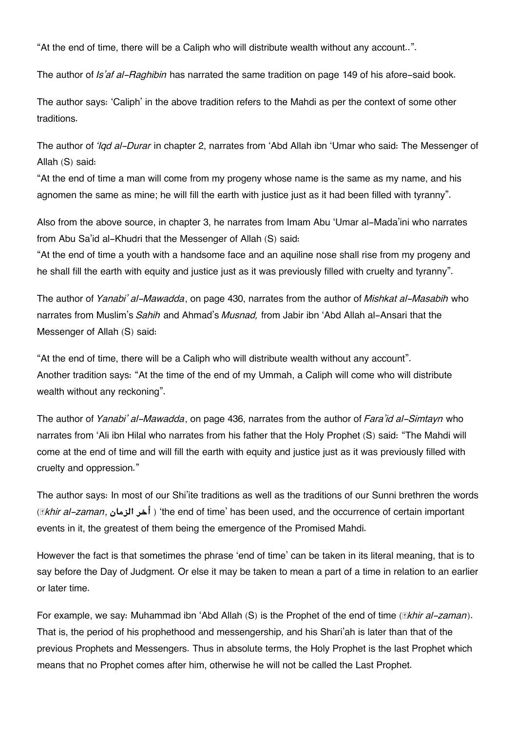"At the end of time, there will be a Caliph who will distribute wealth without any account..".

The author of *Is'af al-Raghibin* has narrated the same tradition on page 149 of his afore-said book.

The author says: 'Caliph' in the above tradition refers to the Mahdi as per the context of some other traditions.

The author of *'Iqd al-Durar* in chapter 2, narrates from 'Abd Allah ibn 'Umar who said: The Messenger of Allah (S) said:

"At the end of time a man will come from my progeny whose name is the same as my name, and his agnomen the same as mine; he will fill the earth with justice just as it had been filled with tyranny".

Also from the above source, in chapter 3, he narrates from Imam Abu 'Umar al-Mada'ini who narrates from Abu Sa'id al-Khudri that the Messenger of Allah (S) said:

"At the end of time a youth with a handsome face and an aquiline nose shall rise from my progeny and he shall fill the earth with equity and justice just as it was previously filled with cruelty and tyranny".

The author of *Yanabi' al-Mawadda*, on page 430, narrates from the author of *Mishkat al-Masabih* who narrates from Muslim's *Sahih* and Ahmad's *Musnad,* from Jabir ibn 'Abd Allah al-Ansari that the Messenger of Allah (S) said:

"At the end of time, there will be a Caliph who will distribute wealth without any account".
Another tradition says: "At the time of the end of my Ummah, a Caliph will come who will distribute wealth without any reckoning".

The author of *Yanabi' al-Mawadda*, on page 436, narrates from the author of *Fara'id al-Simtayn* who narrates from 'Ali ibn Hilal who narrates from his father that the Holy Prophet (S) said: "The Mahdi will come at the end of time and will fill the earth with equity and justice just as it was previously filled with cruelty and oppression."

The author says: In most of our Shi'ite traditions as well as the traditions of our Sunni brethren the words (*Ākhir al-zaman*, **أخر الزمان** ) 'the end of time' has been used, and the occurrence of certain important events in it, the greatest of them being the emergence of the Promised Mahdi.

However the fact is that sometimes the phrase 'end of time' can be taken in its literal meaning, that is to say before the Day of Judgment. Or else it may be taken to mean a part of a time in relation to an earlier or later time.

For example, we say: Muhammad ibn 'Abd Allah (S) is the Prophet of the end of time (*Ākhir al-zaman*). That is, the period of his prophethood and messengership, and his Shari'ah is later than that of the previous Prophets and Messengers. Thus in absolute terms, the Holy Prophet is the last Prophet which means that no Prophet comes after him, otherwise he will not be called the Last Prophet.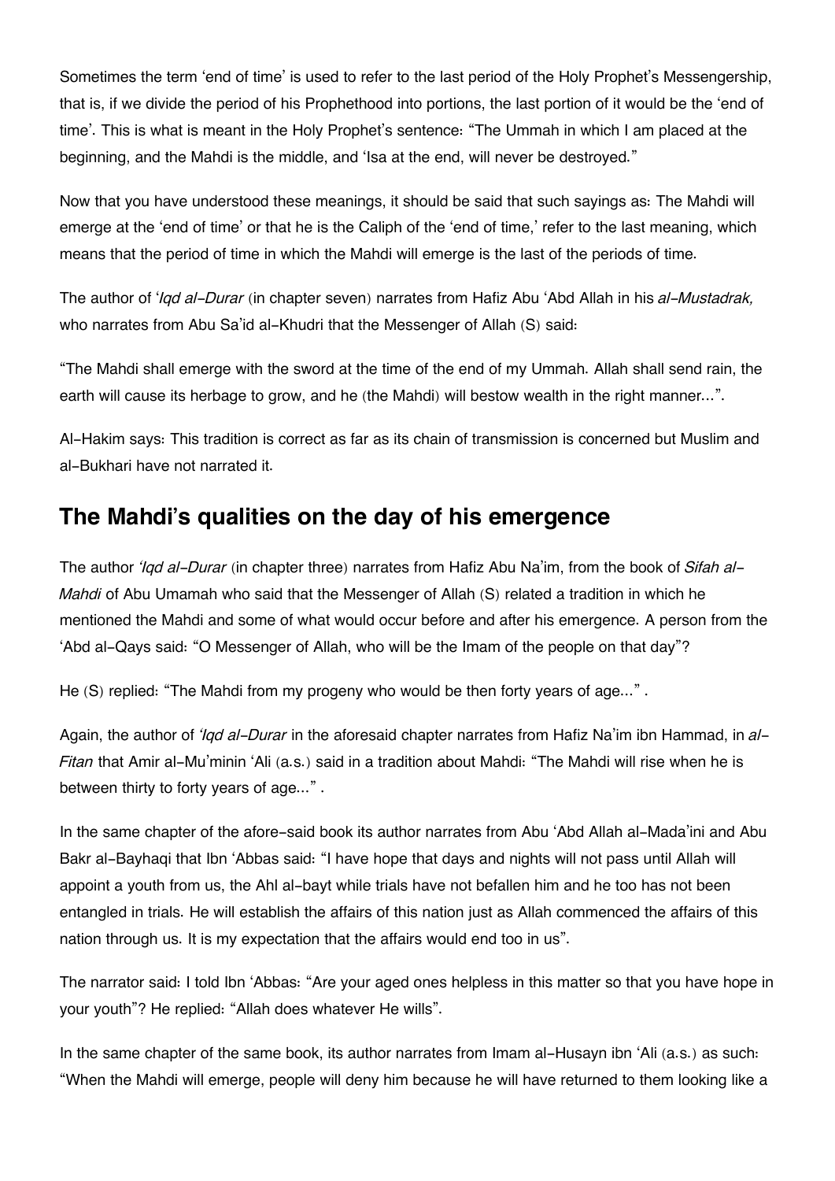Sometimes the term 'end of time' is used to refer to the last period of the Holy Prophet's Messengership, that is, if we divide the period of his Prophethood into portions, the last portion of it would be the 'end of time'. This is what is meant in the Holy Prophet's sentence: "The Ummah in which I am placed at the beginning, and the Mahdi is the middle, and 'Isa at the end, will never be destroyed."

Now that you have understood these meanings, it should be said that such sayings as: The Mahdi will emerge at the 'end of time' or that he is the Caliph of the 'end of time,' refer to the last meaning, which means that the period of time in which the Mahdi will emerge is the last of the periods of time.

The author of *'Iqd al-Durar* (in chapter seven) narrates from Hafiz Abu 'Abd Allah in his *al-Mustadrak,* who narrates from Abu Sa'id al-Khudri that the Messenger of Allah (S) said:

"The Mahdi shall emerge with the sword at the time of the end of my Ummah. Allah shall send rain, the earth will cause its herbage to grow, and he (the Mahdi) will bestow wealth in the right manner...".

Al-Hakim says: This tradition is correct as far as its chain of transmission is concerned but Muslim and al-Bukhari have not narrated it.

## The Mahdi's qualities on the day of his emergence

The author *'Iqd al-Durar* (in chapter three) narrates from Hafiz Abu Na'im, from the book of *Sifah al-Mahdi* of Abu Umamah who said that the Messenger of Allah (S) related a tradition in which he mentioned the Mahdi and some of what would occur before and after his emergence. A person from the 'Abd al-Qays said: "O Messenger of Allah, who will be the Imam of the people on that day"?

He (S) replied: "The Mahdi from my progeny who would be then forty years of age..." .

Again, the author of *'Iqd al-Durar* in the aforesaid chapter narrates from Hafiz Na'im ibn Hammad, in *al-Fitan* that Amir al-Mu'minin 'Ali (a.s.) said in a tradition about Mahdi: "The Mahdi will rise when he is between thirty to forty years of age..." .

In the same chapter of the afore-said book its author narrates from Abu 'Abd Allah al-Mada'ini and Abu Bakr al-Bayhaqi that Ibn 'Abbas said: "I have hope that days and nights will not pass until Allah will appoint a youth from us, the Ahl al-bayt while trials have not befallen him and he too has not been entangled in trials. He will establish the affairs of this nation just as Allah commenced the affairs of this nation through us. It is my expectation that the affairs would end too in us".

The narrator said: I told Ibn 'Abbas: "Are your aged ones helpless in this matter so that you have hope in your youth"? He replied: "Allah does whatever He wills".

In the same chapter of the same book, its author narrates from Imam al-Husayn ibn 'Ali (a.s.) as such: "When the Mahdi will emerge, people will deny him because he will have returned to them looking like a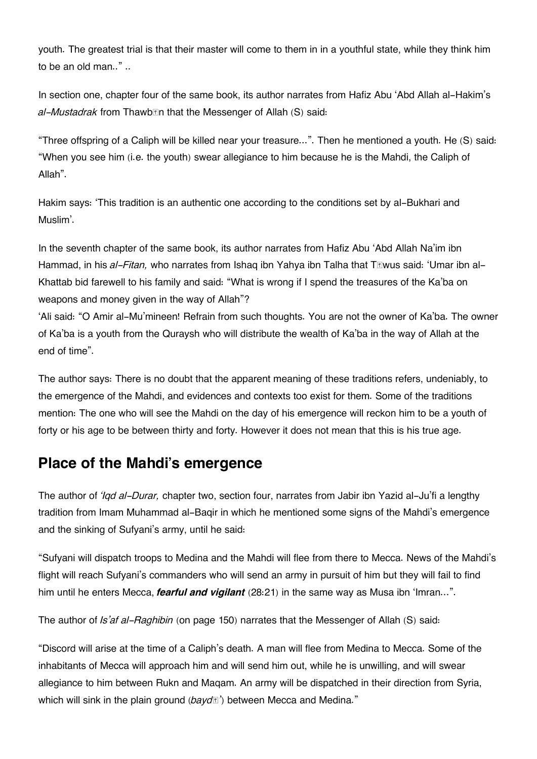youth. The greatest trial is that their master will come to them in in a youthful state, while they think him to be an old man.." ..

In section one, chapter four of the same book, its author narrates from Hafiz Abu 'Abd Allah al-Hakim's *al-Mustadrak* from Thawbān that the Messenger of Allah (S) said:

"Three offspring of a Caliph will be killed near your treasure...". Then he mentioned a youth. He (S) said: "When you see him (i.e. the youth) swear allegiance to him because he is the Mahdi, the Caliph of Allah".

Hakim says: 'This tradition is an authentic one according to the conditions set by al-Bukhari and Muslim'.

In the seventh chapter of the same book, its author narrates from Hafiz Abu 'Abd Allah Na'im ibn Hammad, in his *al-Fitan,* who narrates from Ishaq ibn Yahya ibn Talha that Tāwus said: 'Umar ibn al-Khattab bid farewell to his family and said: "What is wrong if I spend the treasures of the Ka'ba on weapons and money given in the way of Allah"?
'Ali said: "O Amir al-Mu'mineen! Refrain from such thoughts. You are not the owner of Ka'ba. The owner of Ka'ba is a youth from the Quraysh who will distribute the wealth of Ka'ba in the way of Allah at the end of time".

The author says: There is no doubt that the apparent meaning of these traditions refers, undeniably, to the emergence of the Mahdi, and evidences and contexts too exist for them. Some of the traditions mention: The one who will see the Mahdi on the day of his emergence will reckon him to be a youth of forty or his age to be between thirty and forty. However it does not mean that this is his true age.

## Place of the Mahdi's emergence

The author of *'Iqd al-Durar,* chapter two, section four, narrates from Jabir ibn Yazid al-Ju'fi a lengthy tradition from Imam Muhammad al-Baqir in which he mentioned some signs of the Mahdi's emergence and the sinking of Sufyani's army, until he said:

"Sufyani will dispatch troops to Medina and the Mahdi will flee from there to Mecca. News of the Mahdi's flight will reach Sufyani's commanders who will send an army in pursuit of him but they will fail to find him until he enters Mecca, ***fearful and vigilant*** (28:21) in the same way as Musa ibn 'Imran...".

The author of *Is'af al-Raghibin* (on page 150) narrates that the Messenger of Allah (S) said:

"Discord will arise at the time of a Caliph's death. A man will flee from Medina to Mecca. Some of the inhabitants of Mecca will approach him and will send him out, while he is unwilling, and will swear allegiance to him between Rukn and Maqam. An army will be dispatched in their direction from Syria, which will sink in the plain ground (*baydā'*) between Mecca and Medina."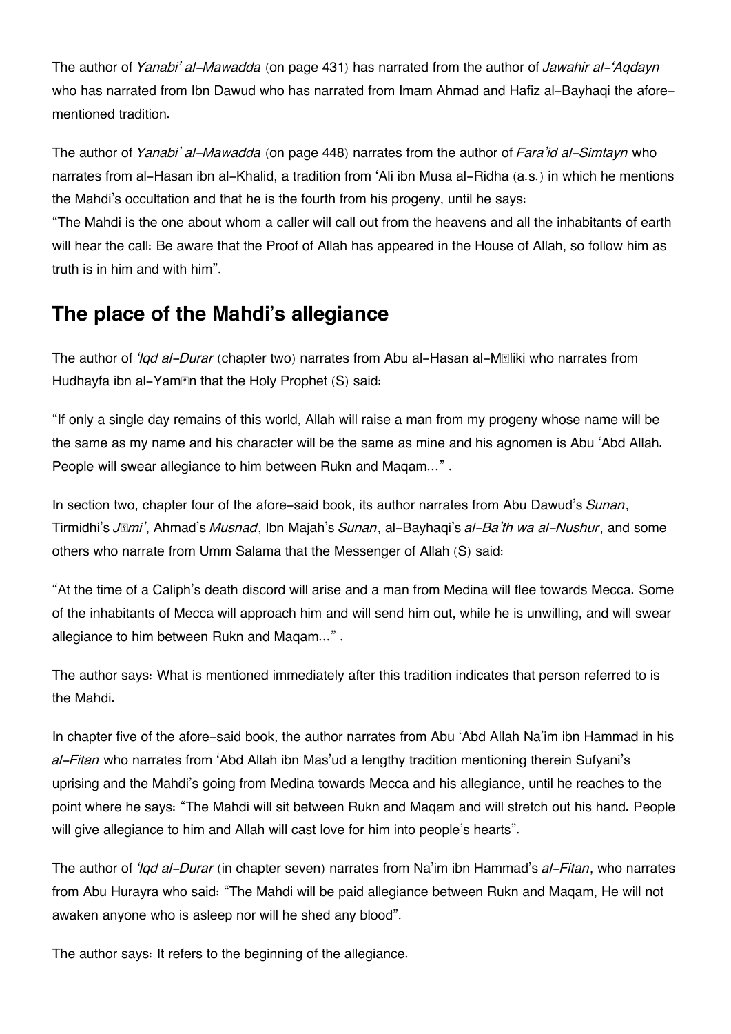The author of *Yanabi' al-Mawadda* (on page 431) has narrated from the author of *Jawahir al-'Aqdayn* who has narrated from Ibn Dawud who has narrated from Imam Ahmad and Hafiz al-Bayhaqi the afore-mentioned tradition.

The author of *Yanabi' al-Mawadda* (on page 448) narrates from the author of *Fara'id al-Simtayn* who narrates from al-Hasan ibn al-Khalid, a tradition from 'Ali ibn Musa al-Ridha (a.s.) in which he mentions the Mahdi's occultation and that he is the fourth from his progeny, until he says:
"The Mahdi is the one about whom a caller will call out from the heavens and all the inhabitants of earth will hear the call: Be aware that the Proof of Allah has appeared in the House of Allah, so follow him as truth is in him and with him".

## The place of the Mahdi's allegiance

The author of *'Iqd al-Durar* (chapter two) narrates from Abu al-Hasan al-Māliki who narrates from Hudhayfa ibn al-Yamān that the Holy Prophet (S) said:

"If only a single day remains of this world, Allah will raise a man from my progeny whose name will be the same as my name and his character will be the same as mine and his agnomen is Abu 'Abd Allah. People will swear allegiance to him between Rukn and Maqam..." .

In section two, chapter four of the afore-said book, its author narrates from Abu Dawud's *Sunan*, Tirmidhi's *Jāmi'*, Ahmad's *Musnad*, Ibn Majah's *Sunan*, al-Bayhaqi's *al-Ba'th wa al-Nushur*, and some others who narrate from Umm Salama that the Messenger of Allah (S) said:

"At the time of a Caliph's death discord will arise and a man from Medina will flee towards Mecca. Some of the inhabitants of Mecca will approach him and will send him out, while he is unwilling, and will swear allegiance to him between Rukn and Maqam..." .

The author says: What is mentioned immediately after this tradition indicates that person referred to is the Mahdi.

In chapter five of the afore-said book, the author narrates from Abu 'Abd Allah Na'im ibn Hammad in his *al-Fitan* who narrates from 'Abd Allah ibn Mas'ud a lengthy tradition mentioning therein Sufyani's uprising and the Mahdi's going from Medina towards Mecca and his allegiance, until he reaches to the point where he says: "The Mahdi will sit between Rukn and Maqam and will stretch out his hand. People will give allegiance to him and Allah will cast love for him into people's hearts".

The author of *'Iqd al-Durar* (in chapter seven) narrates from Na'im ibn Hammad's *al-Fitan*, who narrates from Abu Hurayra who said: "The Mahdi will be paid allegiance between Rukn and Maqam, He will not awaken anyone who is asleep nor will he shed any blood".

The author says: It refers to the beginning of the allegiance.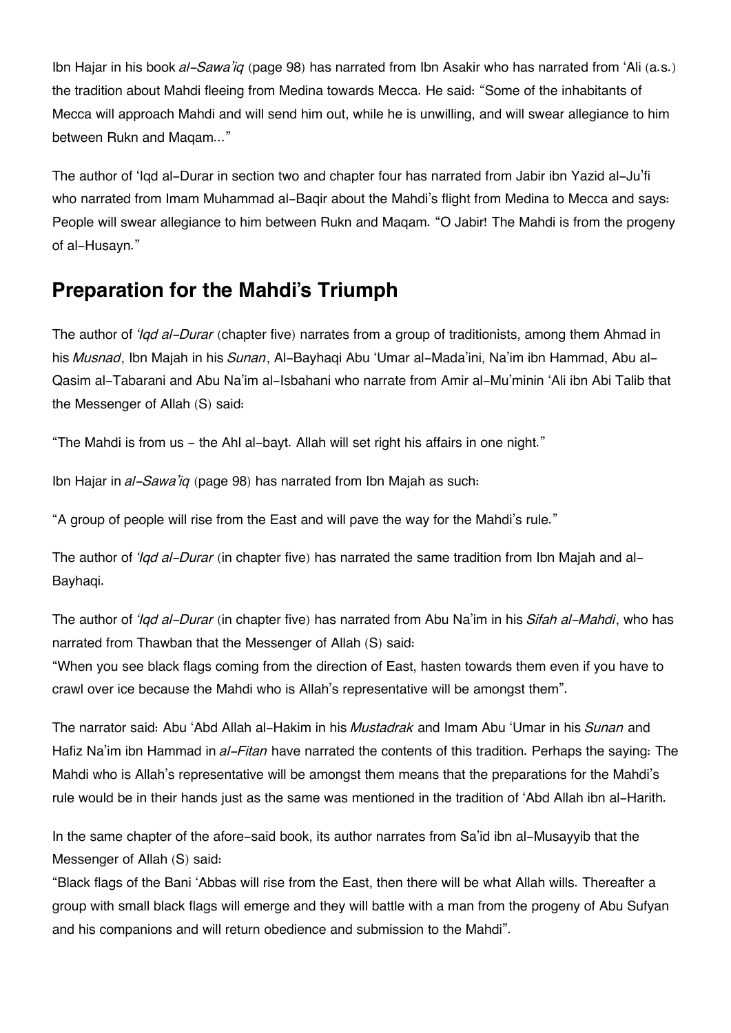Ibn Hajar in his book *al-Sawa'iq* (page 98) has narrated from Ibn Asakir who has narrated from 'Ali (a.s.) the tradition about Mahdi fleeing from Medina towards Mecca. He said: "Some of the inhabitants of Mecca will approach Mahdi and will send him out, while he is unwilling, and will swear allegiance to him between Rukn and Maqam..."

The author of 'Iqd al-Durar in section two and chapter four has narrated from Jabir ibn Yazid al-Ju'fi who narrated from Imam Muhammad al-Baqir about the Mahdi's flight from Medina to Mecca and says: People will swear allegiance to him between Rukn and Maqam. "O Jabir! The Mahdi is from the progeny of al-Husayn."

## Preparation for the Mahdi's Triumph

The author of *'Iqd al-Durar* (chapter five) narrates from a group of traditionists, among them Ahmad in his *Musnad*, Ibn Majah in his *Sunan*, Al-Bayhaqi Abu 'Umar al-Mada'ini, Na'im ibn Hammad, Abu al-Qasim al-Tabarani and Abu Na'im al-Isbahani who narrate from Amir al-Mu'minin 'Ali ibn Abi Talib that the Messenger of Allah (S) said:

"The Mahdi is from us - the Ahl al-bayt. Allah will set right his affairs in one night."

Ibn Hajar in *al-Sawa'iq* (page 98) has narrated from Ibn Majah as such:

"A group of people will rise from the East and will pave the way for the Mahdi's rule."

The author of *'Iqd al-Durar* (in chapter five) has narrated the same tradition from Ibn Majah and al-Bayhaqi.

The author of *'Iqd al-Durar* (in chapter five) has narrated from Abu Na'im in his *Sifah al-Mahdi*, who has narrated from Thawban that the Messenger of Allah (S) said:
"When you see black flags coming from the direction of East, hasten towards them even if you have to crawl over ice because the Mahdi who is Allah's representative will be amongst them".

The narrator said: Abu 'Abd Allah al-Hakim in his *Mustadrak* and Imam Abu 'Umar in his *Sunan* and Hafiz Na'im ibn Hammad in *al-Fitan* have narrated the contents of this tradition. Perhaps the saying: The Mahdi who is Allah's representative will be amongst them means that the preparations for the Mahdi's rule would be in their hands just as the same was mentioned in the tradition of 'Abd Allah ibn al-Harith.

In the same chapter of the afore-said book, its author narrates from Sa'id ibn al-Musayyib that the Messenger of Allah (S) said:
"Black flags of the Bani 'Abbas will rise from the East, then there will be what Allah wills. Thereafter a group with small black flags will emerge and they will battle with a man from the progeny of Abu Sufyan and his companions and will return obedience and submission to the Mahdi".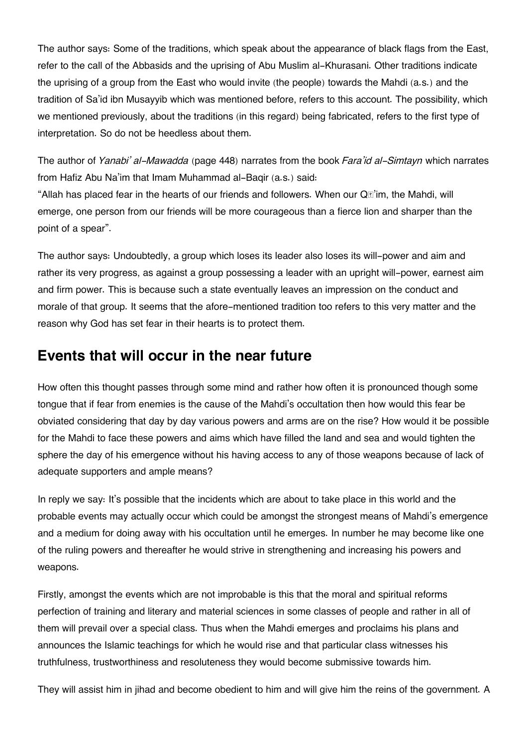The author says: Some of the traditions, which speak about the appearance of black flags from the East, refer to the call of the Abbasids and the uprising of Abu Muslim al-Khurasani. Other traditions indicate the uprising of a group from the East who would invite (the people) towards the Mahdi (a.s.) and the tradition of Sa'id ibn Musayyib which was mentioned before, refers to this account. The possibility, which we mentioned previously, about the traditions (in this regard) being fabricated, refers to the first type of interpretation. So do not be heedless about them.

The author of *Yanabi' al-Mawadda* (page 448) narrates from the book *Fara'id al-Simtayn* which narrates from Hafiz Abu Na'im that Imam Muhammad al-Baqir (a.s.) said:
"Allah has placed fear in the hearts of our friends and followers. When our Qā'im, the Mahdi, will emerge, one person from our friends will be more courageous than a fierce lion and sharper than the point of a spear".

The author says: Undoubtedly, a group which loses its leader also loses its will-power and aim and rather its very progress, as against a group possessing a leader with an upright will-power, earnest aim and firm power. This is because such a state eventually leaves an impression on the conduct and morale of that group. It seems that the afore-mentioned tradition too refers to this very matter and the reason why God has set fear in their hearts is to protect them.

## Events that will occur in the near future

How often this thought passes through some mind and rather how often it is pronounced though some tongue that if fear from enemies is the cause of the Mahdi's occultation then how would this fear be obviated considering that day by day various powers and arms are on the rise? How would it be possible for the Mahdi to face these powers and aims which have filled the land and sea and would tighten the sphere the day of his emergence without his having access to any of those weapons because of lack of adequate supporters and ample means?

In reply we say: It's possible that the incidents which are about to take place in this world and the probable events may actually occur which could be amongst the strongest means of Mahdi's emergence and a medium for doing away with his occultation until he emerges. In number he may become like one of the ruling powers and thereafter he would strive in strengthening and increasing his powers and weapons.

Firstly, amongst the events which are not improbable is this that the moral and spiritual reforms perfection of training and literary and material sciences in some classes of people and rather in all of them will prevail over a special class. Thus when the Mahdi emerges and proclaims his plans and announces the Islamic teachings for which he would rise and that particular class witnesses his truthfulness, trustworthiness and resoluteness they would become submissive towards him.

They will assist him in jihad and become obedient to him and will give him the reins of the government. A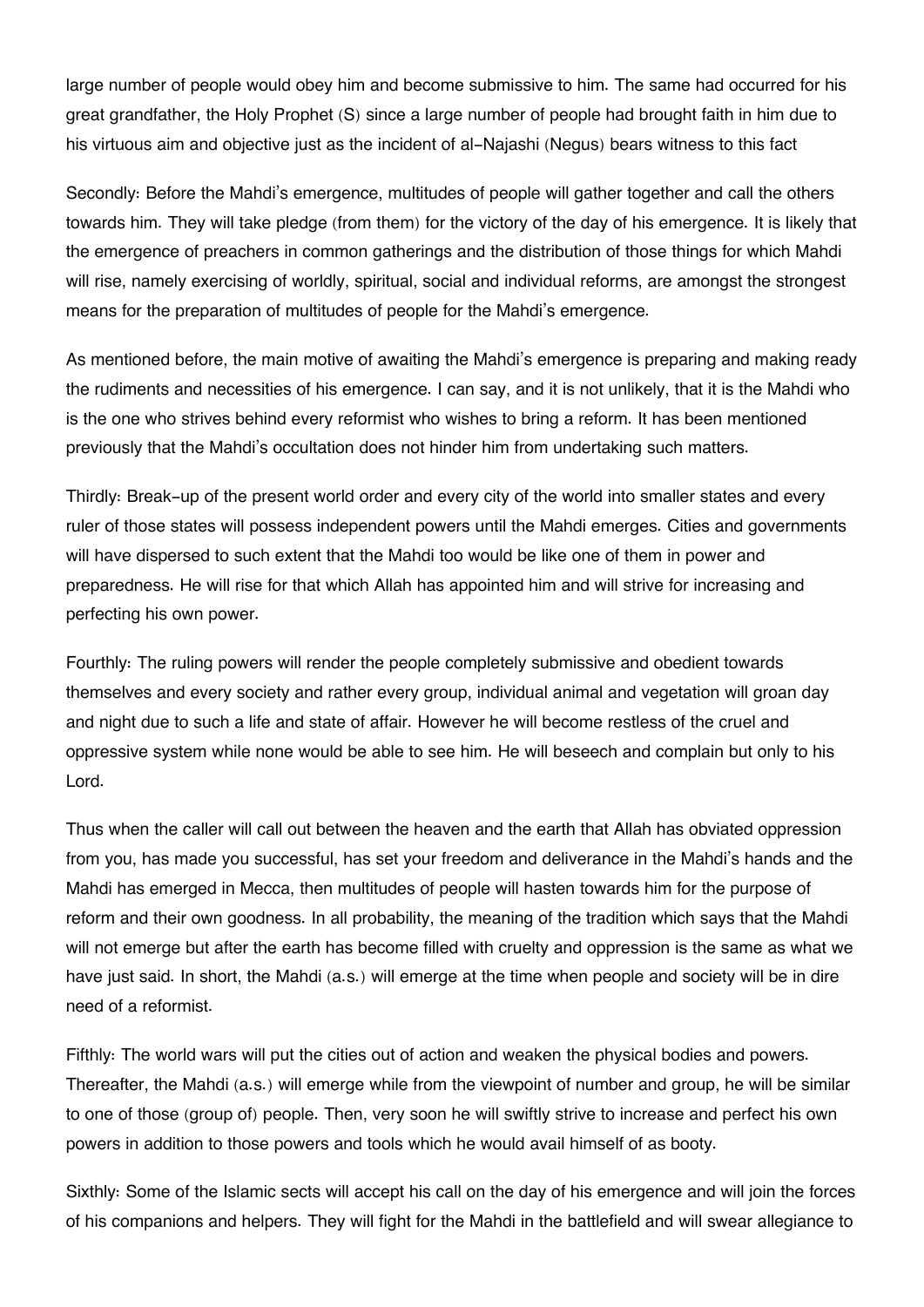large number of people would obey him and become submissive to him. The same had occurred for his great grandfather, the Holy Prophet (S) since a large number of people had brought faith in him due to his virtuous aim and objective just as the incident of al-Najashi (Negus) bears witness to this fact

Secondly: Before the Mahdi's emergence, multitudes of people will gather together and call the others towards him. They will take pledge (from them) for the victory of the day of his emergence. It is likely that the emergence of preachers in common gatherings and the distribution of those things for which Mahdi will rise, namely exercising of worldly, spiritual, social and individual reforms, are amongst the strongest means for the preparation of multitudes of people for the Mahdi's emergence.

As mentioned before, the main motive of awaiting the Mahdi's emergence is preparing and making ready the rudiments and necessities of his emergence. I can say, and it is not unlikely, that it is the Mahdi who is the one who strives behind every reformist who wishes to bring a reform. It has been mentioned previously that the Mahdi's occultation does not hinder him from undertaking such matters.

Thirdly: Break-up of the present world order and every city of the world into smaller states and every ruler of those states will possess independent powers until the Mahdi emerges. Cities and governments will have dispersed to such extent that the Mahdi too would be like one of them in power and preparedness. He will rise for that which Allah has appointed him and will strive for increasing and perfecting his own power.

Fourthly: The ruling powers will render the people completely submissive and obedient towards themselves and every society and rather every group, individual animal and vegetation will groan day and night due to such a life and state of affair. However he will become restless of the cruel and oppressive system while none would be able to see him. He will beseech and complain but only to his Lord.

Thus when the caller will call out between the heaven and the earth that Allah has obviated oppression from you, has made you successful, has set your freedom and deliverance in the Mahdi's hands and the Mahdi has emerged in Mecca, then multitudes of people will hasten towards him for the purpose of reform and their own goodness. In all probability, the meaning of the tradition which says that the Mahdi will not emerge but after the earth has become filled with cruelty and oppression is the same as what we have just said. In short, the Mahdi (a.s.) will emerge at the time when people and society will be in dire need of a reformist.

Fifthly: The world wars will put the cities out of action and weaken the physical bodies and powers. Thereafter, the Mahdi (a.s.) will emerge while from the viewpoint of number and group, he will be similar to one of those (group of) people. Then, very soon he will swiftly strive to increase and perfect his own powers in addition to those powers and tools which he would avail himself of as booty.

Sixthly: Some of the Islamic sects will accept his call on the day of his emergence and will join the forces of his companions and helpers. They will fight for the Mahdi in the battlefield and will swear allegiance to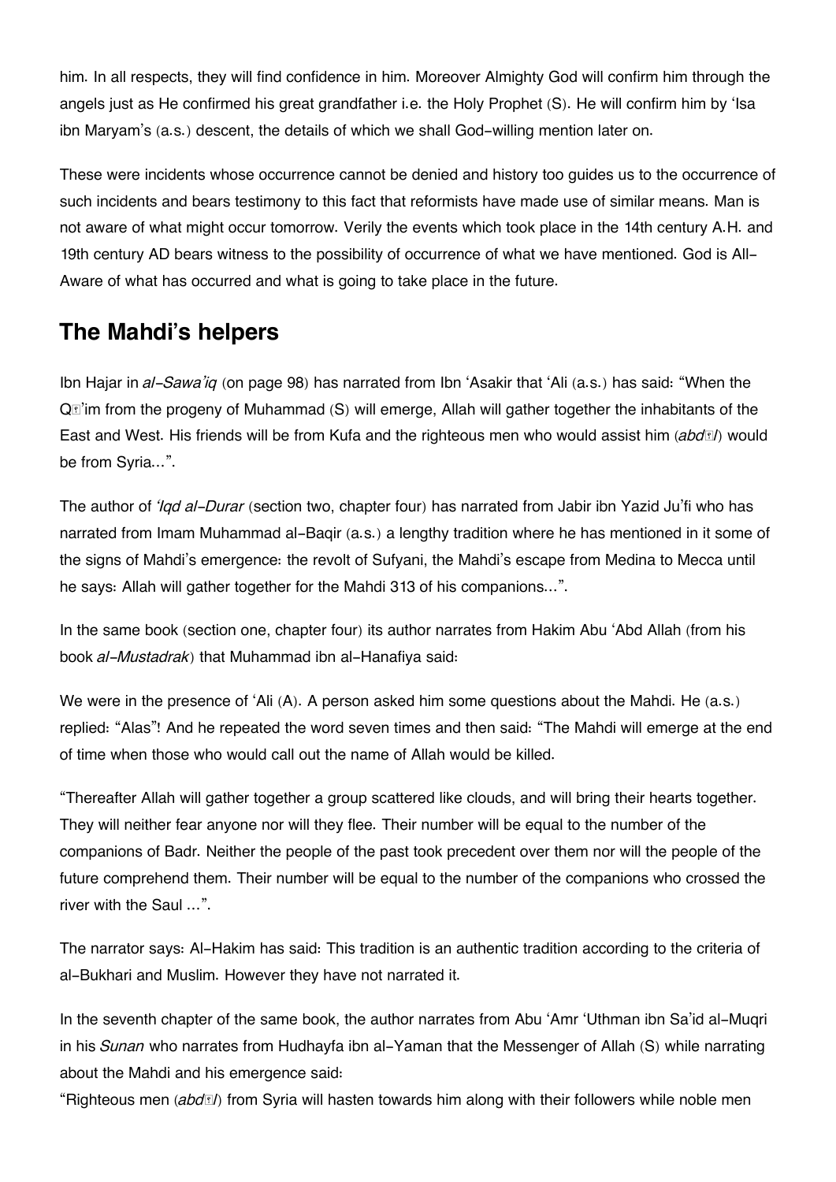him. In all respects, they will find confidence in him. Moreover Almighty God will confirm him through the angels just as He confirmed his great grandfather i.e. the Holy Prophet (S). He will confirm him by 'Isa ibn Maryam's (a.s.) descent, the details of which we shall God-willing mention later on.

These were incidents whose occurrence cannot be denied and history too guides us to the occurrence of such incidents and bears testimony to this fact that reformists have made use of similar means. Man is not aware of what might occur tomorrow. Verily the events which took place in the 14th century A.H. and 19th century AD bears witness to the possibility of occurrence of what we have mentioned. God is All-Aware of what has occurred and what is going to take place in the future.

## The Mahdi's helpers

Ibn Hajar in *al-Sawa'iq* (on page 98) has narrated from Ibn 'Asakir that 'Ali (a.s.) has said: "When the Qā'im from the progeny of Muhammad (S) will emerge, Allah will gather together the inhabitants of the East and West. His friends will be from Kufa and the righteous men who would assist him (*abdāl*) would be from Syria…".

The author of *'Iqd al-Durar* (section two, chapter four) has narrated from Jabir ibn Yazid Ju'fi who has narrated from Imam Muhammad al-Baqir (a.s.) a lengthy tradition where he has mentioned in it some of the signs of Mahdi's emergence: the revolt of Sufyani, the Mahdi's escape from Medina to Mecca until he says: Allah will gather together for the Mahdi 313 of his companions…".

In the same book (section one, chapter four) its author narrates from Hakim Abu 'Abd Allah (from his book *al-Mustadrak*) that Muhammad ibn al-Hanafiya said:

We were in the presence of 'Ali (A). A person asked him some questions about the Mahdi. He (a.s.) replied: "Alas"! And he repeated the word seven times and then said: "The Mahdi will emerge at the end of time when those who would call out the name of Allah would be killed.

"Thereafter Allah will gather together a group scattered like clouds, and will bring their hearts together. They will neither fear anyone nor will they flee. Their number will be equal to the number of the companions of Badr. Neither the people of the past took precedent over them nor will the people of the future comprehend them. Their number will be equal to the number of the companions who crossed the river with the Saul …".

The narrator says: Al-Hakim has said: This tradition is an authentic tradition according to the criteria of al-Bukhari and Muslim. However they have not narrated it.

In the seventh chapter of the same book, the author narrates from Abu 'Amr 'Uthman ibn Sa'id al-Muqri in his *Sunan* who narrates from Hudhayfa ibn al-Yaman that the Messenger of Allah (S) while narrating about the Mahdi and his emergence said:

"Righteous men (*abdāl*) from Syria will hasten towards him along with their followers while noble men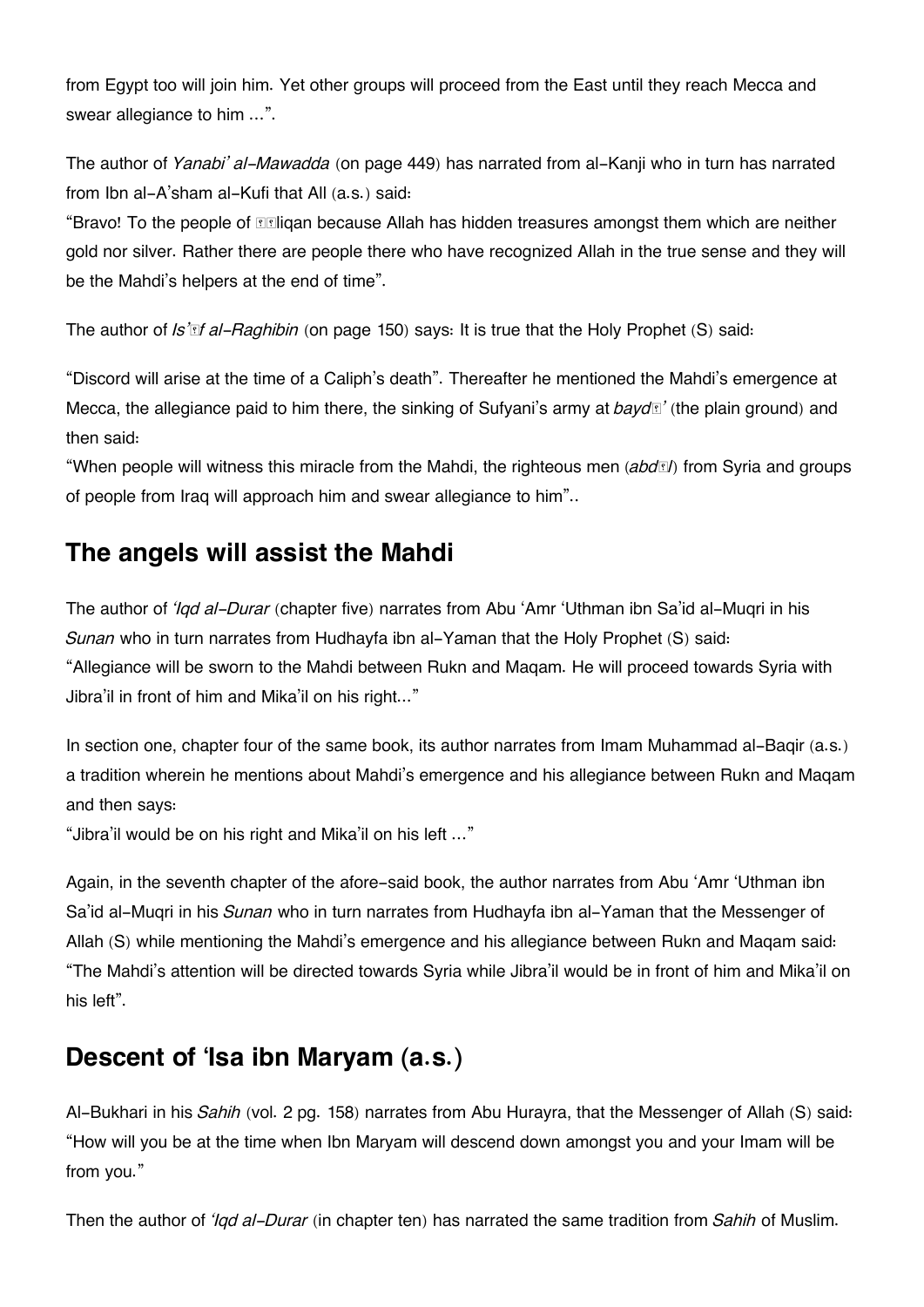from Egypt too will join him. Yet other groups will proceed from the East until they reach Mecca and swear allegiance to him ...".

The author of *Yanabi' al-Mawadda* (on page 449) has narrated from al-Kanji who in turn has narrated from Ibn al-A'sham al-Kufi that All (a.s.) said:
"Bravo! To the people of Taliqan because Allah has hidden treasures amongst them which are neither gold nor silver. Rather there are people there who have recognized Allah in the true sense and they will be the Mahdi's helpers at the end of time".

The author of *Is'af al-Raghibin* (on page 150) says: It is true that the Holy Prophet (S) said:

"Discord will arise at the time of a Caliph's death". Thereafter he mentioned the Mahdi's emergence at Mecca, the allegiance paid to him there, the sinking of Sufyani's army at *bayda'* (the plain ground) and then said:
"When people will witness this miracle from the Mahdi, the righteous men (*abdal*) from Syria and groups of people from Iraq will approach him and swear allegiance to him"..

## The angels will assist the Mahdi

The author of *'Iqd al-Durar* (chapter five) narrates from Abu 'Amr 'Uthman ibn Sa'id al-Muqri in his *Sunan* who in turn narrates from Hudhayfa ibn al-Yaman that the Holy Prophet (S) said:
"Allegiance will be sworn to the Mahdi between Rukn and Maqam. He will proceed towards Syria with Jibra'il in front of him and Mika'il on his right..."

In section one, chapter four of the same book, its author narrates from Imam Muhammad al-Baqir (a.s.) a tradition wherein he mentions about Mahdi's emergence and his allegiance between Rukn and Maqam and then says:
"Jibra'il would be on his right and Mika'il on his left ..."

Again, in the seventh chapter of the afore-said book, the author narrates from Abu 'Amr 'Uthman ibn Sa'id al-Muqri in his *Sunan* who in turn narrates from Hudhayfa ibn al-Yaman that the Messenger of Allah (S) while mentioning the Mahdi's emergence and his allegiance between Rukn and Maqam said:
"The Mahdi's attention will be directed towards Syria while Jibra'il would be in front of him and Mika'il on his left".

## Descent of 'Isa ibn Maryam (a.s.)

Al-Bukhari in his *Sahih* (vol. 2 pg. 158) narrates from Abu Hurayra, that the Messenger of Allah (S) said:
"How will you be at the time when Ibn Maryam will descend down amongst you and your Imam will be from you."

Then the author of *'Iqd al-Durar* (in chapter ten) has narrated the same tradition from *Sahih* of Muslim.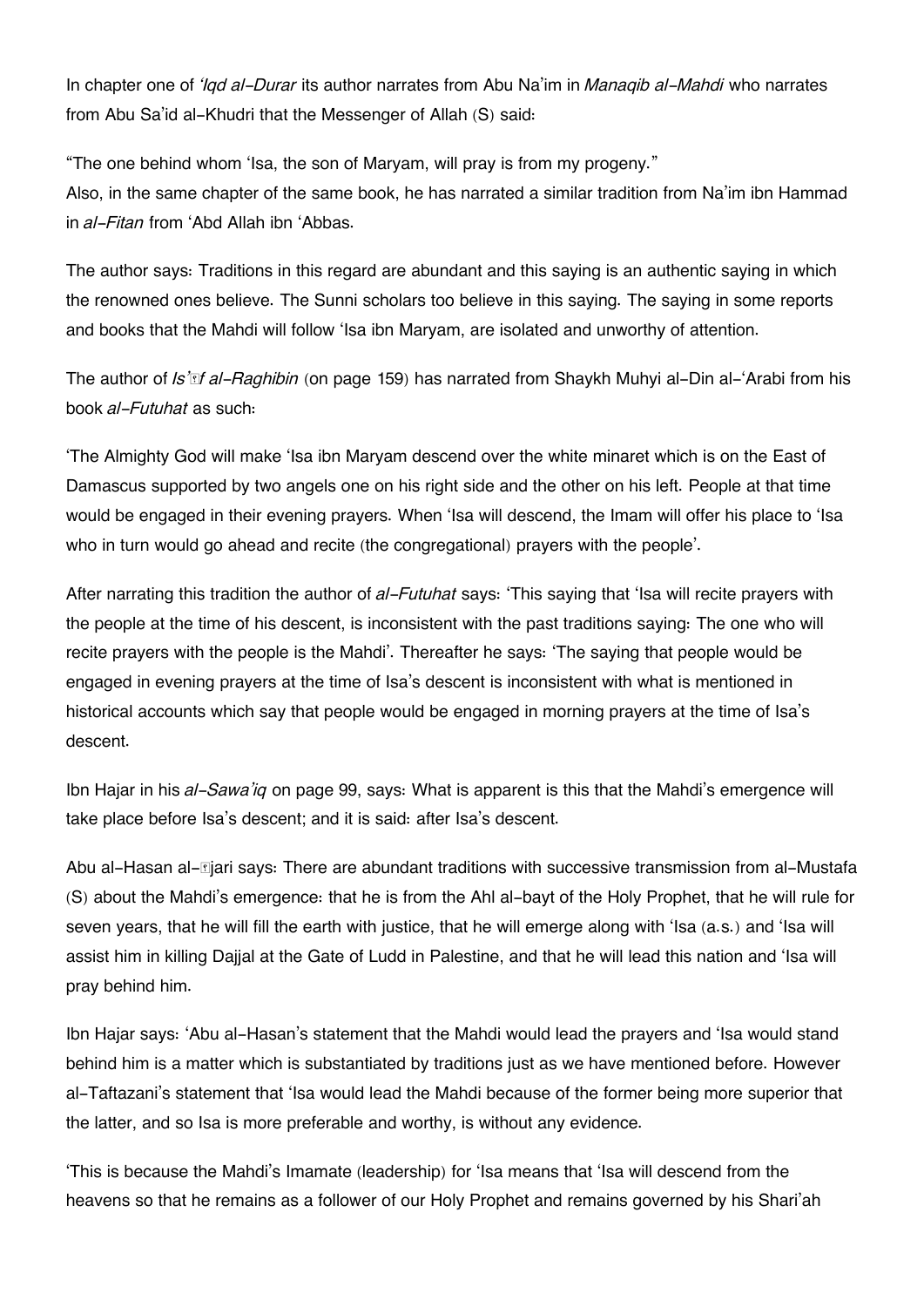In chapter one of *'Iqd al-Durar* its author narrates from Abu Na'im in *Manaqib al-Mahdi* who narrates from Abu Sa'id al-Khudri that the Messenger of Allah (S) said:

"The one behind whom 'Isa, the son of Maryam, will pray is from my progeny."
Also, in the same chapter of the same book, he has narrated a similar tradition from Na'im ibn Hammad in *al-Fitan* from 'Abd Allah ibn 'Abbas.

The author says: Traditions in this regard are abundant and this saying is an authentic saying in which the renowned ones believe. The Sunni scholars too believe in this saying. The saying in some reports and books that the Mahdi will follow 'Isa ibn Maryam, are isolated and unworthy of attention.

The author of *Is'af al-Raghibin* (on page 159) has narrated from Shaykh Muhyi al-Din al-'Arabi from his book *al-Futuhat* as such:

'The Almighty God will make 'Isa ibn Maryam descend over the white minaret which is on the East of Damascus supported by two angels one on his right side and the other on his left. People at that time would be engaged in their evening prayers. When 'Isa will descend, the Imam will offer his place to 'Isa who in turn would go ahead and recite (the congregational) prayers with the people'.

After narrating this tradition the author of *al-Futuhat* says: 'This saying that 'Isa will recite prayers with the people at the time of his descent, is inconsistent with the past traditions saying: The one who will recite prayers with the people is the Mahdi'. Thereafter he says: 'The saying that people would be engaged in evening prayers at the time of Isa's descent is inconsistent with what is mentioned in historical accounts which say that people would be engaged in morning prayers at the time of Isa's descent.

Ibn Hajar in his *al-Sawa'iq* on page 99, says: What is apparent is this that the Mahdi's emergence will take place before Isa's descent; and it is said: after Isa's descent.

Abu al-Hasan al-Ajari says: There are abundant traditions with successive transmission from al-Mustafa (S) about the Mahdi's emergence: that he is from the Ahl al-bayt of the Holy Prophet, that he will rule for seven years, that he will fill the earth with justice, that he will emerge along with 'Isa (a.s.) and 'Isa will assist him in killing Dajjal at the Gate of Ludd in Palestine, and that he will lead this nation and 'Isa will pray behind him.

Ibn Hajar says: 'Abu al-Hasan's statement that the Mahdi would lead the prayers and 'Isa would stand behind him is a matter which is substantiated by traditions just as we have mentioned before. However al-Taftazani's statement that 'Isa would lead the Mahdi because of the former being more superior that the latter, and so Isa is more preferable and worthy, is without any evidence.

'This is because the Mahdi's Imamate (leadership) for 'Isa means that 'Isa will descend from the heavens so that he remains as a follower of our Holy Prophet and remains governed by his Shari'ah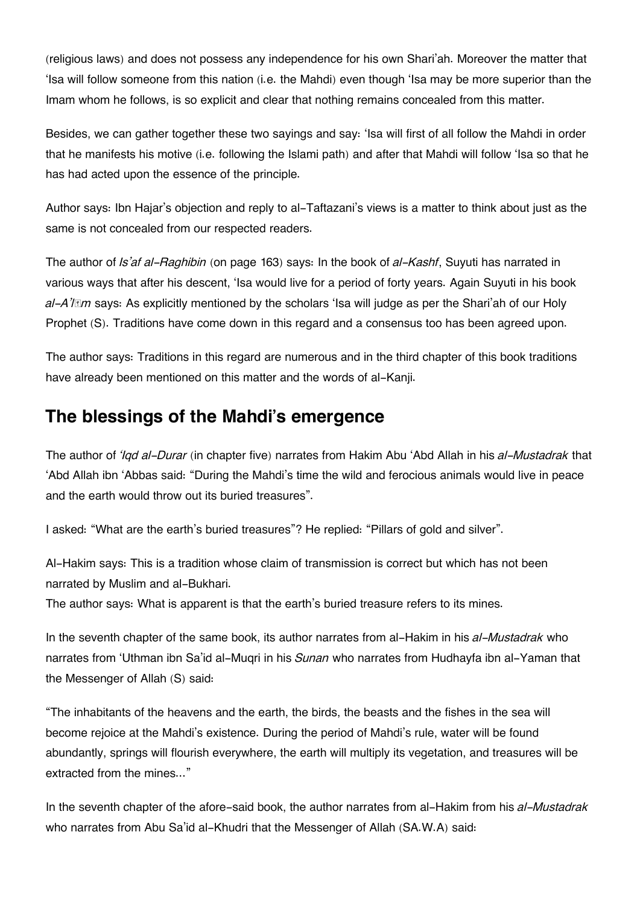(religious laws) and does not possess any independence for his own Shari'ah. Moreover the matter that 'Isa will follow someone from this nation (i.e. the Mahdi) even though 'Isa may be more superior than the Imam whom he follows, is so explicit and clear that nothing remains concealed from this matter.

Besides, we can gather together these two sayings and say: 'Isa will first of all follow the Mahdi in order that he manifests his motive (i.e. following the Islami path) and after that Mahdi will follow 'Isa so that he has had acted upon the essence of the principle.

Author says: Ibn Hajar's objection and reply to al-Taftazani's views is a matter to think about just as the same is not concealed from our respected readers.

The author of *Is'af al-Raghibin* (on page 163) says: In the book of *al-Kashf*, Suyuti has narrated in various ways that after his descent, 'Isa would live for a period of forty years. Again Suyuti in his book *al-A'lām* says: As explicitly mentioned by the scholars 'Isa will judge as per the Shari'ah of our Holy Prophet (S). Traditions have come down in this regard and a consensus too has been agreed upon.

The author says: Traditions in this regard are numerous and in the third chapter of this book traditions have already been mentioned on this matter and the words of al-Kanji.

## The blessings of the Mahdi's emergence

The author of *'Iqd al-Durar* (in chapter five) narrates from Hakim Abu 'Abd Allah in his *al-Mustadrak* that 'Abd Allah ibn 'Abbas said: "During the Mahdi's time the wild and ferocious animals would live in peace and the earth would throw out its buried treasures".

I asked: "What are the earth's buried treasures"? He replied: "Pillars of gold and silver".

Al-Hakim says: This is a tradition whose claim of transmission is correct but which has not been narrated by Muslim and al-Bukhari.
The author says: What is apparent is that the earth's buried treasure refers to its mines.

In the seventh chapter of the same book, its author narrates from al-Hakim in his *al-Mustadrak* who narrates from 'Uthman ibn Sa'id al-Muqri in his *Sunan* who narrates from Hudhayfa ibn al-Yaman that the Messenger of Allah (S) said:

"The inhabitants of the heavens and the earth, the birds, the beasts and the fishes in the sea will become rejoice at the Mahdi's existence. During the period of Mahdi's rule, water will be found abundantly, springs will flourish everywhere, the earth will multiply its vegetation, and treasures will be extracted from the mines..."

In the seventh chapter of the afore-said book, the author narrates from al-Hakim from his *al-Mustadrak* who narrates from Abu Sa'id al-Khudri that the Messenger of Allah (SA.W.A) said: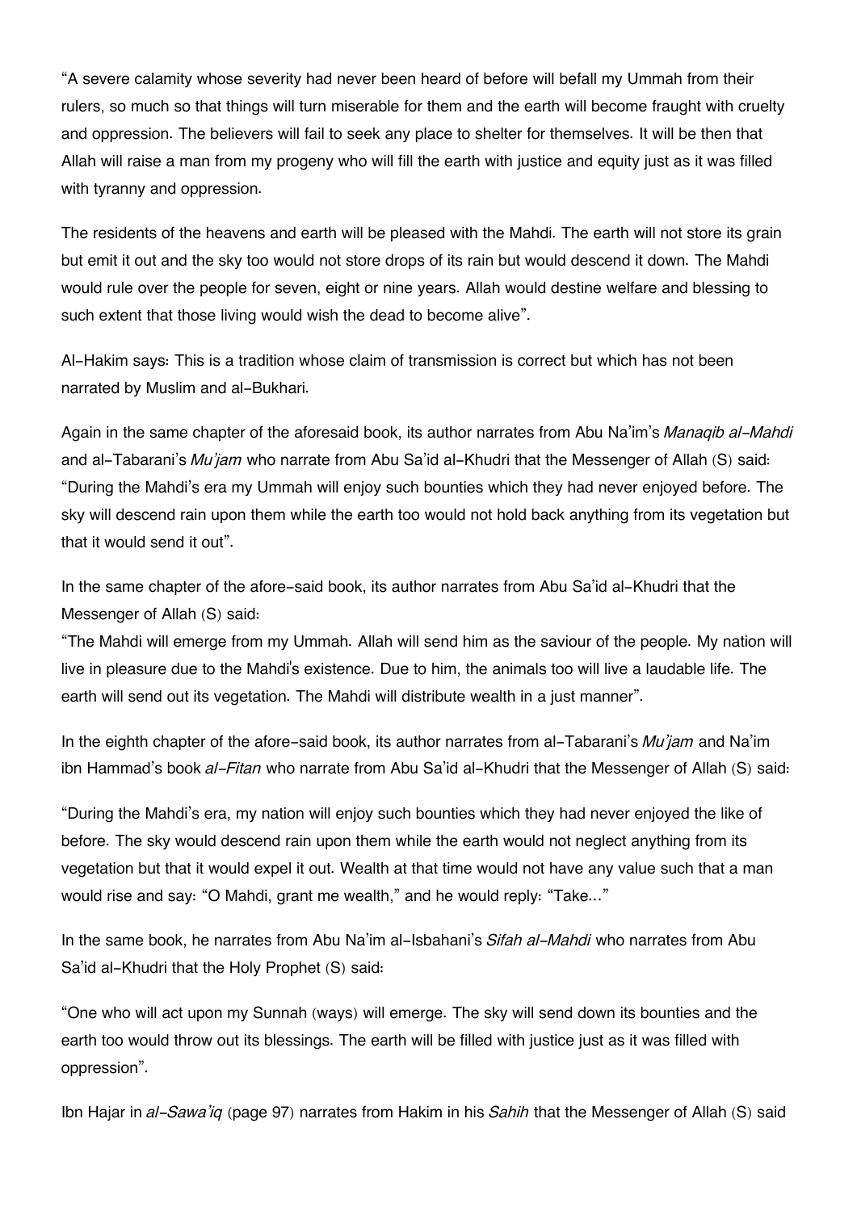"A severe calamity whose severity had never been heard of before will befall my Ummah from their rulers, so much so that things will turn miserable for them and the earth will become fraught with cruelty and oppression. The believers will fail to seek any place to shelter for themselves. It will be then that Allah will raise a man from my progeny who will fill the earth with justice and equity just as it was filled with tyranny and oppression.

The residents of the heavens and earth will be pleased with the Mahdi. The earth will not store its grain but emit it out and the sky too would not store drops of its rain but would descend it down. The Mahdi would rule over the people for seven, eight or nine years. Allah would destine welfare and blessing to such extent that those living would wish the dead to become alive".

Al-Hakim says: This is a tradition whose claim of transmission is correct but which has not been narrated by Muslim and al-Bukhari.

Again in the same chapter of the aforesaid book, its author narrates from Abu Na'im's *Manaqib al-Mahdi* and al-Tabarani's *Mu'jam* who narrate from Abu Sa'id al-Khudri that the Messenger of Allah (S) said: "During the Mahdi's era my Ummah will enjoy such bounties which they had never enjoyed before. The sky will descend rain upon them while the earth too would not hold back anything from its vegetation but that it would send it out".

In the same chapter of the afore-said book, its author narrates from Abu Sa'id al-Khudri that the Messenger of Allah (S) said:
"The Mahdi will emerge from my Ummah. Allah will send him as the saviour of the people. My nation will live in pleasure due to the Mahdi's existence. Due to him, the animals too will live a laudable life. The earth will send out its vegetation. The Mahdi will distribute wealth in a just manner".

In the eighth chapter of the afore-said book, its author narrates from al-Tabarani's *Mu'jam* and Na'im ibn Hammad's book *al-Fitan* who narrate from Abu Sa'id al-Khudri that the Messenger of Allah (S) said:

"During the Mahdi's era, my nation will enjoy such bounties which they had never enjoyed the like of before. The sky would descend rain upon them while the earth would not neglect anything from its vegetation but that it would expel it out. Wealth at that time would not have any value such that a man would rise and say: "O Mahdi, grant me wealth," and he would reply: "Take..."

In the same book, he narrates from Abu Na'im al-Isbahani's *Sifah al-Mahdi* who narrates from Abu Sa'id al-Khudri that the Holy Prophet (S) said:

"One who will act upon my Sunnah (ways) will emerge. The sky will send down its bounties and the earth too would throw out its blessings. The earth will be filled with justice just as it was filled with oppression".

Ibn Hajar in *al-Sawa'iq* (page 97) narrates from Hakim in his *Sahih* that the Messenger of Allah (S) said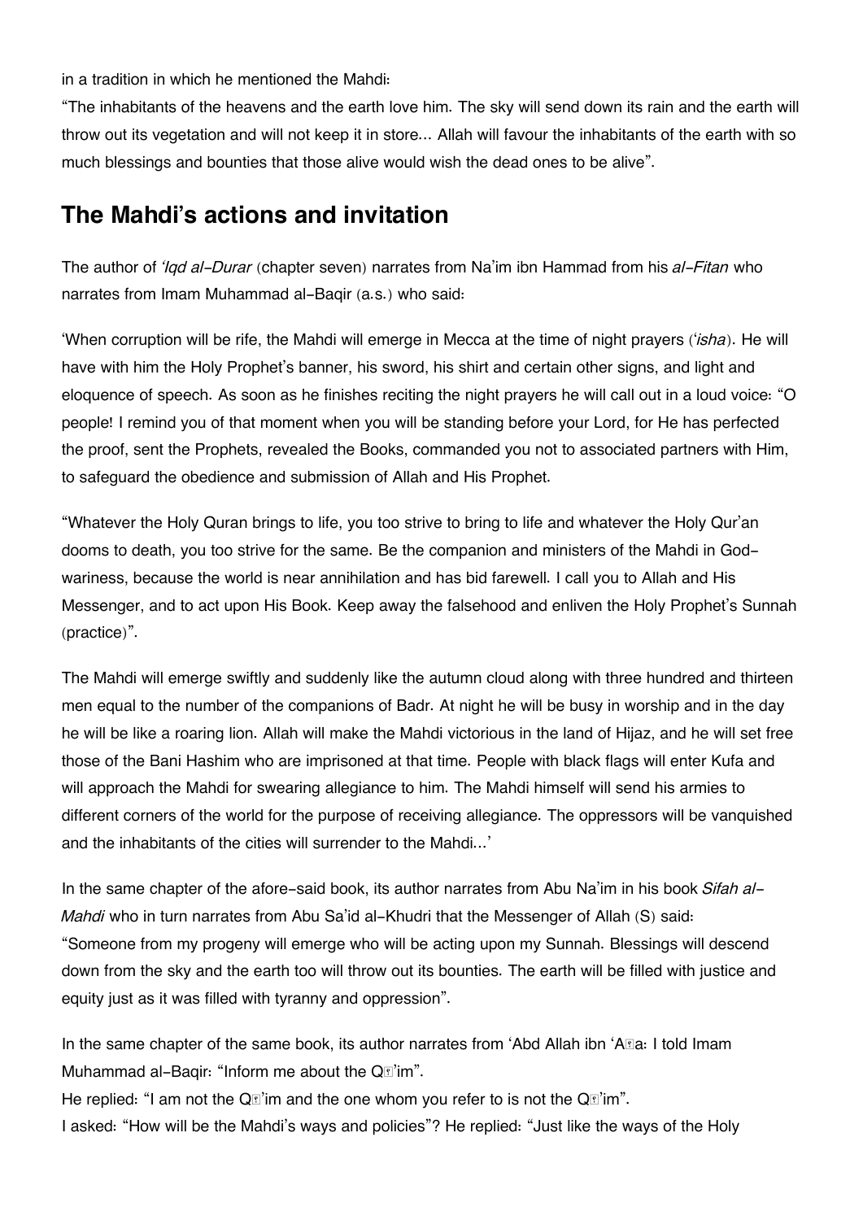in a tradition in which he mentioned the Mahdi:

"The inhabitants of the heavens and the earth love him. The sky will send down its rain and the earth will throw out its vegetation and will not keep it in store... Allah will favour the inhabitants of the earth with so much blessings and bounties that those alive would wish the dead ones to be alive".

## The Mahdi's actions and invitation

The author of *'Iqd al-Durar* (chapter seven) narrates from Na'im ibn Hammad from his *al-Fitan* who narrates from Imam Muhammad al-Baqir (a.s.) who said:

'When corruption will be rife, the Mahdi will emerge in Mecca at the time of night prayers (*'isha*). He will have with him the Holy Prophet's banner, his sword, his shirt and certain other signs, and light and eloquence of speech. As soon as he finishes reciting the night prayers he will call out in a loud voice: "O people! I remind you of that moment when you will be standing before your Lord, for He has perfected the proof, sent the Prophets, revealed the Books, commanded you not to associated partners with Him, to safeguard the obedience and submission of Allah and His Prophet.

"Whatever the Holy Quran brings to life, you too strive to bring to life and whatever the Holy Qur'an dooms to death, you too strive for the same. Be the companion and ministers of the Mahdi in God-wariness, because the world is near annihilation and has bid farewell. I call you to Allah and His Messenger, and to act upon His Book. Keep away the falsehood and enliven the Holy Prophet's Sunnah (practice)".

The Mahdi will emerge swiftly and suddenly like the autumn cloud along with three hundred and thirteen men equal to the number of the companions of Badr. At night he will be busy in worship and in the day he will be like a roaring lion. Allah will make the Mahdi victorious in the land of Hijaz, and he will set free those of the Bani Hashim who are imprisoned at that time. People with black flags will enter Kufa and will approach the Mahdi for swearing allegiance to him. The Mahdi himself will send his armies to different corners of the world for the purpose of receiving allegiance. The oppressors will be vanquished and the inhabitants of the cities will surrender to the Mahdi...'

In the same chapter of the afore-said book, its author narrates from Abu Na'im in his book *Sifah al-Mahdi* who in turn narrates from Abu Sa'id al-Khudri that the Messenger of Allah (S) said: "Someone from my progeny will emerge who will be acting upon my Sunnah. Blessings will descend down from the sky and the earth too will throw out its bounties. The earth will be filled with justice and equity just as it was filled with tyranny and oppression".

In the same chapter of the same book, its author narrates from 'Abd Allah ibn 'Aṭa: I told Imam Muhammad al-Baqir: "Inform me about the Qā'im".

He replied: "I am not the Qā'im and the one whom you refer to is not the Qā'im".

I asked: "How will be the Mahdi's ways and policies"? He replied: "Just like the ways of the Holy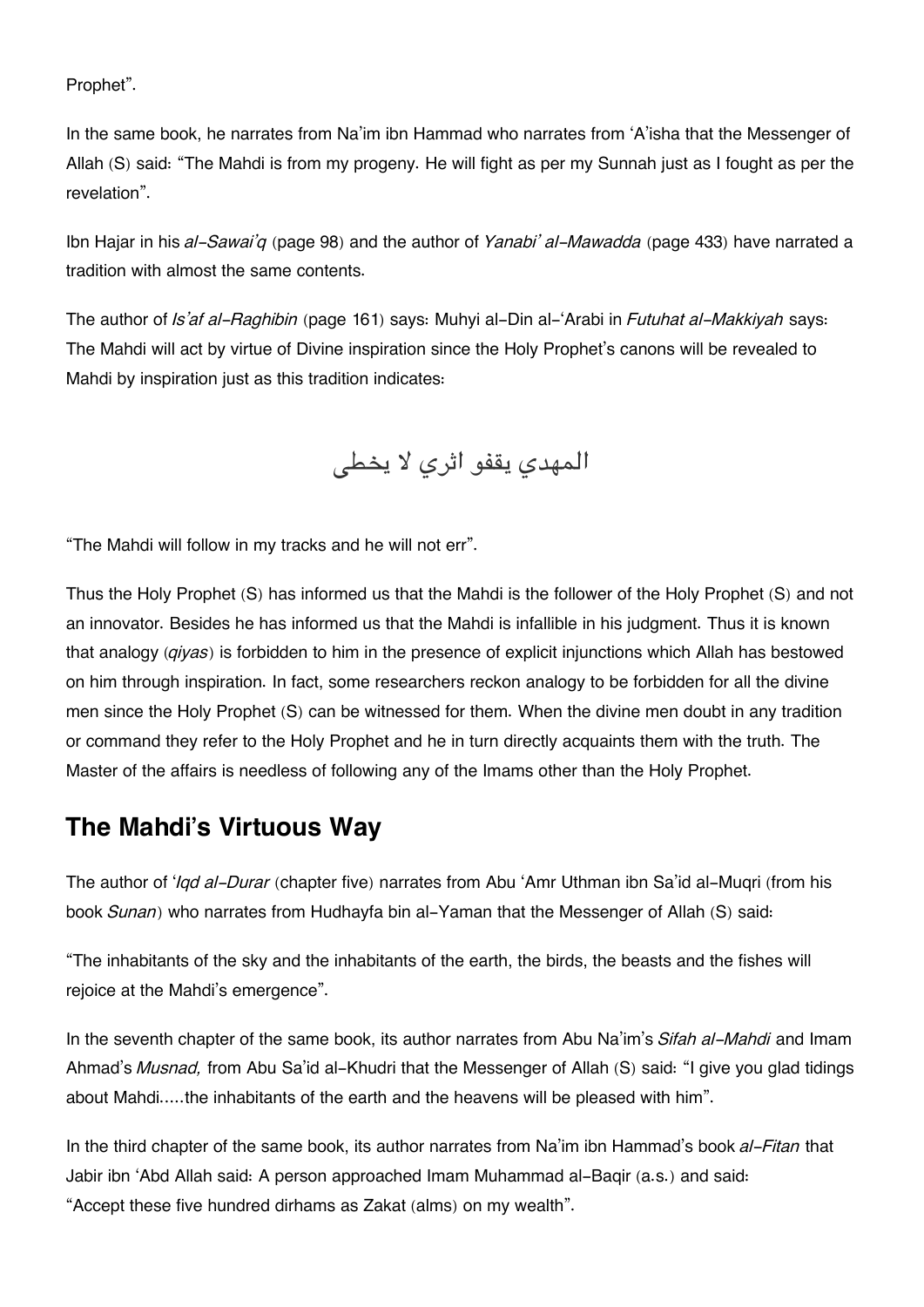Prophet".

In the same book, he narrates from Na'im ibn Hammad who narrates from 'A'isha that the Messenger of Allah (S) said: "The Mahdi is from my progeny. He will fight as per my Sunnah just as I fought as per the revelation".

Ibn Hajar in his *al-Sawai'q* (page 98) and the author of *Yanabi' al-Mawadda* (page 433) have narrated a tradition with almost the same contents.

The author of *Is'af al-Raghibin* (page 161) says: Muhyi al-Din al-'Arabi in *Futuhat al-Makkiyah* says: The Mahdi will act by virtue of Divine inspiration since the Holy Prophet's canons will be revealed to Mahdi by inspiration just as this tradition indicates:

المهدي يقفو اثري لا يخطى

"The Mahdi will follow in my tracks and he will not err".

Thus the Holy Prophet (S) has informed us that the Mahdi is the follower of the Holy Prophet (S) and not an innovator. Besides he has informed us that the Mahdi is infallible in his judgment. Thus it is known that analogy (*qiyas*) is forbidden to him in the presence of explicit injunctions which Allah has bestowed on him through inspiration. In fact, some researchers reckon analogy to be forbidden for all the divine men since the Holy Prophet (S) can be witnessed for them. When the divine men doubt in any tradition or command they refer to the Holy Prophet and he in turn directly acquaints them with the truth. The Master of the affairs is needless of following any of the Imams other than the Holy Prophet.

## The Mahdi's Virtuous Way

The author of '*Iqd al-Durar* (chapter five) narrates from Abu 'Amr Uthman ibn Sa'id al-Muqri (from his book *Sunan*) who narrates from Hudhayfa bin al-Yaman that the Messenger of Allah (S) said:

"The inhabitants of the sky and the inhabitants of the earth, the birds, the beasts and the fishes will rejoice at the Mahdi's emergence".

In the seventh chapter of the same book, its author narrates from Abu Na'im's *Sifah al-Mahdi* and Imam Ahmad's *Musnad,* from Abu Sa'id al-Khudri that the Messenger of Allah (S) said: "I give you glad tidings about Mahdi.....the inhabitants of the earth and the heavens will be pleased with him".

In the third chapter of the same book, its author narrates from Na'im ibn Hammad's book *al-Fitan* that Jabir ibn 'Abd Allah said: A person approached Imam Muhammad al-Baqir (a.s.) and said: "Accept these five hundred dirhams as Zakat (alms) on my wealth".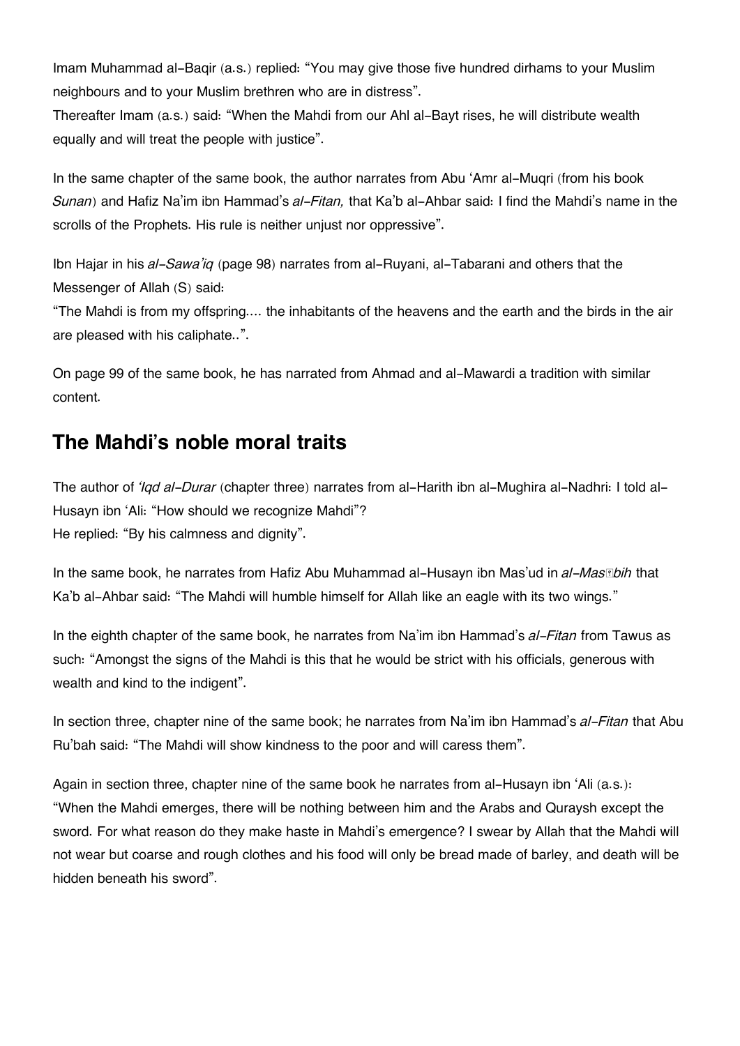Imam Muhammad al-Baqir (a.s.) replied: "You may give those five hundred dirhams to your Muslim neighbours and to your Muslim brethren who are in distress".
Thereafter Imam (a.s.) said: "When the Mahdi from our Ahl al-Bayt rises, he will distribute wealth equally and will treat the people with justice".

In the same chapter of the same book, the author narrates from Abu 'Amr al-Muqri (from his book *Sunan*) and Hafiz Na'im ibn Hammad's *al-Fitan,* that Ka'b al-Ahbar said: I find the Mahdi's name in the scrolls of the Prophets. His rule is neither unjust nor oppressive".

Ibn Hajar in his *al-Sawa'iq* (page 98) narrates from al-Ruyani, al-Tabarani and others that the Messenger of Allah (S) said:
"The Mahdi is from my offspring.... the inhabitants of the heavens and the earth and the birds in the air are pleased with his caliphate..".

On page 99 of the same book, he has narrated from Ahmad and al-Mawardi a tradition with similar content.

## The Mahdi's noble moral traits

The author of *'Iqd al-Durar* (chapter three) narrates from al-Harith ibn al-Mughira al-Nadhri: I told al-Husayn ibn 'Ali: "How should we recognize Mahdi"?
He replied: "By his calmness and dignity".

In the same book, he narrates from Hafiz Abu Muhammad al-Husayn ibn Mas'ud in *al-Masābih* that Ka'b al-Ahbar said: "The Mahdi will humble himself for Allah like an eagle with its two wings."

In the eighth chapter of the same book, he narrates from Na'im ibn Hammad's *al-Fitan* from Tawus as such: "Amongst the signs of the Mahdi is this that he would be strict with his officials, generous with wealth and kind to the indigent".

In section three, chapter nine of the same book; he narrates from Na'im ibn Hammad's *al-Fitan* that Abu Ru'bah said: "The Mahdi will show kindness to the poor and will caress them".

Again in section three, chapter nine of the same book he narrates from al-Husayn ibn 'Ali (a.s.): "When the Mahdi emerges, there will be nothing between him and the Arabs and Quraysh except the sword. For what reason do they make haste in Mahdi's emergence? I swear by Allah that the Mahdi will not wear but coarse and rough clothes and his food will only be bread made of barley, and death will be hidden beneath his sword".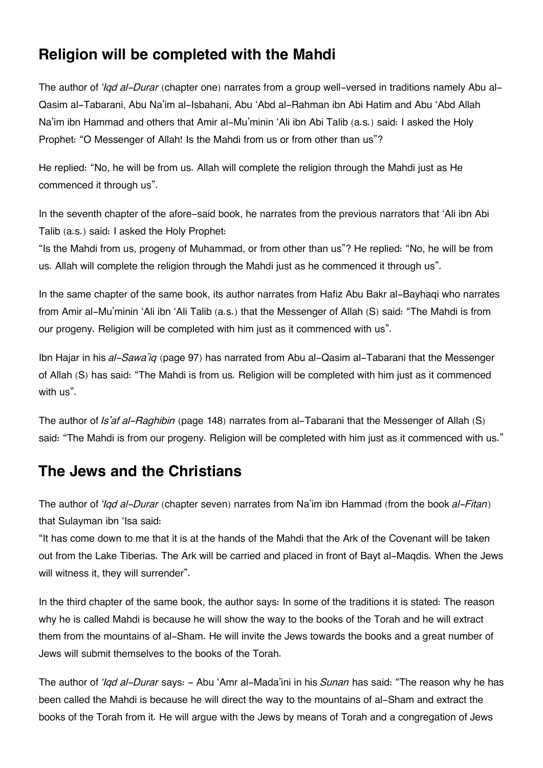## Religion will be completed with the Mahdi

The author of *'Iqd al-Durar* (chapter one) narrates from a group well-versed in traditions namely Abu al-Qasim al-Tabarani, Abu Na'im al-Isbahani, Abu 'Abd al-Rahman ibn Abi Hatim and Abu 'Abd Allah Na'im ibn Hammad and others that Amir al-Mu'minin 'Ali ibn Abi Talib (a.s.) said: I asked the Holy Prophet: "O Messenger of Allah! Is the Mahdi from us or from other than us"?

He replied: "No, he will be from us. Allah will complete the religion through the Mahdi just as He commenced it through us".

In the seventh chapter of the afore-said book, he narrates from the previous narrators that 'Ali ibn Abi Talib (a.s.) said: I asked the Holy Prophet:
"Is the Mahdi from us, progeny of Muhammad, or from other than us"? He replied: "No, he will be from us. Allah will complete the religion through the Mahdi just as he commenced it through us".

In the same chapter of the same book, its author narrates from Hafiz Abu Bakr al-Bayhaqi who narrates from Amir al-Mu'minin 'Ali ibn 'Ali Talib (a.s.) that the Messenger of Allah (S) said: "The Mahdi is from our progeny. Religion will be completed with him just as it commenced with us".

Ibn Hajar in his *al-Sawa'iq* (page 97) has narrated from Abu al-Qasim al-Tabarani that the Messenger of Allah (S) has said: "The Mahdi is from us. Religion will be completed with him just as it commenced with us".

The author of *Is'af al-Raghibin* (page 148) narrates from al-Tabarani that the Messenger of Allah (S) said: "The Mahdi is from our progeny. Religion will be completed with him just as it commenced with us."

## The Jews and the Christians

The author of *'Iqd al-Durar* (chapter seven) narrates from Na'im ibn Hammad (from the book *al-Fitan*) that Sulayman ibn 'Isa said:
"It has come down to me that it is at the hands of the Mahdi that the Ark of the Covenant will be taken out from the Lake Tiberias. The Ark will be carried and placed in front of Bayt al-Maqdis. When the Jews will witness it, they will surrender".

In the third chapter of the same book, the author says: In some of the traditions it is stated: The reason why he is called Mahdi is because he will show the way to the books of the Torah and he will extract them from the mountains of al-Sham. He will invite the Jews towards the books and a great number of Jews will submit themselves to the books of the Torah.

The author of *'Iqd al-Durar* says: - Abu 'Amr al-Mada'ini in his *Sunan* has said: "The reason why he has been called the Mahdi is because he will direct the way to the mountains of al-Sham and extract the books of the Torah from it. He will argue with the Jews by means of Torah and a congregation of Jews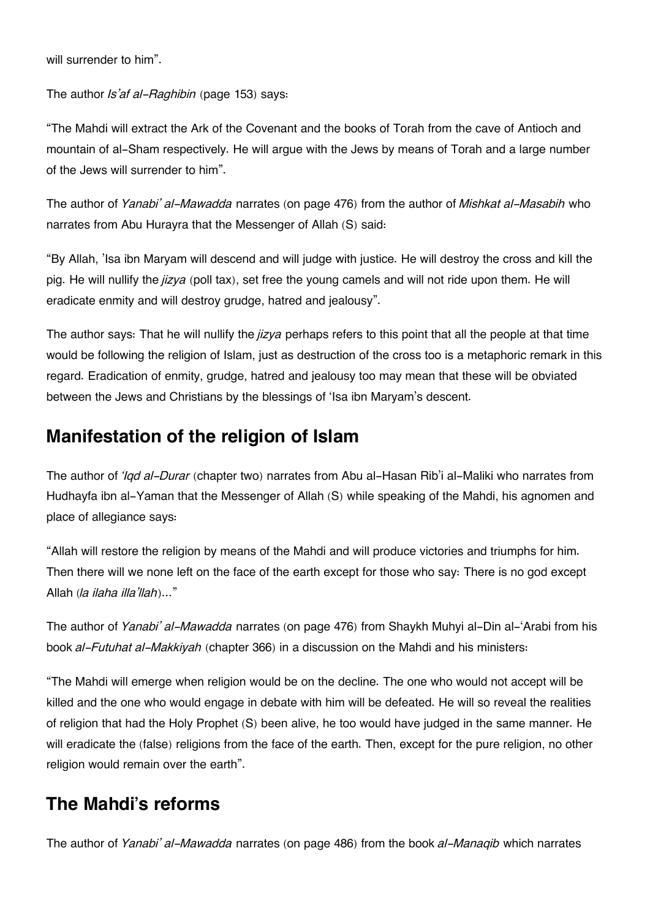will surrender to him".

The author *Is'af al-Raghibin* (page 153) says:

"The Mahdi will extract the Ark of the Covenant and the books of Torah from the cave of Antioch and mountain of al-Sham respectively. He will argue with the Jews by means of Torah and a large number of the Jews will surrender to him".

The author of *Yanabi' al-Mawadda* narrates (on page 476) from the author of *Mishkat al-Masabih* who narrates from Abu Hurayra that the Messenger of Allah (S) said:

"By Allah, 'Isa ibn Maryam will descend and will judge with justice. He will destroy the cross and kill the pig. He will nullify the *jizya* (poll tax), set free the young camels and will not ride upon them. He will eradicate enmity and will destroy grudge, hatred and jealousy".

The author says: That he will nullify the *jizya* perhaps refers to this point that all the people at that time would be following the religion of Islam, just as destruction of the cross too is a metaphoric remark in this regard. Eradication of enmity, grudge, hatred and jealousy too may mean that these will be obviated between the Jews and Christians by the blessings of 'Isa ibn Maryam's descent.

## Manifestation of the religion of Islam

The author of *'Iqd al-Durar* (chapter two) narrates from Abu al-Hasan Rib'i al-Maliki who narrates from Hudhayfa ibn al-Yaman that the Messenger of Allah (S) while speaking of the Mahdi, his agnomen and place of allegiance says:

"Allah will restore the religion by means of the Mahdi and will produce victories and triumphs for him. Then there will we none left on the face of the earth except for those who say: There is no god except Allah (*la ilaha illa'llah*)..."

The author of *Yanabi' al-Mawadda* narrates (on page 476) from Shaykh Muhyi al-Din al-'Arabi from his book *al-Futuhat al-Makkiyah* (chapter 366) in a discussion on the Mahdi and his ministers:

"The Mahdi will emerge when religion would be on the decline. The one who would not accept will be killed and the one who would engage in debate with him will be defeated. He will so reveal the realities of religion that had the Holy Prophet (S) been alive, he too would have judged in the same manner. He will eradicate the (false) religions from the face of the earth. Then, except for the pure religion, no other religion would remain over the earth".

## The Mahdi's reforms

The author of *Yanabi' al-Mawadda* narrates (on page 486) from the book *al-Manaqib* which narrates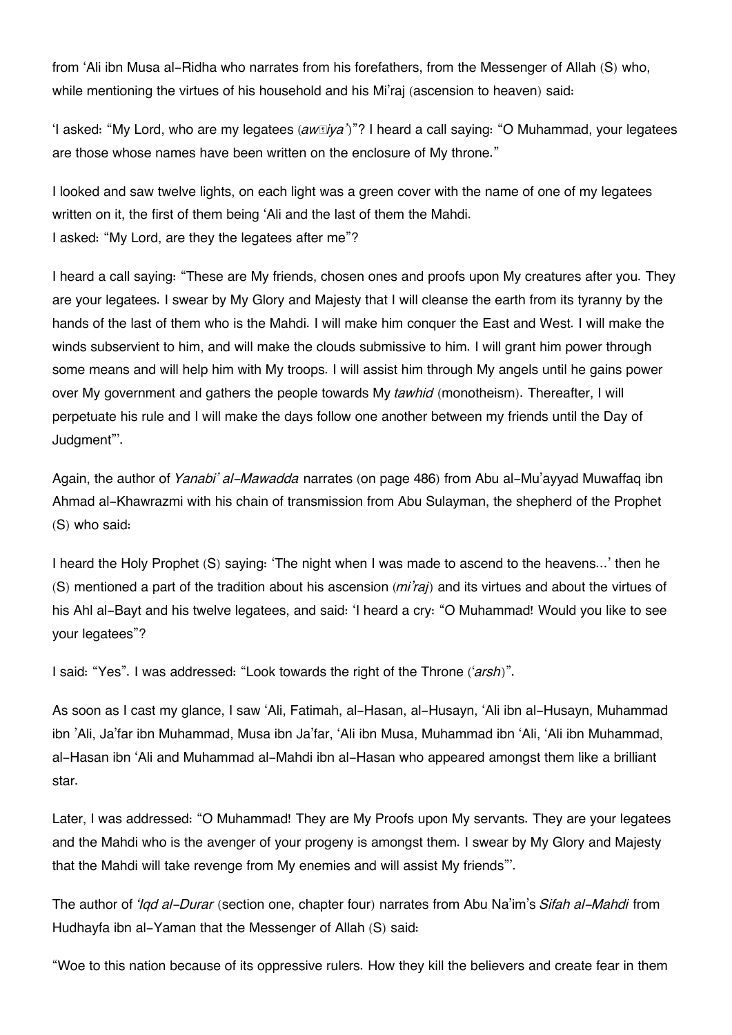from 'Ali ibn Musa al-Ridha who narrates from his forefathers, from the Messenger of Allah (S) who, while mentioning the virtues of his household and his Mi'raj (ascension to heaven) said:

'I asked: "My Lord, who are my legatees (*awṣiya'*)"? I heard a call saying: "O Muhammad, your legatees are those whose names have been written on the enclosure of My throne."

I looked and saw twelve lights, on each light was a green cover with the name of one of my legatees written on it, the first of them being 'Ali and the last of them the Mahdi.
I asked: "My Lord, are they the legatees after me"?

I heard a call saying: "These are My friends, chosen ones and proofs upon My creatures after you. They are your legatees. I swear by My Glory and Majesty that I will cleanse the earth from its tyranny by the hands of the last of them who is the Mahdi. I will make him conquer the East and West. I will make the winds subservient to him, and will make the clouds submissive to him. I will grant him power through some means and will help him with My troops. I will assist him through My angels until he gains power over My government and gathers the people towards My *tawhid* (monotheism). Thereafter, I will perpetuate his rule and I will make the days follow one another between my friends until the Day of Judgment"'.

Again, the author of *Yanabi' al-Mawadda* narrates (on page 486) from Abu al-Mu'ayyad Muwaffaq ibn Ahmad al-Khawrazmi with his chain of transmission from Abu Sulayman, the shepherd of the Prophet (S) who said:

I heard the Holy Prophet (S) saying: 'The night when I was made to ascend to the heavens...' then he (S) mentioned a part of the tradition about his ascension (*mi'raj*) and its virtues and about the virtues of his Ahl al-Bayt and his twelve legatees, and said: 'I heard a cry: "O Muhammad! Would you like to see your legatees"?

I said: "Yes". I was addressed: "Look towards the right of the Throne (*'arsh*)".

As soon as I cast my glance, I saw 'Ali, Fatimah, al-Hasan, al-Husayn, 'Ali ibn al-Husayn, Muhammad ibn 'Ali, Ja'far ibn Muhammad, Musa ibn Ja'far, 'Ali ibn Musa, Muhammad ibn 'Ali, 'Ali ibn Muhammad, al-Hasan ibn 'Ali and Muhammad al-Mahdi ibn al-Hasan who appeared amongst them like a brilliant star.

Later, I was addressed: "O Muhammad! They are My Proofs upon My servants. They are your legatees and the Mahdi who is the avenger of your progeny is amongst them. I swear by My Glory and Majesty that the Mahdi will take revenge from My enemies and will assist My friends"'.

The author of *'Iqd al-Durar* (section one, chapter four) narrates from Abu Na'im's *Sifah al-Mahdi* from Hudhayfa ibn al-Yaman that the Messenger of Allah (S) said:

"Woe to this nation because of its oppressive rulers. How they kill the believers and create fear in them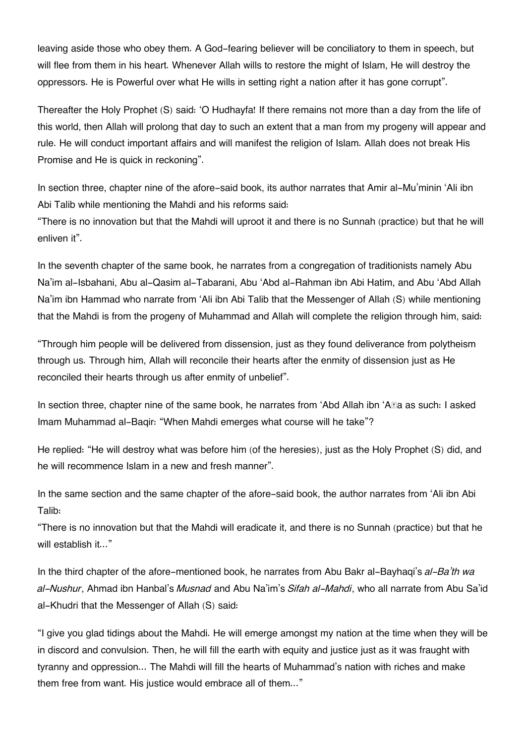leaving aside those who obey them. A God-fearing believer will be conciliatory to them in speech, but will flee from them in his heart. Whenever Allah wills to restore the might of Islam, He will destroy the oppressors. He is Powerful over what He wills in setting right a nation after it has gone corrupt".

Thereafter the Holy Prophet (S) said: 'O Hudhayfa! If there remains not more than a day from the life of this world, then Allah will prolong that day to such an extent that a man from my progeny will appear and rule. He will conduct important affairs and will manifest the religion of Islam. Allah does not break His Promise and He is quick in reckoning".

In section three, chapter nine of the afore-said book, its author narrates that Amir al-Mu'minin 'Ali ibn Abi Talib while mentioning the Mahdi and his reforms said:
"There is no innovation but that the Mahdi will uproot it and there is no Sunnah (practice) but that he will enliven it".

In the seventh chapter of the same book, he narrates from a congregation of traditionists namely Abu Na'im al-Isbahani, Abu al-Qasim al-Tabarani, Abu 'Abd al-Rahman ibn Abi Hatim, and Abu 'Abd Allah Na'im ibn Hammad who narrate from 'Ali ibn Abi Talib that the Messenger of Allah (S) while mentioning that the Mahdi is from the progeny of Muhammad and Allah will complete the religion through him, said:

"Through him people will be delivered from dissension, just as they found deliverance from polytheism through us. Through him, Allah will reconcile their hearts after the enmity of dissension just as He reconciled their hearts through us after enmity of unbelief".

In section three, chapter nine of the same book, he narrates from 'Abd Allah ibn 'Aṭa as such: I asked Imam Muhammad al-Baqir: "When Mahdi emerges what course will he take"?

He replied: "He will destroy what was before him (of the heresies), just as the Holy Prophet (S) did, and he will recommence Islam in a new and fresh manner".

In the same section and the same chapter of the afore-said book, the author narrates from 'Ali ibn Abi Talib:
"There is no innovation but that the Mahdi will eradicate it, and there is no Sunnah (practice) but that he will establish it..."

In the third chapter of the afore-mentioned book, he narrates from Abu Bakr al-Bayhaqi's *al-Ba'th wa al-Nushur*, Ahmad ibn Hanbal's *Musnad* and Abu Na'im's *Sifah al-Mahdi*, who all narrate from Abu Sa'id al-Khudri that the Messenger of Allah (S) said:

"I give you glad tidings about the Mahdi. He will emerge amongst my nation at the time when they will be in discord and convulsion. Then, he will fill the earth with equity and justice just as it was fraught with tyranny and oppression... The Mahdi will fill the hearts of Muhammad's nation with riches and make them free from want. His justice would embrace all of them..."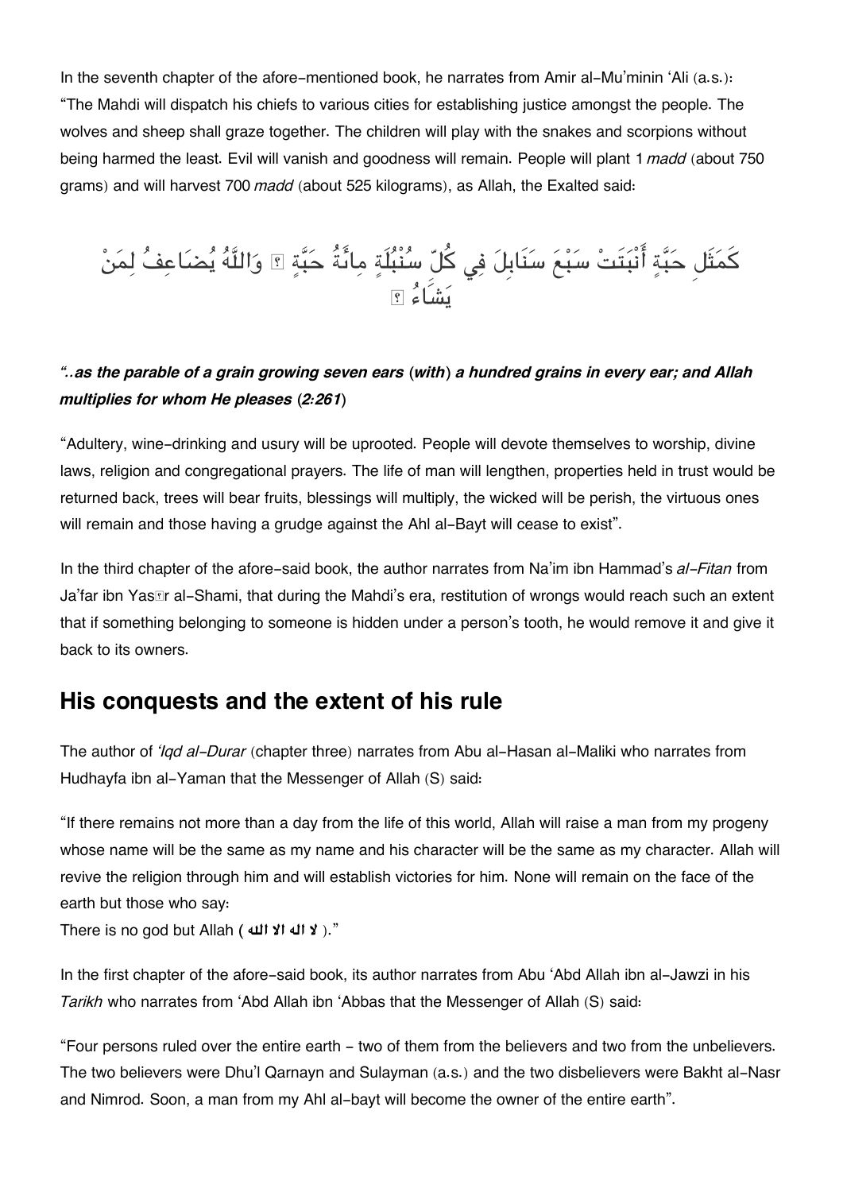In the seventh chapter of the afore-mentioned book, he narrates from Amir al-Mu'minin 'Ali (a.s.): "The Mahdi will dispatch his chiefs to various cities for establishing justice amongst the people. The wolves and sheep shall graze together. The children will play with the snakes and scorpions without being harmed the least. Evil will vanish and goodness will remain. People will plant 1 *madd* (about 750 grams) and will harvest 700 *madd* (about 525 kilograms), as Allah, the Exalted said:

كَمَثَلِ حَبَّةٍ أَنْبَتَتْ سَبْعَ سَنَابِلَ فِي كُلِّ سُنْبُلَةٍ مِائَةُ حَبَّةٍ ۗ وَاللَّهُ يُضَاعِفُ لِمَنْ يَشَاءُ ۗ

***"..as the parable of a grain growing seven ears (with) a hundred grains in every ear; and Allah multiplies for whom He pleases (2:261)***

"Adultery, wine-drinking and usury will be uprooted. People will devote themselves to worship, divine laws, religion and congregational prayers. The life of man will lengthen, properties held in trust would be returned back, trees will bear fruits, blessings will multiply, the wicked will be perish, the virtuous ones will remain and those having a grudge against the Ahl al-Bayt will cease to exist".

In the third chapter of the afore-said book, the author narrates from Na'im ibn Hammad's *al-Fitan* from Ja'far ibn Yasir al-Shami, that during the Mahdi's era, restitution of wrongs would reach such an extent that if something belonging to someone is hidden under a person's tooth, he would remove it and give it back to its owners.

## His conquests and the extent of his rule

The author of *'Iqd al-Durar* (chapter three) narrates from Abu al-Hasan al-Maliki who narrates from Hudhayfa ibn al-Yaman that the Messenger of Allah (S) said:

"If there remains not more than a day from the life of this world, Allah will raise a man from my progeny whose name will be the same as my name and his character will be the same as my character. Allah will revive the religion through him and will establish victories for him. None will remain on the face of the earth but those who say:
There is no god but Allah ( لا اله الا الله )."

In the first chapter of the afore-said book, its author narrates from Abu 'Abd Allah ibn al-Jawzi in his *Tarikh* who narrates from 'Abd Allah ibn 'Abbas that the Messenger of Allah (S) said:

"Four persons ruled over the entire earth - two of them from the believers and two from the unbelievers. The two believers were Dhu'l Qarnayn and Sulayman (a.s.) and the two disbelievers were Bakht al-Nasr and Nimrod. Soon, a man from my Ahl al-bayt will become the owner of the entire earth".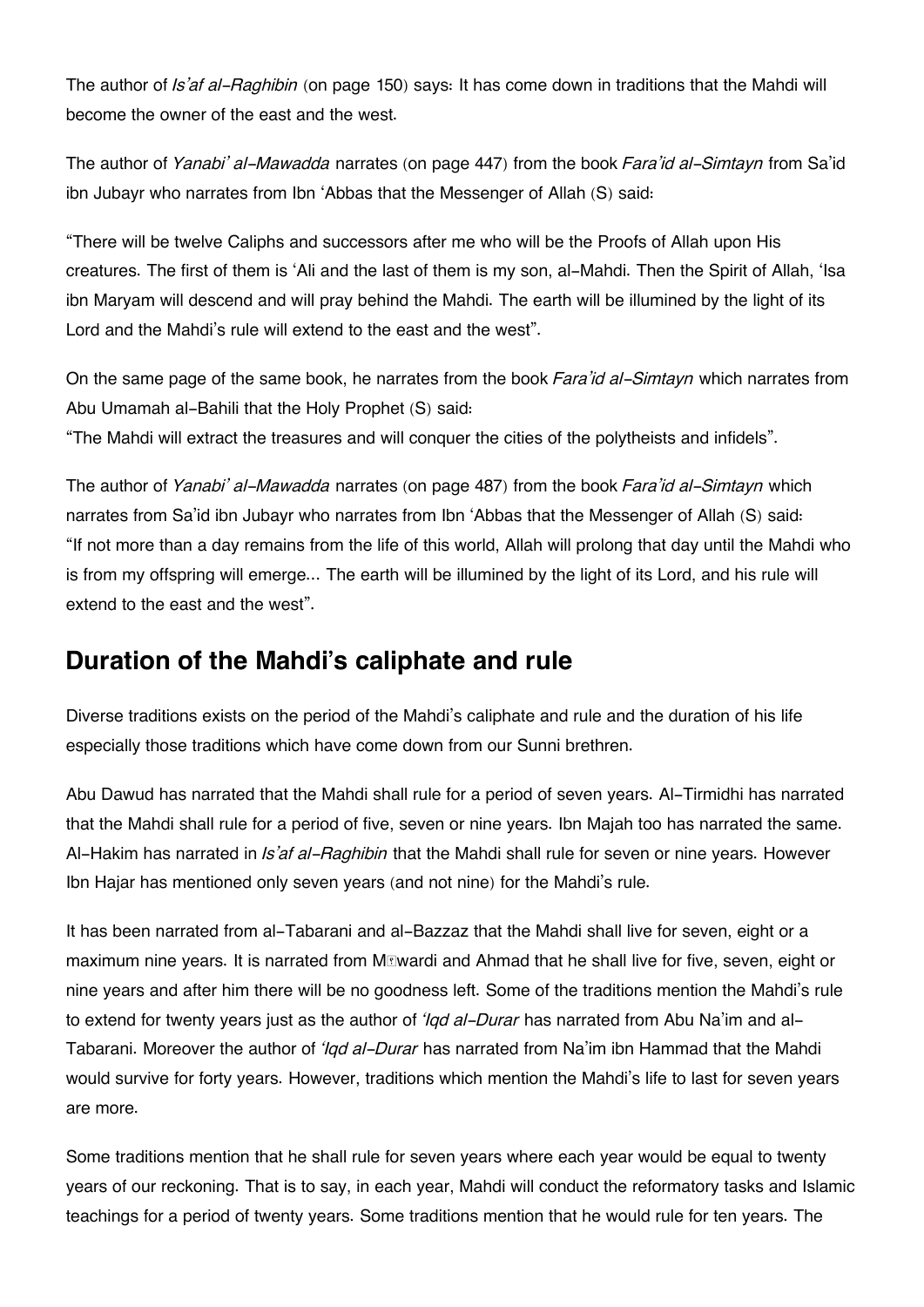The author of *Is'af al-Raghibin* (on page 150) says: It has come down in traditions that the Mahdi will become the owner of the east and the west.

The author of *Yanabi' al-Mawadda* narrates (on page 447) from the book *Fara'id al-Simtayn* from Sa'id ibn Jubayr who narrates from Ibn 'Abbas that the Messenger of Allah (S) said:

"There will be twelve Caliphs and successors after me who will be the Proofs of Allah upon His creatures. The first of them is 'Ali and the last of them is my son, al-Mahdi. Then the Spirit of Allah, 'Isa ibn Maryam will descend and will pray behind the Mahdi. The earth will be illumined by the light of its Lord and the Mahdi's rule will extend to the east and the west".

On the same page of the same book, he narrates from the book *Fara'id al-Simtayn* which narrates from Abu Umamah al-Bahili that the Holy Prophet (S) said:
"The Mahdi will extract the treasures and will conquer the cities of the polytheists and infidels".

The author of *Yanabi' al-Mawadda* narrates (on page 487) from the book *Fara'id al-Simtayn* which narrates from Sa'id ibn Jubayr who narrates from Ibn 'Abbas that the Messenger of Allah (S) said:
"If not more than a day remains from the life of this world, Allah will prolong that day until the Mahdi who is from my offspring will emerge... The earth will be illumined by the light of its Lord, and his rule will extend to the east and the west".

## Duration of the Mahdi's caliphate and rule

Diverse traditions exists on the period of the Mahdi's caliphate and rule and the duration of his life especially those traditions which have come down from our Sunni brethren.

Abu Dawud has narrated that the Mahdi shall rule for a period of seven years. Al-Tirmidhi has narrated that the Mahdi shall rule for a period of five, seven or nine years. Ibn Majah too has narrated the same. Al-Hakim has narrated in *Is'af al-Raghibin* that the Mahdi shall rule for seven or nine years. However Ibn Hajar has mentioned only seven years (and not nine) for the Mahdi's rule.

It has been narrated from al-Tabarani and al-Bazzaz that the Mahdi shall live for seven, eight or a maximum nine years. It is narrated from Māwardi and Ahmad that he shall live for five, seven, eight or nine years and after him there will be no goodness left. Some of the traditions mention the Mahdi's rule to extend for twenty years just as the author of *'Iqd al-Durar* has narrated from Abu Na'im and al-Tabarani. Moreover the author of *'Iqd al-Durar* has narrated from Na'im ibn Hammad that the Mahdi would survive for forty years. However, traditions which mention the Mahdi's life to last for seven years are more.

Some traditions mention that he shall rule for seven years where each year would be equal to twenty years of our reckoning. That is to say, in each year, Mahdi will conduct the reformatory tasks and Islamic teachings for a period of twenty years. Some traditions mention that he would rule for ten years. The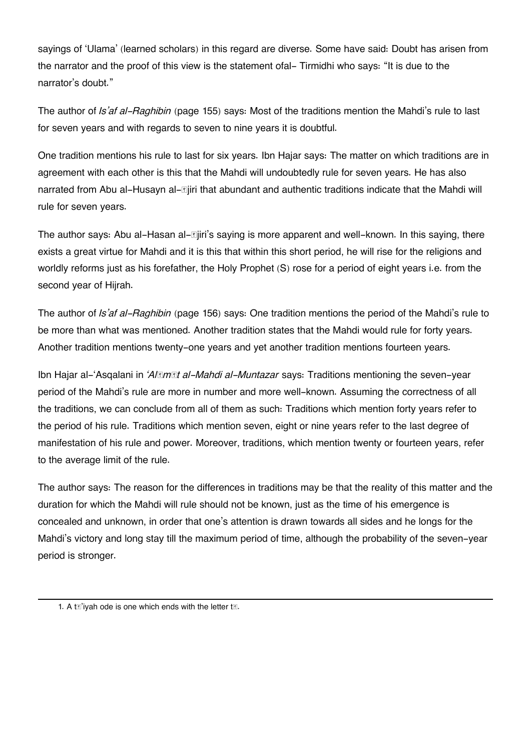sayings of 'Ulama' (learned scholars) in this regard are diverse. Some have said: Doubt has arisen from the narrator and the proof of this view is the statement ofal- Tirmidhi who says: "It is due to the narrator's doubt."

The author of *Is'af al-Raghibin* (page 155) says: Most of the traditions mention the Mahdi's rule to last for seven years and with regards to seven to nine years it is doubtful.

One tradition mentions his rule to last for six years. Ibn Hajar says: The matter on which traditions are in agreement with each other is this that the Mahdi will undoubtedly rule for seven years. He has also narrated from Abu al-Husayn al-Ājiri that abundant and authentic traditions indicate that the Mahdi will rule for seven years.

The author says: Abu al-Hasan al-Ājiri's saying is more apparent and well-known. In this saying, there exists a great virtue for Mahdi and it is this that within this short period, he will rise for the religions and worldly reforms just as his forefather, the Holy Prophet (S) rose for a period of eight years i.e. from the second year of Hijrah.

The author of *Is'af al-Raghibin* (page 156) says: One tradition mentions the period of the Mahdi's rule to be more than what was mentioned. Another tradition states that the Mahdi would rule for forty years. Another tradition mentions twenty-one years and yet another tradition mentions fourteen years.

Ibn Hajar al-'Asqalani in *'Alāmāt al-Mahdi al-Muntazar* says: Traditions mentioning the seven-year period of the Mahdi's rule are more in number and more well-known. Assuming the correctness of all the traditions, we can conclude from all of them as such: Traditions which mention forty years refer to the period of his rule. Traditions which mention seven, eight or nine years refer to the last degree of manifestation of his rule and power. Moreover, traditions, which mention twenty or fourteen years, refer to the average limit of the rule.

The author says: The reason for the differences in traditions may be that the reality of this matter and the duration for which the Mahdi will rule should not be known, just as the time of his emergence is concealed and unknown, in order that one's attention is drawn towards all sides and he longs for the Mahdi's victory and long stay till the maximum period of time, although the probability of the seven-year period is stronger.

---

1. A tā'iyah ode is one which ends with the letter tā.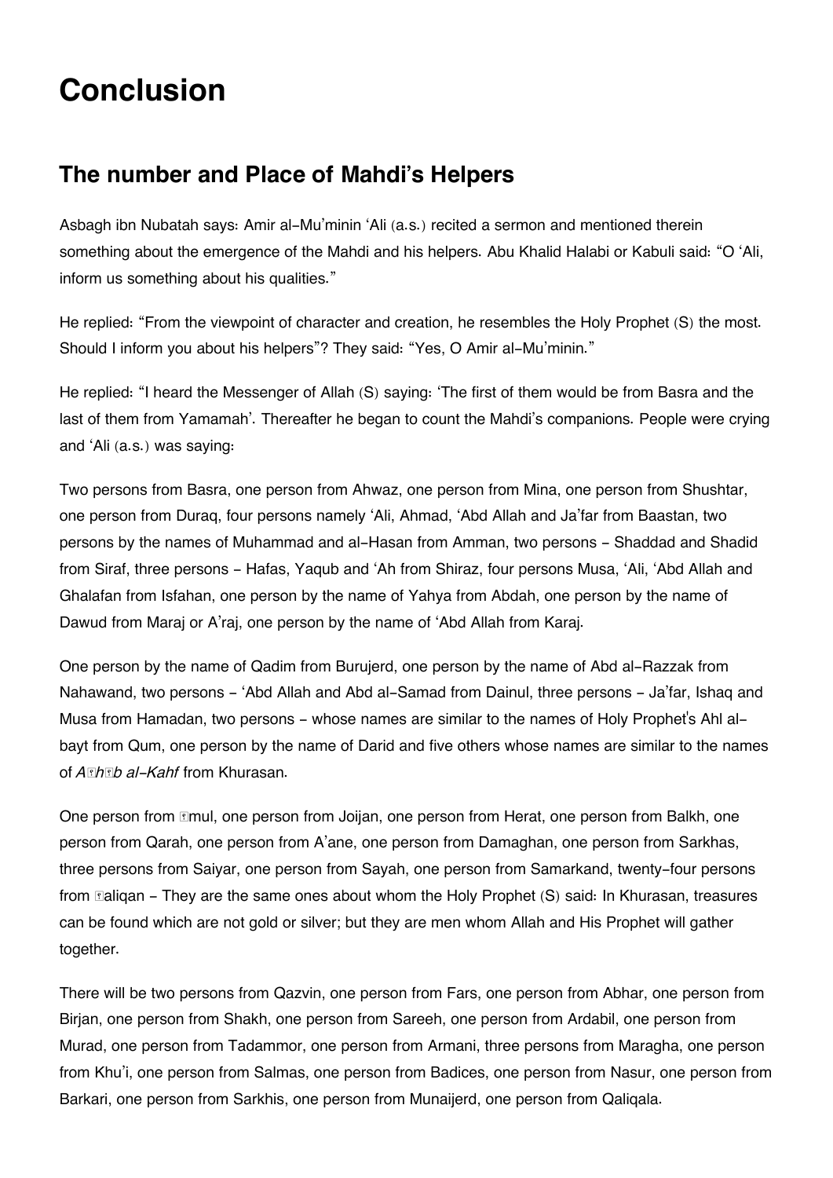# Conclusion

## The number and Place of Mahdi's Helpers

Asbagh ibn Nubatah says: Amir al-Mu'minin 'Ali (a.s.) recited a sermon and mentioned therein something about the emergence of the Mahdi and his helpers. Abu Khalid Halabi or Kabuli said: "O 'Ali, inform us something about his qualities."

He replied: "From the viewpoint of character and creation, he resembles the Holy Prophet (S) the most. Should I inform you about his helpers"? They said: "Yes, O Amir al-Mu'minin."

He replied: "I heard the Messenger of Allah (S) saying: 'The first of them would be from Basra and the last of them from Yamamah'. Thereafter he began to count the Mahdi's companions. People were crying and 'Ali (a.s.) was saying:

Two persons from Basra, one person from Ahwaz, one person from Mina, one person from Shushtar, one person from Duraq, four persons namely 'Ali, Ahmad, 'Abd Allah and Ja'far from Baastan, two persons by the names of Muhammad and al-Hasan from Amman, two persons - Shaddad and Shadid from Siraf, three persons - Hafas, Yaqub and 'Ah from Shiraz, four persons Musa, 'Ali, 'Abd Allah and Ghalafan from Isfahan, one person by the name of Yahya from Abdah, one person by the name of Dawud from Maraj or A'raj, one person by the name of 'Abd Allah from Karaj.

One person by the name of Qadim from Burujerd, one person by the name of Abd al-Razzak from Nahawand, two persons - 'Abd Allah and Abd al-Samad from Dainul, three persons - Ja'far, Ishaq and Musa from Hamadan, two persons - whose names are similar to the names of Holy Prophet's Ahl al-bayt from Qum, one person by the name of Darid and five others whose names are similar to the names of *Aṣḥāb al-Kahf* from Khurasan.

One person from Āmul, one person from Joijan, one person from Herat, one person from Balkh, one person from Qarah, one person from A'ane, one person from Damaghan, one person from Sarkhas, three persons from Saiyar, one person from Sayah, one person from Samarkand, twenty-four persons from Ṭaliqan - They are the same ones about whom the Holy Prophet (S) said: In Khurasan, treasures can be found which are not gold or silver; but they are men whom Allah and His Prophet will gather together.

There will be two persons from Qazvin, one person from Fars, one person from Abhar, one person from Birjan, one person from Shakh, one person from Sareeh, one person from Ardabil, one person from Murad, one person from Tadammor, one person from Armani, three persons from Maragha, one person from Khu'i, one person from Salmas, one person from Badices, one person from Nasur, one person from Barkari, one person from Sarkhis, one person from Munaijerd, one person from Qaliqala.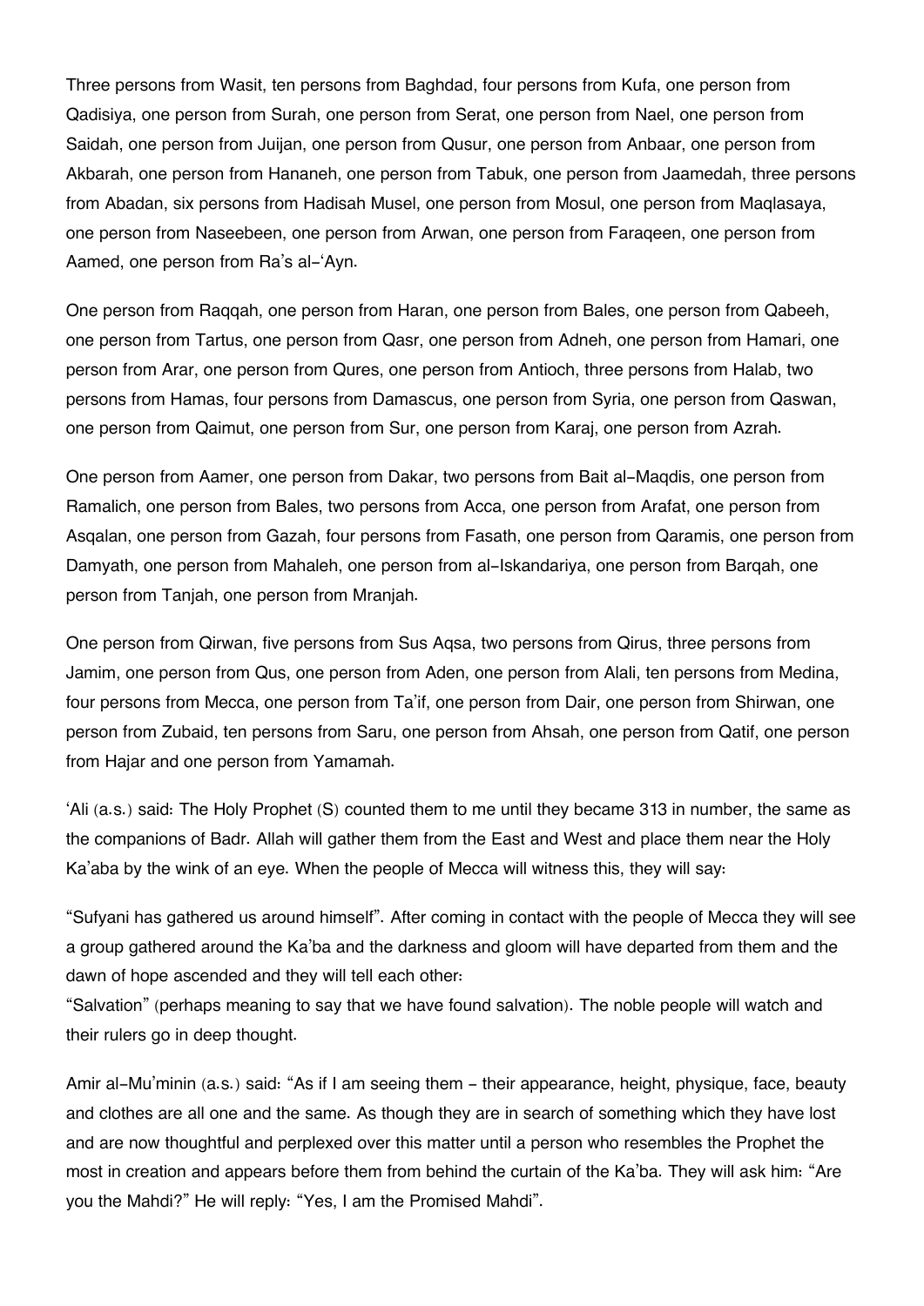Three persons from Wasit, ten persons from Baghdad, four persons from Kufa, one person from Qadisiya, one person from Surah, one person from Serat, one person from Nael, one person from Saidah, one person from Juijan, one person from Qusur, one person from Anbaar, one person from Akbarah, one person from Hananeh, one person from Tabuk, one person from Jaamedah, three persons from Abadan, six persons from Hadisah Musel, one person from Mosul, one person from Maqlasaya, one person from Naseebeen, one person from Arwan, one person from Faraqeen, one person from Aamed, one person from Ra's al-'Ayn.

One person from Raqqah, one person from Haran, one person from Bales, one person from Qabeeh, one person from Tartus, one person from Qasr, one person from Adneh, one person from Hamari, one person from Arar, one person from Qures, one person from Antioch, three persons from Halab, two persons from Hamas, four persons from Damascus, one person from Syria, one person from Qaswan, one person from Qaimut, one person from Sur, one person from Karaj, one person from Azrah.

One person from Aamer, one person from Dakar, two persons from Bait al-Maqdis, one person from Ramalich, one person from Bales, two persons from Acca, one person from Arafat, one person from Asqalan, one person from Gazah, four persons from Fasath, one person from Qaramis, one person from Damyath, one person from Mahaleh, one person from al-Iskandariya, one person from Barqah, one person from Tanjah, one person from Mranjah.

One person from Qirwan, five persons from Sus Aqsa, two persons from Qirus, three persons from Jamim, one person from Qus, one person from Aden, one person from Alali, ten persons from Medina, four persons from Mecca, one person from Ta'if, one person from Dair, one person from Shirwan, one person from Zubaid, ten persons from Saru, one person from Ahsah, one person from Qatif, one person from Hajar and one person from Yamamah.

'Ali (a.s.) said: The Holy Prophet (S) counted them to me until they became 313 in number, the same as the companions of Badr. Allah will gather them from the East and West and place them near the Holy Ka'aba by the wink of an eye. When the people of Mecca will witness this, they will say:

"Sufyani has gathered us around himself". After coming in contact with the people of Mecca they will see a group gathered around the Ka'ba and the darkness and gloom will have departed from them and the dawn of hope ascended and they will tell each other:
"Salvation" (perhaps meaning to say that we have found salvation). The noble people will watch and their rulers go in deep thought.

Amir al-Mu'minin (a.s.) said: "As if I am seeing them - their appearance, height, physique, face, beauty and clothes are all one and the same. As though they are in search of something which they have lost and are now thoughtful and perplexed over this matter until a person who resembles the Prophet the most in creation and appears before them from behind the curtain of the Ka'ba. They will ask him: "Are you the Mahdi?" He will reply: "Yes, I am the Promised Mahdi".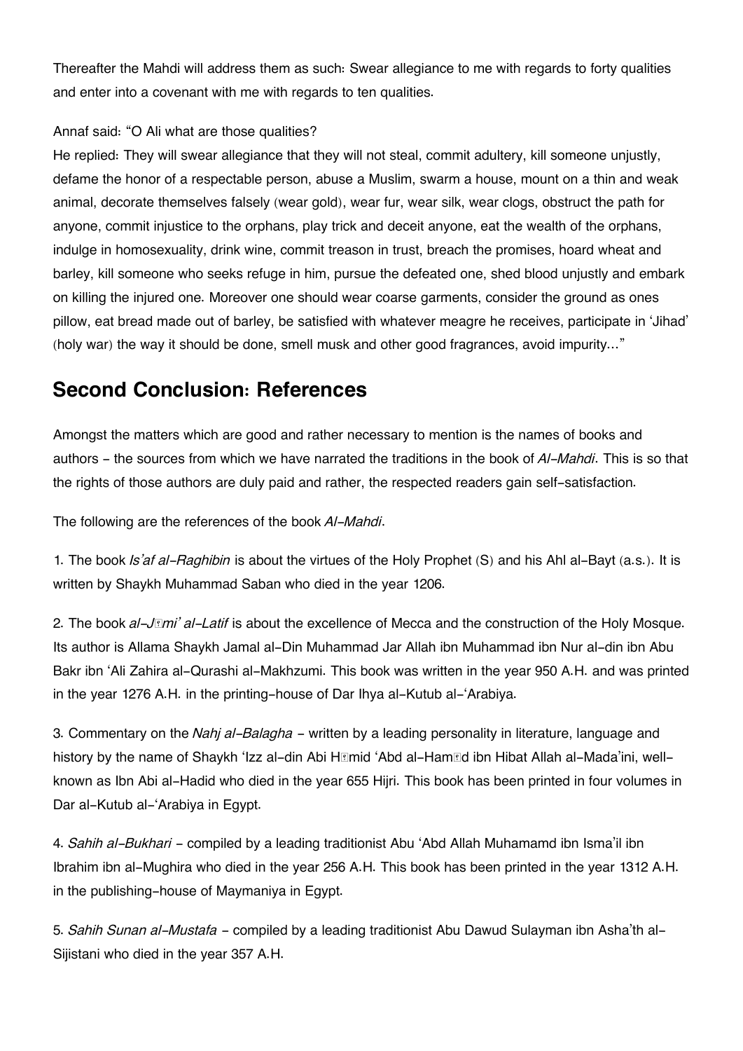Thereafter the Mahdi will address them as such: Swear allegiance to me with regards to forty qualities and enter into a covenant with me with regards to ten qualities.

Annaf said: "O Ali what are those qualities?

He replied: They will swear allegiance that they will not steal, commit adultery, kill someone unjustly, defame the honor of a respectable person, abuse a Muslim, swarm a house, mount on a thin and weak animal, decorate themselves falsely (wear gold), wear fur, wear silk, wear clogs, obstruct the path for anyone, commit injustice to the orphans, play trick and deceit anyone, eat the wealth of the orphans, indulge in homosexuality, drink wine, commit treason in trust, breach the promises, hoard wheat and barley, kill someone who seeks refuge in him, pursue the defeated one, shed blood unjustly and embark on killing the injured one. Moreover one should wear coarse garments, consider the ground as ones pillow, eat bread made out of barley, be satisfied with whatever meagre he receives, participate in 'Jihad' (holy war) the way it should be done, smell musk and other good fragrances, avoid impurity…"

## Second Conclusion: References

Amongst the matters which are good and rather necessary to mention is the names of books and authors - the sources from which we have narrated the traditions in the book of *Al-Mahdi*. This is so that the rights of those authors are duly paid and rather, the respected readers gain self-satisfaction.

The following are the references of the book *Al-Mahdi*.

1. The book *Is'af al-Raghibin* is about the virtues of the Holy Prophet (S) and his Ahl al-Bayt (a.s.). It is written by Shaykh Muhammad Saban who died in the year 1206.

2. The book *al-Jāmi' al-Latif* is about the excellence of Mecca and the construction of the Holy Mosque. Its author is Allama Shaykh Jamal al-Din Muhammad Jar Allah ibn Muhammad ibn Nur al-din ibn Abu Bakr ibn 'Ali Zahira al-Qurashi al-Makhzumi. This book was written in the year 950 A.H. and was printed in the year 1276 A.H. in the printing-house of Dar Ihya al-Kutub al-'Arabiya.

3. Commentary on the *Nahj al-Balagha* - written by a leading personality in literature, language and history by the name of Shaykh 'Izz al-din Abi Hāmid 'Abd al-Hamīd ibn Hibat Allah al-Mada'ini, well-known as Ibn Abi al-Hadid who died in the year 655 Hijri. This book has been printed in four volumes in Dar al-Kutub al-'Arabiya in Egypt.

4. *Sahih al-Bukhari* - compiled by a leading traditionist Abu 'Abd Allah Muhamamd ibn Isma'il ibn Ibrahim ibn al-Mughira who died in the year 256 A.H. This book has been printed in the year 1312 A.H. in the publishing-house of Maymaniya in Egypt.

5. *Sahih Sunan al-Mustafa* - compiled by a leading traditionist Abu Dawud Sulayman ibn Asha'th al-Sijistani who died in the year 357 A.H.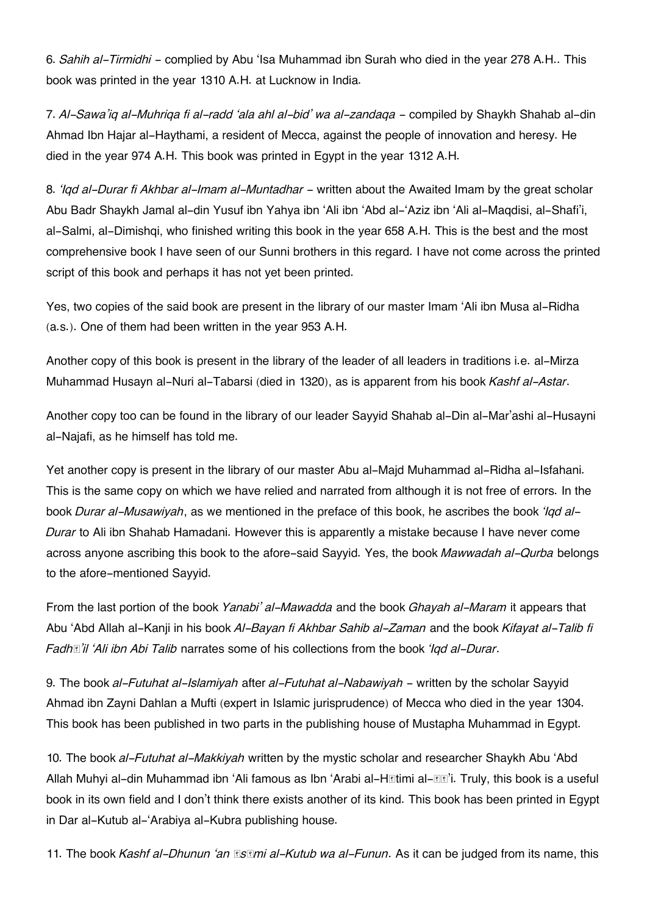6. *Sahih al-Tirmidhi* - complied by Abu 'Isa Muhammad ibn Surah who died in the year 278 A.H.. This book was printed in the year 1310 A.H. at Lucknow in India.

7. *Al-Sawa'iq al-Muhriqa fi al-radd 'ala ahl al-bid' wa al-zandaqa* - compiled by Shaykh Shahab al-din Ahmad Ibn Hajar al-Haythami, a resident of Mecca, against the people of innovation and heresy. He died in the year 974 A.H. This book was printed in Egypt in the year 1312 A.H.

8. *'Iqd al-Durar fi Akhbar al-Imam al-Muntadhar* - written about the Awaited Imam by the great scholar Abu Badr Shaykh Jamal al-din Yusuf ibn Yahya ibn 'Ali ibn 'Abd al-'Aziz ibn 'Ali al-Maqdisi, al-Shafi'i, al-Salmi, al-Dimishqi, who finished writing this book in the year 658 A.H. This is the best and the most comprehensive book I have seen of our Sunni brothers in this regard. I have not come across the printed script of this book and perhaps it has not yet been printed.

Yes, two copies of the said book are present in the library of our master Imam 'Ali ibn Musa al-Ridha (a.s.). One of them had been written in the year 953 A.H.

Another copy of this book is present in the library of the leader of all leaders in traditions i.e. al-Mirza Muhammad Husayn al-Nuri al-Tabarsi (died in 1320), as is apparent from his book *Kashf al-Astar*.

Another copy too can be found in the library of our leader Sayyid Shahab al-Din al-Mar'ashi al-Husayni al-Najafi, as he himself has told me.

Yet another copy is present in the library of our master Abu al-Majd Muhammad al-Ridha al-Isfahani. This is the same copy on which we have relied and narrated from although it is not free of errors. In the book *Durar al-Musawiyah*, as we mentioned in the preface of this book, he ascribes the book *'Iqd al-Durar* to Ali ibn Shahab Hamadani. However this is apparently a mistake because I have never come across anyone ascribing this book to the afore-said Sayyid. Yes, the book *Mawwadah al-Qurba* belongs to the afore-mentioned Sayyid.

From the last portion of the book *Yanabi' al-Mawadda* and the book *Ghayah al-Maram* it appears that Abu 'Abd Allah al-Kanji in his book *Al-Bayan fi Akhbar Sahib al-Zaman* and the book *Kifayat al-Talib fi Fadhā'il 'Ali ibn Abi Talib* narrates some of his collections from the book *'Iqd al-Durar*.

9. The book *al-Futuhat al-Islamiyah* after *al-Futuhat al-Nabawiyah* - written by the scholar Sayyid Ahmad ibn Zayni Dahlan a Mufti (expert in Islamic jurisprudence) of Mecca who died in the year 1304. This book has been published in two parts in the publishing house of Mustapha Muhammad in Egypt.

10. The book *al-Futuhat al-Makkiyah* written by the mystic scholar and researcher Shaykh Abu 'Abd Allah Muhyi al-din Muhammad ibn 'Ali famous as Ibn 'Arabi al-Hātimi al-Tā'i. Truly, this book is a useful book in its own field and I don't think there exists another of its kind. This book has been printed in Egypt in Dar al-Kutub al-'Arabiya al-Kubra publishing house.

11. The book *Kashf al-Dhunun 'an Asāmi al-Kutub wa al-Funun*. As it can be judged from its name, this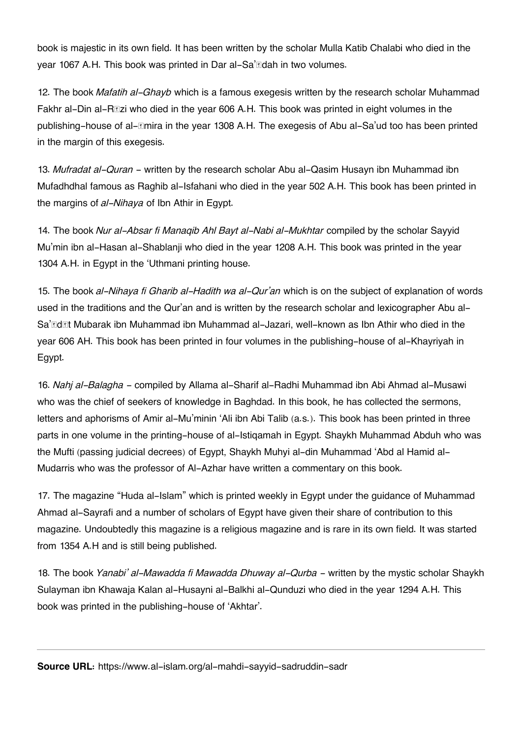book is majestic in its own field. It has been written by the scholar Mulla Katib Chalabi who died in the year 1067 A.H. This book was printed in Dar al-Sa'ādah in two volumes.

12. The book *Mafatih al-Ghayb* which is a famous exegesis written by the research scholar Muhammad Fakhr al-Din al-Rāzi who died in the year 606 A.H. This book was printed in eight volumes in the publishing-house of al-Āmira in the year 1308 A.H. The exegesis of Abu al-Sa'ud too has been printed in the margin of this exegesis.

13. *Mufradat al-Quran* – written by the research scholar Abu al-Qasim Husayn ibn Muhammad ibn Mufadhdhal famous as Raghib al-Isfahani who died in the year 502 A.H. This book has been printed in the margins of *al-Nihaya* of Ibn Athir in Egypt.

14. The book *Nur al-Absar fi Manaqib Ahl Bayt al-Nabi al-Mukhtar* compiled by the scholar Sayyid Mu'min ibn al-Hasan al-Shablanji who died in the year 1208 A.H. This book was printed in the year 1304 A.H. in Egypt in the 'Uthmani printing house.

15. The book *al-Nihaya fi Gharib al-Hadith wa al-Qur'an* which is on the subject of explanation of words used in the traditions and the Qur'an and is written by the research scholar and lexicographer Abu al-Sa'ādāt Mubarak ibn Muhammad ibn Muhammad al-Jazari, well-known as Ibn Athir who died in the year 606 AH. This book has been printed in four volumes in the publishing-house of al-Khayriyah in Egypt.

16. *Nahj al-Balagha* – compiled by Allama al-Sharif al-Radhi Muhammad ibn Abi Ahmad al-Musawi who was the chief of seekers of knowledge in Baghdad. In this book, he has collected the sermons, letters and aphorisms of Amir al-Mu'minin 'Ali ibn Abi Talib (a.s.). This book has been printed in three parts in one volume in the printing-house of al-Istiqamah in Egypt. Shaykh Muhammad Abduh who was the Mufti (passing judicial decrees) of Egypt, Shaykh Muhyi al-din Muhammad 'Abd al Hamid al-Mudarris who was the professor of Al-Azhar have written a commentary on this book.

17. The magazine "Huda al-Islam" which is printed weekly in Egypt under the guidance of Muhammad Ahmad al-Sayrafi and a number of scholars of Egypt have given their share of contribution to this magazine. Undoubtedly this magazine is a religious magazine and is rare in its own field. It was started from 1354 A.H and is still being published.

18. The book *Yanabi' al-Mawadda fi Mawadda Dhuway al-Qurba* – written by the mystic scholar Shaykh Sulayman ibn Khawaja Kalan al-Husayni al-Balkhi al-Qunduzi who died in the year 1294 A.H. This book was printed in the publishing-house of 'Akhtar'.

---

**Source URL:** https://www.al-islam.org/al-mahdi-sayyid-sadruddin-sadr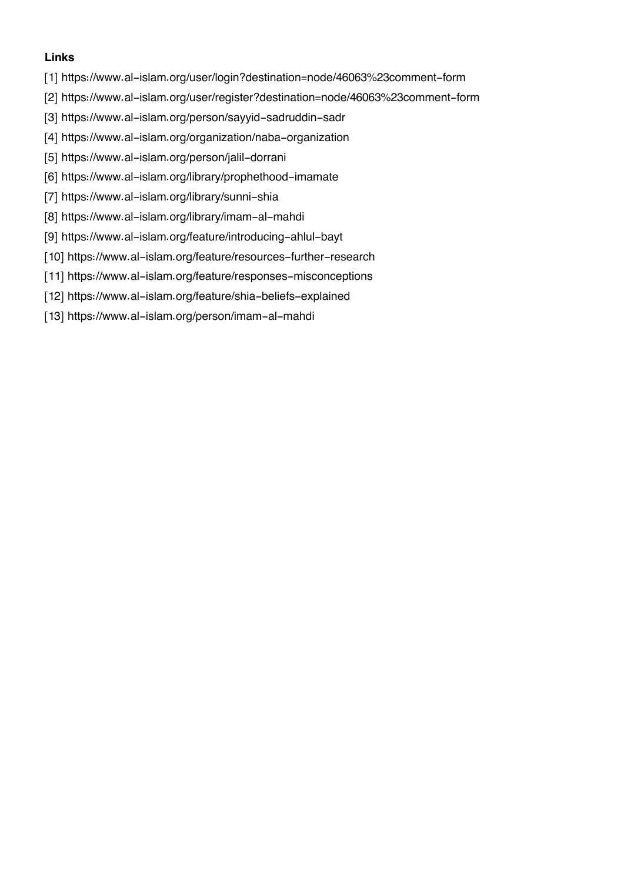**Links**

[1] https://www.al-islam.org/user/login?destination=node/46063%23comment-form

[2] https://www.al-islam.org/user/register?destination=node/46063%23comment-form

[3] https://www.al-islam.org/person/sayyid-sadruddin-sadr

[4] https://www.al-islam.org/organization/naba-organization

[5] https://www.al-islam.org/person/jalil-dorrani

[6] https://www.al-islam.org/library/prophethood-imamate

[7] https://www.al-islam.org/library/sunni-shia

[8] https://www.al-islam.org/library/imam-al-mahdi

[9] https://www.al-islam.org/feature/introducing-ahlul-bayt

[10] https://www.al-islam.org/feature/resources-further-research

[11] https://www.al-islam.org/feature/responses-misconceptions

[12] https://www.al-islam.org/feature/shia-beliefs-explained

[13] https://www.al-islam.org/person/imam-al-mahdi